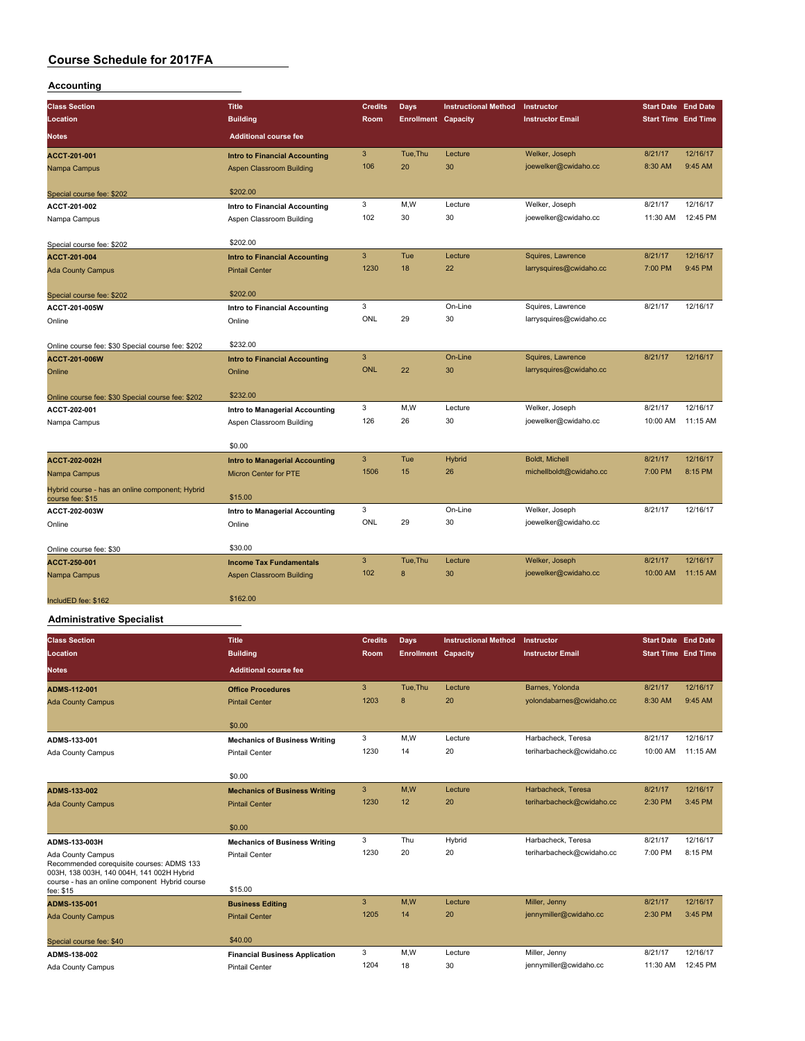# Course Schedule for 2017FA

## Accounting

| Class Section / Location / Notes | Title / Building / Additional course fee | Credits / Room | Days / Enrollment | Instructional Method / Capacity | Instructor / Instructor Email | Start Date / Start Time | End Date / End Time |
|---|---|---|---|---|---|---|---|
| ACCT-201-001 | Intro to Financial Accounting | 3 | Tue,Thu | Lecture | Welker, Joseph | 8/21/17 | 12/16/17 |
| Nampa Campus | Aspen Classroom Building | 106 | 20 | 30 | joewelker@cwidaho.cc | 8:30 AM | 9:45 AM |
| Special course fee: $202 | $202.00 | | | | | | |
| ACCT-201-002 | Intro to Financial Accounting | 3 | M,W | Lecture | Welker, Joseph | 8/21/17 | 12/16/17 |
| Nampa Campus | Aspen Classroom Building | 102 | 30 | 30 | joewelker@cwidaho.cc | 11:30 AM | 12:45 PM |
| Special course fee: $202 | $202.00 | | | | | | |
| ACCT-201-004 | Intro to Financial Accounting | 3 | Tue | Lecture | Squires, Lawrence | 8/21/17 | 12/16/17 |
| Ada County Campus | Pintail Center | 1230 | 18 | 22 | larrysquires@cwidaho.cc | 7:00 PM | 9:45 PM |
| Special course fee: $202 | $202.00 | | | | | | |
| ACCT-201-005W | Intro to Financial Accounting | 3 | | On-Line | Squires, Lawrence | 8/21/17 | 12/16/17 |
| Online | Online | ONL | 29 | 30 | larrysquires@cwidaho.cc | | |
| Online course fee: $30 Special course fee: $202 | $232.00 | | | | | | |
| ACCT-201-006W | Intro to Financial Accounting | 3 | | On-Line | Squires, Lawrence | 8/21/17 | 12/16/17 |
| Online | Online | ONL | 22 | 30 | larrysquires@cwidaho.cc | | |
| Online course fee: $30 Special course fee: $202 | $232.00 | | | | | | |
| ACCT-202-001 | Intro to Managerial Accounting | 3 | M,W | Lecture | Welker, Joseph | 8/21/17 | 12/16/17 |
| Nampa Campus | Aspen Classroom Building | 126 | 26 | 30 | joewelker@cwidaho.cc | 10:00 AM | 11:15 AM |
| | $0.00 | | | | | | |
| ACCT-202-002H | Intro to Managerial Accounting | 3 | Tue | Hybrid | Boldt, Michell | 8/21/17 | 12/16/17 |
| Nampa Campus | Micron Center for PTE | 1506 | 15 | 26 | michellboldt@cwidaho.cc | 7:00 PM | 8:15 PM |
| Hybrid course - has an online component; Hybrid course fee: $15 | $15.00 | | | | | | |
| ACCT-202-003W | Intro to Managerial Accounting | 3 | | On-Line | Welker, Joseph | 8/21/17 | 12/16/17 |
| Online | Online | ONL | 29 | 30 | joewelker@cwidaho.cc | | |
| Online course fee: $30 | $30.00 | | | | | | |
| ACCT-250-001 | Income Tax Fundamentals | 3 | Tue,Thu | Lecture | Welker, Joseph | 8/21/17 | 12/16/17 |
| Nampa Campus | Aspen Classroom Building | 102 | 8 | 30 | joewelker@cwidaho.cc | 10:00 AM | 11:15 AM |
| IncludED fee: $162 | $162.00 | | | | | | |

## Administrative Specialist

| Class Section / Location / Notes | Title / Building / Additional course fee | Credits / Room | Days / Enrollment | Instructional Method / Capacity | Instructor / Instructor Email | Start Date / Start Time | End Date / End Time |
|---|---|---|---|---|---|---|---|
| ADMS-112-001 | Office Procedures | 3 | Tue,Thu | Lecture | Barnes, Yolonda | 8/21/17 | 12/16/17 |
| Ada County Campus | Pintail Center | 1203 | 8 | 20 | yolondabarnes@cwidaho.cc | 8:30 AM | 9:45 AM |
| | $0.00 | | | | | | |
| ADMS-133-001 | Mechanics of Business Writing | 3 | M,W | Lecture | Harbacheck, Teresa | 8/21/17 | 12/16/17 |
| Ada County Campus | Pintail Center | 1230 | 14 | 20 | teriharbacheck@cwidaho.cc | 10:00 AM | 11:15 AM |
| | $0.00 | | | | | | |
| ADMS-133-002 | Mechanics of Business Writing | 3 | M,W | Lecture | Harbacheck, Teresa | 8/21/17 | 12/16/17 |
| Ada County Campus | Pintail Center | 1230 | 12 | 20 | teriharbacheck@cwidaho.cc | 2:30 PM | 3:45 PM |
| | $0.00 | | | | | | |
| ADMS-133-003H | Mechanics of Business Writing | 3 | Thu | Hybrid | Harbacheck, Teresa | 8/21/17 | 12/16/17 |
| Ada County Campus | Pintail Center | 1230 | 20 | 20 | teriharbacheck@cwidaho.cc | 7:00 PM | 8:15 PM |
| Recommended corequisite courses: ADMS 133 003H, 138 003H, 140 004H, 141 002H Hybrid course - has an online component Hybrid course fee: $15 | $15.00 | | | | | | |
| ADMS-135-001 | Business Editing | 3 | M,W | Lecture | Miller, Jenny | 8/21/17 | 12/16/17 |
| Ada County Campus | Pintail Center | 1205 | 14 | 20 | jennymiller@cwidaho.cc | 2:30 PM | 3:45 PM |
| Special course fee: $40 | $40.00 | | | | | | |
| ADMS-138-002 | Financial Business Application | 3 | M,W | Lecture | Miller, Jenny | 8/21/17 | 12/16/17 |
| Ada County Campus | Pintail Center | 1204 | 18 | 30 | jennymiller@cwidaho.cc | 11:30 AM | 12:45 PM |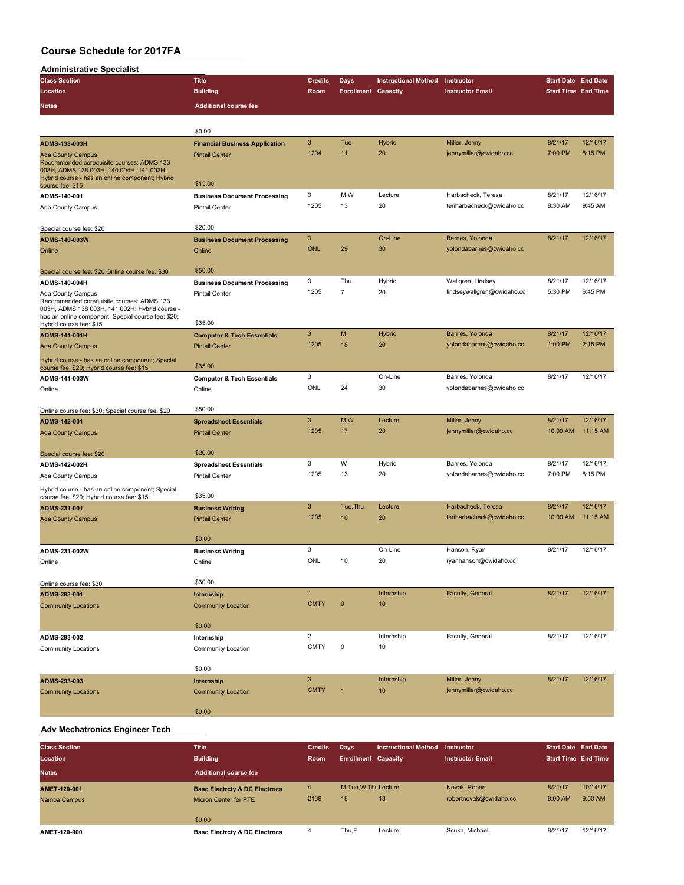# Course Schedule for 2017FA

## Administrative Specialist

| Class Section / Location / Notes | Title / Building / Additional course fee | Credits / Room | Days / Enrollment | Instructional Method / Capacity | Instructor / Instructor Email | Start Date / Start Time | End Date / End Time |
|---|---|---|---|---|---|---|---|
| | $0.00 | | | | | | |
| **ADMS-138-003H**<br>Ada County Campus<br>Recommended corequisite courses: ADMS 133 003H, ADMS 138 003H, 140 004H, 141 002H; Hybrid course - has an online component; Hybrid course fee: $15 | **Financial Business Application**<br>Pintail Center<br>$15.00 | 3<br>1204 | Tue<br>11 | Hybrid<br>20 | Miller, Jenny<br>jennymiller@cwidaho.cc | 8/21/17<br>7:00 PM | 12/16/17<br>8:15 PM |
| **ADMS-140-001**<br>Ada County Campus<br>Special course fee: $20 | **Business Document Processing**<br>Pintail Center<br>$20.00 | 3<br>1205 | M,W<br>13 | Lecture<br>20 | Harbacheck, Teresa<br>teriharbacheck@cwidaho.cc | 8/21/17<br>8:30 AM | 12/16/17<br>9:45 AM |
| **ADMS-140-003W**<br>Online<br>Special course fee: $20 Online course fee: $30 | **Business Document Processing**<br>Online<br>$50.00 | 3<br>ONL | <br>29 | On-Line<br>30 | Barnes, Yolonda<br>yolondabarnes@cwidaho.cc | 8/21/17 | 12/16/17 |
| **ADMS-140-004H**<br>Ada County Campus<br>Recommended corequisite courses: ADMS 133 003H, ADMS 138 003H, 141 002H; Hybrid course - has an online component; Special course fee: $20; Hybrid course fee: $15 | **Business Document Processing**<br>Pintail Center<br>$35.00 | 3<br>1205 | Thu<br>7 | Hybrid<br>20 | Wallgren, Lindsey<br>lindseywallgren@cwidaho.cc | 8/21/17<br>5:30 PM | 12/16/17<br>6:45 PM |
| **ADMS-141-001H**<br>Ada County Campus<br>Hybrid course - has an online component; Special course fee: $20; Hybrid course fee: $15 | **Computer & Tech Essentials**<br>Pintail Center<br>$35.00 | 3<br>1205 | M<br>18 | Hybrid<br>20 | Barnes, Yolonda<br>yolondabarnes@cwidaho.cc | 8/21/17<br>1:00 PM | 12/16/17<br>2:15 PM |
| **ADMS-141-003W**<br>Online<br>Online course fee: $30; Special course fee: $20 | **Computer & Tech Essentials**<br>Online<br>$50.00 | 3<br>ONL | <br>24 | On-Line<br>30 | Barnes, Yolonda<br>yolondabarnes@cwidaho.cc | 8/21/17 | 12/16/17 |
| **ADMS-142-001**<br>Ada County Campus<br>Special course fee: $20 | **Spreadsheet Essentials**<br>Pintail Center<br>$20.00 | 3<br>1205 | M,W<br>17 | Lecture<br>20 | Miller, Jenny<br>jennymiller@cwidaho.cc | 8/21/17<br>10:00 AM | 12/16/17<br>11:15 AM |
| **ADMS-142-002H**<br>Ada County Campus<br>Hybrid course - has an online component; Special course fee: $20; Hybrid course fee: $15 | **Spreadsheet Essentials**<br>Pintail Center<br>$35.00 | 3<br>1205 | W<br>13 | Hybrid<br>20 | Barnes, Yolonda<br>yolondabarnes@cwidaho.cc | 8/21/17<br>7:00 PM | 12/16/17<br>8:15 PM |
| **ADMS-231-001**<br>Ada County Campus | **Business Writing**<br>Pintail Center<br>$0.00 | 3<br>1205 | Tue,Thu<br>10 | Lecture<br>20 | Harbacheck, Teresa<br>teriharbacheck@cwidaho.cc | 8/21/17<br>10:00 AM | 12/16/17<br>11:15 AM |
| **ADMS-231-002W**<br>Online<br>Online course fee: $30 | **Business Writing**<br>Online<br>$30.00 | 3<br>ONL | <br>10 | On-Line<br>20 | Hanson, Ryan<br>ryanhanson@cwidaho.cc | 8/21/17 | 12/16/17 |
| **ADMS-293-001**<br>Community Locations | **Internship**<br>Community Location<br>$0.00 | 1<br>CMTY | <br>0 | Internship<br>10 | Faculty, General | 8/21/17 | 12/16/17 |
| **ADMS-293-002**<br>Community Locations | **Internship**<br>Community Location<br>$0.00 | 2<br>CMTY | <br>0 | Internship<br>10 | Faculty, General | 8/21/17 | 12/16/17 |
| **ADMS-293-003**<br>Community Locations | **Internship**<br>Community Location<br>$0.00 | 3<br>CMTY | <br>1 | Internship<br>10 | Miller, Jenny<br>jennymiller@cwidaho.cc | 8/21/17 | 12/16/17 |

## Adv Mechatronics Engineer Tech

| Class Section / Location / Notes | Title / Building / Additional course fee | Credits / Room | Days / Enrollment | Instructional Method / Capacity | Instructor / Instructor Email | Start Date / Start Time | End Date / End Time |
|---|---|---|---|---|---|---|---|
| **AMET-120-001**<br>Nampa Campus | **Basc Electrcty & DC Electrncs**<br>Micron Center for PTE<br>$0.00 | 4<br>2138 | M,Tue,W,Thu<br>18 | Lecture<br>18 | Novak, Robert<br>robertnovak@cwidaho.cc | 8/21/17<br>8:00 AM | 10/14/17<br>9:50 AM |
| **AMET-120-900** | **Basc Electrcty & DC Electrncs** | 4 | Thu,F | Lecture | Scuka, Michael | 8/21/17 | 12/16/17 |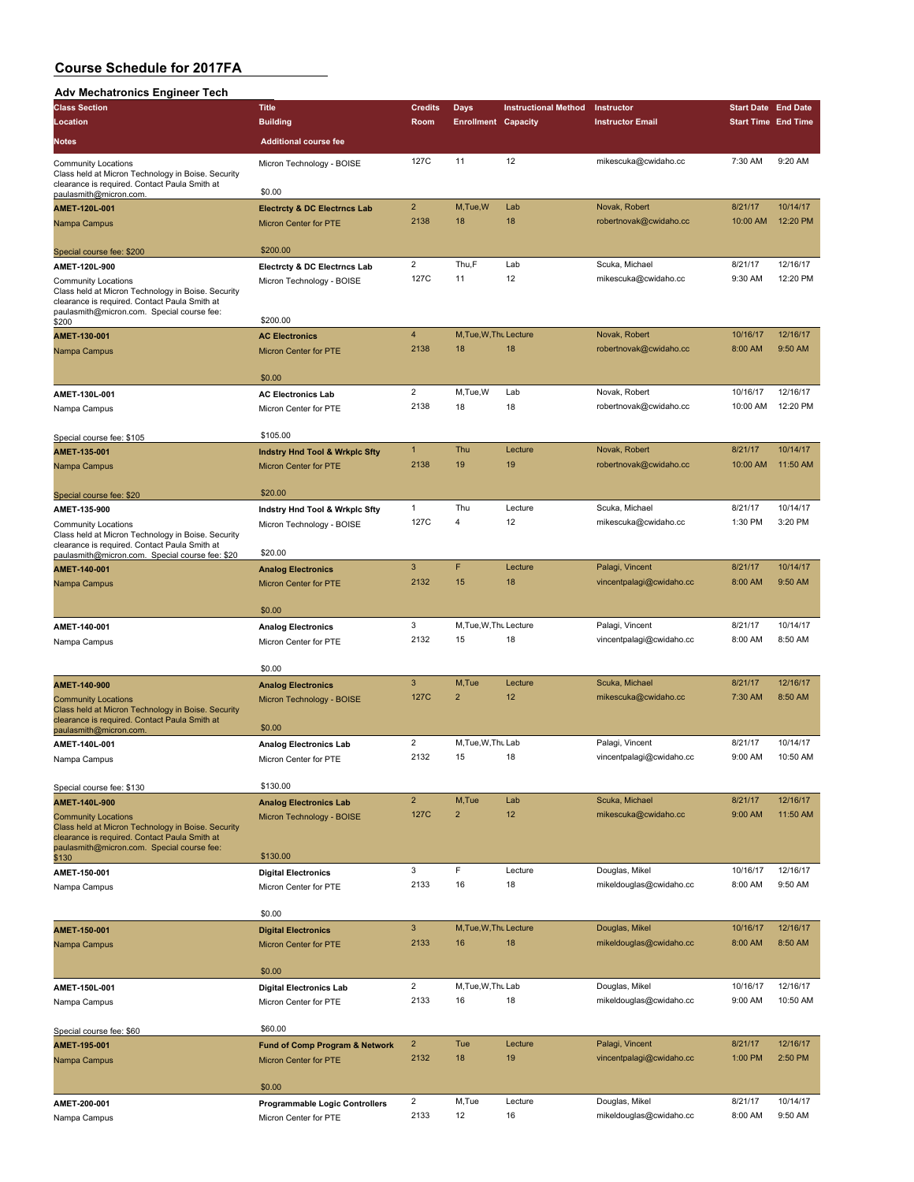# Course Schedule for 2017FA

## Adv Mechatronics Engineer Tech

| Class Section / Location / Notes | Title / Building / Additional course fee | Credits / Room | Days / Enrollment | Instructional Method / Capacity | Instructor / Instructor Email | Start Date / Start Time | End Date / End Time |
|---|---|---|---|---|---|---|---|
| Community Locations<br>Class held at Micron Technology in Boise. Security clearance is required. Contact Paula Smith at paulasmith@micron.com. | Micron Technology - BOISE<br>$0.00 | 127C | 11 | 12 | mikescuka@cwidaho.cc | 7:30 AM | 9:20 AM |
| **AMET-120L-001**<br>Nampa Campus<br>Special course fee: $200 | **Electrcty & DC Electrncs Lab**<br>Micron Center for PTE<br>$200.00 | 2<br>2138 | M,Tue,W<br>18 | Lab<br>18 | Novak, Robert<br>robertnovak@cwidaho.cc | 8/21/17<br>10:00 AM | 10/14/17<br>12:20 PM |
| **AMET-120L-900**<br>Community Locations<br>Class held at Micron Technology in Boise. Security clearance is required. Contact Paula Smith at paulasmith@micron.com. Special course fee: $200 | **Electrcty & DC Electrncs Lab**<br>Micron Technology - BOISE<br>$200.00 | 2<br>127C | Thu,F<br>11 | Lab<br>12 | Scuka, Michael<br>mikescuka@cwidaho.cc | 8/21/17<br>9:30 AM | 12/16/17<br>12:20 PM |
| **AMET-130-001**<br>Nampa Campus | **AC Electronics**<br>Micron Center for PTE<br>$0.00 | 4<br>2138 | M,Tue,W,Thu<br>18 | Lecture<br>18 | Novak, Robert<br>robertnovak@cwidaho.cc | 10/16/17<br>8:00 AM | 12/16/17<br>9:50 AM |
| **AMET-130L-001**<br>Nampa Campus<br>Special course fee: $105 | **AC Electronics Lab**<br>Micron Center for PTE<br>$105.00 | 2<br>2138 | M,Tue,W<br>18 | Lab<br>18 | Novak, Robert<br>robertnovak@cwidaho.cc | 10/16/17<br>10:00 AM | 12/16/17<br>12:20 PM |
| **AMET-135-001**<br>Nampa Campus<br>Special course fee: $20 | **Indstry Hnd Tool & Wrkplc Sfty**<br>Micron Center for PTE<br>$20.00 | 1<br>2138 | Thu<br>19 | Lecture<br>19 | Novak, Robert<br>robertnovak@cwidaho.cc | 8/21/17<br>10:00 AM | 10/14/17<br>11:50 AM |
| **AMET-135-900**<br>Community Locations<br>Class held at Micron Technology in Boise. Security clearance is required. Contact Paula Smith at paulasmith@micron.com. Special course fee: $20 | **Indstry Hnd Tool & Wrkplc Sfty**<br>Micron Technology - BOISE<br>$20.00 | 1<br>127C | Thu<br>4 | Lecture<br>12 | Scuka, Michael<br>mikescuka@cwidaho.cc | 8/21/17<br>1:30 PM | 10/14/17<br>3:20 PM |
| **AMET-140-001**<br>Nampa Campus | **Analog Electronics**<br>Micron Center for PTE<br>$0.00 | 3<br>2132 | F<br>15 | Lecture<br>18 | Palagi, Vincent<br>vincentpalagi@cwidaho.cc | 8/21/17<br>8:00 AM | 10/14/17<br>9:50 AM |
| **AMET-140-001**<br>Nampa Campus | **Analog Electronics**<br>Micron Center for PTE<br>$0.00 | 3<br>2132 | M,Tue,W,Thu<br>15 | Lecture<br>18 | Palagi, Vincent<br>vincentpalagi@cwidaho.cc | 8/21/17<br>8:00 AM | 10/14/17<br>8:50 AM |
| **AMET-140-900**<br>Community Locations<br>Class held at Micron Technology in Boise. Security clearance is required. Contact Paula Smith at paulasmith@micron.com. | **Analog Electronics**<br>Micron Technology - BOISE<br>$0.00 | 3<br>127C | M,Tue<br>2 | Lecture<br>12 | Scuka, Michael<br>mikescuka@cwidaho.cc | 8/21/17<br>7:30 AM | 12/16/17<br>8:50 AM |
| **AMET-140L-001**<br>Nampa Campus<br>Special course fee: $130 | **Analog Electronics Lab**<br>Micron Center for PTE<br>$130.00 | 2<br>2132 | M,Tue,W,Thu<br>15 | Lab<br>18 | Palagi, Vincent<br>vincentpalagi@cwidaho.cc | 8/21/17<br>9:00 AM | 10/14/17<br>10:50 AM |
| **AMET-140L-900**<br>Community Locations<br>Class held at Micron Technology in Boise. Security clearance is required. Contact Paula Smith at paulasmith@micron.com. Special course fee: $130 | **Analog Electronics Lab**<br>Micron Technology - BOISE<br>$130.00 | 2<br>127C | M,Tue<br>2 | Lab<br>12 | Scuka, Michael<br>mikescuka@cwidaho.cc | 8/21/17<br>9:00 AM | 12/16/17<br>11:50 AM |
| **AMET-150-001**<br>Nampa Campus | **Digital Electronics**<br>Micron Center for PTE<br>$0.00 | 3<br>2133 | F<br>16 | Lecture<br>18 | Douglas, Mikel<br>mikeldouglas@cwidaho.cc | 10/16/17<br>8:00 AM | 12/16/17<br>9:50 AM |
| **AMET-150-001**<br>Nampa Campus | **Digital Electronics**<br>Micron Center for PTE<br>$0.00 | 3<br>2133 | M,Tue,W,Thu<br>16 | Lecture<br>18 | Douglas, Mikel<br>mikeldouglas@cwidaho.cc | 10/16/17<br>8:00 AM | 12/16/17<br>8:50 AM |
| **AMET-150L-001**<br>Nampa Campus<br>Special course fee: $60 | **Digital Electronics Lab**<br>Micron Center for PTE<br>$60.00 | 2<br>2133 | M,Tue,W,Thu<br>16 | Lab<br>18 | Douglas, Mikel<br>mikeldouglas@cwidaho.cc | 10/16/17<br>9:00 AM | 12/16/17<br>10:50 AM |
| **AMET-195-001**<br>Nampa Campus | **Fund of Comp Program & Network**<br>Micron Center for PTE<br>$0.00 | 2<br>2132 | Tue<br>18 | Lecture<br>19 | Palagi, Vincent<br>vincentpalagi@cwidaho.cc | 8/21/17<br>1:00 PM | 12/16/17<br>2:50 PM |
| **AMET-200-001**<br>Nampa Campus | **Programmable Logic Controllers**<br>Micron Center for PTE | 2<br>2133 | M,Tue<br>12 | Lecture<br>16 | Douglas, Mikel<br>mikeldouglas@cwidaho.cc | 8/21/17<br>8:00 AM | 10/14/17<br>9:50 AM |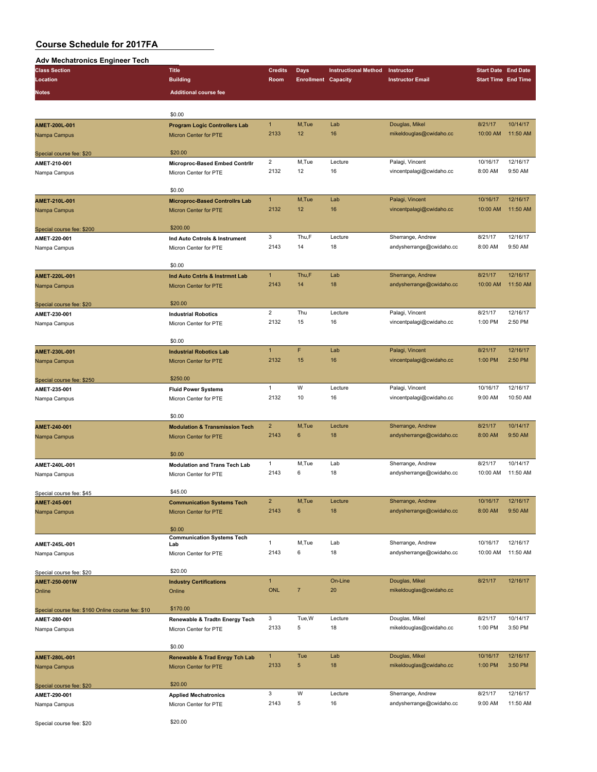# Course Schedule for 2017FA

## Adv Mechatronics Engineer Tech

| Class Section / Location / Notes | Title / Building / Additional course fee | Credits / Room | Days / Enrollment | Instructional Method / Capacity | Instructor / Instructor Email | Start Date / Start Time | End Date / End Time |
|---|---|---|---|---|---|---|---|
| | $0.00 | | | | | | |
| **AMET-200L-001** | **Program Logic Controllers Lab** | 1 | M,Tue | Lab | Douglas, Mikel | 8/21/17 | 10/14/17 |
| Nampa Campus | Micron Center for PTE | 2133 | 12 | 16 | mikeldouglas@cwidaho.cc | 10:00 AM | 11:50 AM |
| Special course fee: $20 | $20.00 | | | | | | |
| **AMET-210-001** | **Microproc-Based Embed Contrllr** | 2 | M,Tue | Lecture | Palagi, Vincent | 10/16/17 | 12/16/17 |
| Nampa Campus | Micron Center for PTE | 2132 | 12 | 16 | vincentpalagi@cwidaho.cc | 8:00 AM | 9:50 AM |
| | $0.00 | | | | | | |
| **AMET-210L-001** | **Microproc-Based Controllrs Lab** | 1 | M,Tue | Lab | Palagi, Vincent | 10/16/17 | 12/16/17 |
| Nampa Campus | Micron Center for PTE | 2132 | 12 | 16 | vincentpalagi@cwidaho.cc | 10:00 AM | 11:50 AM |
| Special course fee: $200 | $200.00 | | | | | | |
| **AMET-220-001** | **Ind Auto Cntrols & Instrument** | 3 | Thu,F | Lecture | Sherrange, Andrew | 8/21/17 | 12/16/17 |
| Nampa Campus | Micron Center for PTE | 2143 | 14 | 18 | andysherrange@cwidaho.cc | 8:00 AM | 9:50 AM |
| | $0.00 | | | | | | |
| **AMET-220L-001** | **Ind Auto Cntrls & Instrmnt Lab** | 1 | Thu,F | Lab | Sherrange, Andrew | 8/21/17 | 12/16/17 |
| Nampa Campus | Micron Center for PTE | 2143 | 14 | 18 | andysherrange@cwidaho.cc | 10:00 AM | 11:50 AM |
| Special course fee: $20 | $20.00 | | | | | | |
| **AMET-230-001** | **Industrial Robotics** | 2 | Thu | Lecture | Palagi, Vincent | 8/21/17 | 12/16/17 |
| Nampa Campus | Micron Center for PTE | 2132 | 15 | 16 | vincentpalagi@cwidaho.cc | 1:00 PM | 2:50 PM |
| | $0.00 | | | | | | |
| **AMET-230L-001** | **Industrial Robotics Lab** | 1 | F | Lab | Palagi, Vincent | 8/21/17 | 12/16/17 |
| Nampa Campus | Micron Center for PTE | 2132 | 15 | 16 | vincentpalagi@cwidaho.cc | 1:00 PM | 2:50 PM |
| Special course fee: $250 | $250.00 | | | | | | |
| **AMET-235-001** | **Fluid Power Systems** | 1 | W | Lecture | Palagi, Vincent | 10/16/17 | 12/16/17 |
| Nampa Campus | Micron Center for PTE | 2132 | 10 | 16 | vincentpalagi@cwidaho.cc | 9:00 AM | 10:50 AM |
| | $0.00 | | | | | | |
| **AMET-240-001** | **Modulation & Transmission Tech** | 2 | M,Tue | Lecture | Sherrange, Andrew | 8/21/17 | 10/14/17 |
| Nampa Campus | Micron Center for PTE | 2143 | 6 | 18 | andysherrange@cwidaho.cc | 8:00 AM | 9:50 AM |
| | $0.00 | | | | | | |
| **AMET-240L-001** | **Modulation and Trans Tech Lab** | 1 | M,Tue | Lab | Sherrange, Andrew | 8/21/17 | 10/14/17 |
| Nampa Campus | Micron Center for PTE | 2143 | 6 | 18 | andysherrange@cwidaho.cc | 10:00 AM | 11:50 AM |
| Special course fee: $45 | $45.00 | | | | | | |
| **AMET-245-001** | **Communication Systems Tech** | 2 | M,Tue | Lecture | Sherrange, Andrew | 10/16/17 | 12/16/17 |
| Nampa Campus | Micron Center for PTE | 2143 | 6 | 18 | andysherrange@cwidaho.cc | 8:00 AM | 9:50 AM |
| | $0.00 | | | | | | |
| **AMET-245L-001** | **Communication Systems Tech Lab** | 1 | M,Tue | Lab | Sherrange, Andrew | 10/16/17 | 12/16/17 |
| Nampa Campus | Micron Center for PTE | 2143 | 6 | 18 | andysherrange@cwidaho.cc | 10:00 AM | 11:50 AM |
| Special course fee: $20 | $20.00 | | | | | | |
| **AMET-250-001W** | **Industry Certifications** | 1 | | On-Line | Douglas, Mikel | 8/21/17 | 12/16/17 |
| Online | Online | ONL | 7 | 20 | mikeldouglas@cwidaho.cc | | |
| Special course fee: $160 Online course fee: $10 | $170.00 | | | | | | |
| **AMET-280-001** | **Renewable & Tradtn Energy Tech** | 3 | Tue,W | Lecture | Douglas, Mikel | 8/21/17 | 10/14/17 |
| Nampa Campus | Micron Center for PTE | 2133 | 5 | 18 | mikeldouglas@cwidaho.cc | 1:00 PM | 3:50 PM |
| | $0.00 | | | | | | |
| **AMET-280L-001** | **Renewable & Trad Engy Tch Lab** | 1 | Tue | Lab | Douglas, Mikel | 10/16/17 | 12/16/17 |
| Nampa Campus | Micron Center for PTE | 2133 | 5 | 18 | mikeldouglas@cwidaho.cc | 1:00 PM | 3:50 PM |
| Special course fee: $20 | $20.00 | | | | | | |
| **AMET-290-001** | **Applied Mechatronics** | 3 | W | Lecture | Sherrange, Andrew | 8/21/17 | 12/16/17 |
| Nampa Campus | Micron Center for PTE | 2143 | 5 | 16 | andysherrange@cwidaho.cc | 9:00 AM | 11:50 AM |
| Special course fee: $20 | $20.00 | | | | | | |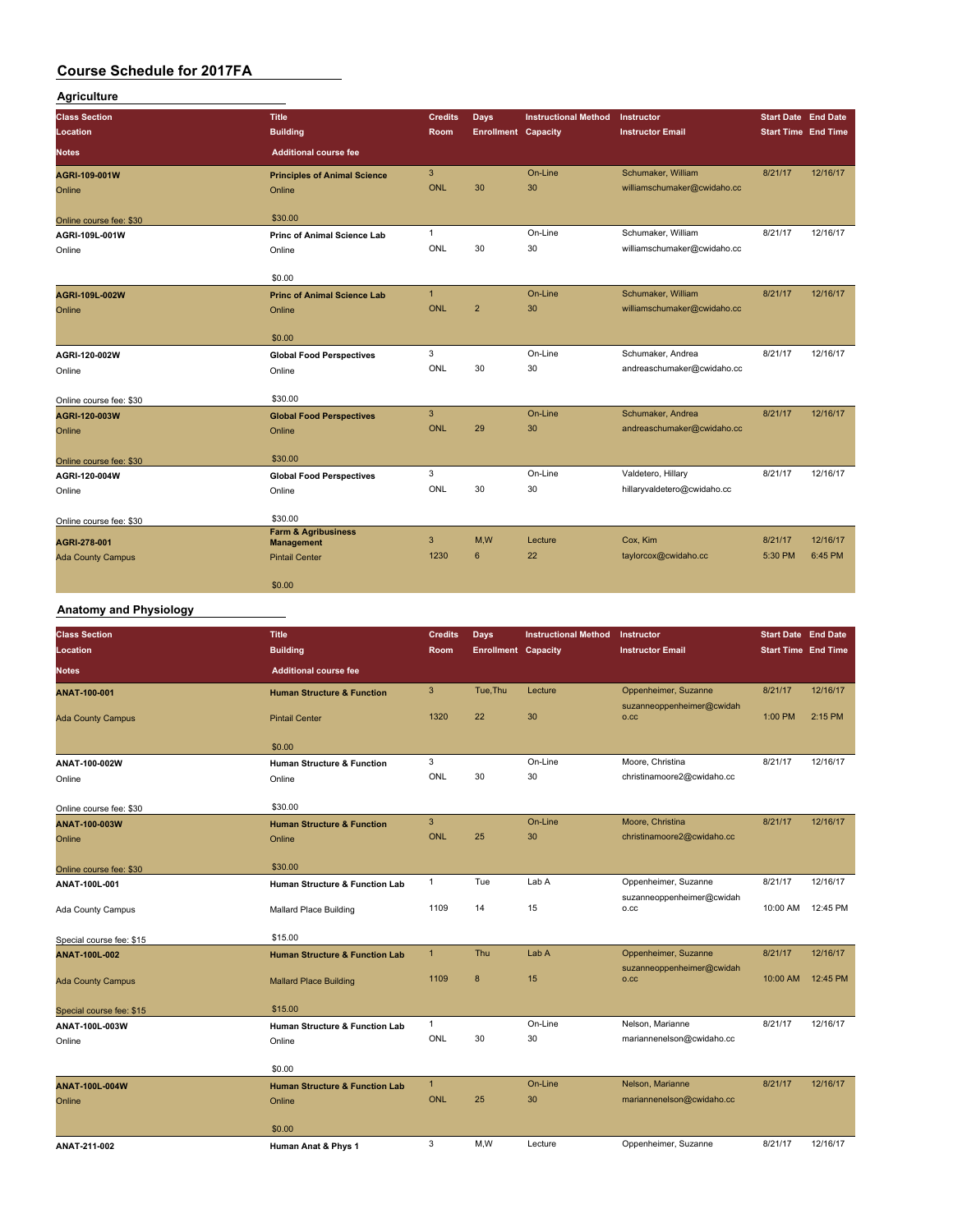# Course Schedule for 2017FA

## Agriculture

| Class Section / Location / Notes | Title / Building / Additional course fee | Credits / Room | Days / Enrollment | Instructional Method / Capacity | Instructor / Instructor Email | Start Date / Start Time | End Date / End Time |
|---|---|---|---|---|---|---|---|
| AGRI-109-001W<br>Online<br>Online course fee: $30 | Principles of Animal Science<br>Online<br>$30.00 | 3<br>ONL | <br>30 | On-Line<br>30 | Schumaker, William<br>williamschumaker@cwidaho.cc | 8/21/17 | 12/16/17 |
| AGRI-109L-001W<br>Online | Princ of Animal Science Lab<br>Online<br>$0.00 | 1<br>ONL | <br>30 | On-Line<br>30 | Schumaker, William<br>williamschumaker@cwidaho.cc | 8/21/17 | 12/16/17 |
| AGRI-109L-002W<br>Online | Princ of Animal Science Lab<br>Online<br>$0.00 | 1<br>ONL | <br>2 | On-Line<br>30 | Schumaker, William<br>williamschumaker@cwidaho.cc | 8/21/17 | 12/16/17 |
| AGRI-120-002W<br>Online<br>Online course fee: $30 | Global Food Perspectives<br>Online<br>$30.00 | 3<br>ONL | <br>30 | On-Line<br>30 | Schumaker, Andrea<br>andreaschumaker@cwidaho.cc | 8/21/17 | 12/16/17 |
| AGRI-120-003W<br>Online<br>Online course fee: $30 | Global Food Perspectives<br>Online<br>$30.00 | 3<br>ONL | <br>29 | On-Line<br>30 | Schumaker, Andrea<br>andreaschumaker@cwidaho.cc | 8/21/17 | 12/16/17 |
| AGRI-120-004W<br>Online<br>Online course fee: $30 | Global Food Perspectives<br>Online<br>$30.00 | 3<br>ONL | <br>30 | On-Line<br>30 | Valdetero, Hillary<br>hillaryvaldetero@cwidaho.cc | 8/21/17 | 12/16/17 |
| AGRI-278-001<br>Ada County Campus | Farm & Agribusiness Management<br>Pintail Center<br>$0.00 | 3<br>1230 | M,W<br>6 | Lecture<br>22 | Cox, Kim<br>taylorcox@cwidaho.cc | 8/21/17<br>5:30 PM | 12/16/17<br>6:45 PM |

## Anatomy and Physiology

| Class Section / Location / Notes | Title / Building / Additional course fee | Credits / Room | Days / Enrollment | Instructional Method / Capacity | Instructor / Instructor Email | Start Date / Start Time | End Date / End Time |
|---|---|---|---|---|---|---|---|
| ANAT-100-001<br>Ada County Campus | Human Structure & Function<br>Pintail Center<br>$0.00 | 3<br>1320 | Tue,Thu<br>22 | Lecture<br>30 | Oppenheimer, Suzanne<br>suzanneoppenheimer@cwidaho.cc | 8/21/17<br>1:00 PM | 12/16/17<br>2:15 PM |
| ANAT-100-002W<br>Online<br>Online course fee: $30 | Human Structure & Function<br>Online<br>$30.00 | 3<br>ONL | <br>30 | On-Line<br>30 | Moore, Christina<br>christinamoore2@cwidaho.cc | 8/21/17 | 12/16/17 |
| ANAT-100-003W<br>Online<br>Online course fee: $30 | Human Structure & Function<br>Online<br>$30.00 | 3<br>ONL | <br>25 | On-Line<br>30 | Moore, Christina<br>christinamoore2@cwidaho.cc | 8/21/17 | 12/16/17 |
| ANAT-100L-001<br>Ada County Campus<br>Special course fee: $15 | Human Structure & Function Lab<br>Mallard Place Building<br>$15.00 | 1<br>1109 | Tue<br>14 | Lab A<br>15 | Oppenheimer, Suzanne<br>suzanneoppenheimer@cwidaho.cc | 8/21/17<br>10:00 AM | 12/16/17<br>12:45 PM |
| ANAT-100L-002<br>Ada County Campus<br>Special course fee: $15 | Human Structure & Function Lab<br>Mallard Place Building<br>$15.00 | 1<br>1109 | Thu<br>8 | Lab A<br>15 | Oppenheimer, Suzanne<br>suzanneoppenheimer@cwidaho.cc | 8/21/17<br>10:00 AM | 12/16/17<br>12:45 PM |
| ANAT-100L-003W<br>Online | Human Structure & Function Lab<br>Online<br>$0.00 | 1<br>ONL | <br>30 | On-Line<br>30 | Nelson, Marianne<br>mariannenelson@cwidaho.cc | 8/21/17 | 12/16/17 |
| ANAT-100L-004W<br>Online | Human Structure & Function Lab<br>Online<br>$0.00 | 1<br>ONL | <br>25 | On-Line<br>30 | Nelson, Marianne<br>mariannenelson@cwidaho.cc | 8/21/17 | 12/16/17 |
| ANAT-211-002 | Human Anat & Phys 1 | 3 | M,W | Lecture | Oppenheimer, Suzanne | 8/21/17 | 12/16/17 |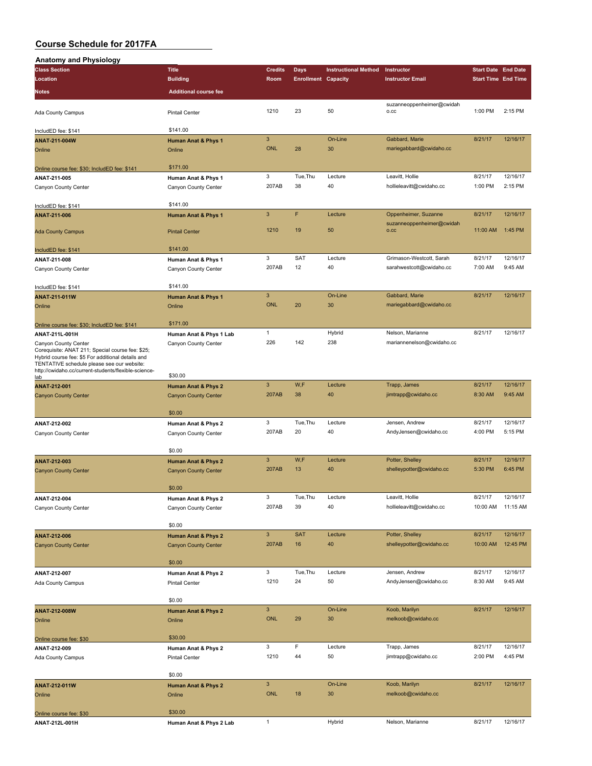# Course Schedule for 2017FA

## Anatomy and Physiology

| Class Section / Location / Notes | Title / Building / Additional course fee | Credits / Room | Days / Enrollment | Instructional Method / Capacity | Instructor / Instructor Email | Start Date / Start Time | End Date / End Time |
|---|---|---|---|---|---|---|---|
| Ada County Campus | Pintail Center | 1210 | 23 | 50 | suzanneoppenheimer@cwidaho.cc | 1:00 PM | 2:15 PM |
| IncludED fee: $141 | $141.00 | | | | | | |
| **ANAT-211-004W** | **Human Anat & Phys 1** | 3 | | On-Line | Gabbard, Marie | 8/21/17 | 12/16/17 |
| Online | Online | ONL | 28 | 30 | mariegabbard@cwidaho.cc | | |
| Online course fee: $30; IncludED fee: $141 | $171.00 | | | | | | |
| **ANAT-211-005** | **Human Anat & Phys 1** | 3 | Tue,Thu | Lecture | Leavitt, Hollie | 8/21/17 | 12/16/17 |
| Canyon County Center | Canyon County Center | 207AB | 38 | 40 | hollieleavitt@cwidaho.cc | 1:00 PM | 2:15 PM |
| IncludED fee: $141 | $141.00 | | | | | | |
| **ANAT-211-006** | **Human Anat & Phys 1** | 3 | F | Lecture | Oppenheimer, Suzanne | 8/21/17 | 12/16/17 |
| Ada County Campus | Pintail Center | 1210 | 19 | 50 | suzanneoppenheimer@cwidaho.cc | 11:00 AM | 1:45 PM |
| IncludED fee: $141 | $141.00 | | | | | | |
| **ANAT-211-008** | **Human Anat & Phys 1** | 3 | SAT | Lecture | Grimason-Westcott, Sarah | 8/21/17 | 12/16/17 |
| Canyon County Center | Canyon County Center | 207AB | 12 | 40 | sarahwestcott@cwidaho.cc | 7:00 AM | 9:45 AM |
| IncludED fee: $141 | $141.00 | | | | | | |
| **ANAT-211-011W** | **Human Anat & Phys 1** | 3 | | On-Line | Gabbard, Marie | 8/21/17 | 12/16/17 |
| Online | Online | ONL | 20 | 30 | mariegabbard@cwidaho.cc | | |
| Online course fee: $30; IncludED fee: $141 | $171.00 | | | | | | |
| **ANAT-211L-001H** | **Human Anat & Phys 1 Lab** | 1 | | Hybrid | Nelson, Marianne | 8/21/17 | 12/16/17 |
| Canyon County Center | Canyon County Center | 226 | 142 | 238 | mariannenelson@cwidaho.cc | | |
| Corequisite: ANAT 211; Special course fee: $25; Hybrid course fee: $5 For additional details and TENTATIVE schedule please see our website: http://cwidaho.cc/current-students/flexible-science-lab | $30.00 | | | | | | |
| **ANAT-212-001** | **Human Anat & Phys 2** | 3 | W,F | Lecture | Trapp, James | 8/21/17 | 12/16/17 |
| Canyon County Center | Canyon County Center | 207AB | 38 | 40 | jimtrapp@cwidaho.cc | 8:30 AM | 9:45 AM |
| | $0.00 | | | | | | |
| **ANAT-212-002** | **Human Anat & Phys 2** | 3 | Tue,Thu | Lecture | Jensen, Andrew | 8/21/17 | 12/16/17 |
| Canyon County Center | Canyon County Center | 207AB | 20 | 40 | AndyJensen@cwidaho.cc | 4:00 PM | 5:15 PM |
| | $0.00 | | | | | | |
| **ANAT-212-003** | **Human Anat & Phys 2** | 3 | W,F | Lecture | Potter, Shelley | 8/21/17 | 12/16/17 |
| Canyon County Center | Canyon County Center | 207AB | 13 | 40 | shelleypotter@cwidaho.cc | 5:30 PM | 6:45 PM |
| | $0.00 | | | | | | |
| **ANAT-212-004** | **Human Anat & Phys 2** | 3 | Tue,Thu | Lecture | Leavitt, Hollie | 8/21/17 | 12/16/17 |
| Canyon County Center | Canyon County Center | 207AB | 39 | 40 | hollieleavitt@cwidaho.cc | 10:00 AM | 11:15 AM |
| | $0.00 | | | | | | |
| **ANAT-212-006** | **Human Anat & Phys 2** | 3 | SAT | Lecture | Potter, Shelley | 8/21/17 | 12/16/17 |
| Canyon County Center | Canyon County Center | 207AB | 16 | 40 | shelleypotter@cwidaho.cc | 10:00 AM | 12:45 PM |
| | $0.00 | | | | | | |
| **ANAT-212-007** | **Human Anat & Phys 2** | 3 | Tue,Thu | Lecture | Jensen, Andrew | 8/21/17 | 12/16/17 |
| Ada County Campus | Pintail Center | 1210 | 24 | 50 | AndyJensen@cwidaho.cc | 8:30 AM | 9:45 AM |
| | $0.00 | | | | | | |
| **ANAT-212-008W** | **Human Anat & Phys 2** | 3 | | On-Line | Koob, Marilyn | 8/21/17 | 12/16/17 |
| Online | Online | ONL | 29 | 30 | melkoob@cwidaho.cc | | |
| Online course fee: $30 | $30.00 | | | | | | |
| **ANAT-212-009** | **Human Anat & Phys 2** | 3 | F | Lecture | Trapp, James | 8/21/17 | 12/16/17 |
| Ada County Campus | Pintail Center | 1210 | 44 | 50 | jimtrapp@cwidaho.cc | 2:00 PM | 4:45 PM |
| | $0.00 | | | | | | |
| **ANAT-212-011W** | **Human Anat & Phys 2** | 3 | | On-Line | Koob, Marilyn | 8/21/17 | 12/16/17 |
| Online | Online | ONL | 18 | 30 | melkoob@cwidaho.cc | | |
| Online course fee: $30 | $30.00 | | | | | | |
| **ANAT-212L-001H** | **Human Anat & Phys 2 Lab** | 1 | | Hybrid | Nelson, Marianne | 8/21/17 | 12/16/17 |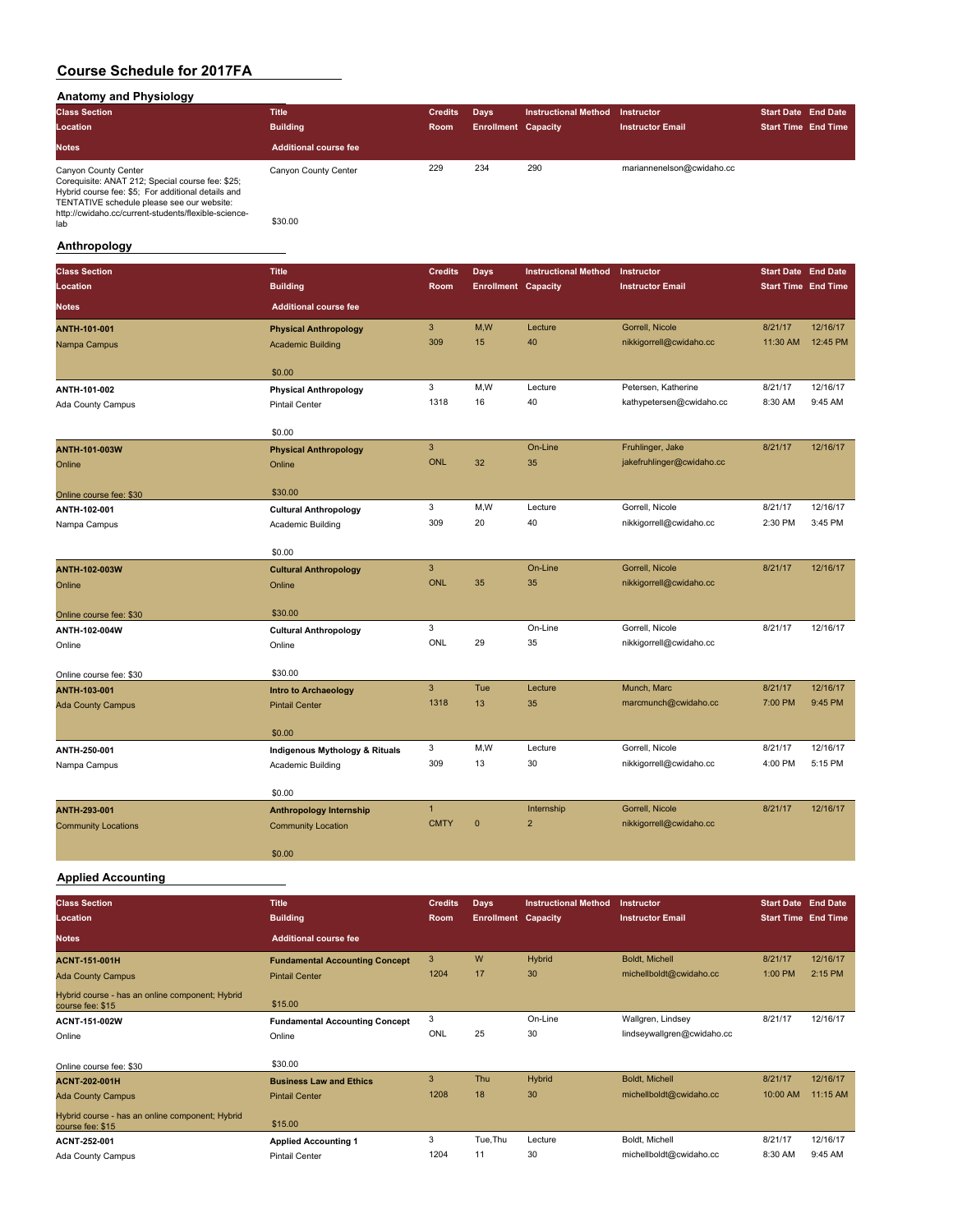# Course Schedule for 2017FA

## Anatomy and Physiology

| Class Section / Location / Notes | Title / Building / Additional course fee | Credits / Room | Days / Enrollment | Instructional Method / Capacity | Instructor / Instructor Email | Start Date / Start Time | End Date / End Time |
|---|---|---|---|---|---|---|---|
| Canyon County Center<br>Corequisite: ANAT 212; Special course fee: $25; Hybrid course fee: $5; For additional details and TENTATIVE schedule please see our website: http://cwidaho.cc/current-students/flexible-science-lab | Canyon County Center<br>$30.00 | 229 | 234 | 290 | mariannenelson@cwidaho.cc | | |

## Anthropology

| Class Section / Location / Notes | Title / Building / Additional course fee | Credits / Room | Days / Enrollment | Instructional Method / Capacity | Instructor / Instructor Email | Start Date / Start Time | End Date / End Time |
|---|---|---|---|---|---|---|---|
| **ANTH-101-001**<br>Nampa Campus | **Physical Anthropology**<br>Academic Building<br>$0.00 | 3<br>309 | M,W<br>15 | Lecture<br>40 | Gorrell, Nicole<br>nikkigorrell@cwidaho.cc | 8/21/17<br>11:30 AM | 12/16/17<br>12:45 PM |
| **ANTH-101-002**<br>Ada County Campus | **Physical Anthropology**<br>Pintail Center<br>$0.00 | 3<br>1318 | M,W<br>16 | Lecture<br>40 | Petersen, Katherine<br>kathypetersen@cwidaho.cc | 8/21/17<br>8:30 AM | 12/16/17<br>9:45 AM |
| **ANTH-101-003W**<br>Online<br>Online course fee: $30 | **Physical Anthropology**<br>Online<br>$30.00 | 3<br>ONL | <br>32 | On-Line<br>35 | Fruhlinger, Jake<br>jakefruhlinger@cwidaho.cc | 8/21/17 | 12/16/17 |
| **ANTH-102-001**<br>Nampa Campus | **Cultural Anthropology**<br>Academic Building<br>$0.00 | 3<br>309 | M,W<br>20 | Lecture<br>40 | Gorrell, Nicole<br>nikkigorrell@cwidaho.cc | 8/21/17<br>2:30 PM | 12/16/17<br>3:45 PM |
| **ANTH-102-003W**<br>Online<br>Online course fee: $30 | **Cultural Anthropology**<br>Online<br>$30.00 | 3<br>ONL | <br>35 | On-Line<br>35 | Gorrell, Nicole<br>nikkigorrell@cwidaho.cc | 8/21/17 | 12/16/17 |
| **ANTH-102-004W**<br>Online<br>Online course fee: $30 | **Cultural Anthropology**<br>Online<br>$30.00 | 3<br>ONL | <br>29 | On-Line<br>35 | Gorrell, Nicole<br>nikkigorrell@cwidaho.cc | 8/21/17 | 12/16/17 |
| **ANTH-103-001**<br>Ada County Campus | **Intro to Archaeology**<br>Pintail Center<br>$0.00 | 3<br>1318 | Tue<br>13 | Lecture<br>35 | Munch, Marc<br>marcmunch@cwidaho.cc | 8/21/17<br>7:00 PM | 12/16/17<br>9:45 PM |
| **ANTH-250-001**<br>Nampa Campus | **Indigenous Mythology & Rituals**<br>Academic Building<br>$0.00 | 3<br>309 | M,W<br>13 | Lecture<br>30 | Gorrell, Nicole<br>nikkigorrell@cwidaho.cc | 8/21/17<br>4:00 PM | 12/16/17<br>5:15 PM |
| **ANTH-293-001**<br>Community Locations | **Anthropology Internship**<br>Community Location<br>$0.00 | 1<br>CMTY | <br>0 | Internship<br>2 | Gorrell, Nicole<br>nikkigorrell@cwidaho.cc | 8/21/17 | 12/16/17 |

## Applied Accounting

| Class Section / Location / Notes | Title / Building / Additional course fee | Credits / Room | Days / Enrollment | Instructional Method / Capacity | Instructor / Instructor Email | Start Date / Start Time | End Date / End Time |
|---|---|---|---|---|---|---|---|
| **ACNT-151-001H**<br>Ada County Campus<br>Hybrid course - has an online component; Hybrid course fee: $15 | **Fundamental Accounting Concept**<br>Pintail Center<br>$15.00 | 3<br>1204 | W<br>17 | Hybrid<br>30 | Boldt, Michell<br>michellboldt@cwidaho.cc | 8/21/17<br>1:00 PM | 12/16/17<br>2:15 PM |
| **ACNT-151-002W**<br>Online<br>Online course fee: $30 | **Fundamental Accounting Concept**<br>Online<br>$30.00 | 3<br>ONL | <br>25 | On-Line<br>30 | Wallgren, Lindsey<br>lindseywallgren@cwidaho.cc | 8/21/17 | 12/16/17 |
| **ACNT-202-001H**<br>Ada County Campus<br>Hybrid course - has an online component; Hybrid course fee: $15 | **Business Law and Ethics**<br>Pintail Center<br>$15.00 | 3<br>1208 | Thu<br>18 | Hybrid<br>30 | Boldt, Michell<br>michellboldt@cwidaho.cc | 8/21/17<br>10:00 AM | 12/16/17<br>11:15 AM |
| **ACNT-252-001**<br>Ada County Campus | **Applied Accounting 1**<br>Pintail Center | 3<br>1204 | Tue,Thu<br>11 | Lecture<br>30 | Boldt, Michell<br>michellboldt@cwidaho.cc | 8/21/17<br>8:30 AM | 12/16/17<br>9:45 AM |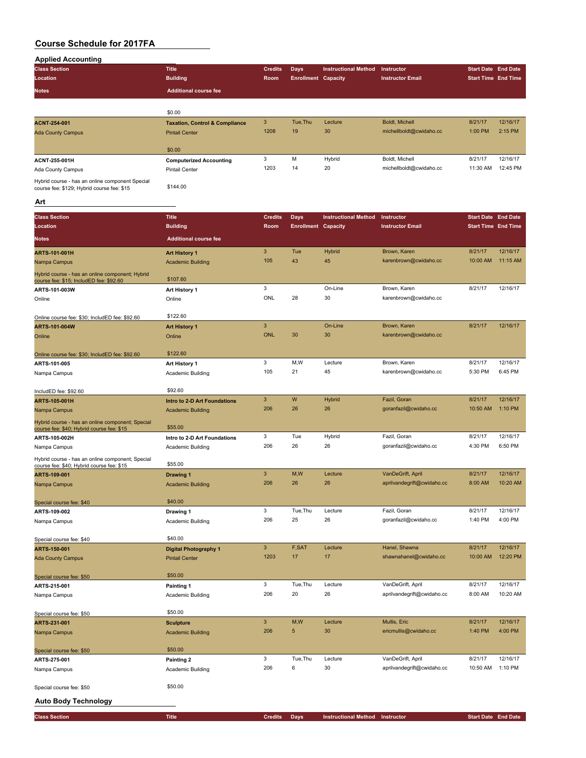# Course Schedule for 2017FA

## Applied Accounting

| Class Section / Location / Notes | Title / Building / Additional course fee | Credits / Room | Days / Enrollment | Instructional Method / Capacity | Instructor / Instructor Email | Start Date / Start Time | End Date / End Time |
|---|---|---|---|---|---|---|---|
| | $0.00 | | | | | | |
| **ACNT-254-001** | **Taxation, Control & Compliance** | 3 | Tue,Thu | Lecture | Boldt, Michell | 8/21/17 | 12/16/17 |
| Ada County Campus | Pintail Center | 1208 | 19 | 30 | michellboldt@cwidaho.cc | 1:00 PM | 2:15 PM |
| | $0.00 | | | | | | |
| **ACNT-255-001H** | **Computerized Accounting** | 3 | M | Hybrid | Boldt, Michell | 8/21/17 | 12/16/17 |
| Ada County Campus | Pintail Center | 1203 | 14 | 20 | michellboldt@cwidaho.cc | 11:30 AM | 12:45 PM |
| Hybrid course - has an online component Special course fee: $129; Hybrid course fee: $15 | $144.00 | | | | | | |

## Art

| Class Section / Location / Notes | Title / Building / Additional course fee | Credits / Room | Days / Enrollment | Instructional Method / Capacity | Instructor / Instructor Email | Start Date / Start Time | End Date / End Time |
|---|---|---|---|---|---|---|---|
| **ARTS-101-001H** | **Art History 1** | 3 | Tue | Hybrid | Brown, Karen | 8/21/17 | 12/16/17 |
| Nampa Campus | Academic Building | 105 | 43 | 45 | karenbrown@cwidaho.cc | 10:00 AM | 11:15 AM |
| Hybrid course - has an online component; Hybrid course fee: $15; IncludED fee: $92.60 | $107.60 | | | | | | |
| **ARTS-101-003W** | **Art History 1** | 3 | | On-Line | Brown, Karen | 8/21/17 | 12/16/17 |
| Online | Online | ONL | 28 | 30 | karenbrown@cwidaho.cc | | |
| Online course fee: $30; IncludED fee: $92.60 | $122.60 | | | | | | |
| **ARTS-101-004W** | **Art History 1** | 3 | | On-Line | Brown, Karen | 8/21/17 | 12/16/17 |
| Online | Online | ONL | 30 | 30 | karenbrown@cwidaho.cc | | |
| Online course fee: $30; IncludED fee: $92.60 | $122.60 | | | | | | |
| **ARTS-101-005** | **Art History 1** | 3 | M,W | Lecture | Brown, Karen | 8/21/17 | 12/16/17 |
| Nampa Campus | Academic Building | 105 | 21 | 45 | karenbrown@cwidaho.cc | 5:30 PM | 6:45 PM |
| IncludED fee: $92.60 | $92.60 | | | | | | |
| **ARTS-105-001H** | **Intro to 2-D Art Foundations** | 3 | W | Hybrid | Fazil, Goran | 8/21/17 | 12/16/17 |
| Nampa Campus | Academic Building | 206 | 26 | 26 | goranfazil@cwidaho.cc | 10:50 AM | 1:10 PM |
| Hybrid course - has an online component; Special course fee: $40; Hybrid course fee: $15 | $55.00 | | | | | | |
| **ARTS-105-002H** | **Intro to 2-D Art Foundations** | 3 | Tue | Hybrid | Fazil, Goran | 8/21/17 | 12/16/17 |
| Nampa Campus | Academic Building | 206 | 26 | 26 | goranfazil@cwidaho.cc | 4:30 PM | 6:50 PM |
| Hybrid course - has an online component; Special course fee: $40; Hybrid course fee: $15 | $55.00 | | | | | | |
| **ARTS-109-001** | **Drawing 1** | 3 | M,W | Lecture | VanDeGrift, April | 8/21/17 | 12/16/17 |
| Nampa Campus | Academic Building | 206 | 26 | 26 | aprilvandegrift@cwidaho.cc | 8:00 AM | 10:20 AM |
| Special course fee: $40 | $40.00 | | | | | | |
| **ARTS-109-002** | **Drawing 1** | 3 | Tue,Thu | Lecture | Fazil, Goran | 8/21/17 | 12/16/17 |
| Nampa Campus | Academic Building | 206 | 25 | 26 | goranfazil@cwidaho.cc | 1:40 PM | 4:00 PM |
| Special course fee: $40 | $40.00 | | | | | | |
| **ARTS-150-001** | **Digital Photography 1** | 3 | F,SAT | Lecture | Hanel, Shawna | 8/21/17 | 12/16/17 |
| Ada County Campus | Pintail Center | 1203 | 17 | 17 | shawnahanel@cwidaho.cc | 10:00 AM | 12:20 PM |
| Special course fee: $50 | $50.00 | | | | | | |
| **ARTS-215-001** | **Painting 1** | 3 | Tue,Thu | Lecture | VanDeGrift, April | 8/21/17 | 12/16/17 |
| Nampa Campus | Academic Building | 206 | 20 | 26 | aprilvandegrift@cwidaho.cc | 8:00 AM | 10:20 AM |
| Special course fee: $50 | $50.00 | | | | | | |
| **ARTS-231-001** | **Sculpture** | 3 | M,W | Lecture | Mullis, Eric | 8/21/17 | 12/16/17 |
| Nampa Campus | Academic Building | 206 | 5 | 30 | ericmullis@cwidaho.cc | 1:40 PM | 4:00 PM |
| Special course fee: $50 | $50.00 | | | | | | |
| **ARTS-275-001** | **Painting 2** | 3 | Tue,Thu | Lecture | VanDeGrift, April | 8/21/17 | 12/16/17 |
| Nampa Campus | Academic Building | 206 | 6 | 30 | aprilvandegrift@cwidaho.cc | 10:50 AM | 1:10 PM |
| Special course fee: $50 | $50.00 | | | | | | |

## Auto Body Technology

| Class Section | Title | Credits | Days | Instructional Method | Instructor | Start Date | End Date |
|---|---|---|---|---|---|---|---|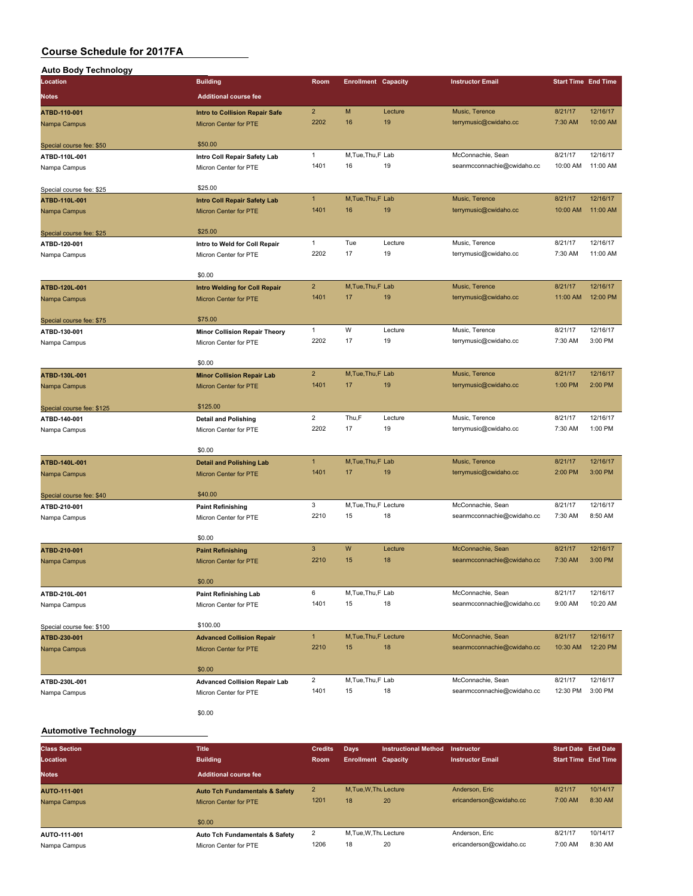# Course Schedule for 2017FA

## Auto Body Technology

| Location | Building | Room | Enrollment | Capacity | Instructor Email | Start Time | End Time |
|---|---|---|---|---|---|---|---|
| **Notes** | **Additional course fee** | | | | | | |
| **ATBD-110-001** | **Intro to Collision Repair Safe** | 2 | M | Lecture | Music, Terence | 8/21/17 | 12/16/17 |
| Nampa Campus | Micron Center for PTE | 2202 | 16 | 19 | terrymusic@cwidaho.cc | 7:30 AM | 10:00 AM |
| Special course fee: $50 | $50.00 | | | | | | |
| **ATBD-110L-001** | **Intro Coll Repair Safety Lab** | 1 | M,Tue,Thu,F | Lab | McConnachie, Sean | 8/21/17 | 12/16/17 |
| Nampa Campus | Micron Center for PTE | 1401 | 16 | 19 | seanmcconnachie@cwidaho.cc | 10:00 AM | 11:00 AM |
| Special course fee: $25 | $25.00 | | | | | | |
| **ATBD-110L-001** | **Intro Coll Repair Safety Lab** | 1 | M,Tue,Thu,F | Lab | Music, Terence | 8/21/17 | 12/16/17 |
| Nampa Campus | Micron Center for PTE | 1401 | 16 | 19 | terrymusic@cwidaho.cc | 10:00 AM | 11:00 AM |
| Special course fee: $25 | $25.00 | | | | | | |
| **ATBD-120-001** | **Intro to Weld for Coll Repair** | 1 | Tue | Lecture | Music, Terence | 8/21/17 | 12/16/17 |
| Nampa Campus | Micron Center for PTE | 2202 | 17 | 19 | terrymusic@cwidaho.cc | 7:30 AM | 11:00 AM |
| | $0.00 | | | | | | |
| **ATBD-120L-001** | **Intro Welding for Coll Repair** | 2 | M,Tue,Thu,F | Lab | Music, Terence | 8/21/17 | 12/16/17 |
| Nampa Campus | Micron Center for PTE | 1401 | 17 | 19 | terrymusic@cwidaho.cc | 11:00 AM | 12:00 PM |
| Special course fee: $75 | $75.00 | | | | | | |
| **ATBD-130-001** | **Minor Collision Repair Theory** | 1 | W | Lecture | Music, Terence | 8/21/17 | 12/16/17 |
| Nampa Campus | Micron Center for PTE | 2202 | 17 | 19 | terrymusic@cwidaho.cc | 7:30 AM | 3:00 PM |
| | $0.00 | | | | | | |
| **ATBD-130L-001** | **Minor Collision Repair Lab** | 2 | M,Tue,Thu,F | Lab | Music, Terence | 8/21/17 | 12/16/17 |
| Nampa Campus | Micron Center for PTE | 1401 | 17 | 19 | terrymusic@cwidaho.cc | 1:00 PM | 2:00 PM |
| Special course fee: $125 | $125.00 | | | | | | |
| **ATBD-140-001** | **Detail and Polishing** | 2 | Thu,F | Lecture | Music, Terence | 8/21/17 | 12/16/17 |
| Nampa Campus | Micron Center for PTE | 2202 | 17 | 19 | terrymusic@cwidaho.cc | 7:30 AM | 1:00 PM |
| | $0.00 | | | | | | |
| **ATBD-140L-001** | **Detail and Polishing Lab** | 1 | M,Tue,Thu,F | Lab | Music, Terence | 8/21/17 | 12/16/17 |
| Nampa Campus | Micron Center for PTE | 1401 | 17 | 19 | terrymusic@cwidaho.cc | 2:00 PM | 3:00 PM |
| Special course fee: $40 | $40.00 | | | | | | |
| **ATBD-210-001** | **Paint Refinishing** | 3 | M,Tue,Thu,F | Lecture | McConnachie, Sean | 8/21/17 | 12/16/17 |
| Nampa Campus | Micron Center for PTE | 2210 | 15 | 18 | seanmcconnachie@cwidaho.cc | 7:30 AM | 8:50 AM |
| | $0.00 | | | | | | |
| **ATBD-210-001** | **Paint Refinishing** | 3 | W | Lecture | McConnachie, Sean | 8/21/17 | 12/16/17 |
| Nampa Campus | Micron Center for PTE | 2210 | 15 | 18 | seanmcconnachie@cwidaho.cc | 7:30 AM | 3:00 PM |
| | $0.00 | | | | | | |
| **ATBD-210L-001** | **Paint Refinishing Lab** | 6 | M,Tue,Thu,F | Lab | McConnachie, Sean | 8/21/17 | 12/16/17 |
| Nampa Campus | Micron Center for PTE | 1401 | 15 | 18 | seanmcconnachie@cwidaho.cc | 9:00 AM | 10:20 AM |
| Special course fee: $100 | $100.00 | | | | | | |
| **ATBD-230-001** | **Advanced Collision Repair** | 1 | M,Tue,Thu,F | Lecture | McConnachie, Sean | 8/21/17 | 12/16/17 |
| Nampa Campus | Micron Center for PTE | 2210 | 15 | 18 | seanmcconnachie@cwidaho.cc | 10:30 AM | 12:20 PM |
| | $0.00 | | | | | | |
| **ATBD-230L-001** | **Advanced Collision Repair Lab** | 2 | M,Tue,Thu,F | Lab | McConnachie, Sean | 8/21/17 | 12/16/17 |
| Nampa Campus | Micron Center for PTE | 1401 | 15 | 18 | seanmcconnachie@cwidaho.cc | 12:30 PM | 3:00 PM |
| | $0.00 | | | | | | |

## Automotive Technology

| Class Section | Title | Credits | Days | Instructional Method | Instructor | Start Date | End Date |
|---|---|---|---|---|---|---|---|
| **Location** | **Building** | **Room** | **Enrollment** | **Capacity** | **Instructor Email** | **Start Time** | **End Time** |
| **Notes** | **Additional course fee** | | | | | | |
| **AUTO-111-001** | **Auto Tch Fundamentals & Safety** | 2 | M,Tue,W,Thu | Lecture | Anderson, Eric | 8/21/17 | 10/14/17 |
| Nampa Campus | Micron Center for PTE | 1201 | 18 | 20 | ericanderson@cwidaho.cc | 7:00 AM | 8:30 AM |
| | $0.00 | | | | | | |
| **AUTO-111-001** | **Auto Tch Fundamentals & Safety** | 2 | M,Tue,W,Thu | Lecture | Anderson, Eric | 8/21/17 | 10/14/17 |
| Nampa Campus | Micron Center for PTE | 1206 | 18 | 20 | ericanderson@cwidaho.cc | 7:00 AM | 8:30 AM |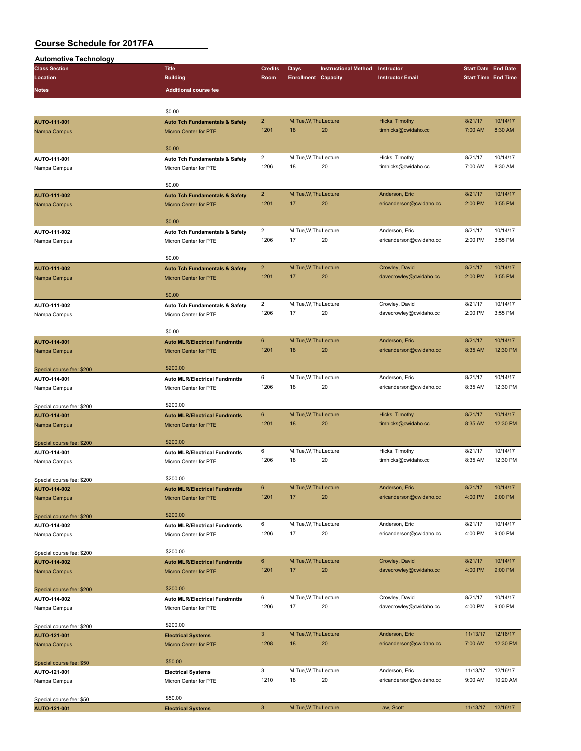# Course Schedule for 2017FA

## Automotive Technology

| Class Section | Title | Credits | Days | Instructional Method | Instructor | Start Date | End Date |
|---|---|---|---|---|---|---|---|
| Location | Building | Room | Enrollment | Capacity | Instructor Email | Start Time | End Time |
| Notes | Additional course fee | | | | | | |
| | $0.00 | | | | | | |
| AUTO-111-001 | Auto Tch Fundamentals & Safety | 2 | M,Tue,W,Thu | Lecture | Hicks, Timothy | 8/21/17 | 10/14/17 |
| Nampa Campus | Micron Center for PTE | 1201 | 18 | 20 | timhicks@cwidaho.cc | 7:00 AM | 8:30 AM |
| | $0.00 | | | | | | |
| AUTO-111-001 | Auto Tch Fundamentals & Safety | 2 | M,Tue,W,Thu | Lecture | Hicks, Timothy | 8/21/17 | 10/14/17 |
| Nampa Campus | Micron Center for PTE | 1206 | 18 | 20 | timhicks@cwidaho.cc | 7:00 AM | 8:30 AM |
| | $0.00 | | | | | | |
| AUTO-111-002 | Auto Tch Fundamentals & Safety | 2 | M,Tue,W,Thu | Lecture | Anderson, Eric | 8/21/17 | 10/14/17 |
| Nampa Campus | Micron Center for PTE | 1201 | 17 | 20 | ericanderson@cwidaho.cc | 2:00 PM | 3:55 PM |
| | $0.00 | | | | | | |
| AUTO-111-002 | Auto Tch Fundamentals & Safety | 2 | M,Tue,W,Thu | Lecture | Anderson, Eric | 8/21/17 | 10/14/17 |
| Nampa Campus | Micron Center for PTE | 1206 | 17 | 20 | ericanderson@cwidaho.cc | 2:00 PM | 3:55 PM |
| | $0.00 | | | | | | |
| AUTO-111-002 | Auto Tch Fundamentals & Safety | 2 | M,Tue,W,Thu | Lecture | Crowley, David | 8/21/17 | 10/14/17 |
| Nampa Campus | Micron Center for PTE | 1201 | 17 | 20 | davecrowley@cwidaho.cc | 2:00 PM | 3:55 PM |
| | $0.00 | | | | | | |
| AUTO-111-002 | Auto Tch Fundamentals & Safety | 2 | M,Tue,W,Thu | Lecture | Crowley, David | 8/21/17 | 10/14/17 |
| Nampa Campus | Micron Center for PTE | 1206 | 17 | 20 | davecrowley@cwidaho.cc | 2:00 PM | 3:55 PM |
| | $0.00 | | | | | | |
| AUTO-114-001 | Auto MLR/Electrical Fundmntls | 6 | M,Tue,W,Thu | Lecture | Anderson, Eric | 8/21/17 | 10/14/17 |
| Nampa Campus | Micron Center for PTE | 1201 | 18 | 20 | ericanderson@cwidaho.cc | 8:35 AM | 12:30 PM |
| Special course fee: $200 | $200.00 | | | | | | |
| AUTO-114-001 | Auto MLR/Electrical Fundmntls | 6 | M,Tue,W,Thu | Lecture | Anderson, Eric | 8/21/17 | 10/14/17 |
| Nampa Campus | Micron Center for PTE | 1206 | 18 | 20 | ericanderson@cwidaho.cc | 8:35 AM | 12:30 PM |
| Special course fee: $200 | $200.00 | | | | | | |
| AUTO-114-001 | Auto MLR/Electrical Fundmntls | 6 | M,Tue,W,Thu | Lecture | Hicks, Timothy | 8/21/17 | 10/14/17 |
| Nampa Campus | Micron Center for PTE | 1201 | 18 | 20 | timhicks@cwidaho.cc | 8:35 AM | 12:30 PM |
| Special course fee: $200 | $200.00 | | | | | | |
| AUTO-114-001 | Auto MLR/Electrical Fundmntls | 6 | M,Tue,W,Thu | Lecture | Hicks, Timothy | 8/21/17 | 10/14/17 |
| Nampa Campus | Micron Center for PTE | 1206 | 18 | 20 | timhicks@cwidaho.cc | 8:35 AM | 12:30 PM |
| Special course fee: $200 | $200.00 | | | | | | |
| AUTO-114-002 | Auto MLR/Electrical Fundmntls | 6 | M,Tue,W,Thu | Lecture | Anderson, Eric | 8/21/17 | 10/14/17 |
| Nampa Campus | Micron Center for PTE | 1201 | 17 | 20 | ericanderson@cwidaho.cc | 4:00 PM | 9:00 PM |
| Special course fee: $200 | $200.00 | | | | | | |
| AUTO-114-002 | Auto MLR/Electrical Fundmntls | 6 | M,Tue,W,Thu | Lecture | Anderson, Eric | 8/21/17 | 10/14/17 |
| Nampa Campus | Micron Center for PTE | 1206 | 17 | 20 | ericanderson@cwidaho.cc | 4:00 PM | 9:00 PM |
| Special course fee: $200 | $200.00 | | | | | | |
| AUTO-114-002 | Auto MLR/Electrical Fundmntls | 6 | M,Tue,W,Thu | Lecture | Crowley, David | 8/21/17 | 10/14/17 |
| Nampa Campus | Micron Center for PTE | 1201 | 17 | 20 | davecrowley@cwidaho.cc | 4:00 PM | 9:00 PM |
| Special course fee: $200 | $200.00 | | | | | | |
| AUTO-114-002 | Auto MLR/Electrical Fundmntls | 6 | M,Tue,W,Thu | Lecture | Crowley, David | 8/21/17 | 10/14/17 |
| Nampa Campus | Micron Center for PTE | 1206 | 17 | 20 | davecrowley@cwidaho.cc | 4:00 PM | 9:00 PM |
| Special course fee: $200 | $200.00 | | | | | | |
| AUTO-121-001 | Electrical Systems | 3 | M,Tue,W,Thu | Lecture | Anderson, Eric | 11/13/17 | 12/16/17 |
| Nampa Campus | Micron Center for PTE | 1208 | 18 | 20 | ericanderson@cwidaho.cc | 7:00 AM | 12:30 PM |
| Special course fee: $50 | $50.00 | | | | | | |
| AUTO-121-001 | Electrical Systems | 3 | M,Tue,W,Thu | Lecture | Anderson, Eric | 11/13/17 | 12/16/17 |
| Nampa Campus | Micron Center for PTE | 1210 | 18 | 20 | ericanderson@cwidaho.cc | 9:00 AM | 10:20 AM |
| Special course fee: $50 | $50.00 | | | | | | |
| AUTO-121-001 | Electrical Systems | 3 | M,Tue,W,Thu | Lecture | Law, Scott | 11/13/17 | 12/16/17 |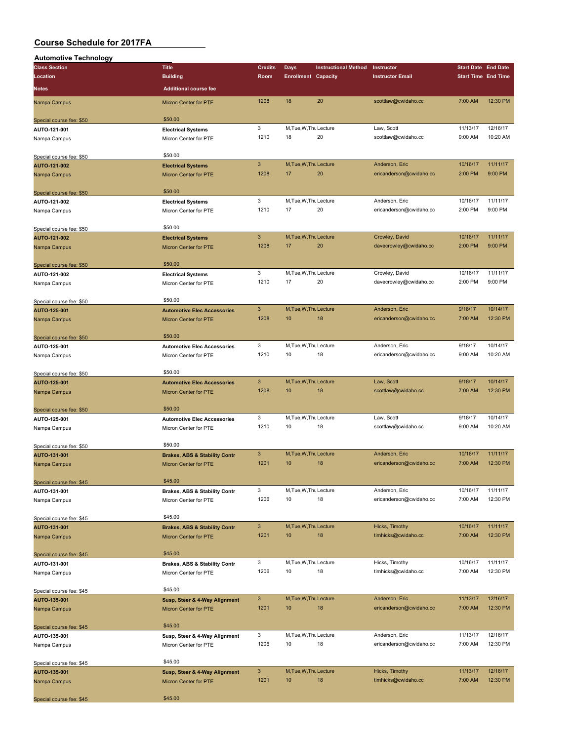# Course Schedule for 2017FA

## Automotive Technology

| Class Section / Location / Notes | Title / Building / Additional course fee | Credits / Room | Days / Enrollment | Instructional Method / Capacity | Instructor / Instructor Email | Start Date / Start Time | End Date / End Time |
|---|---|---|---|---|---|---|---|
| Nampa Campus | Micron Center for PTE | 1208 | 18 | 20 | scottlaw@cwidaho.cc | 7:00 AM | 12:30 PM |
| Special course fee: $50 | $50.00 | | | | | | |
| AUTO-121-001 | Electrical Systems | 3 | M,Tue,W,Thu | Lecture | Law, Scott | 11/13/17 | 12/16/17 |
| Nampa Campus | Micron Center for PTE | 1210 | 18 | 20 | scottlaw@cwidaho.cc | 9:00 AM | 10:20 AM |
| Special course fee: $50 | $50.00 | | | | | | |
| AUTO-121-002 | Electrical Systems | 3 | M,Tue,W,Thu | Lecture | Anderson, Eric | 10/16/17 | 11/11/17 |
| Nampa Campus | Micron Center for PTE | 1208 | 17 | 20 | ericanderson@cwidaho.cc | 2:00 PM | 9:00 PM |
| Special course fee: $50 | $50.00 | | | | | | |
| AUTO-121-002 | Electrical Systems | 3 | M,Tue,W,Thu | Lecture | Anderson, Eric | 10/16/17 | 11/11/17 |
| Nampa Campus | Micron Center for PTE | 1210 | 17 | 20 | ericanderson@cwidaho.cc | 2:00 PM | 9:00 PM |
| Special course fee: $50 | $50.00 | | | | | | |
| AUTO-121-002 | Electrical Systems | 3 | M,Tue,W,Thu | Lecture | Crowley, David | 10/16/17 | 11/11/17 |
| Nampa Campus | Micron Center for PTE | 1208 | 17 | 20 | davecrowley@cwidaho.cc | 2:00 PM | 9:00 PM |
| Special course fee: $50 | $50.00 | | | | | | |
| AUTO-121-002 | Electrical Systems | 3 | M,Tue,W,Thu | Lecture | Crowley, David | 10/16/17 | 11/11/17 |
| Nampa Campus | Micron Center for PTE | 1210 | 17 | 20 | davecrowley@cwidaho.cc | 2:00 PM | 9:00 PM |
| Special course fee: $50 | $50.00 | | | | | | |
| AUTO-125-001 | Automotive Elec Accessories | 3 | M,Tue,W,Thu | Lecture | Anderson, Eric | 9/18/17 | 10/14/17 |
| Nampa Campus | Micron Center for PTE | 1208 | 10 | 18 | ericanderson@cwidaho.cc | 7:00 AM | 12:30 PM |
| Special course fee: $50 | $50.00 | | | | | | |
| AUTO-125-001 | Automotive Elec Accessories | 3 | M,Tue,W,Thu | Lecture | Anderson, Eric | 9/18/17 | 10/14/17 |
| Nampa Campus | Micron Center for PTE | 1210 | 10 | 18 | ericanderson@cwidaho.cc | 9:00 AM | 10:20 AM |
| Special course fee: $50 | $50.00 | | | | | | |
| AUTO-125-001 | Automotive Elec Accessories | 3 | M,Tue,W,Thu | Lecture | Law, Scott | 9/18/17 | 10/14/17 |
| Nampa Campus | Micron Center for PTE | 1208 | 10 | 18 | scottlaw@cwidaho.cc | 7:00 AM | 12:30 PM |
| Special course fee: $50 | $50.00 | | | | | | |
| AUTO-125-001 | Automotive Elec Accessories | 3 | M,Tue,W,Thu | Lecture | Law, Scott | 9/18/17 | 10/14/17 |
| Nampa Campus | Micron Center for PTE | 1210 | 10 | 18 | scottlaw@cwidaho.cc | 9:00 AM | 10:20 AM |
| Special course fee: $50 | $50.00 | | | | | | |
| AUTO-131-001 | Brakes, ABS & Stability Contr | 3 | M,Tue,W,Thu | Lecture | Anderson, Eric | 10/16/17 | 11/11/17 |
| Nampa Campus | Micron Center for PTE | 1201 | 10 | 18 | ericanderson@cwidaho.cc | 7:00 AM | 12:30 PM |
| Special course fee: $45 | $45.00 | | | | | | |
| AUTO-131-001 | Brakes, ABS & Stability Contr | 3 | M,Tue,W,Thu | Lecture | Anderson, Eric | 10/16/17 | 11/11/17 |
| Nampa Campus | Micron Center for PTE | 1206 | 10 | 18 | ericanderson@cwidaho.cc | 7:00 AM | 12:30 PM |
| Special course fee: $45 | $45.00 | | | | | | |
| AUTO-131-001 | Brakes, ABS & Stability Contr | 3 | M,Tue,W,Thu | Lecture | Hicks, Timothy | 10/16/17 | 11/11/17 |
| Nampa Campus | Micron Center for PTE | 1201 | 10 | 18 | timhicks@cwidaho.cc | 7:00 AM | 12:30 PM |
| Special course fee: $45 | $45.00 | | | | | | |
| AUTO-131-001 | Brakes, ABS & Stability Contr | 3 | M,Tue,W,Thu | Lecture | Hicks, Timothy | 10/16/17 | 11/11/17 |
| Nampa Campus | Micron Center for PTE | 1206 | 10 | 18 | timhicks@cwidaho.cc | 7:00 AM | 12:30 PM |
| Special course fee: $45 | $45.00 | | | | | | |
| AUTO-135-001 | Susp, Steer & 4-Way Alignment | 3 | M,Tue,W,Thu | Lecture | Anderson, Eric | 11/13/17 | 12/16/17 |
| Nampa Campus | Micron Center for PTE | 1201 | 10 | 18 | ericanderson@cwidaho.cc | 7:00 AM | 12:30 PM |
| Special course fee: $45 | $45.00 | | | | | | |
| AUTO-135-001 | Susp, Steer & 4-Way Alignment | 3 | M,Tue,W,Thu | Lecture | Anderson, Eric | 11/13/17 | 12/16/17 |
| Nampa Campus | Micron Center for PTE | 1206 | 10 | 18 | ericanderson@cwidaho.cc | 7:00 AM | 12:30 PM |
| Special course fee: $45 | $45.00 | | | | | | |
| AUTO-135-001 | Susp, Steer & 4-Way Alignment | 3 | M,Tue,W,Thu | Lecture | Hicks, Timothy | 11/13/17 | 12/16/17 |
| Nampa Campus | Micron Center for PTE | 1201 | 10 | 18 | timhicks@cwidaho.cc | 7:00 AM | 12:30 PM |
| Special course fee: $45 | $45.00 | | | | | | |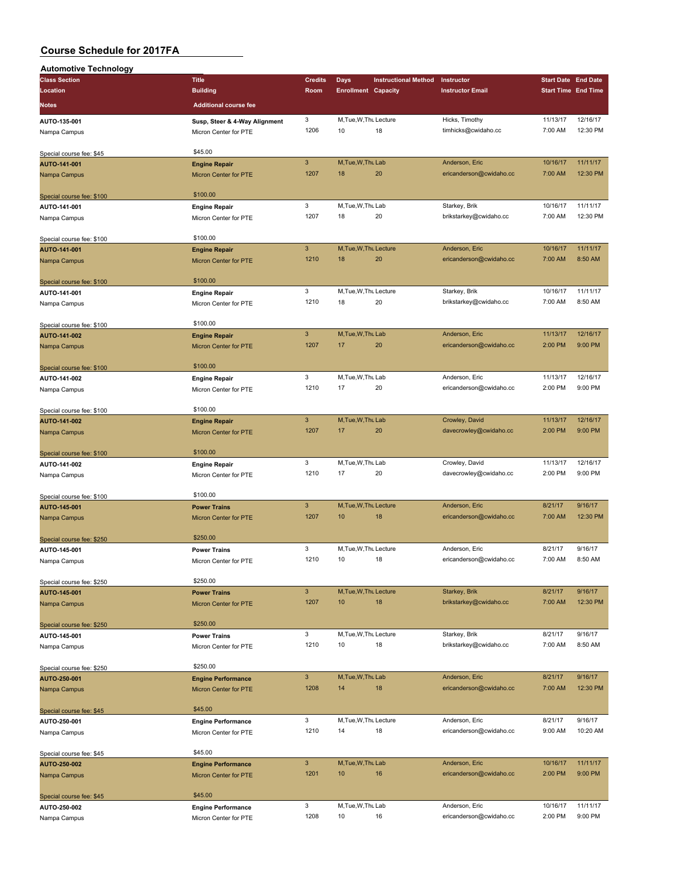# Course Schedule for 2017FA

## Automotive Technology

| Class Section / Location / Notes | Title / Building / Additional course fee | Credits / Room | Days / Enrollment | Instructional Method / Capacity | Instructor / Instructor Email | Start Date / Start Time | End Date / End Time |
|---|---|---|---|---|---|---|---|
| AUTO-135-001 | Susp, Steer & 4-Way Alignment | 3 | M,Tue,W,Thu | Lecture | Hicks, Timothy | 11/13/17 | 12/16/17 |
| Nampa Campus | Micron Center for PTE | 1206 | 10 | 18 | timhicks@cwidaho.cc | 7:00 AM | 12:30 PM |
| Special course fee: $45 | $45.00 | | | | | | |
| AUTO-141-001 | Engine Repair | 3 | M,Tue,W,Thu | Lab | Anderson, Eric | 10/16/17 | 11/11/17 |
| Nampa Campus | Micron Center for PTE | 1207 | 18 | 20 | ericanderson@cwidaho.cc | 7:00 AM | 12:30 PM |
| Special course fee: $100 | $100.00 | | | | | | |
| AUTO-141-001 | Engine Repair | 3 | M,Tue,W,Thu | Lab | Starkey, Brik | 10/16/17 | 11/11/17 |
| Nampa Campus | Micron Center for PTE | 1207 | 18 | 20 | brikstarkey@cwidaho.cc | 7:00 AM | 12:30 PM |
| Special course fee: $100 | $100.00 | | | | | | |
| AUTO-141-001 | Engine Repair | 3 | M,Tue,W,Thu | Lecture | Anderson, Eric | 10/16/17 | 11/11/17 |
| Nampa Campus | Micron Center for PTE | 1210 | 18 | 20 | ericanderson@cwidaho.cc | 7:00 AM | 8:50 AM |
| Special course fee: $100 | $100.00 | | | | | | |
| AUTO-141-001 | Engine Repair | 3 | M,Tue,W,Thu | Lecture | Starkey, Brik | 10/16/17 | 11/11/17 |
| Nampa Campus | Micron Center for PTE | 1210 | 18 | 20 | brikstarkey@cwidaho.cc | 7:00 AM | 8:50 AM |
| Special course fee: $100 | $100.00 | | | | | | |
| AUTO-141-002 | Engine Repair | 3 | M,Tue,W,Thu | Lab | Anderson, Eric | 11/13/17 | 12/16/17 |
| Nampa Campus | Micron Center for PTE | 1207 | 17 | 20 | ericanderson@cwidaho.cc | 2:00 PM | 9:00 PM |
| Special course fee: $100 | $100.00 | | | | | | |
| AUTO-141-002 | Engine Repair | 3 | M,Tue,W,Thu | Lab | Anderson, Eric | 11/13/17 | 12/16/17 |
| Nampa Campus | Micron Center for PTE | 1210 | 17 | 20 | ericanderson@cwidaho.cc | 2:00 PM | 9:00 PM |
| Special course fee: $100 | $100.00 | | | | | | |
| AUTO-141-002 | Engine Repair | 3 | M,Tue,W,Thu | Lab | Crowley, David | 11/13/17 | 12/16/17 |
| Nampa Campus | Micron Center for PTE | 1207 | 17 | 20 | davecrowley@cwidaho.cc | 2:00 PM | 9:00 PM |
| Special course fee: $100 | $100.00 | | | | | | |
| AUTO-141-002 | Engine Repair | 3 | M,Tue,W,Thu | Lab | Crowley, David | 11/13/17 | 12/16/17 |
| Nampa Campus | Micron Center for PTE | 1210 | 17 | 20 | davecrowley@cwidaho.cc | 2:00 PM | 9:00 PM |
| Special course fee: $100 | $100.00 | | | | | | |
| AUTO-145-001 | Power Trains | 3 | M,Tue,W,Thu | Lecture | Anderson, Eric | 8/21/17 | 9/16/17 |
| Nampa Campus | Micron Center for PTE | 1207 | 10 | 18 | ericanderson@cwidaho.cc | 7:00 AM | 12:30 PM |
| Special course fee: $250 | $250.00 | | | | | | |
| AUTO-145-001 | Power Trains | 3 | M,Tue,W,Thu | Lecture | Anderson, Eric | 8/21/17 | 9/16/17 |
| Nampa Campus | Micron Center for PTE | 1210 | 10 | 18 | ericanderson@cwidaho.cc | 7:00 AM | 8:50 AM |
| Special course fee: $250 | $250.00 | | | | | | |
| AUTO-145-001 | Power Trains | 3 | M,Tue,W,Thu | Lecture | Starkey, Brik | 8/21/17 | 9/16/17 |
| Nampa Campus | Micron Center for PTE | 1207 | 10 | 18 | brikstarkey@cwidaho.cc | 7:00 AM | 12:30 PM |
| Special course fee: $250 | $250.00 | | | | | | |
| AUTO-145-001 | Power Trains | 3 | M,Tue,W,Thu | Lecture | Starkey, Brik | 8/21/17 | 9/16/17 |
| Nampa Campus | Micron Center for PTE | 1210 | 10 | 18 | brikstarkey@cwidaho.cc | 7:00 AM | 8:50 AM |
| Special course fee: $250 | $250.00 | | | | | | |
| AUTO-250-001 | Engine Performance | 3 | M,Tue,W,Thu | Lab | Anderson, Eric | 8/21/17 | 9/16/17 |
| Nampa Campus | Micron Center for PTE | 1208 | 14 | 18 | ericanderson@cwidaho.cc | 7:00 AM | 12:30 PM |
| Special course fee: $45 | $45.00 | | | | | | |
| AUTO-250-001 | Engine Performance | 3 | M,Tue,W,Thu | Lecture | Anderson, Eric | 8/21/17 | 9/16/17 |
| Nampa Campus | Micron Center for PTE | 1210 | 14 | 18 | ericanderson@cwidaho.cc | 9:00 AM | 10:20 AM |
| Special course fee: $45 | $45.00 | | | | | | |
| AUTO-250-002 | Engine Performance | 3 | M,Tue,W,Thu | Lab | Anderson, Eric | 10/16/17 | 11/11/17 |
| Nampa Campus | Micron Center for PTE | 1201 | 10 | 16 | ericanderson@cwidaho.cc | 2:00 PM | 9:00 PM |
| Special course fee: $45 | $45.00 | | | | | | |
| AUTO-250-002 | Engine Performance | 3 | M,Tue,W,Thu | Lab | Anderson, Eric | 10/16/17 | 11/11/17 |
| Nampa Campus | Micron Center for PTE | 1208 | 10 | 16 | ericanderson@cwidaho.cc | 2:00 PM | 9:00 PM |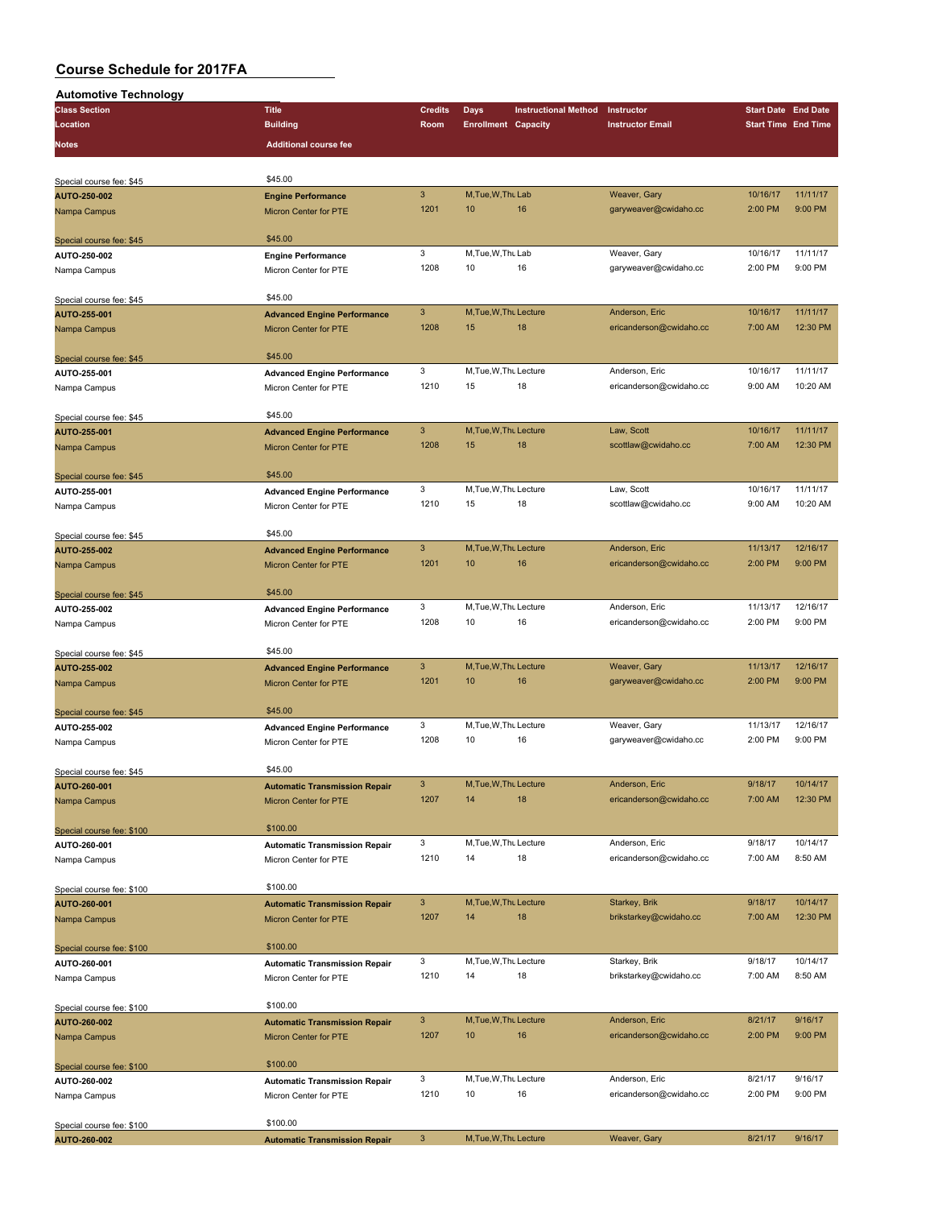# Course Schedule for 2017FA

## Automotive Technology

| Class Section | Title | Credits | Days | Instructional Method | Instructor | Start Date | End Date |
|---|---|---|---|---|---|---|---|
| Location | Building | Room | Enrollment | Capacity | Instructor Email | Start Time | End Time |
| Notes | Additional course fee | | | | | | |
| Special course fee: $45 | $45.00 | | | | | | |
| AUTO-250-002 | Engine Performance | 3 | M,Tue,W,Thu | Lab | Weaver, Gary | 10/16/17 | 11/11/17 |
| Nampa Campus | Micron Center for PTE | 1201 | 10 | 16 | garyweaver@cwidaho.cc | 2:00 PM | 9:00 PM |
| Special course fee: $45 | $45.00 | | | | | | |
| AUTO-250-002 | Engine Performance | 3 | M,Tue,W,Thu | Lab | Weaver, Gary | 10/16/17 | 11/11/17 |
| Nampa Campus | Micron Center for PTE | 1208 | 10 | 16 | garyweaver@cwidaho.cc | 2:00 PM | 9:00 PM |
| Special course fee: $45 | $45.00 | | | | | | |
| AUTO-255-001 | Advanced Engine Performance | 3 | M,Tue,W,Thu | Lecture | Anderson, Eric | 10/16/17 | 11/11/17 |
| Nampa Campus | Micron Center for PTE | 1208 | 15 | 18 | ericanderson@cwidaho.cc | 7:00 AM | 12:30 PM |
| Special course fee: $45 | $45.00 | | | | | | |
| AUTO-255-001 | Advanced Engine Performance | 3 | M,Tue,W,Thu | Lecture | Anderson, Eric | 10/16/17 | 11/11/17 |
| Nampa Campus | Micron Center for PTE | 1210 | 15 | 18 | ericanderson@cwidaho.cc | 9:00 AM | 10:20 AM |
| Special course fee: $45 | $45.00 | | | | | | |
| AUTO-255-001 | Advanced Engine Performance | 3 | M,Tue,W,Thu | Lecture | Law, Scott | 10/16/17 | 11/11/17 |
| Nampa Campus | Micron Center for PTE | 1208 | 15 | 18 | scottlaw@cwidaho.cc | 7:00 AM | 12:30 PM |
| Special course fee: $45 | $45.00 | | | | | | |
| AUTO-255-001 | Advanced Engine Performance | 3 | M,Tue,W,Thu | Lecture | Law, Scott | 10/16/17 | 11/11/17 |
| Nampa Campus | Micron Center for PTE | 1210 | 15 | 18 | scottlaw@cwidaho.cc | 9:00 AM | 10:20 AM |
| Special course fee: $45 | $45.00 | | | | | | |
| AUTO-255-002 | Advanced Engine Performance | 3 | M,Tue,W,Thu | Lecture | Anderson, Eric | 11/13/17 | 12/16/17 |
| Nampa Campus | Micron Center for PTE | 1201 | 10 | 16 | ericanderson@cwidaho.cc | 2:00 PM | 9:00 PM |
| Special course fee: $45 | $45.00 | | | | | | |
| AUTO-255-002 | Advanced Engine Performance | 3 | M,Tue,W,Thu | Lecture | Anderson, Eric | 11/13/17 | 12/16/17 |
| Nampa Campus | Micron Center for PTE | 1208 | 10 | 16 | ericanderson@cwidaho.cc | 2:00 PM | 9:00 PM |
| Special course fee: $45 | $45.00 | | | | | | |
| AUTO-255-002 | Advanced Engine Performance | 3 | M,Tue,W,Thu | Lecture | Weaver, Gary | 11/13/17 | 12/16/17 |
| Nampa Campus | Micron Center for PTE | 1201 | 10 | 16 | garyweaver@cwidaho.cc | 2:00 PM | 9:00 PM |
| Special course fee: $45 | $45.00 | | | | | | |
| AUTO-255-002 | Advanced Engine Performance | 3 | M,Tue,W,Thu | Lecture | Weaver, Gary | 11/13/17 | 12/16/17 |
| Nampa Campus | Micron Center for PTE | 1208 | 10 | 16 | garyweaver@cwidaho.cc | 2:00 PM | 9:00 PM |
| Special course fee: $45 | $45.00 | | | | | | |
| AUTO-260-001 | Automatic Transmission Repair | 3 | M,Tue,W,Thu | Lecture | Anderson, Eric | 9/18/17 | 10/14/17 |
| Nampa Campus | Micron Center for PTE | 1207 | 14 | 18 | ericanderson@cwidaho.cc | 7:00 AM | 12:30 PM |
| Special course fee: $100 | $100.00 | | | | | | |
| AUTO-260-001 | Automatic Transmission Repair | 3 | M,Tue,W,Thu | Lecture | Anderson, Eric | 9/18/17 | 10/14/17 |
| Nampa Campus | Micron Center for PTE | 1210 | 14 | 18 | ericanderson@cwidaho.cc | 7:00 AM | 8:50 AM |
| Special course fee: $100 | $100.00 | | | | | | |
| AUTO-260-001 | Automatic Transmission Repair | 3 | M,Tue,W,Thu | Lecture | Starkey, Brik | 9/18/17 | 10/14/17 |
| Nampa Campus | Micron Center for PTE | 1207 | 14 | 18 | brikstarkey@cwidaho.cc | 7:00 AM | 12:30 PM |
| Special course fee: $100 | $100.00 | | | | | | |
| AUTO-260-001 | Automatic Transmission Repair | 3 | M,Tue,W,Thu | Lecture | Starkey, Brik | 9/18/17 | 10/14/17 |
| Nampa Campus | Micron Center for PTE | 1210 | 14 | 18 | brikstarkey@cwidaho.cc | 7:00 AM | 8:50 AM |
| Special course fee: $100 | $100.00 | | | | | | |
| AUTO-260-002 | Automatic Transmission Repair | 3 | M,Tue,W,Thu | Lecture | Anderson, Eric | 8/21/17 | 9/16/17 |
| Nampa Campus | Micron Center for PTE | 1207 | 10 | 16 | ericanderson@cwidaho.cc | 2:00 PM | 9:00 PM |
| Special course fee: $100 | $100.00 | | | | | | |
| AUTO-260-002 | Automatic Transmission Repair | 3 | M,Tue,W,Thu | Lecture | Anderson, Eric | 8/21/17 | 9/16/17 |
| Nampa Campus | Micron Center for PTE | 1210 | 10 | 16 | ericanderson@cwidaho.cc | 2:00 PM | 9:00 PM |
| Special course fee: $100 | $100.00 | | | | | | |
| AUTO-260-002 | Automatic Transmission Repair | 3 | M,Tue,W,Thu | Lecture | Weaver, Gary | 8/21/17 | 9/16/17 |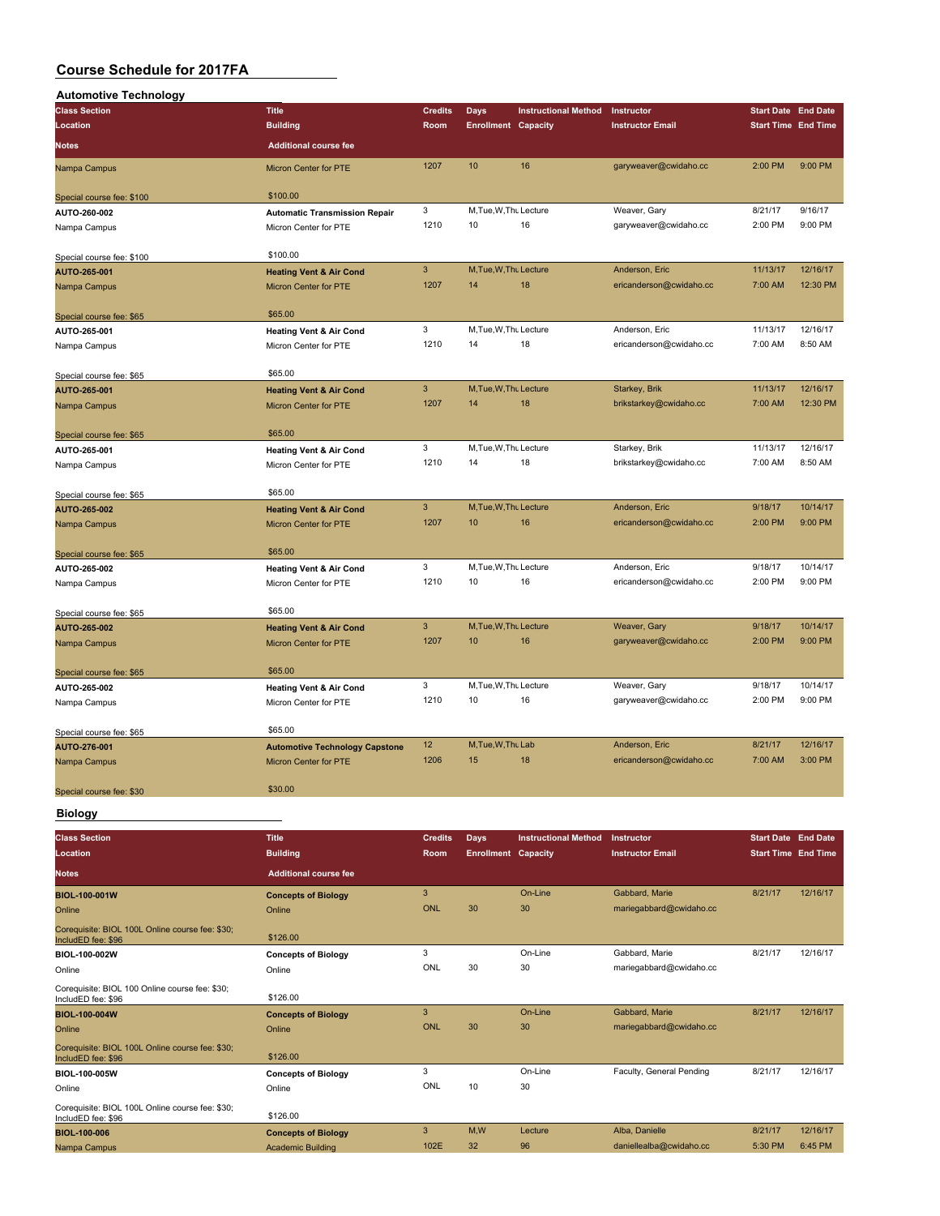# Course Schedule for 2017FA

## Automotive Technology

| Class Section / Location / Notes | Title / Building / Additional course fee | Credits / Room | Days / Enrollment | Instructional Method / Capacity | Instructor / Instructor Email | Start Date / Start Time | End Date / End Time |
|---|---|---|---|---|---|---|---|
| Nampa Campus | Micron Center for PTE | 1207 | 10 | 16 | garyweaver@cwidaho.cc | 2:00 PM | 9:00 PM |
| Special course fee: $100 | $100.00 | | | | | | |
| **AUTO-260-002** | **Automatic Transmission Repair** | 3 | M,Tue,W,Thu | Lecture | Weaver, Gary | 8/21/17 | 9/16/17 |
| Nampa Campus | Micron Center for PTE | 1210 | 10 | 16 | garyweaver@cwidaho.cc | 2:00 PM | 9:00 PM |
| Special course fee: $100 | $100.00 | | | | | | |
| **AUTO-265-001** | **Heating Vent & Air Cond** | 3 | M,Tue,W,Thu | Lecture | Anderson, Eric | 11/13/17 | 12/16/17 |
| Nampa Campus | Micron Center for PTE | 1207 | 14 | 18 | ericanderson@cwidaho.cc | 7:00 AM | 12:30 PM |
| Special course fee: $65 | $65.00 | | | | | | |
| **AUTO-265-001** | **Heating Vent & Air Cond** | 3 | M,Tue,W,Thu | Lecture | Anderson, Eric | 11/13/17 | 12/16/17 |
| Nampa Campus | Micron Center for PTE | 1210 | 14 | 18 | ericanderson@cwidaho.cc | 7:00 AM | 8:50 AM |
| Special course fee: $65 | $65.00 | | | | | | |
| **AUTO-265-001** | **Heating Vent & Air Cond** | 3 | M,Tue,W,Thu | Lecture | Starkey, Brik | 11/13/17 | 12/16/17 |
| Nampa Campus | Micron Center for PTE | 1207 | 14 | 18 | brikstarkey@cwidaho.cc | 7:00 AM | 12:30 PM |
| Special course fee: $65 | $65.00 | | | | | | |
| **AUTO-265-001** | **Heating Vent & Air Cond** | 3 | M,Tue,W,Thu | Lecture | Starkey, Brik | 11/13/17 | 12/16/17 |
| Nampa Campus | Micron Center for PTE | 1210 | 14 | 18 | brikstarkey@cwidaho.cc | 7:00 AM | 8:50 AM |
| Special course fee: $65 | $65.00 | | | | | | |
| **AUTO-265-002** | **Heating Vent & Air Cond** | 3 | M,Tue,W,Thu | Lecture | Anderson, Eric | 9/18/17 | 10/14/17 |
| Nampa Campus | Micron Center for PTE | 1207 | 10 | 16 | ericanderson@cwidaho.cc | 2:00 PM | 9:00 PM |
| Special course fee: $65 | $65.00 | | | | | | |
| **AUTO-265-002** | **Heating Vent & Air Cond** | 3 | M,Tue,W,Thu | Lecture | Anderson, Eric | 9/18/17 | 10/14/17 |
| Nampa Campus | Micron Center for PTE | 1210 | 10 | 16 | ericanderson@cwidaho.cc | 2:00 PM | 9:00 PM |
| Special course fee: $65 | $65.00 | | | | | | |
| **AUTO-265-002** | **Heating Vent & Air Cond** | 3 | M,Tue,W,Thu | Lecture | Weaver, Gary | 9/18/17 | 10/14/17 |
| Nampa Campus | Micron Center for PTE | 1207 | 10 | 16 | garyweaver@cwidaho.cc | 2:00 PM | 9:00 PM |
| Special course fee: $65 | $65.00 | | | | | | |
| **AUTO-265-002** | **Heating Vent & Air Cond** | 3 | M,Tue,W,Thu | Lecture | Weaver, Gary | 9/18/17 | 10/14/17 |
| Nampa Campus | Micron Center for PTE | 1210 | 10 | 16 | garyweaver@cwidaho.cc | 2:00 PM | 9:00 PM |
| Special course fee: $65 | $65.00 | | | | | | |
| **AUTO-276-001** | **Automotive Technology Capstone** | 12 | M,Tue,W,Thu | Lab | Anderson, Eric | 8/21/17 | 12/16/17 |
| Nampa Campus | Micron Center for PTE | 1206 | 15 | 18 | ericanderson@cwidaho.cc | 7:00 AM | 3:00 PM |
| Special course fee: $30 | $30.00 | | | | | | |

## Biology

| Class Section / Location / Notes | Title / Building / Additional course fee | Credits / Room | Days / Enrollment | Instructional Method / Capacity | Instructor / Instructor Email | Start Date / Start Time | End Date / End Time |
|---|---|---|---|---|---|---|---|
| **BIOL-100-001W** | **Concepts of Biology** | 3 | | On-Line | Gabbard, Marie | 8/21/17 | 12/16/17 |
| Online | Online | ONL | 30 | 30 | mariegabbard@cwidaho.cc | | |
| Corequisite: BIOL 100L Online course fee: $30; IncludED fee: $96 | $126.00 | | | | | | |
| **BIOL-100-002W** | **Concepts of Biology** | 3 | | On-Line | Gabbard, Marie | 8/21/17 | 12/16/17 |
| Online | Online | ONL | 30 | 30 | mariegabbard@cwidaho.cc | | |
| Corequisite: BIOL 100 Online course fee: $30; IncludED fee: $96 | $126.00 | | | | | | |
| **BIOL-100-004W** | **Concepts of Biology** | 3 | | On-Line | Gabbard, Marie | 8/21/17 | 12/16/17 |
| Online | Online | ONL | 30 | 30 | mariegabbard@cwidaho.cc | | |
| Corequisite: BIOL 100L Online course fee: $30; IncludED fee: $96 | $126.00 | | | | | | |
| **BIOL-100-005W** | **Concepts of Biology** | 3 | | On-Line | Faculty, General Pending | 8/21/17 | 12/16/17 |
| Online | Online | ONL | 10 | 30 | | | |
| Corequisite: BIOL 100L Online course fee: $30; IncludED fee: $96 | $126.00 | | | | | | |
| **BIOL-100-006** | **Concepts of Biology** | 3 | M,W | Lecture | Alba, Danielle | 8/21/17 | 12/16/17 |
| Nampa Campus | Academic Building | 102E | 32 | 96 | daniellealba@cwidaho.cc | 5:30 PM | 6:45 PM |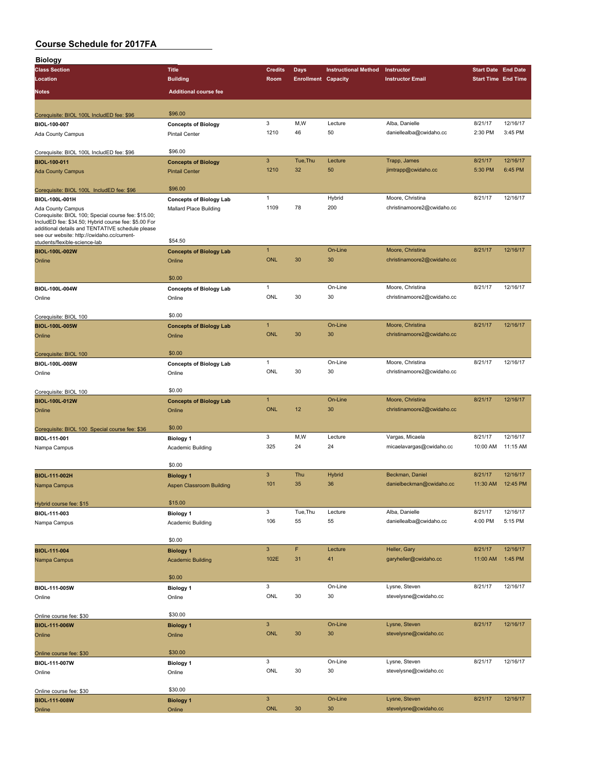# Course Schedule for 2017FA

## Biology

| Class Section / Location / Notes | Title / Building / Additional course fee | Credits / Room | Days / Enrollment | Instructional Method / Capacity | Instructor / Instructor Email | Start Date / Start Time | End Date / End Time |
|---|---|---|---|---|---|---|---|
| Corequisite: BIOL 100L IncludED fee: $96 | $96.00 | | | | | | |
| **BIOL-100-007** | **Concepts of Biology** | 3 | M,W | Lecture | Alba, Danielle | 8/21/17 | 12/16/17 |
| Ada County Campus | Pintail Center | 1210 | 46 | 50 | daniellealba@cwidaho.cc | 2:30 PM | 3:45 PM |
| Corequisite: BIOL 100L IncludED fee: $96 | $96.00 | | | | | | |
| **BIOL-100-011** | **Concepts of Biology** | 3 | Tue,Thu | Lecture | Trapp, James | 8/21/17 | 12/16/17 |
| Ada County Campus | Pintail Center | 1210 | 32 | 50 | jimtrapp@cwidaho.cc | 5:30 PM | 6:45 PM |
| Corequisite: BIOL 100L IncludED fee: $96 | $96.00 | | | | | | |
| **BIOL-100L-001H** | **Concepts of Biology Lab** | 1 | | Hybrid | Moore, Christina | 8/21/17 | 12/16/17 |
| Ada County Campus | Mallard Place Building | 1109 | 78 | 200 | christinamoore2@cwidaho.cc | | |
| Corequisite: BIOL 100; Special course fee: $15.00; IncludED fee: $34.50; Hybrid course fee: $5.00 For additional details and TENTATIVE schedule please see our website: http://cwidaho.cc/current-students/flexible-science-lab | $54.50 | | | | | | |
| **BIOL-100L-002W** | **Concepts of Biology Lab** | 1 | | On-Line | Moore, Christina | 8/21/17 | 12/16/17 |
| Online | Online | ONL | 30 | 30 | christinamoore2@cwidaho.cc | | |
| | $0.00 | | | | | | |
| **BIOL-100L-004W** | **Concepts of Biology Lab** | 1 | | On-Line | Moore, Christina | 8/21/17 | 12/16/17 |
| Online | Online | ONL | 30 | 30 | christinamoore2@cwidaho.cc | | |
| Corequisite: BIOL 100 | $0.00 | | | | | | |
| **BIOL-100L-005W** | **Concepts of Biology Lab** | 1 | | On-Line | Moore, Christina | 8/21/17 | 12/16/17 |
| Online | Online | ONL | 30 | 30 | christinamoore2@cwidaho.cc | | |
| Corequisite: BIOL 100 | $0.00 | | | | | | |
| **BIOL-100L-008W** | **Concepts of Biology Lab** | 1 | | On-Line | Moore, Christina | 8/21/17 | 12/16/17 |
| Online | Online | ONL | 30 | 30 | christinamoore2@cwidaho.cc | | |
| Corequisite: BIOL 100 | $0.00 | | | | | | |
| **BIOL-100L-012W** | **Concepts of Biology Lab** | 1 | | On-Line | Moore, Christina | 8/21/17 | 12/16/17 |
| Online | Online | ONL | 12 | 30 | christinamoore2@cwidaho.cc | | |
| Corequisite: BIOL 100 Special course fee: $36 | $0.00 | | | | | | |
| **BIOL-111-001** | **Biology 1** | 3 | M,W | Lecture | Vargas, Micaela | 8/21/17 | 12/16/17 |
| Nampa Campus | Academic Building | 325 | 24 | 24 | micaelavargas@cwidaho.cc | 10:00 AM | 11:15 AM |
| | $0.00 | | | | | | |
| **BIOL-111-002H** | **Biology 1** | 3 | Thu | Hybrid | Beckman, Daniel | 8/21/17 | 12/16/17 |
| Nampa Campus | Aspen Classroom Building | 101 | 35 | 36 | danielbeckman@cwidaho.cc | 11:30 AM | 12:45 PM |
| Hybrid course fee: $15 | $15.00 | | | | | | |
| **BIOL-111-003** | **Biology 1** | 3 | Tue,Thu | Lecture | Alba, Danielle | 8/21/17 | 12/16/17 |
| Nampa Campus | Academic Building | 106 | 55 | 55 | daniellealba@cwidaho.cc | 4:00 PM | 5:15 PM |
| | $0.00 | | | | | | |
| **BIOL-111-004** | **Biology 1** | 3 | F | Lecture | Heller, Gary | 8/21/17 | 12/16/17 |
| Nampa Campus | Academic Building | 102E | 31 | 41 | garyheller@cwidaho.cc | 11:00 AM | 1:45 PM |
| | $0.00 | | | | | | |
| **BIOL-111-005W** | **Biology 1** | 3 | | On-Line | Lysne, Steven | 8/21/17 | 12/16/17 |
| Online | Online | ONL | 30 | 30 | stevelysne@cwidaho.cc | | |
| Online course fee: $30 | $30.00 | | | | | | |
| **BIOL-111-006W** | **Biology 1** | 3 | | On-Line | Lysne, Steven | 8/21/17 | 12/16/17 |
| Online | Online | ONL | 30 | 30 | stevelysne@cwidaho.cc | | |
| Online course fee: $30 | $30.00 | | | | | | |
| **BIOL-111-007W** | **Biology 1** | 3 | | On-Line | Lysne, Steven | 8/21/17 | 12/16/17 |
| Online | Online | ONL | 30 | 30 | stevelysne@cwidaho.cc | | |
| Online course fee: $30 | $30.00 | | | | | | |
| **BIOL-111-008W** | **Biology 1** | 3 | | On-Line | Lysne, Steven | 8/21/17 | 12/16/17 |
| Online | Online | ONL | 30 | 30 | stevelysne@cwidaho.cc | | |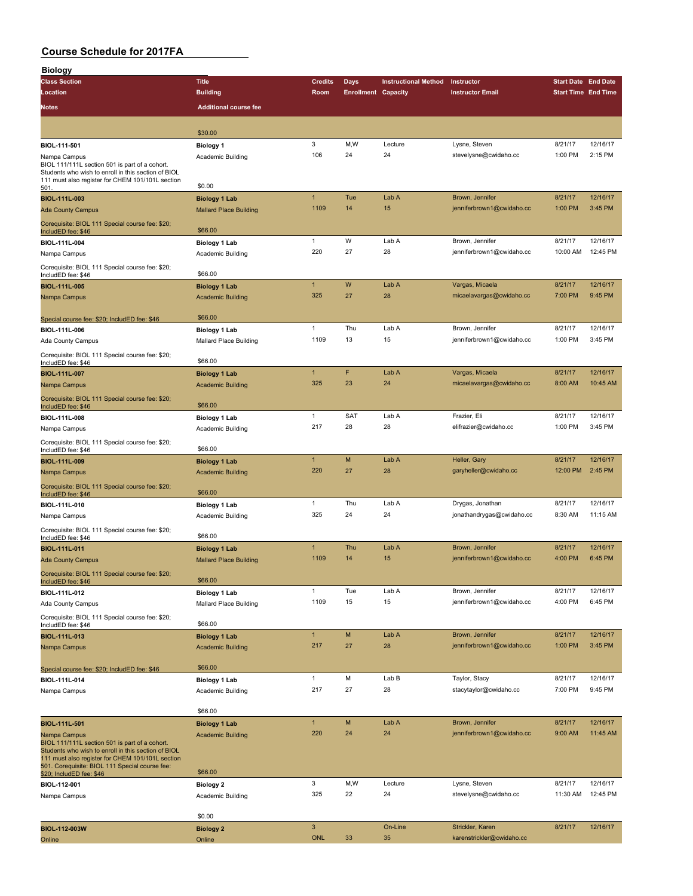# Course Schedule for 2017FA

## Biology

| Class Section / Location / Notes | Title / Building / Additional course fee | Credits / Room | Days / Enrollment | Instructional Method / Capacity | Instructor / Instructor Email | Start Date / Start Time | End Date / End Time |
|---|---|---|---|---|---|---|---|
| | $30.00 | | | | | | |
| BIOL-111-501<br>Nampa Campus<br>BIOL 111/111L section 501 is part of a cohort. Students who wish to enroll in this section of BIOL 111 must also register for CHEM 101/101L section 501. | Biology 1<br>Academic Building<br>$0.00 | 3<br>106 | M,W<br>24 | Lecture<br>24 | Lysne, Steven<br>stevelysne@cwidaho.cc | 8/21/17<br>1:00 PM | 12/16/17<br>2:15 PM |
| BIOL-111L-003<br>Ada County Campus<br>Corequisite: BIOL 111 Special course fee: $20; IncludED fee: $46 | Biology 1 Lab<br>Mallard Place Building<br>$66.00 | 1<br>1109 | Tue<br>14 | Lab A<br>15 | Brown, Jennifer<br>jenniferbrown1@cwidaho.cc | 8/21/17<br>1:00 PM | 12/16/17<br>3:45 PM |
| BIOL-111L-004<br>Nampa Campus<br>Corequisite: BIOL 111 Special course fee: $20; IncludED fee: $46 | Biology 1 Lab<br>Academic Building<br>$66.00 | 1<br>220 | W<br>27 | Lab A<br>28 | Brown, Jennifer<br>jenniferbrown1@cwidaho.cc | 8/21/17<br>10:00 AM | 12/16/17<br>12:45 PM |
| BIOL-111L-005<br>Nampa Campus<br>Special course fee: $20; IncludED fee: $46 | Biology 1 Lab<br>Academic Building<br>$66.00 | 1<br>325 | W<br>27 | Lab A<br>28 | Vargas, Micaela<br>micaelavargas@cwidaho.cc | 8/21/17<br>7:00 PM | 12/16/17<br>9:45 PM |
| BIOL-111L-006<br>Ada County Campus<br>Corequisite: BIOL 111 Special course fee: $20; IncludED fee: $46 | Biology 1 Lab<br>Mallard Place Building<br>$66.00 | 1<br>1109 | Thu<br>13 | Lab A<br>15 | Brown, Jennifer<br>jenniferbrown1@cwidaho.cc | 8/21/17<br>1:00 PM | 12/16/17<br>3:45 PM |
| BIOL-111L-007<br>Nampa Campus<br>Corequisite: BIOL 111 Special course fee: $20; IncludED fee: $46 | Biology 1 Lab<br>Academic Building<br>$66.00 | 1<br>325 | F<br>23 | Lab A<br>24 | Vargas, Micaela<br>micaelavargas@cwidaho.cc | 8/21/17<br>8:00 AM | 12/16/17<br>10:45 AM |
| BIOL-111L-008<br>Nampa Campus<br>Corequisite: BIOL 111 Special course fee: $20; IncludED fee: $46 | Biology 1 Lab<br>Academic Building<br>$66.00 | 1<br>217 | SAT<br>28 | Lab A<br>28 | Frazier, Eli<br>elifrazier@cwidaho.cc | 8/21/17<br>1:00 PM | 12/16/17<br>3:45 PM |
| BIOL-111L-009<br>Nampa Campus<br>Corequisite: BIOL 111 Special course fee: $20; IncludED fee: $46 | Biology 1 Lab<br>Academic Building<br>$66.00 | 1<br>220 | M<br>27 | Lab A<br>28 | Heller, Gary<br>garyheller@cwidaho.cc | 8/21/17<br>12:00 PM | 12/16/17<br>2:45 PM |
| BIOL-111L-010<br>Nampa Campus<br>Corequisite: BIOL 111 Special course fee: $20; IncludED fee: $46 | Biology 1 Lab<br>Academic Building<br>$66.00 | 1<br>325 | Thu<br>24 | Lab A<br>24 | Drygas, Jonathan<br>jonathandrygas@cwidaho.cc | 8/21/17<br>8:30 AM | 12/16/17<br>11:15 AM |
| BIOL-111L-011<br>Ada County Campus<br>Corequisite: BIOL 111 Special course fee: $20; IncludED fee: $46 | Biology 1 Lab<br>Mallard Place Building<br>$66.00 | 1<br>1109 | Thu<br>14 | Lab A<br>15 | Brown, Jennifer<br>jenniferbrown1@cwidaho.cc | 8/21/17<br>4:00 PM | 12/16/17<br>6:45 PM |
| BIOL-111L-012<br>Ada County Campus<br>Corequisite: BIOL 111 Special course fee: $20; IncludED fee: $46 | Biology 1 Lab<br>Mallard Place Building<br>$66.00 | 1<br>1109 | Tue<br>15 | Lab A<br>15 | Brown, Jennifer<br>jenniferbrown1@cwidaho.cc | 8/21/17<br>4:00 PM | 12/16/17<br>6:45 PM |
| BIOL-111L-013<br>Nampa Campus<br>Special course fee: $20; IncludED fee: $46 | Biology 1 Lab<br>Academic Building<br>$66.00 | 1<br>217 | M<br>27 | Lab A<br>28 | Brown, Jennifer<br>jenniferbrown1@cwidaho.cc | 8/21/17<br>1:00 PM | 12/16/17<br>3:45 PM |
| BIOL-111L-014<br>Nampa Campus | Biology 1 Lab<br>Academic Building<br>$66.00 | 1<br>217 | M<br>27 | Lab B<br>28 | Taylor, Stacy<br>stacytaylor@cwidaho.cc | 8/21/17<br>7:00 PM | 12/16/17<br>9:45 PM |
| BIOL-111L-501<br>Nampa Campus<br>BIOL 111/111L section 501 is part of a cohort. Students who wish to enroll in this section of BIOL 111 must also register for CHEM 101/101L section 501. Corequisite: BIOL 111 Special course fee: $20; IncludED fee: $46 | Biology 1 Lab<br>Academic Building<br>$66.00 | 1<br>220 | M<br>24 | Lab A<br>24 | Brown, Jennifer<br>jenniferbrown1@cwidaho.cc | 8/21/17<br>9:00 AM | 12/16/17<br>11:45 AM |
| BIOL-112-001<br>Nampa Campus | Biology 2<br>Academic Building<br>$0.00 | 3<br>325 | M,W<br>22 | Lecture<br>24 | Lysne, Steven<br>stevelysne@cwidaho.cc | 8/21/17<br>11:30 AM | 12/16/17<br>12:45 PM |
| BIOL-112-003W<br>Online | Biology 2<br>Online | 3<br>ONL | <br>33 | On-Line<br>35 | Strickler, Karen<br>karenstrickler@cwidaho.cc | 8/21/17 | 12/16/17 |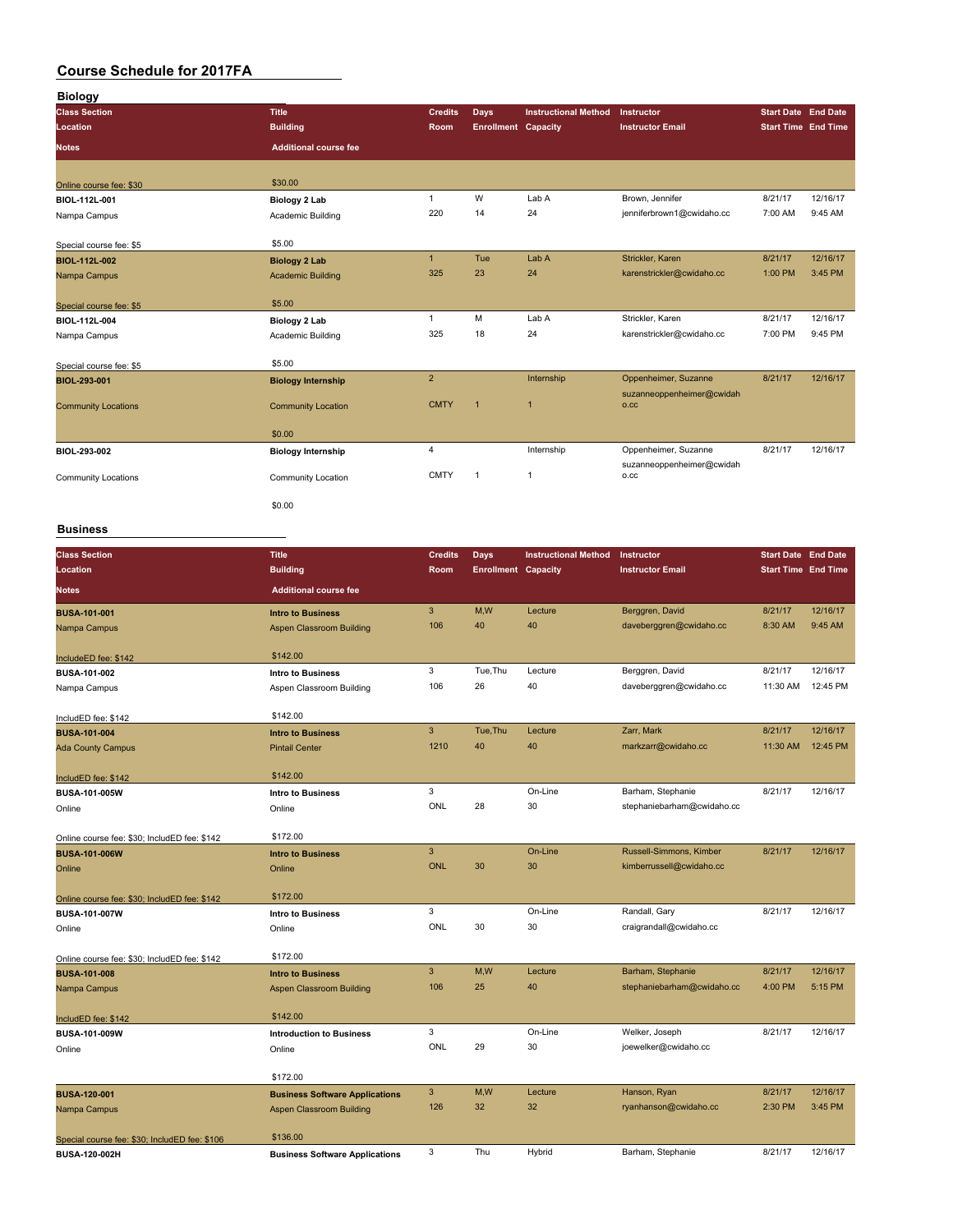# Course Schedule for 2017FA

## Biology

| Class Section / Location / Notes | Title / Building / Additional course fee | Credits / Room | Days / Enrollment | Instructional Method / Capacity | Instructor / Instructor Email | Start Date / Start Time | End Date / End Time |
|---|---|---|---|---|---|---|---|
| Online course fee: $30 | $30.00 | | | | | | |
| BIOL-112L-001 | Biology 2 Lab | 1 | W | Lab A | Brown, Jennifer | 8/21/17 | 12/16/17 |
| Nampa Campus | Academic Building | 220 | 14 | 24 | jenniferbrown1@cwidaho.cc | 7:00 AM | 9:45 AM |
| Special course fee: $5 | $5.00 | | | | | | |
| BIOL-112L-002 | Biology 2 Lab | 1 | Tue | Lab A | Strickler, Karen | 8/21/17 | 12/16/17 |
| Nampa Campus | Academic Building | 325 | 23 | 24 | karenstrickler@cwidaho.cc | 1:00 PM | 3:45 PM |
| Special course fee: $5 | $5.00 | | | | | | |
| BIOL-112L-004 | Biology 2 Lab | 1 | M | Lab A | Strickler, Karen | 8/21/17 | 12/16/17 |
| Nampa Campus | Academic Building | 325 | 18 | 24 | karenstrickler@cwidaho.cc | 7:00 PM | 9:45 PM |
| Special course fee: $5 | $5.00 | | | | | | |
| BIOL-293-001 | Biology Internship | 2 | | Internship | Oppenheimer, Suzanne | 8/21/17 | 12/16/17 |
| Community Locations | Community Location | CMTY | 1 | 1 | suzanneoppenheimer@cwidaho.cc | | |
| | $0.00 | | | | | | |
| BIOL-293-002 | Biology Internship | 4 | | Internship | Oppenheimer, Suzanne | 8/21/17 | 12/16/17 |
| Community Locations | Community Location | CMTY | 1 | 1 | suzanneoppenheimer@cwidaho.cc | | |
| | $0.00 | | | | | | |

## Business

| Class Section / Location / Notes | Title / Building / Additional course fee | Credits / Room | Days / Enrollment | Instructional Method / Capacity | Instructor / Instructor Email | Start Date / Start Time | End Date / End Time |
|---|---|---|---|---|---|---|---|
| BUSA-101-001 | Intro to Business | 3 | M,W | Lecture | Berggren, David | 8/21/17 | 12/16/17 |
| Nampa Campus | Aspen Classroom Building | 106 | 40 | 40 | daveberggren@cwidaho.cc | 8:30 AM | 9:45 AM |
| IncludED fee: $142 | $142.00 | | | | | | |
| BUSA-101-002 | Intro to Business | 3 | Tue,Thu | Lecture | Berggren, David | 8/21/17 | 12/16/17 |
| Nampa Campus | Aspen Classroom Building | 106 | 26 | 40 | daveberggren@cwidaho.cc | 11:30 AM | 12:45 PM |
| IncludED fee: $142 | $142.00 | | | | | | |
| BUSA-101-004 | Intro to Business | 3 | Tue,Thu | Lecture | Zarr, Mark | 8/21/17 | 12/16/17 |
| Ada County Campus | Pintail Center | 1210 | 40 | 40 | markzarr@cwidaho.cc | 11:30 AM | 12:45 PM |
| IncludED fee: $142 | $142.00 | | | | | | |
| BUSA-101-005W | Intro to Business | 3 | | On-Line | Barham, Stephanie | 8/21/17 | 12/16/17 |
| Online | Online | ONL | 28 | 30 | stephaniebarham@cwidaho.cc | | |
| Online course fee: $30; IncludED fee: $142 | $172.00 | | | | | | |
| BUSA-101-006W | Intro to Business | 3 | | On-Line | Russell-Simmons, Kimber | 8/21/17 | 12/16/17 |
| Online | Online | ONL | 30 | 30 | kimberrussell@cwidaho.cc | | |
| Online course fee: $30; IncludED fee: $142 | $172.00 | | | | | | |
| BUSA-101-007W | Intro to Business | 3 | | On-Line | Randall, Gary | 8/21/17 | 12/16/17 |
| Online | Online | ONL | 30 | 30 | craigrandall@cwidaho.cc | | |
| Online course fee: $30; IncludED fee: $142 | $172.00 | | | | | | |
| BUSA-101-008 | Intro to Business | 3 | M,W | Lecture | Barham, Stephanie | 8/21/17 | 12/16/17 |
| Nampa Campus | Aspen Classroom Building | 106 | 25 | 40 | stephaniebarham@cwidaho.cc | 4:00 PM | 5:15 PM |
| IncludED fee: $142 | $142.00 | | | | | | |
| BUSA-101-009W | Introduction to Business | 3 | | On-Line | Welker, Joseph | 8/21/17 | 12/16/17 |
| Online | Online | ONL | 29 | 30 | joewelker@cwidaho.cc | | |
| | $172.00 | | | | | | |
| BUSA-120-001 | Business Software Applications | 3 | M,W | Lecture | Hanson, Ryan | 8/21/17 | 12/16/17 |
| Nampa Campus | Aspen Classroom Building | 126 | 32 | 32 | ryanhanson@cwidaho.cc | 2:30 PM | 3:45 PM |
| Special course fee: $30; IncludED fee: $106 | $136.00 | | | | | | |
| BUSA-120-002H | Business Software Applications | 3 | Thu | Hybrid | Barham, Stephanie | 8/21/17 | 12/16/17 |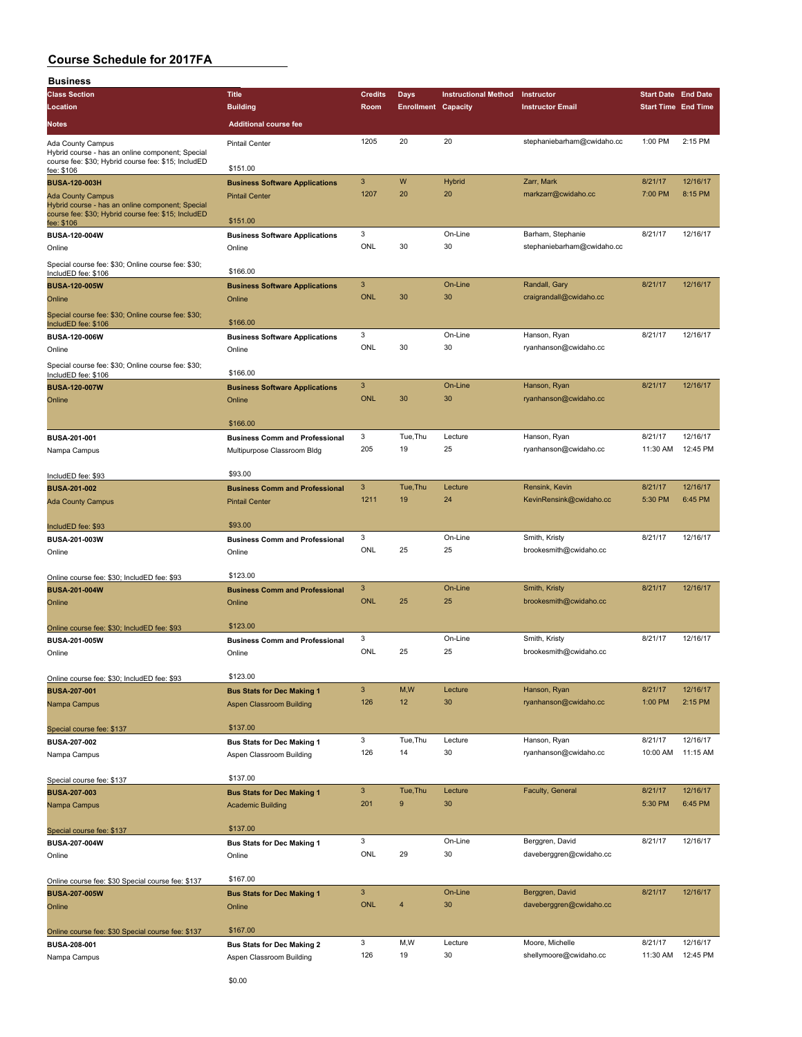# Course Schedule for 2017FA

## Business

| Class Section / Location / Notes | Title / Building / Additional course fee | Credits / Room | Days / Enrollment | Instructional Method / Capacity | Instructor / Instructor Email | Start Date / Start Time | End Date / End Time |
|---|---|---|---|---|---|---|---|
| Ada County Campus<br>Hybrid course - has an online component; Special course fee: $30; Hybrid course fee: $15; IncludED fee: $106 | Pintail Center<br>$151.00 | 1205 | 20 | 20 | stephaniebarham@cwidaho.cc | 1:00 PM | 2:15 PM |
| **BUSA-120-003H**<br>Ada County Campus<br>Hybrid course - has an online component; Special course fee: $30; Hybrid course fee: $15; IncludED fee: $106 | **Business Software Applications**<br>Pintail Center<br>$151.00 | 3<br>1207 | W<br>20 | Hybrid<br>20 | Zarr, Mark<br>markzarr@cwidaho.cc | 8/21/17<br>7:00 PM | 12/16/17<br>8:15 PM |
| **BUSA-120-004W**<br>Online<br>Special course fee: $30; Online course fee: $30; IncludED fee: $106 | **Business Software Applications**<br>Online<br>$166.00 | 3<br>ONL | <br>30 | On-Line<br>30 | Barham, Stephanie<br>stephaniebarham@cwidaho.cc | 8/21/17 | 12/16/17 |
| **BUSA-120-005W**<br>Online<br>Special course fee: $30; Online course fee: $30; IncludED fee: $106 | **Business Software Applications**<br>Online<br>$166.00 | 3<br>ONL | <br>30 | On-Line<br>30 | Randall, Gary<br>craigrandall@cwidaho.cc | 8/21/17 | 12/16/17 |
| **BUSA-120-006W**<br>Online<br>Special course fee: $30; Online course fee: $30; IncludED fee: $106 | **Business Software Applications**<br>Online<br>$166.00 | 3<br>ONL | <br>30 | On-Line<br>30 | Hanson, Ryan<br>ryanhanson@cwidaho.cc | 8/21/17 | 12/16/17 |
| **BUSA-120-007W**<br>Online | **Business Software Applications**<br>Online<br>$166.00 | 3<br>ONL | <br>30 | On-Line<br>30 | Hanson, Ryan<br>ryanhanson@cwidaho.cc | 8/21/17 | 12/16/17 |
| **BUSA-201-001**<br>Nampa Campus<br>IncludED fee: $93 | **Business Comm and Professional**<br>Multipurpose Classroom Bldg<br>$93.00 | 3<br>205 | Tue,Thu<br>19 | Lecture<br>25 | Hanson, Ryan<br>ryanhanson@cwidaho.cc | 8/21/17<br>11:30 AM | 12/16/17<br>12:45 PM |
| **BUSA-201-002**<br>Ada County Campus<br>IncludED fee: $93 | **Business Comm and Professional**<br>Pintail Center<br>$93.00 | 3<br>1211 | Tue,Thu<br>19 | Lecture<br>24 | Rensink, Kevin<br>KevinRensink@cwidaho.cc | 8/21/17<br>5:30 PM | 12/16/17<br>6:45 PM |
| **BUSA-201-003W**<br>Online<br>Online course fee: $30; IncludED fee: $93 | **Business Comm and Professional**<br>Online<br>$123.00 | 3<br>ONL | <br>25 | On-Line<br>25 | Smith, Kristy<br>brookesmith@cwidaho.cc | 8/21/17 | 12/16/17 |
| **BUSA-201-004W**<br>Online<br>Online course fee: $30; IncludED fee: $93 | **Business Comm and Professional**<br>Online<br>$123.00 | 3<br>ONL | <br>25 | On-Line<br>25 | Smith, Kristy<br>brookesmith@cwidaho.cc | 8/21/17 | 12/16/17 |
| **BUSA-201-005W**<br>Online<br>Online course fee: $30; IncludED fee: $93 | **Business Comm and Professional**<br>Online<br>$123.00 | 3<br>ONL | <br>25 | On-Line<br>25 | Smith, Kristy<br>brookesmith@cwidaho.cc | 8/21/17 | 12/16/17 |
| **BUSA-207-001**<br>Nampa Campus<br>Special course fee: $137 | **Bus Stats for Dec Making 1**<br>Aspen Classroom Building<br>$137.00 | 3<br>126 | M,W<br>12 | Lecture<br>30 | Hanson, Ryan<br>ryanhanson@cwidaho.cc | 8/21/17<br>1:00 PM | 12/16/17<br>2:15 PM |
| **BUSA-207-002**<br>Nampa Campus<br>Special course fee: $137 | **Bus Stats for Dec Making 1**<br>Aspen Classroom Building<br>$137.00 | 3<br>126 | Tue,Thu<br>14 | Lecture<br>30 | Hanson, Ryan<br>ryanhanson@cwidaho.cc | 8/21/17<br>10:00 AM | 12/16/17<br>11:15 AM |
| **BUSA-207-003**<br>Nampa Campus<br>Special course fee: $137 | **Bus Stats for Dec Making 1**<br>Academic Building<br>$137.00 | 3<br>201 | Tue,Thu<br>9 | Lecture<br>30 | Faculty, General | 8/21/17<br>5:30 PM | 12/16/17<br>6:45 PM |
| **BUSA-207-004W**<br>Online<br>Online course fee: $30 Special course fee: $137 | **Bus Stats for Dec Making 1**<br>Online<br>$167.00 | 3<br>ONL | <br>29 | On-Line<br>30 | Berggren, David<br>daveberggren@cwidaho.cc | 8/21/17 | 12/16/17 |
| **BUSA-207-005W**<br>Online<br>Online course fee: $30 Special course fee: $137 | **Bus Stats for Dec Making 1**<br>Online<br>$167.00 | 3<br>ONL | <br>4 | On-Line<br>30 | Berggren, David<br>daveberggren@cwidaho.cc | 8/21/17 | 12/16/17 |
| **BUSA-208-001**<br>Nampa Campus | **Bus Stats for Dec Making 2**<br>Aspen Classroom Building<br>$0.00 | 3<br>126 | M,W<br>19 | Lecture<br>30 | Moore, Michelle<br>shellymoore@cwidaho.cc | 8/21/17<br>11:30 AM | 12/16/17<br>12:45 PM |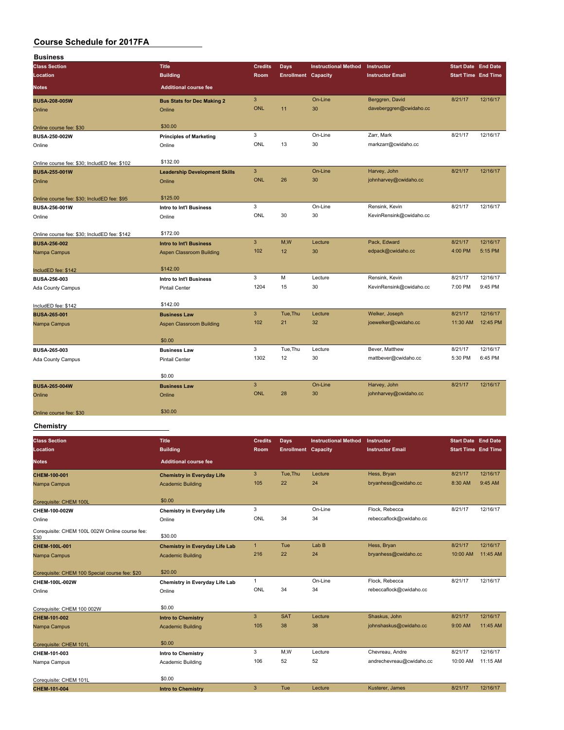# Course Schedule for 2017FA

## Business

| Class Section | Title | Credits | Days | Instructional Method | Instructor | Start Date | End Date |
|---|---|---|---|---|---|---|---|
| Location | Building | Room | Enrollment | Capacity | Instructor Email | Start Time | End Time |
| Notes | Additional course fee | | | | | | |
| BUSA-208-005W | Bus Stats for Dec Making 2 | 3 | | On-Line | Berggren, David | 8/21/17 | 12/16/17 |
| Online | Online | ONL | 11 | 30 | daveberggren@cwidaho.cc | | |
| Online course fee: $30 | $30.00 | | | | | | |
| BUSA-250-002W | Principles of Marketing | 3 | | On-Line | Zarr, Mark | 8/21/17 | 12/16/17 |
| Online | Online | ONL | 13 | 30 | markzarr@cwidaho.cc | | |
| Online course fee: $30; IncludED fee: $102 | $132.00 | | | | | | |
| BUSA-255-001W | Leadership Development Skills | 3 | | On-Line | Harvey, John | 8/21/17 | 12/16/17 |
| Online | Online | ONL | 26 | 30 | johnharvey@cwidaho.cc | | |
| Online course fee: $30; IncludED fee: $95 | $125.00 | | | | | | |
| BUSA-256-001W | Intro to Int'l Business | 3 | | On-Line | Rensink, Kevin | 8/21/17 | 12/16/17 |
| Online | Online | ONL | 30 | 30 | KevinRensink@cwidaho.cc | | |
| Online course fee: $30; IncludED fee: $142 | $172.00 | | | | | | |
| BUSA-256-002 | Intro to Int'l Business | 3 | M,W | Lecture | Pack, Edward | 8/21/17 | 12/16/17 |
| Nampa Campus | Aspen Classroom Building | 102 | 12 | 30 | edpack@cwidaho.cc | 4:00 PM | 5:15 PM |
| IncludED fee: $142 | $142.00 | | | | | | |
| BUSA-256-003 | Intro to Int'l Business | 3 | M | Lecture | Rensink, Kevin | 8/21/17 | 12/16/17 |
| Ada County Campus | Pintail Center | 1204 | 15 | 30 | KevinRensink@cwidaho.cc | 7:00 PM | 9:45 PM |
| IncludED fee: $142 | $142.00 | | | | | | |
| BUSA-265-001 | Business Law | 3 | Tue,Thu | Lecture | Welker, Joseph | 8/21/17 | 12/16/17 |
| Nampa Campus | Aspen Classroom Building | 102 | 21 | 32 | joewelker@cwidaho.cc | 11:30 AM | 12:45 PM |
| | $0.00 | | | | | | |
| BUSA-265-003 | Business Law | 3 | Tue,Thu | Lecture | Bever, Matthew | 8/21/17 | 12/16/17 |
| Ada County Campus | Pintail Center | 1302 | 12 | 30 | mattbever@cwidaho.cc | 5:30 PM | 6:45 PM |
| | $0.00 | | | | | | |
| BUSA-265-004W | Business Law | 3 | | On-Line | Harvey, John | 8/21/17 | 12/16/17 |
| Online | Online | ONL | 28 | 30 | johnharvey@cwidaho.cc | | |
| Online course fee: $30 | $30.00 | | | | | | |

## Chemistry

| Class Section | Title | Credits | Days | Instructional Method | Instructor | Start Date | End Date |
|---|---|---|---|---|---|---|---|
| Location | Building | Room | Enrollment | Capacity | Instructor Email | Start Time | End Time |
| Notes | Additional course fee | | | | | | |
| CHEM-100-001 | Chemistry in Everyday Life | 3 | Tue,Thu | Lecture | Hess, Bryan | 8/21/17 | 12/16/17 |
| Nampa Campus | Academic Building | 105 | 22 | 24 | bryanhess@cwidaho.cc | 8:30 AM | 9:45 AM |
| Corequisite: CHEM 100L | $0.00 | | | | | | |
| CHEM-100-002W | Chemistry in Everyday Life | 3 | | On-Line | Flock, Rebecca | 8/21/17 | 12/16/17 |
| Online | Online | ONL | 34 | 34 | rebeccaflock@cwidaho.cc | | |
| Corequisite: CHEM 100L 002W Online course fee: $30 | $30.00 | | | | | | |
| CHEM-100L-001 | Chemistry in Everyday Life Lab | 1 | Tue | Lab B | Hess, Bryan | 8/21/17 | 12/16/17 |
| Nampa Campus | Academic Building | 216 | 22 | 24 | bryanhess@cwidaho.cc | 10:00 AM | 11:45 AM |
| Corequisite: CHEM 100 Special course fee: $20 | $20.00 | | | | | | |
| CHEM-100L-002W | Chemistry in Everyday Life Lab | 1 | | On-Line | Flock, Rebecca | 8/21/17 | 12/16/17 |
| Online | Online | ONL | 34 | 34 | rebeccaflock@cwidaho.cc | | |
| Corequisite: CHEM 100 002W | $0.00 | | | | | | |
| CHEM-101-002 | Intro to Chemistry | 3 | SAT | Lecture | Shaskus, John | 8/21/17 | 12/16/17 |
| Nampa Campus | Academic Building | 105 | 38 | 38 | johnshaskus@cwidaho.cc | 9:00 AM | 11:45 AM |
| Corequisite: CHEM 101L | $0.00 | | | | | | |
| CHEM-101-003 | Intro to Chemistry | 3 | M,W | Lecture | Chevreau, Andre | 8/21/17 | 12/16/17 |
| Nampa Campus | Academic Building | 106 | 52 | 52 | andrechevreau@cwidaho.cc | 10:00 AM | 11:15 AM |
| Corequisite: CHEM 101L | $0.00 | | | | | | |
| CHEM-101-004 | Intro to Chemistry | 3 | Tue | Lecture | Kusterer, James | 8/21/17 | 12/16/17 |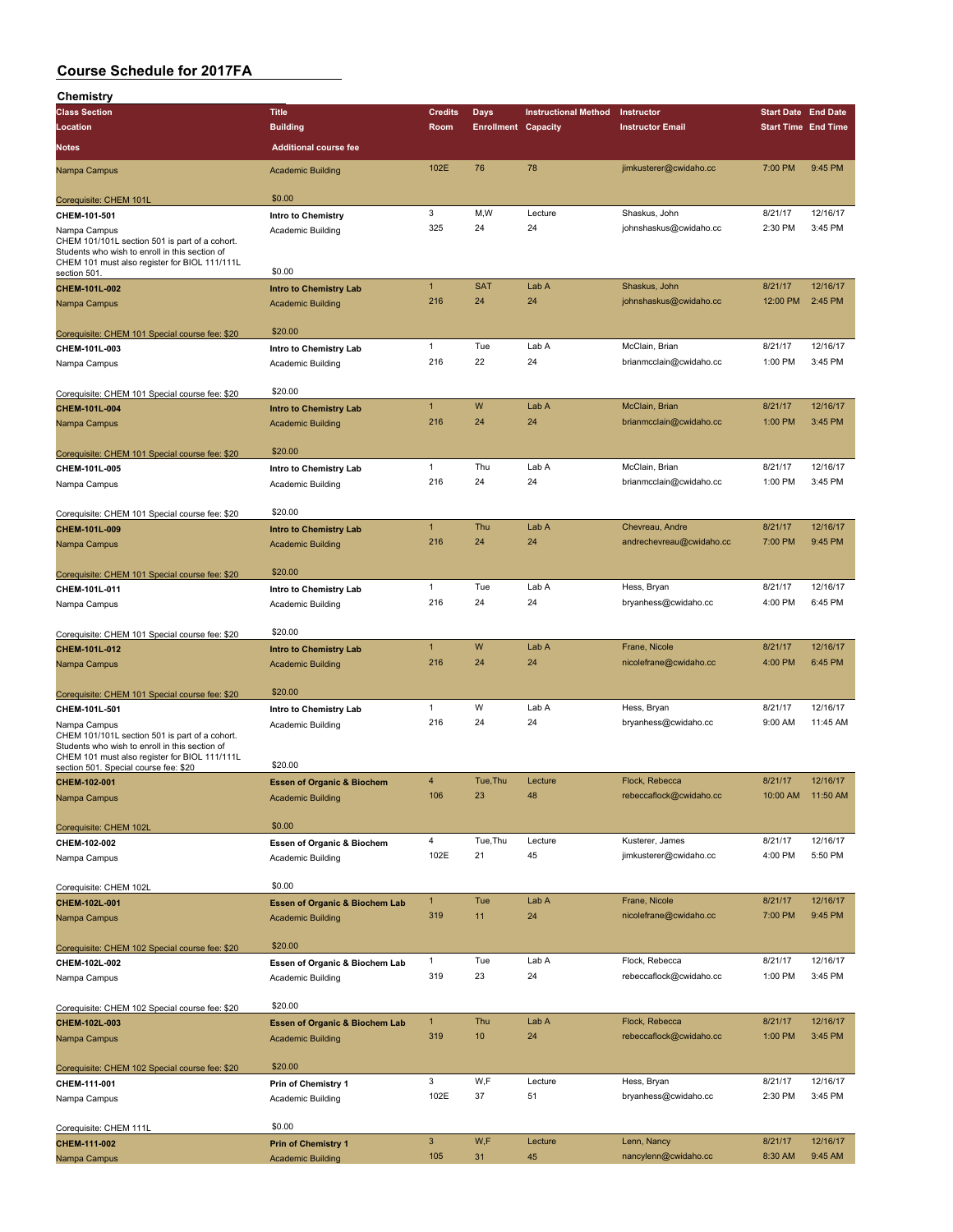# Course Schedule for 2017FA

## Chemistry

| Class Section / Location / Notes | Title / Building / Additional course fee | Credits / Room | Days / Enrollment | Instructional Method / Capacity | Instructor / Instructor Email | Start Date / Start Time | End Date / End Time |
|---|---|---|---|---|---|---|---|
| Nampa Campus<br>Corequisite: CHEM 101L | Academic Building<br>$0.00 | 102E | 76 | 78 | jimkusterer@cwidaho.cc | 7:00 PM | 9:45 PM |
| **CHEM-101-501**<br>Nampa Campus<br>CHEM 101/101L section 501 is part of a cohort. Students who wish to enroll in this section of CHEM 101 must also register for BIOL 111/111L section 501. | **Intro to Chemistry**<br>Academic Building<br>$0.00 | 3<br>325 | M,W<br>24 | Lecture<br>24 | Shaskus, John<br>johnshaskus@cwidaho.cc | 8/21/17<br>2:30 PM | 12/16/17<br>3:45 PM |
| **CHEM-101L-002**<br>Nampa Campus<br>Corequisite: CHEM 101 Special course fee: $20 | **Intro to Chemistry Lab**<br>Academic Building<br>$20.00 | 1<br>216 | SAT<br>24 | Lab A<br>24 | Shaskus, John<br>johnshaskus@cwidaho.cc | 8/21/17<br>12:00 PM | 12/16/17<br>2:45 PM |
| **CHEM-101L-003**<br>Nampa Campus<br>Corequisite: CHEM 101 Special course fee: $20 | **Intro to Chemistry Lab**<br>Academic Building<br>$20.00 | 1<br>216 | Tue<br>22 | Lab A<br>24 | McClain, Brian<br>brianmcclain@cwidaho.cc | 8/21/17<br>1:00 PM | 12/16/17<br>3:45 PM |
| **CHEM-101L-004**<br>Nampa Campus<br>Corequisite: CHEM 101 Special course fee: $20 | **Intro to Chemistry Lab**<br>Academic Building<br>$20.00 | 1<br>216 | W<br>24 | Lab A<br>24 | McClain, Brian<br>brianmcclain@cwidaho.cc | 8/21/17<br>1:00 PM | 12/16/17<br>3:45 PM |
| **CHEM-101L-005**<br>Nampa Campus<br>Corequisite: CHEM 101 Special course fee: $20 | **Intro to Chemistry Lab**<br>Academic Building<br>$20.00 | 1<br>216 | Thu<br>24 | Lab A<br>24 | McClain, Brian<br>brianmcclain@cwidaho.cc | 8/21/17<br>1:00 PM | 12/16/17<br>3:45 PM |
| **CHEM-101L-009**<br>Nampa Campus<br>Corequisite: CHEM 101 Special course fee: $20 | **Intro to Chemistry Lab**<br>Academic Building<br>$20.00 | 1<br>216 | Thu<br>24 | Lab A<br>24 | Chevreau, Andre<br>andrechevreau@cwidaho.cc | 8/21/17<br>7:00 PM | 12/16/17<br>9:45 PM |
| **CHEM-101L-011**<br>Nampa Campus<br>Corequisite: CHEM 101 Special course fee: $20 | **Intro to Chemistry Lab**<br>Academic Building<br>$20.00 | 1<br>216 | Tue<br>24 | Lab A<br>24 | Hess, Bryan<br>bryanhess@cwidaho.cc | 8/21/17<br>4:00 PM | 12/16/17<br>6:45 PM |
| **CHEM-101L-012**<br>Nampa Campus<br>Corequisite: CHEM 101 Special course fee: $20 | **Intro to Chemistry Lab**<br>Academic Building<br>$20.00 | 1<br>216 | W<br>24 | Lab A<br>24 | Frane, Nicole<br>nicolefrane@cwidaho.cc | 8/21/17<br>4:00 PM | 12/16/17<br>6:45 PM |
| **CHEM-101L-501**<br>Nampa Campus<br>CHEM 101/101L section 501 is part of a cohort. Students who wish to enroll in this section of CHEM 101 must also register for BIOL 111/111L section 501. Special course fee: $20 | **Intro to Chemistry Lab**<br>Academic Building<br>$20.00 | 1<br>216 | W<br>24 | Lab A<br>24 | Hess, Bryan<br>bryanhess@cwidaho.cc | 8/21/17<br>9:00 AM | 12/16/17<br>11:45 AM |
| **CHEM-102-001**<br>Nampa Campus<br>Corequisite: CHEM 102L | **Essen of Organic & Biochem**<br>Academic Building<br>$0.00 | 4<br>106 | Tue,Thu<br>23 | Lecture<br>48 | Flock, Rebecca<br>rebeccaflock@cwidaho.cc | 8/21/17<br>10:00 AM | 12/16/17<br>11:50 AM |
| **CHEM-102-002**<br>Nampa Campus<br>Corequisite: CHEM 102L | **Essen of Organic & Biochem**<br>Academic Building<br>$0.00 | 4<br>102E | Tue,Thu<br>21 | Lecture<br>45 | Kusterer, James<br>jimkusterer@cwidaho.cc | 8/21/17<br>4:00 PM | 12/16/17<br>5:50 PM |
| **CHEM-102L-001**<br>Nampa Campus<br>Corequisite: CHEM 102 Special course fee: $20 | **Essen of Organic & Biochem Lab**<br>Academic Building<br>$20.00 | 1<br>319 | Tue<br>11 | Lab A<br>24 | Frane, Nicole<br>nicolefrane@cwidaho.cc | 8/21/17<br>7:00 PM | 12/16/17<br>9:45 PM |
| **CHEM-102L-002**<br>Nampa Campus<br>Corequisite: CHEM 102 Special course fee: $20 | **Essen of Organic & Biochem Lab**<br>Academic Building<br>$20.00 | 1<br>319 | Tue<br>23 | Lab A<br>24 | Flock, Rebecca<br>rebeccaflock@cwidaho.cc | 8/21/17<br>1:00 PM | 12/16/17<br>3:45 PM |
| **CHEM-102L-003**<br>Nampa Campus<br>Corequisite: CHEM 102 Special course fee: $20 | **Essen of Organic & Biochem Lab**<br>Academic Building<br>$20.00 | 1<br>319 | Thu<br>10 | Lab A<br>24 | Flock, Rebecca<br>rebeccaflock@cwidaho.cc | 8/21/17<br>1:00 PM | 12/16/17<br>3:45 PM |
| **CHEM-111-001**<br>Nampa Campus<br>Corequisite: CHEM 111L | **Prin of Chemistry 1**<br>Academic Building<br>$0.00 | 3<br>102E | W,F<br>37 | Lecture<br>51 | Hess, Bryan<br>bryanhess@cwidaho.cc | 8/21/17<br>2:30 PM | 12/16/17<br>3:45 PM |
| **CHEM-111-002**<br>Nampa Campus | **Prin of Chemistry 1**<br>Academic Building | 3<br>105 | W,F<br>31 | Lecture<br>45 | Lenn, Nancy<br>nancylenn@cwidaho.cc | 8/21/17<br>8:30 AM | 12/16/17<br>9:45 AM |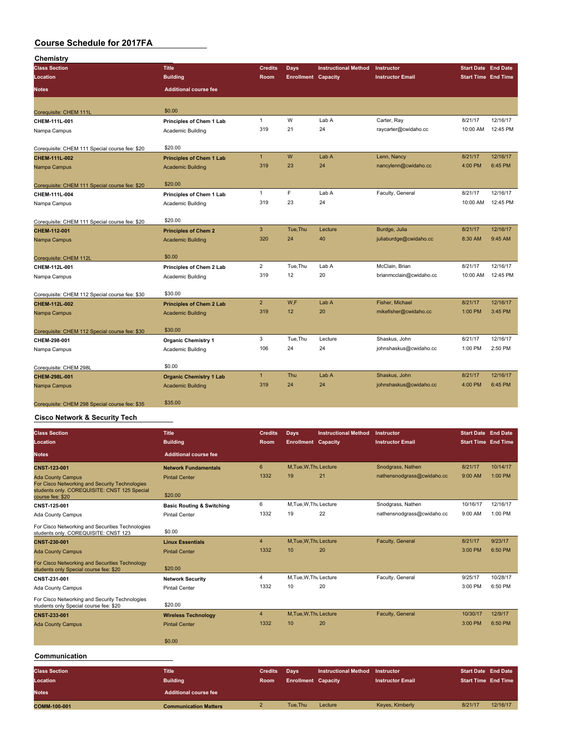# Course Schedule for 2017FA

## Chemistry

| Class Section / Location / Notes | Title / Building / Additional course fee | Credits / Room | Days / Enrollment | Instructional Method / Capacity | Instructor / Instructor Email | Start Date / Start Time | End Date / End Time |
|---|---|---|---|---|---|---|---|
| Corequisite: CHEM 111L | $0.00 | | | | | | |
| **CHEM-111L-001** | **Principles of Chem 1 Lab** | 1 | W | Lab A | Carter, Ray | 8/21/17 | 12/16/17 |
| Nampa Campus | Academic Building | 319 | 21 | 24 | raycarter@cwidaho.cc | 10:00 AM | 12:45 PM |
| Corequisite: CHEM 111 Special course fee: $20 | $20.00 | | | | | | |
| **CHEM-111L-002** | **Principles of Chem 1 Lab** | 1 | W | Lab A | Lenn, Nancy | 8/21/17 | 12/16/17 |
| Nampa Campus | Academic Building | 319 | 23 | 24 | nancylenn@cwidaho.cc | 4:00 PM | 6:45 PM |
| Corequisite: CHEM 111 Special course fee: $20 | $20.00 | | | | | | |
| **CHEM-111L-004** | **Principles of Chem 1 Lab** | 1 | F | Lab A | Faculty, General | 8/21/17 | 12/16/17 |
| Nampa Campus | Academic Building | 319 | 23 | 24 | | 10:00 AM | 12:45 PM |
| Corequisite: CHEM 111 Special course fee: $20 | $20.00 | | | | | | |
| **CHEM-112-001** | **Principles of Chem 2** | 3 | Tue,Thu | Lecture | Burdge, Julia | 8/21/17 | 12/16/17 |
| Nampa Campus | Academic Building | 320 | 24 | 40 | juliaburdge@cwidaho.cc | 8:30 AM | 9:45 AM |
| Corequisite: CHEM 112L | $0.00 | | | | | | |
| **CHEM-112L-001** | **Principles of Chem 2 Lab** | 2 | Tue,Thu | Lab A | McClain, Brian | 8/21/17 | 12/16/17 |
| Nampa Campus | Academic Building | 319 | 12 | 20 | brianmcclain@cwidaho.cc | 10:00 AM | 12:45 PM |
| Corequisite: CHEM 112 Special course fee: $30 | $30.00 | | | | | | |
| **CHEM-112L-002** | **Principles of Chem 2 Lab** | 2 | W,F | Lab A | Fisher, Michael | 8/21/17 | 12/16/17 |
| Nampa Campus | Academic Building | 319 | 12 | 20 | mikefisher@cwidaho.cc | 1:00 PM | 3:45 PM |
| Corequisite: CHEM 112 Special course fee: $30 | $30.00 | | | | | | |
| **CHEM-298-001** | **Organic Chemistry 1** | 3 | Tue,Thu | Lecture | Shaskus, John | 8/21/17 | 12/16/17 |
| Nampa Campus | Academic Building | 106 | 24 | 24 | johnshaskus@cwidaho.cc | 1:00 PM | 2:50 PM |
| Corequisite: CHEM 298L | $0.00 | | | | | | |
| **CHEM-298L-001** | **Organic Chemistry 1 Lab** | 1 | Thu | Lab A | Shaskus, John | 8/21/17 | 12/16/17 |
| Nampa Campus | Academic Building | 319 | 24 | 24 | johnshaskus@cwidaho.cc | 4:00 PM | 6:45 PM |
| Corequisite: CHEM 298 Special course fee: $35 | $35.00 | | | | | | |

## Cisco Network & Security Tech

| Class Section / Location / Notes | Title / Building / Additional course fee | Credits / Room | Days / Enrollment | Instructional Method / Capacity | Instructor / Instructor Email | Start Date / Start Time | End Date / End Time |
|---|---|---|---|---|---|---|---|
| **CNST-123-001** | **Network Fundamentals** | 6 | M,Tue,W,Thu | Lecture | Snodgrass, Nathen | 8/21/17 | 10/14/17 |
| Ada County Campus | Pintail Center | 1332 | 19 | 21 | nathensnodgrass@cwidaho.cc | 9:00 AM | 1:00 PM |
| For Cisco Networking and Security Technologies students only. COREQUISITE: CNST 125 Special course fee: $20 | $20.00 | | | | | | |
| **CNST-125-001** | **Basic Routing & Switching** | 6 | M,Tue,W,Thu | Lecture | Snodgrass, Nathen | 10/16/17 | 12/16/17 |
| Ada County Campus | Pintail Center | 1332 | 19 | 22 | nathensnodgrass@cwidaho.cc | 9:00 AM | 1:00 PM |
| For Cisco Networking and Securities Technologies students only. COREQUISITE: CNST 123 | $0.00 | | | | | | |
| **CNST-230-001** | **Linux Essentials** | 4 | M,Tue,W,Thu | Lecture | Faculty, General | 8/21/17 | 9/23/17 |
| Ada County Campus | Pintail Center | 1332 | 10 | 20 | | 3:00 PM | 6:50 PM |
| For Cisco Networking and Securities Technology students only Special course fee: $20 | $20.00 | | | | | | |
| **CNST-231-001** | **Network Security** | 4 | M,Tue,W,Thu | Lecture | Faculty, General | 9/25/17 | 10/28/17 |
| Ada County Campus | Pintail Center | 1332 | 10 | 20 | | 3:00 PM | 6:50 PM |
| For Cisco Networking and Security Technologies students only Special course fee: $20 | $20.00 | | | | | | |
| **CNST-233-001** | **Wireless Technology** | 4 | M,Tue,W,Thu | Lecture | Faculty, General | 10/30/17 | 12/9/17 |
| Ada County Campus | Pintail Center | 1332 | 10 | 20 | | 3:00 PM | 6:50 PM |
| | $0.00 | | | | | | |

## Communication

| Class Section / Location / Notes | Title / Building / Additional course fee | Credits / Room | Days / Enrollment | Instructional Method / Capacity | Instructor / Instructor Email | Start Date / Start Time | End Date / End Time |
|---|---|---|---|---|---|---|---|
| **COMM-100-001** | **Communication Matters** | 2 | Tue,Thu | Lecture | Keyes, Kimberly | 8/21/17 | 12/16/17 |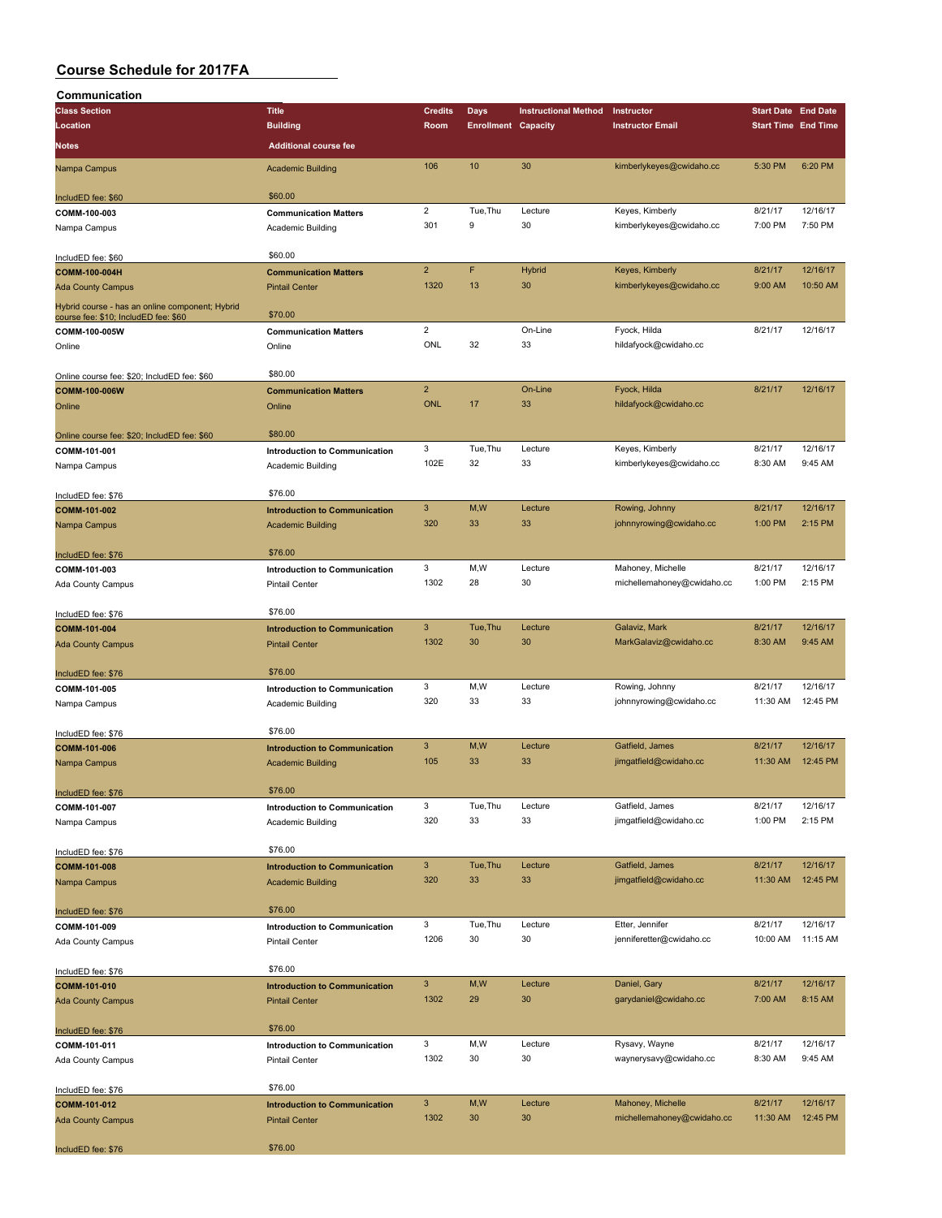# Course Schedule for 2017FA

## Communication

| Class Section | Title | Credits | Days | Instructional Method | Instructor | Start Date | End Date |
|---|---|---|---|---|---|---|---|
| Location | Building | Room | Enrollment | Capacity | Instructor Email | Start Time | End Time |
| Notes | Additional course fee | | | | | | |
| Nampa Campus | Academic Building | 106 | 10 | 30 | kimberlykeyes@cwidaho.cc | 5:30 PM | 6:20 PM |
| IncludED fee: $60 | $60.00 | | | | | | |
| COMM-100-003 | Communication Matters | 2 | Tue,Thu | Lecture | Keyes, Kimberly | 8/21/17 | 12/16/17 |
| Nampa Campus | Academic Building | 301 | 9 | 30 | kimberlykeyes@cwidaho.cc | 7:00 PM | 7:50 PM |
| IncludED fee: $60 | $60.00 | | | | | | |
| COMM-100-004H | Communication Matters | 2 | F | Hybrid | Keyes, Kimberly | 8/21/17 | 12/16/17 |
| Ada County Campus | Pintail Center | 1320 | 13 | 30 | kimberlykeyes@cwidaho.cc | 9:00 AM | 10:50 AM |
| Hybrid course - has an online component; Hybrid course fee: $10; IncludED fee: $60 | $70.00 | | | | | | |
| COMM-100-005W | Communication Matters | 2 | | On-Line | Fyock, Hilda | 8/21/17 | 12/16/17 |
| Online | Online | ONL | 32 | 33 | hildafyock@cwidaho.cc | | |
| Online course fee: $20; IncludED fee: $60 | $80.00 | | | | | | |
| COMM-100-006W | Communication Matters | 2 | | On-Line | Fyock, Hilda | 8/21/17 | 12/16/17 |
| Online | Online | ONL | 17 | 33 | hildafyock@cwidaho.cc | | |
| Online course fee: $20; IncludED fee: $60 | $80.00 | | | | | | |
| COMM-101-001 | Introduction to Communication | 3 | Tue,Thu | Lecture | Keyes, Kimberly | 8/21/17 | 12/16/17 |
| Nampa Campus | Academic Building | 102E | 32 | 33 | kimberlykeyes@cwidaho.cc | 8:30 AM | 9:45 AM |
| IncludED fee: $76 | $76.00 | | | | | | |
| COMM-101-002 | Introduction to Communication | 3 | M,W | Lecture | Rowing, Johnny | 8/21/17 | 12/16/17 |
| Nampa Campus | Academic Building | 320 | 33 | 33 | johnnyrowing@cwidaho.cc | 1:00 PM | 2:15 PM |
| IncludED fee: $76 | $76.00 | | | | | | |
| COMM-101-003 | Introduction to Communication | 3 | M,W | Lecture | Mahoney, Michelle | 8/21/17 | 12/16/17 |
| Ada County Campus | Pintail Center | 1302 | 28 | 30 | michellemahoney@cwidaho.cc | 1:00 PM | 2:15 PM |
| IncludED fee: $76 | $76.00 | | | | | | |
| COMM-101-004 | Introduction to Communication | 3 | Tue,Thu | Lecture | Galaviz, Mark | 8/21/17 | 12/16/17 |
| Ada County Campus | Pintail Center | 1302 | 30 | 30 | MarkGalaviz@cwidaho.cc | 8:30 AM | 9:45 AM |
| IncludED fee: $76 | $76.00 | | | | | | |
| COMM-101-005 | Introduction to Communication | 3 | M,W | Lecture | Rowing, Johnny | 8/21/17 | 12/16/17 |
| Nampa Campus | Academic Building | 320 | 33 | 33 | johnnyrowing@cwidaho.cc | 11:30 AM | 12:45 PM |
| IncludED fee: $76 | $76.00 | | | | | | |
| COMM-101-006 | Introduction to Communication | 3 | M,W | Lecture | Gatfield, James | 8/21/17 | 12/16/17 |
| Nampa Campus | Academic Building | 105 | 33 | 33 | jimgatfield@cwidaho.cc | 11:30 AM | 12:45 PM |
| IncludED fee: $76 | $76.00 | | | | | | |
| COMM-101-007 | Introduction to Communication | 3 | Tue,Thu | Lecture | Gatfield, James | 8/21/17 | 12/16/17 |
| Nampa Campus | Academic Building | 320 | 33 | 33 | jimgatfield@cwidaho.cc | 1:00 PM | 2:15 PM |
| IncludED fee: $76 | $76.00 | | | | | | |
| COMM-101-008 | Introduction to Communication | 3 | Tue,Thu | Lecture | Gatfield, James | 8/21/17 | 12/16/17 |
| Nampa Campus | Academic Building | 320 | 33 | 33 | jimgatfield@cwidaho.cc | 11:30 AM | 12:45 PM |
| IncludED fee: $76 | $76.00 | | | | | | |
| COMM-101-009 | Introduction to Communication | 3 | Tue,Thu | Lecture | Etter, Jennifer | 8/21/17 | 12/16/17 |
| Ada County Campus | Pintail Center | 1206 | 30 | 30 | jenniferetter@cwidaho.cc | 10:00 AM | 11:15 AM |
| IncludED fee: $76 | $76.00 | | | | | | |
| COMM-101-010 | Introduction to Communication | 3 | M,W | Lecture | Daniel, Gary | 8/21/17 | 12/16/17 |
| Ada County Campus | Pintail Center | 1302 | 29 | 30 | garydaniel@cwidaho.cc | 7:00 AM | 8:15 AM |
| IncludED fee: $76 | $76.00 | | | | | | |
| COMM-101-011 | Introduction to Communication | 3 | M,W | Lecture | Rysavy, Wayne | 8/21/17 | 12/16/17 |
| Ada County Campus | Pintail Center | 1302 | 30 | 30 | waynerysavy@cwidaho.cc | 8:30 AM | 9:45 AM |
| IncludED fee: $76 | $76.00 | | | | | | |
| COMM-101-012 | Introduction to Communication | 3 | M,W | Lecture | Mahoney, Michelle | 8/21/17 | 12/16/17 |
| Ada County Campus | Pintail Center | 1302 | 30 | 30 | michellemahoney@cwidaho.cc | 11:30 AM | 12:45 PM |
| IncludED fee: $76 | $76.00 | | | | | | |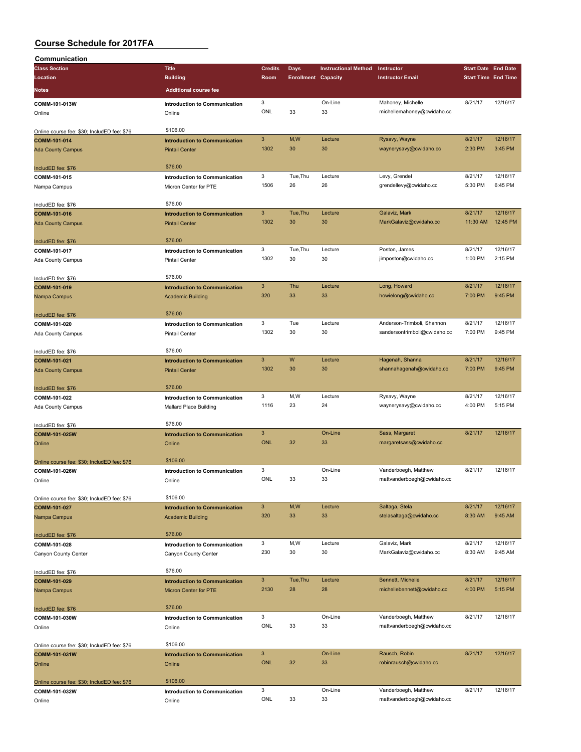# Course Schedule for 2017FA

## Communication

| Class Section / Location / Notes | Title / Building / Additional course fee | Credits / Room | Days / Enrollment | Instructional Method / Capacity | Instructor / Instructor Email | Start Date / Start Time | End Date / End Time |
|---|---|---|---|---|---|---|---|
| COMM-101-013W<br>Online<br>Online course fee: $30; IncludED fee: $76 | Introduction to Communication<br>Online<br>$106.00 | 3<br>ONL | <br>33 | On-Line<br>33 | Mahoney, Michelle<br>michellemahoney@cwidaho.cc | 8/21/17 | 12/16/17 |
| COMM-101-014<br>Ada County Campus<br>IncludED fee: $76 | Introduction to Communication<br>Pintail Center<br>$76.00 | 3<br>1302 | M,W<br>30 | Lecture<br>30 | Rysavy, Wayne<br>waynerysavy@cwidaho.cc | 8/21/17<br>2:30 PM | 12/16/17<br>3:45 PM |
| COMM-101-015<br>Nampa Campus<br>IncludED fee: $76 | Introduction to Communication<br>Micron Center for PTE<br>$76.00 | 3<br>1506 | Tue,Thu<br>26 | Lecture<br>26 | Levy, Grendel<br>grendellevy@cwidaho.cc | 8/21/17<br>5:30 PM | 12/16/17<br>6:45 PM |
| COMM-101-016<br>Ada County Campus<br>IncludED fee: $76 | Introduction to Communication<br>Pintail Center<br>$76.00 | 3<br>1302 | Tue,Thu<br>30 | Lecture<br>30 | Galaviz, Mark<br>MarkGalaviz@cwidaho.cc | 8/21/17<br>11:30 AM | 12/16/17<br>12:45 PM |
| COMM-101-017<br>Ada County Campus<br>IncludED fee: $76 | Introduction to Communication<br>Pintail Center<br>$76.00 | 3<br>1302 | Tue,Thu<br>30 | Lecture<br>30 | Poston, James<br>jimposton@cwidaho.cc | 8/21/17<br>1:00 PM | 12/16/17<br>2:15 PM |
| COMM-101-019<br>Nampa Campus<br>IncludED fee: $76 | Introduction to Communication<br>Academic Building<br>$76.00 | 3<br>320 | Thu<br>33 | Lecture<br>33 | Long, Howard<br>howielong@cwidaho.cc | 8/21/17<br>7:00 PM | 12/16/17<br>9:45 PM |
| COMM-101-020<br>Ada County Campus<br>IncludED fee: $76 | Introduction to Communication<br>Pintail Center<br>$76.00 | 3<br>1302 | Tue<br>30 | Lecture<br>30 | Anderson-Trimboli, Shannon<br>sandersontrimboli@cwidaho.cc | 8/21/17<br>7:00 PM | 12/16/17<br>9:45 PM |
| COMM-101-021<br>Ada County Campus<br>IncludED fee: $76 | Introduction to Communication<br>Pintail Center<br>$76.00 | 3<br>1302 | W<br>30 | Lecture<br>30 | Hagenah, Shanna<br>shannahagenah@cwidaho.cc | 8/21/17<br>7:00 PM | 12/16/17<br>9:45 PM |
| COMM-101-022<br>Ada County Campus<br>IncludED fee: $76 | Introduction to Communication<br>Mallard Place Building<br>$76.00 | 3<br>1116 | M,W<br>23 | Lecture<br>24 | Rysavy, Wayne<br>waynerysavy@cwidaho.cc | 8/21/17<br>4:00 PM | 12/16/17<br>5:15 PM |
| COMM-101-025W<br>Online<br>Online course fee: $30; IncludED fee: $76 | Introduction to Communication<br>Online<br>$106.00 | 3<br>ONL | <br>32 | On-Line<br>33 | Sass, Margaret<br>margaretsass@cwidaho.cc | 8/21/17 | 12/16/17 |
| COMM-101-026W<br>Online<br>Online course fee: $30; IncludED fee: $76 | Introduction to Communication<br>Online<br>$106.00 | 3<br>ONL | <br>33 | On-Line<br>33 | Vanderboegh, Matthew<br>mattvanderboegh@cwidaho.cc | 8/21/17 | 12/16/17 |
| COMM-101-027<br>Nampa Campus<br>IncludED fee: $76 | Introduction to Communication<br>Academic Building<br>$76.00 | 3<br>320 | M,W<br>33 | Lecture<br>33 | Saltaga, Stela<br>stelasaltaga@cwidaho.cc | 8/21/17<br>8:30 AM | 12/16/17<br>9:45 AM |
| COMM-101-028<br>Canyon County Center<br>IncludED fee: $76 | Introduction to Communication<br>Canyon County Center<br>$76.00 | 3<br>230 | M,W<br>30 | Lecture<br>30 | Galaviz, Mark<br>MarkGalaviz@cwidaho.cc | 8/21/17<br>8:30 AM | 12/16/17<br>9:45 AM |
| COMM-101-029<br>Nampa Campus<br>IncludED fee: $76 | Introduction to Communication<br>Micron Center for PTE<br>$76.00 | 3<br>2130 | Tue,Thu<br>28 | Lecture<br>28 | Bennett, Michelle<br>michellebennett@cwidaho.cc | 8/21/17<br>4:00 PM | 12/16/17<br>5:15 PM |
| COMM-101-030W<br>Online<br>Online course fee: $30; IncludED fee: $76 | Introduction to Communication<br>Online<br>$106.00 | 3<br>ONL | <br>33 | On-Line<br>33 | Vanderboegh, Matthew<br>mattvanderboegh@cwidaho.cc | 8/21/17 | 12/16/17 |
| COMM-101-031W<br>Online<br>Online course fee: $30; IncludED fee: $76 | Introduction to Communication<br>Online<br>$106.00 | 3<br>ONL | <br>32 | On-Line<br>33 | Rausch, Robin<br>robinrausch@cwidaho.cc | 8/21/17 | 12/16/17 |
| COMM-101-032W<br>Online | Introduction to Communication<br>Online | 3<br>ONL | <br>33 | On-Line<br>33 | Vanderboegh, Matthew<br>mattvanderboegh@cwidaho.cc | 8/21/17 | 12/16/17 |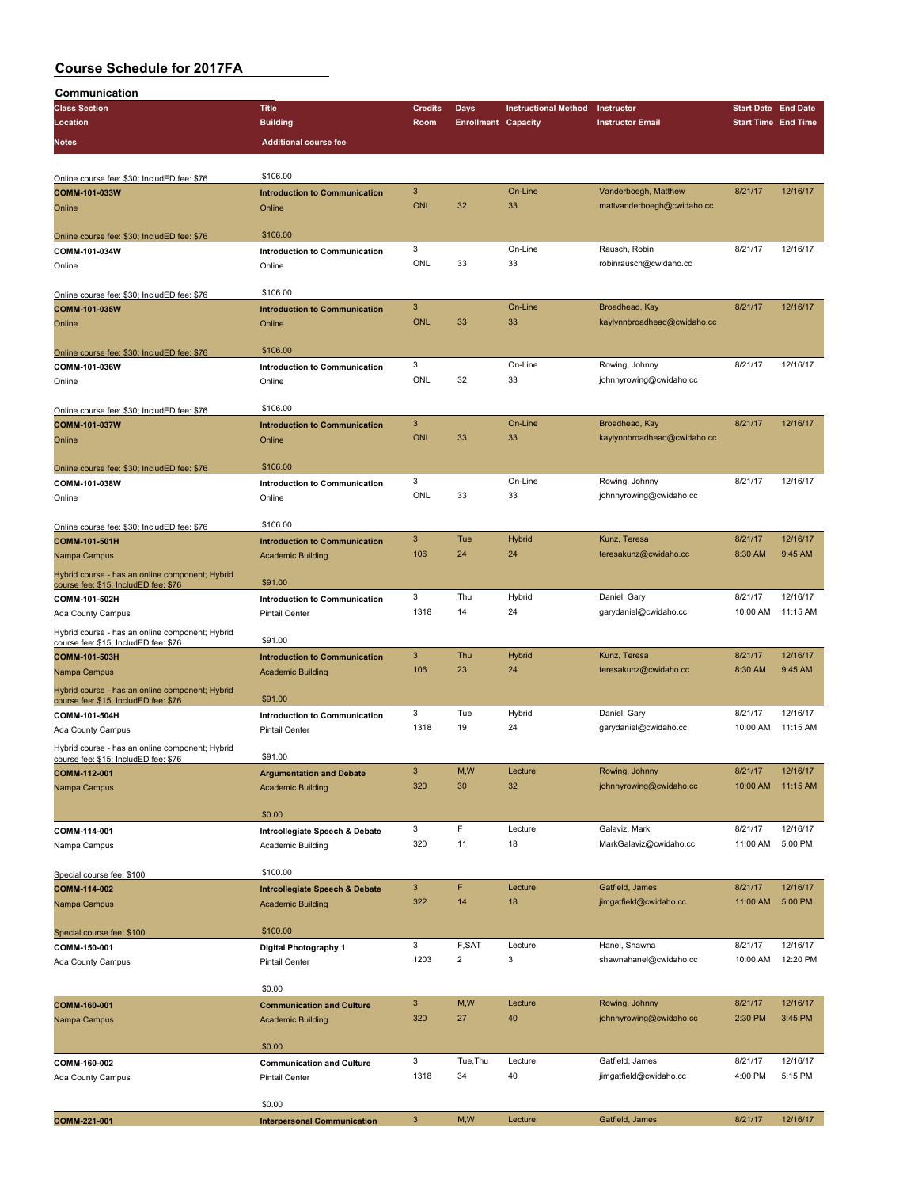# Course Schedule for 2017FA

## Communication

| Class Section / Location / Notes | Title / Building / Additional course fee | Credits / Room | Days / Enrollment | Instructional Method / Capacity | Instructor / Instructor Email | Start Date / Start Time | End Date / End Time |
|---|---|---|---|---|---|---|---|
| Online course fee: $30; IncludED fee: $76 | $106.00 | | | | | | |
| COMM-101-033W | Introduction to Communication | 3 | | On-Line | Vanderboegh, Matthew | 8/21/17 | 12/16/17 |
| Online | Online | ONL | 32 | 33 | mattvanderboegh@cwidaho.cc | | |
| Online course fee: $30; IncludED fee: $76 | $106.00 | | | | | | |
| COMM-101-034W | Introduction to Communication | 3 | | On-Line | Rausch, Robin | 8/21/17 | 12/16/17 |
| Online | Online | ONL | 33 | 33 | robinrausch@cwidaho.cc | | |
| Online course fee: $30; IncludED fee: $76 | $106.00 | | | | | | |
| COMM-101-035W | Introduction to Communication | 3 | | On-Line | Broadhead, Kay | 8/21/17 | 12/16/17 |
| Online | Online | ONL | 33 | 33 | kaylynnbroadhead@cwidaho.cc | | |
| Online course fee: $30; IncludED fee: $76 | $106.00 | | | | | | |
| COMM-101-036W | Introduction to Communication | 3 | | On-Line | Rowing, Johnny | 8/21/17 | 12/16/17 |
| Online | Online | ONL | 32 | 33 | johnnyrowing@cwidaho.cc | | |
| Online course fee: $30; IncludED fee: $76 | $106.00 | | | | | | |
| COMM-101-037W | Introduction to Communication | 3 | | On-Line | Broadhead, Kay | 8/21/17 | 12/16/17 |
| Online | Online | ONL | 33 | 33 | kaylynnbroadhead@cwidaho.cc | | |
| Online course fee: $30; IncludED fee: $76 | $106.00 | | | | | | |
| COMM-101-038W | Introduction to Communication | 3 | | On-Line | Rowing, Johnny | 8/21/17 | 12/16/17 |
| Online | Online | ONL | 33 | 33 | johnnyrowing@cwidaho.cc | | |
| Online course fee: $30; IncludED fee: $76 | $106.00 | | | | | | |
| COMM-101-501H | Introduction to Communication | 3 | Tue | Hybrid | Kunz, Teresa | 8/21/17 | 12/16/17 |
| Nampa Campus | Academic Building | 106 | 24 | 24 | teresakunz@cwidaho.cc | 8:30 AM | 9:45 AM |
| Hybrid course - has an online component; Hybrid course fee: $15; IncludED fee: $76 | $91.00 | | | | | | |
| COMM-101-502H | Introduction to Communication | 3 | Thu | Hybrid | Daniel, Gary | 8/21/17 | 12/16/17 |
| Ada County Campus | Pintail Center | 1318 | 14 | 24 | garydaniel@cwidaho.cc | 10:00 AM | 11:15 AM |
| Hybrid course - has an online component; Hybrid course fee: $15; IncludED fee: $76 | $91.00 | | | | | | |
| COMM-101-503H | Introduction to Communication | 3 | Thu | Hybrid | Kunz, Teresa | 8/21/17 | 12/16/17 |
| Nampa Campus | Academic Building | 106 | 23 | 24 | teresakunz@cwidaho.cc | 8:30 AM | 9:45 AM |
| Hybrid course - has an online component; Hybrid course fee: $15; IncludED fee: $76 | $91.00 | | | | | | |
| COMM-101-504H | Introduction to Communication | 3 | Tue | Hybrid | Daniel, Gary | 8/21/17 | 12/16/17 |
| Ada County Campus | Pintail Center | 1318 | 19 | 24 | garydaniel@cwidaho.cc | 10:00 AM | 11:15 AM |
| Hybrid course - has an online component; Hybrid course fee: $15; IncludED fee: $76 | $91.00 | | | | | | |
| COMM-112-001 | Argumentation and Debate | 3 | M,W | Lecture | Rowing, Johnny | 8/21/17 | 12/16/17 |
| Nampa Campus | Academic Building | 320 | 30 | 32 | johnnyrowing@cwidaho.cc | 10:00 AM | 11:15 AM |
| | $0.00 | | | | | | |
| COMM-114-001 | Intrcollegiate Speech & Debate | 3 | F | Lecture | Galaviz, Mark | 8/21/17 | 12/16/17 |
| Nampa Campus | Academic Building | 320 | 11 | 18 | MarkGalaviz@cwidaho.cc | 11:00 AM | 5:00 PM |
| Special course fee: $100 | $100.00 | | | | | | |
| COMM-114-002 | Intrcollegiate Speech & Debate | 3 | F | Lecture | Gatfield, James | 8/21/17 | 12/16/17 |
| Nampa Campus | Academic Building | 322 | 14 | 18 | jimgatfield@cwidaho.cc | 11:00 AM | 5:00 PM |
| Special course fee: $100 | $100.00 | | | | | | |
| COMM-150-001 | Digital Photography 1 | 3 | F,SAT | Lecture | Hanel, Shawna | 8/21/17 | 12/16/17 |
| Ada County Campus | Pintail Center | 1203 | 2 | 3 | shawnahanel@cwidaho.cc | 10:00 AM | 12:20 PM |
| | $0.00 | | | | | | |
| COMM-160-001 | Communication and Culture | 3 | M,W | Lecture | Rowing, Johnny | 8/21/17 | 12/16/17 |
| Nampa Campus | Academic Building | 320 | 27 | 40 | johnnyrowing@cwidaho.cc | 2:30 PM | 3:45 PM |
| | $0.00 | | | | | | |
| COMM-160-002 | Communication and Culture | 3 | Tue,Thu | Lecture | Gatfield, James | 8/21/17 | 12/16/17 |
| Ada County Campus | Pintail Center | 1318 | 34 | 40 | jimgatfield@cwidaho.cc | 4:00 PM | 5:15 PM |
| | $0.00 | | | | | | |
| COMM-221-001 | Interpersonal Communication | 3 | M,W | Lecture | Gatfield, James | 8/21/17 | 12/16/17 |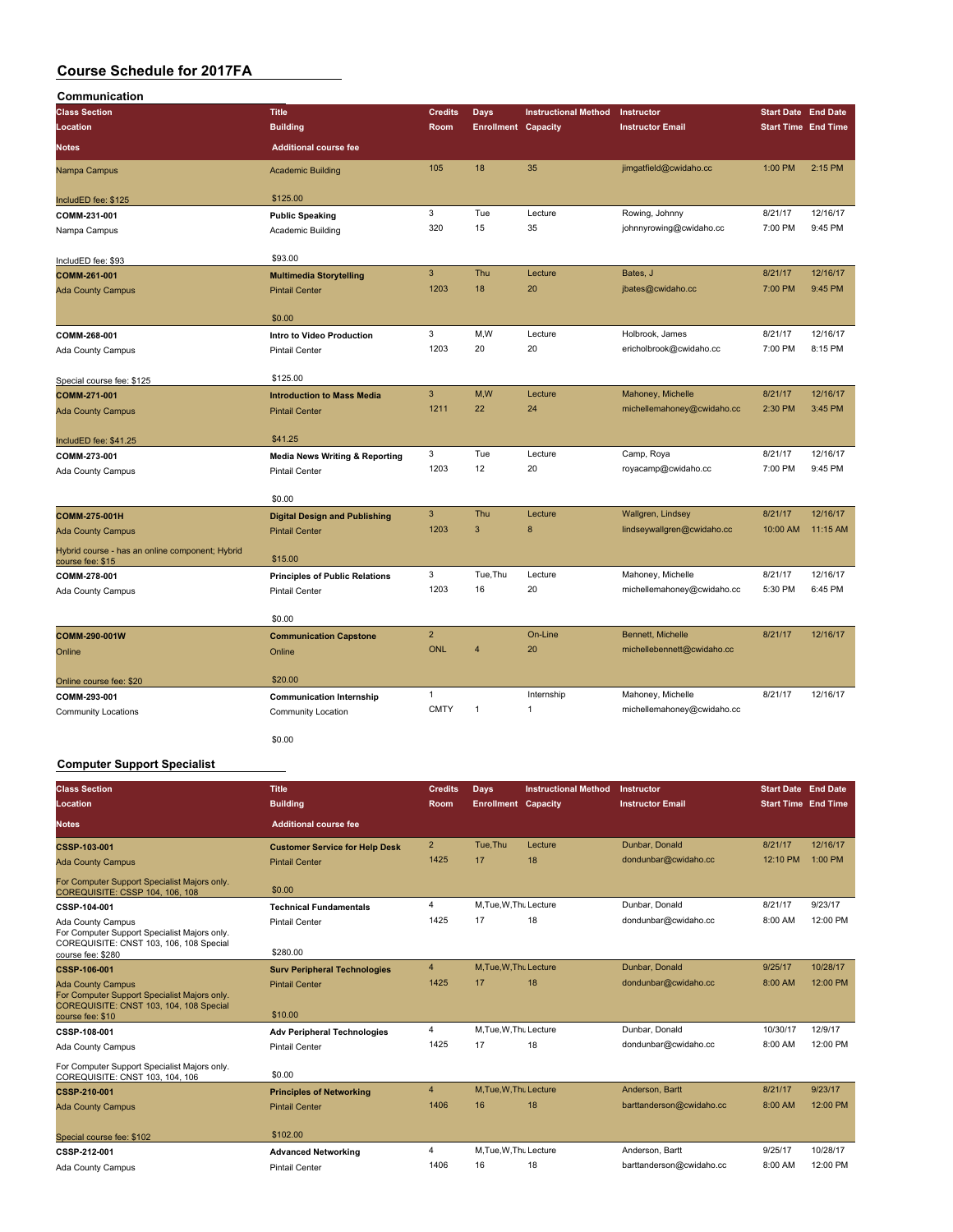# Course Schedule for 2017FA

## Communication

| Class Section / Location / Notes | Title / Building / Additional course fee | Credits / Room | Days / Enrollment | Instructional Method / Capacity | Instructor / Instructor Email | Start Date / Start Time | End Date / End Time |
|---|---|---|---|---|---|---|---|
| Nampa Campus<br>IncludED fee: $125 | Academic Building<br>$125.00 | 105 | 18 | 35 | jimgatfield@cwidaho.cc | 1:00 PM | 2:15 PM |
| COMM-231-001<br>Nampa Campus<br>IncludED fee: $93 | Public Speaking<br>Academic Building<br>$93.00 | 3<br>320 | Tue<br>15 | Lecture<br>35 | Rowing, Johnny<br>johnnyrowing@cwidaho.cc | 8/21/17<br>7:00 PM | 12/16/17<br>9:45 PM |
| COMM-261-001<br>Ada County Campus | Multimedia Storytelling<br>Pintail Center<br>$0.00 | 3<br>1203 | Thu<br>18 | Lecture<br>20 | Bates, J<br>jbates@cwidaho.cc | 8/21/17<br>7:00 PM | 12/16/17<br>9:45 PM |
| COMM-268-001<br>Ada County Campus<br>Special course fee: $125 | Intro to Video Production<br>Pintail Center<br>$125.00 | 3<br>1203 | M,W<br>20 | Lecture<br>20 | Holbrook, James<br>ericholbrook@cwidaho.cc | 8/21/17<br>7:00 PM | 12/16/17<br>8:15 PM |
| COMM-271-001<br>Ada County Campus<br>IncludED fee: $41.25 | Introduction to Mass Media<br>Pintail Center<br>$41.25 | 3<br>1211 | M,W<br>22 | Lecture<br>24 | Mahoney, Michelle<br>michellemahoney@cwidaho.cc | 8/21/17<br>2:30 PM | 12/16/17<br>3:45 PM |
| COMM-273-001<br>Ada County Campus | Media News Writing & Reporting<br>Pintail Center<br>$0.00 | 3<br>1203 | Tue<br>12 | Lecture<br>20 | Camp, Roya<br>royacamp@cwidaho.cc | 8/21/17<br>7:00 PM | 12/16/17<br>9:45 PM |
| COMM-275-001H<br>Ada County Campus<br>Hybrid course - has an online component; Hybrid course fee: $15 | Digital Design and Publishing<br>Pintail Center<br>$15.00 | 3<br>1203 | Thu<br>3 | Lecture<br>8 | Wallgren, Lindsey<br>lindseywallgren@cwidaho.cc | 8/21/17<br>10:00 AM | 12/16/17<br>11:15 AM |
| COMM-278-001<br>Ada County Campus | Principles of Public Relations<br>Pintail Center<br>$0.00 | 3<br>1203 | Tue,Thu<br>16 | Lecture<br>20 | Mahoney, Michelle<br>michellemahoney@cwidaho.cc | 8/21/17<br>5:30 PM | 12/16/17<br>6:45 PM |
| COMM-290-001W<br>Online<br>Online course fee: $20 | Communication Capstone<br>Online<br>$20.00 | 2<br>ONL | <br>4 | On-Line<br>20 | Bennett, Michelle<br>michellebennett@cwidaho.cc | 8/21/17 | 12/16/17 |
| COMM-293-001<br>Community Locations | Communication Internship<br>Community Location<br>$0.00 | 1<br>CMTY | <br>1 | Internship<br>1 | Mahoney, Michelle<br>michellemahoney@cwidaho.cc | 8/21/17 | 12/16/17 |

## Computer Support Specialist

| Class Section / Location / Notes | Title / Building / Additional course fee | Credits / Room | Days / Enrollment | Instructional Method / Capacity | Instructor / Instructor Email | Start Date / Start Time | End Date / End Time |
|---|---|---|---|---|---|---|---|
| CSSP-103-001<br>Ada County Campus<br>For Computer Support Specialist Majors only. COREQUISITE: CSSP 104, 106, 108 | Customer Service for Help Desk<br>Pintail Center<br>$0.00 | 2<br>1425 | Tue,Thu<br>17 | Lecture<br>18 | Dunbar, Donald<br>dondunbar@cwidaho.cc | 8/21/17<br>12:10 PM | 12/16/17<br>1:00 PM |
| CSSP-104-001<br>Ada County Campus<br>For Computer Support Specialist Majors only. COREQUISITE: CNST 103, 106, 108 Special course fee: $280 | Technical Fundamentals<br>Pintail Center<br>$280.00 | 4<br>1425 | M,Tue,W,Thu<br>17 | Lecture<br>18 | Dunbar, Donald<br>dondunbar@cwidaho.cc | 8/21/17<br>8:00 AM | 9/23/17<br>12:00 PM |
| CSSP-106-001<br>Ada County Campus<br>For Computer Support Specialist Majors only. COREQUISITE: CNST 103, 104, 108 Special course fee: $10 | Surv Peripheral Technologies<br>Pintail Center<br>$10.00 | 4<br>1425 | M,Tue,W,Thu<br>17 | Lecture<br>18 | Dunbar, Donald<br>dondunbar@cwidaho.cc | 9/25/17<br>8:00 AM | 10/28/17<br>12:00 PM |
| CSSP-108-001<br>Ada County Campus<br>For Computer Support Specialist Majors only. COREQUISITE: CNST 103, 104, 106 | Adv Peripheral Technologies<br>Pintail Center<br>$0.00 | 4<br>1425 | M,Tue,W,Thu<br>17 | Lecture<br>18 | Dunbar, Donald<br>dondunbar@cwidaho.cc | 10/30/17<br>8:00 AM | 12/9/17<br>12:00 PM |
| CSSP-210-001<br>Ada County Campus<br>Special course fee: $102 | Principles of Networking<br>Pintail Center<br>$102.00 | 4<br>1406 | M,Tue,W,Thu<br>16 | Lecture<br>18 | Anderson, Bartt<br>barttanderson@cwidaho.cc | 8/21/17<br>8:00 AM | 9/23/17<br>12:00 PM |
| CSSP-212-001<br>Ada County Campus | Advanced Networking<br>Pintail Center | 4<br>1406 | M,Tue,W,Thu<br>16 | Lecture<br>18 | Anderson, Bartt<br>barttanderson@cwidaho.cc | 9/25/17<br>8:00 AM | 10/28/17<br>12:00 PM |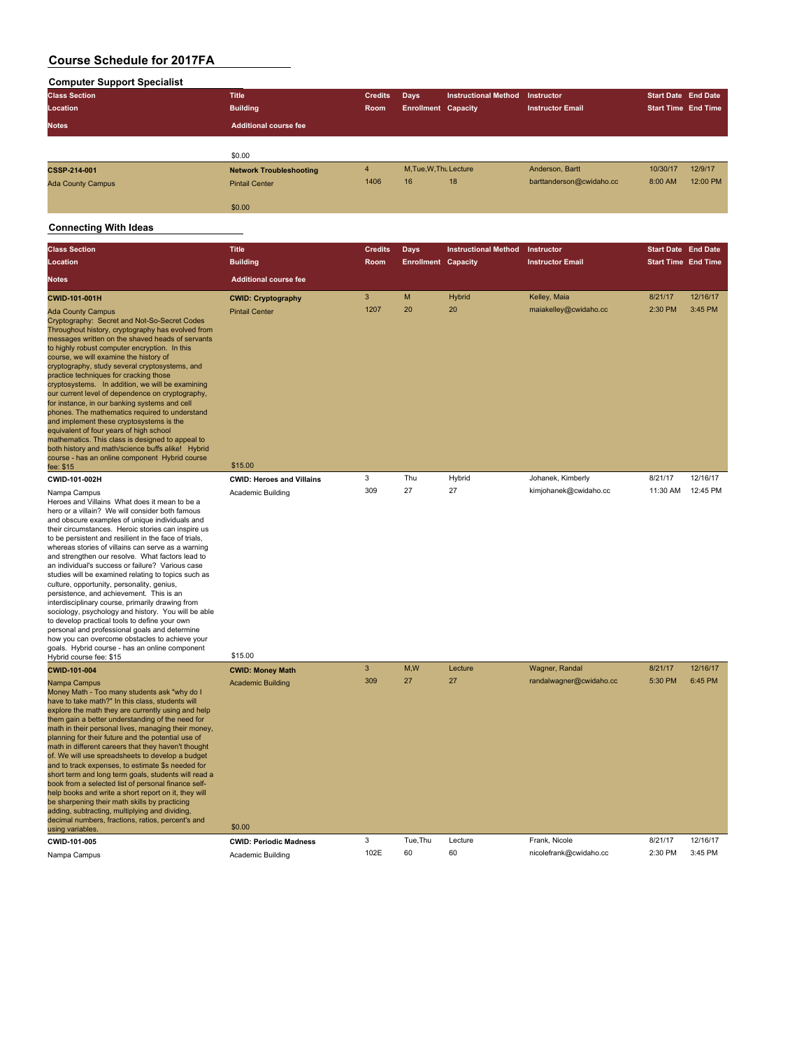# Course Schedule for 2017FA

## Computer Support Specialist

| Class Section | Title | Credits | Days | Instructional Method | Instructor | Start Date | End Date |
|---|---|---|---|---|---|---|---|
| Location | Building | Room | Enrollment | Capacity | Instructor Email | Start Time | End Time |
| Notes | Additional course fee | | | | | | |
| | $0.00 | | | | | | |
| **CSSP-214-001** | **Network Troubleshooting** | 4 | M,Tue,W,Thu | Lecture | Anderson, Bartt | 10/30/17 | 12/9/17 |
| Ada County Campus | Pintail Center | 1406 | 16 | 18 | barttanderson@cwidaho.cc | 8:00 AM | 12:00 PM |
| | $0.00 | | | | | | |

## Connecting With Ideas

| Class Section | Title | Credits | Days | Instructional Method | Instructor | Start Date | End Date |
|---|---|---|---|---|---|---|---|
| Location | Building | Room | Enrollment | Capacity | Instructor Email | Start Time | End Time |
| Notes | Additional course fee | | | | | | |
| **CWID-101-001H** | **CWID: Cryptography** | 3 | M | Hybrid | Kelley, Maia | 8/21/17 | 12/16/17 |
| Ada County Campus | Pintail Center | 1207 | 20 | 20 | maiakelley@cwidaho.cc | 2:30 PM | 3:45 PM |
| Cryptography: Secret and Not-So-Secret Codes Throughout history, cryptography has evolved from messages written on the shaved heads of servants to highly robust computer encryption. In this course, we will examine the history of cryptography, study several cryptosystems, and practice techniques for cracking those cryptosystems. In addition, we will be examining our current level of dependence on cryptography, for instance, in our banking systems and cell phones. The mathematics required to understand and implement these cryptosystems is the equivalent of four years of high school mathematics. This class is designed to appeal to both history and math/science buffs alike! Hybrid course - has an online component Hybrid course fee: $15 | $15.00 | | | | | | |
| **CWID-101-002H** | **CWID: Heroes and Villains** | 3 | Thu | Hybrid | Johanek, Kimberly | 8/21/17 | 12/16/17 |
| Nampa Campus | Academic Building | 309 | 27 | 27 | kimjohanek@cwidaho.cc | 11:30 AM | 12:45 PM |
| Heroes and Villains What does it mean to be a hero or a villain? We will consider both famous and obscure examples of unique individuals and their circumstances. Heroic stories can inspire us to be persistent and resilient in the face of trials, whereas stories of villains can serve as a warning and strengthen our resolve. What factors lead to an individual's success or failure? Various case studies will be examined relating to topics such as culture, opportunity, personality, genius, persistence, and achievement. This is an interdisciplinary course, primarily drawing from sociology, psychology and history. You will be able to develop practical tools to define your own personal and professional goals and determine how you can overcome obstacles to achieve your goals. Hybrid course - has an online component Hybrid course fee: $15 | $15.00 | | | | | | |
| **CWID-101-004** | **CWID: Money Math** | 3 | M,W | Lecture | Wagner, Randal | 8/21/17 | 12/16/17 |
| Nampa Campus | Academic Building | 309 | 27 | 27 | randalwagner@cwidaho.cc | 5:30 PM | 6:45 PM |
| Money Math - Too many students ask "why do I have to take math?" In this class, students will explore the math they are currently using and help them gain a better understanding of the need for math in their personal lives, managing their money, planning for their future and the potential use of math in different careers that they haven't thought of. We will use spreadsheets to develop a budget and to track expenses, to estimate $s needed for short term and long term goals, students will read a book from a selected list of personal finance self-help books and write a short report on it, they will be sharpening their math skills by practicing adding, subtracting, multiplying and dividing, decimal numbers, fractions, ratios, percent's and using variables. | $0.00 | | | | | | |
| **CWID-101-005** | **CWID: Periodic Madness** | 3 | Tue,Thu | Lecture | Frank, Nicole | 8/21/17 | 12/16/17 |
| Nampa Campus | Academic Building | 102E | 60 | 60 | nicolefrank@cwidaho.cc | 2:30 PM | 3:45 PM |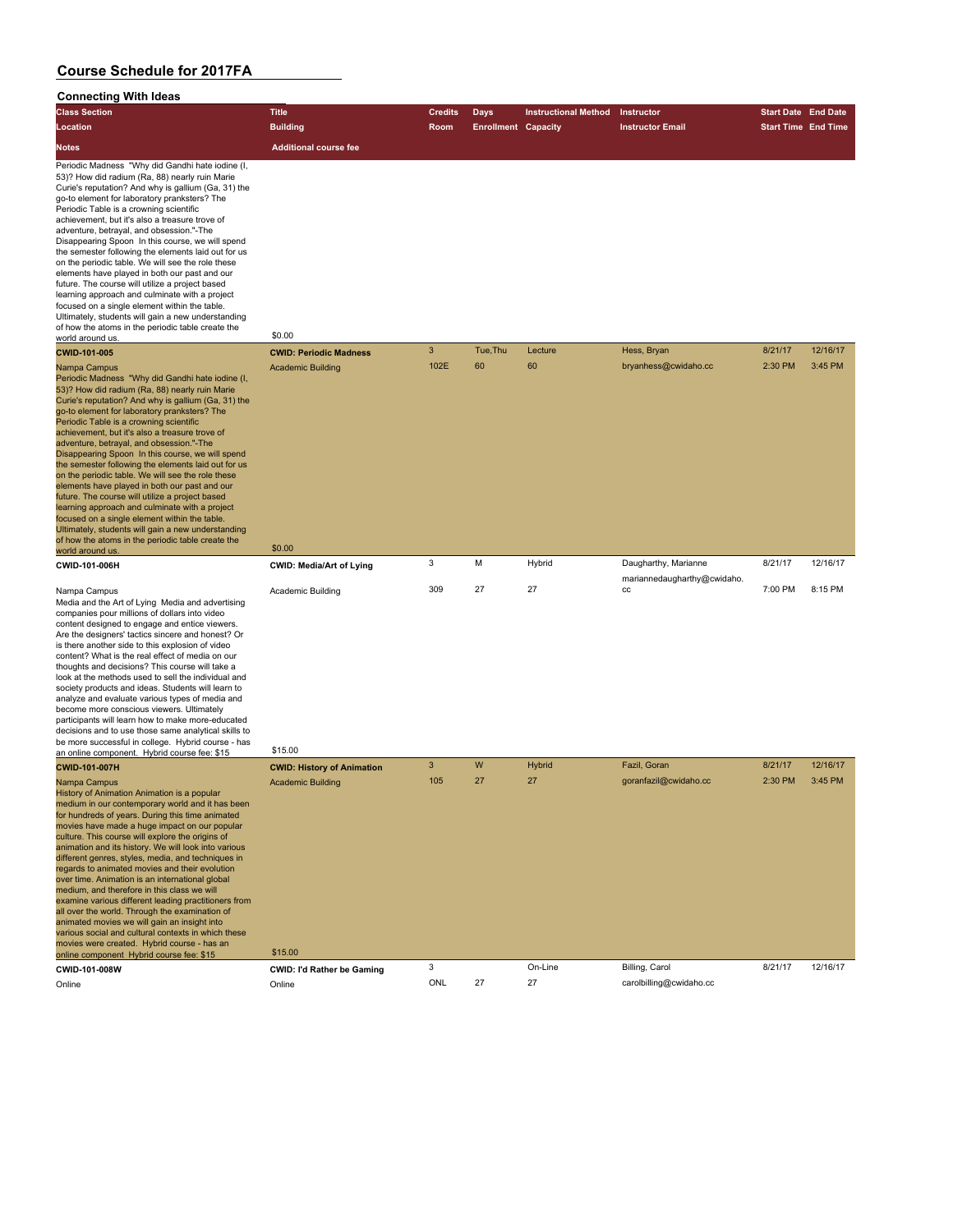# Course Schedule for 2017FA

## Connecting With Ideas

| Class Section | Title | Credits | Days | Instructional Method | Instructor | Start Date | End Date |
|---|---|---|---|---|---|---|---|
| Location | Building | Room | Enrollment | Capacity | Instructor Email | Start Time | End Time |
| Notes | Additional course fee | | | | | | |
| Periodic Madness "Why did Gandhi hate iodine (I, 53)? How did radium (Ra, 88) nearly ruin Marie Curie's reputation? And why is gallium (Ga, 31) the go-to element for laboratory pranksters? The Periodic Table is a crowning scientific achievement, but it's also a treasure trove of adventure, betrayal, and obsession."-The Disappearing Spoon In this course, we will spend the semester following the elements laid out for us on the periodic table. We will see the role these elements have played in both our past and our future. The course will utilize a project based learning approach and culminate with a project focused on a single element within the table. Ultimately, students will gain a new understanding of how the atoms in the periodic table create the world around us. | $0.00 | | | | | | |
| **CWID-101-005** | **CWID: Periodic Madness** | 3 | Tue,Thu | Lecture | Hess, Bryan | 8/21/17 | 12/16/17 |
| Nampa Campus | Academic Building | 102E | 60 | 60 | bryanhess@cwidaho.cc | 2:30 PM | 3:45 PM |
| Periodic Madness "Why did Gandhi hate iodine (I, 53)? How did radium (Ra, 88) nearly ruin Marie Curie's reputation? And why is gallium (Ga, 31) the go-to element for laboratory pranksters? The Periodic Table is a crowning scientific achievement, but it's also a treasure trove of adventure, betrayal, and obsession."-The Disappearing Spoon In this course, we will spend the semester following the elements laid out for us on the periodic table. We will see the role these elements have played in both our past and our future. The course will utilize a project based learning approach and culminate with a project focused on a single element within the table. Ultimately, students will gain a new understanding of how the atoms in the periodic table create the world around us. | $0.00 | | | | | | |
| **CWID-101-006H** | **CWID: Media/Art of Lying** | 3 | M | Hybrid | Daugharthy, Marianne | 8/21/17 | 12/16/17 |
| Nampa Campus | Academic Building | 309 | 27 | 27 | mariannedaugharthy@cwidaho.cc | 7:00 PM | 8:15 PM |
| Media and the Art of Lying Media and advertising companies pour millions of dollars into video content designed to engage and entice viewers. Are the designers' tactics sincere and honest? Or is there another side to this explosion of video content? What is the real effect of media on our thoughts and decisions? This course will take a look at the methods used to sell the individual and society products and ideas. Students will learn to analyze and evaluate various types of media and become more conscious viewers. Ultimately participants will learn how to make more-educated decisions and to use those same analytical skills to be more successful in college. Hybrid course - has an online component. Hybrid course fee: $15 | $15.00 | | | | | | |
| **CWID-101-007H** | **CWID: History of Animation** | 3 | W | Hybrid | Fazil, Goran | 8/21/17 | 12/16/17 |
| Nampa Campus | Academic Building | 105 | 27 | 27 | goranfazil@cwidaho.cc | 2:30 PM | 3:45 PM |
| History of Animation Animation is a popular medium in our contemporary world and it has been for hundreds of years. During this time animated movies have made a huge impact on our popular culture. This course will explore the origins of animation and its history. We will look into various different genres, styles, media, and techniques in regards to animated movies and their evolution over time. Animation is an international global medium, and therefore in this class we will examine various different leading practitioners from all over the world. Through the examination of animated movies we will gain an insight into various social and cultural contexts in which these movies were created. Hybrid course - has an online component Hybrid course fee: $15 | $15.00 | | | | | | |
| **CWID-101-008W** | **CWID: I'd Rather be Gaming** | 3 | | On-Line | Billing, Carol | 8/21/17 | 12/16/17 |
| Online | Online | ONL | 27 | 27 | carolbilling@cwidaho.cc | | |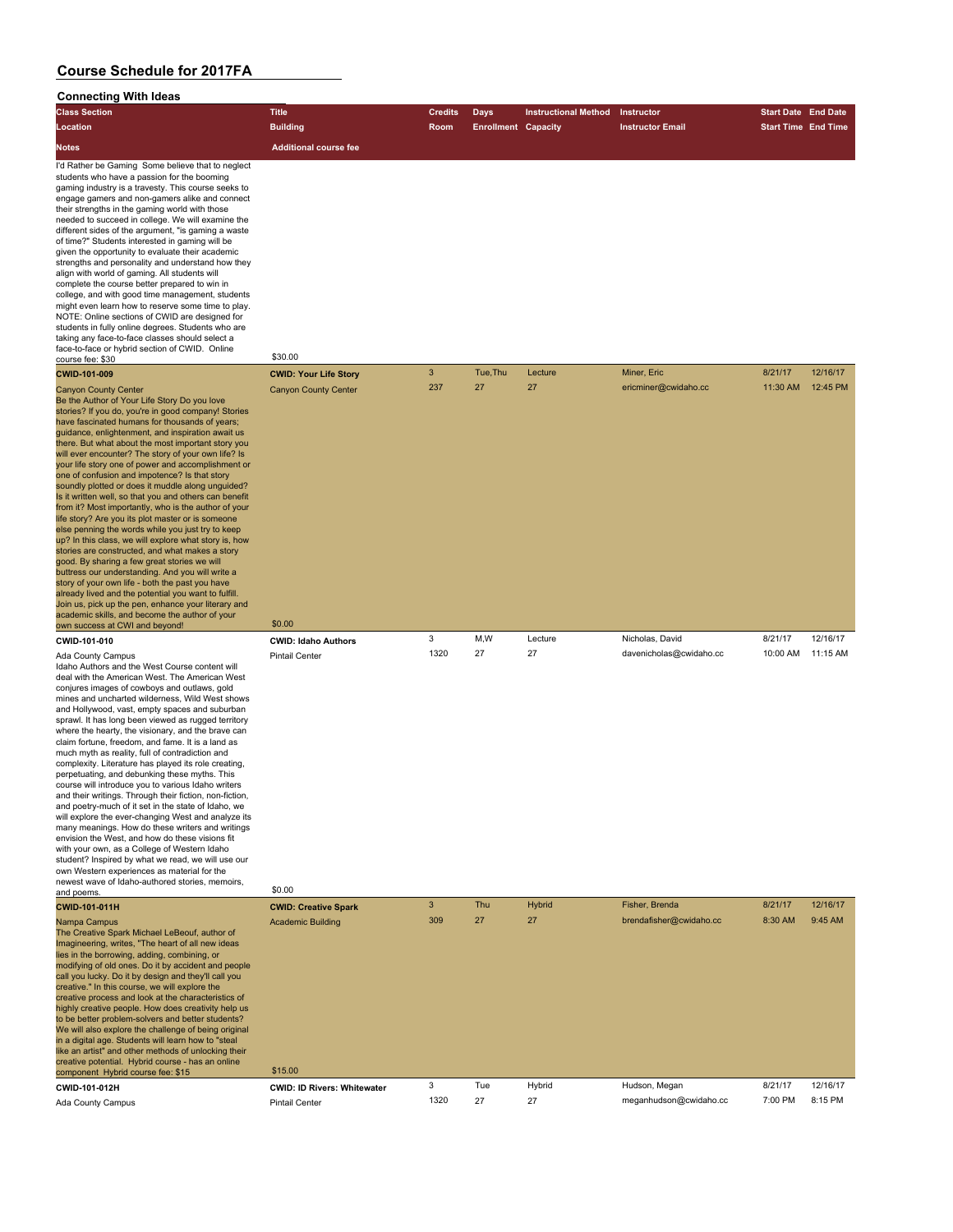# Course Schedule for 2017FA

## Connecting With Ideas

| Class Section / Location / Notes | Title / Building / Additional course fee | Credits / Room | Days / Enrollment | Instructional Method / Capacity | Instructor / Instructor Email | Start Date / Start Time | End Date / End Time |
|---|---|---|---|---|---|---|---|
| I'd Rather be Gaming Some believe that to neglect students who have a passion for the booming gaming industry is a travesty. This course seeks to engage gamers and non-gamers alike and connect their strengths in the gaming world with those needed to succeed in college. We will examine the different sides of the argument, "is gaming a waste of time?" Students interested in gaming will be given the opportunity to evaluate their academic strengths and personality and understand how they align with world of gaming. All students will complete the course better prepared to win in college, and with good time management, students might even learn how to reserve some time to play. NOTE: Online sections of CWID are designed for students in fully online degrees. Students who are taking any face-to-face classes should select a face-to-face or hybrid section of CWID. Online course fee: $30 | $30.00 | | | | | | |
| **CWID-101-009** | **CWID: Your Life Story** | 3 | Tue,Thu | Lecture | Miner, Eric | 8/21/17 | 12/16/17 |
| Canyon County Center | Canyon County Center | 237 | 27 | 27 | ericminer@cwidaho.cc | 11:30 AM | 12:45 PM |
| Be the Author of Your Life Story Do you love stories? If you do, you're in good company! Stories have fascinated humans for thousands of years; guidance, enlightenment, and inspiration await us there. But what about the most important story you will ever encounter? The story of your own life? Is your life story one of power and accomplishment or one of confusion and impotence? Is that story soundly plotted or does it muddle along unguided? Is it written well, so that you and others can benefit from it? Most importantly, who is the author of your life story? Are you its plot master or is someone else penning the words while you just try to keep up? In this class, we will explore what story is, how stories are constructed, and what makes a story good. By sharing a few great stories we will buttress our understanding. And you will write a story of your own life - both the past you have already lived and the potential you want to fulfill. Join us, pick up the pen, enhance your literary and academic skills, and become the author of your own success at CWI and beyond! | $0.00 | | | | | | |
| **CWID-101-010** | **CWID: Idaho Authors** | 3 | M,W | Lecture | Nicholas, David | 8/21/17 | 12/16/17 |
| Ada County Campus | Pintail Center | 1320 | 27 | 27 | davenicholas@cwidaho.cc | 10:00 AM | 11:15 AM |
| Idaho Authors and the West Course content will deal with the American West. The American West conjures images of cowboys and outlaws, gold mines and uncharted wilderness, Wild West shows and Hollywood, vast, empty spaces and suburban sprawl. It has long been viewed as rugged territory where the hearty, the visionary, and the brave can claim fortune, freedom, and fame. It is a land as much myth as reality, full of contradiction and complexity. Literature has played its role creating, perpetuating, and debunking these myths. This course will introduce you to various Idaho writers and their writings. Through their fiction, non-fiction, and poetry-much of it set in the state of Idaho, we will explore the ever-changing West and analyze its many meanings. How do these writers and writings envision the West, and how do these visions fit with your own, as a College of Western Idaho student? Inspired by what we read, we will use our own Western experiences as material for the newest wave of Idaho-authored stories, memoirs, and poems. | $0.00 | | | | | | |
| **CWID-101-011H** | **CWID: Creative Spark** | 3 | Thu | Hybrid | Fisher, Brenda | 8/21/17 | 12/16/17 |
| Nampa Campus | Academic Building | 309 | 27 | 27 | brendafisher@cwidaho.cc | 8:30 AM | 9:45 AM |
| The Creative Spark Michael LeBeouf, author of Imagineering, writes, "The heart of all new ideas lies in the borrowing, adding, combining, or modifying of old ones. Do it by accident and people call you lucky. Do it by design and they'll call you creative." In this course, we will explore the creative process and look at the characteristics of highly creative people. How does creativity help us to be better problem-solvers and better students? We will also explore the challenge of being original in a digital age. Students will learn how to "steal like an artist" and other methods of unlocking their creative potential. Hybrid course - has an online component Hybrid course fee: $15 | $15.00 | | | | | | |
| **CWID-101-012H** | **CWID: ID Rivers: Whitewater** | 3 | Tue | Hybrid | Hudson, Megan | 8/21/17 | 12/16/17 |
| Ada County Campus | Pintail Center | 1320 | 27 | 27 | meganhudson@cwidaho.cc | 7:00 PM | 8:15 PM |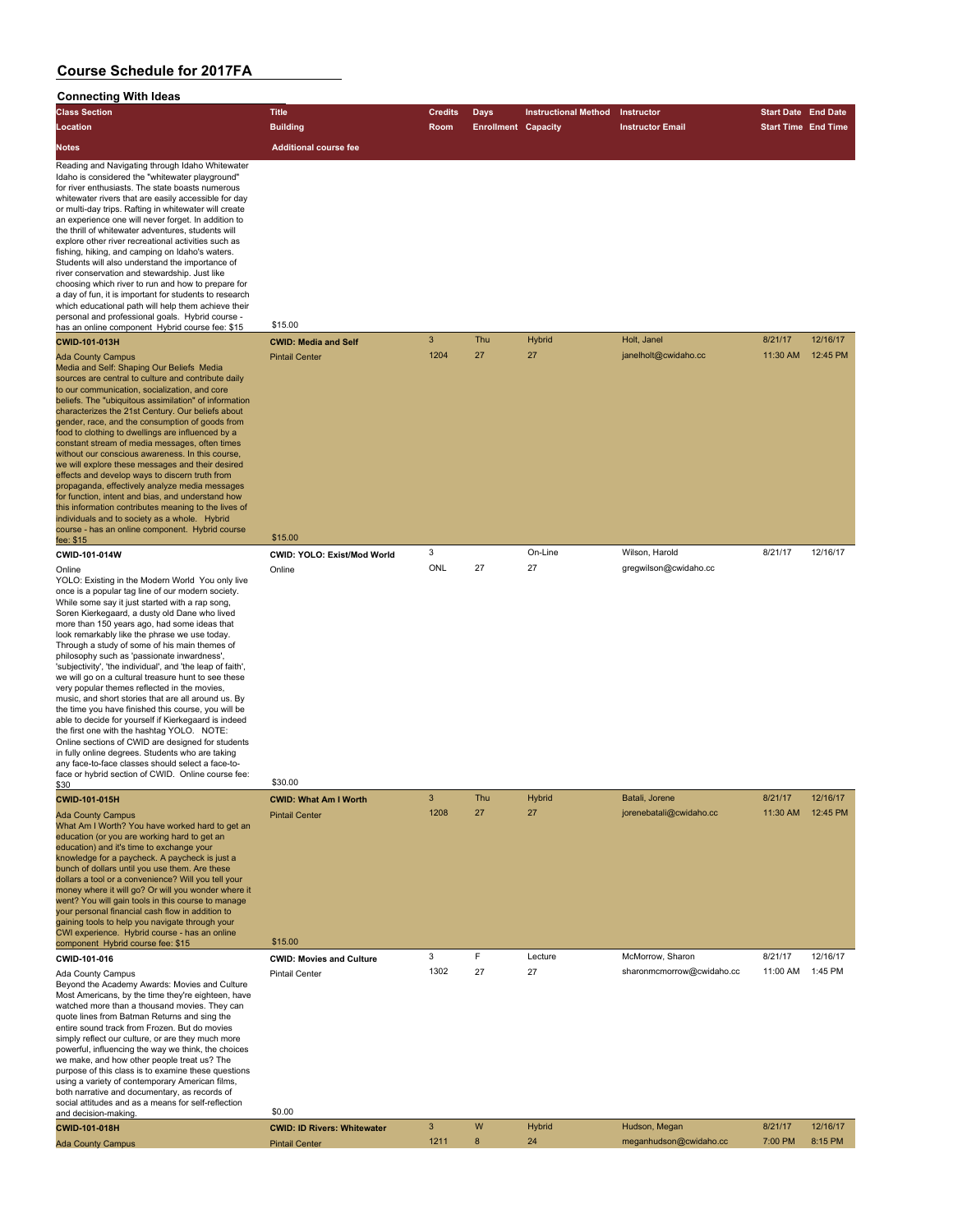# Course Schedule for 2017FA

## Connecting With Ideas

| Class Section / Location / Notes | Title / Building / Additional course fee | Credits / Room | Days / Enrollment | Instructional Method / Capacity | Instructor / Instructor Email | Start Date / Start Time | End Date / End Time |
|---|---|---|---|---|---|---|---|
| Reading and Navigating through Idaho Whitewater Idaho is considered the "whitewater playground" for river enthusiasts. The state boasts numerous whitewater rivers that are easily accessible for day or multi-day trips. Rafting in whitewater will create an experience one will never forget. In addition to the thrill of whitewater adventures, students will explore other river recreational activities such as fishing, hiking, and camping on Idaho's waters. Students will also understand the importance of river conservation and stewardship. Just like choosing which river to run and how to prepare for a day of fun, it is important for students to research which educational path will help them achieve their personal and professional goals. Hybrid course - has an online component Hybrid course fee: $15 | $15.00 | | | | | | |
| **CWID-101-013H** | **CWID: Media and Self** | 3 | Thu | Hybrid | Holt, Janel | 8/21/17 | 12/16/17 |
| Ada County Campus | Pintail Center | 1204 | 27 | 27 | janelholt@cwidaho.cc | 11:30 AM | 12:45 PM |
| Media and Self: Shaping Our Beliefs Media sources are central to culture and contribute daily to our communication, socialization, and core beliefs. The "ubiquitous assimilation" of information characterizes the 21st Century. Our beliefs about gender, race, and the consumption of goods from food to clothing to dwellings are influenced by a constant stream of media messages, often times without our conscious awareness. In this course, we will explore these messages and their desired effects and develop ways to discern truth from propaganda, effectively analyze media messages for function, intent and bias, and understand how this information contributes meaning to the lives of individuals and to society as a whole. Hybrid course - has an online component. Hybrid course fee: $15 | $15.00 | | | | | | |
| **CWID-101-014W** | **CWID: YOLO: Exist/Mod World** | 3 | | On-Line | Wilson, Harold | 8/21/17 | 12/16/17 |
| Online | Online | ONL | 27 | 27 | gregwilson@cwidaho.cc | | |
| YOLO: Existing in the Modern World You only live once is a popular tag line of our modern society. While some say it just started with a rap song, Soren Kierkegaard, a dusty old Dane who lived more than 150 years ago, had some ideas that look remarkably like the phrase we use today. Through a study of some of his main themes of philosophy such as 'passionate inwardness', 'subjectivity', 'the individual', and 'the leap of faith', we will go on a cultural treasure hunt to see these very popular themes reflected in the movies, music, and short stories that are all around us. By the time you have finished this course, you will be able to decide for yourself if Kierkegaard is indeed the first one with the hashtag YOLO. NOTE: Online sections of CWID are designed for students in fully online degrees. Students who are taking any face-to-face classes should select a face-to-face or hybrid section of CWID. Online course fee: $30 | $30.00 | | | | | | |
| **CWID-101-015H** | **CWID: What Am I Worth** | 3 | Thu | Hybrid | Batali, Jorene | 8/21/17 | 12/16/17 |
| Ada County Campus | Pintail Center | 1208 | 27 | 27 | jorenebatali@cwidaho.cc | 11:30 AM | 12:45 PM |
| What Am I Worth? You have worked hard to get an education (or you are working hard to get an education) and it's time to exchange your knowledge for a paycheck. A paycheck is just a bunch of dollars until you use them. Are these dollars a tool or a convenience? Will you tell your money where it will go? Or will you wonder where it went? You will gain tools in this course to manage your personal financial cash flow in addition to gaining tools to help you navigate through your CWI experience. Hybrid course - has an online component Hybrid course fee: $15 | $15.00 | | | | | | |
| **CWID-101-016** | **CWID: Movies and Culture** | 3 | F | Lecture | McMorrow, Sharon | 8/21/17 | 12/16/17 |
| Ada County Campus | Pintail Center | 1302 | 27 | 27 | sharonmcmorrow@cwidaho.cc | 11:00 AM | 1:45 PM |
| Beyond the Academy Awards: Movies and Culture Most Americans, by the time they're eighteen, have watched more than a thousand movies. They can quote lines from Batman Returns and sing the entire sound track from Frozen. But do movies simply reflect our culture, or are they much more powerful, influencing the way we think, the choices we make, and how other people treat us? The purpose of this class is to examine these questions using a variety of contemporary American films, both narrative and documentary, as records of social attitudes and as a means for self-reflection and decision-making. | $0.00 | | | | | | |
| **CWID-101-018H** | **CWID: ID Rivers: Whitewater** | 3 | W | Hybrid | Hudson, Megan | 8/21/17 | 12/16/17 |
| Ada County Campus | Pintail Center | 1211 | 8 | 24 | meganhudson@cwidaho.cc | 7:00 PM | 8:15 PM |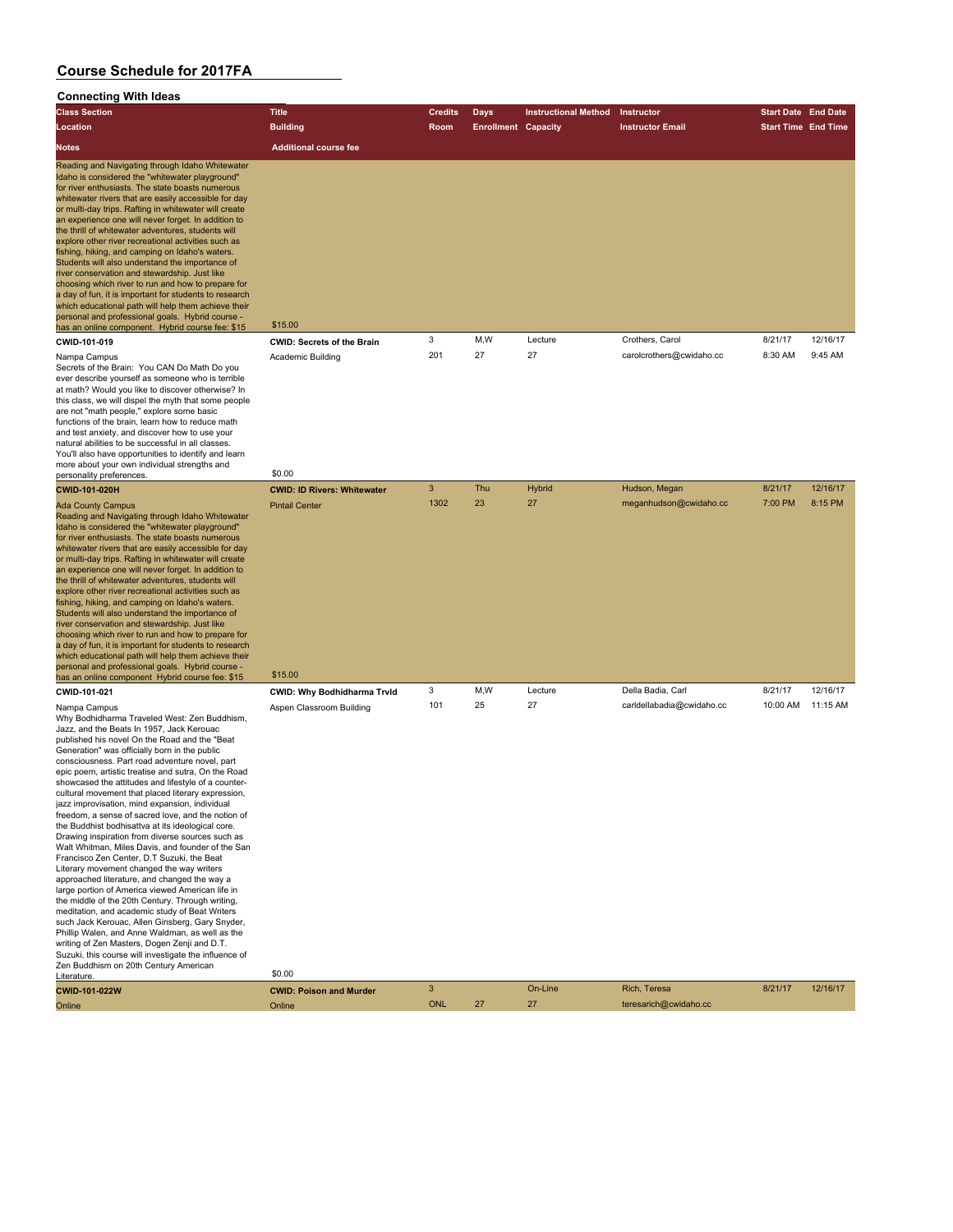## Course Schedule for 2017FA

### Connecting With Ideas

| Class Section | Title | Credits | Days | Instructional Method | Instructor | Start Date | End Date |
|---|---|---|---|---|---|---|---|
| Location | Building | Room | Enrollment | Capacity | Instructor Email | Start Time | End Time |
| Notes | Additional course fee | | | | | | |
| Reading and Navigating through Idaho Whitewater Idaho is considered the "whitewater playground" for river enthusiasts. The state boasts numerous whitewater rivers that are easily accessible for day or multi-day trips. Rafting in whitewater will create an experience one will never forget. In addition to the thrill of whitewater adventures, students will explore other river recreational activities such as fishing, hiking, and camping on Idaho's waters. Students will also understand the importance of river conservation and stewardship. Just like choosing which river to run and how to prepare for a day of fun, it is important for students to research which educational path will help them achieve their personal and professional goals. Hybrid course - has an online component. Hybrid course fee: $15 | $15.00 | | | | | | |
| **CWID-101-019** | **CWID: Secrets of the Brain** | 3 | M,W | Lecture | Crothers, Carol | 8/21/17 | 12/16/17 |
| Nampa Campus | Academic Building | 201 | 27 | 27 | carolcrothers@cwidaho.cc | 8:30 AM | 9:45 AM |
| Secrets of the Brain: You CAN Do Math Do you ever describe yourself as someone who is terrible at math? Would you like to discover otherwise? In this class, we will dispel the myth that some people are not "math people," explore some basic functions of the brain, learn how to reduce math and test anxiety, and discover how to use your natural abilities to be successful in all classes. You'll also have opportunities to identify and learn more about your own individual strengths and personality preferences. | $0.00 | | | | | | |
| **CWID-101-020H** | **CWID: ID Rivers: Whitewater** | 3 | Thu | Hybrid | Hudson, Megan | 8/21/17 | 12/16/17 |
| Ada County Campus | Pintail Center | 1302 | 23 | 27 | meganhudson@cwidaho.cc | 7:00 PM | 8:15 PM |
| Reading and Navigating through Idaho Whitewater Idaho is considered the "whitewater playground" for river enthusiasts. The state boasts numerous whitewater rivers that are easily accessible for day or multi-day trips. Rafting in whitewater will create an experience one will never forget. In addition to the thrill of whitewater adventures, students will explore other river recreational activities such as fishing, hiking, and camping on Idaho's waters. Students will also understand the importance of river conservation and stewardship. Just like choosing which river to run and how to prepare for a day of fun, it is important for students to research which educational path will help them achieve their personal and professional goals. Hybrid course - has an online component Hybrid course fee: $15 | $15.00 | | | | | | |
| **CWID-101-021** | **CWID: Why Bodhidharma Trvld** | 3 | M,W | Lecture | Della Badia, Carl | 8/21/17 | 12/16/17 |
| Nampa Campus | Aspen Classroom Building | 101 | 25 | 27 | carldellabadia@cwidaho.cc | 10:00 AM | 11:15 AM |
| Why Bodhidharma Traveled West: Zen Buddhism, Jazz, and the Beats In 1957, Jack Kerouac published his novel On the Road and the "Beat Generation" was officially born in the public consciousness. Part road adventure novel, part epic poem, artistic treatise and sutra, On the Road showcased the attitudes and lifestyle of a counter-cultural movement that placed literary expression, jazz improvisation, mind expansion, individual freedom, a sense of sacred love, and the notion of the Buddhist bodhisattva at its ideological core. Drawing inspiration from diverse sources such as Walt Whitman, Miles Davis, and founder of the San Francisco Zen Center, D.T Suzuki, the Beat Literary movement changed the way writers approached literature, and changed the way a large portion of America viewed American life in the middle of the 20th Century. Through writing, meditation, and academic study of Beat Writers such Jack Kerouac, Allen Ginsberg, Gary Snyder, Phillip Walen, and Anne Waldman, as well as the writing of Zen Masters, Dogen Zenji and D.T. Suzuki, this course will investigate the influence of Zen Buddhism on 20th Century American Literature. | $0.00 | | | | | | |
| **CWID-101-022W** | **CWID: Poison and Murder** | 3 | | On-Line | Rich, Teresa | 8/21/17 | 12/16/17 |
| Online | Online | ONL | 27 | 27 | teresarich@cwidaho.cc | | |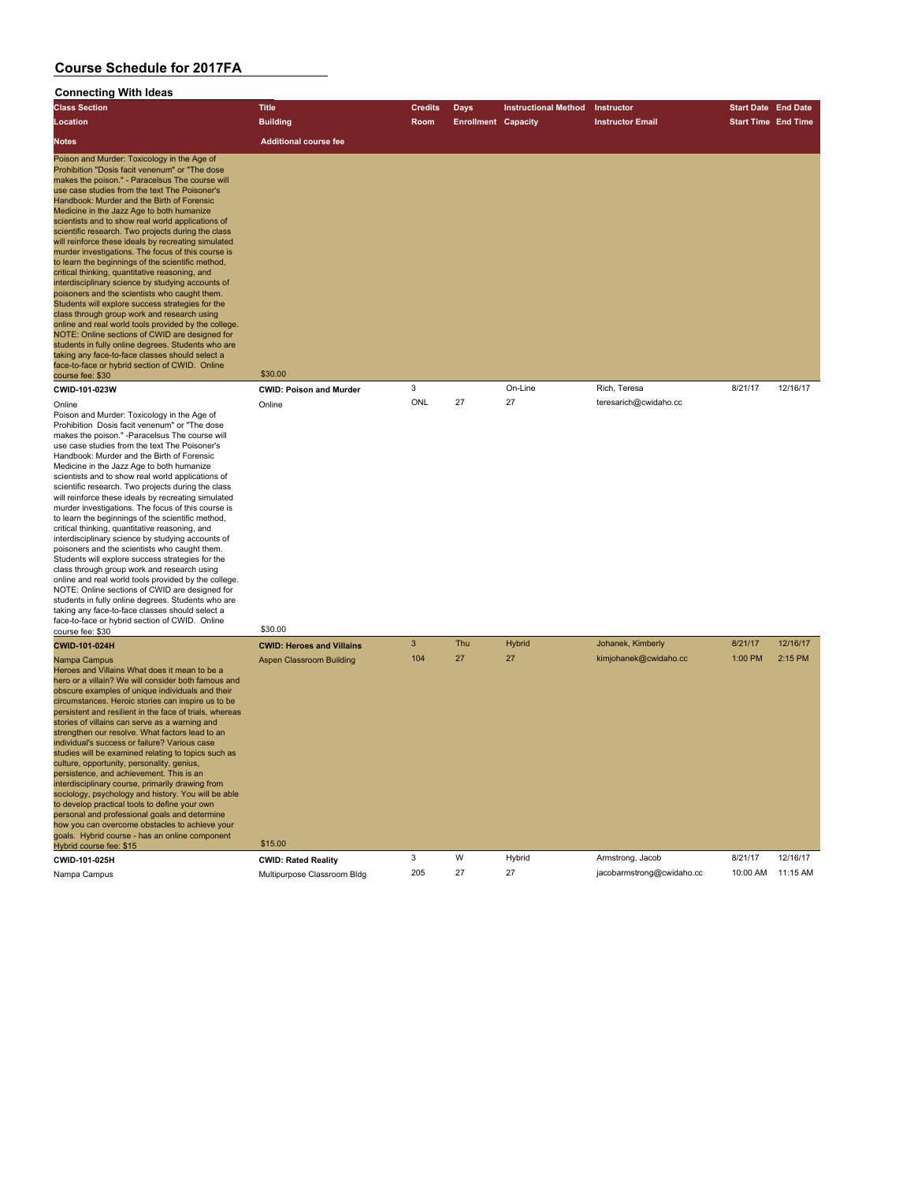# Course Schedule for 2017FA

## Connecting With Ideas

| Class Section | Title | Credits | Days | Instructional Method | Instructor | Start Date | End Date |
|---|---|---|---|---|---|---|---|
| Location | Building | Room | Enrollment | Capacity | Instructor Email | Start Time | End Time |
| Notes | Additional course fee | | | | | | |
| Poison and Murder: Toxicology in the Age of Prohibition "Dosis facit venenum" or "The dose makes the poison." - Paracelsus The course will use case studies from the text The Poisoner's Handbook: Murder and the Birth of Forensic Medicine in the Jazz Age to both humanize scientists and to show real world applications of scientific research. Two projects during the class will reinforce these ideals by recreating simulated murder investigations. The focus of this course is to learn the beginnings of the scientific method, critical thinking, quantitative reasoning, and interdisciplinary science by studying accounts of poisoners and the scientists who caught them. Students will explore success strategies for the class through group work and research using online and real world tools provided by the college. NOTE: Online sections of CWID are designed for students in fully online degrees. Students who are taking any face-to-face classes should select a face-to-face or hybrid section of CWID. Online course fee: $30 | $30.00 | | | | | | |
| **CWID-101-023W** | **CWID: Poison and Murder** | 3 | | On-Line | Rich, Teresa | 8/21/17 | 12/16/17 |
| Online | Online | ONL | 27 | 27 | teresarich@cwidaho.cc | | |
| Poison and Murder: Toxicology in the Age of Prohibition Dosis facit venenum" or "The dose makes the poison." -Paracelsus The course will use case studies from the text The Poisoner's Handbook: Murder and the Birth of Forensic Medicine in the Jazz Age to both humanize scientists and to show real world applications of scientific research. Two projects during the class will reinforce these ideals by recreating simulated murder investigations. The focus of this course is to learn the beginnings of the scientific method, critical thinking, quantitative reasoning, and interdisciplinary science by studying accounts of poisoners and the scientists who caught them. Students will explore success strategies for the class through group work and research using online and real world tools provided by the college. NOTE: Online sections of CWID are designed for students in fully online degrees. Students who are taking any face-to-face classes should select a face-to-face or hybrid section of CWID. Online course fee: $30 | $30.00 | | | | | | |
| **CWID-101-024H** | **CWID: Heroes and Villains** | 3 | Thu | Hybrid | Johanek, Kimberly | 8/21/17 | 12/16/17 |
| Nampa Campus | Aspen Classroom Building | 104 | 27 | 27 | kimjohanek@cwidaho.cc | 1:00 PM | 2:15 PM |
| Heroes and Villains What does it mean to be a hero or a villain? We will consider both famous and obscure examples of unique individuals and their circumstances. Heroic stories can inspire us to be persistent and resilient in the face of trials, whereas stories of villains can serve as a warning and strengthen our resolve. What factors lead to an individual's success or failure? Various case studies will be examined relating to topics such as culture, opportunity, personality, genius, persistence, and achievement. This is an interdisciplinary course, primarily drawing from sociology, psychology and history. You will be able to develop practical tools to define your own personal and professional goals and determine how you can overcome obstacles to achieve your goals. Hybrid course - has an online component Hybrid course fee: $15 | $15.00 | | | | | | |
| **CWID-101-025H** | **CWID: Rated Reality** | 3 | W | Hybrid | Armstrong, Jacob | 8/21/17 | 12/16/17 |
| Nampa Campus | Multipurpose Classroom Bldg | 205 | 27 | 27 | jacobarmstrong@cwidaho.cc | 10:00 AM | 11:15 AM |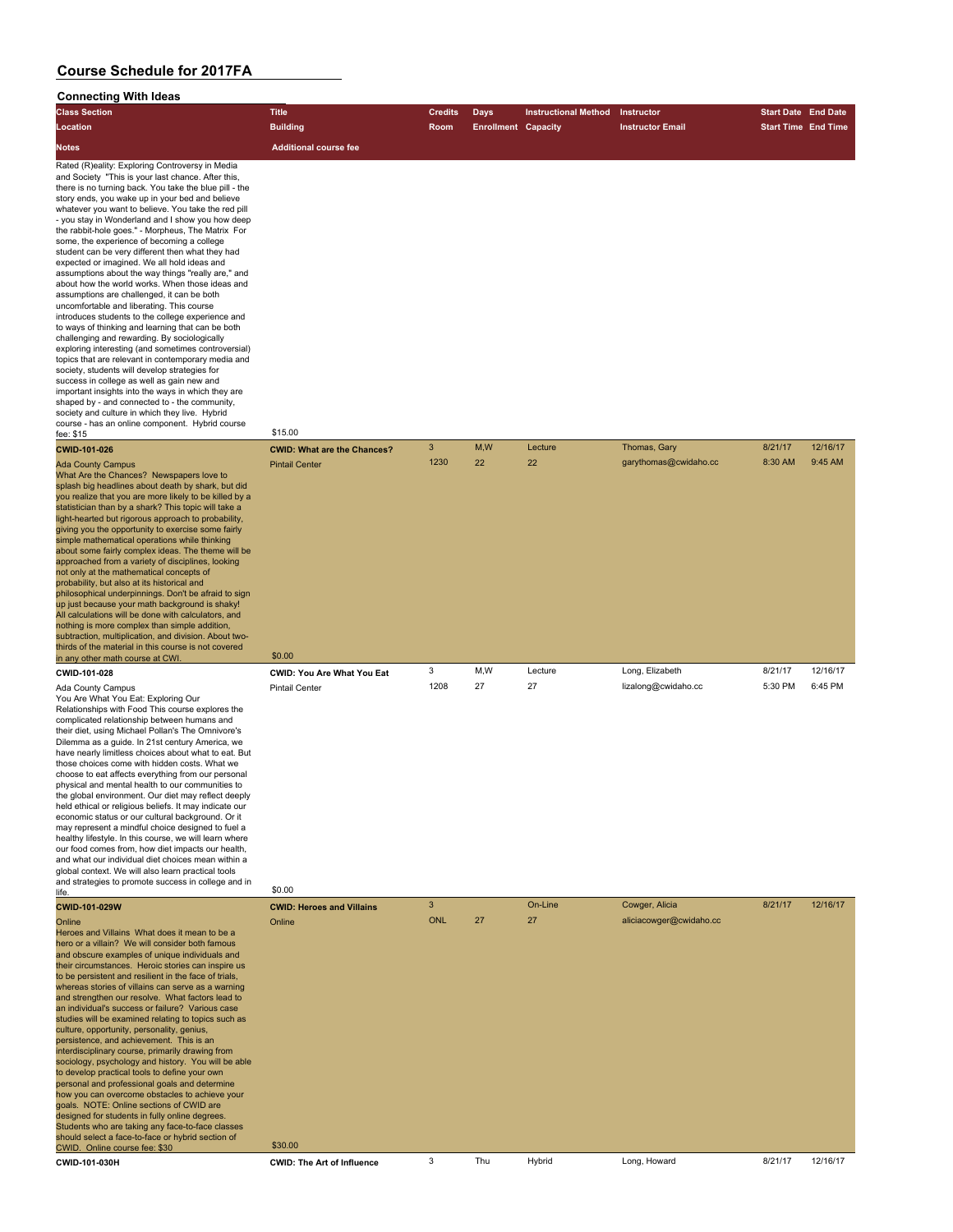# Course Schedule for 2017FA

## Connecting With Ideas

| Class Section<br>Location<br>Notes | Title<br>Building<br>Additional course fee | Credits<br>Room | Days<br>Enrollment | Instructional Method<br>Capacity | Instructor<br>Instructor Email | Start Date<br>Start Time | End Date<br>End Time |
|---|---|---|---|---|---|---|---|
| Rated (R)eality: Exploring Controversy in Media and Society "This is your last chance. After this, there is no turning back. You take the blue pill - the story ends, you wake up in your bed and believe whatever you want to believe. You take the red pill - you stay in Wonderland and I show you how deep the rabbit-hole goes." - Morpheus, The Matrix For some, the experience of becoming a college student can be very different then what they had expected or imagined. We all hold ideas and assumptions about the way things "really are," and about how the world works. When those ideas and assumptions are challenged, it can be both uncomfortable and liberating. This course introduces students to the college experience and to ways of thinking and learning that can be both challenging and rewarding. By sociologically exploring interesting (and sometimes controversial) topics that are relevant in contemporary media and society, students will develop strategies for success in college as well as gain new and important insights into the ways in which they are shaped by - and connected to - the community, society and culture in which they live. Hybrid course - has an online component. Hybrid course fee: $15 | $15.00 | | | | | | |
| **CWID-101-026**<br>Ada County Campus<br>What Are the Chances? Newspapers love to splash big headlines about death by shark, but did you realize that you are more likely to be killed by a statistician than by a shark? This topic will take a light-hearted but rigorous approach to probability, giving you the opportunity to exercise some fairly simple mathematical operations while thinking about some fairly complex ideas. The theme will be approached from a variety of disciplines, looking not only at the mathematical concepts of probability, but also at its historical and philosophical underpinnings. Don't be afraid to sign up just because your math background is shaky! All calculations will be done with calculators, and nothing is more complex than simple addition, subtraction, multiplication, and division. About two-thirds of the material in this course is not covered in any other math course at CWI. | **CWID: What are the Chances?**<br>Pintail Center<br>$0.00 | 3<br>1230 | M,W<br>22 | Lecture<br>22 | Thomas, Gary<br>garythomas@cwidaho.cc | 8/21/17<br>8:30 AM | 12/16/17<br>9:45 AM |
| **CWID-101-028**<br>Ada County Campus<br>You Are What You Eat: Exploring Our Relationships with Food This course explores the complicated relationship between humans and their diet, using Michael Pollan's The Omnivore's Dilemma as a guide. In 21st century America, we have nearly limitless choices about what to eat. But those choices come with hidden costs. What we choose to eat affects everything from our personal physical and mental health to our communities to the global environment. Our diet may reflect deeply held ethical or religious beliefs. It may indicate our economic status or our cultural background. Or it may represent a mindful choice designed to fuel a healthy lifestyle. In this course, we will learn where our food comes from, how diet impacts our health, and what our individual diet choices mean within a global context. We will also learn practical tools and strategies to promote success in college and in life. | **CWID: You Are What You Eat**<br>Pintail Center<br>$0.00 | 3<br>1208 | M,W<br>27 | Lecture<br>27 | Long, Elizabeth<br>lizalong@cwidaho.cc | 8/21/17<br>5:30 PM | 12/16/17<br>6:45 PM |
| **CWID-101-029W**<br>Online<br>Heroes and Villains What does it mean to be a hero or a villain? We will consider both famous and obscure examples of unique individuals and their circumstances. Heroic stories can inspire us to be persistent and resilient in the face of trials, whereas stories of villains can serve as a warning and strengthen our resolve. What factors lead to an individual's success or failure? Various case studies will be examined relating to topics such as culture, opportunity, personality, genius, persistence, and achievement. This is an interdisciplinary course, primarily drawing from sociology, psychology and history. You will be able to develop practical tools to define your own personal and professional goals and determine how you can overcome obstacles to achieve your goals. NOTE: Online sections of CWID are designed for students in fully online degrees. Students who are taking any face-to-face classes should select a face-to-face or hybrid section of CWID. Online course fee: $30 | **CWID: Heroes and Villains**<br>Online<br>$30.00 | 3<br>ONL | <br>27 | On-Line<br>27 | Cowger, Alicia<br>aliciacowger@cwidaho.cc | 8/21/17 | 12/16/17 |
| **CWID-101-030H** | **CWID: The Art of Influence** | 3 | Thu | Hybrid | Long, Howard | 8/21/17 | 12/16/17 |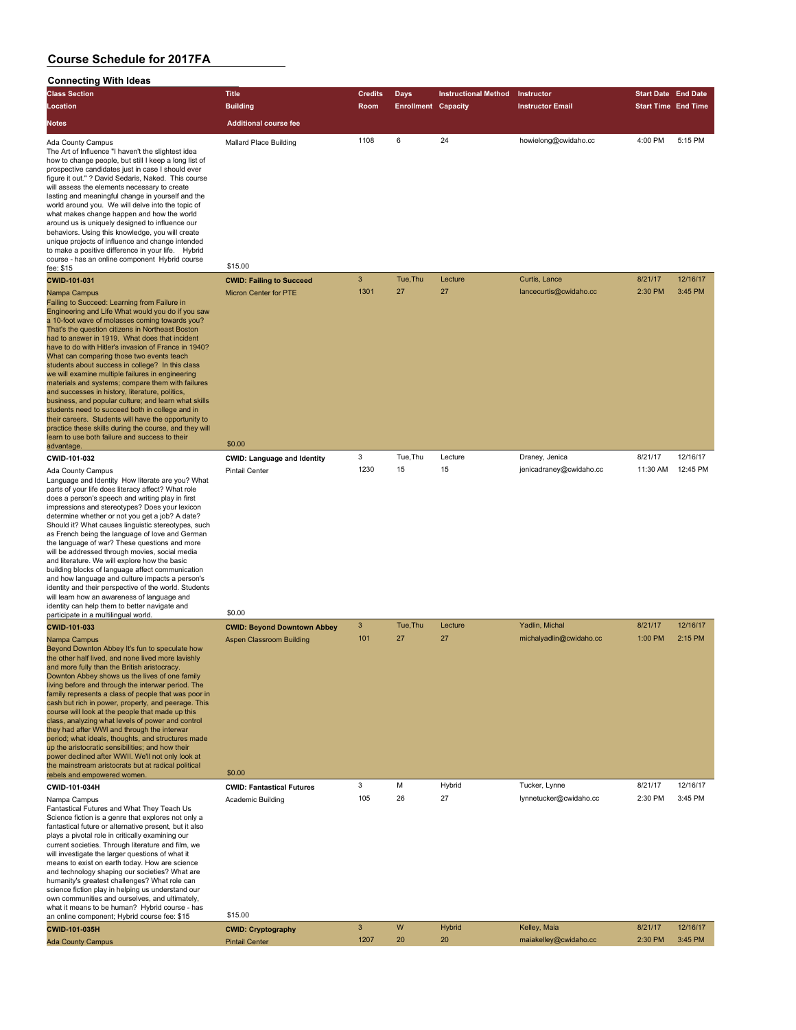# Course Schedule for 2017FA

## Connecting With Ideas

| Class Section | Title | Credits | Days | Instructional Method | Instructor | Start Date | End Date |
|---|---|---|---|---|---|---|---|
| **Location** | **Building** | **Room** | **Enrollment** | **Capacity** | **Instructor Email** | **Start Time** | **End Time** |
| **Notes** | **Additional course fee** | | | | | | |
| Ada County Campus<br>The Art of Influence "I haven't the slightest idea how to change people, but still I keep a long list of prospective candidates just in case I should ever figure it out." ? David Sedaris, Naked. This course will assess the elements necessary to create lasting and meaningful change in yourself and the world around you. We will delve into the topic of what makes change happen and how the world around us is uniquely designed to influence our behaviors. Using this knowledge, you will create unique projects of influence and change intended to make a positive difference in your life. Hybrid course - has an online component Hybrid course fee: $15 | Mallard Place Building<br>$15.00 | 1108 | 6 | 24 | howielong@cwidaho.cc | 4:00 PM | 5:15 PM |
| **CWID-101-031** | **CWID: Failing to Succeed** | 3 | Tue,Thu | Lecture | Curtis, Lance | 8/21/17 | 12/16/17 |
| Nampa Campus<br>Failing to Succeed: Learning from Failure in Engineering and Life What would you do if you saw a 10-foot wave of molasses coming towards you? That's the question citizens in Northeast Boston had to answer in 1919. What does that incident have to do with Hitler's invasion of France in 1940? What can comparing those two events teach students about success in college? In this class we will examine multiple failures in engineering materials and systems; compare them with failures and successes in history, literature, politics, business, and popular culture; and learn what skills students need to succeed both in college and in their careers. Students will have the opportunity to practice these skills during the course, and they will learn to use both failure and success to their advantage. | Micron Center for PTE<br>$0.00 | 1301 | 27 | 27 | lancecurtis@cwidaho.cc | 2:30 PM | 3:45 PM |
| **CWID-101-032** | **CWID: Language and Identity** | 3 | Tue,Thu | Lecture | Draney, Jenica | 8/21/17 | 12/16/17 |
| Ada County Campus<br>Language and Identity How literate are you? What parts of your life does literacy affect? What role does a person's speech and writing play in first impressions and stereotypes? Does your lexicon determine whether or not you get a job? A date? Should it? What causes linguistic stereotypes, such as French being the language of love and German the language of war? These questions and more will be addressed through movies, social media and literature. We will explore how the basic building blocks of language affect communication and how language and culture impacts a person's identity and their perspective of the world. Students will learn how an awareness of language and identity can help them to better navigate and participate in a multilingual world. | Pintail Center<br>$0.00 | 1230 | 15 | 15 | jenicadraney@cwidaho.cc | 11:30 AM | 12:45 PM |
| **CWID-101-033** | **CWID: Beyond Downtown Abbey** | 3 | Tue,Thu | Lecture | Yadlin, Michal | 8/21/17 | 12/16/17 |
| Nampa Campus<br>Beyond Downton Abbey It's fun to speculate how the other half lived, and none lived more lavishly and more fully than the British aristocracy. Downton Abbey shows us the lives of one family living before and through the interwar period. The family represents a class of people that was poor in cash but rich in power, property, and peerage. This course will look at the people that made up this class, analyzing what levels of power and control they had after WWI and through the interwar period; what ideals, thoughts, and structures made up the aristocratic sensibilities; and how their power declined after WWII. We'll not only look at the mainstream aristocrats but at radical political rebels and empowered women. | Aspen Classroom Building<br>$0.00 | 101 | 27 | 27 | michalyadlin@cwidaho.cc | 1:00 PM | 2:15 PM |
| **CWID-101-034H** | **CWID: Fantastical Futures** | 3 | M | Hybrid | Tucker, Lynne | 8/21/17 | 12/16/17 |
| Nampa Campus<br>Fantastical Futures and What They Teach Us Science fiction is a genre that explores not only a fantastical future or alternative present, but it also plays a pivotal role in critically examining our current societies. Through literature and film, we will investigate the larger questions of what it means to exist on earth today. How are science and technology shaping our societies? What are humanity's greatest challenges? What role can science fiction play in helping us understand our own communities and ourselves, and ultimately, what it means to be human? Hybrid course - has an online component; Hybrid course fee: $15 | Academic Building<br>$15.00 | 105 | 26 | 27 | lynnetucker@cwidaho.cc | 2:30 PM | 3:45 PM |
| **CWID-101-035H** | **CWID: Cryptography** | 3 | W | Hybrid | Kelley, Maia | 8/21/17 | 12/16/17 |
| Ada County Campus | Pintail Center | 1207 | 20 | 20 | maiakelley@cwidaho.cc | 2:30 PM | 3:45 PM |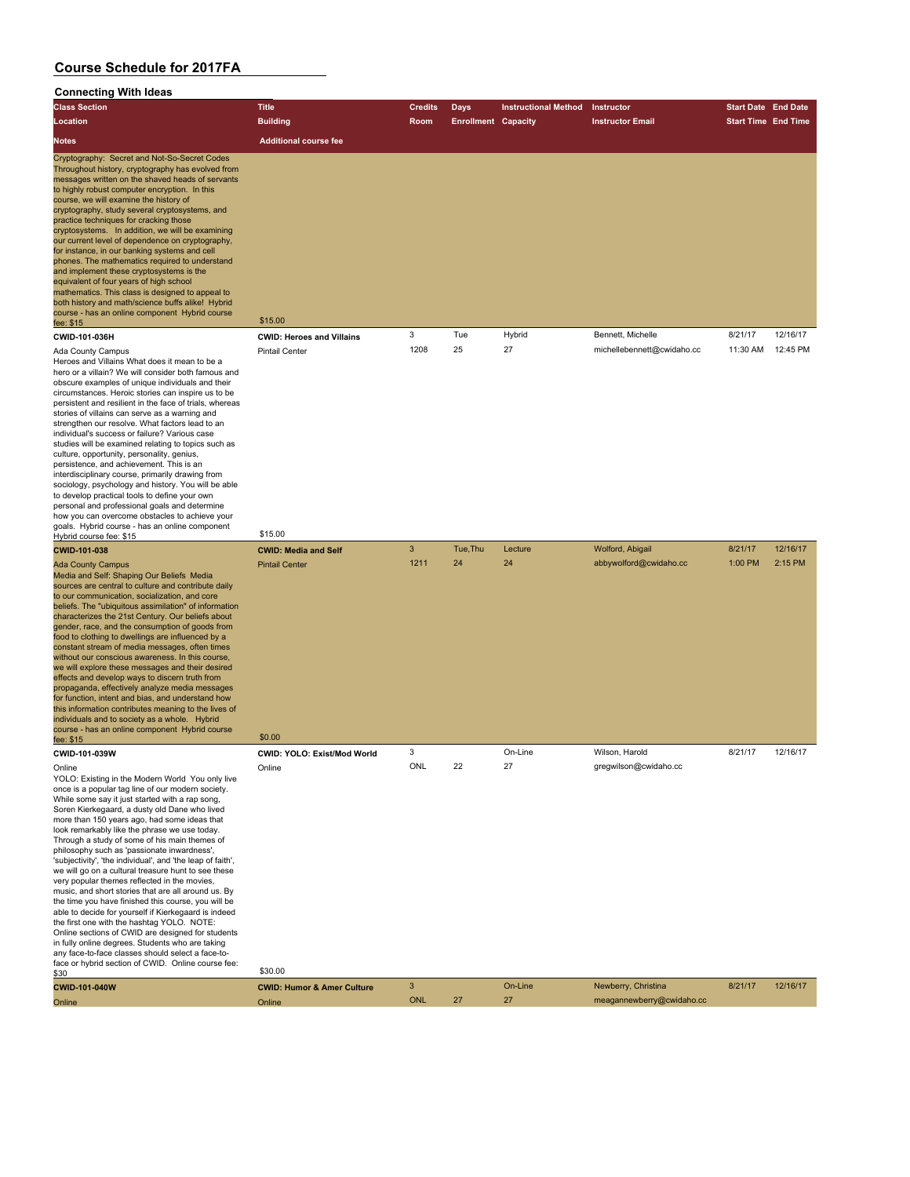# Course Schedule for 2017FA

## Connecting With Ideas

| Class Section / Location / Notes | Title / Building / Additional course fee | Credits / Room | Days / Enrollment | Instructional Method / Capacity | Instructor / Instructor Email | Start Date / Start Time | End Date / End Time |
|---|---|---|---|---|---|---|---|
| Cryptography: Secret and Not-So-Secret Codes Throughout history, cryptography has evolved from messages written on the shaved heads of servants to highly robust computer encryption. In this course, we will examine the history of cryptography, study several cryptosystems, and practice techniques for cracking those cryptosystems. In addition, we will be examining our current level of dependence on cryptography, for instance, in our banking systems and cell phones. The mathematics required to understand and implement these cryptosystems is the equivalent of four years of high school mathematics. This class is designed to appeal to both history and math/science buffs alike! Hybrid course - has an online component Hybrid course fee: $15 | $15.00 | | | | | | |
| **CWID-101-036H** | **CWID: Heroes and Villains** | 3 | Tue | Hybrid | Bennett, Michelle | 8/21/17 | 12/16/17 |
| Ada County Campus | Pintail Center | 1208 | 25 | 27 | michellebennett@cwidaho.cc | 11:30 AM | 12:45 PM |
| Heroes and Villains What does it mean to be a hero or a villain? We will consider both famous and obscure examples of unique individuals and their circumstances. Heroic stories can inspire us to be persistent and resilient in the face of trials, whereas stories of villains can serve as a warning and strengthen our resolve. What factors lead to an individual's success or failure? Various case studies will be examined relating to topics such as culture, opportunity, personality, genius, persistence, and achievement. This is an interdisciplinary course, primarily drawing from sociology, psychology and history. You will be able to develop practical tools to define your own personal and professional goals and determine how you can overcome obstacles to achieve your goals. Hybrid course - has an online component Hybrid course fee: $15 | $15.00 | | | | | | |
| **CWID-101-038** | **CWID: Media and Self** | 3 | Tue,Thu | Lecture | Wolford, Abigail | 8/21/17 | 12/16/17 |
| Ada County Campus | Pintail Center | 1211 | 24 | 24 | abbywolford@cwidaho.cc | 1:00 PM | 2:15 PM |
| Media and Self: Shaping Our Beliefs Media sources are central to culture and contribute daily to our communication, socialization, and core beliefs. The "ubiquitous assimilation" of information characterizes the 21st Century. Our beliefs about gender, race, and the consumption of goods from food to clothing to dwellings are influenced by a constant stream of media messages, often times without our conscious awareness. In this course, we will explore these messages and their desired effects and develop ways to discern truth from propaganda, effectively analyze media messages for function, intent and bias, and understand how this information contributes meaning to the lives of individuals and to society as a whole. Hybrid course - has an online component Hybrid course fee: $15 | $0.00 | | | | | | |
| **CWID-101-039W** | **CWID: YOLO: Exist/Mod World** | 3 | | On-Line | Wilson, Harold | 8/21/17 | 12/16/17 |
| Online | Online | ONL | 22 | 27 | gregwilson@cwidaho.cc | | |
| YOLO: Existing in the Modern World You only live once is a popular tag line of our modern society. While some say it just started with a rap song, Soren Kierkegaard, a dusty old Dane who lived more than 150 years ago, had some ideas that look remarkably like the phrase we use today. Through a study of some of his main themes of philosophy such as 'passionate inwardness', 'subjectivity', 'the individual', and 'the leap of faith', we will go on a cultural treasure hunt to see these very popular themes reflected in the movies, music, and short stories that are all around us. By the time you have finished this course, you will be able to decide for yourself if Kierkegaard is indeed the first one with the hashtag YOLO. NOTE: Online sections of CWID are designed for students in fully online degrees. Students who are taking any face-to-face classes should select a face-to-face or hybrid section of CWID. Online course fee: $30 | $30.00 | | | | | | |
| **CWID-101-040W** | **CWID: Humor & Amer Culture** | 3 | | On-Line | Newberry, Christina | 8/21/17 | 12/16/17 |
| Online | Online | ONL | 27 | 27 | meagannewberry@cwidaho.cc | | |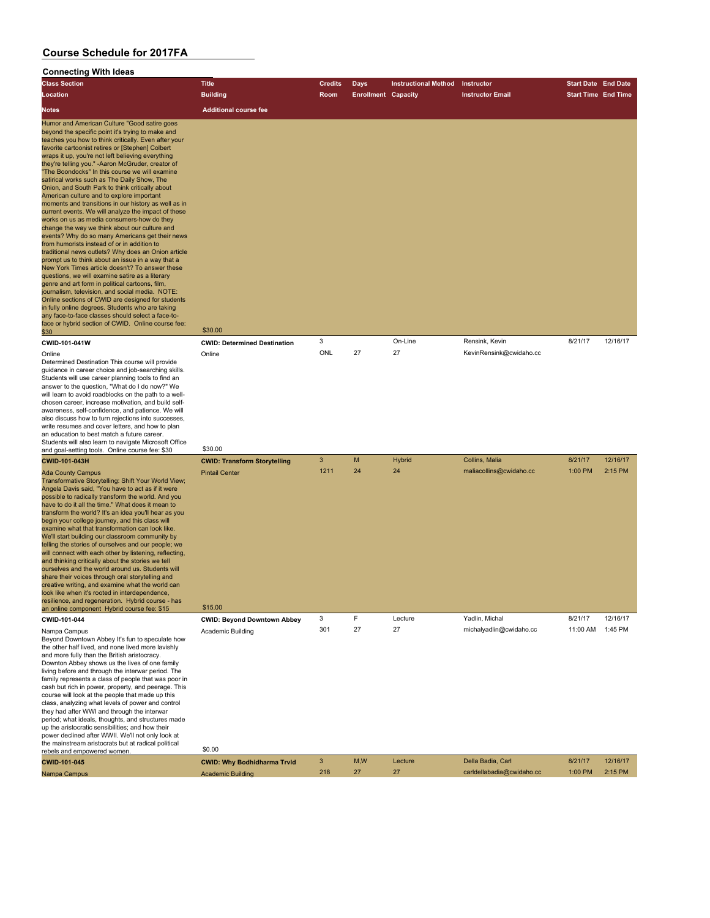# Course Schedule for 2017FA

## Connecting With Ideas

| Class Section | Title | Credits | Days | Instructional Method | Instructor | Start Date | End Date |
|---|---|---|---|---|---|---|---|
| Location | Building | Room | Enrollment | Capacity | Instructor Email | Start Time | End Time |
| Notes | Additional course fee | | | | | | |
| Humor and American Culture "Good satire goes beyond the specific point it's trying to make and teaches you how to think critically. Even after your favorite cartoonist retires or [Stephen] Colbert wraps it up, you're not left believing everything they're telling you." -Aaron McGruder, creator of "The Boondocks" In this course we will examine satirical works such as The Daily Show, The Onion, and South Park to think critically about American culture and to explore important moments and transitions in our history as well as in current events. We will analyze the impact of these works on us as media consumers-how do they change the way we think about our culture and events? Why do so many Americans get their news from humorists instead of or in addition to traditional news outlets? Why does an Onion article prompt us to think about an issue in a way that a New York Times article doesn't? To answer these questions, we will examine satire as a literary genre and art form in political cartoons, film, journalism, television, and social media. NOTE: Online sections of CWID are designed for students in fully online degrees. Students who are taking any face-to-face classes should select a face-to-face or hybrid section of CWID. Online course fee: $30 | $30.00 | | | | | | |
| CWID-101-041W | CWID: Determined Destination | 3 | | On-Line | Rensink, Kevin | 8/21/17 | 12/16/17 |
| Online | Online | ONL | 27 | 27 | KevinRensink@cwidaho.cc | | |
| Determined Destination This course will provide guidance in career choice and job-searching skills. Students will use career planning tools to find an answer to the question, "What do I do now?" We will learn to avoid roadblocks on the path to a well-chosen career, increase motivation, and build self-awareness, self-confidence, and patience. We will also discuss how to turn rejections into successes, write resumes and cover letters, and how to plan an education to best match a future career. Students will also learn to navigate Microsoft Office and goal-setting tools. Online course fee: $30 | $30.00 | | | | | | |
| CWID-101-043H | CWID: Transform Storytelling | 3 | M | Hybrid | Collins, Malia | 8/21/17 | 12/16/17 |
| Ada County Campus | Pintail Center | 1211 | 24 | 24 | maliacollins@cwidaho.cc | 1:00 PM | 2:15 PM |
| Transformative Storytelling: Shift Your World View; Angela Davis said, "You have to act as if it were possible to radically transform the world. And you have to do it all the time." What does it mean to transform the world? It's an idea you'll hear as you begin your college journey, and this class will examine what that transformation can look like. We'll start building our classroom community by telling the stories of ourselves and our people; we will connect with each other by listening, reflecting, and thinking critically about the stories we tell ourselves and the world around us. Students will share their voices through oral storytelling and creative writing, and examine what the world can look like when it's rooted in interdependence, resilience, and regeneration. Hybrid course - has an online component Hybrid course fee: $15 | $15.00 | | | | | | |
| CWID-101-044 | CWID: Beyond Downtown Abbey | 3 | F | Lecture | Yadlin, Michal | 8/21/17 | 12/16/17 |
| Nampa Campus | Academic Building | 301 | 27 | 27 | michalyadlin@cwidaho.cc | 11:00 AM | 1:45 PM |
| Beyond Downtown Abbey It's fun to speculate how the other half lived, and none lived more lavishly and more fully than the British aristocracy. Downton Abbey shows us the lives of one family living before and through the interwar period. The family represents a class of people that was poor in cash but rich in power, property, and peerage. This course will look at the people that made up this class, analyzing what levels of power and control they had after WWI and through the interwar period; what ideals, thoughts, and structures made up the aristocratic sensibilities; and how their power declined after WWII. We'll not only look at the mainstream aristocrats but at radical political rebels and empowered women. | $0.00 | | | | | | |
| CWID-101-045 | CWID: Why Bodhidharma Trvld | 3 | M,W | Lecture | Della Badia, Carl | 8/21/17 | 12/16/17 |
| Nampa Campus | Academic Building | 218 | 27 | 27 | carldellabadia@cwidaho.cc | 1:00 PM | 2:15 PM |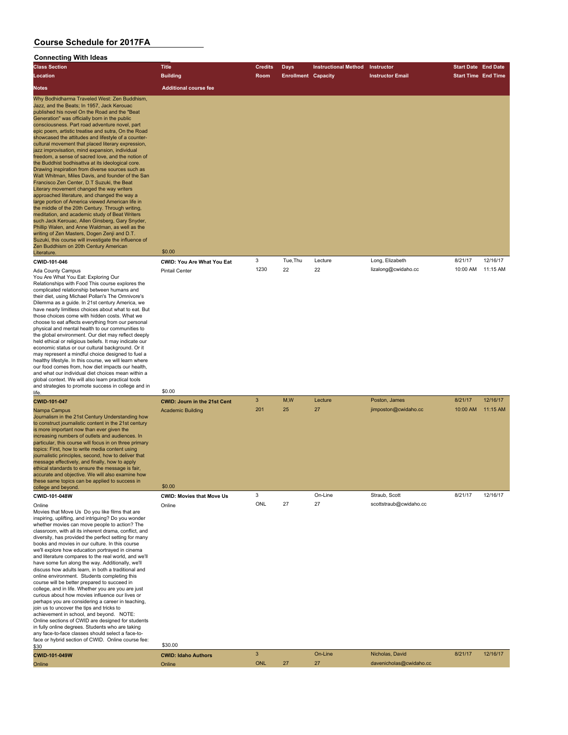# Course Schedule for 2017FA

## Connecting With Ideas

| Class Section / Location / Notes | Title / Building / Additional course fee | Credits / Room | Days / Enrollment | Instructional Method / Capacity | Instructor / Instructor Email | Start Date / Start Time | End Date / End Time |
|---|---|---|---|---|---|---|---|
| Why Bodhidharma Traveled West: Zen Buddhism, Jazz, and the Beats; In 1957, Jack Kerouac published his novel On the Road and the "Beat Generation" was officially born in the public consciousness. Part road adventure novel, part epic poem, artistic treatise and sutra, On the Road showcased the attitudes and lifestyle of a counter-cultural movement that placed literary expression, jazz improvisation, mind expansion, individual freedom, a sense of sacred love, and the notion of the Buddhist bodhisattva at its ideological core. Drawing inspiration from diverse sources such as Walt Whitman, Miles Davis, and founder of the San Francisco Zen Center, D.T Suzuki, the Beat Literary movement changed the way writers approached literature, and changed the way a large portion of America viewed American life in the middle of the 20th Century. Through writing, meditation, and academic study of Beat Writers such Jack Kerouac, Allen Ginsberg, Gary Snyder, Phillip Walen, and Anne Waldman, as well as the writing of Zen Masters, Dogen Zenji and D.T. Suzuki, this course will investigate the influence of Zen Buddhism on 20th Century American Literature. | $0.00 | | | | | | |
| **CWID-101-046** | **CWID: You Are What You Eat** | 3 | Tue,Thu | Lecture | Long, Elizabeth | 8/21/17 | 12/16/17 |
| Ada County Campus | Pintail Center | 1230 | 22 | 22 | lizalong@cwidaho.cc | 10:00 AM | 11:15 AM |
| You Are What You Eat: Exploring Our Relationships with Food This course explores the complicated relationship between humans and their diet, using Michael Pollan's The Omnivore's Dilemma as a guide. In 21st century America, we have nearly limitless choices about what to eat. But those choices come with hidden costs. What we choose to eat affects everything from our personal physical and mental health to our communities to the global environment. Our diet may reflect deeply held ethical or religious beliefs. It may indicate our economic status or our cultural background. Or it may represent a mindful choice designed to fuel a healthy lifestyle. In this course, we will learn where our food comes from, how diet impacts our health, and what our individual diet choices mean within a global context. We will also learn practical tools and strategies to promote success in college and in life. | $0.00 | | | | | | |
| **CWID-101-047** | **CWID: Journ in the 21st Cent** | 3 | M,W | Lecture | Poston, James | 8/21/17 | 12/16/17 |
| Nampa Campus | Academic Building | 201 | 25 | 27 | jimposton@cwidaho.cc | 10:00 AM | 11:15 AM |
| Journalism in the 21st Century Understanding how to construct journalistic content in the 21st century is more important now than ever given the increasing numbers of outlets and audiences. In particular, this course will focus in on three primary topics: First, how to write media content using journalistic principles, second, how to deliver that message effectively, and finally, how to apply ethical standards to ensure the message is fair, accurate and objective. We will also examine how these same topics can be applied to success in college and beyond. | $0.00 | | | | | | |
| **CWID-101-048W** | **CWID: Movies that Move Us** | 3 | | On-Line | Straub, Scott | 8/21/17 | 12/16/17 |
| Online | Online | ONL | 27 | 27 | scottstraub@cwidaho.cc | | |
| Movies that Move Us Do you like films that are inspiring, uplifting, and intriguing? Do you wonder whether movies can move people to action? The classroom, with all its inherent drama, conflict, and diversity, has provided the perfect setting for many books and movies in our culture. In this course we'll explore how education portrayed in cinema and literature compares to the real world, and we'll have some fun along the way. Additionally, we'll discuss how adults learn, in both a traditional and online environment. Students completing this course will be better prepared to succeed in college, and in life. Whether you are you are just curious about how movies influence our lives or perhaps you are considering a career in teaching, join us to uncover the tips and tricks to achievement in school, and beyond. NOTE: Online sections of CWID are designed for students in fully online degrees. Students who are taking any face-to-face classes should select a face-to-face or hybrid section of CWID. Online course fee: $30 | $30.00 | | | | | | |
| **CWID-101-049W** | **CWID: Idaho Authors** | 3 | | On-Line | Nicholas, David | 8/21/17 | 12/16/17 |
| Online | Online | ONL | 27 | 27 | davenicholas@cwidaho.cc | | |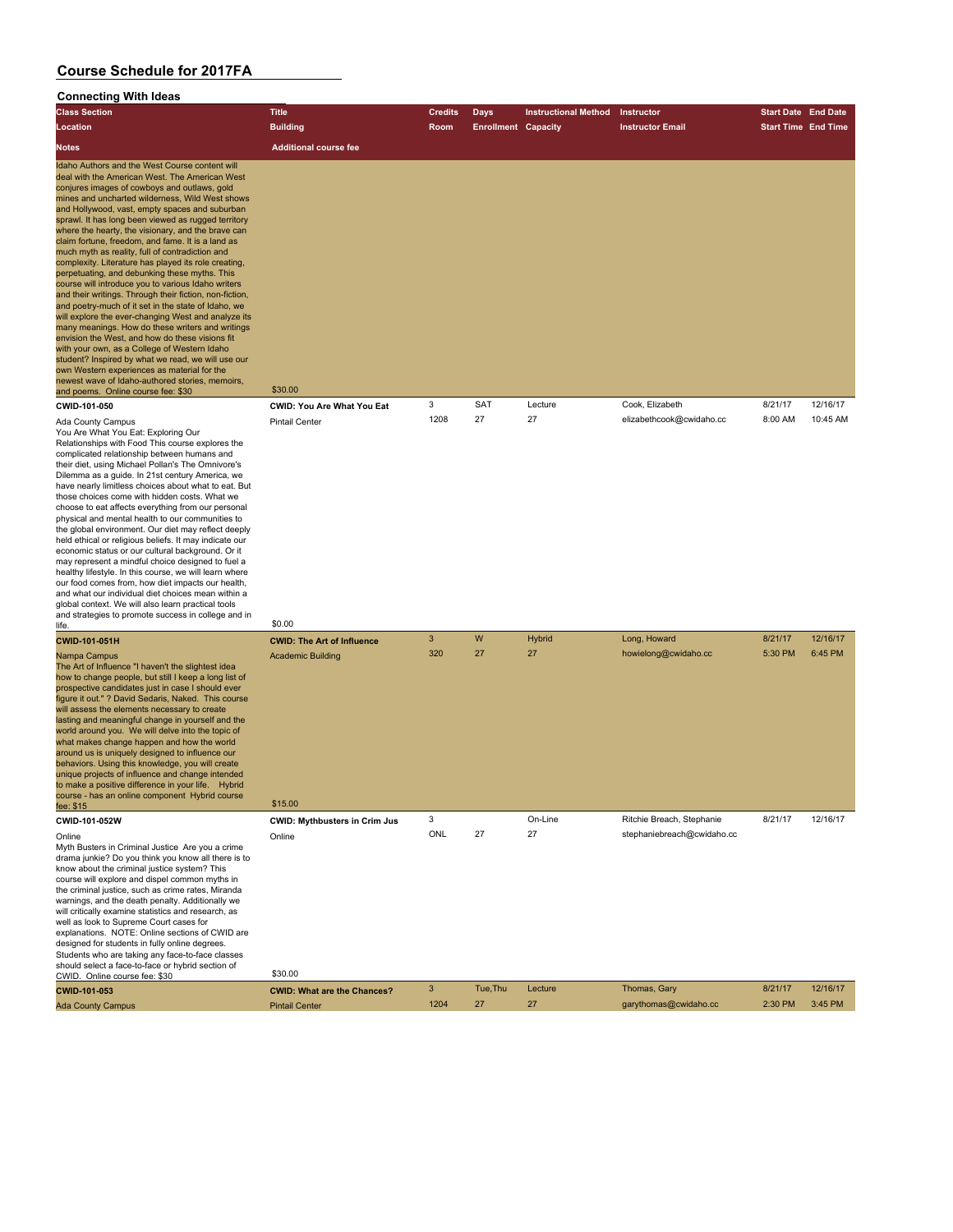# Course Schedule for 2017FA

## Connecting With Ideas

| Class Section / Location / Notes | Title / Building / Additional course fee | Credits / Room | Days / Enrollment | Instructional Method / Capacity | Instructor / Instructor Email | Start Date / Start Time | End Date / End Time |
|---|---|---|---|---|---|---|---|
| Idaho Authors and the West Course content will deal with the American West. The American West conjures images of cowboys and outlaws, gold mines and uncharted wilderness, Wild West shows and Hollywood, vast, empty spaces and suburban sprawl. It has long been viewed as rugged territory where the hearty, the visionary, and the brave can claim fortune, freedom, and fame. It is a land as much myth as reality, full of contradiction and complexity. Literature has played its role creating, perpetuating, and debunking these myths. This course will introduce you to various Idaho writers and their writings. Through their fiction, non-fiction, and poetry-much of it set in the state of Idaho, we will explore the ever-changing West and analyze its many meanings. How do these writers and writings envision the West, and how do these visions fit with your own, as a College of Western Idaho student? Inspired by what we read, we will use our own Western experiences as material for the newest wave of Idaho-authored stories, memoirs, and poems. Online course fee: $30 | $30.00 | | | | | | |
| **CWID-101-050** | **CWID: You Are What You Eat** | 3 | SAT | Lecture | Cook, Elizabeth | 8/21/17 | 12/16/17 |
| Ada County Campus | Pintail Center | 1208 | 27 | 27 | elizabethcook@cwidaho.cc | 8:00 AM | 10:45 AM |
| You Are What You Eat: Exploring Our Relationships with Food This course explores the complicated relationship between humans and their diet, using Michael Pollan's The Omnivore's Dilemma as a guide. In 21st century America, we have nearly limitless choices about what to eat. But those choices come with hidden costs. What we choose to eat affects everything from our personal physical and mental health to our communities to the global environment. Our diet may reflect deeply held ethical or religious beliefs. It may indicate our economic status or our cultural background. Or it may represent a mindful choice designed to fuel a healthy lifestyle. In this course, we will learn where our food comes from, how diet impacts our health, and what our individual diet choices mean within a global context. We will also learn practical tools and strategies to promote success in college and in life. | $0.00 | | | | | | |
| **CWID-101-051H** | **CWID: The Art of Influence** | 3 | W | Hybrid | Long, Howard | 8/21/17 | 12/16/17 |
| Nampa Campus | Academic Building | 320 | 27 | 27 | howielong@cwidaho.cc | 5:30 PM | 6:45 PM |
| The Art of Influence "I haven't the slightest idea how to change people, but still I keep a long list of prospective candidates just in case I should ever figure it out." ? David Sedaris, Naked. This course will assess the elements necessary to create lasting and meaningful change in yourself and the world around you. We will delve into the topic of what makes change happen and how the world around us is uniquely designed to influence our behaviors. Using this knowledge, you will create unique projects of influence and change intended to make a positive difference in your life. Hybrid course - has an online component Hybrid course fee: $15 | $15.00 | | | | | | |
| **CWID-101-052W** | **CWID: Mythbusters in Crim Jus** | 3 | | On-Line | Ritchie Breach, Stephanie | 8/21/17 | 12/16/17 |
| Online | Online | ONL | 27 | 27 | stephaniebreach@cwidaho.cc | | |
| Myth Busters in Criminal Justice Are you a crime drama junkie? Do you think you know all there is to know about the criminal justice system? This course will explore and dispel common myths in the criminal justice, such as crime rates, Miranda warnings, and the death penalty. Additionally we will critically examine statistics and research, as well as look to Supreme Court cases for explanations. NOTE: Online sections of CWID are designed for students in fully online degrees. Students who are taking any face-to-face classes should select a face-to-face or hybrid section of CWID. Online course fee: $30 | $30.00 | | | | | | |
| **CWID-101-053** | **CWID: What are the Chances?** | 3 | Tue,Thu | Lecture | Thomas, Gary | 8/21/17 | 12/16/17 |
| Ada County Campus | Pintail Center | 1204 | 27 | 27 | garythomas@cwidaho.cc | 2:30 PM | 3:45 PM |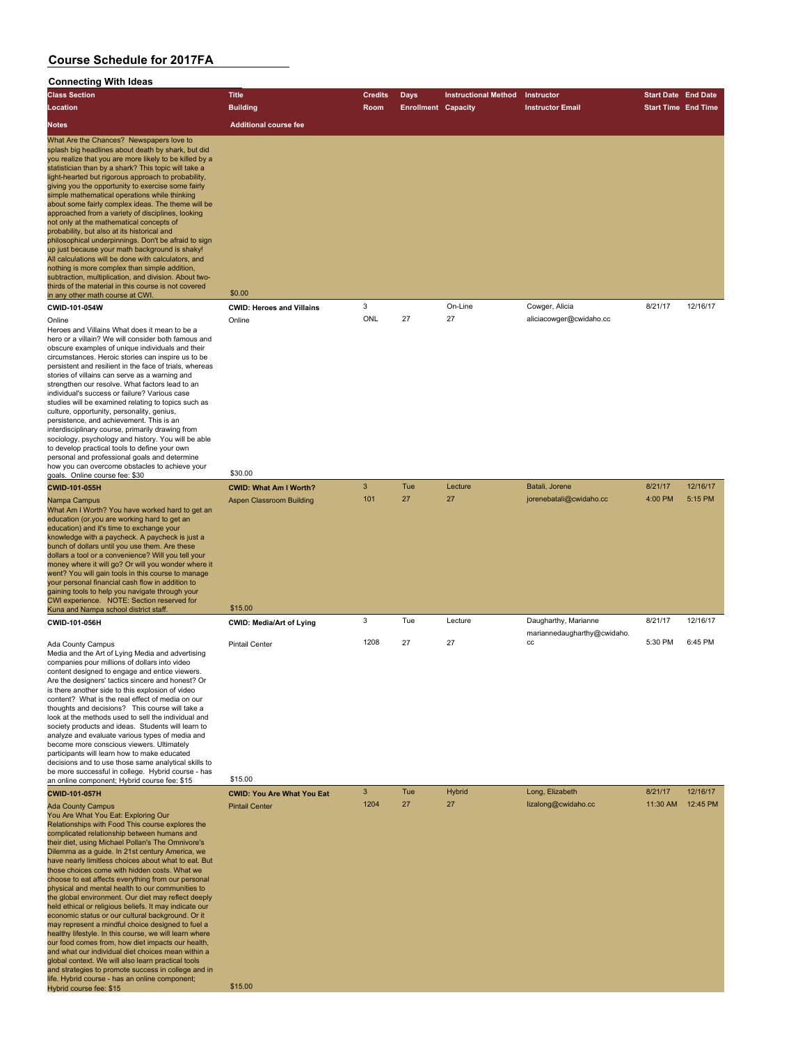# Course Schedule for 2017FA

## Connecting With Ideas

| Class Section / Location / Notes | Title / Building / Additional course fee | Credits / Room | Days / Enrollment | Instructional Method / Capacity | Instructor / Instructor Email | Start Date / Start Time | End Date / End Time |
|---|---|---|---|---|---|---|---|
| What Are the Chances? Newspapers love to splash big headlines about death by shark, but did you realize that you are more likely to be killed by a statistician than by a shark? This topic will take a light-hearted but rigorous approach to probability, giving you the opportunity to exercise some fairly simple mathematical operations while thinking about some fairly complex ideas. The theme will be approached from a variety of disciplines, looking not only at the mathematical concepts of probability, but also at its historical and philosophical underpinnings. Don't be afraid to sign up just because your math background is shaky! All calculations will be done with calculators, and nothing is more complex than simple addition, subtraction, multiplication, and division. About two-thirds of the material in this course is not covered in any other math course at CWI. | $0.00 | | | | | | |
| **CWID-101-054W** | **CWID: Heroes and Villains** | 3 | | On-Line | Cowger, Alicia | 8/21/17 | 12/16/17 |
| Online | Online | ONL | 27 | 27 | aliciacowger@cwidaho.cc | | |
| Heroes and Villains What does it mean to be a hero or a villain? We will consider both famous and obscure examples of unique individuals and their circumstances. Heroic stories can inspire us to be persistent and resilient in the face of trials, whereas stories of villains can serve as a warning and strengthen our resolve. What factors lead to an individual's success or failure? Various case studies will be examined relating to topics such as culture, opportunity, personality, genius, persistence, and achievement. This is an interdisciplinary course, primarily drawing from sociology, psychology and history. You will be able to develop practical tools to define your own personal and professional goals and determine how you can overcome obstacles to achieve your goals. Online course fee: $30 | $30.00 | | | | | | |
| **CWID-101-055H** | **CWID: What Am I Worth?** | 3 | Tue | Lecture | Batali, Jorene | 8/21/17 | 12/16/17 |
| Nampa Campus | Aspen Classroom Building | 101 | 27 | 27 | jorenebatali@cwidaho.cc | 4:00 PM | 5:15 PM |
| What Am I Worth? You have worked hard to get an education (or.you are working hard to get an education) and it's time to exchange your knowledge with a paycheck. A paycheck is just a bunch of dollars until you use them. Are these dollars a tool or a convenience? Will you tell your money where it will go? Or will you wonder where it went? You will gain tools in this course to manage your personal financial cash flow in addition to gaining tools to help you navigate through your CWI experience. NOTE: Section reserved for Kuna and Nampa school district staff. | $15.00 | | | | | | |
| **CWID-101-056H** | **CWID: Media/Art of Lying** | 3 | Tue | Lecture | Daugharthy, Marianne | 8/21/17 | 12/16/17 |
| Ada County Campus | Pintail Center | 1208 | 27 | 27 | mariannedaugharthy@cwidaho.cc | 5:30 PM | 6:45 PM |
| Media and the Art of Lying Media and advertising companies pour millions of dollars into video content designed to engage and entice viewers. Are the designers' tactics sincere and honest? Or is there another side to this explosion of video content? What is the real effect of media on our thoughts and decisions? This course will take a look at the methods used to sell the individual and society products and ideas. Students will learn to analyze and evaluate various types of media and become more conscious viewers. Ultimately participants will learn how to make educated decisions and to use those same analytical skills to be more successful in college. Hybrid course - has an online component; Hybrid course fee: $15 | $15.00 | | | | | | |
| **CWID-101-057H** | **CWID: You Are What You Eat** | 3 | Tue | Hybrid | Long, Elizabeth | 8/21/17 | 12/16/17 |
| Ada County Campus | Pintail Center | 1204 | 27 | 27 | lizalong@cwidaho.cc | 11:30 AM | 12:45 PM |
| You Are What You Eat: Exploring Our Relationships with Food This course explores the complicated relationship between humans and their diet, using Michael Pollan's The Omnivore's Dilemma as a guide. In 21st century America, we have nearly limitless choices about what to eat. But those choices come with hidden costs. What we choose to eat affects everything from our personal physical and mental health to our communities to the global environment. Our diet may reflect deeply held ethical or religious beliefs. It may indicate our economic status or our cultural background. Or it may represent a mindful choice designed to fuel a healthy lifestyle. In this course, we will learn where our food comes from, how diet impacts our health, and what our individual diet choices mean within a global context. We will also learn practical tools and strategies to promote success in college and in life. Hybrid course - has an online component; Hybrid course fee: $15 | $15.00 | | | | | | |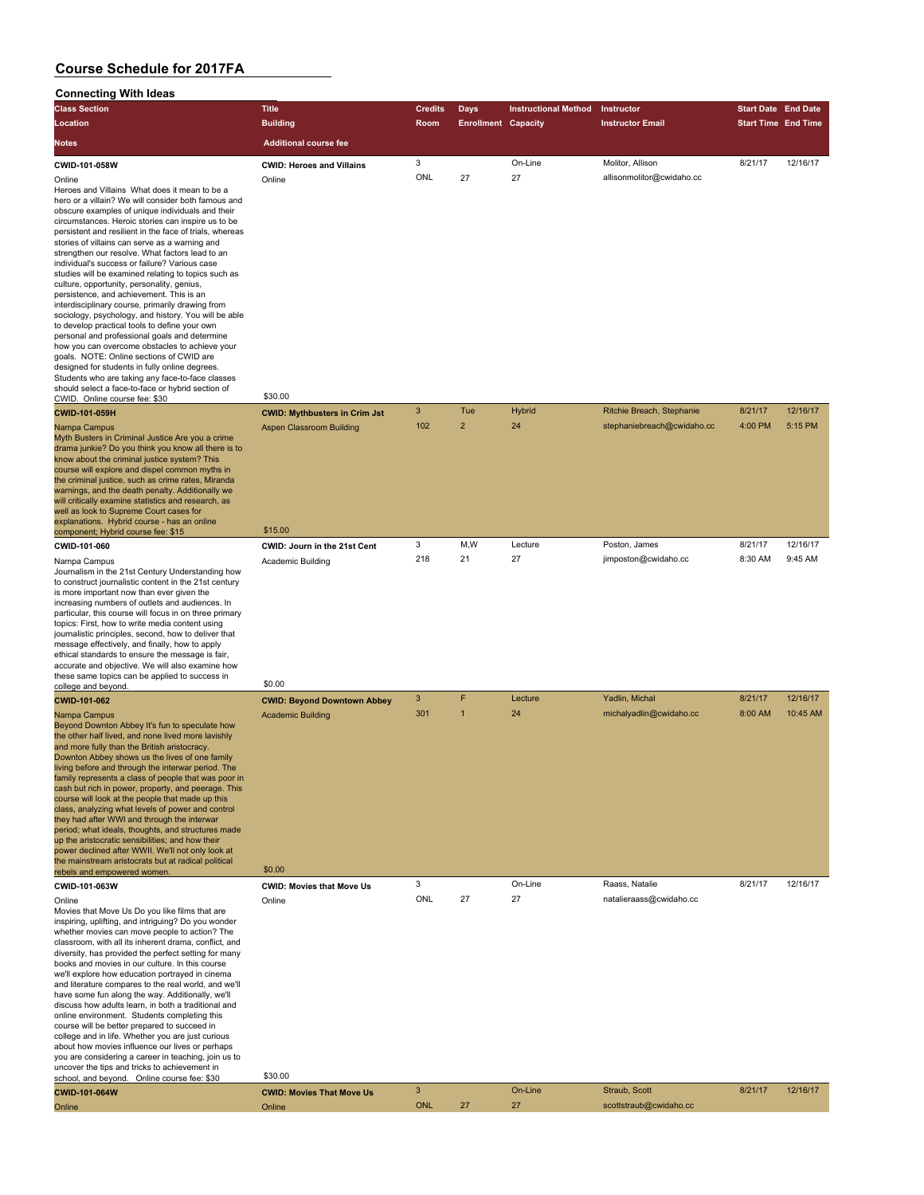# Course Schedule for 2017FA

## Connecting With Ideas

| Class Section<br>Location<br>Notes | Title<br>Building<br>Additional course fee | Credits<br>Room | Days<br>Enrollment | Instructional Method<br>Capacity | Instructor<br>Instructor Email | Start Date<br>Start Time | End Date<br>End Time |
|---|---|---|---|---|---|---|---|
| **CWID-101-058W**<br>Online<br>Heroes and Villains What does it mean to be a hero or a villain? We will consider both famous and obscure examples of unique individuals and their circumstances. Heroic stories can inspire us to be persistent and resilient in the face of trials, whereas stories of villains can serve as a warning and strengthen our resolve. What factors lead to an individual's success or failure? Various case studies will be examined relating to topics such as culture, opportunity, personality, genius, persistence, and achievement. This is an interdisciplinary course, primarily drawing from sociology, psychology, and history. You will be able to develop practical tools to define your own personal and professional goals and determine how you can overcome obstacles to achieve your goals. NOTE: Online sections of CWID are designed for students in fully online degrees. Students who are taking any face-to-face classes should select a face-to-face or hybrid section of CWID. Online course fee: $30 | **CWID: Heroes and Villains**<br>Online<br>$30.00 | 3<br>ONL | <br>27 | On-Line<br>27 | Molitor, Allison<br>allisonmolitor@cwidaho.cc | 8/21/17 | 12/16/17 |
| **CWID-101-059H**<br>Nampa Campus<br>Myth Busters in Criminal Justice Are you a crime drama junkie? Do you think you know all there is to know about the criminal justice system? This course will explore and dispel common myths in the criminal justice, such as crime rates, Miranda warnings, and the death penalty. Additionally we will critically examine statistics and research, as well as look to Supreme Court cases for explanations. Hybrid course - has an online component; Hybrid course fee: $15 | **CWID: Mythbusters in Crim Jst**<br>Aspen Classroom Building<br>$15.00 | 3<br>102 | Tue<br>2 | Hybrid<br>24 | Ritchie Breach, Stephanie<br>stephaniebreach@cwidaho.cc | 8/21/17<br>4:00 PM | 12/16/17<br>5:15 PM |
| **CWID-101-060**<br>Nampa Campus<br>Journalism in the 21st Century Understanding how to construct journalistic content in the 21st century is more important now than ever given the increasing numbers of outlets and audiences. In particular, this course will focus in on three primary topics: First, how to write media content using journalistic principles, second, how to deliver that message effectively, and finally, how to apply ethical standards to ensure the message is fair, accurate and objective. We will also examine how these same topics can be applied to success in college and beyond. | **CWID: Journ in the 21st Cent**<br>Academic Building<br>$0.00 | 3<br>218 | M,W<br>21 | Lecture<br>27 | Poston, James<br>jimposton@cwidaho.cc | 8/21/17<br>8:30 AM | 12/16/17<br>9:45 AM |
| **CWID-101-062**<br>Nampa Campus<br>Beyond Downton Abbey It's fun to speculate how the other half lived, and none lived more lavishly and more fully than the British aristocracy. Downton Abbey shows us the lives of one family living before and through the interwar period. The family represents a class of people that was poor in cash but rich in power, property, and peerage. This course will look at the people that made up this class, analyzing what levels of power and control they had after WWI and through the interwar period; what ideals, thoughts, and structures made up the aristocratic sensibilities; and how their power declined after WWII. We'll not only look at the mainstream aristocrats but at radical political rebels and empowered women. | **CWID: Beyond Downtown Abbey**<br>Academic Building<br>$0.00 | 3<br>301 | F<br>1 | Lecture<br>24 | Yadlin, Michal<br>michalyadlin@cwidaho.cc | 8/21/17<br>8:00 AM | 12/16/17<br>10:45 AM |
| **CWID-101-063W**<br>Online<br>Movies that Move Us Do you like films that are inspiring, uplifting, and intriguing? Do you wonder whether movies can move people to action? The classroom, with all its inherent drama, conflict, and diversity, has provided the perfect setting for many books and movies in our culture. In this course we'll explore how education portrayed in cinema and literature compares to the real world, and we'll have some fun along the way. Additionally, we'll discuss how adults learn, in both a traditional and online environment. Students completing this course will be better prepared to succeed in college and in life. Whether you are just curious about how movies influence our lives or perhaps you are considering a career in teaching, join us to uncover the tips and tricks to achievement in school, and beyond. Online course fee: $30 | **CWID: Movies that Move Us**<br>Online<br>$30.00 | 3<br>ONL | <br>27 | On-Line<br>27 | Raass, Natalie<br>natalieraass@cwidaho.cc | 8/21/17 | 12/16/17 |
| **CWID-101-064W**<br>Online | **CWID: Movies That Move Us**<br>Online | 3<br>ONL | <br>27 | On-Line<br>27 | Straub, Scott<br>scottstraub@cwidaho.cc | 8/21/17 | 12/16/17 |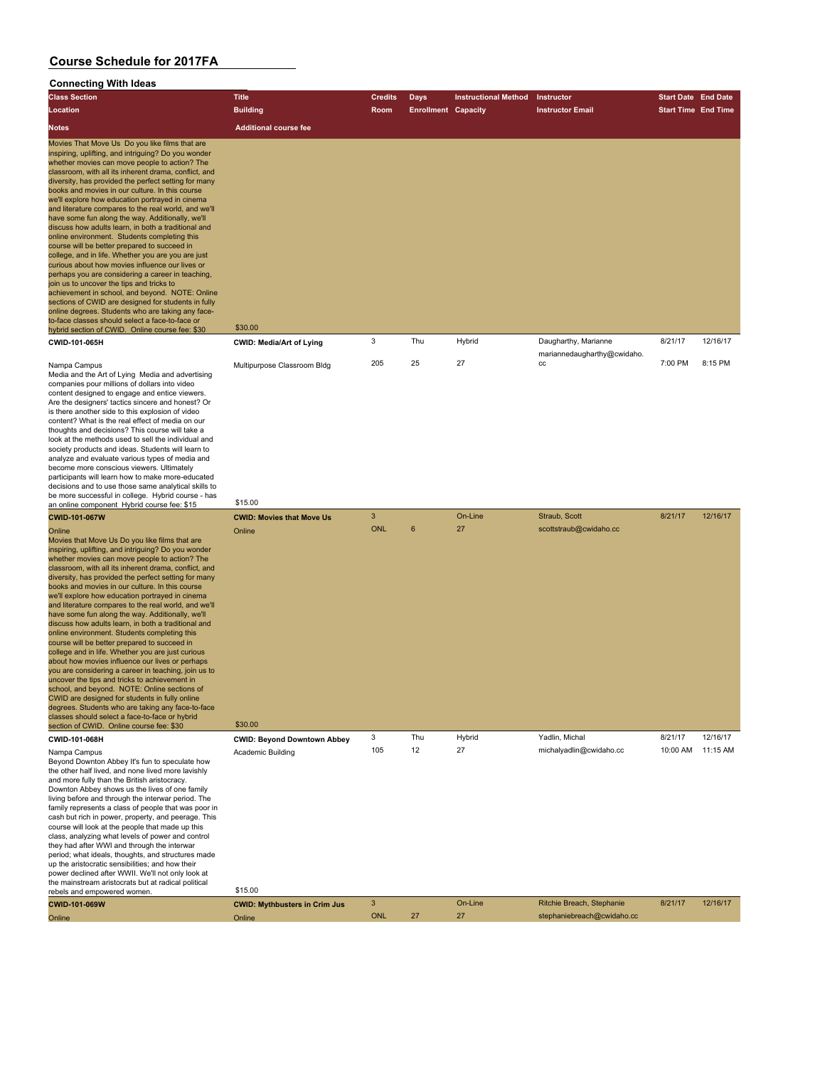# Course Schedule for 2017FA

## Connecting With Ideas

| Class Section / Location / Notes | Title / Building / Additional course fee | Credits / Room | Days / Enrollment | Instructional Method / Capacity | Instructor / Instructor Email | Start Date / Start Time | End Date / End Time |
|---|---|---|---|---|---|---|---|
| Movies That Move Us Do you like films that are inspiring, uplifting, and intriguing? Do you wonder whether movies can move people to action? The classroom, with all its inherent drama, conflict, and diversity, has provided the perfect setting for many books and movies in our culture. In this course we'll explore how education portrayed in cinema and literature compares to the real world, and we'll have some fun along the way. Additionally, we'll discuss how adults learn, in both a traditional and online environment. Students completing this course will be better prepared to succeed in college, and in life. Whether you are you are just curious about how movies influence our lives or perhaps you are considering a career in teaching, join us to uncover the tips and tricks to achievement in school, and beyond. NOTE: Online sections of CWID are designed for students in fully online degrees. Students who are taking any face-to-face classes should select a face-to-face or hybrid section of CWID. Online course fee: $30 | $30.00 | | | | | | |
| **CWID-101-065H** | **CWID: Media/Art of Lying** | 3 | Thu | Hybrid | Daugharthy, Marianne | 8/21/17 | 12/16/17 |
| Nampa Campus | Multipurpose Classroom Bldg | 205 | 25 | 27 | mariannedaugharthy@cwidaho.cc | 7:00 PM | 8:15 PM |
| Media and the Art of Lying Media and advertising companies pour millions of dollars into video content designed to engage and entice viewers. Are the designers' tactics sincere and honest? Or is there another side to this explosion of video content? What is the real effect of media on our thoughts and decisions? This course will take a look at the methods used to sell the individual and society products and ideas. Students will learn to analyze and evaluate various types of media and become more conscious viewers. Ultimately participants will learn how to make more-educated decisions and to use those same analytical skills to be more successful in college. Hybrid course - has an online component Hybrid course fee: $15 | $15.00 | | | | | | |
| **CWID-101-067W** | **CWID: Movies that Move Us** | 3 | | On-Line | Straub, Scott | 8/21/17 | 12/16/17 |
| Online | Online | ONL | 6 | 27 | scottstraub@cwidaho.cc | | |
| Movies that Move Us Do you like films that are inspiring, uplifting, and intriguing? Do you wonder whether movies can move people to action? The classroom, with all its inherent drama, conflict, and diversity, has provided the perfect setting for many books and movies in our culture. In this course we'll explore how education portrayed in cinema and literature compares to the real world, and we'll have some fun along the way. Additionally, we'll discuss how adults learn, in both a traditional and online environment. Students completing this course will be better prepared to succeed in college and in life. Whether you are just curious about how movies influence our lives or perhaps you are considering a career in teaching, join us to uncover the tips and tricks to achievement in school, and beyond. NOTE: Online sections of CWID are designed for students in fully online degrees. Students who are taking any face-to-face classes should select a face-to-face or hybrid section of CWID. Online course fee: $30 | $30.00 | | | | | | |
| **CWID-101-068H** | **CWID: Beyond Downtown Abbey** | 3 | Thu | Hybrid | Yadlin, Michal | 8/21/17 | 12/16/17 |
| Nampa Campus | Academic Building | 105 | 12 | 27 | michalyadlin@cwidaho.cc | 10:00 AM | 11:15 AM |
| Beyond Downton Abbey It's fun to speculate how the other half lived, and none lived more lavishly and more fully than the British aristocracy. Downton Abbey shows us the lives of one family living before and through the interwar period. The family represents a class of people that was poor in cash but rich in power, property, and peerage. This course will look at the people that made up this class, analyzing what levels of power and control they had after WWI and through the interwar period; what ideals, thoughts, and structures made up the aristocratic sensibilities; and how their power declined after WWII. We'll not only look at the mainstream aristocrats but at radical political rebels and empowered women. | $15.00 | | | | | | |
| **CWID-101-069W** | **CWID: Mythbusters in Crim Jus** | 3 | | On-Line | Ritchie Breach, Stephanie | 8/21/17 | 12/16/17 |
| Online | Online | ONL | 27 | 27 | stephaniebreach@cwidaho.cc | | |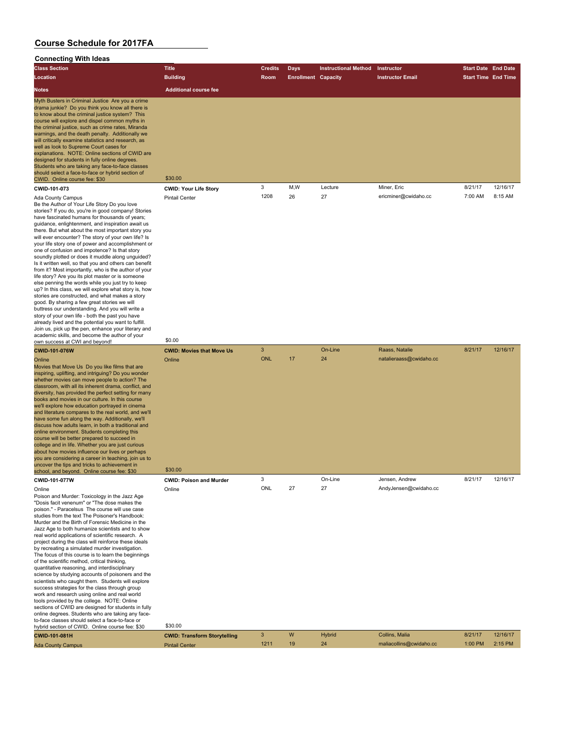# Course Schedule for 2017FA

## Connecting With Ideas

| Class Section | Title | Credits | Days | Instructional Method | Instructor | Start Date | End Date |
|---|---|---|---|---|---|---|---|
| Location | Building | Room | Enrollment | Capacity | Instructor Email | Start Time | End Time |
| Notes | Additional course fee | | | | | | |
| Myth Busters in Criminal Justice Are you a crime drama junkie? Do you think you know all there is to know about the criminal justice system? This course will explore and dispel common myths in the criminal justice, such as crime rates, Miranda warnings, and the death penalty. Additionally we will critically examine statistics and research, as well as look to Supreme Court cases for explanations. NOTE: Online sections of CWID are designed for students in fully online degrees. Students who are taking any face-to-face classes should select a face-to-face or hybrid section of CWID. Online course fee: $30 | $30.00 | | | | | | |
| **CWID-101-073** | **CWID: Your Life Story** | 3 | M,W | Lecture | Miner, Eric | 8/21/17 | 12/16/17 |
| Ada County Campus | Pintail Center | 1208 | 26 | 27 | ericminer@cwidaho.cc | 7:00 AM | 8:15 AM |
| Be the Author of Your Life Story Do you love stories? If you do, you're in good company! Stories have fascinated humans for thousands of years; guidance, enlightenment, and inspiration await us there. But what about the most important story you will ever encounter? The story of your own life? Is your life story one of power and accomplishment or one of confusion and impotence? Is that story soundly plotted or does it muddle along unguided? Is it written well, so that you and others can benefit from it? Most importantly, who is the author of your life story? Are you its plot master or is someone else penning the words while you just try to keep up? In this class, we will explore what story is, how stories are constructed, and what makes a story good. By sharing a few great stories we will buttress our understanding. And you will write a story of your own life - both the past you have already lived and the potential you want to fulfill. Join us, pick up the pen, enhance your literary and academic skills, and become the author of your own success at CWI and beyond! | $0.00 | | | | | | |
| **CWID-101-076W** | **CWID: Movies that Move Us** | 3 | | On-Line | Raass, Natalie | 8/21/17 | 12/16/17 |
| Online | Online | ONL | 17 | 24 | natalieraass@cwidaho.cc | | |
| Movies that Move Us Do you like films that are inspiring, uplifting, and intriguing? Do you wonder whether movies can move people to action? The classroom, with all its inherent drama, conflict, and diversity, has provided the perfect setting for many books and movies in our culture. In this course we'll explore how education portrayed in cinema and literature compares to the real world, and we'll have some fun along the way. Additionally, we'll discuss how adults learn, in both a traditional and online environment. Students completing this course will be better prepared to succeed in college and in life. Whether you are just curious about how movies influence our lives or perhaps you are considering a career in teaching, join us to uncover the tips and tricks to achievement in school, and beyond. Online course fee: $30 | $30.00 | | | | | | |
| **CWID-101-077W** | **CWID: Poison and Murder** | 3 | | On-Line | Jensen, Andrew | 8/21/17 | 12/16/17 |
| Online | Online | ONL | 27 | 27 | AndyJensen@cwidaho.cc | | |
| Poison and Murder: Toxicology in the Jazz Age "Dosis facit venenum" or "The dose makes the poison." - Paracelsus The course will use case studies from the text The Poisoner's Handbook: Murder and the Birth of Forensic Medicine in the Jazz Age to both humanize scientists and to show real world applications of scientific research. A project during the class will reinforce these ideals by recreating a simulated murder investigation. The focus of this course is to learn the beginnings of the scientific method, critical thinking, quantitative reasoning, and interdisciplinary science by studying accounts of poisoners and the scientists who caught them. Students will explore success strategies for the class through group work and research using online and real world tools provided by the college. NOTE: Online sections of CWID are designed for students in fully online degrees. Students who are taking any face-to-face classes should select a face-to-face or hybrid section of CWID. Online course fee: $30 | $30.00 | | | | | | |
| **CWID-101-081H** | **CWID: Transform Storytelling** | 3 | W | Hybrid | Collins, Malia | 8/21/17 | 12/16/17 |
| Ada County Campus | Pintail Center | 1211 | 19 | 24 | maliacollins@cwidaho.cc | 1:00 PM | 2:15 PM |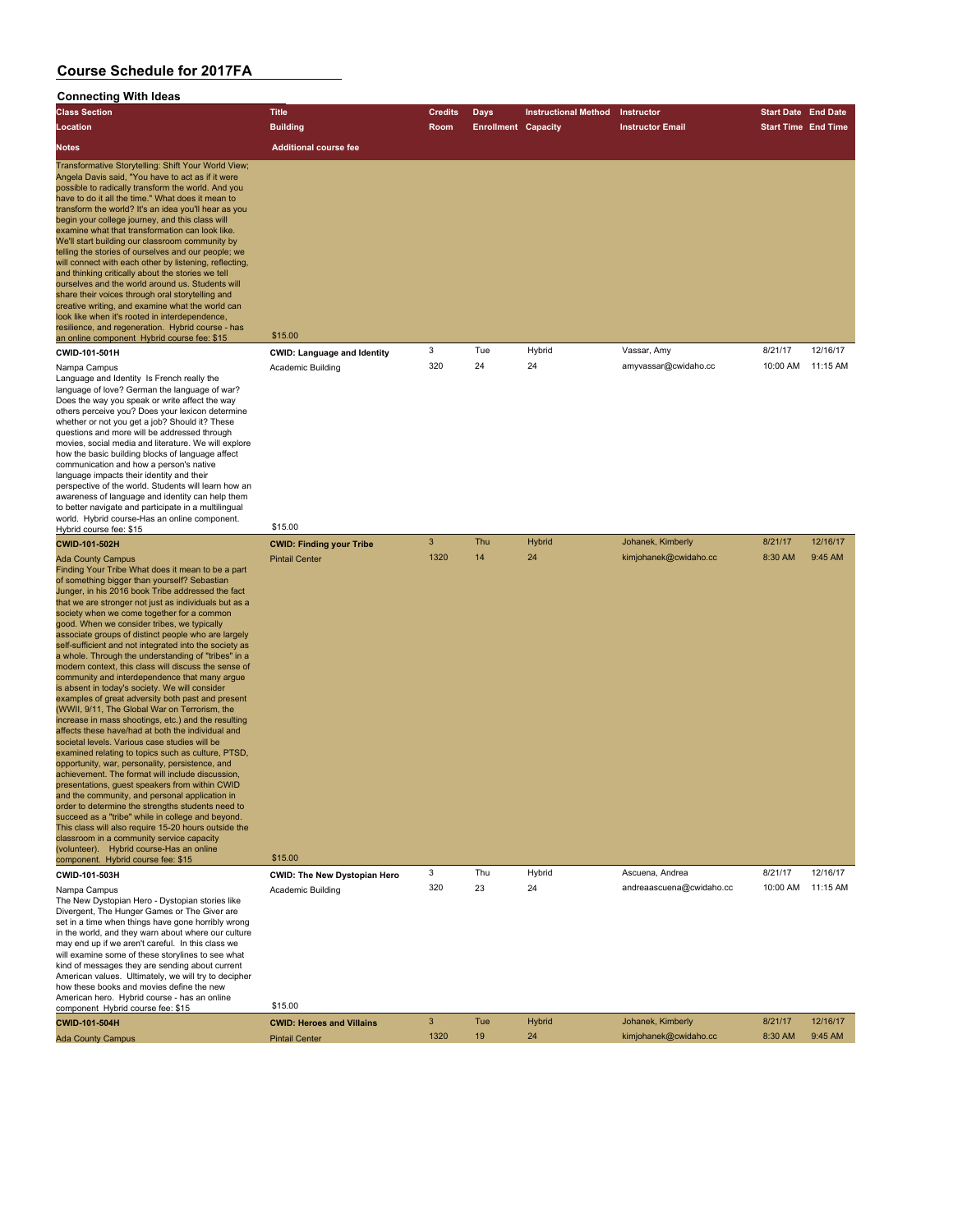# Course Schedule for 2017FA

## Connecting With Ideas

| Class Section / Location / Notes | Title / Building / Additional course fee | Credits / Room | Days / Enrollment | Instructional Method / Capacity | Instructor / Instructor Email | Start Date / Start Time | End Date / End Time |
|---|---|---|---|---|---|---|---|
| Transformative Storytelling: Shift Your World View; Angela Davis said, "You have to act as if it were possible to radically transform the world. And you have to do it all the time." What does it mean to transform the world? It's an idea you'll hear as you begin your college journey, and this class will examine what that transformation can look like. We'll start building our classroom community by telling the stories of ourselves and our people; we will connect with each other by listening, reflecting, and thinking critically about the stories we tell ourselves and the world around us. Students will share their voices through oral storytelling and creative writing, and examine what the world can look like when it's rooted in interdependence, resilience, and regeneration. Hybrid course - has an online component Hybrid course fee: $15 | $15.00 | | | | | | |
| **CWID-101-501H** | **CWID: Language and Identity** | 3 | Tue | Hybrid | Vassar, Amy | 8/21/17 | 12/16/17 |
| Nampa Campus | Academic Building | 320 | 24 | 24 | amyvassar@cwidaho.cc | 10:00 AM | 11:15 AM |
| Language and Identity Is French really the language of love? German the language of war? Does the way you speak or write affect the way others perceive you? Does your lexicon determine whether or not you get a job? Should it? These questions and more will be addressed through movies, social media and literature. We will explore how the basic building blocks of language affect communication and how a person's native language impacts their identity and their perspective of the world. Students will learn how an awareness of language and identity can help them to better navigate and participate in a multilingual world. Hybrid course-Has an online component. Hybrid course fee: $15 | $15.00 | | | | | | |
| **CWID-101-502H** | **CWID: Finding your Tribe** | 3 | Thu | Hybrid | Johanek, Kimberly | 8/21/17 | 12/16/17 |
| Ada County Campus | Pintail Center | 1320 | 14 | 24 | kimjohanek@cwidaho.cc | 8:30 AM | 9:45 AM |
| Finding Your Tribe What does it mean to be a part of something bigger than yourself? Sebastian Junger, in his 2016 book Tribe addressed the fact that we are stronger not just as individuals but as a society when we come together for a common good. When we consider tribes, we typically associate groups of distinct people who are largely self-sufficient and not integrated into the society as a whole. Through the understanding of "tribes" in a modern context, this class will discuss the sense of community and interdependence that many argue is absent in today's society. We will consider examples of great adversity both past and present (WWII, 9/11, The Global War on Terrorism, the increase in mass shootings, etc.) and the resulting affects these have/had at both the individual and societal levels. Various case studies will be examined relating to topics such as culture, PTSD, opportunity, war, personality, persistence, and achievement. The format will include discussion, presentations, guest speakers from within CWID and the community, and personal application in order to determine the strengths students need to succeed as a "tribe" while in college and beyond. This class will also require 15-20 hours outside the classroom in a community service capacity (volunteer). Hybrid course-Has an online component. Hybrid course fee: $15 | $15.00 | | | | | | |
| **CWID-101-503H** | **CWID: The New Dystopian Hero** | 3 | Thu | Hybrid | Ascuena, Andrea | 8/21/17 | 12/16/17 |
| Nampa Campus | Academic Building | 320 | 23 | 24 | andreaascuena@cwidaho.cc | 10:00 AM | 11:15 AM |
| The New Dystopian Hero - Dystopian stories like Divergent, The Hunger Games or The Giver are set in a time when things have gone horribly wrong in the world, and they warn about where our culture may end up if we aren't careful. In this class we will examine some of these storylines to see what kind of messages they are sending about current American values. Ultimately, we will try to decipher how these books and movies define the new American hero. Hybrid course - has an online component Hybrid course fee: $15 | $15.00 | | | | | | |
| **CWID-101-504H** | **CWID: Heroes and Villains** | 3 | Tue | Hybrid | Johanek, Kimberly | 8/21/17 | 12/16/17 |
| Ada County Campus | Pintail Center | 1320 | 19 | 24 | kimjohanek@cwidaho.cc | 8:30 AM | 9:45 AM |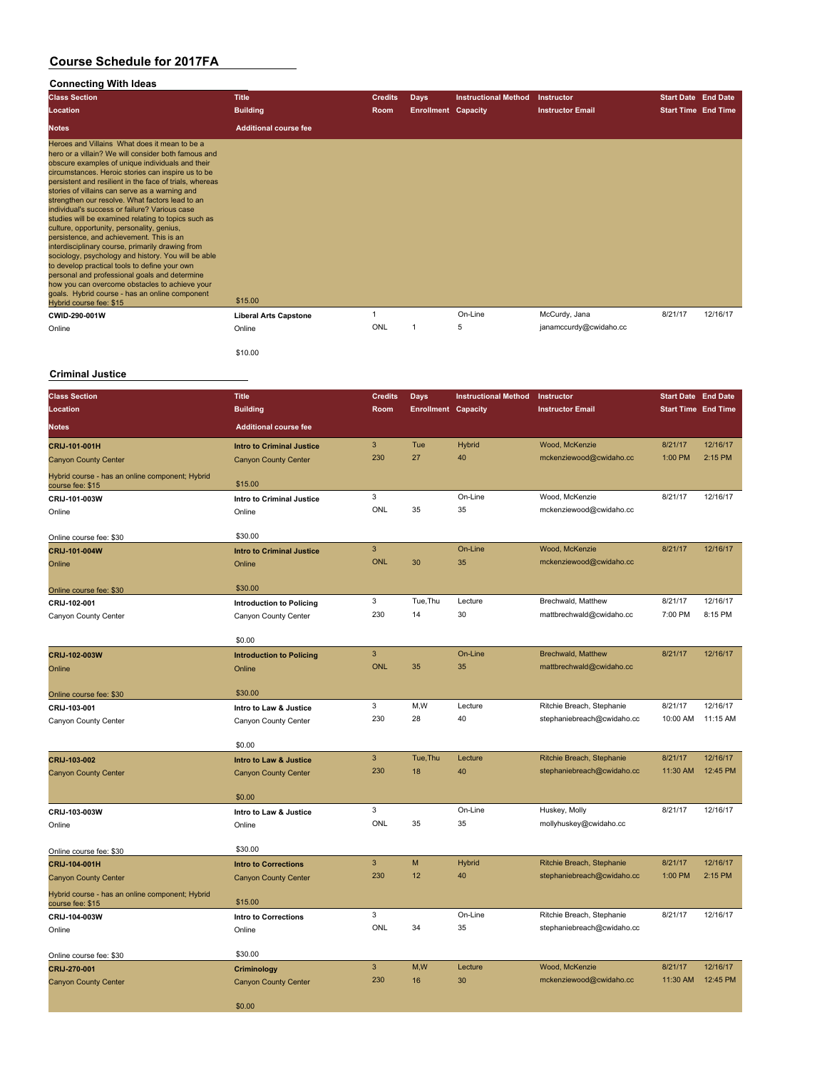# Course Schedule for 2017FA

## Connecting With Ideas

| Class Section<br>Location<br>Notes | Title<br>Building<br>Additional course fee | Credits<br>Room | Days<br>Enrollment | Instructional Method<br>Capacity | Instructor<br>Instructor Email | Start Date<br>Start Time | End Date<br>End Time |
|---|---|---|---|---|---|---|---|
| Heroes and Villains What does it mean to be a hero or a villain? We will consider both famous and obscure examples of unique individuals and their circumstances. Heroic stories can inspire us to be persistent and resilient in the face of trials, whereas stories of villains can serve as a warning and strengthen our resolve. What factors lead to an individual's success or failure? Various case studies will be examined relating to topics such as culture, opportunity, personality, genius, persistence, and achievement. This is an interdisciplinary course, primarily drawing from sociology, psychology and history. You will be able to develop practical tools to define your own personal and professional goals and determine how you can overcome obstacles to achieve your goals. Hybrid course - has an online component Hybrid course fee: $15 | $15.00 | | | | | | |
| **CWID-290-001W**<br>Online | **Liberal Arts Capstone**<br>Online<br>$10.00 | 1<br>ONL | <br>1 | On-Line<br>5 | McCurdy, Jana<br>janamccurdy@cwidaho.cc | 8/21/17 | 12/16/17 |

## Criminal Justice

| Class Section<br>Location<br>Notes | Title<br>Building<br>Additional course fee | Credits<br>Room | Days<br>Enrollment | Instructional Method<br>Capacity | Instructor<br>Instructor Email | Start Date<br>Start Time | End Date<br>End Time |
|---|---|---|---|---|---|---|---|
| **CRIJ-101-001H**<br>Canyon County Center<br>Hybrid course - has an online component; Hybrid course fee: $15 | **Intro to Criminal Justice**<br>Canyon County Center<br>$15.00 | 3<br>230 | Tue<br>27 | Hybrid<br>40 | Wood, McKenzie<br>mckenziewood@cwidaho.cc | 8/21/17<br>1:00 PM | 12/16/17<br>2:15 PM |
| **CRIJ-101-003W**<br>Online<br>Online course fee: $30 | **Intro to Criminal Justice**<br>Online<br>$30.00 | 3<br>ONL | <br>35 | On-Line<br>35 | Wood, McKenzie<br>mckenziewood@cwidaho.cc | 8/21/17 | 12/16/17 |
| **CRIJ-101-004W**<br>Online<br>Online course fee: $30 | **Intro to Criminal Justice**<br>Online<br>$30.00 | 3<br>ONL | <br>30 | On-Line<br>35 | Wood, McKenzie<br>mckenziewood@cwidaho.cc | 8/21/17 | 12/16/17 |
| **CRIJ-102-001**<br>Canyon County Center | **Introduction to Policing**<br>Canyon County Center<br>$0.00 | 3<br>230 | Tue,Thu<br>14 | Lecture<br>30 | Brechwald, Matthew<br>mattbrechwald@cwidaho.cc | 8/21/17<br>7:00 PM | 12/16/17<br>8:15 PM |
| **CRIJ-102-003W**<br>Online<br>Online course fee: $30 | **Introduction to Policing**<br>Online<br>$30.00 | 3<br>ONL | <br>35 | On-Line<br>35 | Brechwald, Matthew<br>mattbrechwald@cwidaho.cc | 8/21/17 | 12/16/17 |
| **CRIJ-103-001**<br>Canyon County Center | **Intro to Law & Justice**<br>Canyon County Center<br>$0.00 | 3<br>230 | M,W<br>28 | Lecture<br>40 | Ritchie Breach, Stephanie<br>stephaniebreach@cwidaho.cc | 8/21/17<br>10:00 AM | 12/16/17<br>11:15 AM |
| **CRIJ-103-002**<br>Canyon County Center | **Intro to Law & Justice**<br>Canyon County Center<br>$0.00 | 3<br>230 | Tue,Thu<br>18 | Lecture<br>40 | Ritchie Breach, Stephanie<br>stephaniebreach@cwidaho.cc | 8/21/17<br>11:30 AM | 12/16/17<br>12:45 PM |
| **CRIJ-103-003W**<br>Online<br>Online course fee: $30 | **Intro to Law & Justice**<br>Online<br>$30.00 | 3<br>ONL | <br>35 | On-Line<br>35 | Huskey, Molly<br>mollyhuskey@cwidaho.cc | 8/21/17 | 12/16/17 |
| **CRIJ-104-001H**<br>Canyon County Center<br>Hybrid course - has an online component; Hybrid course fee: $15 | **Intro to Corrections**<br>Canyon County Center<br>$15.00 | 3<br>230 | M<br>12 | Hybrid<br>40 | Ritchie Breach, Stephanie<br>stephaniebreach@cwidaho.cc | 8/21/17<br>1:00 PM | 12/16/17<br>2:15 PM |
| **CRIJ-104-003W**<br>Online<br>Online course fee: $30 | **Intro to Corrections**<br>Online<br>$30.00 | 3<br>ONL | <br>34 | On-Line<br>35 | Ritchie Breach, Stephanie<br>stephaniebreach@cwidaho.cc | 8/21/17 | 12/16/17 |
| **CRIJ-270-001**<br>Canyon County Center | **Criminology**<br>Canyon County Center<br>$0.00 | 3<br>230 | M,W<br>16 | Lecture<br>30 | Wood, McKenzie<br>mckenziewood@cwidaho.cc | 8/21/17<br>11:30 AM | 12/16/17<br>12:45 PM |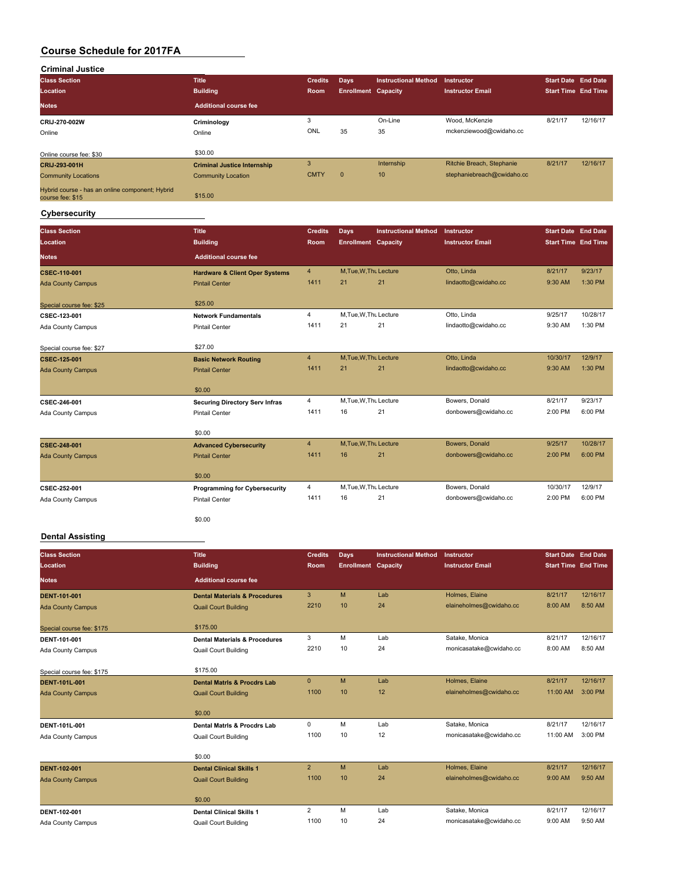# Course Schedule for 2017FA

## Criminal Justice

| Class Section / Location / Notes | Title / Building / Additional course fee | Credits / Room | Days / Enrollment | Instructional Method / Capacity | Instructor / Instructor Email | Start Date / Start Time | End Date / End Time |
|---|---|---|---|---|---|---|---|
| CRIJ-270-002W<br>Online<br>Online course fee: $30 | Criminology<br>Online<br>$30.00 | 3<br>ONL | <br>35 | On-Line<br>35 | Wood, McKenzie<br>mckenziewood@cwidaho.cc | 8/21/17 | 12/16/17 |
| CRIJ-293-001H<br>Community Locations<br>Hybrid course - has an online component; Hybrid course fee: $15 | Criminal Justice Internship<br>Community Location<br>$15.00 | 3<br>CMTY | <br>0 | Internship<br>10 | Ritchie Breach, Stephanie<br>stephaniebreach@cwidaho.cc | 8/21/17 | 12/16/17 |

## Cybersecurity

| Class Section / Location / Notes | Title / Building / Additional course fee | Credits / Room | Days / Enrollment | Instructional Method / Capacity | Instructor / Instructor Email | Start Date / Start Time | End Date / End Time |
|---|---|---|---|---|---|---|---|
| CSEC-110-001<br>Ada County Campus<br>Special course fee: $25 | Hardware & Client Oper Systems<br>Pintail Center<br>$25.00 | 4<br>1411 | M,Tue,W,Thu<br>21 | Lecture<br>21 | Otto, Linda<br>lindaotto@cwidaho.cc | 8/21/17<br>9:30 AM | 9/23/17<br>1:30 PM |
| CSEC-123-001<br>Ada County Campus<br>Special course fee: $27 | Network Fundamentals<br>Pintail Center<br>$27.00 | 4<br>1411 | M,Tue,W,Thu<br>21 | Lecture<br>21 | Otto, Linda<br>lindaotto@cwidaho.cc | 9/25/17<br>9:30 AM | 10/28/17<br>1:30 PM |
| CSEC-125-001<br>Ada County Campus | Basic Network Routing<br>Pintail Center<br>$0.00 | 4<br>1411 | M,Tue,W,Thu<br>21 | Lecture<br>21 | Otto, Linda<br>lindaotto@cwidaho.cc | 10/30/17<br>9:30 AM | 12/9/17<br>1:30 PM |
| CSEC-246-001<br>Ada County Campus | Securing Directory Serv Infras<br>Pintail Center<br>$0.00 | 4<br>1411 | M,Tue,W,Thu<br>16 | Lecture<br>21 | Bowers, Donald<br>donbowers@cwidaho.cc | 8/21/17<br>2:00 PM | 9/23/17<br>6:00 PM |
| CSEC-248-001<br>Ada County Campus | Advanced Cybersecurity<br>Pintail Center<br>$0.00 | 4<br>1411 | M,Tue,W,Thu<br>16 | Lecture<br>21 | Bowers, Donald<br>donbowers@cwidaho.cc | 9/25/17<br>2:00 PM | 10/28/17<br>6:00 PM |
| CSEC-252-001<br>Ada County Campus | Programming for Cybersecurity<br>Pintail Center<br>$0.00 | 4<br>1411 | M,Tue,W,Thu<br>16 | Lecture<br>21 | Bowers, Donald<br>donbowers@cwidaho.cc | 10/30/17<br>2:00 PM | 12/9/17<br>6:00 PM |

## Dental Assisting

| Class Section / Location / Notes | Title / Building / Additional course fee | Credits / Room | Days / Enrollment | Instructional Method / Capacity | Instructor / Instructor Email | Start Date / Start Time | End Date / End Time |
|---|---|---|---|---|---|---|---|
| DENT-101-001<br>Ada County Campus<br>Special course fee: $175 | Dental Materials & Procedures<br>Quail Court Building<br>$175.00 | 3<br>2210 | M<br>10 | Lab<br>24 | Holmes, Elaine<br>elaineholmes@cwidaho.cc | 8/21/17<br>8:00 AM | 12/16/17<br>8:50 AM |
| DENT-101-001<br>Ada County Campus<br>Special course fee: $175 | Dental Materials & Procedures<br>Quail Court Building<br>$175.00 | 3<br>2210 | M<br>10 | Lab<br>24 | Satake, Monica<br>monicasatake@cwidaho.cc | 8/21/17<br>8:00 AM | 12/16/17<br>8:50 AM |
| DENT-101L-001<br>Ada County Campus | Dental Matrls & Procdrs Lab<br>Quail Court Building<br>$0.00 | 0<br>1100 | M<br>10 | Lab<br>12 | Holmes, Elaine<br>elaineholmes@cwidaho.cc | 8/21/17<br>11:00 AM | 12/16/17<br>3:00 PM |
| DENT-101L-001<br>Ada County Campus | Dental Matrls & Procdrs Lab<br>Quail Court Building<br>$0.00 | 0<br>1100 | M<br>10 | Lab<br>12 | Satake, Monica<br>monicasatake@cwidaho.cc | 8/21/17<br>11:00 AM | 12/16/17<br>3:00 PM |
| DENT-102-001<br>Ada County Campus | Dental Clinical Skills 1<br>Quail Court Building<br>$0.00 | 2<br>1100 | M<br>10 | Lab<br>24 | Holmes, Elaine<br>elaineholmes@cwidaho.cc | 8/21/17<br>9:00 AM | 12/16/17<br>9:50 AM |
| DENT-102-001<br>Ada County Campus | Dental Clinical Skills 1<br>Quail Court Building | 2<br>1100 | M<br>10 | Lab<br>24 | Satake, Monica<br>monicasatake@cwidaho.cc | 8/21/17<br>9:00 AM | 12/16/17<br>9:50 AM |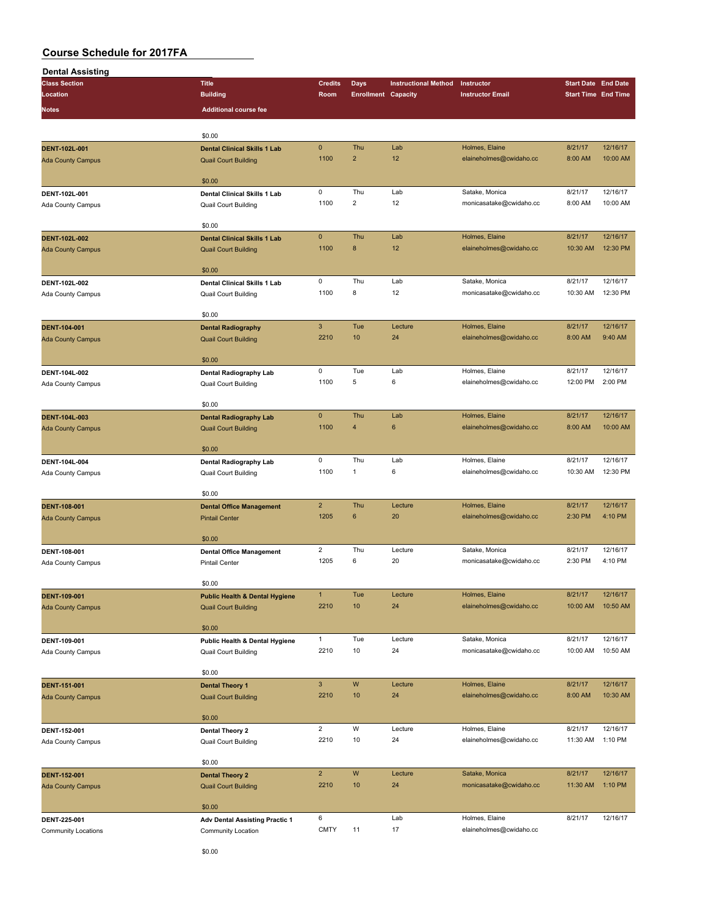# Course Schedule for 2017FA

## Dental Assisting

| Class Section / Location / Notes | Title / Building / Additional course fee | Credits / Room | Days / Enrollment | Instructional Method / Capacity | Instructor / Instructor Email | Start Date / Start Time | End Date / End Time |
|---|---|---|---|---|---|---|---|
| | $0.00 | | | | | | |
| **DENT-102L-001** Ada County Campus | **Dental Clinical Skills 1 Lab** Quail Court Building $0.00 | 0 1100 | Thu 2 | Lab 12 | Holmes, Elaine elaineholmes@cwidaho.cc | 8/21/17 8:00 AM | 12/16/17 10:00 AM |
| **DENT-102L-001** Ada County Campus | **Dental Clinical Skills 1 Lab** Quail Court Building $0.00 | 0 1100 | Thu 2 | Lab 12 | Satake, Monica monicasatake@cwidaho.cc | 8/21/17 8:00 AM | 12/16/17 10:00 AM |
| **DENT-102L-002** Ada County Campus | **Dental Clinical Skills 1 Lab** Quail Court Building $0.00 | 0 1100 | Thu 8 | Lab 12 | Holmes, Elaine elaineholmes@cwidaho.cc | 8/21/17 10:30 AM | 12/16/17 12:30 PM |
| **DENT-102L-002** Ada County Campus | **Dental Clinical Skills 1 Lab** Quail Court Building $0.00 | 0 1100 | Thu 8 | Lab 12 | Satake, Monica monicasatake@cwidaho.cc | 8/21/17 10:30 AM | 12/16/17 12:30 PM |
| **DENT-104-001** Ada County Campus | **Dental Radiography** Quail Court Building $0.00 | 3 2210 | Tue 10 | Lecture 24 | Holmes, Elaine elaineholmes@cwidaho.cc | 8/21/17 8:00 AM | 12/16/17 9:40 AM |
| **DENT-104L-002** Ada County Campus | **Dental Radiography Lab** Quail Court Building $0.00 | 0 1100 | Tue 5 | Lab 6 | Holmes, Elaine elaineholmes@cwidaho.cc | 8/21/17 12:00 PM | 12/16/17 2:00 PM |
| **DENT-104L-003** Ada County Campus | **Dental Radiography Lab** Quail Court Building $0.00 | 0 1100 | Thu 4 | Lab 6 | Holmes, Elaine elaineholmes@cwidaho.cc | 8/21/17 8:00 AM | 12/16/17 10:00 AM |
| **DENT-104L-004** Ada County Campus | **Dental Radiography Lab** Quail Court Building $0.00 | 0 1100 | Thu 1 | Lab 6 | Holmes, Elaine elaineholmes@cwidaho.cc | 8/21/17 10:30 AM | 12/16/17 12:30 PM |
| **DENT-108-001** Ada County Campus | **Dental Office Management** Pintail Center $0.00 | 2 1205 | Thu 6 | Lecture 20 | Holmes, Elaine elaineholmes@cwidaho.cc | 8/21/17 2:30 PM | 12/16/17 4:10 PM |
| **DENT-108-001** Ada County Campus | **Dental Office Management** Pintail Center $0.00 | 2 1205 | Thu 6 | Lecture 20 | Satake, Monica monicasatake@cwidaho.cc | 8/21/17 2:30 PM | 12/16/17 4:10 PM |
| **DENT-109-001** Ada County Campus | **Public Health & Dental Hygiene** Quail Court Building $0.00 | 1 2210 | Tue 10 | Lecture 24 | Holmes, Elaine elaineholmes@cwidaho.cc | 8/21/17 10:00 AM | 12/16/17 10:50 AM |
| **DENT-109-001** Ada County Campus | **Public Health & Dental Hygiene** Quail Court Building $0.00 | 1 2210 | Tue 10 | Lecture 24 | Satake, Monica monicasatake@cwidaho.cc | 8/21/17 10:00 AM | 12/16/17 10:50 AM |
| **DENT-151-001** Ada County Campus | **Dental Theory 1** Quail Court Building $0.00 | 3 2210 | W 10 | Lecture 24 | Holmes, Elaine elaineholmes@cwidaho.cc | 8/21/17 8:00 AM | 12/16/17 10:30 AM |
| **DENT-152-001** Ada County Campus | **Dental Theory 2** Quail Court Building $0.00 | 2 2210 | W 10 | Lecture 24 | Holmes, Elaine elaineholmes@cwidaho.cc | 8/21/17 11:30 AM | 12/16/17 1:10 PM |
| **DENT-152-001** Ada County Campus | **Dental Theory 2** Quail Court Building $0.00 | 2 2210 | W 10 | Lecture 24 | Satake, Monica monicasatake@cwidaho.cc | 8/21/17 11:30 AM | 12/16/17 1:10 PM |
| **DENT-225-001** Community Locations | **Adv Dental Assisting Practic 1** Community Location $0.00 | 6 CMTY | 11 | Lab 17 | Holmes, Elaine elaineholmes@cwidaho.cc | 8/21/17 | 12/16/17 |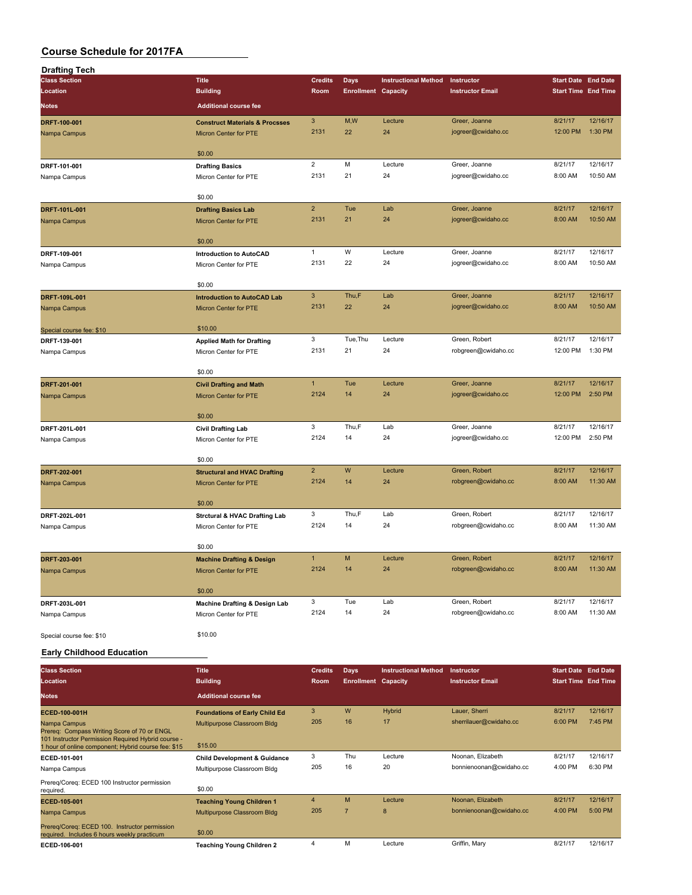# Course Schedule for 2017FA

## Drafting Tech

| Class Section<br>Location<br>Notes | Title<br>Building<br>Additional course fee | Credits<br>Room | Days<br>Enrollment | Instructional Method<br>Capacity | Instructor<br>Instructor Email | Start Date<br>Start Time | End Date<br>End Time |
|---|---|---|---|---|---|---|---|
| **DRFT-100-001**<br>Nampa Campus | **Construct Materials & Procsses**<br>Micron Center for PTE<br>$0.00 | 3<br>2131 | M,W<br>22 | Lecture<br>24 | Greer, Joanne<br>jogreer@cwidaho.cc | 8/21/17<br>12:00 PM | 12/16/17<br>1:30 PM |
| **DRFT-101-001**<br>Nampa Campus | **Drafting Basics**<br>Micron Center for PTE<br>$0.00 | 2<br>2131 | M<br>21 | Lecture<br>24 | Greer, Joanne<br>jogreer@cwidaho.cc | 8/21/17<br>8:00 AM | 12/16/17<br>10:50 AM |
| **DRFT-101L-001**<br>Nampa Campus | **Drafting Basics Lab**<br>Micron Center for PTE<br>$0.00 | 2<br>2131 | Tue<br>21 | Lab<br>24 | Greer, Joanne<br>jogreer@cwidaho.cc | 8/21/17<br>8:00 AM | 12/16/17<br>10:50 AM |
| **DRFT-109-001**<br>Nampa Campus | **Introduction to AutoCAD**<br>Micron Center for PTE<br>$0.00 | 1<br>2131 | W<br>22 | Lecture<br>24 | Greer, Joanne<br>jogreer@cwidaho.cc | 8/21/17<br>8:00 AM | 12/16/17<br>10:50 AM |
| **DRFT-109L-001**<br>Nampa Campus<br>Special course fee: $10 | **Introduction to AutoCAD Lab**<br>Micron Center for PTE<br>$10.00 | 3<br>2131 | Thu,F<br>22 | Lab<br>24 | Greer, Joanne<br>jogreer@cwidaho.cc | 8/21/17<br>8:00 AM | 12/16/17<br>10:50 AM |
| **DRFT-139-001**<br>Nampa Campus | **Applied Math for Drafting**<br>Micron Center for PTE<br>$0.00 | 3<br>2131 | Tue,Thu<br>21 | Lecture<br>24 | Green, Robert<br>robgreen@cwidaho.cc | 8/21/17<br>12:00 PM | 12/16/17<br>1:30 PM |
| **DRFT-201-001**<br>Nampa Campus | **Civil Drafting and Math**<br>Micron Center for PTE<br>$0.00 | 1<br>2124 | Tue<br>14 | Lecture<br>24 | Greer, Joanne<br>jogreer@cwidaho.cc | 8/21/17<br>12:00 PM | 12/16/17<br>2:50 PM |
| **DRFT-201L-001**<br>Nampa Campus | **Civil Drafting Lab**<br>Micron Center for PTE<br>$0.00 | 3<br>2124 | Thu,F<br>14 | Lab<br>24 | Greer, Joanne<br>jogreer@cwidaho.cc | 8/21/17<br>12:00 PM | 12/16/17<br>2:50 PM |
| **DRFT-202-001**<br>Nampa Campus | **Structural and HVAC Drafting**<br>Micron Center for PTE<br>$0.00 | 2<br>2124 | W<br>14 | Lecture<br>24 | Green, Robert<br>robgreen@cwidaho.cc | 8/21/17<br>8:00 AM | 12/16/17<br>11:30 AM |
| **DRFT-202L-001**<br>Nampa Campus | **Strctural & HVAC Drafting Lab**<br>Micron Center for PTE<br>$0.00 | 3<br>2124 | Thu,F<br>14 | Lab<br>24 | Green, Robert<br>robgreen@cwidaho.cc | 8/21/17<br>8:00 AM | 12/16/17<br>11:30 AM |
| **DRFT-203-001**<br>Nampa Campus | **Machine Drafting & Design**<br>Micron Center for PTE<br>$0.00 | 1<br>2124 | M<br>14 | Lecture<br>24 | Green, Robert<br>robgreen@cwidaho.cc | 8/21/17<br>8:00 AM | 12/16/17<br>11:30 AM |
| **DRFT-203L-001**<br>Nampa Campus<br>Special course fee: $10 | **Machine Drafting & Design Lab**<br>Micron Center for PTE<br>$10.00 | 3<br>2124 | Tue<br>14 | Lab<br>24 | Green, Robert<br>robgreen@cwidaho.cc | 8/21/17<br>8:00 AM | 12/16/17<br>11:30 AM |

## Early Childhood Education

| Class Section<br>Location<br>Notes | Title<br>Building<br>Additional course fee | Credits<br>Room | Days<br>Enrollment | Instructional Method<br>Capacity | Instructor<br>Instructor Email | Start Date<br>Start Time | End Date<br>End Time |
|---|---|---|---|---|---|---|---|
| **ECED-100-001H**<br>Nampa Campus<br>Prereq: Compass Writing Score of 70 or ENGL 101 Instructor Permission Required Hybrid course - 1 hour of online component; Hybrid course fee: $15 | **Foundations of Early Child Ed**<br>Multipurpose Classroom Bldg<br>$15.00 | 3<br>205 | W<br>16 | Hybrid<br>17 | Lauer, Sherri<br>sherrilauer@cwidaho.cc | 8/21/17<br>6:00 PM | 12/16/17<br>7:45 PM |
| **ECED-101-001**<br>Nampa Campus<br>Prereq/Coreq: ECED 100 Instructor permission required. | **Child Development & Guidance**<br>Multipurpose Classroom Bldg<br>$0.00 | 3<br>205 | Thu<br>16 | Lecture<br>20 | Noonan, Elizabeth<br>bonnienoonan@cwidaho.cc | 8/21/17<br>4:00 PM | 12/16/17<br>6:30 PM |
| **ECED-105-001**<br>Nampa Campus<br>Prereq/Coreq: ECED 100. Instructor permission required. Includes 6 hours weekly practicum | **Teaching Young Children 1**<br>Multipurpose Classroom Bldg<br>$0.00 | 4<br>205 | M<br>7 | Lecture<br>8 | Noonan, Elizabeth<br>bonnienoonan@cwidaho.cc | 8/21/17<br>4:00 PM | 12/16/17<br>5:00 PM |
| **ECED-106-001** | **Teaching Young Children 2** | 4 | M | Lecture | Griffin, Mary | 8/21/17 | 12/16/17 |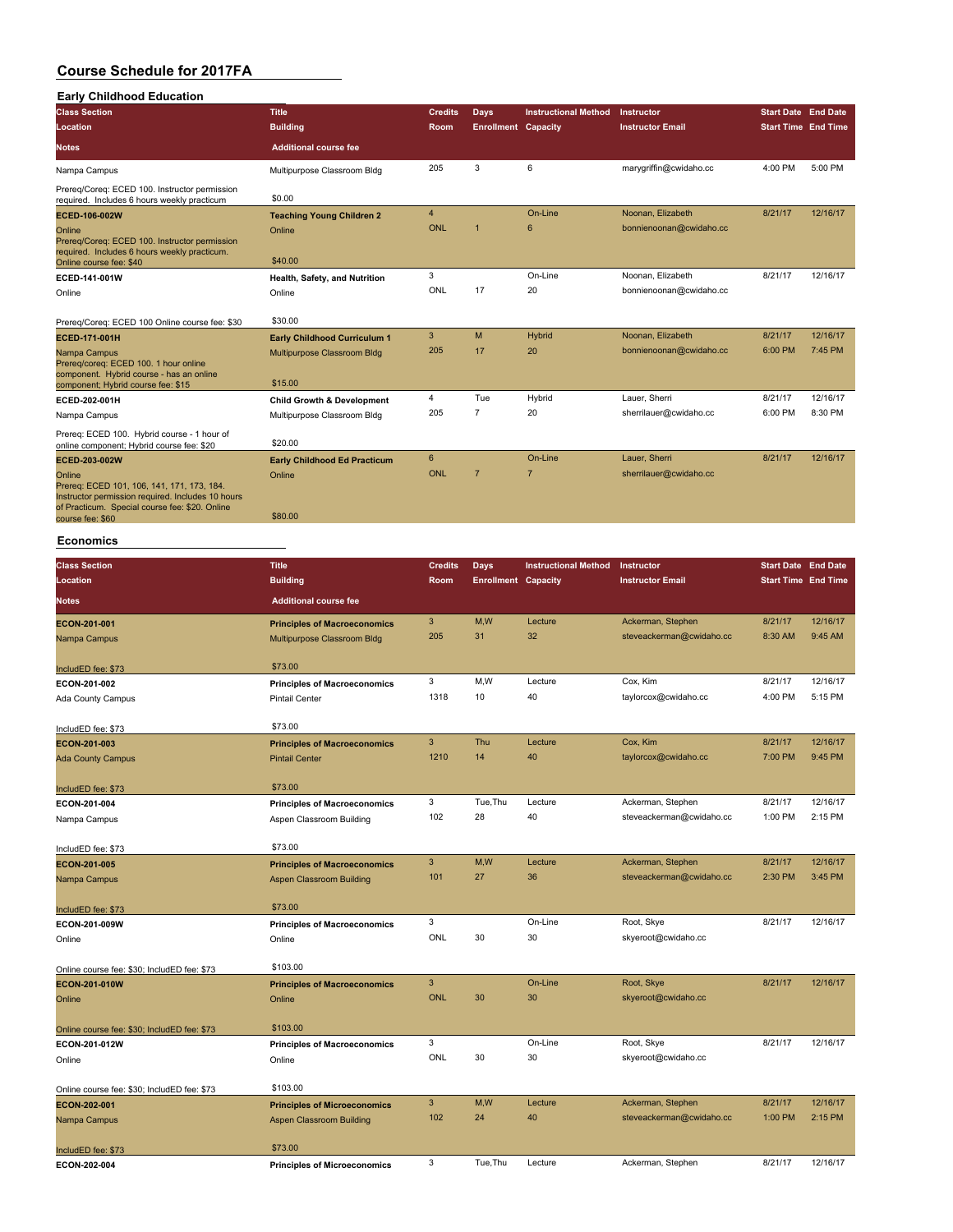# Course Schedule for 2017FA

## Early Childhood Education

| Class Section / Location / Notes | Title / Building / Additional course fee | Credits / Room | Days / Enrollment | Instructional Method / Capacity | Instructor / Instructor Email | Start Date / Start Time | End Date / End Time |
|---|---|---|---|---|---|---|---|
| Nampa Campus | Multipurpose Classroom Bldg | 205 | 3 | 6 | marygriffin@cwidaho.cc | 4:00 PM | 5:00 PM |
| Prereq/Coreq: ECED 100. Instructor permission required. Includes 6 hours weekly practicum | $0.00 | | | | | | |
| **ECED-106-002W** | **Teaching Young Children 2** | 4 | | On-Line | Noonan, Elizabeth | 8/21/17 | 12/16/17 |
| Online | Online | ONL | 1 | 6 | bonnienoonan@cwidaho.cc | | |
| Prereq/Coreq: ECED 100. Instructor permission required. Includes 6 hours weekly practicum. Online course fee: $40 | $40.00 | | | | | | |
| **ECED-141-001W** | **Health, Safety, and Nutrition** | 3 | | On-Line | Noonan, Elizabeth | 8/21/17 | 12/16/17 |
| Online | Online | ONL | 17 | 20 | bonnienoonan@cwidaho.cc | | |
| Prereq/Coreq: ECED 100 Online course fee: $30 | $30.00 | | | | | | |
| **ECED-171-001H** | **Early Childhood Curriculum 1** | 3 | M | Hybrid | Noonan, Elizabeth | 8/21/17 | 12/16/17 |
| Nampa Campus | Multipurpose Classroom Bldg | 205 | 17 | 20 | bonnienoonan@cwidaho.cc | 6:00 PM | 7:45 PM |
| Prereq/coreq: ECED 100. 1 hour online component. Hybrid course - has an online component; Hybrid course fee: $15 | $15.00 | | | | | | |
| **ECED-202-001H** | **Child Growth & Development** | 4 | Tue | Hybrid | Lauer, Sherri | 8/21/17 | 12/16/17 |
| Nampa Campus | Multipurpose Classroom Bldg | 205 | 7 | 20 | sherrilauer@cwidaho.cc | 6:00 PM | 8:30 PM |
| Prereq: ECED 100. Hybrid course - 1 hour of online component; Hybrid course fee: $20 | $20.00 | | | | | | |
| **ECED-203-002W** | **Early Childhood Ed Practicum** | 6 | | On-Line | Lauer, Sherri | 8/21/17 | 12/16/17 |
| Online | Online | ONL | 7 | 7 | sherrilauer@cwidaho.cc | | |
| Prereq: ECED 101, 106, 141, 171, 173, 184. Instructor permission required. Includes 10 hours of Practicum. Special course fee: $20. Online course fee: $60 | $80.00 | | | | | | |

## Economics

| Class Section / Location / Notes | Title / Building / Additional course fee | Credits / Room | Days / Enrollment | Instructional Method / Capacity | Instructor / Instructor Email | Start Date / Start Time | End Date / End Time |
|---|---|---|---|---|---|---|---|
| **ECON-201-001** | **Principles of Macroeconomics** | 3 | M,W | Lecture | Ackerman, Stephen | 8/21/17 | 12/16/17 |
| Nampa Campus | Multipurpose Classroom Bldg | 205 | 31 | 32 | steveackerman@cwidaho.cc | 8:30 AM | 9:45 AM |
| IncludED fee: $73 | $73.00 | | | | | | |
| **ECON-201-002** | **Principles of Macroeconomics** | 3 | M,W | Lecture | Cox, Kim | 8/21/17 | 12/16/17 |
| Ada County Campus | Pintail Center | 1318 | 10 | 40 | taylorcox@cwidaho.cc | 4:00 PM | 5:15 PM |
| IncludED fee: $73 | $73.00 | | | | | | |
| **ECON-201-003** | **Principles of Macroeconomics** | 3 | Thu | Lecture | Cox, Kim | 8/21/17 | 12/16/17 |
| Ada County Campus | Pintail Center | 1210 | 14 | 40 | taylorcox@cwidaho.cc | 7:00 PM | 9:45 PM |
| IncludED fee: $73 | $73.00 | | | | | | |
| **ECON-201-004** | **Principles of Macroeconomics** | 3 | Tue,Thu | Lecture | Ackerman, Stephen | 8/21/17 | 12/16/17 |
| Nampa Campus | Aspen Classroom Building | 102 | 28 | 40 | steveackerman@cwidaho.cc | 1:00 PM | 2:15 PM |
| IncludED fee: $73 | $73.00 | | | | | | |
| **ECON-201-005** | **Principles of Macroeconomics** | 3 | M,W | Lecture | Ackerman, Stephen | 8/21/17 | 12/16/17 |
| Nampa Campus | Aspen Classroom Building | 101 | 27 | 36 | steveackerman@cwidaho.cc | 2:30 PM | 3:45 PM |
| IncludED fee: $73 | $73.00 | | | | | | |
| **ECON-201-009W** | **Principles of Macroeconomics** | 3 | | On-Line | Root, Skye | 8/21/17 | 12/16/17 |
| Online | Online | ONL | 30 | 30 | skyeroot@cwidaho.cc | | |
| Online course fee: $30; IncludED fee: $73 | $103.00 | | | | | | |
| **ECON-201-010W** | **Principles of Macroeconomics** | 3 | | On-Line | Root, Skye | 8/21/17 | 12/16/17 |
| Online | Online | ONL | 30 | 30 | skyeroot@cwidaho.cc | | |
| Online course fee: $30; IncludED fee: $73 | $103.00 | | | | | | |
| **ECON-201-012W** | **Principles of Macroeconomics** | 3 | | On-Line | Root, Skye | 8/21/17 | 12/16/17 |
| Online | Online | ONL | 30 | 30 | skyeroot@cwidaho.cc | | |
| Online course fee: $30; IncludED fee: $73 | $103.00 | | | | | | |
| **ECON-202-001** | **Principles of Microeconomics** | 3 | M,W | Lecture | Ackerman, Stephen | 8/21/17 | 12/16/17 |
| Nampa Campus | Aspen Classroom Building | 102 | 24 | 40 | steveackerman@cwidaho.cc | 1:00 PM | 2:15 PM |
| IncludED fee: $73 | $73.00 | | | | | | |
| **ECON-202-004** | **Principles of Microeconomics** | 3 | Tue,Thu | Lecture | Ackerman, Stephen | 8/21/17 | 12/16/17 |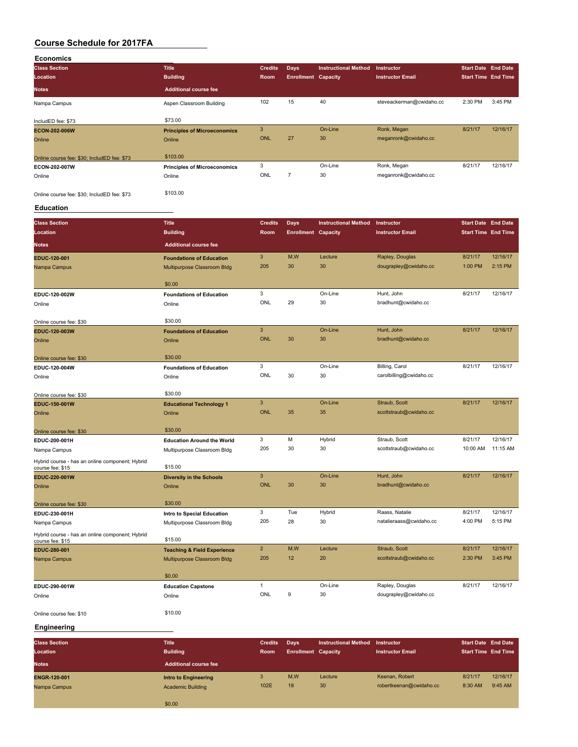# Course Schedule for 2017FA

## Economics

| Class Section<br>Location<br>Notes | Title<br>Building<br>Additional course fee | Credits<br>Room | Days<br>Enrollment | Instructional Method<br>Capacity | Instructor<br>Instructor Email | Start Date<br>Start Time | End Date<br>End Time |
|---|---|---|---|---|---|---|---|
| Nampa Campus<br><br>IncludED fee: $73 | Aspen Classroom Building<br><br>$73.00 | 102 | 15 | 40 | steveackerman@cwidaho.cc | 2:30 PM | 3:45 PM |
| **ECON-202-006W**<br>Online<br><br>Online course fee: $30; IncludED fee: $73 | **Principles of Microeconomics**<br>Online<br><br>$103.00 | 3<br>ONL | <br>27 | On-Line<br>30 | Ronk, Megan<br>meganronk@cwidaho.cc | 8/21/17 | 12/16/17 |
| **ECON-202-007W**<br>Online<br><br>Online course fee: $30; IncludED fee: $73 | **Principles of Microeconomics**<br>Online<br><br>$103.00 | 3<br>ONL | <br>7 | On-Line<br>30 | Ronk, Megan<br>meganronk@cwidaho.cc | 8/21/17 | 12/16/17 |

## Education

| Class Section<br>Location<br>Notes | Title<br>Building<br>Additional course fee | Credits<br>Room | Days<br>Enrollment | Instructional Method<br>Capacity | Instructor<br>Instructor Email | Start Date<br>Start Time | End Date<br>End Time |
|---|---|---|---|---|---|---|---|
| **EDUC-120-001**<br>Nampa Campus | **Foundations of Education**<br>Multipurpose Classroom Bldg<br><br>$0.00 | 3<br>205 | M,W<br>30 | Lecture<br>30 | Rapley, Douglas<br>dougrapley@cwidaho.cc | 8/21/17<br>1:00 PM | 12/16/17<br>2:15 PM |
| **EDUC-120-002W**<br>Online<br><br>Online course fee: $30 | **Foundations of Education**<br>Online<br><br>$30.00 | 3<br>ONL | <br>29 | On-Line<br>30 | Hunt, John<br>bradhunt@cwidaho.cc | 8/21/17 | 12/16/17 |
| **EDUC-120-003W**<br>Online<br><br>Online course fee: $30 | **Foundations of Education**<br>Online<br><br>$30.00 | 3<br>ONL | <br>30 | On-Line<br>30 | Hunt, John<br>bradhunt@cwidaho.cc | 8/21/17 | 12/16/17 |
| **EDUC-120-004W**<br>Online<br><br>Online course fee: $30 | **Foundations of Education**<br>Online<br><br>$30.00 | 3<br>ONL | <br>30 | On-Line<br>30 | Billing, Carol<br>carolbilling@cwidaho.cc | 8/21/17 | 12/16/17 |
| **EDUC-150-001W**<br>Online<br><br>Online course fee: $30 | **Educational Technology 1**<br>Online<br><br>$30.00 | 3<br>ONL | <br>35 | On-Line<br>35 | Straub, Scott<br>scottstraub@cwidaho.cc | 8/21/17 | 12/16/17 |
| **EDUC-200-001H**<br>Nampa Campus<br><br>Hybrid course - has an online component; Hybrid course fee: $15 | **Education Around the World**<br>Multipurpose Classroom Bldg<br><br>$15.00 | 3<br>205 | M<br>30 | Hybrid<br>30 | Straub, Scott<br>scottstraub@cwidaho.cc | 8/21/17<br>10:00 AM | 12/16/17<br>11:15 AM |
| **EDUC-220-001W**<br>Online<br><br>Online course fee: $30 | **Diversity in the Schools**<br>Online<br><br>$30.00 | 3<br>ONL | <br>30 | On-Line<br>30 | Hunt, John<br>bradhunt@cwidaho.cc | 8/21/17 | 12/16/17 |
| **EDUC-230-001H**<br>Nampa Campus<br><br>Hybrid course - has an online component; Hybrid course fee: $15 | **Intro to Special Education**<br>Multipurpose Classroom Bldg<br><br>$15.00 | 3<br>205 | Tue<br>28 | Hybrid<br>30 | Raass, Natalie<br>natalieraass@cwidaho.cc | 8/21/17<br>4:00 PM | 12/16/17<br>5:15 PM |
| **EDUC-280-001**<br>Nampa Campus | **Teaching & Field Experience**<br>Multipurpose Classroom Bldg<br><br>$0.00 | 2<br>205 | M,W<br>12 | Lecture<br>20 | Straub, Scott<br>scottstraub@cwidaho.cc | 8/21/17<br>2:30 PM | 12/16/17<br>3:45 PM |
| **EDUC-290-001W**<br>Online<br><br>Online course fee: $10 | **Education Capstone**<br>Online<br><br>$10.00 | 1<br>ONL | <br>9 | On-Line<br>30 | Rapley, Douglas<br>dougrapley@cwidaho.cc | 8/21/17 | 12/16/17 |

## Engineering

| Class Section<br>Location<br>Notes | Title<br>Building<br>Additional course fee | Credits<br>Room | Days<br>Enrollment | Instructional Method<br>Capacity | Instructor<br>Instructor Email | Start Date<br>Start Time | End Date<br>End Time |
|---|---|---|---|---|---|---|---|
| **ENGR-120-001**<br>Nampa Campus | **Intro to Engineering**<br>Academic Building<br><br>$0.00 | 3<br>102E | M,W<br>18 | Lecture<br>30 | Keenan, Robert<br>robertkeenan@cwidaho.cc | 8/21/17<br>8:30 AM | 12/16/17<br>9:45 AM |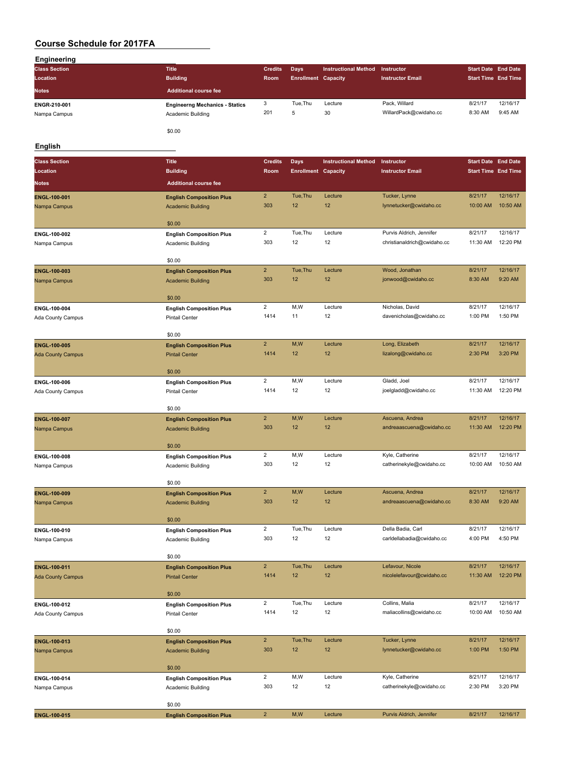# Course Schedule for 2017FA

## Engineering

| Class Section / Location / Notes | Title / Building / Additional course fee | Credits / Room | Days / Enrollment | Instructional Method / Capacity | Instructor / Instructor Email | Start Date / Start Time | End Date / End Time |
|---|---|---|---|---|---|---|---|
| ENGR-210-001<br>Nampa Campus | **Engineerng Mechanics - Statics**<br>Academic Building<br>$0.00 | 3<br>201 | Tue,Thu<br>5 | Lecture<br>30 | Pack, Willard<br>WillardPack@cwidaho.cc | 8/21/17<br>8:30 AM | 12/16/17<br>9:45 AM |

## English

| Class Section / Location / Notes | Title / Building / Additional course fee | Credits / Room | Days / Enrollment | Instructional Method / Capacity | Instructor / Instructor Email | Start Date / Start Time | End Date / End Time |
|---|---|---|---|---|---|---|---|
| ENGL-100-001<br>Nampa Campus | **English Composition Plus**<br>Academic Building<br>$0.00 | 2<br>303 | Tue,Thu<br>12 | Lecture<br>12 | Tucker, Lynne<br>lynnetucker@cwidaho.cc | 8/21/17<br>10:00 AM | 12/16/17<br>10:50 AM |
| ENGL-100-002<br>Nampa Campus | **English Composition Plus**<br>Academic Building<br>$0.00 | 2<br>303 | Tue,Thu<br>12 | Lecture<br>12 | Purvis Aldrich, Jennifer<br>christianaldrich@cwidaho.cc | 8/21/17<br>11:30 AM | 12/16/17<br>12:20 PM |
| ENGL-100-003<br>Nampa Campus | **English Composition Plus**<br>Academic Building<br>$0.00 | 2<br>303 | Tue,Thu<br>12 | Lecture<br>12 | Wood, Jonathan<br>jonwood@cwidaho.cc | 8/21/17<br>8:30 AM | 12/16/17<br>9:20 AM |
| ENGL-100-004<br>Ada County Campus | **English Composition Plus**<br>Pintail Center<br>$0.00 | 2<br>1414 | M,W<br>11 | Lecture<br>12 | Nicholas, David<br>davenicholas@cwidaho.cc | 8/21/17<br>1:00 PM | 12/16/17<br>1:50 PM |
| ENGL-100-005<br>Ada County Campus | **English Composition Plus**<br>Pintail Center<br>$0.00 | 2<br>1414 | M,W<br>12 | Lecture<br>12 | Long, Elizabeth<br>lizalong@cwidaho.cc | 8/21/17<br>2:30 PM | 12/16/17<br>3:20 PM |
| ENGL-100-006<br>Ada County Campus | **English Composition Plus**<br>Pintail Center<br>$0.00 | 2<br>1414 | M,W<br>12 | Lecture<br>12 | Gladd, Joel<br>joelgladd@cwidaho.cc | 8/21/17<br>11:30 AM | 12/16/17<br>12:20 PM |
| ENGL-100-007<br>Nampa Campus | **English Composition Plus**<br>Academic Building<br>$0.00 | 2<br>303 | M,W<br>12 | Lecture<br>12 | Ascuena, Andrea<br>andreaascuena@cwidaho.cc | 8/21/17<br>11:30 AM | 12/16/17<br>12:20 PM |
| ENGL-100-008<br>Nampa Campus | **English Composition Plus**<br>Academic Building<br>$0.00 | 2<br>303 | M,W<br>12 | Lecture<br>12 | Kyle, Catherine<br>catherinekyle@cwidaho.cc | 8/21/17<br>10:00 AM | 12/16/17<br>10:50 AM |
| ENGL-100-009<br>Nampa Campus | **English Composition Plus**<br>Academic Building<br>$0.00 | 2<br>303 | M,W<br>12 | Lecture<br>12 | Ascuena, Andrea<br>andreaascuena@cwidaho.cc | 8/21/17<br>8:30 AM | 12/16/17<br>9:20 AM |
| ENGL-100-010<br>Nampa Campus | **English Composition Plus**<br>Academic Building<br>$0.00 | 2<br>303 | Tue,Thu<br>12 | Lecture<br>12 | Della Badia, Carl<br>carldellabadia@cwidaho.cc | 8/21/17<br>4:00 PM | 12/16/17<br>4:50 PM |
| ENGL-100-011<br>Ada County Campus | **English Composition Plus**<br>Pintail Center<br>$0.00 | 2<br>1414 | Tue,Thu<br>12 | Lecture<br>12 | Lefavour, Nicole<br>nicolelefavour@cwidaho.cc | 8/21/17<br>11:30 AM | 12/16/17<br>12:20 PM |
| ENGL-100-012<br>Ada County Campus | **English Composition Plus**<br>Pintail Center<br>$0.00 | 2<br>1414 | Tue,Thu<br>12 | Lecture<br>12 | Collins, Malia<br>maliacollins@cwidaho.cc | 8/21/17<br>10:00 AM | 12/16/17<br>10:50 AM |
| ENGL-100-013<br>Nampa Campus | **English Composition Plus**<br>Academic Building<br>$0.00 | 2<br>303 | Tue,Thu<br>12 | Lecture<br>12 | Tucker, Lynne<br>lynnetucker@cwidaho.cc | 8/21/17<br>1:00 PM | 12/16/17<br>1:50 PM |
| ENGL-100-014<br>Nampa Campus | **English Composition Plus**<br>Academic Building<br>$0.00 | 2<br>303 | M,W<br>12 | Lecture<br>12 | Kyle, Catherine<br>catherinekyle@cwidaho.cc | 8/21/17<br>2:30 PM | 12/16/17<br>3:20 PM |
| ENGL-100-015 | **English Composition Plus** | 2 | M,W | Lecture | Purvis Aldrich, Jennifer | 8/21/17 | 12/16/17 |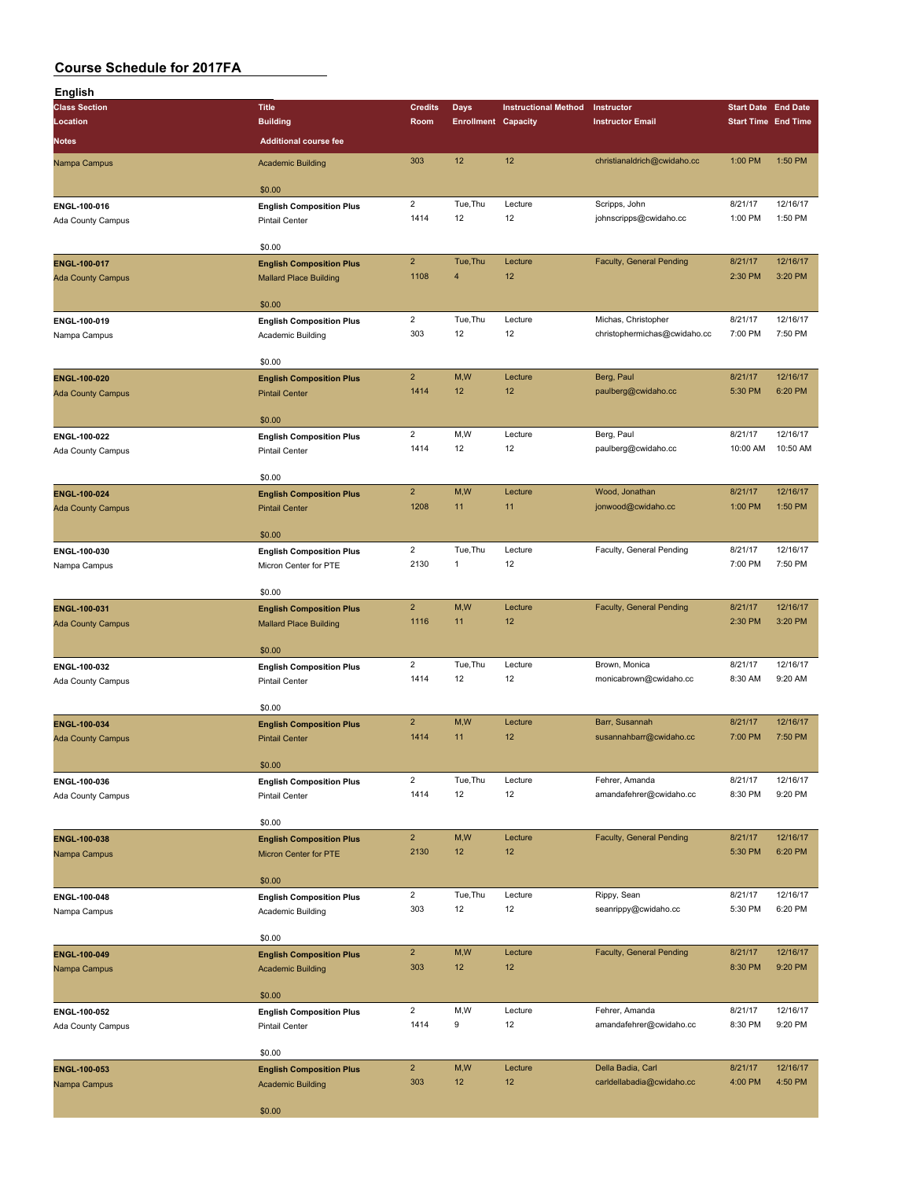# Course Schedule for 2017FA

## English

| Class Section | Title | Credits | Days | Instructional Method | Instructor | Start Date | End Date |
|---|---|---|---|---|---|---|---|
| Location | Building | Room | Enrollment | Capacity | Instructor Email | Start Time | End Time |
| Notes | Additional course fee | | | | | | |
| Nampa Campus | Academic Building | 303 | 12 | 12 | christianaldrich@cwidaho.cc | 1:00 PM | 1:50 PM |
| | $0.00 | | | | | | |
| ENGL-100-016 | English Composition Plus | 2 | Tue,Thu | Lecture | Scripps, John | 8/21/17 | 12/16/17 |
| Ada County Campus | Pintail Center | 1414 | 12 | 12 | johnscripps@cwidaho.cc | 1:00 PM | 1:50 PM |
| | $0.00 | | | | | | |
| ENGL-100-017 | English Composition Plus | 2 | Tue,Thu | Lecture | Faculty, General Pending | 8/21/17 | 12/16/17 |
| Ada County Campus | Mallard Place Building | 1108 | 4 | 12 | | 2:30 PM | 3:20 PM |
| | $0.00 | | | | | | |
| ENGL-100-019 | English Composition Plus | 2 | Tue,Thu | Lecture | Michas, Christopher | 8/21/17 | 12/16/17 |
| Nampa Campus | Academic Building | 303 | 12 | 12 | christophermichas@cwidaho.cc | 7:00 PM | 7:50 PM |
| | $0.00 | | | | | | |
| ENGL-100-020 | English Composition Plus | 2 | M,W | Lecture | Berg, Paul | 8/21/17 | 12/16/17 |
| Ada County Campus | Pintail Center | 1414 | 12 | 12 | paulberg@cwidaho.cc | 5:30 PM | 6:20 PM |
| | $0.00 | | | | | | |
| ENGL-100-022 | English Composition Plus | 2 | M,W | Lecture | Berg, Paul | 8/21/17 | 12/16/17 |
| Ada County Campus | Pintail Center | 1414 | 12 | 12 | paulberg@cwidaho.cc | 10:00 AM | 10:50 AM |
| | $0.00 | | | | | | |
| ENGL-100-024 | English Composition Plus | 2 | M,W | Lecture | Wood, Jonathan | 8/21/17 | 12/16/17 |
| Ada County Campus | Pintail Center | 1208 | 11 | 11 | jonwood@cwidaho.cc | 1:00 PM | 1:50 PM |
| | $0.00 | | | | | | |
| ENGL-100-030 | English Composition Plus | 2 | Tue,Thu | Lecture | Faculty, General Pending | 8/21/17 | 12/16/17 |
| Nampa Campus | Micron Center for PTE | 2130 | 1 | 12 | | 7:00 PM | 7:50 PM |
| | $0.00 | | | | | | |
| ENGL-100-031 | English Composition Plus | 2 | M,W | Lecture | Faculty, General Pending | 8/21/17 | 12/16/17 |
| Ada County Campus | Mallard Place Building | 1116 | 11 | 12 | | 2:30 PM | 3:20 PM |
| | $0.00 | | | | | | |
| ENGL-100-032 | English Composition Plus | 2 | Tue,Thu | Lecture | Brown, Monica | 8/21/17 | 12/16/17 |
| Ada County Campus | Pintail Center | 1414 | 12 | 12 | monicabrown@cwidaho.cc | 8:30 AM | 9:20 AM |
| | $0.00 | | | | | | |
| ENGL-100-034 | English Composition Plus | 2 | M,W | Lecture | Barr, Susannah | 8/21/17 | 12/16/17 |
| Ada County Campus | Pintail Center | 1414 | 11 | 12 | susannahbarr@cwidaho.cc | 7:00 PM | 7:50 PM |
| | $0.00 | | | | | | |
| ENGL-100-036 | English Composition Plus | 2 | Tue,Thu | Lecture | Fehrer, Amanda | 8/21/17 | 12/16/17 |
| Ada County Campus | Pintail Center | 1414 | 12 | 12 | amandafehrer@cwidaho.cc | 8:30 PM | 9:20 PM |
| | $0.00 | | | | | | |
| ENGL-100-038 | English Composition Plus | 2 | M,W | Lecture | Faculty, General Pending | 8/21/17 | 12/16/17 |
| Nampa Campus | Micron Center for PTE | 2130 | 12 | 12 | | 5:30 PM | 6:20 PM |
| | $0.00 | | | | | | |
| ENGL-100-048 | English Composition Plus | 2 | Tue,Thu | Lecture | Rippy, Sean | 8/21/17 | 12/16/17 |
| Nampa Campus | Academic Building | 303 | 12 | 12 | seanrippy@cwidaho.cc | 5:30 PM | 6:20 PM |
| | $0.00 | | | | | | |
| ENGL-100-049 | English Composition Plus | 2 | M,W | Lecture | Faculty, General Pending | 8/21/17 | 12/16/17 |
| Nampa Campus | Academic Building | 303 | 12 | 12 | | 8:30 PM | 9:20 PM |
| | $0.00 | | | | | | |
| ENGL-100-052 | English Composition Plus | 2 | M,W | Lecture | Fehrer, Amanda | 8/21/17 | 12/16/17 |
| Ada County Campus | Pintail Center | 1414 | 9 | 12 | amandafehrer@cwidaho.cc | 8:30 PM | 9:20 PM |
| | $0.00 | | | | | | |
| ENGL-100-053 | English Composition Plus | 2 | M,W | Lecture | Della Badia, Carl | 8/21/17 | 12/16/17 |
| Nampa Campus | Academic Building | 303 | 12 | 12 | carldellabadia@cwidaho.cc | 4:00 PM | 4:50 PM |
| | $0.00 | | | | | | |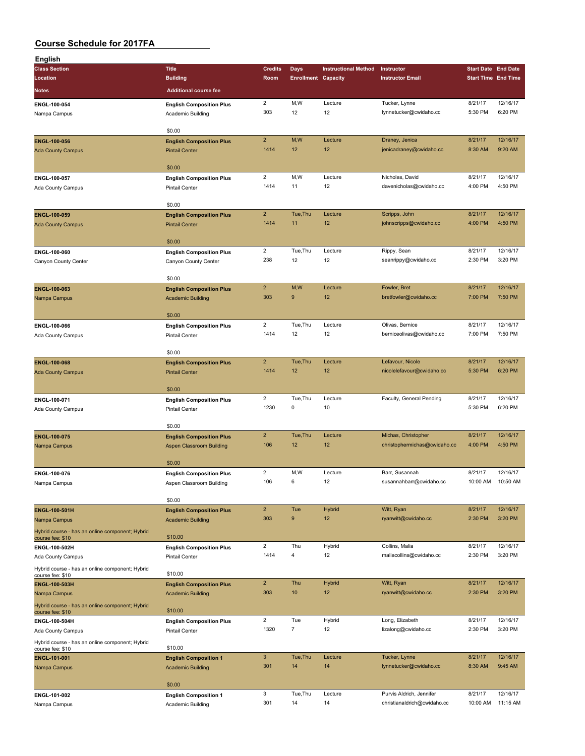# Course Schedule for 2017FA

## English

| Class Section / Location / Notes | Title / Building / Additional course fee | Credits / Room | Days / Enrollment | Instructional Method / Capacity | Instructor / Instructor Email | Start Date / Start Time | End Date / End Time |
|---|---|---|---|---|---|---|---|
| ENGL-100-054 / Nampa Campus | English Composition Plus / Academic Building / $0.00 | 2 / 303 | M,W / 12 | Lecture / 12 | Tucker, Lynne / lynnetucker@cwidaho.cc | 8/21/17 / 5:30 PM | 12/16/17 / 6:20 PM |
| ENGL-100-056 / Ada County Campus | English Composition Plus / Pintail Center / $0.00 | 2 / 1414 | M,W / 12 | Lecture / 12 | Draney, Jenica / jenicadraney@cwidaho.cc | 8/21/17 / 8:30 AM | 12/16/17 / 9:20 AM |
| ENGL-100-057 / Ada County Campus | English Composition Plus / Pintail Center / $0.00 | 2 / 1414 | M,W / 11 | Lecture / 12 | Nicholas, David / davenicholas@cwidaho.cc | 8/21/17 / 4:00 PM | 12/16/17 / 4:50 PM |
| ENGL-100-059 / Ada County Campus | English Composition Plus / Pintail Center / $0.00 | 2 / 1414 | Tue,Thu / 11 | Lecture / 12 | Scripps, John / johnscripps@cwidaho.cc | 8/21/17 / 4:00 PM | 12/16/17 / 4:50 PM |
| ENGL-100-060 / Canyon County Center | English Composition Plus / Canyon County Center / $0.00 | 2 / 238 | Tue,Thu / 12 | Lecture / 12 | Rippy, Sean / seanrippy@cwidaho.cc | 8/21/17 / 2:30 PM | 12/16/17 / 3:20 PM |
| ENGL-100-063 / Nampa Campus | English Composition Plus / Academic Building / $0.00 | 2 / 303 | M,W / 9 | Lecture / 12 | Fowler, Bret / bretfowler@cwidaho.cc | 8/21/17 / 7:00 PM | 12/16/17 / 7:50 PM |
| ENGL-100-066 / Ada County Campus | English Composition Plus / Pintail Center / $0.00 | 2 / 1414 | Tue,Thu / 12 | Lecture / 12 | Olivas, Bernice / berniceolivas@cwidaho.cc | 8/21/17 / 7:00 PM | 12/16/17 / 7:50 PM |
| ENGL-100-068 / Ada County Campus | English Composition Plus / Pintail Center / $0.00 | 2 / 1414 | Tue,Thu / 12 | Lecture / 12 | Lefavour, Nicole / nicolelefavour@cwidaho.cc | 8/21/17 / 5:30 PM | 12/16/17 / 6:20 PM |
| ENGL-100-071 / Ada County Campus | English Composition Plus / Pintail Center / $0.00 | 2 / 1230 | Tue,Thu / 0 | Lecture / 10 | Faculty, General Pending | 8/21/17 / 5:30 PM | 12/16/17 / 6:20 PM |
| ENGL-100-075 / Nampa Campus | English Composition Plus / Aspen Classroom Building / $0.00 | 2 / 106 | Tue,Thu / 12 | Lecture / 12 | Michas, Christopher / christophermichas@cwidaho.cc | 8/21/17 / 4:00 PM | 12/16/17 / 4:50 PM |
| ENGL-100-076 / Nampa Campus | English Composition Plus / Aspen Classroom Building / $0.00 | 2 / 106 | M,W / 6 | Lecture / 12 | Barr, Susannah / susannahbarr@cwidaho.cc | 8/21/17 / 10:00 AM | 12/16/17 / 10:50 AM |
| ENGL-100-501H / Nampa Campus / Hybrid course - has an online component; Hybrid course fee: $10 | English Composition Plus / Academic Building / $10.00 | 2 / 303 | Tue / 9 | Hybrid / 12 | Witt, Ryan / ryanwitt@cwidaho.cc | 8/21/17 / 2:30 PM | 12/16/17 / 3:20 PM |
| ENGL-100-502H / Ada County Campus / Hybrid course - has an online component; Hybrid course fee: $10 | English Composition Plus / Pintail Center / $10.00 | 2 / 1414 | Thu / 4 | Hybrid / 12 | Collins, Malia / maliacollins@cwidaho.cc | 8/21/17 / 2:30 PM | 12/16/17 / 3:20 PM |
| ENGL-100-503H / Nampa Campus / Hybrid course - has an online component; Hybrid course fee: $10 | English Composition Plus / Academic Building / $10.00 | 2 / 303 | Thu / 10 | Hybrid / 12 | Witt, Ryan / ryanwitt@cwidaho.cc | 8/21/17 / 2:30 PM | 12/16/17 / 3:20 PM |
| ENGL-100-504H / Ada County Campus / Hybrid course - has an online component; Hybrid course fee: $10 | English Composition Plus / Pintail Center / $10.00 | 2 / 1320 | Tue / 7 | Hybrid / 12 | Long, Elizabeth / lizalong@cwidaho.cc | 8/21/17 / 2:30 PM | 12/16/17 / 3:20 PM |
| ENGL-101-001 / Nampa Campus | English Composition 1 / Academic Building / $0.00 | 3 / 301 | Tue,Thu / 14 | Lecture / 14 | Tucker, Lynne / lynnetucker@cwidaho.cc | 8/21/17 / 8:30 AM | 12/16/17 / 9:45 AM |
| ENGL-101-002 / Nampa Campus | English Composition 1 / Academic Building | 3 / 301 | Tue,Thu / 14 | Lecture / 14 | Purvis Aldrich, Jennifer / christianaldrich@cwidaho.cc | 8/21/17 / 10:00 AM | 12/16/17 / 11:15 AM |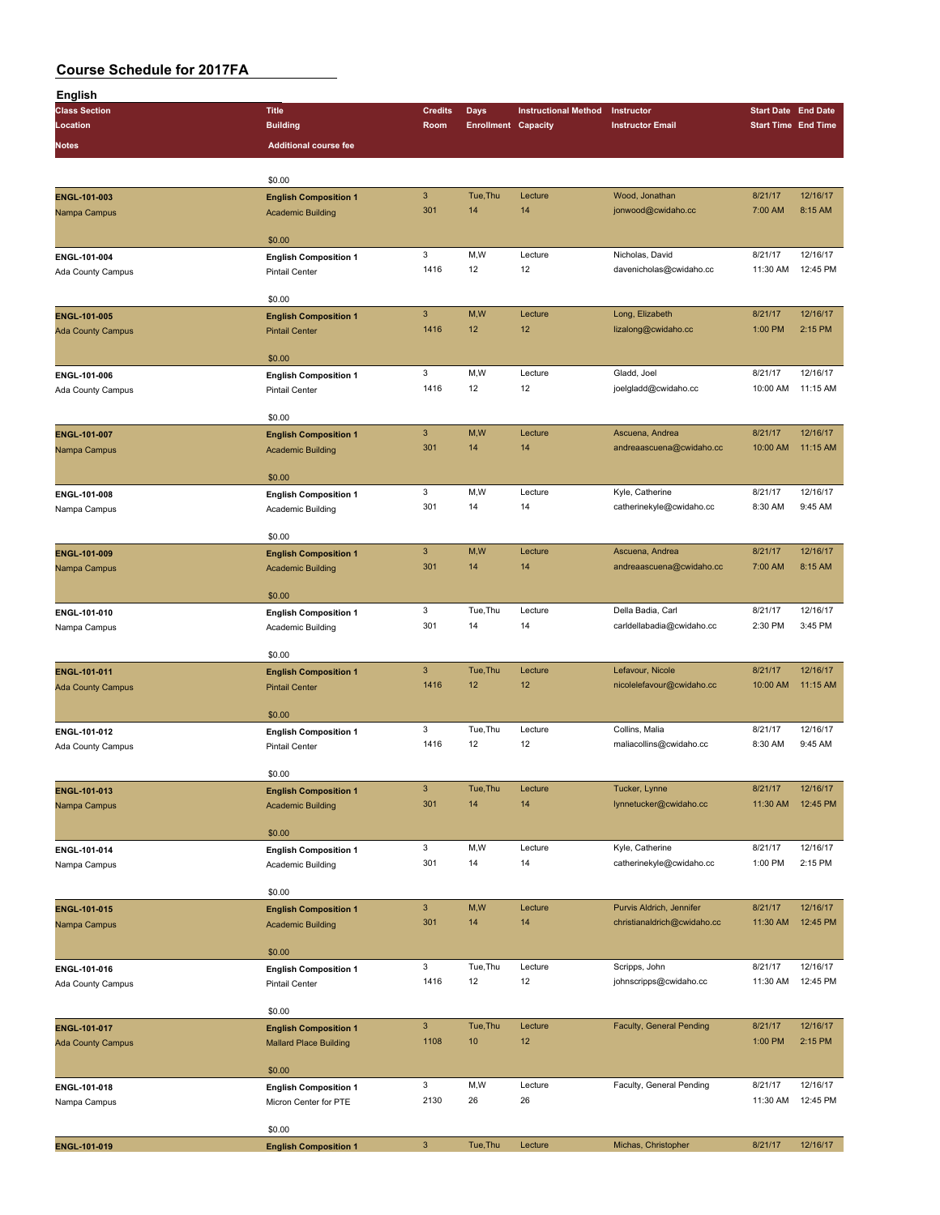# Course Schedule for 2017FA

## English

| Class Section / Location / Notes | Title / Building / Additional course fee | Credits / Room | Days / Enrollment | Instructional Method / Capacity | Instructor / Instructor Email | Start Date / Start Time | End Date / End Time |
|---|---|---|---|---|---|---|---|
| | $0.00 | | | | | | |
| **ENGL-101-003** Nampa Campus | **English Composition 1** Academic Building $0.00 | 3 301 | Tue,Thu 14 | Lecture 14 | Wood, Jonathan jonwood@cwidaho.cc | 8/21/17 7:00 AM | 12/16/17 8:15 AM |
| **ENGL-101-004** Ada County Campus | **English Composition 1** Pintail Center $0.00 | 3 1416 | M,W 12 | Lecture 12 | Nicholas, David davenicholas@cwidaho.cc | 8/21/17 11:30 AM | 12/16/17 12:45 PM |
| **ENGL-101-005** Ada County Campus | **English Composition 1** Pintail Center $0.00 | 3 1416 | M,W 12 | Lecture 12 | Long, Elizabeth lizalong@cwidaho.cc | 8/21/17 1:00 PM | 12/16/17 2:15 PM |
| **ENGL-101-006** Ada County Campus | **English Composition 1** Pintail Center $0.00 | 3 1416 | M,W 12 | Lecture 12 | Gladd, Joel joelgladd@cwidaho.cc | 8/21/17 10:00 AM | 12/16/17 11:15 AM |
| **ENGL-101-007** Nampa Campus | **English Composition 1** Academic Building $0.00 | 3 301 | M,W 14 | Lecture 14 | Ascuena, Andrea andreaascuena@cwidaho.cc | 8/21/17 10:00 AM | 12/16/17 11:15 AM |
| **ENGL-101-008** Nampa Campus | **English Composition 1** Academic Building $0.00 | 3 301 | M,W 14 | Lecture 14 | Kyle, Catherine catherinekyle@cwidaho.cc | 8/21/17 8:30 AM | 12/16/17 9:45 AM |
| **ENGL-101-009** Nampa Campus | **English Composition 1** Academic Building $0.00 | 3 301 | M,W 14 | Lecture 14 | Ascuena, Andrea andreaascuena@cwidaho.cc | 8/21/17 7:00 AM | 12/16/17 8:15 AM |
| **ENGL-101-010** Nampa Campus | **English Composition 1** Academic Building $0.00 | 3 301 | Tue,Thu 14 | Lecture 14 | Della Badia, Carl carldellabadia@cwidaho.cc | 8/21/17 2:30 PM | 12/16/17 3:45 PM |
| **ENGL-101-011** Ada County Campus | **English Composition 1** Pintail Center $0.00 | 3 1416 | Tue,Thu 12 | Lecture 12 | Lefavour, Nicole nicolelefavour@cwidaho.cc | 8/21/17 10:00 AM | 12/16/17 11:15 AM |
| **ENGL-101-012** Ada County Campus | **English Composition 1** Pintail Center $0.00 | 3 1416 | Tue,Thu 12 | Lecture 12 | Collins, Malia maliacollins@cwidaho.cc | 8/21/17 8:30 AM | 12/16/17 9:45 AM |
| **ENGL-101-013** Nampa Campus | **English Composition 1** Academic Building $0.00 | 3 301 | Tue,Thu 14 | Lecture 14 | Tucker, Lynne lynnetucker@cwidaho.cc | 8/21/17 11:30 AM | 12/16/17 12:45 PM |
| **ENGL-101-014** Nampa Campus | **English Composition 1** Academic Building $0.00 | 3 301 | M,W 14 | Lecture 14 | Kyle, Catherine catherinekyle@cwidaho.cc | 8/21/17 1:00 PM | 12/16/17 2:15 PM |
| **ENGL-101-015** Nampa Campus | **English Composition 1** Academic Building $0.00 | 3 301 | M,W 14 | Lecture 14 | Purvis Aldrich, Jennifer christianaldrich@cwidaho.cc | 8/21/17 11:30 AM | 12/16/17 12:45 PM |
| **ENGL-101-016** Ada County Campus | **English Composition 1** Pintail Center $0.00 | 3 1416 | Tue,Thu 12 | Lecture 12 | Scripps, John johnscripps@cwidaho.cc | 8/21/17 11:30 AM | 12/16/17 12:45 PM |
| **ENGL-101-017** Ada County Campus | **English Composition 1** Mallard Place Building $0.00 | 3 1108 | Tue,Thu 10 | Lecture 12 | Faculty, General Pending | 8/21/17 1:00 PM | 12/16/17 2:15 PM |
| **ENGL-101-018** Nampa Campus | **English Composition 1** Micron Center for PTE $0.00 | 3 2130 | M,W 26 | Lecture 26 | Faculty, General Pending | 8/21/17 11:30 AM | 12/16/17 12:45 PM |
| **ENGL-101-019** | **English Composition 1** | 3 | Tue,Thu | Lecture | Michas, Christopher | 8/21/17 | 12/16/17 |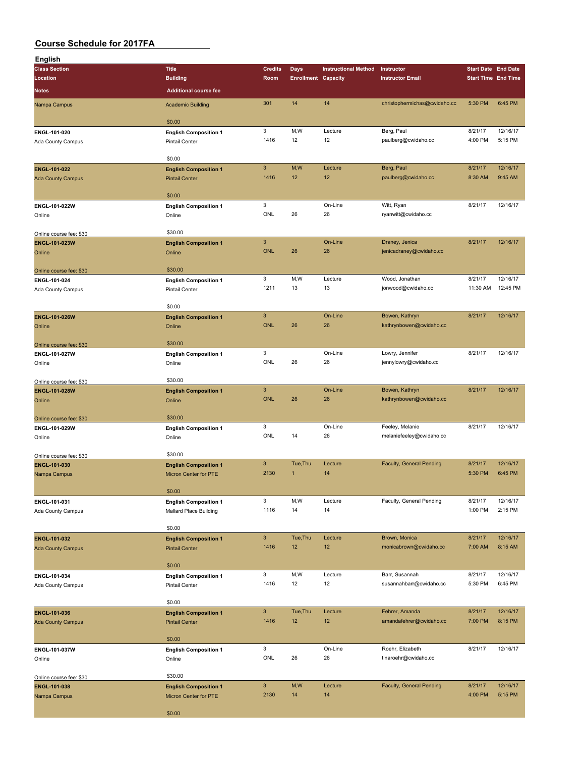# Course Schedule for 2017FA

## English

| Class Section / Location / Notes | Title / Building / Additional course fee | Credits / Room | Days / Enrollment | Instructional Method / Capacity | Instructor / Instructor Email | Start Date / Start Time | End Date / End Time |
|---|---|---|---|---|---|---|---|
| Nampa Campus | Academic Building | 301 | 14 | 14 | christophermichas@cwidaho.cc | 5:30 PM | 6:45 PM |
| | $0.00 | | | | | | |
| ENGL-101-020 | English Composition 1 | 3 | M,W | Lecture | Berg, Paul | 8/21/17 | 12/16/17 |
| Ada County Campus | Pintail Center | 1416 | 12 | 12 | paulberg@cwidaho.cc | 4:00 PM | 5:15 PM |
| | $0.00 | | | | | | |
| ENGL-101-022 | English Composition 1 | 3 | M,W | Lecture | Berg, Paul | 8/21/17 | 12/16/17 |
| Ada County Campus | Pintail Center | 1416 | 12 | 12 | paulberg@cwidaho.cc | 8:30 AM | 9:45 AM |
| | $0.00 | | | | | | |
| ENGL-101-022W | English Composition 1 | 3 | | On-Line | Witt, Ryan | 8/21/17 | 12/16/17 |
| Online | Online | ONL | 26 | 26 | ryanwitt@cwidaho.cc | | |
| Online course fee: $30 | $30.00 | | | | | | |
| ENGL-101-023W | English Composition 1 | 3 | | On-Line | Draney, Jenica | 8/21/17 | 12/16/17 |
| Online | Online | ONL | 26 | 26 | jenicadraney@cwidaho.cc | | |
| Online course fee: $30 | $30.00 | | | | | | |
| ENGL-101-024 | English Composition 1 | 3 | M,W | Lecture | Wood, Jonathan | 8/21/17 | 12/16/17 |
| Ada County Campus | Pintail Center | 1211 | 13 | 13 | jonwood@cwidaho.cc | 11:30 AM | 12:45 PM |
| | $0.00 | | | | | | |
| ENGL-101-026W | English Composition 1 | 3 | | On-Line | Bowen, Kathryn | 8/21/17 | 12/16/17 |
| Online | Online | ONL | 26 | 26 | kathrynbowen@cwidaho.cc | | |
| Online course fee: $30 | $30.00 | | | | | | |
| ENGL-101-027W | English Composition 1 | 3 | | On-Line | Lowry, Jennifer | 8/21/17 | 12/16/17 |
| Online | Online | ONL | 26 | 26 | jennylowry@cwidaho.cc | | |
| Online course fee: $30 | $30.00 | | | | | | |
| ENGL-101-028W | English Composition 1 | 3 | | On-Line | Bowen, Kathryn | 8/21/17 | 12/16/17 |
| Online | Online | ONL | 26 | 26 | kathrynbowen@cwidaho.cc | | |
| Online course fee: $30 | $30.00 | | | | | | |
| ENGL-101-029W | English Composition 1 | 3 | | On-Line | Feeley, Melanie | 8/21/17 | 12/16/17 |
| Online | Online | ONL | 14 | 26 | melaniefeeley@cwidaho.cc | | |
| Online course fee: $30 | $30.00 | | | | | | |
| ENGL-101-030 | English Composition 1 | 3 | Tue,Thu | Lecture | Faculty, General Pending | 8/21/17 | 12/16/17 |
| Nampa Campus | Micron Center for PTE | 2130 | 1 | 14 | | 5:30 PM | 6:45 PM |
| | $0.00 | | | | | | |
| ENGL-101-031 | English Composition 1 | 3 | M,W | Lecture | Faculty, General Pending | 8/21/17 | 12/16/17 |
| Ada County Campus | Mallard Place Building | 1116 | 14 | 14 | | 1:00 PM | 2:15 PM |
| | $0.00 | | | | | | |
| ENGL-101-032 | English Composition 1 | 3 | Tue,Thu | Lecture | Brown, Monica | 8/21/17 | 12/16/17 |
| Ada County Campus | Pintail Center | 1416 | 12 | 12 | monicabrown@cwidaho.cc | 7:00 AM | 8:15 AM |
| | $0.00 | | | | | | |
| ENGL-101-034 | English Composition 1 | 3 | M,W | Lecture | Barr, Susannah | 8/21/17 | 12/16/17 |
| Ada County Campus | Pintail Center | 1416 | 12 | 12 | susannahbarr@cwidaho.cc | 5:30 PM | 6:45 PM |
| | $0.00 | | | | | | |
| ENGL-101-036 | English Composition 1 | 3 | Tue,Thu | Lecture | Fehrer, Amanda | 8/21/17 | 12/16/17 |
| Ada County Campus | Pintail Center | 1416 | 12 | 12 | amandafehrer@cwidaho.cc | 7:00 PM | 8:15 PM |
| | $0.00 | | | | | | |
| ENGL-101-037W | English Composition 1 | 3 | | On-Line | Roehr, Elizabeth | 8/21/17 | 12/16/17 |
| Online | Online | ONL | 26 | 26 | tinaroehr@cwidaho.cc | | |
| Online course fee: $30 | $30.00 | | | | | | |
| ENGL-101-038 | English Composition 1 | 3 | M,W | Lecture | Faculty, General Pending | 8/21/17 | 12/16/17 |
| Nampa Campus | Micron Center for PTE | 2130 | 14 | 14 | | 4:00 PM | 5:15 PM |
| | $0.00 | | | | | | |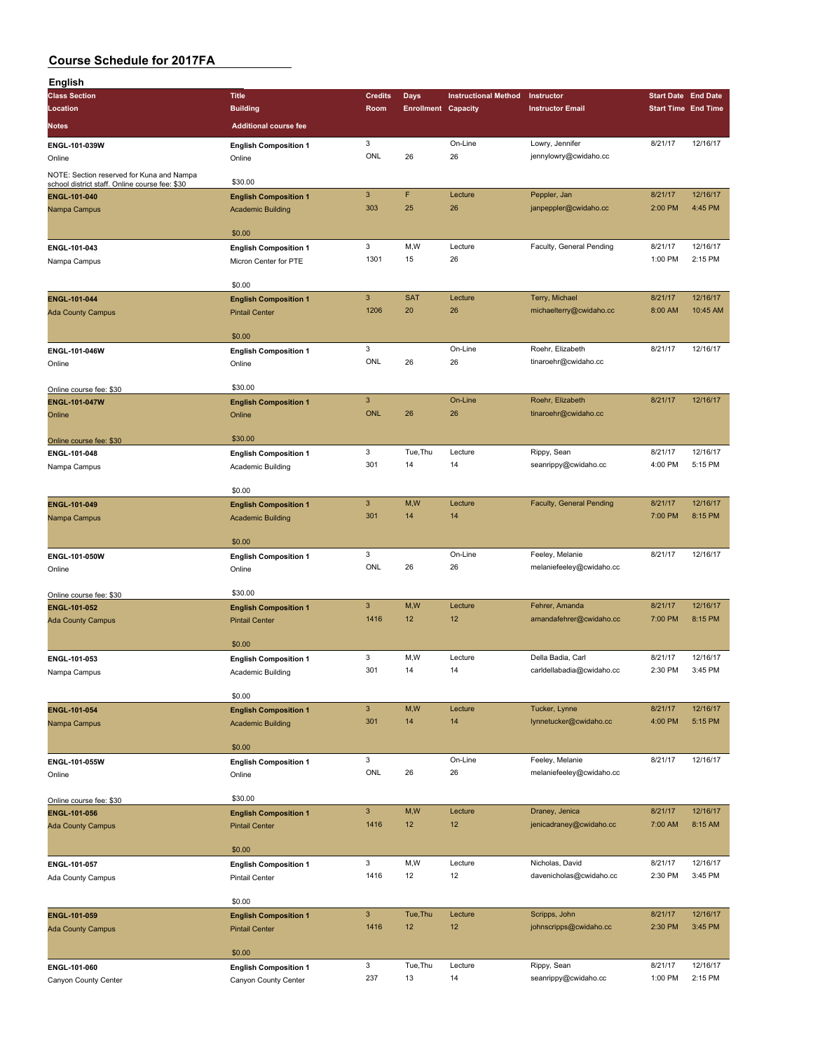# Course Schedule for 2017FA

## English

| Class Section / Location / Notes | Title / Building / Additional course fee | Credits / Room | Days / Enrollment | Instructional Method / Capacity | Instructor / Instructor Email | Start Date / Start Time | End Date / End Time |
|---|---|---|---|---|---|---|---|
| **ENGL-101-039W**<br>Online<br>NOTE: Section reserved for Kuna and Nampa school district staff. Online course fee: $30 | **English Composition 1**<br>Online<br>$30.00 | 3<br>ONL | <br>26 | On-Line<br>26 | Lowry, Jennifer<br>jennylowry@cwidaho.cc | 8/21/17 | 12/16/17 |
| **ENGL-101-040**<br>Nampa Campus | **English Composition 1**<br>Academic Building<br>$0.00 | 3<br>303 | F<br>25 | Lecture<br>26 | Peppler, Jan<br>janpeppler@cwidaho.cc | 8/21/17<br>2:00 PM | 12/16/17<br>4:45 PM |
| **ENGL-101-043**<br>Nampa Campus | **English Composition 1**<br>Micron Center for PTE<br>$0.00 | 3<br>1301 | M,W<br>15 | Lecture<br>26 | Faculty, General Pending | 8/21/17<br>1:00 PM | 12/16/17<br>2:15 PM |
| **ENGL-101-044**<br>Ada County Campus | **English Composition 1**<br>Pintail Center<br>$0.00 | 3<br>1206 | SAT<br>20 | Lecture<br>26 | Terry, Michael<br>michaelterry@cwidaho.cc | 8/21/17<br>8:00 AM | 12/16/17<br>10:45 AM |
| **ENGL-101-046W**<br>Online<br>Online course fee: $30 | **English Composition 1**<br>Online<br>$30.00 | 3<br>ONL | <br>26 | On-Line<br>26 | Roehr, Elizabeth<br>tinaroehr@cwidaho.cc | 8/21/17 | 12/16/17 |
| **ENGL-101-047W**<br>Online<br>Online course fee: $30 | **English Composition 1**<br>Online<br>$30.00 | 3<br>ONL | <br>26 | On-Line<br>26 | Roehr, Elizabeth<br>tinaroehr@cwidaho.cc | 8/21/17 | 12/16/17 |
| **ENGL-101-048**<br>Nampa Campus | **English Composition 1**<br>Academic Building<br>$0.00 | 3<br>301 | Tue,Thu<br>14 | Lecture<br>14 | Rippy, Sean<br>seanrippy@cwidaho.cc | 8/21/17<br>4:00 PM | 12/16/17<br>5:15 PM |
| **ENGL-101-049**<br>Nampa Campus | **English Composition 1**<br>Academic Building<br>$0.00 | 3<br>301 | M,W<br>14 | Lecture<br>14 | Faculty, General Pending | 8/21/17<br>7:00 PM | 12/16/17<br>8:15 PM |
| **ENGL-101-050W**<br>Online<br>Online course fee: $30 | **English Composition 1**<br>Online<br>$30.00 | 3<br>ONL | <br>26 | On-Line<br>26 | Feeley, Melanie<br>melaniefeeley@cwidaho.cc | 8/21/17 | 12/16/17 |
| **ENGL-101-052**<br>Ada County Campus | **English Composition 1**<br>Pintail Center<br>$0.00 | 3<br>1416 | M,W<br>12 | Lecture<br>12 | Fehrer, Amanda<br>amandafehrer@cwidaho.cc | 8/21/17<br>7:00 PM | 12/16/17<br>8:15 PM |
| **ENGL-101-053**<br>Nampa Campus | **English Composition 1**<br>Academic Building<br>$0.00 | 3<br>301 | M,W<br>14 | Lecture<br>14 | Della Badia, Carl<br>carldellabadia@cwidaho.cc | 8/21/17<br>2:30 PM | 12/16/17<br>3:45 PM |
| **ENGL-101-054**<br>Nampa Campus | **English Composition 1**<br>Academic Building<br>$0.00 | 3<br>301 | M,W<br>14 | Lecture<br>14 | Tucker, Lynne<br>lynnetucker@cwidaho.cc | 8/21/17<br>4:00 PM | 12/16/17<br>5:15 PM |
| **ENGL-101-055W**<br>Online<br>Online course fee: $30 | **English Composition 1**<br>Online<br>$30.00 | 3<br>ONL | <br>26 | On-Line<br>26 | Feeley, Melanie<br>melaniefeeley@cwidaho.cc | 8/21/17 | 12/16/17 |
| **ENGL-101-056**<br>Ada County Campus | **English Composition 1**<br>Pintail Center<br>$0.00 | 3<br>1416 | M,W<br>12 | Lecture<br>12 | Draney, Jenica<br>jenicadraney@cwidaho.cc | 8/21/17<br>7:00 AM | 12/16/17<br>8:15 AM |
| **ENGL-101-057**<br>Ada County Campus | **English Composition 1**<br>Pintail Center<br>$0.00 | 3<br>1416 | M,W<br>12 | Lecture<br>12 | Nicholas, David<br>davenicholas@cwidaho.cc | 8/21/17<br>2:30 PM | 12/16/17<br>3:45 PM |
| **ENGL-101-059**<br>Ada County Campus | **English Composition 1**<br>Pintail Center<br>$0.00 | 3<br>1416 | Tue,Thu<br>12 | Lecture<br>12 | Scripps, John<br>johnscripps@cwidaho.cc | 8/21/17<br>2:30 PM | 12/16/17<br>3:45 PM |
| **ENGL-101-060**<br>Canyon County Center | **English Composition 1**<br>Canyon County Center | 3<br>237 | Tue,Thu<br>13 | Lecture<br>14 | Rippy, Sean<br>seanrippy@cwidaho.cc | 8/21/17<br>1:00 PM | 12/16/17<br>2:15 PM |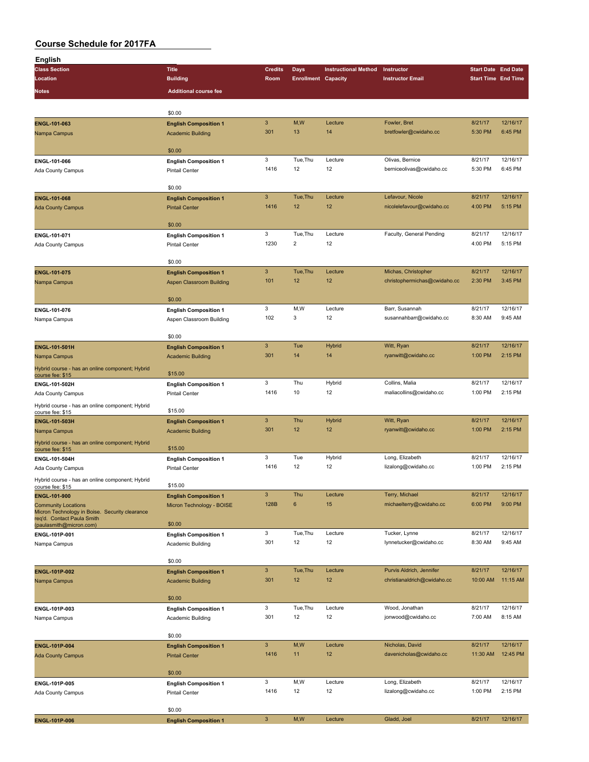# Course Schedule for 2017FA

## English

| Class Section | Title | Credits | Days | Instructional Method | Instructor | Start Date | End Date |
|---|---|---|---|---|---|---|---|
| Location | Building | Room | Enrollment | Capacity | Instructor Email | Start Time | End Time |
| Notes | Additional course fee | | | | | | |
| | $0.00 | | | | | | |
| ENGL-101-063 | English Composition 1 | 3 | M,W | Lecture | Fowler, Bret | 8/21/17 | 12/16/17 |
| Nampa Campus | Academic Building | 301 | 13 | 14 | bretfowler@cwidaho.cc | 5:30 PM | 6:45 PM |
| | $0.00 | | | | | | |
| ENGL-101-066 | English Composition 1 | 3 | Tue,Thu | Lecture | Olivas, Bernice | 8/21/17 | 12/16/17 |
| Ada County Campus | Pintail Center | 1416 | 12 | 12 | berniceolivas@cwidaho.cc | 5:30 PM | 6:45 PM |
| | $0.00 | | | | | | |
| ENGL-101-068 | English Composition 1 | 3 | Tue,Thu | Lecture | Lefavour, Nicole | 8/21/17 | 12/16/17 |
| Ada County Campus | Pintail Center | 1416 | 12 | 12 | nicolelefavour@cwidaho.cc | 4:00 PM | 5:15 PM |
| | $0.00 | | | | | | |
| ENGL-101-071 | English Composition 1 | 3 | Tue,Thu | Lecture | Faculty, General Pending | 8/21/17 | 12/16/17 |
| Ada County Campus | Pintail Center | 1230 | 2 | 12 | | 4:00 PM | 5:15 PM |
| | $0.00 | | | | | | |
| ENGL-101-075 | English Composition 1 | 3 | Tue,Thu | Lecture | Michas, Christopher | 8/21/17 | 12/16/17 |
| Nampa Campus | Aspen Classroom Building | 101 | 12 | 12 | christophermichas@cwidaho.cc | 2:30 PM | 3:45 PM |
| | $0.00 | | | | | | |
| ENGL-101-076 | English Composition 1 | 3 | M,W | Lecture | Barr, Susannah | 8/21/17 | 12/16/17 |
| Nampa Campus | Aspen Classroom Building | 102 | 3 | 12 | susannahbarr@cwidaho.cc | 8:30 AM | 9:45 AM |
| | $0.00 | | | | | | |
| ENGL-101-501H | English Composition 1 | 3 | Tue | Hybrid | Witt, Ryan | 8/21/17 | 12/16/17 |
| Nampa Campus | Academic Building | 301 | 14 | 14 | ryanwitt@cwidaho.cc | 1:00 PM | 2:15 PM |
| Hybrid course - has an online component; Hybrid course fee: $15 | $15.00 | | | | | | |
| ENGL-101-502H | English Composition 1 | 3 | Thu | Hybrid | Collins, Malia | 8/21/17 | 12/16/17 |
| Ada County Campus | Pintail Center | 1416 | 10 | 12 | maliacollins@cwidaho.cc | 1:00 PM | 2:15 PM |
| Hybrid course - has an online component; Hybrid course fee: $15 | $15.00 | | | | | | |
| ENGL-101-503H | English Composition 1 | 3 | Thu | Hybrid | Witt, Ryan | 8/21/17 | 12/16/17 |
| Nampa Campus | Academic Building | 301 | 12 | 12 | ryanwitt@cwidaho.cc | 1:00 PM | 2:15 PM |
| Hybrid course - has an online component; Hybrid course fee: $15 | $15.00 | | | | | | |
| ENGL-101-504H | English Composition 1 | 3 | Tue | Hybrid | Long, Elizabeth | 8/21/17 | 12/16/17 |
| Ada County Campus | Pintail Center | 1416 | 12 | 12 | lizalong@cwidaho.cc | 1:00 PM | 2:15 PM |
| Hybrid course - has an online component; Hybrid course fee: $15 | $15.00 | | | | | | |
| ENGL-101-900 | English Composition 1 | 3 | Thu | Lecture | Terry, Michael | 8/21/17 | 12/16/17 |
| Community Locations | Micron Technology - BOISE | 128B | 6 | 15 | michaelterry@cwidaho.cc | 6:00 PM | 9:00 PM |
| Micron Technology in Boise. Security clearance req'd. Contact Paula Smith (paulasmith@micron.com) | $0.00 | | | | | | |
| ENGL-101P-001 | English Composition 1 | 3 | Tue,Thu | Lecture | Tucker, Lynne | 8/21/17 | 12/16/17 |
| Nampa Campus | Academic Building | 301 | 12 | 12 | lynnetucker@cwidaho.cc | 8:30 AM | 9:45 AM |
| | $0.00 | | | | | | |
| ENGL-101P-002 | English Composition 1 | 3 | Tue,Thu | Lecture | Purvis Aldrich, Jennifer | 8/21/17 | 12/16/17 |
| Nampa Campus | Academic Building | 301 | 12 | 12 | christianaldrich@cwidaho.cc | 10:00 AM | 11:15 AM |
| | $0.00 | | | | | | |
| ENGL-101P-003 | English Composition 1 | 3 | Tue,Thu | Lecture | Wood, Jonathan | 8/21/17 | 12/16/17 |
| Nampa Campus | Academic Building | 301 | 12 | 12 | jonwood@cwidaho.cc | 7:00 AM | 8:15 AM |
| | $0.00 | | | | | | |
| ENGL-101P-004 | English Composition 1 | 3 | M,W | Lecture | Nicholas, David | 8/21/17 | 12/16/17 |
| Ada County Campus | Pintail Center | 1416 | 11 | 12 | davenicholas@cwidaho.cc | 11:30 AM | 12:45 PM |
| | $0.00 | | | | | | |
| ENGL-101P-005 | English Composition 1 | 3 | M,W | Lecture | Long, Elizabeth | 8/21/17 | 12/16/17 |
| Ada County Campus | Pintail Center | 1416 | 12 | 12 | lizalong@cwidaho.cc | 1:00 PM | 2:15 PM |
| | $0.00 | | | | | | |
| ENGL-101P-006 | English Composition 1 | 3 | M,W | Lecture | Gladd, Joel | 8/21/17 | 12/16/17 |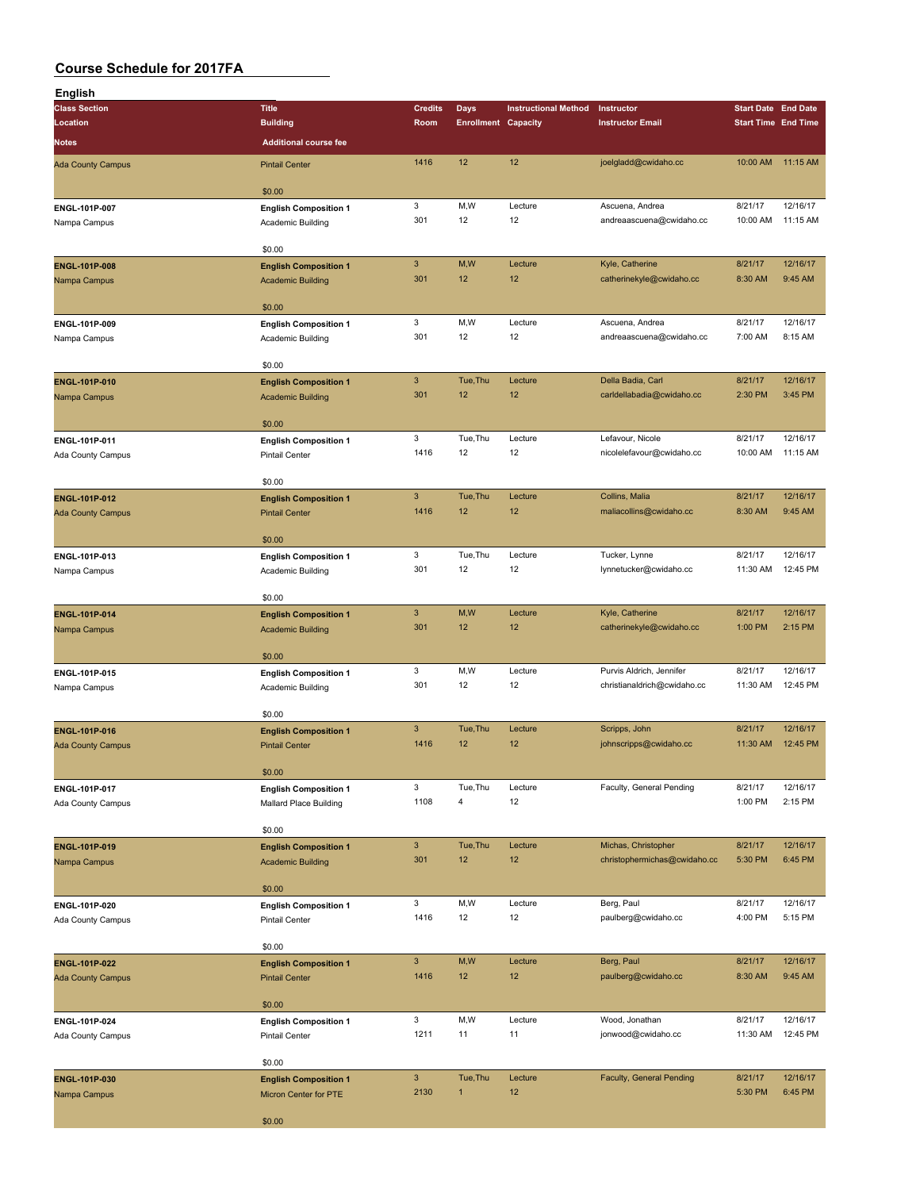# Course Schedule for 2017FA

## English

| Class Section<br>Location<br>Notes | Title<br>Building<br>Additional course fee | Credits<br>Room | Days<br>Enrollment | Instructional Method<br>Capacity | Instructor<br>Instructor Email | Start Date<br>Start Time | End Date<br>End Time |
|---|---|---|---|---|---|---|---|
| Ada County Campus | Pintail Center<br>$0.00 | 1416 | 12 | 12 | joelgladd@cwidaho.cc | 10:00 AM | 11:15 AM |
| ENGL-101P-007<br>Nampa Campus | English Composition 1<br>Academic Building<br>$0.00 | 3<br>301 | M,W<br>12 | Lecture<br>12 | Ascuena, Andrea<br>andreaascuena@cwidaho.cc | 8/21/17<br>10:00 AM | 12/16/17<br>11:15 AM |
| ENGL-101P-008<br>Nampa Campus | English Composition 1<br>Academic Building<br>$0.00 | 3<br>301 | M,W<br>12 | Lecture<br>12 | Kyle, Catherine<br>catherinekyle@cwidaho.cc | 8/21/17<br>8:30 AM | 12/16/17<br>9:45 AM |
| ENGL-101P-009<br>Nampa Campus | English Composition 1<br>Academic Building<br>$0.00 | 3<br>301 | M,W<br>12 | Lecture<br>12 | Ascuena, Andrea<br>andreaascuena@cwidaho.cc | 8/21/17<br>7:00 AM | 12/16/17<br>8:15 AM |
| ENGL-101P-010<br>Nampa Campus | English Composition 1<br>Academic Building<br>$0.00 | 3<br>301 | Tue,Thu<br>12 | Lecture<br>12 | Della Badia, Carl<br>carldellabadia@cwidaho.cc | 8/21/17<br>2:30 PM | 12/16/17<br>3:45 PM |
| ENGL-101P-011<br>Ada County Campus | English Composition 1<br>Pintail Center<br>$0.00 | 3<br>1416 | Tue,Thu<br>12 | Lecture<br>12 | Lefavour, Nicole<br>nicolelefavour@cwidaho.cc | 8/21/17<br>10:00 AM | 12/16/17<br>11:15 AM |
| ENGL-101P-012<br>Ada County Campus | English Composition 1<br>Pintail Center<br>$0.00 | 3<br>1416 | Tue,Thu<br>12 | Lecture<br>12 | Collins, Malia<br>maliacollins@cwidaho.cc | 8/21/17<br>8:30 AM | 12/16/17<br>9:45 AM |
| ENGL-101P-013<br>Nampa Campus | English Composition 1<br>Academic Building<br>$0.00 | 3<br>301 | Tue,Thu<br>12 | Lecture<br>12 | Tucker, Lynne<br>lynnetucker@cwidaho.cc | 8/21/17<br>11:30 AM | 12/16/17<br>12:45 PM |
| ENGL-101P-014<br>Nampa Campus | English Composition 1<br>Academic Building<br>$0.00 | 3<br>301 | M,W<br>12 | Lecture<br>12 | Kyle, Catherine<br>catherinekyle@cwidaho.cc | 8/21/17<br>1:00 PM | 12/16/17<br>2:15 PM |
| ENGL-101P-015<br>Nampa Campus | English Composition 1<br>Academic Building<br>$0.00 | 3<br>301 | M,W<br>12 | Lecture<br>12 | Purvis Aldrich, Jennifer<br>christianaldrich@cwidaho.cc | 8/21/17<br>11:30 AM | 12/16/17<br>12:45 PM |
| ENGL-101P-016<br>Ada County Campus | English Composition 1<br>Pintail Center<br>$0.00 | 3<br>1416 | Tue,Thu<br>12 | Lecture<br>12 | Scripps, John<br>johnscripps@cwidaho.cc | 8/21/17<br>11:30 AM | 12/16/17<br>12:45 PM |
| ENGL-101P-017<br>Ada County Campus | English Composition 1<br>Mallard Place Building<br>$0.00 | 3<br>1108 | Tue,Thu<br>4 | Lecture<br>12 | Faculty, General Pending | 8/21/17<br>1:00 PM | 12/16/17<br>2:15 PM |
| ENGL-101P-019<br>Nampa Campus | English Composition 1<br>Academic Building<br>$0.00 | 3<br>301 | Tue,Thu<br>12 | Lecture<br>12 | Michas, Christopher<br>christophermichas@cwidaho.cc | 8/21/17<br>5:30 PM | 12/16/17<br>6:45 PM |
| ENGL-101P-020<br>Ada County Campus | English Composition 1<br>Pintail Center<br>$0.00 | 3<br>1416 | M,W<br>12 | Lecture<br>12 | Berg, Paul<br>paulberg@cwidaho.cc | 8/21/17<br>4:00 PM | 12/16/17<br>5:15 PM |
| ENGL-101P-022<br>Ada County Campus | English Composition 1<br>Pintail Center<br>$0.00 | 3<br>1416 | M,W<br>12 | Lecture<br>12 | Berg, Paul<br>paulberg@cwidaho.cc | 8/21/17<br>8:30 AM | 12/16/17<br>9:45 AM |
| ENGL-101P-024<br>Ada County Campus | English Composition 1<br>Pintail Center<br>$0.00 | 3<br>1211 | M,W<br>11 | Lecture<br>11 | Wood, Jonathan<br>jonwood@cwidaho.cc | 8/21/17<br>11:30 AM | 12/16/17<br>12:45 PM |
| ENGL-101P-030<br>Nampa Campus | English Composition 1<br>Micron Center for PTE<br>$0.00 | 3<br>2130 | Tue,Thu<br>1 | Lecture<br>12 | Faculty, General Pending | 8/21/17<br>5:30 PM | 12/16/17<br>6:45 PM |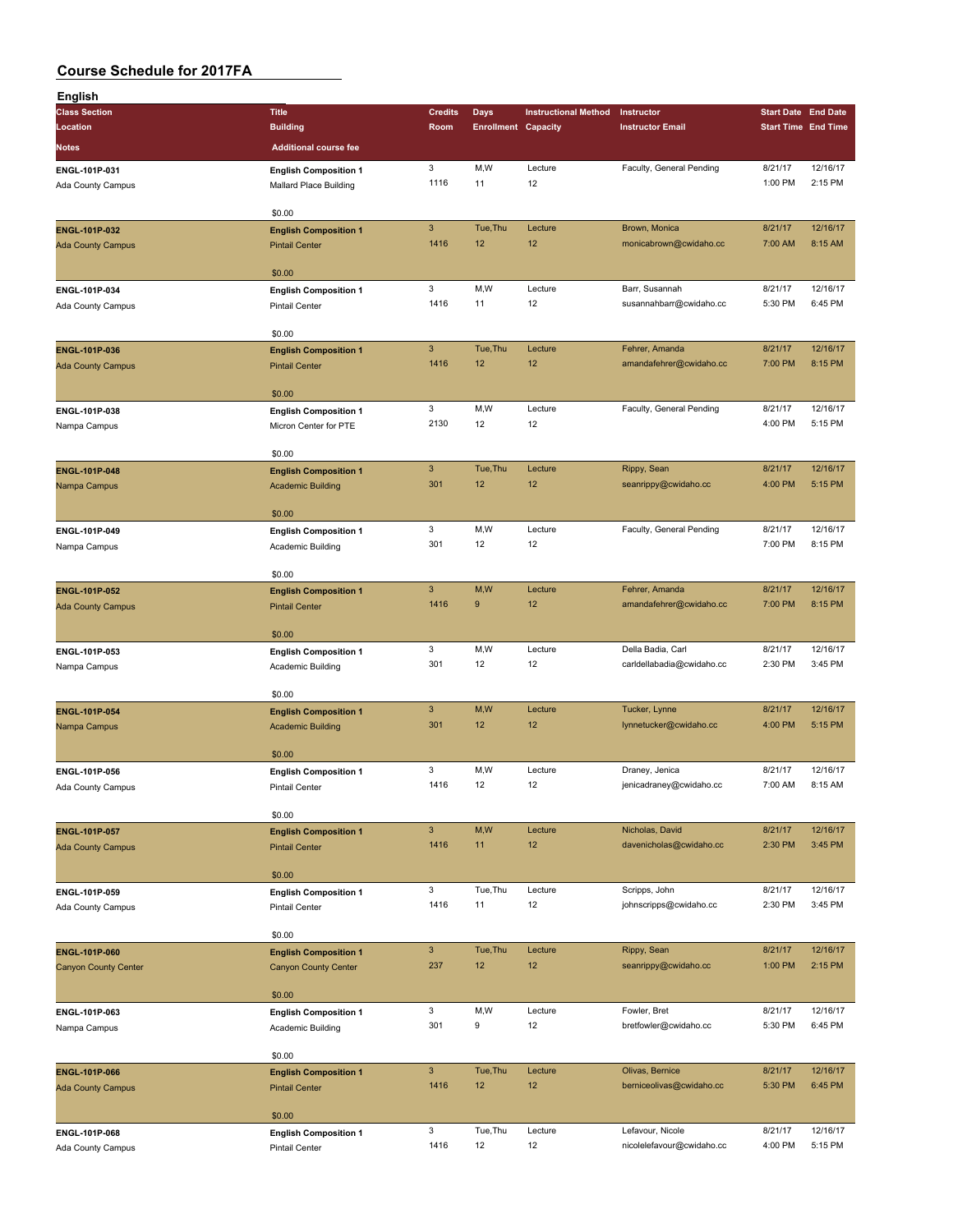# Course Schedule for 2017FA

## English

| Class Section | Title | Credits | Days | Instructional Method | Instructor | Start Date | End Date |
|---|---|---|---|---|---|---|---|
| Location | Building | Room | Enrollment | Capacity | Instructor Email | Start Time | End Time |
| Notes | Additional course fee | | | | | | |
| ENGL-101P-031 | English Composition 1 | 3 | M,W | Lecture | Faculty, General Pending | 8/21/17 | 12/16/17 |
| Ada County Campus | Mallard Place Building | 1116 | 11 | 12 | | 1:00 PM | 2:15 PM |
| | $0.00 | | | | | | |
| ENGL-101P-032 | English Composition 1 | 3 | Tue,Thu | Lecture | Brown, Monica | 8/21/17 | 12/16/17 |
| Ada County Campus | Pintail Center | 1416 | 12 | 12 | monicabrown@cwidaho.cc | 7:00 AM | 8:15 AM |
| | $0.00 | | | | | | |
| ENGL-101P-034 | English Composition 1 | 3 | M,W | Lecture | Barr, Susannah | 8/21/17 | 12/16/17 |
| Ada County Campus | Pintail Center | 1416 | 11 | 12 | susannahbarr@cwidaho.cc | 5:30 PM | 6:45 PM |
| | $0.00 | | | | | | |
| ENGL-101P-036 | English Composition 1 | 3 | Tue,Thu | Lecture | Fehrer, Amanda | 8/21/17 | 12/16/17 |
| Ada County Campus | Pintail Center | 1416 | 12 | 12 | amandafehrer@cwidaho.cc | 7:00 PM | 8:15 PM |
| | $0.00 | | | | | | |
| ENGL-101P-038 | English Composition 1 | 3 | M,W | Lecture | Faculty, General Pending | 8/21/17 | 12/16/17 |
| Nampa Campus | Micron Center for PTE | 2130 | 12 | 12 | | 4:00 PM | 5:15 PM |
| | $0.00 | | | | | | |
| ENGL-101P-048 | English Composition 1 | 3 | Tue,Thu | Lecture | Rippy, Sean | 8/21/17 | 12/16/17 |
| Nampa Campus | Academic Building | 301 | 12 | 12 | seanrippy@cwidaho.cc | 4:00 PM | 5:15 PM |
| | $0.00 | | | | | | |
| ENGL-101P-049 | English Composition 1 | 3 | M,W | Lecture | Faculty, General Pending | 8/21/17 | 12/16/17 |
| Nampa Campus | Academic Building | 301 | 12 | 12 | | 7:00 PM | 8:15 PM |
| | $0.00 | | | | | | |
| ENGL-101P-052 | English Composition 1 | 3 | M,W | Lecture | Fehrer, Amanda | 8/21/17 | 12/16/17 |
| Ada County Campus | Pintail Center | 1416 | 9 | 12 | amandafehrer@cwidaho.cc | 7:00 PM | 8:15 PM |
| | $0.00 | | | | | | |
| ENGL-101P-053 | English Composition 1 | 3 | M,W | Lecture | Della Badia, Carl | 8/21/17 | 12/16/17 |
| Nampa Campus | Academic Building | 301 | 12 | 12 | carldellabadia@cwidaho.cc | 2:30 PM | 3:45 PM |
| | $0.00 | | | | | | |
| ENGL-101P-054 | English Composition 1 | 3 | M,W | Lecture | Tucker, Lynne | 8/21/17 | 12/16/17 |
| Nampa Campus | Academic Building | 301 | 12 | 12 | lynnetucker@cwidaho.cc | 4:00 PM | 5:15 PM |
| | $0.00 | | | | | | |
| ENGL-101P-056 | English Composition 1 | 3 | M,W | Lecture | Draney, Jenica | 8/21/17 | 12/16/17 |
| Ada County Campus | Pintail Center | 1416 | 12 | 12 | jenicadraney@cwidaho.cc | 7:00 AM | 8:15 AM |
| | $0.00 | | | | | | |
| ENGL-101P-057 | English Composition 1 | 3 | M,W | Lecture | Nicholas, David | 8/21/17 | 12/16/17 |
| Ada County Campus | Pintail Center | 1416 | 11 | 12 | davenicholas@cwidaho.cc | 2:30 PM | 3:45 PM |
| | $0.00 | | | | | | |
| ENGL-101P-059 | English Composition 1 | 3 | Tue,Thu | Lecture | Scripps, John | 8/21/17 | 12/16/17 |
| Ada County Campus | Pintail Center | 1416 | 11 | 12 | johnscripps@cwidaho.cc | 2:30 PM | 3:45 PM |
| | $0.00 | | | | | | |
| ENGL-101P-060 | English Composition 1 | 3 | Tue,Thu | Lecture | Rippy, Sean | 8/21/17 | 12/16/17 |
| Canyon County Center | Canyon County Center | 237 | 12 | 12 | seanrippy@cwidaho.cc | 1:00 PM | 2:15 PM |
| | $0.00 | | | | | | |
| ENGL-101P-063 | English Composition 1 | 3 | M,W | Lecture | Fowler, Bret | 8/21/17 | 12/16/17 |
| Nampa Campus | Academic Building | 301 | 9 | 12 | bretfowler@cwidaho.cc | 5:30 PM | 6:45 PM |
| | $0.00 | | | | | | |
| ENGL-101P-066 | English Composition 1 | 3 | Tue,Thu | Lecture | Olivas, Bernice | 8/21/17 | 12/16/17 |
| Ada County Campus | Pintail Center | 1416 | 12 | 12 | berniceolivas@cwidaho.cc | 5:30 PM | 6:45 PM |
| | $0.00 | | | | | | |
| ENGL-101P-068 | English Composition 1 | 3 | Tue,Thu | Lecture | Lefavour, Nicole | 8/21/17 | 12/16/17 |
| Ada County Campus | Pintail Center | 1416 | 12 | 12 | nicolelefavour@cwidaho.cc | 4:00 PM | 5:15 PM |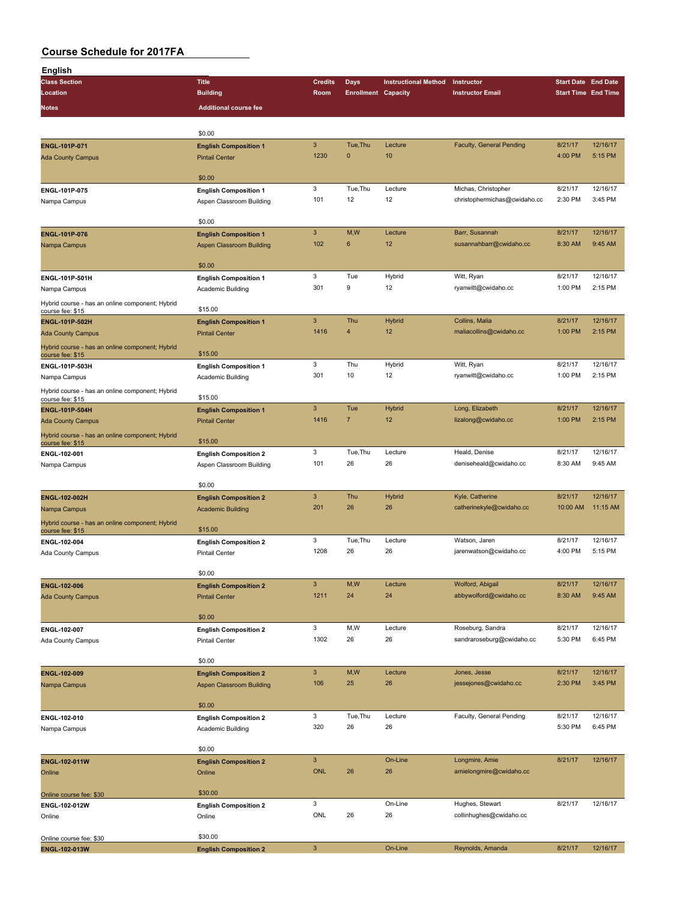# Course Schedule for 2017FA

## English

| Class Section | Title | Credits | Days | Instructional Method | Instructor | Start Date | End Date |
|---|---|---|---|---|---|---|---|
| Location | Building | Room | Enrollment | Capacity | Instructor Email | Start Time | End Time |
| Notes | Additional course fee | | | | | | |
| | $0.00 | | | | | | |
| ENGL-101P-071 | English Composition 1 | 3 | Tue,Thu | Lecture | Faculty, General Pending | 8/21/17 | 12/16/17 |
| Ada County Campus | Pintail Center | 1230 | 0 | 10 | | 4:00 PM | 5:15 PM |
| | $0.00 | | | | | | |
| ENGL-101P-075 | English Composition 1 | 3 | Tue,Thu | Lecture | Michas, Christopher | 8/21/17 | 12/16/17 |
| Nampa Campus | Aspen Classroom Building | 101 | 12 | 12 | christophermichas@cwidaho.cc | 2:30 PM | 3:45 PM |
| | $0.00 | | | | | | |
| ENGL-101P-076 | English Composition 1 | 3 | M,W | Lecture | Barr, Susannah | 8/21/17 | 12/16/17 |
| Nampa Campus | Aspen Classroom Building | 102 | 6 | 12 | susannahbarr@cwidaho.cc | 8:30 AM | 9:45 AM |
| | $0.00 | | | | | | |
| ENGL-101P-501H | English Composition 1 | 3 | Tue | Hybrid | Witt, Ryan | 8/21/17 | 12/16/17 |
| Nampa Campus | Academic Building | 301 | 9 | 12 | ryanwitt@cwidaho.cc | 1:00 PM | 2:15 PM |
| Hybrid course - has an online component; Hybrid course fee: $15 | $15.00 | | | | | | |
| ENGL-101P-502H | English Composition 1 | 3 | Thu | Hybrid | Collins, Malia | 8/21/17 | 12/16/17 |
| Ada County Campus | Pintail Center | 1416 | 4 | 12 | maliacollins@cwidaho.cc | 1:00 PM | 2:15 PM |
| Hybrid course - has an online component; Hybrid course fee: $15 | $15.00 | | | | | | |
| ENGL-101P-503H | English Composition 1 | 3 | Thu | Hybrid | Witt, Ryan | 8/21/17 | 12/16/17 |
| Nampa Campus | Academic Building | 301 | 10 | 12 | ryanwitt@cwidaho.cc | 1:00 PM | 2:15 PM |
| Hybrid course - has an online component; Hybrid course fee: $15 | $15.00 | | | | | | |
| ENGL-101P-504H | English Composition 1 | 3 | Tue | Hybrid | Long, Elizabeth | 8/21/17 | 12/16/17 |
| Ada County Campus | Pintail Center | 1416 | 7 | 12 | lizalong@cwidaho.cc | 1:00 PM | 2:15 PM |
| Hybrid course - has an online component; Hybrid course fee: $15 | $15.00 | | | | | | |
| ENGL-102-001 | English Composition 2 | 3 | Tue,Thu | Lecture | Heald, Denise | 8/21/17 | 12/16/17 |
| Nampa Campus | Aspen Classroom Building | 101 | 26 | 26 | deniseheald@cwidaho.cc | 8:30 AM | 9:45 AM |
| | $0.00 | | | | | | |
| ENGL-102-002H | English Composition 2 | 3 | Thu | Hybrid | Kyle, Catherine | 8/21/17 | 12/16/17 |
| Nampa Campus | Academic Building | 201 | 26 | 26 | catherinekyle@cwidaho.cc | 10:00 AM | 11:15 AM |
| Hybrid course - has an online component; Hybrid course fee: $15 | $15.00 | | | | | | |
| ENGL-102-004 | English Composition 2 | 3 | Tue,Thu | Lecture | Watson, Jaren | 8/21/17 | 12/16/17 |
| Ada County Campus | Pintail Center | 1208 | 26 | 26 | jarenwatson@cwidaho.cc | 4:00 PM | 5:15 PM |
| | $0.00 | | | | | | |
| ENGL-102-006 | English Composition 2 | 3 | M,W | Lecture | Wolford, Abigail | 8/21/17 | 12/16/17 |
| Ada County Campus | Pintail Center | 1211 | 24 | 24 | abbywolford@cwidaho.cc | 8:30 AM | 9:45 AM |
| | $0.00 | | | | | | |
| ENGL-102-007 | English Composition 2 | 3 | M,W | Lecture | Roseburg, Sandra | 8/21/17 | 12/16/17 |
| Ada County Campus | Pintail Center | 1302 | 26 | 26 | sandraroseburg@cwidaho.cc | 5:30 PM | 6:45 PM |
| | $0.00 | | | | | | |
| ENGL-102-009 | English Composition 2 | 3 | M,W | Lecture | Jones, Jesse | 8/21/17 | 12/16/17 |
| Nampa Campus | Aspen Classroom Building | 106 | 25 | 26 | jessejones@cwidaho.cc | 2:30 PM | 3:45 PM |
| | $0.00 | | | | | | |
| ENGL-102-010 | English Composition 2 | 3 | Tue,Thu | Lecture | Faculty, General Pending | 8/21/17 | 12/16/17 |
| Nampa Campus | Academic Building | 320 | 26 | 26 | | 5:30 PM | 6:45 PM |
| | $0.00 | | | | | | |
| ENGL-102-011W | English Composition 2 | 3 | | On-Line | Longmire, Amie | 8/21/17 | 12/16/17 |
| Online | Online | ONL | 26 | 26 | amielongmire@cwidaho.cc | | |
| Online course fee: $30 | $30.00 | | | | | | |
| ENGL-102-012W | English Composition 2 | 3 | | On-Line | Hughes, Stewart | 8/21/17 | 12/16/17 |
| Online | Online | ONL | 26 | 26 | collinhughes@cwidaho.cc | | |
| Online course fee: $30 | $30.00 | | | | | | |
| ENGL-102-013W | English Composition 2 | 3 | | On-Line | Reynolds, Amanda | 8/21/17 | 12/16/17 |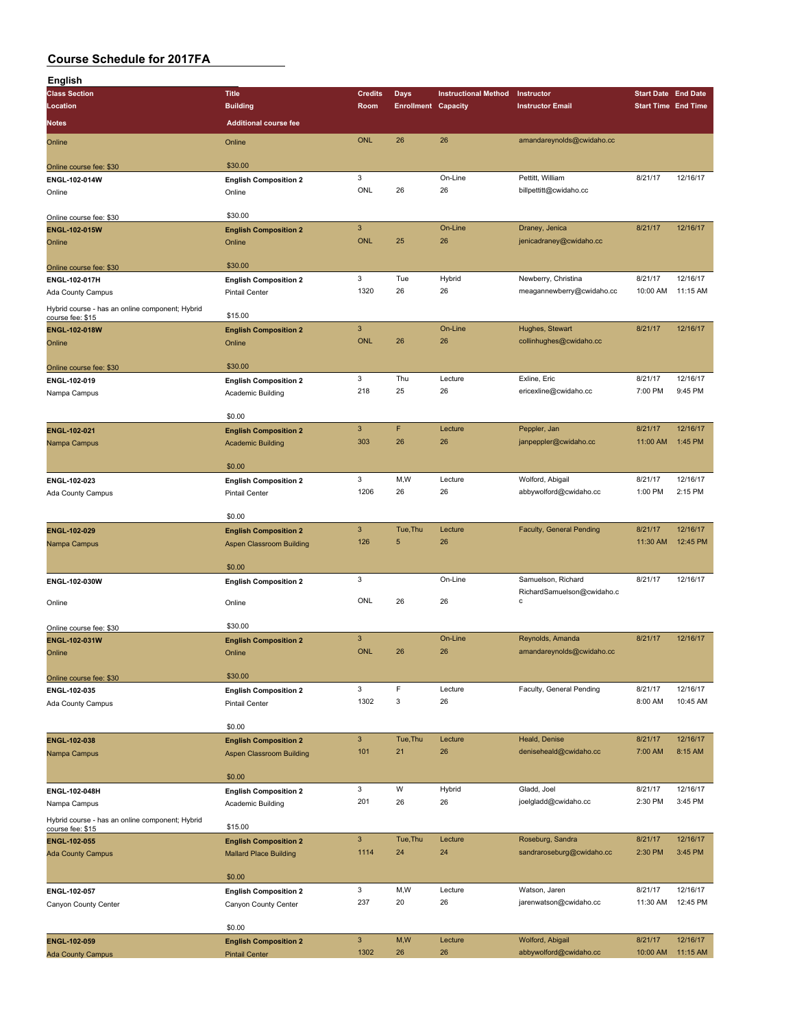# Course Schedule for 2017FA

## English

| Class Section | Title | Credits | Days | Instructional Method | Instructor | Start Date | End Date |
|---|---|---|---|---|---|---|---|
| Location | Building | Room | Enrollment | Capacity | Instructor Email | Start Time | End Time |
| Notes | Additional course fee | | | | | | |
| Online | Online | ONL | 26 | 26 | amandareynolds@cwidaho.cc | | |
| Online course fee: $30 | $30.00 | | | | | | |
| ENGL-102-014W | English Composition 2 | 3 | | On-Line | Pettitt, William | 8/21/17 | 12/16/17 |
| Online | Online | ONL | 26 | 26 | billpettitt@cwidaho.cc | | |
| Online course fee: $30 | $30.00 | | | | | | |
| ENGL-102-015W | English Composition 2 | 3 | | On-Line | Draney, Jenica | 8/21/17 | 12/16/17 |
| Online | Online | ONL | 25 | 26 | jenicadraney@cwidaho.cc | | |
| Online course fee: $30 | $30.00 | | | | | | |
| ENGL-102-017H | English Composition 2 | 3 | Tue | Hybrid | Newberry, Christina | 8/21/17 | 12/16/17 |
| Ada County Campus | Pintail Center | 1320 | 26 | 26 | meagannewberry@cwidaho.cc | 10:00 AM | 11:15 AM |
| Hybrid course - has an online component; Hybrid course fee: $15 | $15.00 | | | | | | |
| ENGL-102-018W | English Composition 2 | 3 | | On-Line | Hughes, Stewart | 8/21/17 | 12/16/17 |
| Online | Online | ONL | 26 | 26 | collinhughes@cwidaho.cc | | |
| Online course fee: $30 | $30.00 | | | | | | |
| ENGL-102-019 | English Composition 2 | 3 | Thu | Lecture | Exline, Eric | 8/21/17 | 12/16/17 |
| Nampa Campus | Academic Building | 218 | 25 | 26 | ericexline@cwidaho.cc | 7:00 PM | 9:45 PM |
| | $0.00 | | | | | | |
| ENGL-102-021 | English Composition 2 | 3 | F | Lecture | Peppler, Jan | 8/21/17 | 12/16/17 |
| Nampa Campus | Academic Building | 303 | 26 | 26 | janpeppler@cwidaho.cc | 11:00 AM | 1:45 PM |
| | $0.00 | | | | | | |
| ENGL-102-023 | English Composition 2 | 3 | M,W | Lecture | Wolford, Abigail | 8/21/17 | 12/16/17 |
| Ada County Campus | Pintail Center | 1206 | 26 | 26 | abbywolford@cwidaho.cc | 1:00 PM | 2:15 PM |
| | $0.00 | | | | | | |
| ENGL-102-029 | English Composition 2 | 3 | Tue,Thu | Lecture | Faculty, General Pending | 8/21/17 | 12/16/17 |
| Nampa Campus | Aspen Classroom Building | 126 | 5 | 26 | | 11:30 AM | 12:45 PM |
| | $0.00 | | | | | | |
| ENGL-102-030W | English Composition 2 | 3 | | On-Line | Samuelson, Richard | 8/21/17 | 12/16/17 |
| Online | Online | ONL | 26 | 26 | RichardSamuelson@cwidaho.cc | | |
| Online course fee: $30 | $30.00 | | | | | | |
| ENGL-102-031W | English Composition 2 | 3 | | On-Line | Reynolds, Amanda | 8/21/17 | 12/16/17 |
| Online | Online | ONL | 26 | 26 | amandareynolds@cwidaho.cc | | |
| Online course fee: $30 | $30.00 | | | | | | |
| ENGL-102-035 | English Composition 2 | 3 | F | Lecture | Faculty, General Pending | 8/21/17 | 12/16/17 |
| Ada County Campus | Pintail Center | 1302 | 3 | 26 | | 8:00 AM | 10:45 AM |
| | $0.00 | | | | | | |
| ENGL-102-038 | English Composition 2 | 3 | Tue,Thu | Lecture | Heald, Denise | 8/21/17 | 12/16/17 |
| Nampa Campus | Aspen Classroom Building | 101 | 21 | 26 | deniseheald@cwidaho.cc | 7:00 AM | 8:15 AM |
| | $0.00 | | | | | | |
| ENGL-102-048H | English Composition 2 | 3 | W | Hybrid | Gladd, Joel | 8/21/17 | 12/16/17 |
| Nampa Campus | Academic Building | 201 | 26 | 26 | joelgladd@cwidaho.cc | 2:30 PM | 3:45 PM |
| Hybrid course - has an online component; Hybrid course fee: $15 | $15.00 | | | | | | |
| ENGL-102-055 | English Composition 2 | 3 | Tue,Thu | Lecture | Roseburg, Sandra | 8/21/17 | 12/16/17 |
| Ada County Campus | Mallard Place Building | 1114 | 24 | 24 | sandraroseburg@cwidaho.cc | 2:30 PM | 3:45 PM |
| | $0.00 | | | | | | |
| ENGL-102-057 | English Composition 2 | 3 | M,W | Lecture | Watson, Jaren | 8/21/17 | 12/16/17 |
| Canyon County Center | Canyon County Center | 237 | 20 | 26 | jarenwatson@cwidaho.cc | 11:30 AM | 12:45 PM |
| | $0.00 | | | | | | |
| ENGL-102-059 | English Composition 2 | 3 | M,W | Lecture | Wolford, Abigail | 8/21/17 | 12/16/17 |
| Ada County Campus | Pintail Center | 1302 | 26 | 26 | abbywolford@cwidaho.cc | 10:00 AM | 11:15 AM |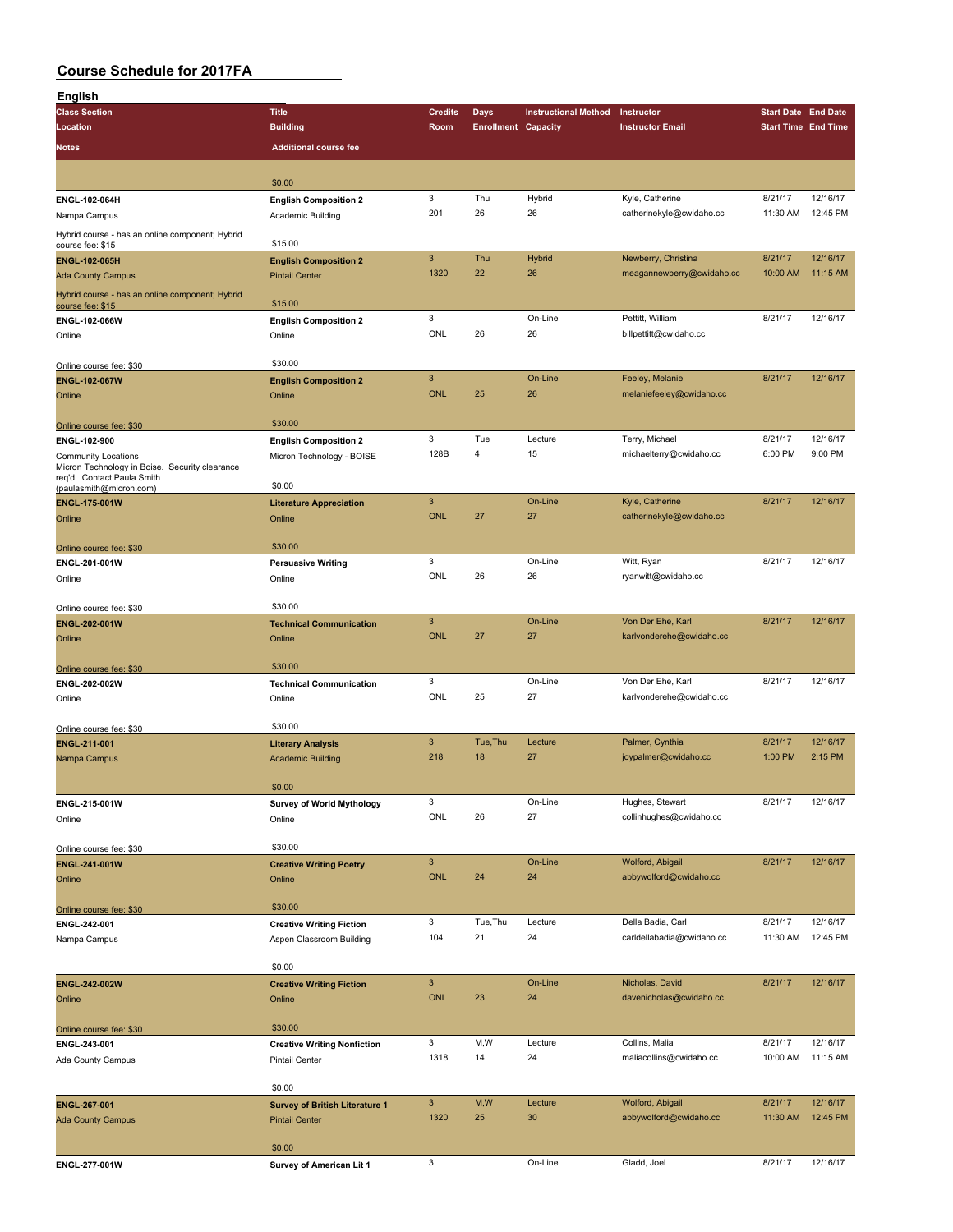# Course Schedule for 2017FA

## English

| Class Section | Title | Credits | Days | Instructional Method | Instructor | Start Date | End Date |
|---|---|---|---|---|---|---|---|
| Location | Building | Room | Enrollment | Capacity | Instructor Email | Start Time | End Time |
| Notes | Additional course fee | | | | | | |
| | $0.00 | | | | | | |
| ENGL-102-064H | English Composition 2 | 3 | Thu | Hybrid | Kyle, Catherine | 8/21/17 | 12/16/17 |
| Nampa Campus | Academic Building | 201 | 26 | 26 | catherinekyle@cwidaho.cc | 11:30 AM | 12:45 PM |
| Hybrid course - has an online component; Hybrid course fee: $15 | $15.00 | | | | | | |
| ENGL-102-065H | English Composition 2 | 3 | Thu | Hybrid | Newberry, Christina | 8/21/17 | 12/16/17 |
| Ada County Campus | Pintail Center | 1320 | 22 | 26 | meagannewberry@cwidaho.cc | 10:00 AM | 11:15 AM |
| Hybrid course - has an online component; Hybrid course fee: $15 | $15.00 | | | | | | |
| ENGL-102-066W | English Composition 2 | 3 | | On-Line | Pettitt, William | 8/21/17 | 12/16/17 |
| Online | Online | ONL | 26 | 26 | billpettitt@cwidaho.cc | | |
| Online course fee: $30 | $30.00 | | | | | | |
| ENGL-102-067W | English Composition 2 | 3 | | On-Line | Feeley, Melanie | 8/21/17 | 12/16/17 |
| Online | Online | ONL | 25 | 26 | melaniefeeley@cwidaho.cc | | |
| Online course fee: $30 | $30.00 | | | | | | |
| ENGL-102-900 | English Composition 2 | 3 | Tue | Lecture | Terry, Michael | 8/21/17 | 12/16/17 |
| Community Locations | Micron Technology - BOISE | 128B | 4 | 15 | michaelterry@cwidaho.cc | 6:00 PM | 9:00 PM |
| Micron Technology in Boise. Security clearance req'd. Contact Paula Smith (paulasmith@micron.com) | $0.00 | | | | | | |
| ENGL-175-001W | Literature Appreciation | 3 | | On-Line | Kyle, Catherine | 8/21/17 | 12/16/17 |
| Online | Online | ONL | 27 | 27 | catherinekyle@cwidaho.cc | | |
| Online course fee: $30 | $30.00 | | | | | | |
| ENGL-201-001W | Persuasive Writing | 3 | | On-Line | Witt, Ryan | 8/21/17 | 12/16/17 |
| Online | Online | ONL | 26 | 26 | ryanwitt@cwidaho.cc | | |
| Online course fee: $30 | $30.00 | | | | | | |
| ENGL-202-001W | Technical Communication | 3 | | On-Line | Von Der Ehe, Karl | 8/21/17 | 12/16/17 |
| Online | Online | ONL | 27 | 27 | karlvonderehe@cwidaho.cc | | |
| Online course fee: $30 | $30.00 | | | | | | |
| ENGL-202-002W | Technical Communication | 3 | | On-Line | Von Der Ehe, Karl | 8/21/17 | 12/16/17 |
| Online | Online | ONL | 25 | 27 | karlvonderehe@cwidaho.cc | | |
| Online course fee: $30 | $30.00 | | | | | | |
| ENGL-211-001 | Literary Analysis | 3 | Tue,Thu | Lecture | Palmer, Cynthia | 8/21/17 | 12/16/17 |
| Nampa Campus | Academic Building | 218 | 18 | 27 | joypalmer@cwidaho.cc | 1:00 PM | 2:15 PM |
| | $0.00 | | | | | | |
| ENGL-215-001W | Survey of World Mythology | 3 | | On-Line | Hughes, Stewart | 8/21/17 | 12/16/17 |
| Online | Online | ONL | 26 | 27 | collinhughes@cwidaho.cc | | |
| Online course fee: $30 | $30.00 | | | | | | |
| ENGL-241-001W | Creative Writing Poetry | 3 | | On-Line | Wolford, Abigail | 8/21/17 | 12/16/17 |
| Online | Online | ONL | 24 | 24 | abbywolford@cwidaho.cc | | |
| Online course fee: $30 | $30.00 | | | | | | |
| ENGL-242-001 | Creative Writing Fiction | 3 | Tue,Thu | Lecture | Della Badia, Carl | 8/21/17 | 12/16/17 |
| Nampa Campus | Aspen Classroom Building | 104 | 21 | 24 | carldellabadia@cwidaho.cc | 11:30 AM | 12:45 PM |
| | $0.00 | | | | | | |
| ENGL-242-002W | Creative Writing Fiction | 3 | | On-Line | Nicholas, David | 8/21/17 | 12/16/17 |
| Online | Online | ONL | 23 | 24 | davenicholas@cwidaho.cc | | |
| Online course fee: $30 | $30.00 | | | | | | |
| ENGL-243-001 | Creative Writing Nonfiction | 3 | M,W | Lecture | Collins, Malia | 8/21/17 | 12/16/17 |
| Ada County Campus | Pintail Center | 1318 | 14 | 24 | maliacollins@cwidaho.cc | 10:00 AM | 11:15 AM |
| | $0.00 | | | | | | |
| ENGL-267-001 | Survey of British Literature 1 | 3 | M,W | Lecture | Wolford, Abigail | 8/21/17 | 12/16/17 |
| Ada County Campus | Pintail Center | 1320 | 25 | 30 | abbywolford@cwidaho.cc | 11:30 AM | 12:45 PM |
| | $0.00 | | | | | | |
| ENGL-277-001W | Survey of American Lit 1 | 3 | | On-Line | Gladd, Joel | 8/21/17 | 12/16/17 |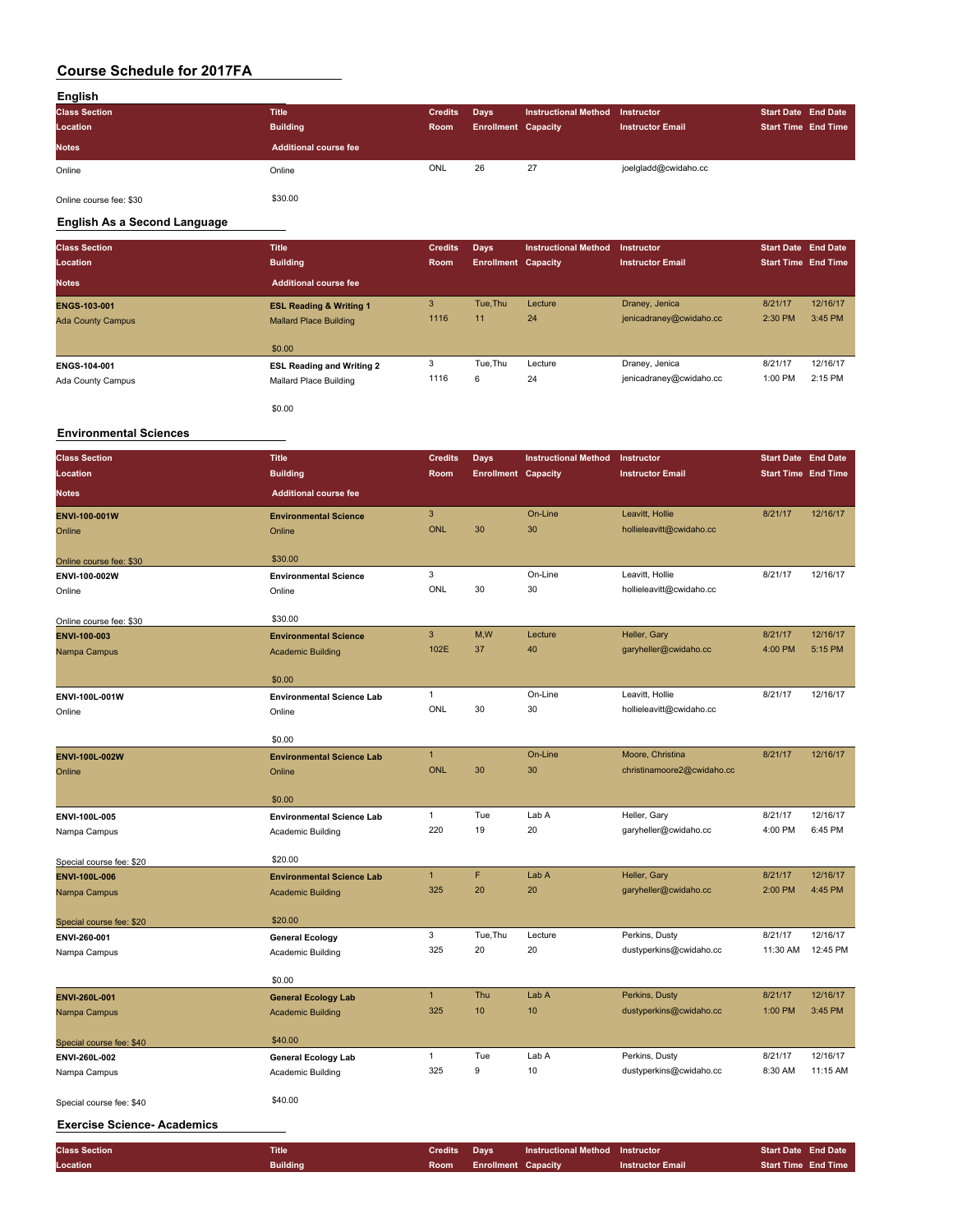# Course Schedule for 2017FA

## English

| Class Section / Location / Notes | Title / Building / Additional course fee | Credits / Room | Days / Enrollment | Instructional Method / Capacity | Instructor / Instructor Email | Start Date / Start Time | End Date / End Time |
|---|---|---|---|---|---|---|---|
| Online | Online | ONL | 26 | 27 | joelgladd@cwidaho.cc | | |
| Online course fee: $30 | $30.00 | | | | | | |

## English As a Second Language

| Class Section / Location / Notes | Title / Building / Additional course fee | Credits / Room | Days / Enrollment | Instructional Method / Capacity | Instructor / Instructor Email | Start Date / Start Time | End Date / End Time |
|---|---|---|---|---|---|---|---|
| **ENGS-103-001** | **ESL Reading & Writing 1** | 3 | Tue,Thu | Lecture | Draney, Jenica | 8/21/17 | 12/16/17 |
| Ada County Campus | Mallard Place Building | 1116 | 11 | 24 | jenicadraney@cwidaho.cc | 2:30 PM | 3:45 PM |
| | $0.00 | | | | | | |
| **ENGS-104-001** | **ESL Reading and Writing 2** | 3 | Tue,Thu | Lecture | Draney, Jenica | 8/21/17 | 12/16/17 |
| Ada County Campus | Mallard Place Building | 1116 | 6 | 24 | jenicadraney@cwidaho.cc | 1:00 PM | 2:15 PM |
| | $0.00 | | | | | | |

## Environmental Sciences

| Class Section / Location / Notes | Title / Building / Additional course fee | Credits / Room | Days / Enrollment | Instructional Method / Capacity | Instructor / Instructor Email | Start Date / Start Time | End Date / End Time |
|---|---|---|---|---|---|---|---|
| **ENVI-100-001W** | **Environmental Science** | 3 | | On-Line | Leavitt, Hollie | 8/21/17 | 12/16/17 |
| Online | Online | ONL | 30 | 30 | hollieleavitt@cwidaho.cc | | |
| Online course fee: $30 | $30.00 | | | | | | |
| **ENVI-100-002W** | **Environmental Science** | 3 | | On-Line | Leavitt, Hollie | 8/21/17 | 12/16/17 |
| Online | Online | ONL | 30 | 30 | hollieleavitt@cwidaho.cc | | |
| Online course fee: $30 | $30.00 | | | | | | |
| **ENVI-100-003** | **Environmental Science** | 3 | M,W | Lecture | Heller, Gary | 8/21/17 | 12/16/17 |
| Nampa Campus | Academic Building | 102E | 37 | 40 | garyheller@cwidaho.cc | 4:00 PM | 5:15 PM |
| | $0.00 | | | | | | |
| **ENVI-100L-001W** | **Environmental Science Lab** | 1 | | On-Line | Leavitt, Hollie | 8/21/17 | 12/16/17 |
| Online | Online | ONL | 30 | 30 | hollieleavitt@cwidaho.cc | | |
| | $0.00 | | | | | | |
| **ENVI-100L-002W** | **Environmental Science Lab** | 1 | | On-Line | Moore, Christina | 8/21/17 | 12/16/17 |
| Online | Online | ONL | 30 | 30 | christinamoore2@cwidaho.cc | | |
| | $0.00 | | | | | | |
| **ENVI-100L-005** | **Environmental Science Lab** | 1 | Tue | Lab A | Heller, Gary | 8/21/17 | 12/16/17 |
| Nampa Campus | Academic Building | 220 | 19 | 20 | garyheller@cwidaho.cc | 4:00 PM | 6:45 PM |
| Special course fee: $20 | $20.00 | | | | | | |
| **ENVI-100L-006** | **Environmental Science Lab** | 1 | F | Lab A | Heller, Gary | 8/21/17 | 12/16/17 |
| Nampa Campus | Academic Building | 325 | 20 | 20 | garyheller@cwidaho.cc | 2:00 PM | 4:45 PM |
| Special course fee: $20 | $20.00 | | | | | | |
| **ENVI-260-001** | **General Ecology** | 3 | Tue,Thu | Lecture | Perkins, Dusty | 8/21/17 | 12/16/17 |
| Nampa Campus | Academic Building | 325 | 20 | 20 | dustyperkins@cwidaho.cc | 11:30 AM | 12:45 PM |
| | $0.00 | | | | | | |
| **ENVI-260L-001** | **General Ecology Lab** | 1 | Thu | Lab A | Perkins, Dusty | 8/21/17 | 12/16/17 |
| Nampa Campus | Academic Building | 325 | 10 | 10 | dustyperkins@cwidaho.cc | 1:00 PM | 3:45 PM |
| Special course fee: $40 | $40.00 | | | | | | |
| **ENVI-260L-002** | **General Ecology Lab** | 1 | Tue | Lab A | Perkins, Dusty | 8/21/17 | 12/16/17 |
| Nampa Campus | Academic Building | 325 | 9 | 10 | dustyperkins@cwidaho.cc | 8:30 AM | 11:15 AM |
| Special course fee: $40 | $40.00 | | | | | | |

## Exercise Science- Academics

| Class Section / Location | Title / Building | Credits / Room | Days / Enrollment | Instructional Method / Capacity | Instructor / Instructor Email | Start Date / Start Time | End Date / End Time |
|---|---|---|---|---|---|---|---|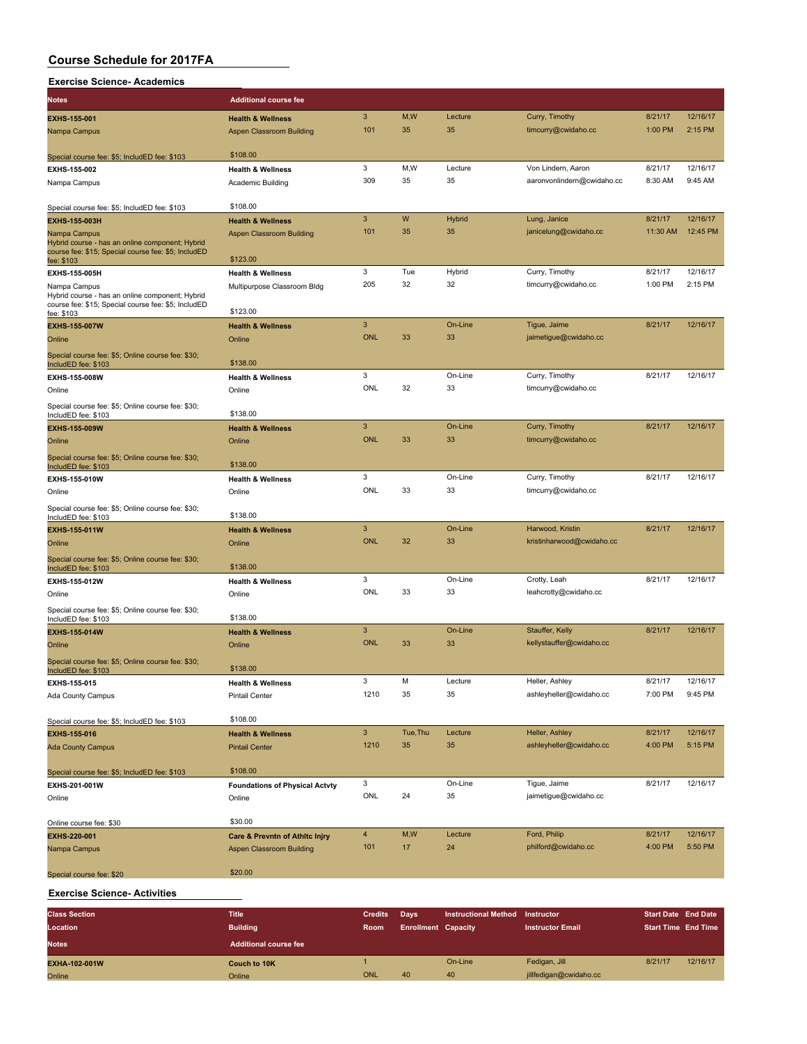## Course Schedule for 2017FA

### Exercise Science- Academics

| Class Section / Location / Notes | Title / Building / Additional course fee | Credits / Room | Days / Enrollment | Instructional Method / Capacity | Instructor / Instructor Email | Start Date / Start Time | End Date / End Time |
|---|---|---|---|---|---|---|---|
| **EXHS-155-001** | **Health & Wellness** | 3 | M,W | Lecture | Curry, Timothy | 8/21/17 | 12/16/17 |
| Nampa Campus | Aspen Classroom Building | 101 | 35 | 35 | timcurry@cwidaho.cc | 1:00 PM | 2:15 PM |
| Special course fee: $5; IncludED fee: $103 | $108.00 | | | | | | |
| **EXHS-155-002** | **Health & Wellness** | 3 | M,W | Lecture | Von Lindern, Aaron | 8/21/17 | 12/16/17 |
| Nampa Campus | Academic Building | 309 | 35 | 35 | aaronvonlindern@cwidaho.cc | 8:30 AM | 9:45 AM |
| Special course fee: $5; IncludED fee: $103 | $108.00 | | | | | | |
| **EXHS-155-003H** | **Health & Wellness** | 3 | W | Hybrid | Lung, Janice | 8/21/17 | 12/16/17 |
| Nampa Campus | Aspen Classroom Building | 101 | 35 | 35 | janicelung@cwidaho.cc | 11:30 AM | 12:45 PM |
| Hybrid course - has an online component; Hybrid course fee: $15; Special course fee: $5; IncludED fee: $103 | $123.00 | | | | | | |
| **EXHS-155-005H** | **Health & Wellness** | 3 | Tue | Hybrid | Curry, Timothy | 8/21/17 | 12/16/17 |
| Nampa Campus | Multipurpose Classroom Bldg | 205 | 32 | 32 | timcurry@cwidaho.cc | 1:00 PM | 2:15 PM |
| Hybrid course - has an online component; Hybrid course fee: $15; Special course fee: $5; IncludED fee: $103 | $123.00 | | | | | | |
| **EXHS-155-007W** | **Health & Wellness** | 3 | | On-Line | Tigue, Jaime | 8/21/17 | 12/16/17 |
| Online | Online | ONL | 33 | 33 | jaimetigue@cwidaho.cc | | |
| Special course fee: $5; Online course fee: $30; IncludED fee: $103 | $138.00 | | | | | | |
| **EXHS-155-008W** | **Health & Wellness** | 3 | | On-Line | Curry, Timothy | 8/21/17 | 12/16/17 |
| Online | Online | ONL | 32 | 33 | timcurry@cwidaho.cc | | |
| Special course fee: $5; Online course fee: $30; IncludED fee: $103 | $138.00 | | | | | | |
| **EXHS-155-009W** | **Health & Wellness** | 3 | | On-Line | Curry, Timothy | 8/21/17 | 12/16/17 |
| Online | Online | ONL | 33 | 33 | timcurry@cwidaho.cc | | |
| Special course fee: $5; Online course fee: $30; IncludED fee: $103 | $138.00 | | | | | | |
| **EXHS-155-010W** | **Health & Wellness** | 3 | | On-Line | Curry, Timothy | 8/21/17 | 12/16/17 |
| Online | Online | ONL | 33 | 33 | timcurry@cwidaho.cc | | |
| Special course fee: $5; Online course fee: $30; IncludED fee: $103 | $138.00 | | | | | | |
| **EXHS-155-011W** | **Health & Wellness** | 3 | | On-Line | Harwood, Kristin | 8/21/17 | 12/16/17 |
| Online | Online | ONL | 32 | 33 | kristinharwood@cwidaho.cc | | |
| Special course fee: $5; Online course fee: $30; IncludED fee: $103 | $138.00 | | | | | | |
| **EXHS-155-012W** | **Health & Wellness** | 3 | | On-Line | Crotty, Leah | 8/21/17 | 12/16/17 |
| Online | Online | ONL | 33 | 33 | leahcrotty@cwidaho.cc | | |
| Special course fee: $5; Online course fee: $30; IncludED fee: $103 | $138.00 | | | | | | |
| **EXHS-155-014W** | **Health & Wellness** | 3 | | On-Line | Stauffer, Kelly | 8/21/17 | 12/16/17 |
| Online | Online | ONL | 33 | 33 | kellystauffer@cwidaho.cc | | |
| Special course fee: $5; Online course fee: $30; IncludED fee: $103 | $138.00 | | | | | | |
| **EXHS-155-015** | **Health & Wellness** | 3 | M | Lecture | Heller, Ashley | 8/21/17 | 12/16/17 |
| Ada County Campus | Pintail Center | 1210 | 35 | 35 | ashleyheller@cwidaho.cc | 7:00 PM | 9:45 PM |
| Special course fee: $5; IncludED fee: $103 | $108.00 | | | | | | |
| **EXHS-155-016** | **Health & Wellness** | 3 | Tue,Thu | Lecture | Heller, Ashley | 8/21/17 | 12/16/17 |
| Ada County Campus | Pintail Center | 1210 | 35 | 35 | ashleyheller@cwidaho.cc | 4:00 PM | 5:15 PM |
| Special course fee: $5; IncludED fee: $103 | $108.00 | | | | | | |
| **EXHS-201-001W** | **Foundations of Physical Actvty** | 3 | | On-Line | Tigue, Jaime | 8/21/17 | 12/16/17 |
| Online | Online | ONL | 24 | 35 | jaimetigue@cwidaho.cc | | |
| Online course fee: $30 | $30.00 | | | | | | |
| **EXHS-220-001** | **Care & Prevntn of Athltc Injry** | 4 | M,W | Lecture | Ford, Philip | 8/21/17 | 12/16/17 |
| Nampa Campus | Aspen Classroom Building | 101 | 17 | 24 | philford@cwidaho.cc | 4:00 PM | 5:50 PM |
| Special course fee: $20 | $20.00 | | | | | | |

### Exercise Science- Activities

| Class Section / Location / Notes | Title / Building / Additional course fee | Credits / Room | Days / Enrollment | Instructional Method / Capacity | Instructor / Instructor Email | Start Date / Start Time | End Date / End Time |
|---|---|---|---|---|---|---|---|
| **EXHA-102-001W** | **Couch to 10K** | 1 | | On-Line | Fedigan, Jill | 8/21/17 | 12/16/17 |
| Online | Online | ONL | 40 | 40 | jillfedigan@cwidaho.cc | | |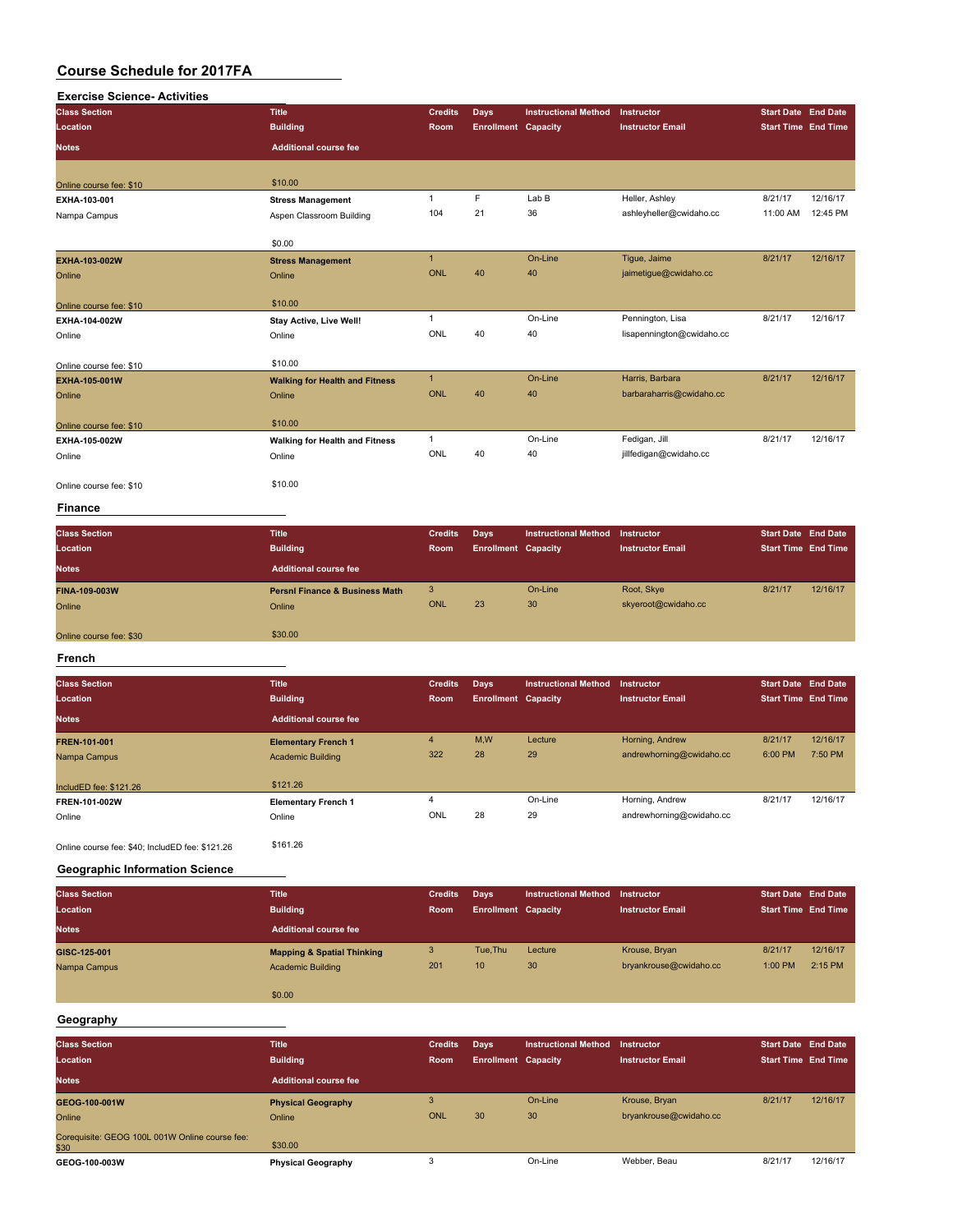# Course Schedule for 2017FA

## Exercise Science- Activities

| Class Section / Location / Notes | Title / Building / Additional course fee | Credits / Room | Days / Enrollment | Instructional Method / Capacity | Instructor / Instructor Email | Start Date / Start Time | End Date / End Time |
|---|---|---|---|---|---|---|---|
| Online course fee: $10 | $10.00 | | | | | | |
| EXHA-103-001 | Stress Management | 1 | F | Lab B | Heller, Ashley | 8/21/17 | 12/16/17 |
| Nampa Campus | Aspen Classroom Building | 104 | 21 | 36 | ashleyheller@cwidaho.cc | 11:00 AM | 12:45 PM |
| | $0.00 | | | | | | |
| EXHA-103-002W | Stress Management | 1 | | On-Line | Tigue, Jaime | 8/21/17 | 12/16/17 |
| Online | Online | ONL | 40 | 40 | jaimetigue@cwidaho.cc | | |
| Online course fee: $10 | $10.00 | | | | | | |
| EXHA-104-002W | Stay Active, Live Well! | 1 | | On-Line | Pennington, Lisa | 8/21/17 | 12/16/17 |
| Online | Online | ONL | 40 | 40 | lisapennington@cwidaho.cc | | |
| Online course fee: $10 | $10.00 | | | | | | |
| EXHA-105-001W | Walking for Health and Fitness | 1 | | On-Line | Harris, Barbara | 8/21/17 | 12/16/17 |
| Online | Online | ONL | 40 | 40 | barbaraharris@cwidaho.cc | | |
| Online course fee: $10 | $10.00 | | | | | | |
| EXHA-105-002W | Walking for Health and Fitness | 1 | | On-Line | Fedigan, Jill | 8/21/17 | 12/16/17 |
| Online | Online | ONL | 40 | 40 | jillfedigan@cwidaho.cc | | |
| Online course fee: $10 | $10.00 | | | | | | |

## Finance

| Class Section / Location / Notes | Title / Building / Additional course fee | Credits / Room | Days / Enrollment | Instructional Method / Capacity | Instructor / Instructor Email | Start Date / Start Time | End Date / End Time |
|---|---|---|---|---|---|---|---|
| FINA-109-003W | Persnl Finance & Business Math | 3 | | On-Line | Root, Skye | 8/21/17 | 12/16/17 |
| Online | Online | ONL | 23 | 30 | skyeroot@cwidaho.cc | | |
| Online course fee: $30 | $30.00 | | | | | | |

## French

| Class Section / Location / Notes | Title / Building / Additional course fee | Credits / Room | Days / Enrollment | Instructional Method / Capacity | Instructor / Instructor Email | Start Date / Start Time | End Date / End Time |
|---|---|---|---|---|---|---|---|
| FREN-101-001 | Elementary French 1 | 4 | M,W | Lecture | Horning, Andrew | 8/21/17 | 12/16/17 |
| Nampa Campus | Academic Building | 322 | 28 | 29 | andrewhorning@cwidaho.cc | 6:00 PM | 7:50 PM |
| IncludED fee: $121.26 | $121.26 | | | | | | |
| FREN-101-002W | Elementary French 1 | 4 | | On-Line | Horning, Andrew | 8/21/17 | 12/16/17 |
| Online | Online | ONL | 28 | 29 | andrewhorning@cwidaho.cc | | |
| Online course fee: $40; IncludED fee: $121.26 | $161.26 | | | | | | |

## Geographic Information Science

| Class Section / Location / Notes | Title / Building / Additional course fee | Credits / Room | Days / Enrollment | Instructional Method / Capacity | Instructor / Instructor Email | Start Date / Start Time | End Date / End Time |
|---|---|---|---|---|---|---|---|
| GISC-125-001 | Mapping & Spatial Thinking | 3 | Tue,Thu | Lecture | Krouse, Bryan | 8/21/17 | 12/16/17 |
| Nampa Campus | Academic Building | 201 | 10 | 30 | bryankrouse@cwidaho.cc | 1:00 PM | 2:15 PM |
| | $0.00 | | | | | | |

## Geography

| Class Section / Location / Notes | Title / Building / Additional course fee | Credits / Room | Days / Enrollment | Instructional Method / Capacity | Instructor / Instructor Email | Start Date / Start Time | End Date / End Time |
|---|---|---|---|---|---|---|---|
| GEOG-100-001W | Physical Geography | 3 | | On-Line | Krouse, Bryan | 8/21/17 | 12/16/17 |
| Online | Online | ONL | 30 | 30 | bryankrouse@cwidaho.cc | | |
| Corequisite: GEOG 100L 001W Online course fee: $30 | $30.00 | | | | | | |
| GEOG-100-003W | Physical Geography | 3 | | On-Line | Webber, Beau | 8/21/17 | 12/16/17 |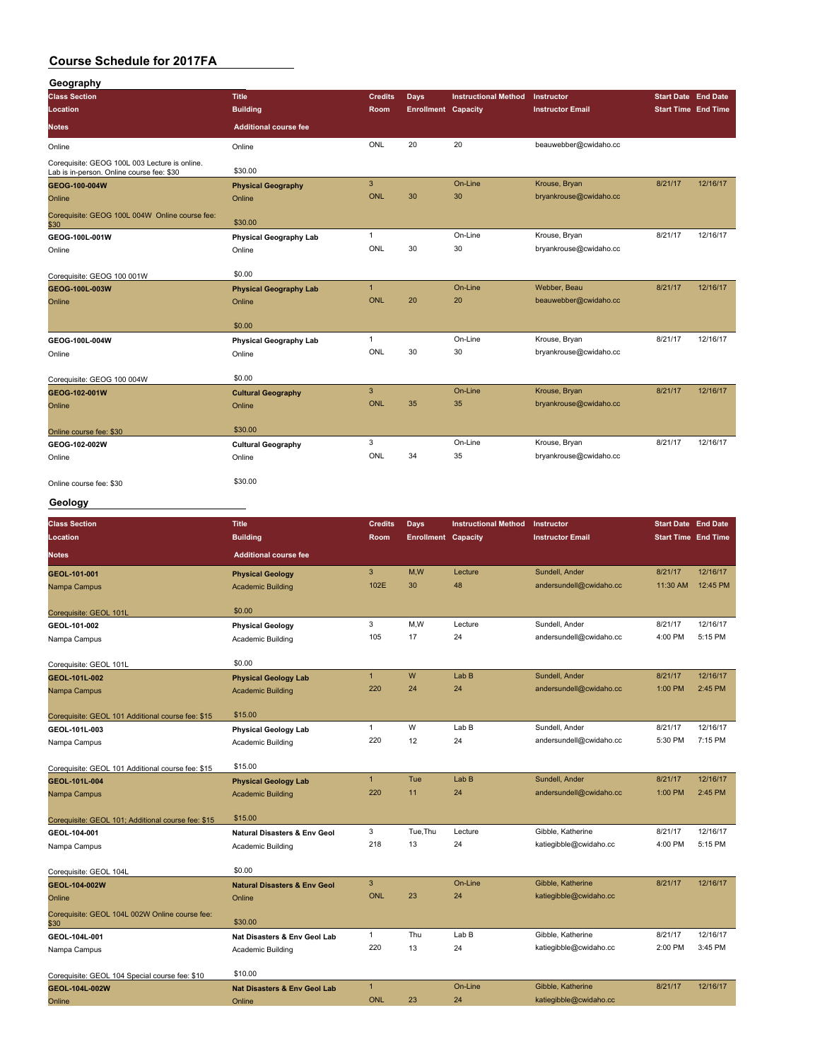# Course Schedule for 2017FA

## Geography

| Class Section<br>Location<br>Notes | Title<br>Building<br>Additional course fee | Credits<br>Room | Days<br>Enrollment | Instructional Method<br>Capacity | Instructor<br>Instructor Email | Start Date<br>Start Time | End Date<br>End Time |
|---|---|---|---|---|---|---|---|
| Online<br>Corequisite: GEOG 100L 003 Lecture is online. Lab is in-person. Online course fee: $30 | Online<br>$30.00 | ONL | 20 | 20 | beauwebber@cwidaho.cc | | |
| GEOG-100-004W<br>Online<br>Corequisite: GEOG 100L 004W Online course fee: $30 | Physical Geography<br>Online<br>$30.00 | 3<br>ONL | 30 | On-Line<br>30 | Krouse, Bryan<br>bryankrouse@cwidaho.cc | 8/21/17 | 12/16/17 |
| GEOG-100L-001W<br>Online<br>Corequisite: GEOG 100 001W | Physical Geography Lab<br>Online<br>$0.00 | 1<br>ONL | 30 | On-Line<br>30 | Krouse, Bryan<br>bryankrouse@cwidaho.cc | 8/21/17 | 12/16/17 |
| GEOG-100L-003W<br>Online | Physical Geography Lab<br>Online<br>$0.00 | 1<br>ONL | 20 | On-Line<br>20 | Webber, Beau<br>beauwebber@cwidaho.cc | 8/21/17 | 12/16/17 |
| GEOG-100L-004W<br>Online<br>Corequisite: GEOG 100 004W | Physical Geography Lab<br>Online<br>$0.00 | 1<br>ONL | 30 | On-Line<br>30 | Krouse, Bryan<br>bryankrouse@cwidaho.cc | 8/21/17 | 12/16/17 |
| GEOG-102-001W<br>Online<br>Online course fee: $30 | Cultural Geography<br>Online<br>$30.00 | 3<br>ONL | 35 | On-Line<br>35 | Krouse, Bryan<br>bryankrouse@cwidaho.cc | 8/21/17 | 12/16/17 |
| GEOG-102-002W<br>Online<br>Online course fee: $30 | Cultural Geography<br>Online<br>$30.00 | 3<br>ONL | 34 | On-Line<br>35 | Krouse, Bryan<br>bryankrouse@cwidaho.cc | 8/21/17 | 12/16/17 |

## Geology

| Class Section<br>Location<br>Notes | Title<br>Building<br>Additional course fee | Credits<br>Room | Days<br>Enrollment | Instructional Method<br>Capacity | Instructor<br>Instructor Email | Start Date<br>Start Time | End Date<br>End Time |
|---|---|---|---|---|---|---|---|
| GEOL-101-001<br>Nampa Campus<br>Corequisite: GEOL 101L | Physical Geology<br>Academic Building<br>$0.00 | 3<br>102E | M,W<br>30 | Lecture<br>48 | Sundell, Ander<br>andersundell@cwidaho.cc | 8/21/17<br>11:30 AM | 12/16/17<br>12:45 PM |
| GEOL-101-002<br>Nampa Campus<br>Corequisite: GEOL 101L | Physical Geology<br>Academic Building<br>$0.00 | 3<br>105 | M,W<br>17 | Lecture<br>24 | Sundell, Ander<br>andersundell@cwidaho.cc | 8/21/17<br>4:00 PM | 12/16/17<br>5:15 PM |
| GEOL-101L-002<br>Nampa Campus<br>Corequisite: GEOL 101 Additional course fee: $15 | Physical Geology Lab<br>Academic Building<br>$15.00 | 1<br>220 | W<br>24 | Lab B<br>24 | Sundell, Ander<br>andersundell@cwidaho.cc | 8/21/17<br>1:00 PM | 12/16/17<br>2:45 PM |
| GEOL-101L-003<br>Nampa Campus<br>Corequisite: GEOL 101 Additional course fee: $15 | Physical Geology Lab<br>Academic Building<br>$15.00 | 1<br>220 | W<br>12 | Lab B<br>24 | Sundell, Ander<br>andersundell@cwidaho.cc | 8/21/17<br>5:30 PM | 12/16/17<br>7:15 PM |
| GEOL-101L-004<br>Nampa Campus<br>Corequisite: GEOL 101; Additional course fee: $15 | Physical Geology Lab<br>Academic Building<br>$15.00 | 1<br>220 | Tue<br>11 | Lab B<br>24 | Sundell, Ander<br>andersundell@cwidaho.cc | 8/21/17<br>1:00 PM | 12/16/17<br>2:45 PM |
| GEOL-104-001<br>Nampa Campus<br>Corequisite: GEOL 104L | Natural Disasters & Env Geol<br>Academic Building<br>$0.00 | 3<br>218 | Tue,Thu<br>13 | Lecture<br>24 | Gibble, Katherine<br>katiegibble@cwidaho.cc | 8/21/17<br>4:00 PM | 12/16/17<br>5:15 PM |
| GEOL-104-002W<br>Online<br>Corequisite: GEOL 104L 002W Online course fee: $30 | Natural Disasters & Env Geol<br>Online<br>$30.00 | 3<br>ONL | 23 | On-Line<br>24 | Gibble, Katherine<br>katiegibble@cwidaho.cc | 8/21/17 | 12/16/17 |
| GEOL-104L-001<br>Nampa Campus<br>Corequisite: GEOL 104 Special course fee: $10 | Nat Disasters & Env Geol Lab<br>Academic Building<br>$10.00 | 1<br>220 | Thu<br>13 | Lab B<br>24 | Gibble, Katherine<br>katiegibble@cwidaho.cc | 8/21/17<br>2:00 PM | 12/16/17<br>3:45 PM |
| GEOL-104L-002W<br>Online | Nat Disasters & Env Geol Lab<br>Online | 1<br>ONL | 23 | On-Line<br>24 | Gibble, Katherine<br>katiegibble@cwidaho.cc | 8/21/17 | 12/16/17 |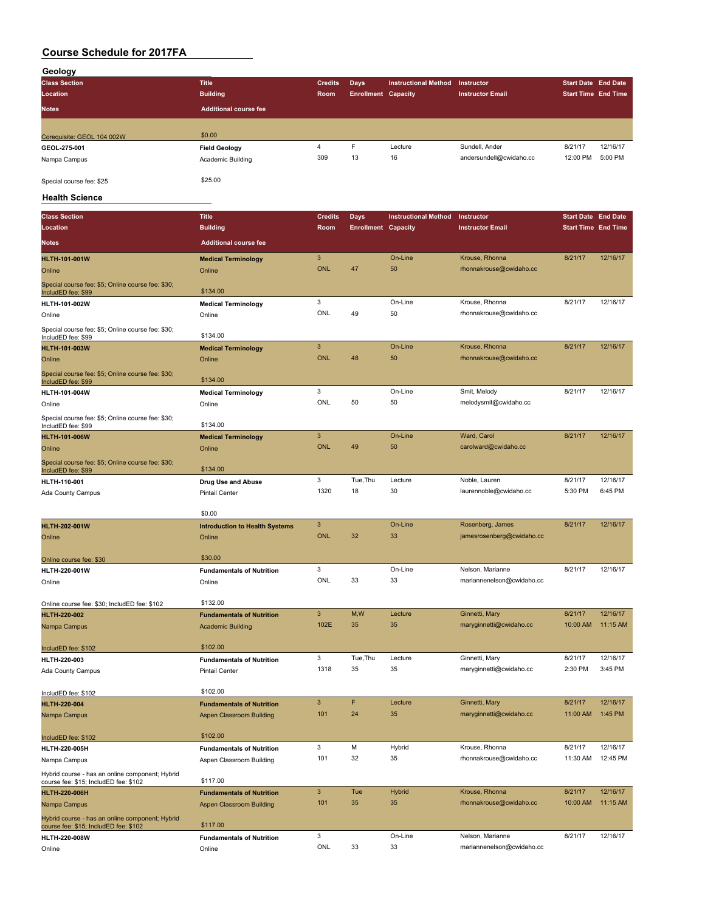# Course Schedule for 2017FA

## Geology

| Class Section / Location / Notes | Title / Building / Additional course fee | Credits / Room | Days / Enrollment | Instructional Method / Capacity | Instructor / Instructor Email | Start Date / Start Time | End Date / End Time |
|---|---|---|---|---|---|---|---|
| Corequisite: GEOL 104 002W | $0.00 | | | | | | |
| **GEOL-275-001** | **Field Geology** | 4 | F | Lecture | Sundell, Ander | 8/21/17 | 12/16/17 |
| Nampa Campus | Academic Building | 309 | 13 | 16 | andersundell@cwidaho.cc | 12:00 PM | 5:00 PM |
| Special course fee: $25 | $25.00 | | | | | | |

## Health Science

| Class Section / Location / Notes | Title / Building / Additional course fee | Credits / Room | Days / Enrollment | Instructional Method / Capacity | Instructor / Instructor Email | Start Date / Start Time | End Date / End Time |
|---|---|---|---|---|---|---|---|
| **HLTH-101-001W** | **Medical Terminology** | 3 | | On-Line | Krouse, Rhonna | 8/21/17 | 12/16/17 |
| Online | Online | ONL | 47 | 50 | rhonnakrouse@cwidaho.cc | | |
| Special course fee: $5; Online course fee: $30; IncludED fee: $99 | $134.00 | | | | | | |
| **HLTH-101-002W** | **Medical Terminology** | 3 | | On-Line | Krouse, Rhonna | 8/21/17 | 12/16/17 |
| Online | Online | ONL | 49 | 50 | rhonnakrouse@cwidaho.cc | | |
| Special course fee: $5; Online course fee: $30; IncludED fee: $99 | $134.00 | | | | | | |
| **HLTH-101-003W** | **Medical Terminology** | 3 | | On-Line | Krouse, Rhonna | 8/21/17 | 12/16/17 |
| Online | Online | ONL | 48 | 50 | rhonnakrouse@cwidaho.cc | | |
| Special course fee: $5; Online course fee: $30; IncludED fee: $99 | $134.00 | | | | | | |
| **HLTH-101-004W** | **Medical Terminology** | 3 | | On-Line | Smit, Melody | 8/21/17 | 12/16/17 |
| Online | Online | ONL | 50 | 50 | melodysmit@cwidaho.cc | | |
| Special course fee: $5; Online course fee: $30; IncludED fee: $99 | $134.00 | | | | | | |
| **HLTH-101-006W** | **Medical Terminology** | 3 | | On-Line | Ward, Carol | 8/21/17 | 12/16/17 |
| Online | Online | ONL | 49 | 50 | carolward@cwidaho.cc | | |
| Special course fee: $5; Online course fee: $30; IncludED fee: $99 | $134.00 | | | | | | |
| **HLTH-110-001** | **Drug Use and Abuse** | 3 | Tue,Thu | Lecture | Noble, Lauren | 8/21/17 | 12/16/17 |
| Ada County Campus | Pintail Center | 1320 | 18 | 30 | laurennoble@cwidaho.cc | 5:30 PM | 6:45 PM |
| | $0.00 | | | | | | |
| **HLTH-202-001W** | **Introduction to Health Systems** | 3 | | On-Line | Rosenberg, James | 8/21/17 | 12/16/17 |
| Online | Online | ONL | 32 | 33 | jamesrosenberg@cwidaho.cc | | |
| Online course fee: $30 | $30.00 | | | | | | |
| **HLTH-220-001W** | **Fundamentals of Nutrition** | 3 | | On-Line | Nelson, Marianne | 8/21/17 | 12/16/17 |
| Online | Online | ONL | 33 | 33 | mariannenelson@cwidaho.cc | | |
| Online course fee: $30; IncludED fee: $102 | $132.00 | | | | | | |
| **HLTH-220-002** | **Fundamentals of Nutrition** | 3 | M,W | Lecture | Ginnetti, Mary | 8/21/17 | 12/16/17 |
| Nampa Campus | Academic Building | 102E | 35 | 35 | maryginnetti@cwidaho.cc | 10:00 AM | 11:15 AM |
| IncludED fee: $102 | $102.00 | | | | | | |
| **HLTH-220-003** | **Fundamentals of Nutrition** | 3 | Tue,Thu | Lecture | Ginnetti, Mary | 8/21/17 | 12/16/17 |
| Ada County Campus | Pintail Center | 1318 | 35 | 35 | maryginnetti@cwidaho.cc | 2:30 PM | 3:45 PM |
| IncludED fee: $102 | $102.00 | | | | | | |
| **HLTH-220-004** | **Fundamentals of Nutrition** | 3 | F | Lecture | Ginnetti, Mary | 8/21/17 | 12/16/17 |
| Nampa Campus | Aspen Classroom Building | 101 | 24 | 35 | maryginnetti@cwidaho.cc | 11:00 AM | 1:45 PM |
| IncludED fee: $102 | $102.00 | | | | | | |
| **HLTH-220-005H** | **Fundamentals of Nutrition** | 3 | M | Hybrid | Krouse, Rhonna | 8/21/17 | 12/16/17 |
| Nampa Campus | Aspen Classroom Building | 101 | 32 | 35 | rhonnakrouse@cwidaho.cc | 11:30 AM | 12:45 PM |
| Hybrid course - has an online component; Hybrid course fee: $15; IncludED fee: $102 | $117.00 | | | | | | |
| **HLTH-220-006H** | **Fundamentals of Nutrition** | 3 | Tue | Hybrid | Krouse, Rhonna | 8/21/17 | 12/16/17 |
| Nampa Campus | Aspen Classroom Building | 101 | 35 | 35 | rhonnakrouse@cwidaho.cc | 10:00 AM | 11:15 AM |
| Hybrid course - has an online component; Hybrid course fee: $15; IncludED fee: $102 | $117.00 | | | | | | |
| **HLTH-220-008W** | **Fundamentals of Nutrition** | 3 | | On-Line | Nelson, Marianne | 8/21/17 | 12/16/17 |
| Online | Online | ONL | 33 | 33 | mariannenelson@cwidaho.cc | | |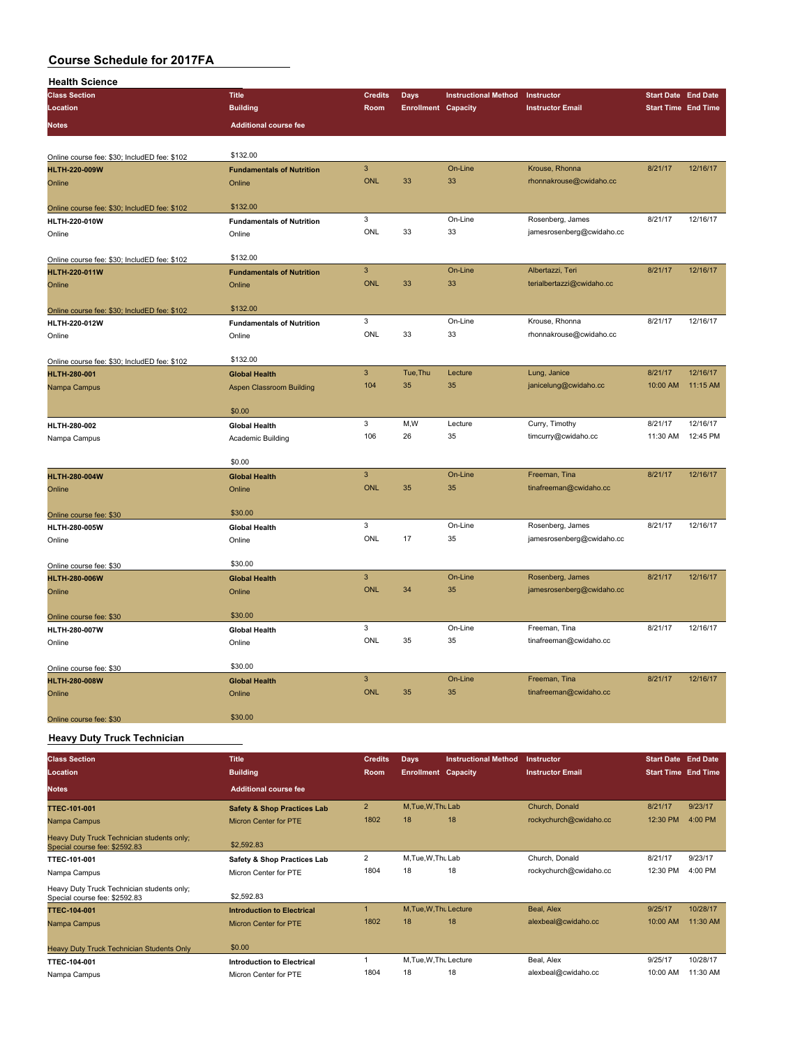# Course Schedule for 2017FA

## Health Science

| Class Section | Title | Credits | Days | Instructional Method | Instructor | Start Date | End Date |
|---|---|---|---|---|---|---|---|
| Location | Building | Room | Enrollment | Capacity | Instructor Email | Start Time | End Time |
| Notes | Additional course fee | | | | | | |
| Online course fee: $30; IncludED fee: $102 | $132.00 | | | | | | |
| HLTH-220-009W | Fundamentals of Nutrition | 3 | | On-Line | Krouse, Rhonna | 8/21/17 | 12/16/17 |
| Online | Online | ONL | 33 | 33 | rhonnakrouse@cwidaho.cc | | |
| Online course fee: $30; IncludED fee: $102 | $132.00 | | | | | | |
| HLTH-220-010W | Fundamentals of Nutrition | 3 | | On-Line | Rosenberg, James | 8/21/17 | 12/16/17 |
| Online | Online | ONL | 33 | 33 | jamesrosenberg@cwidaho.cc | | |
| Online course fee: $30; IncludED fee: $102 | $132.00 | | | | | | |
| HLTH-220-011W | Fundamentals of Nutrition | 3 | | On-Line | Albertazzi, Teri | 8/21/17 | 12/16/17 |
| Online | Online | ONL | 33 | 33 | terialbertazzi@cwidaho.cc | | |
| Online course fee: $30; IncludED fee: $102 | $132.00 | | | | | | |
| HLTH-220-012W | Fundamentals of Nutrition | 3 | | On-Line | Krouse, Rhonna | 8/21/17 | 12/16/17 |
| Online | Online | ONL | 33 | 33 | rhonnakrouse@cwidaho.cc | | |
| Online course fee: $30; IncludED fee: $102 | $132.00 | | | | | | |
| HLTH-280-001 | Global Health | 3 | Tue,Thu | Lecture | Lung, Janice | 8/21/17 | 12/16/17 |
| Nampa Campus | Aspen Classroom Building | 104 | 35 | 35 | janicelung@cwidaho.cc | 10:00 AM | 11:15 AM |
| | $0.00 | | | | | | |
| HLTH-280-002 | Global Health | 3 | M,W | Lecture | Curry, Timothy | 8/21/17 | 12/16/17 |
| Nampa Campus | Academic Building | 106 | 26 | 35 | timcurry@cwidaho.cc | 11:30 AM | 12:45 PM |
| | $0.00 | | | | | | |
| HLTH-280-004W | Global Health | 3 | | On-Line | Freeman, Tina | 8/21/17 | 12/16/17 |
| Online | Online | ONL | 35 | 35 | tinafreeman@cwidaho.cc | | |
| Online course fee: $30 | $30.00 | | | | | | |
| HLTH-280-005W | Global Health | 3 | | On-Line | Rosenberg, James | 8/21/17 | 12/16/17 |
| Online | Online | ONL | 17 | 35 | jamesrosenberg@cwidaho.cc | | |
| Online course fee: $30 | $30.00 | | | | | | |
| HLTH-280-006W | Global Health | 3 | | On-Line | Rosenberg, James | 8/21/17 | 12/16/17 |
| Online | Online | ONL | 34 | 35 | jamesrosenberg@cwidaho.cc | | |
| Online course fee: $30 | $30.00 | | | | | | |
| HLTH-280-007W | Global Health | 3 | | On-Line | Freeman, Tina | 8/21/17 | 12/16/17 |
| Online | Online | ONL | 35 | 35 | tinafreeman@cwidaho.cc | | |
| Online course fee: $30 | $30.00 | | | | | | |
| HLTH-280-008W | Global Health | 3 | | On-Line | Freeman, Tina | 8/21/17 | 12/16/17 |
| Online | Online | ONL | 35 | 35 | tinafreeman@cwidaho.cc | | |
| Online course fee: $30 | $30.00 | | | | | | |

## Heavy Duty Truck Technician

| Class Section | Title | Credits | Days | Instructional Method | Instructor | Start Date | End Date |
|---|---|---|---|---|---|---|---|
| Location | Building | Room | Enrollment | Capacity | Instructor Email | Start Time | End Time |
| Notes | Additional course fee | | | | | | |
| TTEC-101-001 | Safety & Shop Practices Lab | 2 | M,Tue,W,Thu | Lab | Church, Donald | 8/21/17 | 9/23/17 |
| Nampa Campus | Micron Center for PTE | 1802 | 18 | 18 | rockychurch@cwidaho.cc | 12:30 PM | 4:00 PM |
| Heavy Duty Truck Technician students only; Special course fee: $2592.83 | $2,592.83 | | | | | | |
| TTEC-101-001 | Safety & Shop Practices Lab | 2 | M,Tue,W,Thu | Lab | Church, Donald | 8/21/17 | 9/23/17 |
| Nampa Campus | Micron Center for PTE | 1804 | 18 | 18 | rockychurch@cwidaho.cc | 12:30 PM | 4:00 PM |
| Heavy Duty Truck Technician students only; Special course fee: $2592.83 | $2,592.83 | | | | | | |
| TTEC-104-001 | Introduction to Electrical | 1 | M,Tue,W,Thu | Lecture | Beal, Alex | 9/25/17 | 10/28/17 |
| Nampa Campus | Micron Center for PTE | 1802 | 18 | 18 | alexbeal@cwidaho.cc | 10:00 AM | 11:30 AM |
| Heavy Duty Truck Technician Students Only | $0.00 | | | | | | |
| TTEC-104-001 | Introduction to Electrical | 1 | M,Tue,W,Thu | Lecture | Beal, Alex | 9/25/17 | 10/28/17 |
| Nampa Campus | Micron Center for PTE | 1804 | 18 | 18 | alexbeal@cwidaho.cc | 10:00 AM | 11:30 AM |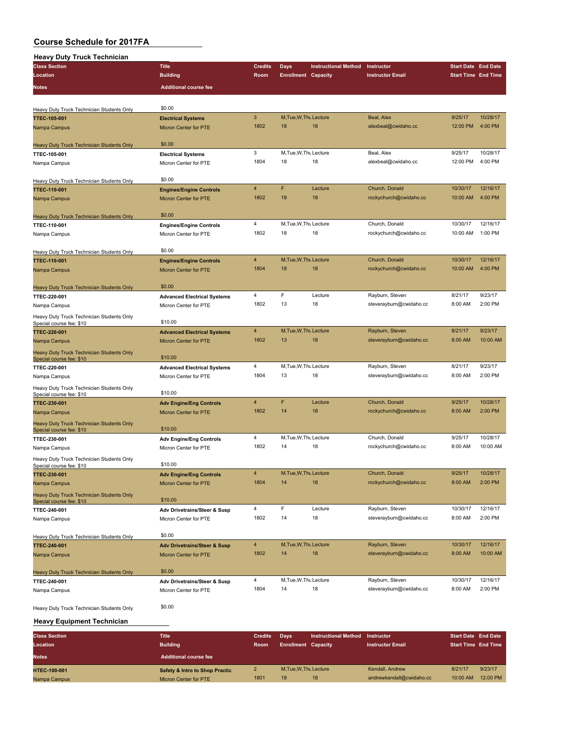# Course Schedule for 2017FA

## Heavy Duty Truck Technician

| Class Section / Location / Notes | Title / Building / Additional course fee | Credits / Room | Days / Enrollment | Instructional Method / Capacity | Instructor / Instructor Email | Start Date / Start Time | End Date / End Time |
|---|---|---|---|---|---|---|---|
| Heavy Duty Truck Technician Students Only | $0.00 | | | | | | |
| TTEC-105-001 | Electrical Systems | 3 | M,Tue,W,Thu | Lecture | Beal, Alex | 9/25/17 | 10/28/17 |
| Nampa Campus | Micron Center for PTE | 1802 | 18 | 18 | alexbeal@cwidaho.cc | 12:00 PM | 4:00 PM |
| Heavy Duty Truck Technician Students Only | $0.00 | | | | | | |
| TTEC-105-001 | Electrical Systems | 3 | M,Tue,W,Thu | Lecture | Beal, Alex | 9/25/17 | 10/28/17 |
| Nampa Campus | Micron Center for PTE | 1804 | 18 | 18 | alexbeal@cwidaho.cc | 12:00 PM | 4:00 PM |
| Heavy Duty Truck Technician Students Only | $0.00 | | | | | | |
| TTEC-110-001 | Engines/Engine Controls | 4 | F | Lecture | Church, Donald | 10/30/17 | 12/16/17 |
| Nampa Campus | Micron Center for PTE | 1802 | 18 | 18 | rockychurch@cwidaho.cc | 10:00 AM | 4:00 PM |
| Heavy Duty Truck Technician Students Only | $0.00 | | | | | | |
| TTEC-110-001 | Engines/Engine Controls | 4 | M,Tue,W,Thu | Lecture | Church, Donald | 10/30/17 | 12/16/17 |
| Nampa Campus | Micron Center for PTE | 1802 | 18 | 18 | rockychurch@cwidaho.cc | 10:00 AM | 1:00 PM |
| Heavy Duty Truck Technician Students Only | $0.00 | | | | | | |
| TTEC-110-001 | Engines/Engine Controls | 4 | M,Tue,W,Thu | Lecture | Church, Donald | 10/30/17 | 12/16/17 |
| Nampa Campus | Micron Center for PTE | 1804 | 18 | 18 | rockychurch@cwidaho.cc | 10:00 AM | 4:00 PM |
| Heavy Duty Truck Technician Students Only | $0.00 | | | | | | |
| TTEC-220-001 | Advanced Electrical Systems | 4 | F | Lecture | Rayburn, Steven | 8/21/17 | 9/23/17 |
| Nampa Campus | Micron Center for PTE | 1802 | 13 | 18 | steverayburn@cwidaho.cc | 8:00 AM | 2:00 PM |
| Heavy Duty Truck Technician Students Only Special course fee: $10 | $10.00 | | | | | | |
| TTEC-220-001 | Advanced Electrical Systems | 4 | M,Tue,W,Thu | Lecture | Rayburn, Steven | 8/21/17 | 9/23/17 |
| Nampa Campus | Micron Center for PTE | 1802 | 13 | 18 | steverayburn@cwidaho.cc | 8:00 AM | 10:00 AM |
| Heavy Duty Truck Technician Students Only Special course fee: $10 | $10.00 | | | | | | |
| TTEC-220-001 | Advanced Electrical Systems | 4 | M,Tue,W,Thu | Lecture | Rayburn, Steven | 8/21/17 | 9/23/17 |
| Nampa Campus | Micron Center for PTE | 1804 | 13 | 18 | steverayburn@cwidaho.cc | 8:00 AM | 2:00 PM |
| Heavy Duty Truck Technician Students Only Special course fee: $10 | $10.00 | | | | | | |
| TTEC-230-001 | Adv Engine/Eng Controls | 4 | F | Lecture | Church, Donald | 9/25/17 | 10/28/17 |
| Nampa Campus | Micron Center for PTE | 1802 | 14 | 18 | rockychurch@cwidaho.cc | 8:00 AM | 2:00 PM |
| Heavy Duty Truck Technician Students Only Special course fee: $10 | $10.00 | | | | | | |
| TTEC-230-001 | Adv Engine/Eng Controls | 4 | M,Tue,W,Thu | Lecture | Church, Donald | 9/25/17 | 10/28/17 |
| Nampa Campus | Micron Center for PTE | 1802 | 14 | 18 | rockychurch@cwidaho.cc | 8:00 AM | 10:00 AM |
| Heavy Duty Truck Technician Students Only Special course fee: $10 | $10.00 | | | | | | |
| TTEC-230-001 | Adv Engine/Eng Controls | 4 | M,Tue,W,Thu | Lecture | Church, Donald | 9/25/17 | 10/28/17 |
| Nampa Campus | Micron Center for PTE | 1804 | 14 | 18 | rockychurch@cwidaho.cc | 8:00 AM | 2:00 PM |
| Heavy Duty Truck Technician Students Only Special course fee: $10 | $10.00 | | | | | | |
| TTEC-240-001 | Adv Drivetrains/Steer & Susp | 4 | F | Lecture | Rayburn, Steven | 10/30/17 | 12/16/17 |
| Nampa Campus | Micron Center for PTE | 1802 | 14 | 18 | steverayburn@cwidaho.cc | 8:00 AM | 2:00 PM |
| Heavy Duty Truck Technician Students Only | $0.00 | | | | | | |
| TTEC-240-001 | Adv Drivetrains/Steer & Susp | 4 | M,Tue,W,Thu | Lecture | Rayburn, Steven | 10/30/17 | 12/16/17 |
| Nampa Campus | Micron Center for PTE | 1802 | 14 | 18 | steverayburn@cwidaho.cc | 8:00 AM | 10:00 AM |
| Heavy Duty Truck Technician Students Only | $0.00 | | | | | | |
| TTEC-240-001 | Adv Drivetrains/Steer & Susp | 4 | M,Tue,W,Thu | Lecture | Rayburn, Steven | 10/30/17 | 12/16/17 |
| Nampa Campus | Micron Center for PTE | 1804 | 14 | 18 | steverayburn@cwidaho.cc | 8:00 AM | 2:00 PM |
| Heavy Duty Truck Technician Students Only | $0.00 | | | | | | |

## Heavy Equipment Technician

| Class Section / Location / Notes | Title / Building / Additional course fee | Credits / Room | Days / Enrollment | Instructional Method / Capacity | Instructor / Instructor Email | Start Date / Start Time | End Date / End Time |
|---|---|---|---|---|---|---|---|
| HTEC-100-001 | Safety & Intro to Shop Practic | 2 | M,Tue,W,Thu | Lecture | Kendall, Andrew | 8/21/17 | 9/23/17 |
| Nampa Campus | Micron Center for PTE | 1801 | 18 | 18 | andrewkendall@cwidaho.cc | 10:00 AM | 12:00 PM |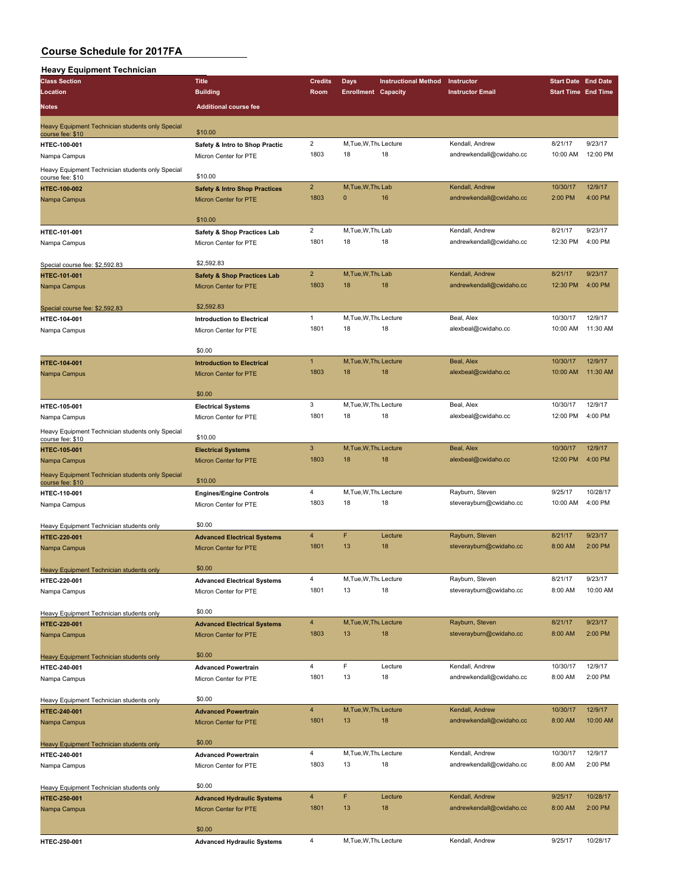# Course Schedule for 2017FA

## Heavy Equipment Technician

| Class Section | Title | Credits | Days | Instructional Method | Instructor | Start Date | End Date |
|---|---|---|---|---|---|---|---|
| Location | Building | Room | Enrollment | Capacity | Instructor Email | Start Time | End Time |
| Notes | Additional course fee | | | | | | |
| Heavy Equipment Technician students only Special course fee: $10 | $10.00 | | | | | | |
| HTEC-100-001 | Safety & Intro to Shop Practic | 2 | M,Tue,W,Thu | Lecture | Kendall, Andrew | 8/21/17 | 9/23/17 |
| Nampa Campus | Micron Center for PTE | 1803 | 18 | 18 | andrewkendall@cwidaho.cc | 10:00 AM | 12:00 PM |
| Heavy Equipment Technician students only Special course fee: $10 | $10.00 | | | | | | |
| HTEC-100-002 | Safety & Intro Shop Practices | 2 | M,Tue,W,Thu | Lab | Kendall, Andrew | 10/30/17 | 12/9/17 |
| Nampa Campus | Micron Center for PTE | 1803 | 0 | 16 | andrewkendall@cwidaho.cc | 2:00 PM | 4:00 PM |
| | $10.00 | | | | | | |
| HTEC-101-001 | Safety & Shop Practices Lab | 2 | M,Tue,W,Thu | Lab | Kendall, Andrew | 8/21/17 | 9/23/17 |
| Nampa Campus | Micron Center for PTE | 1801 | 18 | 18 | andrewkendall@cwidaho.cc | 12:30 PM | 4:00 PM |
| Special course fee: $2,592.83 | $2,592.83 | | | | | | |
| HTEC-101-001 | Safety & Shop Practices Lab | 2 | M,Tue,W,Thu | Lab | Kendall, Andrew | 8/21/17 | 9/23/17 |
| Nampa Campus | Micron Center for PTE | 1803 | 18 | 18 | andrewkendall@cwidaho.cc | 12:30 PM | 4:00 PM |
| Special course fee: $2,592.83 | $2,592.83 | | | | | | |
| HTEC-104-001 | Introduction to Electrical | 1 | M,Tue,W,Thu | Lecture | Beal, Alex | 10/30/17 | 12/9/17 |
| Nampa Campus | Micron Center for PTE | 1801 | 18 | 18 | alexbeal@cwidaho.cc | 10:00 AM | 11:30 AM |
| | $0.00 | | | | | | |
| HTEC-104-001 | Introduction to Electrical | 1 | M,Tue,W,Thu | Lecture | Beal, Alex | 10/30/17 | 12/9/17 |
| Nampa Campus | Micron Center for PTE | 1803 | 18 | 18 | alexbeal@cwidaho.cc | 10:00 AM | 11:30 AM |
| | $0.00 | | | | | | |
| HTEC-105-001 | Electrical Systems | 3 | M,Tue,W,Thu | Lecture | Beal, Alex | 10/30/17 | 12/9/17 |
| Nampa Campus | Micron Center for PTE | 1801 | 18 | 18 | alexbeal@cwidaho.cc | 12:00 PM | 4:00 PM |
| Heavy Equipment Technician students only Special course fee: $10 | $10.00 | | | | | | |
| HTEC-105-001 | Electrical Systems | 3 | M,Tue,W,Thu | Lecture | Beal, Alex | 10/30/17 | 12/9/17 |
| Nampa Campus | Micron Center for PTE | 1803 | 18 | 18 | alexbeal@cwidaho.cc | 12:00 PM | 4:00 PM |
| Heavy Equipment Technician students only Special course fee: $10 | $10.00 | | | | | | |
| HTEC-110-001 | Engines/Engine Controls | 4 | M,Tue,W,Thu | Lecture | Rayburn, Steven | 9/25/17 | 10/28/17 |
| Nampa Campus | Micron Center for PTE | 1803 | 18 | 18 | steverayburn@cwidaho.cc | 10:00 AM | 4:00 PM |
| Heavy Equipment Technician students only | $0.00 | | | | | | |
| HTEC-220-001 | Advanced Electrical Systems | 4 | F | Lecture | Rayburn, Steven | 8/21/17 | 9/23/17 |
| Nampa Campus | Micron Center for PTE | 1801 | 13 | 18 | steverayburn@cwidaho.cc | 8:00 AM | 2:00 PM |
| Heavy Equipment Technician students only | $0.00 | | | | | | |
| HTEC-220-001 | Advanced Electrical Systems | 4 | M,Tue,W,Thu | Lecture | Rayburn, Steven | 8/21/17 | 9/23/17 |
| Nampa Campus | Micron Center for PTE | 1801 | 13 | 18 | steverayburn@cwidaho.cc | 8:00 AM | 10:00 AM |
| Heavy Equipment Technician students only | $0.00 | | | | | | |
| HTEC-220-001 | Advanced Electrical Systems | 4 | M,Tue,W,Thu | Lecture | Rayburn, Steven | 8/21/17 | 9/23/17 |
| Nampa Campus | Micron Center for PTE | 1803 | 13 | 18 | steverayburn@cwidaho.cc | 8:00 AM | 2:00 PM |
| Heavy Equipment Technician students only | $0.00 | | | | | | |
| HTEC-240-001 | Advanced Powertrain | 4 | F | Lecture | Kendall, Andrew | 10/30/17 | 12/9/17 |
| Nampa Campus | Micron Center for PTE | 1801 | 13 | 18 | andrewkendall@cwidaho.cc | 8:00 AM | 2:00 PM |
| Heavy Equipment Technician students only | $0.00 | | | | | | |
| HTEC-240-001 | Advanced Powertrain | 4 | M,Tue,W,Thu | Lecture | Kendall, Andrew | 10/30/17 | 12/9/17 |
| Nampa Campus | Micron Center for PTE | 1801 | 13 | 18 | andrewkendall@cwidaho.cc | 8:00 AM | 10:00 AM |
| Heavy Equipment Technician students only | $0.00 | | | | | | |
| HTEC-240-001 | Advanced Powertrain | 4 | M,Tue,W,Thu | Lecture | Kendall, Andrew | 10/30/17 | 12/9/17 |
| Nampa Campus | Micron Center for PTE | 1803 | 13 | 18 | andrewkendall@cwidaho.cc | 8:00 AM | 2:00 PM |
| Heavy Equipment Technician students only | $0.00 | | | | | | |
| HTEC-250-001 | Advanced Hydraulic Systems | 4 | F | Lecture | Kendall, Andrew | 9/25/17 | 10/28/17 |
| Nampa Campus | Micron Center for PTE | 1801 | 13 | 18 | andrewkendall@cwidaho.cc | 8:00 AM | 2:00 PM |
| | $0.00 | | | | | | |
| HTEC-250-001 | Advanced Hydraulic Systems | 4 | M,Tue,W,Thu | Lecture | Kendall, Andrew | 9/25/17 | 10/28/17 |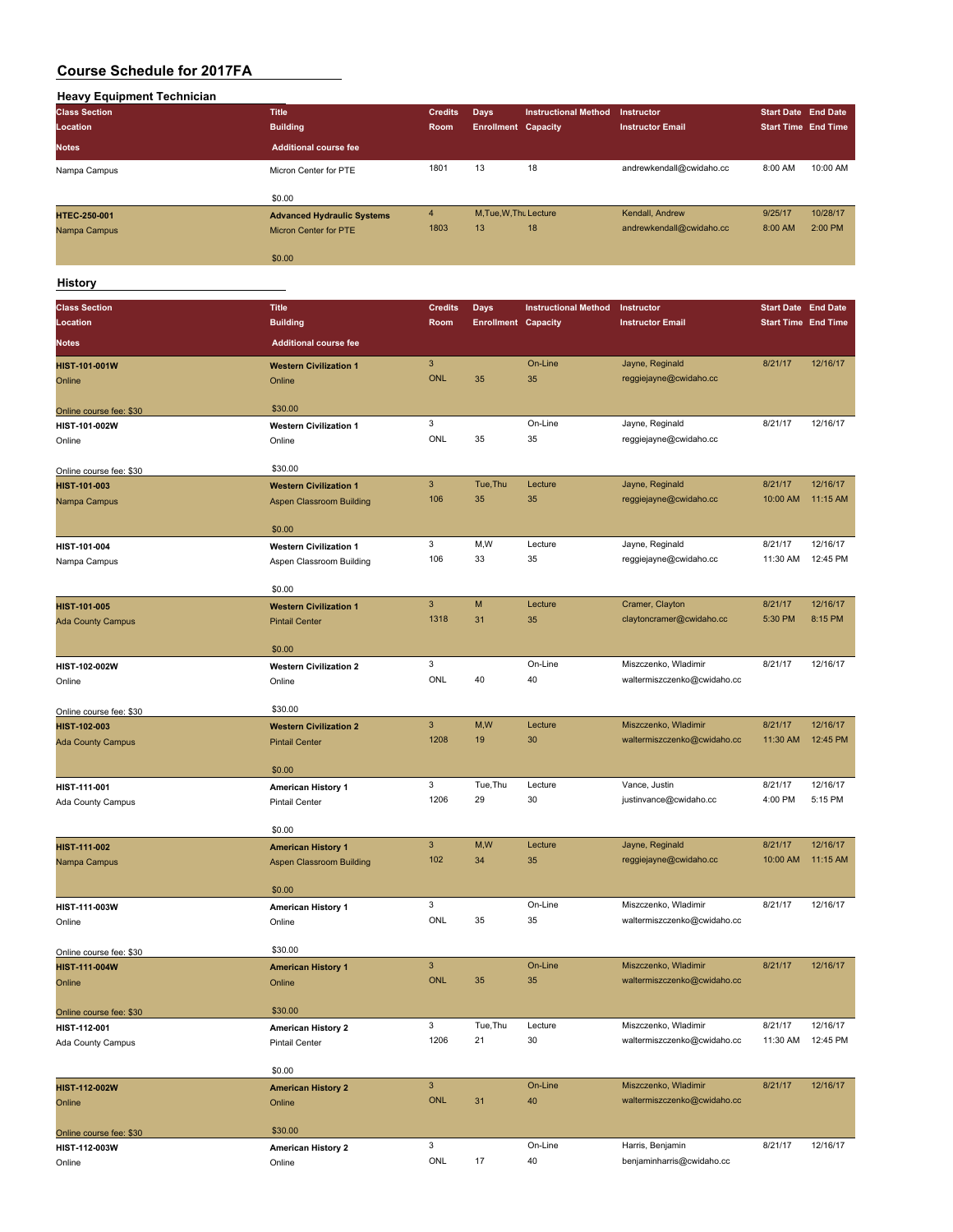# Course Schedule for 2017FA

## Heavy Equipment Technician

| Class Section / Location / Notes | Title / Building / Additional course fee | Credits / Room | Days / Enrollment | Instructional Method / Capacity | Instructor / Instructor Email | Start Date / Start Time | End Date / End Time |
|---|---|---|---|---|---|---|---|
| Nampa Campus | Micron Center for PTE | 1801 | 13 | 18 | andrewkendall@cwidaho.cc | 8:00 AM | 10:00 AM |
| | $0.00 | | | | | | |
| **HTEC-250-001** | **Advanced Hydraulic Systems** | 4 | M,Tue,W,Thu | Lecture | Kendall, Andrew | 9/25/17 | 10/28/17 |
| Nampa Campus | Micron Center for PTE | 1803 | 13 | 18 | andrewkendall@cwidaho.cc | 8:00 AM | 2:00 PM |
| | $0.00 | | | | | | |

## History

| Class Section / Location / Notes | Title / Building / Additional course fee | Credits / Room | Days / Enrollment | Instructional Method / Capacity | Instructor / Instructor Email | Start Date / Start Time | End Date / End Time |
|---|---|---|---|---|---|---|---|
| **HIST-101-001W** | **Western Civilization 1** | 3 | | On-Line | Jayne, Reginald | 8/21/17 | 12/16/17 |
| Online | Online | ONL | 35 | 35 | reggiejayne@cwidaho.cc | | |
| Online course fee: $30 | $30.00 | | | | | | |
| **HIST-101-002W** | **Western Civilization 1** | 3 | | On-Line | Jayne, Reginald | 8/21/17 | 12/16/17 |
| Online | Online | ONL | 35 | 35 | reggiejayne@cwidaho.cc | | |
| Online course fee: $30 | $30.00 | | | | | | |
| **HIST-101-003** | **Western Civilization 1** | 3 | Tue,Thu | Lecture | Jayne, Reginald | 8/21/17 | 12/16/17 |
| Nampa Campus | Aspen Classroom Building | 106 | 35 | 35 | reggiejayne@cwidaho.cc | 10:00 AM | 11:15 AM |
| | $0.00 | | | | | | |
| **HIST-101-004** | **Western Civilization 1** | 3 | M,W | Lecture | Jayne, Reginald | 8/21/17 | 12/16/17 |
| Nampa Campus | Aspen Classroom Building | 106 | 33 | 35 | reggiejayne@cwidaho.cc | 11:30 AM | 12:45 PM |
| | $0.00 | | | | | | |
| **HIST-101-005** | **Western Civilization 1** | 3 | M | Lecture | Cramer, Clayton | 8/21/17 | 12/16/17 |
| Ada County Campus | Pintail Center | 1318 | 31 | 35 | claytoncramer@cwidaho.cc | 5:30 PM | 8:15 PM |
| | $0.00 | | | | | | |
| **HIST-102-002W** | **Western Civilization 2** | 3 | | On-Line | Miszczenko, Wladimir | 8/21/17 | 12/16/17 |
| Online | Online | ONL | 40 | 40 | waltermiszczenko@cwidaho.cc | | |
| Online course fee: $30 | $30.00 | | | | | | |
| **HIST-102-003** | **Western Civilization 2** | 3 | M,W | Lecture | Miszczenko, Wladimir | 8/21/17 | 12/16/17 |
| Ada County Campus | Pintail Center | 1208 | 19 | 30 | waltermiszczenko@cwidaho.cc | 11:30 AM | 12:45 PM |
| | $0.00 | | | | | | |
| **HIST-111-001** | **American History 1** | 3 | Tue,Thu | Lecture | Vance, Justin | 8/21/17 | 12/16/17 |
| Ada County Campus | Pintail Center | 1206 | 29 | 30 | justinvance@cwidaho.cc | 4:00 PM | 5:15 PM |
| | $0.00 | | | | | | |
| **HIST-111-002** | **American History 1** | 3 | M,W | Lecture | Jayne, Reginald | 8/21/17 | 12/16/17 |
| Nampa Campus | Aspen Classroom Building | 102 | 34 | 35 | reggiejayne@cwidaho.cc | 10:00 AM | 11:15 AM |
| | $0.00 | | | | | | |
| **HIST-111-003W** | **American History 1** | 3 | | On-Line | Miszczenko, Wladimir | 8/21/17 | 12/16/17 |
| Online | Online | ONL | 35 | 35 | waltermiszczenko@cwidaho.cc | | |
| Online course fee: $30 | $30.00 | | | | | | |
| **HIST-111-004W** | **American History 1** | 3 | | On-Line | Miszczenko, Wladimir | 8/21/17 | 12/16/17 |
| Online | Online | ONL | 35 | 35 | waltermiszczenko@cwidaho.cc | | |
| Online course fee: $30 | $30.00 | | | | | | |
| **HIST-112-001** | **American History 2** | 3 | Tue,Thu | Lecture | Miszczenko, Wladimir | 8/21/17 | 12/16/17 |
| Ada County Campus | Pintail Center | 1206 | 21 | 30 | waltermiszczenko@cwidaho.cc | 11:30 AM | 12:45 PM |
| | $0.00 | | | | | | |
| **HIST-112-002W** | **American History 2** | 3 | | On-Line | Miszczenko, Wladimir | 8/21/17 | 12/16/17 |
| Online | Online | ONL | 31 | 40 | waltermiszczenko@cwidaho.cc | | |
| Online course fee: $30 | $30.00 | | | | | | |
| **HIST-112-003W** | **American History 2** | 3 | | On-Line | Harris, Benjamin | 8/21/17 | 12/16/17 |
| Online | Online | ONL | 17 | 40 | benjaminharris@cwidaho.cc | | |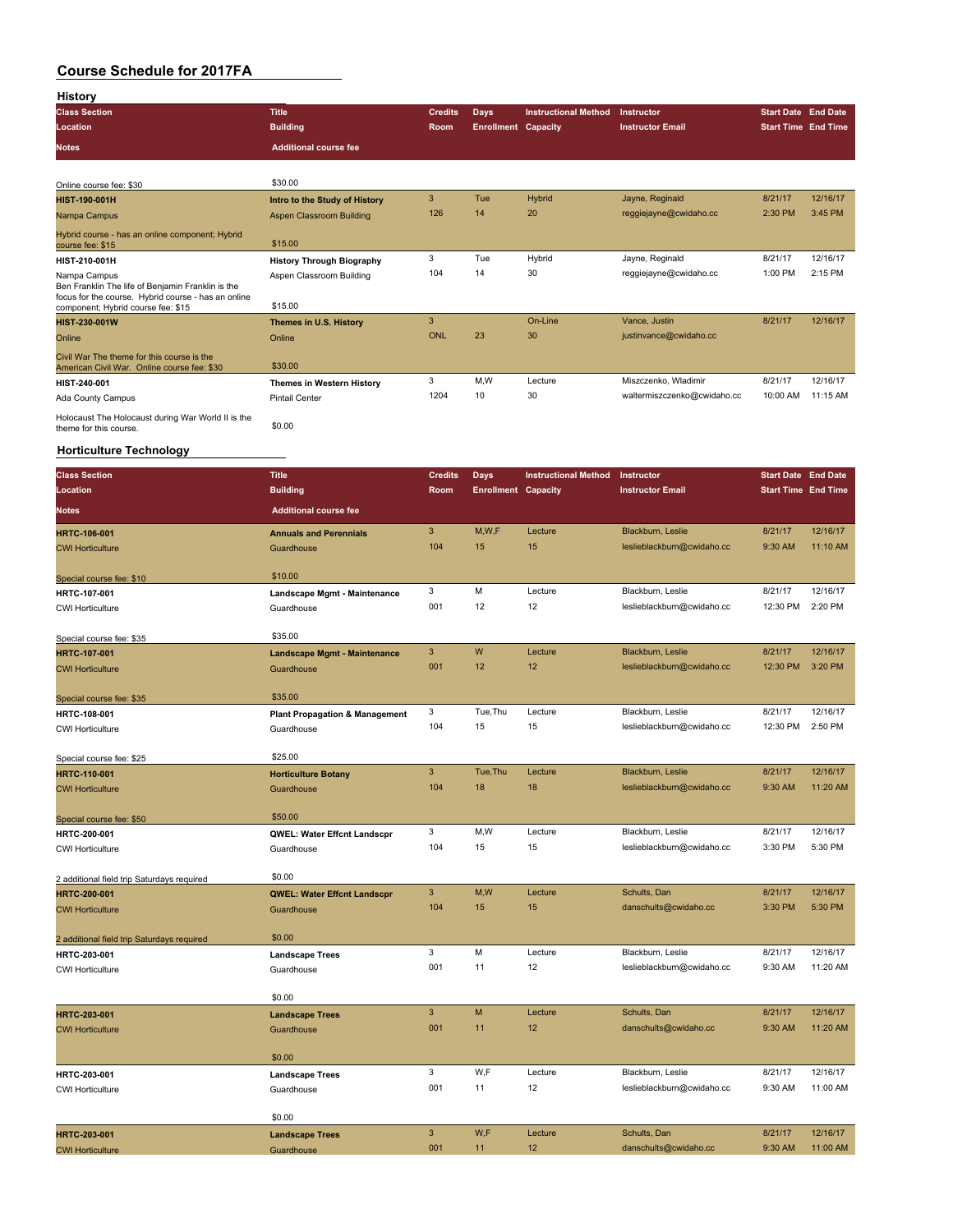# Course Schedule for 2017FA

## History

| Class Section / Location / Notes | Title / Building / Additional course fee | Credits / Room | Days / Enrollment | Instructional Method / Capacity | Instructor / Instructor Email | Start Date / Start Time | End Date / End Time |
|---|---|---|---|---|---|---|---|
| Online course fee: $30 | $30.00 | | | | | | |
| HIST-190-001H | Intro to the Study of History | 3 | Tue | Hybrid | Jayne, Reginald | 8/21/17 | 12/16/17 |
| Nampa Campus | Aspen Classroom Building | 126 | 14 | 20 | reggiejayne@cwidaho.cc | 2:30 PM | 3:45 PM |
| Hybrid course - has an online component; Hybrid course fee: $15 | $15.00 | | | | | | |
| HIST-210-001H | History Through Biography | 3 | Tue | Hybrid | Jayne, Reginald | 8/21/17 | 12/16/17 |
| Nampa Campus | Aspen Classroom Building | 104 | 14 | 30 | reggiejayne@cwidaho.cc | 1:00 PM | 2:15 PM |
| Ben Franklin The life of Benjamin Franklin is the focus for the course. Hybrid course - has an online component; Hybrid course fee: $15 | $15.00 | | | | | | |
| HIST-230-001W | Themes in U.S. History | 3 | | On-Line | Vance, Justin | 8/21/17 | 12/16/17 |
| Online | Online | ONL | 23 | 30 | justinvance@cwidaho.cc | | |
| Civil War The theme for this course is the American Civil War. Online course fee: $30 | $30.00 | | | | | | |
| HIST-240-001 | Themes in Western History | 3 | M,W | Lecture | Miszczenko, Wladimir | 8/21/17 | 12/16/17 |
| Ada County Campus | Pintail Center | 1204 | 10 | 30 | waltermiszczenko@cwidaho.cc | 10:00 AM | 11:15 AM |
| Holocaust The Holocaust during War World II is the theme for this course. | $0.00 | | | | | | |

## Horticulture Technology

| Class Section / Location / Notes | Title / Building / Additional course fee | Credits / Room | Days / Enrollment | Instructional Method / Capacity | Instructor / Instructor Email | Start Date / Start Time | End Date / End Time |
|---|---|---|---|---|---|---|---|
| HRTC-106-001 | Annuals and Perennials | 3 | M,W,F | Lecture | Blackburn, Leslie | 8/21/17 | 12/16/17 |
| CWI Horticulture | Guardhouse | 104 | 15 | 15 | leslieblackburn@cwidaho.cc | 9:30 AM | 11:10 AM |
| Special course fee: $10 | $10.00 | | | | | | |
| HRTC-107-001 | Landscape Mgmt - Maintenance | 3 | M | Lecture | Blackburn, Leslie | 8/21/17 | 12/16/17 |
| CWI Horticulture | Guardhouse | 001 | 12 | 12 | leslieblackburn@cwidaho.cc | 12:30 PM | 2:20 PM |
| Special course fee: $35 | $35.00 | | | | | | |
| HRTC-107-001 | Landscape Mgmt - Maintenance | 3 | W | Lecture | Blackburn, Leslie | 8/21/17 | 12/16/17 |
| CWI Horticulture | Guardhouse | 001 | 12 | 12 | leslieblackburn@cwidaho.cc | 12:30 PM | 3:20 PM |
| Special course fee: $35 | $35.00 | | | | | | |
| HRTC-108-001 | Plant Propagation & Management | 3 | Tue,Thu | Lecture | Blackburn, Leslie | 8/21/17 | 12/16/17 |
| CWI Horticulture | Guardhouse | 104 | 15 | 15 | leslieblackburn@cwidaho.cc | 12:30 PM | 2:50 PM |
| Special course fee: $25 | $25.00 | | | | | | |
| HRTC-110-001 | Horticulture Botany | 3 | Tue,Thu | Lecture | Blackburn, Leslie | 8/21/17 | 12/16/17 |
| CWI Horticulture | Guardhouse | 104 | 18 | 18 | leslieblackburn@cwidaho.cc | 9:30 AM | 11:20 AM |
| Special course fee: $50 | $50.00 | | | | | | |
| HRTC-200-001 | QWEL: Water Effcnt Landscpr | 3 | M,W | Lecture | Blackburn, Leslie | 8/21/17 | 12/16/17 |
| CWI Horticulture | Guardhouse | 104 | 15 | 15 | leslieblackburn@cwidaho.cc | 3:30 PM | 5:30 PM |
| 2 additional field trip Saturdays required | $0.00 | | | | | | |
| HRTC-200-001 | QWEL: Water Effcnt Landscpr | 3 | M,W | Lecture | Schults, Dan | 8/21/17 | 12/16/17 |
| CWI Horticulture | Guardhouse | 104 | 15 | 15 | danschults@cwidaho.cc | 3:30 PM | 5:30 PM |
| 2 additional field trip Saturdays required | $0.00 | | | | | | |
| HRTC-203-001 | Landscape Trees | 3 | M | Lecture | Blackburn, Leslie | 8/21/17 | 12/16/17 |
| CWI Horticulture | Guardhouse | 001 | 11 | 12 | leslieblackburn@cwidaho.cc | 9:30 AM | 11:20 AM |
| | $0.00 | | | | | | |
| HRTC-203-001 | Landscape Trees | 3 | M | Lecture | Schults, Dan | 8/21/17 | 12/16/17 |
| CWI Horticulture | Guardhouse | 001 | 11 | 12 | danschults@cwidaho.cc | 9:30 AM | 11:20 AM |
| | $0.00 | | | | | | |
| HRTC-203-001 | Landscape Trees | 3 | W,F | Lecture | Blackburn, Leslie | 8/21/17 | 12/16/17 |
| CWI Horticulture | Guardhouse | 001 | 11 | 12 | leslieblackburn@cwidaho.cc | 9:30 AM | 11:00 AM |
| | $0.00 | | | | | | |
| HRTC-203-001 | Landscape Trees | 3 | W,F | Lecture | Schults, Dan | 8/21/17 | 12/16/17 |
| CWI Horticulture | Guardhouse | 001 | 11 | 12 | danschults@cwidaho.cc | 9:30 AM | 11:00 AM |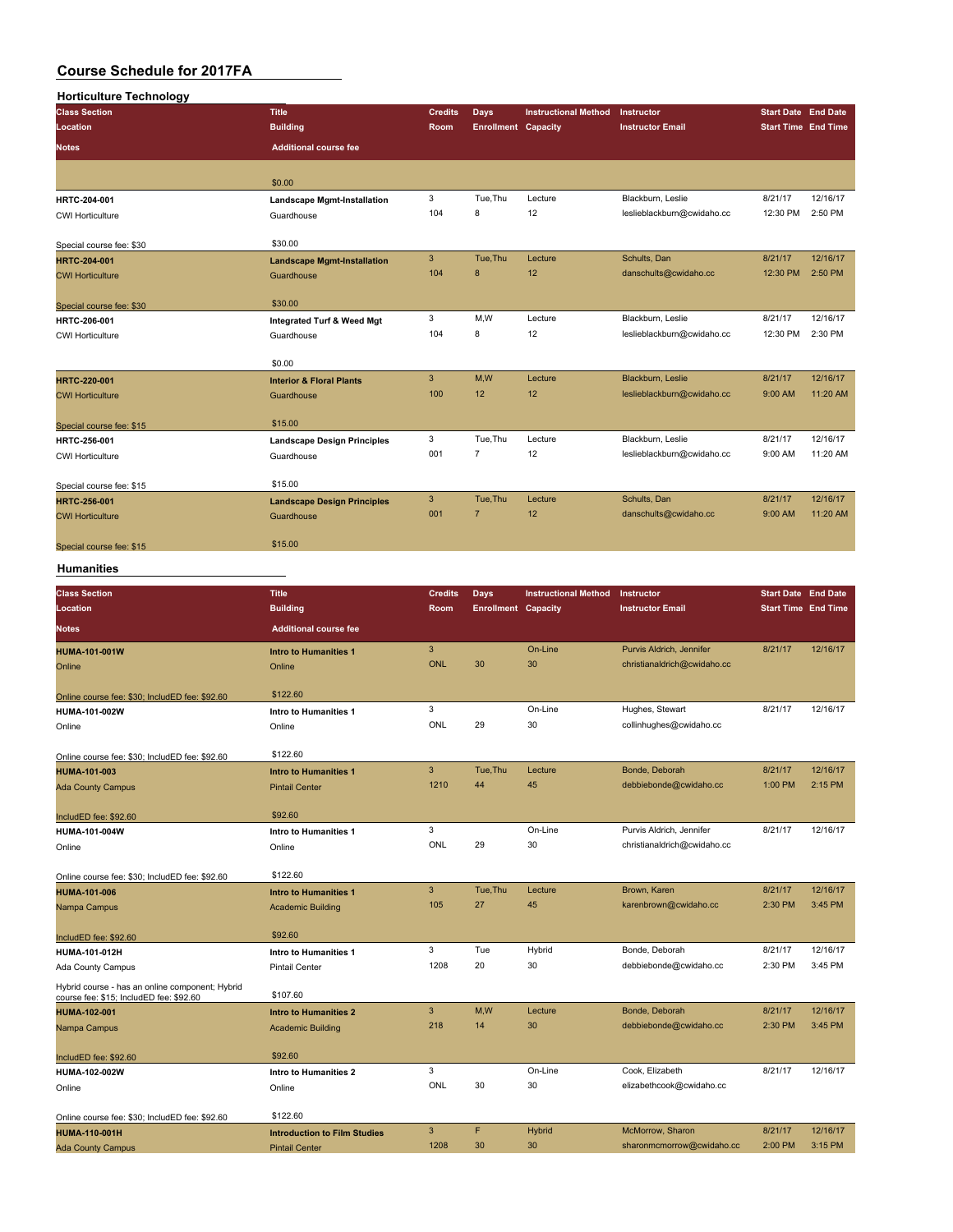# Course Schedule for 2017FA

## Horticulture Technology

| Class Section / Location / Notes | Title / Building / Additional course fee | Credits / Room | Days / Enrollment | Instructional Method / Capacity | Instructor / Instructor Email | Start Date / Start Time | End Date / End Time |
|---|---|---|---|---|---|---|---|
| | $0.00 | | | | | | |
| HRTC-204-001 / CWI Horticulture / Special course fee: $30 | Landscape Mgmt-Installation / Guardhouse / $30.00 | 3 / 104 | Tue,Thu / 8 | Lecture / 12 | Blackburn, Leslie / leslieblackburn@cwidaho.cc | 8/21/17 / 12:30 PM | 12/16/17 / 2:50 PM |
| HRTC-204-001 / CWI Horticulture / Special course fee: $30 | Landscape Mgmt-Installation / Guardhouse / $30.00 | 3 / 104 | Tue,Thu / 8 | Lecture / 12 | Schults, Dan / danschults@cwidaho.cc | 8/21/17 / 12:30 PM | 12/16/17 / 2:50 PM |
| HRTC-206-001 / CWI Horticulture | Integrated Turf & Weed Mgt / Guardhouse / $0.00 | 3 / 104 | M,W / 8 | Lecture / 12 | Blackburn, Leslie / leslieblackburn@cwidaho.cc | 8/21/17 / 12:30 PM | 12/16/17 / 2:30 PM |
| HRTC-220-001 / CWI Horticulture / Special course fee: $15 | Interior & Floral Plants / Guardhouse / $15.00 | 3 / 100 | M,W / 12 | Lecture / 12 | Blackburn, Leslie / leslieblackburn@cwidaho.cc | 8/21/17 / 9:00 AM | 12/16/17 / 11:20 AM |
| HRTC-256-001 / CWI Horticulture / Special course fee: $15 | Landscape Design Principles / Guardhouse / $15.00 | 3 / 001 | Tue,Thu / 7 | Lecture / 12 | Blackburn, Leslie / leslieblackburn@cwidaho.cc | 8/21/17 / 9:00 AM | 12/16/17 / 11:20 AM |
| HRTC-256-001 / CWI Horticulture / Special course fee: $15 | Landscape Design Principles / Guardhouse / $15.00 | 3 / 001 | Tue,Thu / 7 | Lecture / 12 | Schults, Dan / danschults@cwidaho.cc | 8/21/17 / 9:00 AM | 12/16/17 / 11:20 AM |

## Humanities

| Class Section / Location / Notes | Title / Building / Additional course fee | Credits / Room | Days / Enrollment | Instructional Method / Capacity | Instructor / Instructor Email | Start Date / Start Time | End Date / End Time |
|---|---|---|---|---|---|---|---|
| HUMA-101-001W / Online / Online course fee: $30; IncludED fee: $92.60 | Intro to Humanities 1 / Online / $122.60 | 3 / ONL | 30 | On-Line / 30 | Purvis Aldrich, Jennifer / christianaldrich@cwidaho.cc | 8/21/17 | 12/16/17 |
| HUMA-101-002W / Online / Online course fee: $30; IncludED fee: $92.60 | Intro to Humanities 1 / Online / $122.60 | 3 / ONL | 29 | On-Line / 30 | Hughes, Stewart / collinhughes@cwidaho.cc | 8/21/17 | 12/16/17 |
| HUMA-101-003 / Ada County Campus / IncludED fee: $92.60 | Intro to Humanities 1 / Pintail Center / $92.60 | 3 / 1210 | Tue,Thu / 44 | Lecture / 45 | Bonde, Deborah / debbiebonde@cwidaho.cc | 8/21/17 / 1:00 PM | 12/16/17 / 2:15 PM |
| HUMA-101-004W / Online / Online course fee: $30; IncludED fee: $92.60 | Intro to Humanities 1 / Online / $122.60 | 3 / ONL | 29 | On-Line / 30 | Purvis Aldrich, Jennifer / christianaldrich@cwidaho.cc | 8/21/17 | 12/16/17 |
| HUMA-101-006 / Nampa Campus / IncludED fee: $92.60 | Intro to Humanities 1 / Academic Building / $92.60 | 3 / 105 | Tue,Thu / 27 | Lecture / 45 | Brown, Karen / karenbrown@cwidaho.cc | 8/21/17 / 2:30 PM | 12/16/17 / 3:45 PM |
| HUMA-101-012H / Ada County Campus / Hybrid course - has an online component; Hybrid course fee: $15; IncludED fee: $92.60 | Intro to Humanities 1 / Pintail Center / $107.60 | 3 / 1208 | Tue / 20 | Hybrid / 30 | Bonde, Deborah / debbiebonde@cwidaho.cc | 8/21/17 / 2:30 PM | 12/16/17 / 3:45 PM |
| HUMA-102-001 / Nampa Campus / IncludED fee: $92.60 | Intro to Humanities 2 / Academic Building / $92.60 | 3 / 218 | M,W / 14 | Lecture / 30 | Bonde, Deborah / debbiebonde@cwidaho.cc | 8/21/17 / 2:30 PM | 12/16/17 / 3:45 PM |
| HUMA-102-002W / Online / Online course fee: $30; IncludED fee: $92.60 | Intro to Humanities 2 / Online / $122.60 | 3 / ONL | 30 | On-Line / 30 | Cook, Elizabeth / elizabethcook@cwidaho.cc | 8/21/17 | 12/16/17 |
| HUMA-110-001H / Ada County Campus | Introduction to Film Studies / Pintail Center | 3 / 1208 | F / 30 | Hybrid / 30 | McMorrow, Sharon / sharonmcmorrow@cwidaho.cc | 8/21/17 / 2:00 PM | 12/16/17 / 3:15 PM |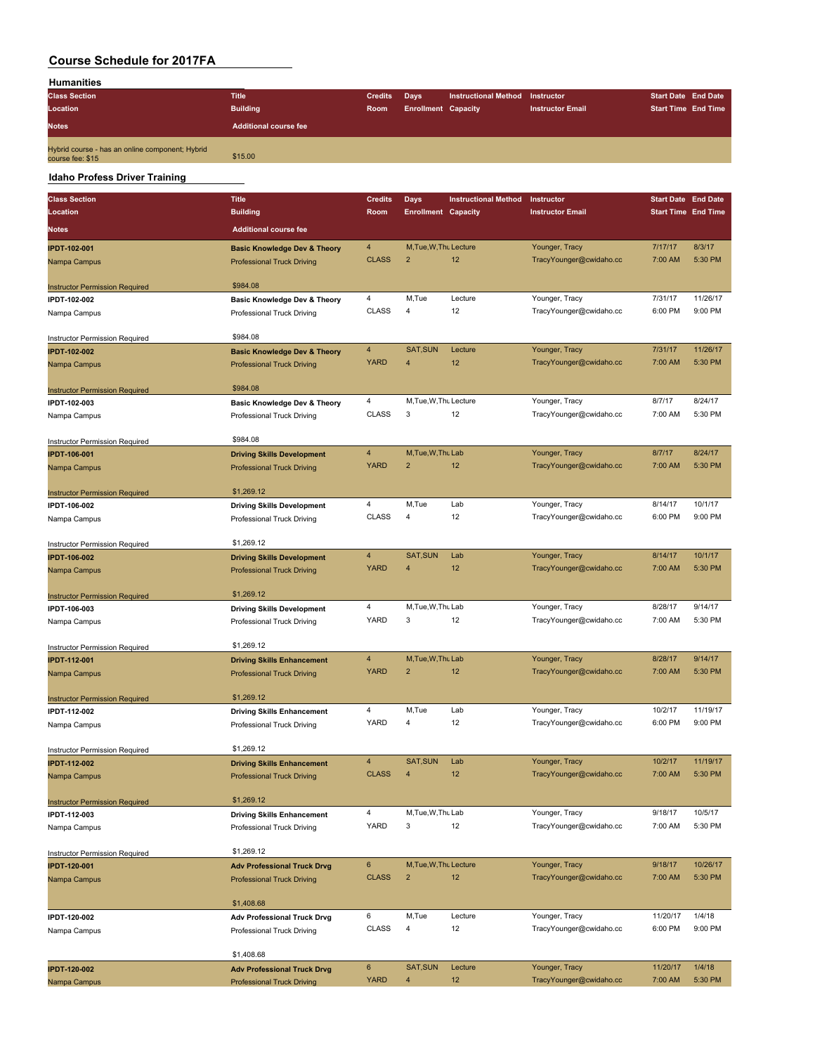# Course Schedule for 2017FA

## Humanities

| Class Section / Location / Notes | Title / Building / Additional course fee | Credits / Room | Days / Enrollment | Instructional Method / Capacity | Instructor / Instructor Email | Start Date / Start Time | End Date / End Time |
|---|---|---|---|---|---|---|---|
| Hybrid course - has an online component; Hybrid course fee: $15 | $15.00 | | | | | | |

## Idaho Profess Driver Training

| Class Section / Location / Notes | Title / Building / Additional course fee | Credits / Room | Days / Enrollment | Instructional Method / Capacity | Instructor / Instructor Email | Start Date / Start Time | End Date / End Time |
|---|---|---|---|---|---|---|---|
| **IPDT-102-001**<br>Nampa Campus<br>Instructor Permission Required | **Basic Knowledge Dev & Theory**<br>Professional Truck Driving<br>$984.08 | 4<br>CLASS | M,Tue,W,Thu<br>2 | Lecture<br>12 | Younger, Tracy<br>TracyYounger@cwidaho.cc | 7/17/17<br>7:00 AM | 8/3/17<br>5:30 PM |
| **IPDT-102-002**<br>Nampa Campus<br>Instructor Permission Required | **Basic Knowledge Dev & Theory**<br>Professional Truck Driving<br>$984.08 | 4<br>CLASS | M,Tue<br>4 | Lecture<br>12 | Younger, Tracy<br>TracyYounger@cwidaho.cc | 7/31/17<br>6:00 PM | 11/26/17<br>9:00 PM |
| **IPDT-102-002**<br>Nampa Campus<br>Instructor Permission Required | **Basic Knowledge Dev & Theory**<br>Professional Truck Driving<br>$984.08 | 4<br>YARD | SAT,SUN<br>4 | Lecture<br>12 | Younger, Tracy<br>TracyYounger@cwidaho.cc | 7/31/17<br>7:00 AM | 11/26/17<br>5:30 PM |
| **IPDT-102-003**<br>Nampa Campus<br>Instructor Permission Required | **Basic Knowledge Dev & Theory**<br>Professional Truck Driving<br>$984.08 | 4<br>CLASS | M,Tue,W,Thu<br>3 | Lecture<br>12 | Younger, Tracy<br>TracyYounger@cwidaho.cc | 8/7/17<br>7:00 AM | 8/24/17<br>5:30 PM |
| **IPDT-106-001**<br>Nampa Campus<br>Instructor Permission Required | **Driving Skills Development**<br>Professional Truck Driving<br>$1,269.12 | 4<br>YARD | M,Tue,W,Thu<br>2 | Lab<br>12 | Younger, Tracy<br>TracyYounger@cwidaho.cc | 8/7/17<br>7:00 AM | 8/24/17<br>5:30 PM |
| **IPDT-106-002**<br>Nampa Campus<br>Instructor Permission Required | **Driving Skills Development**<br>Professional Truck Driving<br>$1,269.12 | 4<br>CLASS | M,Tue<br>4 | Lab<br>12 | Younger, Tracy<br>TracyYounger@cwidaho.cc | 8/14/17<br>6:00 PM | 10/1/17<br>9:00 PM |
| **IPDT-106-002**<br>Nampa Campus<br>Instructor Permission Required | **Driving Skills Development**<br>Professional Truck Driving<br>$1,269.12 | 4<br>YARD | SAT,SUN<br>4 | Lab<br>12 | Younger, Tracy<br>TracyYounger@cwidaho.cc | 8/14/17<br>7:00 AM | 10/1/17<br>5:30 PM |
| **IPDT-106-003**<br>Nampa Campus<br>Instructor Permission Required | **Driving Skills Development**<br>Professional Truck Driving<br>$1,269.12 | 4<br>YARD | M,Tue,W,Thu<br>3 | Lab<br>12 | Younger, Tracy<br>TracyYounger@cwidaho.cc | 8/28/17<br>7:00 AM | 9/14/17<br>5:30 PM |
| **IPDT-112-001**<br>Nampa Campus<br>Instructor Permission Required | **Driving Skills Enhancement**<br>Professional Truck Driving<br>$1,269.12 | 4<br>YARD | M,Tue,W,Thu<br>2 | Lab<br>12 | Younger, Tracy<br>TracyYounger@cwidaho.cc | 8/28/17<br>7:00 AM | 9/14/17<br>5:30 PM |
| **IPDT-112-002**<br>Nampa Campus<br>Instructor Permission Required | **Driving Skills Enhancement**<br>Professional Truck Driving<br>$1,269.12 | 4<br>YARD | M,Tue<br>4 | Lab<br>12 | Younger, Tracy<br>TracyYounger@cwidaho.cc | 10/2/17<br>6:00 PM | 11/19/17<br>9:00 PM |
| **IPDT-112-002**<br>Nampa Campus<br>Instructor Permission Required | **Driving Skills Enhancement**<br>Professional Truck Driving<br>$1,269.12 | 4<br>CLASS | SAT,SUN<br>4 | Lab<br>12 | Younger, Tracy<br>TracyYounger@cwidaho.cc | 10/2/17<br>7:00 AM | 11/19/17<br>5:30 PM |
| **IPDT-112-003**<br>Nampa Campus<br>Instructor Permission Required | **Driving Skills Enhancement**<br>Professional Truck Driving<br>$1,269.12 | 4<br>YARD | M,Tue,W,Thu<br>3 | Lab<br>12 | Younger, Tracy<br>TracyYounger@cwidaho.cc | 9/18/17<br>7:00 AM | 10/5/17<br>5:30 PM |
| **IPDT-120-001**<br>Nampa Campus | **Adv Professional Truck Drvg**<br>Professional Truck Driving<br>$1,408.68 | 6<br>CLASS | M,Tue,W,Thu<br>2 | Lecture<br>12 | Younger, Tracy<br>TracyYounger@cwidaho.cc | 9/18/17<br>7:00 AM | 10/26/17<br>5:30 PM |
| **IPDT-120-002**<br>Nampa Campus | **Adv Professional Truck Drvg**<br>Professional Truck Driving<br>$1,408.68 | 6<br>CLASS | M,Tue<br>4 | Lecture<br>12 | Younger, Tracy<br>TracyYounger@cwidaho.cc | 11/20/17<br>6:00 PM | 1/4/18<br>9:00 PM |
| **IPDT-120-002**<br>Nampa Campus | **Adv Professional Truck Drvg**<br>Professional Truck Driving | 6<br>YARD | SAT,SUN<br>4 | Lecture<br>12 | Younger, Tracy<br>TracyYounger@cwidaho.cc | 11/20/17<br>7:00 AM | 1/4/18<br>5:30 PM |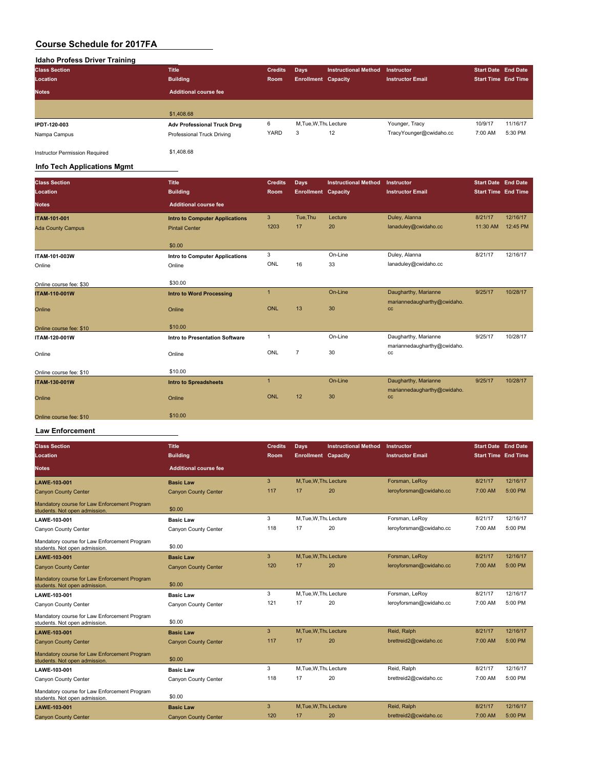# Course Schedule for 2017FA

## Idaho Profess Driver Training

| Class Section | Title | Credits | Days | Instructional Method | Instructor | Start Date | End Date |
|---|---|---|---|---|---|---|---|
| Location | Building | Room | Enrollment | Capacity | Instructor Email | Start Time | End Time |
| Notes | Additional course fee | | | | | | |
| | $1,408.68 | | | | | | |
| IPDT-120-003 | Adv Professional Truck Drvg | 6 | M,Tue,W,Thu | Lecture | Younger, Tracy | 10/9/17 | 11/16/17 |
| Nampa Campus | Professional Truck Driving | YARD | 3 | 12 | TracyYounger@cwidaho.cc | 7:00 AM | 5:30 PM |
| Instructor Permission Required | $1,408.68 | | | | | | |

## Info Tech Applications Mgmt

| Class Section | Title | Credits | Days | Instructional Method | Instructor | Start Date | End Date |
|---|---|---|---|---|---|---|---|
| Location | Building | Room | Enrollment | Capacity | Instructor Email | Start Time | End Time |
| Notes | Additional course fee | | | | | | |
| ITAM-101-001 | Intro to Computer Applications | 3 | Tue,Thu | Lecture | Duley, Alanna | 8/21/17 | 12/16/17 |
| Ada County Campus | Pintail Center | 1203 | 17 | 20 | lanaduley@cwidaho.cc | 11:30 AM | 12:45 PM |
| | $0.00 | | | | | | |
| ITAM-101-003W | Intro to Computer Applications | 3 | | On-Line | Duley, Alanna | 8/21/17 | 12/16/17 |
| Online | Online | ONL | 16 | 33 | lanaduley@cwidaho.cc | | |
| Online course fee: $30 | $30.00 | | | | | | |
| ITAM-110-001W | Intro to Word Processing | 1 | | On-Line | Daugharthy, Marianne | 9/25/17 | 10/28/17 |
| Online | Online | ONL | 13 | 30 | mariannedaugharthy@cwidaho.cc | | |
| Online course fee: $10 | $10.00 | | | | | | |
| ITAM-120-001W | Intro to Presentation Software | 1 | | On-Line | Daugharthy, Marianne | 9/25/17 | 10/28/17 |
| Online | Online | ONL | 7 | 30 | mariannedaugharthy@cwidaho.cc | | |
| Online course fee: $10 | $10.00 | | | | | | |
| ITAM-130-001W | Intro to Spreadsheets | 1 | | On-Line | Daugharthy, Marianne | 9/25/17 | 10/28/17 |
| Online | Online | ONL | 12 | 30 | mariannedaugharthy@cwidaho.cc | | |
| Online course fee: $10 | $10.00 | | | | | | |

## Law Enforcement

| Class Section | Title | Credits | Days | Instructional Method | Instructor | Start Date | End Date |
|---|---|---|---|---|---|---|---|
| Location | Building | Room | Enrollment | Capacity | Instructor Email | Start Time | End Time |
| Notes | Additional course fee | | | | | | |
| LAWE-103-001 | Basic Law | 3 | M,Tue,W,Thu | Lecture | Forsman, LeRoy | 8/21/17 | 12/16/17 |
| Canyon County Center | Canyon County Center | 117 | 17 | 20 | leroyforsman@cwidaho.cc | 7:00 AM | 5:00 PM |
| Mandatory course for Law Enforcement Program students. Not open admission. | $0.00 | | | | | | |
| LAWE-103-001 | Basic Law | 3 | M,Tue,W,Thu | Lecture | Forsman, LeRoy | 8/21/17 | 12/16/17 |
| Canyon County Center | Canyon County Center | 118 | 17 | 20 | leroyforsman@cwidaho.cc | 7:00 AM | 5:00 PM |
| Mandatory course for Law Enforcement Program students. Not open admission. | $0.00 | | | | | | |
| LAWE-103-001 | Basic Law | 3 | M,Tue,W,Thu | Lecture | Forsman, LeRoy | 8/21/17 | 12/16/17 |
| Canyon County Center | Canyon County Center | 120 | 17 | 20 | leroyforsman@cwidaho.cc | 7:00 AM | 5:00 PM |
| Mandatory course for Law Enforcement Program students. Not open admission. | $0.00 | | | | | | |
| LAWE-103-001 | Basic Law | 3 | M,Tue,W,Thu | Lecture | Forsman, LeRoy | 8/21/17 | 12/16/17 |
| Canyon County Center | Canyon County Center | 121 | 17 | 20 | leroyforsman@cwidaho.cc | 7:00 AM | 5:00 PM |
| Mandatory course for Law Enforcement Program students. Not open admission. | $0.00 | | | | | | |
| LAWE-103-001 | Basic Law | 3 | M,Tue,W,Thu | Lecture | Reid, Ralph | 8/21/17 | 12/16/17 |
| Canyon County Center | Canyon County Center | 117 | 17 | 20 | brettreid2@cwidaho.cc | 7:00 AM | 5:00 PM |
| Mandatory course for Law Enforcement Program students. Not open admission. | $0.00 | | | | | | |
| LAWE-103-001 | Basic Law | 3 | M,Tue,W,Thu | Lecture | Reid, Ralph | 8/21/17 | 12/16/17 |
| Canyon County Center | Canyon County Center | 118 | 17 | 20 | brettreid2@cwidaho.cc | 7:00 AM | 5:00 PM |
| Mandatory course for Law Enforcement Program students. Not open admission. | $0.00 | | | | | | |
| LAWE-103-001 | Basic Law | 3 | M,Tue,W,Thu | Lecture | Reid, Ralph | 8/21/17 | 12/16/17 |
| Canyon County Center | Canyon County Center | 120 | 17 | 20 | brettreid2@cwidaho.cc | 7:00 AM | 5:00 PM |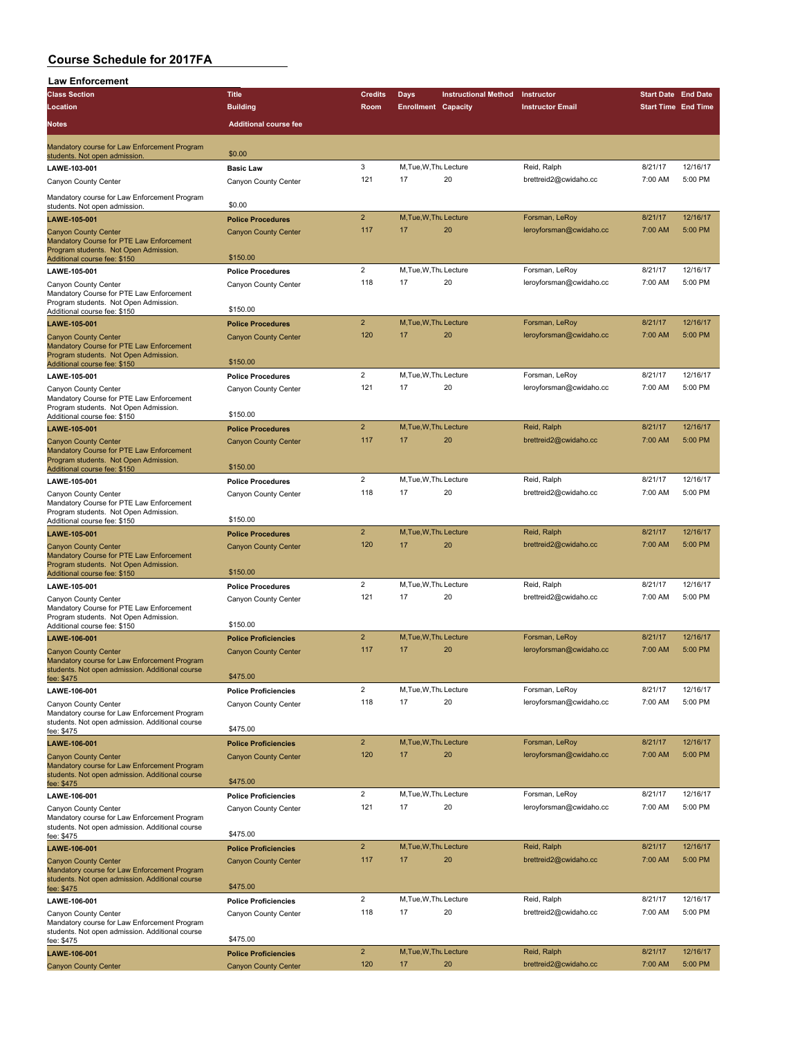# Course Schedule for 2017FA

## Law Enforcement

| Class Section / Location / Notes | Title / Building / Additional course fee | Credits / Room | Days / Enrollment | Instructional Method / Capacity | Instructor / Instructor Email | Start Date / Start Time | End Date / End Time |
|---|---|---|---|---|---|---|---|
| Mandatory course for Law Enforcement Program students. Not open admission. | $0.00 | | | | | | |
| LAWE-103-001 | Basic Law | 3 | M,Tue,W,Thu | Lecture | Reid, Ralph | 8/21/17 | 12/16/17 |
| Canyon County Center | Canyon County Center | 121 | 17 | 20 | brettreid2@cwidaho.cc | 7:00 AM | 5:00 PM |
| Mandatory course for Law Enforcement Program students. Not open admission. | $0.00 | | | | | | |
| LAWE-105-001 | Police Procedures | 2 | M,Tue,W,Thu | Lecture | Forsman, LeRoy | 8/21/17 | 12/16/17 |
| Canyon County Center | Canyon County Center | 117 | 17 | 20 | leroyforsman@cwidaho.cc | 7:00 AM | 5:00 PM |
| Mandatory Course for PTE Law Enforcement Program students. Not Open Admission. Additional course fee: $150 | $150.00 | | | | | | |
| LAWE-105-001 | Police Procedures | 2 | M,Tue,W,Thu | Lecture | Forsman, LeRoy | 8/21/17 | 12/16/17 |
| Canyon County Center | Canyon County Center | 118 | 17 | 20 | leroyforsman@cwidaho.cc | 7:00 AM | 5:00 PM |
| Mandatory Course for PTE Law Enforcement Program students. Not Open Admission. Additional course fee: $150 | $150.00 | | | | | | |
| LAWE-105-001 | Police Procedures | 2 | M,Tue,W,Thu | Lecture | Forsman, LeRoy | 8/21/17 | 12/16/17 |
| Canyon County Center | Canyon County Center | 120 | 17 | 20 | leroyforsman@cwidaho.cc | 7:00 AM | 5:00 PM |
| Mandatory Course for PTE Law Enforcement Program students. Not Open Admission. Additional course fee: $150 | $150.00 | | | | | | |
| LAWE-105-001 | Police Procedures | 2 | M,Tue,W,Thu | Lecture | Forsman, LeRoy | 8/21/17 | 12/16/17 |
| Canyon County Center | Canyon County Center | 121 | 17 | 20 | leroyforsman@cwidaho.cc | 7:00 AM | 5:00 PM |
| Mandatory Course for PTE Law Enforcement Program students. Not Open Admission. Additional course fee: $150 | $150.00 | | | | | | |
| LAWE-105-001 | Police Procedures | 2 | M,Tue,W,Thu | Lecture | Reid, Ralph | 8/21/17 | 12/16/17 |
| Canyon County Center | Canyon County Center | 117 | 17 | 20 | brettreid2@cwidaho.cc | 7:00 AM | 5:00 PM |
| Mandatory Course for PTE Law Enforcement Program students. Not Open Admission. Additional course fee: $150 | $150.00 | | | | | | |
| LAWE-105-001 | Police Procedures | 2 | M,Tue,W,Thu | Lecture | Reid, Ralph | 8/21/17 | 12/16/17 |
| Canyon County Center | Canyon County Center | 118 | 17 | 20 | brettreid2@cwidaho.cc | 7:00 AM | 5:00 PM |
| Mandatory Course for PTE Law Enforcement Program students. Not Open Admission. Additional course fee: $150 | $150.00 | | | | | | |
| LAWE-105-001 | Police Procedures | 2 | M,Tue,W,Thu | Lecture | Reid, Ralph | 8/21/17 | 12/16/17 |
| Canyon County Center | Canyon County Center | 120 | 17 | 20 | brettreid2@cwidaho.cc | 7:00 AM | 5:00 PM |
| Mandatory Course for PTE Law Enforcement Program students. Not Open Admission. Additional course fee: $150 | $150.00 | | | | | | |
| LAWE-105-001 | Police Procedures | 2 | M,Tue,W,Thu | Lecture | Reid, Ralph | 8/21/17 | 12/16/17 |
| Canyon County Center | Canyon County Center | 121 | 17 | 20 | brettreid2@cwidaho.cc | 7:00 AM | 5:00 PM |
| Mandatory Course for PTE Law Enforcement Program students. Not Open Admission. Additional course fee: $150 | $150.00 | | | | | | |
| LAWE-106-001 | Police Proficiencies | 2 | M,Tue,W,Thu | Lecture | Forsman, LeRoy | 8/21/17 | 12/16/17 |
| Canyon County Center | Canyon County Center | 117 | 17 | 20 | leroyforsman@cwidaho.cc | 7:00 AM | 5:00 PM |
| Mandatory course for Law Enforcement Program students. Not open admission. Additional course fee: $475 | $475.00 | | | | | | |
| LAWE-106-001 | Police Proficiencies | 2 | M,Tue,W,Thu | Lecture | Forsman, LeRoy | 8/21/17 | 12/16/17 |
| Canyon County Center | Canyon County Center | 118 | 17 | 20 | leroyforsman@cwidaho.cc | 7:00 AM | 5:00 PM |
| Mandatory course for Law Enforcement Program students. Not open admission. Additional course fee: $475 | $475.00 | | | | | | |
| LAWE-106-001 | Police Proficiencies | 2 | M,Tue,W,Thu | Lecture | Forsman, LeRoy | 8/21/17 | 12/16/17 |
| Canyon County Center | Canyon County Center | 120 | 17 | 20 | leroyforsman@cwidaho.cc | 7:00 AM | 5:00 PM |
| Mandatory course for Law Enforcement Program students. Not open admission. Additional course fee: $475 | $475.00 | | | | | | |
| LAWE-106-001 | Police Proficiencies | 2 | M,Tue,W,Thu | Lecture | Forsman, LeRoy | 8/21/17 | 12/16/17 |
| Canyon County Center | Canyon County Center | 121 | 17 | 20 | leroyforsman@cwidaho.cc | 7:00 AM | 5:00 PM |
| Mandatory course for Law Enforcement Program students. Not open admission. Additional course fee: $475 | $475.00 | | | | | | |
| LAWE-106-001 | Police Proficiencies | 2 | M,Tue,W,Thu | Lecture | Reid, Ralph | 8/21/17 | 12/16/17 |
| Canyon County Center | Canyon County Center | 117 | 17 | 20 | brettreid2@cwidaho.cc | 7:00 AM | 5:00 PM |
| Mandatory course for Law Enforcement Program students. Not open admission. Additional course fee: $475 | $475.00 | | | | | | |
| LAWE-106-001 | Police Proficiencies | 2 | M,Tue,W,Thu | Lecture | Reid, Ralph | 8/21/17 | 12/16/17 |
| Canyon County Center | Canyon County Center | 118 | 17 | 20 | brettreid2@cwidaho.cc | 7:00 AM | 5:00 PM |
| Mandatory course for Law Enforcement Program students. Not open admission. Additional course fee: $475 | $475.00 | | | | | | |
| LAWE-106-001 | Police Proficiencies | 2 | M,Tue,W,Thu | Lecture | Reid, Ralph | 8/21/17 | 12/16/17 |
| Canyon County Center | Canyon County Center | 120 | 17 | 20 | brettreid2@cwidaho.cc | 7:00 AM | 5:00 PM |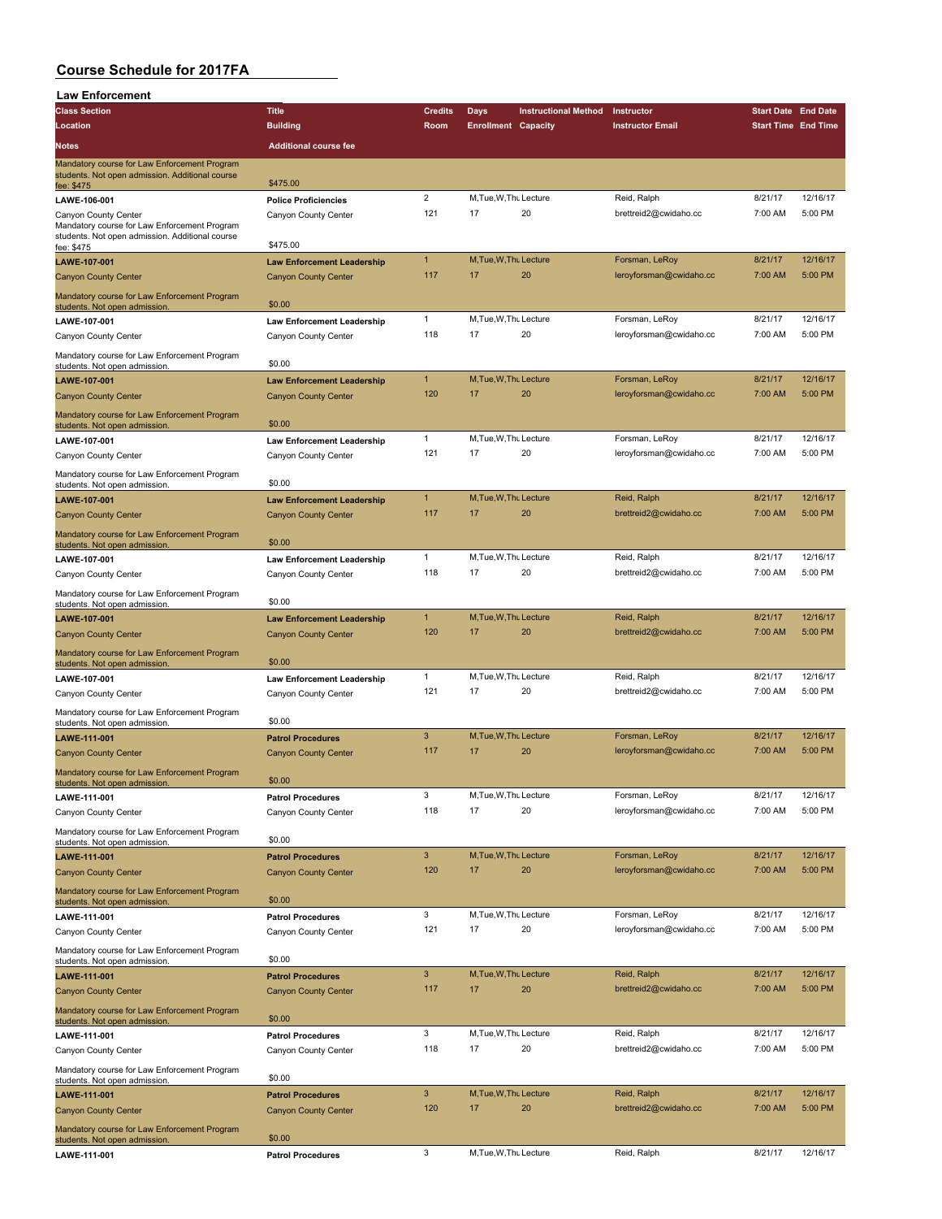# Course Schedule for 2017FA

## Law Enforcement

| Class Section / Location / Notes | Title / Building / Additional course fee | Credits / Room | Days / Enrollment | Instructional Method / Capacity | Instructor / Instructor Email | Start Date / Start Time | End Date / End Time |
|---|---|---|---|---|---|---|---|
| Mandatory course for Law Enforcement Program students. Not open admission. Additional course fee: $475 | $475.00 | | | | | | |
| LAWE-106-001 | Police Proficiencies | 2 | M,Tue,W,Thu | Lecture | Reid, Ralph | 8/21/17 | 12/16/17 |
| Canyon County Center | Canyon County Center | 121 | 17 | 20 | brettreid2@cwidaho.cc | 7:00 AM | 5:00 PM |
| Mandatory course for Law Enforcement Program students. Not open admission. Additional course fee: $475 | $475.00 | | | | | | |
| LAWE-107-001 | Law Enforcement Leadership | 1 | M,Tue,W,Thu | Lecture | Forsman, LeRoy | 8/21/17 | 12/16/17 |
| Canyon County Center | Canyon County Center | 117 | 17 | 20 | leroyforsman@cwidaho.cc | 7:00 AM | 5:00 PM |
| Mandatory course for Law Enforcement Program students. Not open admission. | $0.00 | | | | | | |
| LAWE-107-001 | Law Enforcement Leadership | 1 | M,Tue,W,Thu | Lecture | Forsman, LeRoy | 8/21/17 | 12/16/17 |
| Canyon County Center | Canyon County Center | 118 | 17 | 20 | leroyforsman@cwidaho.cc | 7:00 AM | 5:00 PM |
| Mandatory course for Law Enforcement Program students. Not open admission. | $0.00 | | | | | | |
| LAWE-107-001 | Law Enforcement Leadership | 1 | M,Tue,W,Thu | Lecture | Forsman, LeRoy | 8/21/17 | 12/16/17 |
| Canyon County Center | Canyon County Center | 120 | 17 | 20 | leroyforsman@cwidaho.cc | 7:00 AM | 5:00 PM |
| Mandatory course for Law Enforcement Program students. Not open admission. | $0.00 | | | | | | |
| LAWE-107-001 | Law Enforcement Leadership | 1 | M,Tue,W,Thu | Lecture | Forsman, LeRoy | 8/21/17 | 12/16/17 |
| Canyon County Center | Canyon County Center | 121 | 17 | 20 | leroyforsman@cwidaho.cc | 7:00 AM | 5:00 PM |
| Mandatory course for Law Enforcement Program students. Not open admission. | $0.00 | | | | | | |
| LAWE-107-001 | Law Enforcement Leadership | 1 | M,Tue,W,Thu | Lecture | Reid, Ralph | 8/21/17 | 12/16/17 |
| Canyon County Center | Canyon County Center | 117 | 17 | 20 | brettreid2@cwidaho.cc | 7:00 AM | 5:00 PM |
| Mandatory course for Law Enforcement Program students. Not open admission. | $0.00 | | | | | | |
| LAWE-107-001 | Law Enforcement Leadership | 1 | M,Tue,W,Thu | Lecture | Reid, Ralph | 8/21/17 | 12/16/17 |
| Canyon County Center | Canyon County Center | 118 | 17 | 20 | brettreid2@cwidaho.cc | 7:00 AM | 5:00 PM |
| Mandatory course for Law Enforcement Program students. Not open admission. | $0.00 | | | | | | |
| LAWE-107-001 | Law Enforcement Leadership | 1 | M,Tue,W,Thu | Lecture | Reid, Ralph | 8/21/17 | 12/16/17 |
| Canyon County Center | Canyon County Center | 120 | 17 | 20 | brettreid2@cwidaho.cc | 7:00 AM | 5:00 PM |
| Mandatory course for Law Enforcement Program students. Not open admission. | $0.00 | | | | | | |
| LAWE-107-001 | Law Enforcement Leadership | 1 | M,Tue,W,Thu | Lecture | Reid, Ralph | 8/21/17 | 12/16/17 |
| Canyon County Center | Canyon County Center | 121 | 17 | 20 | brettreid2@cwidaho.cc | 7:00 AM | 5:00 PM |
| Mandatory course for Law Enforcement Program students. Not open admission. | $0.00 | | | | | | |
| LAWE-111-001 | Patrol Procedures | 3 | M,Tue,W,Thu | Lecture | Forsman, LeRoy | 8/21/17 | 12/16/17 |
| Canyon County Center | Canyon County Center | 117 | 17 | 20 | leroyforsman@cwidaho.cc | 7:00 AM | 5:00 PM |
| Mandatory course for Law Enforcement Program students. Not open admission. | $0.00 | | | | | | |
| LAWE-111-001 | Patrol Procedures | 3 | M,Tue,W,Thu | Lecture | Forsman, LeRoy | 8/21/17 | 12/16/17 |
| Canyon County Center | Canyon County Center | 118 | 17 | 20 | leroyforsman@cwidaho.cc | 7:00 AM | 5:00 PM |
| Mandatory course for Law Enforcement Program students. Not open admission. | $0.00 | | | | | | |
| LAWE-111-001 | Patrol Procedures | 3 | M,Tue,W,Thu | Lecture | Forsman, LeRoy | 8/21/17 | 12/16/17 |
| Canyon County Center | Canyon County Center | 120 | 17 | 20 | leroyforsman@cwidaho.cc | 7:00 AM | 5:00 PM |
| Mandatory course for Law Enforcement Program students. Not open admission. | $0.00 | | | | | | |
| LAWE-111-001 | Patrol Procedures | 3 | M,Tue,W,Thu | Lecture | Forsman, LeRoy | 8/21/17 | 12/16/17 |
| Canyon County Center | Canyon County Center | 121 | 17 | 20 | leroyforsman@cwidaho.cc | 7:00 AM | 5:00 PM |
| Mandatory course for Law Enforcement Program students. Not open admission. | $0.00 | | | | | | |
| LAWE-111-001 | Patrol Procedures | 3 | M,Tue,W,Thu | Lecture | Reid, Ralph | 8/21/17 | 12/16/17 |
| Canyon County Center | Canyon County Center | 117 | 17 | 20 | brettreid2@cwidaho.cc | 7:00 AM | 5:00 PM |
| Mandatory course for Law Enforcement Program students. Not open admission. | $0.00 | | | | | | |
| LAWE-111-001 | Patrol Procedures | 3 | M,Tue,W,Thu | Lecture | Reid, Ralph | 8/21/17 | 12/16/17 |
| Canyon County Center | Canyon County Center | 118 | 17 | 20 | brettreid2@cwidaho.cc | 7:00 AM | 5:00 PM |
| Mandatory course for Law Enforcement Program students. Not open admission. | $0.00 | | | | | | |
| LAWE-111-001 | Patrol Procedures | 3 | M,Tue,W,Thu | Lecture | Reid, Ralph | 8/21/17 | 12/16/17 |
| Canyon County Center | Canyon County Center | 120 | 17 | 20 | brettreid2@cwidaho.cc | 7:00 AM | 5:00 PM |
| Mandatory course for Law Enforcement Program students. Not open admission. | $0.00 | | | | | | |
| LAWE-111-001 | Patrol Procedures | 3 | M,Tue,W,Thu | Lecture | Reid, Ralph | 8/21/17 | 12/16/17 |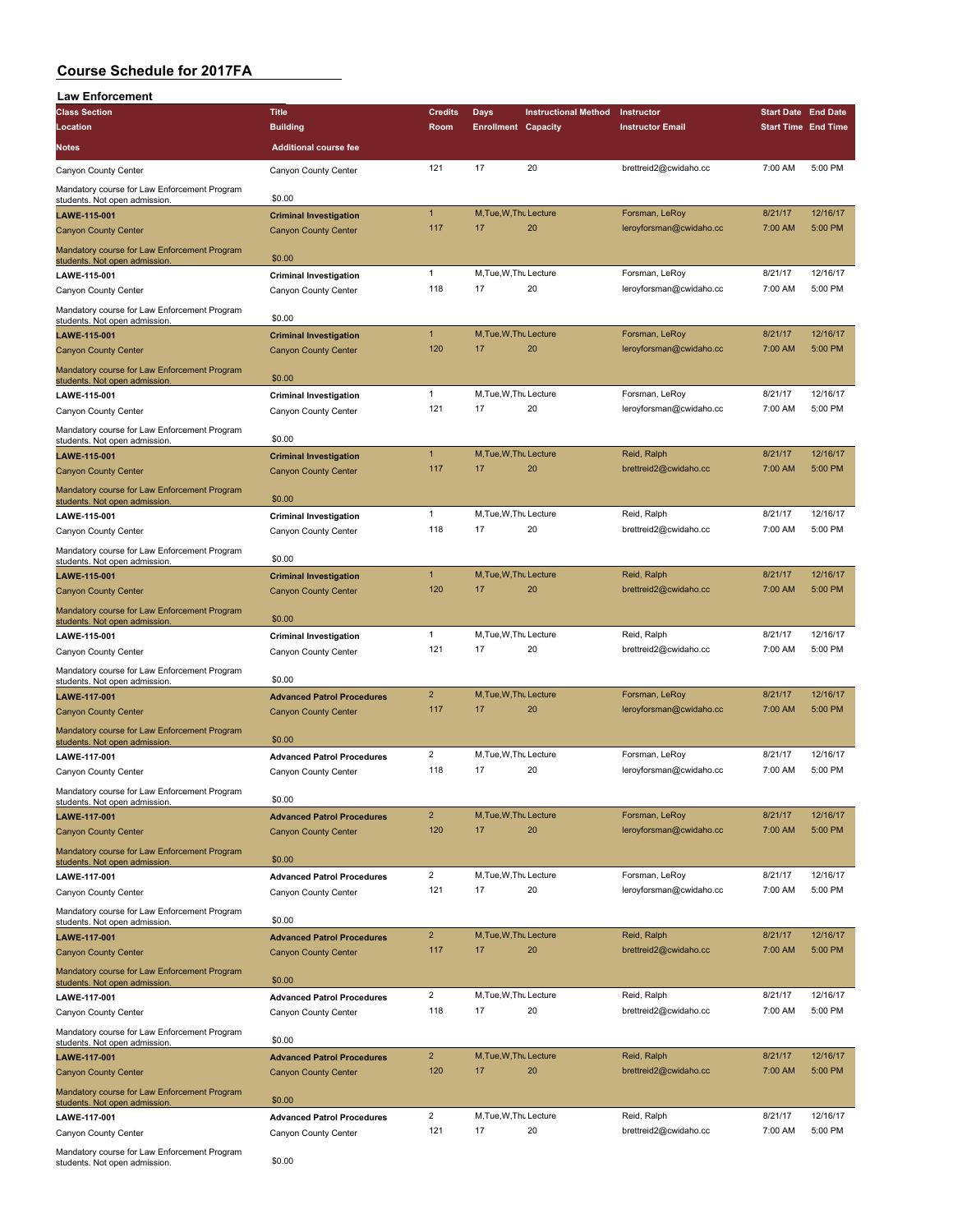# Course Schedule for 2017FA

## Law Enforcement

| Class Section<br>Location<br>Notes | Title<br>Building<br>Additional course fee | Credits<br>Room | Days<br>Enrollment | Instructional Method<br>Capacity | Instructor<br>Instructor Email | Start Date<br>Start Time | End Date<br>End Time |
|---|---|---|---|---|---|---|---|
| Canyon County Center<br>Mandatory course for Law Enforcement Program students. Not open admission. | Canyon County Center<br>$0.00 | 121 | 17 | 20 | brettreid2@cwidaho.cc | 7:00 AM | 5:00 PM |
| LAWE-115-001<br>Canyon County Center<br>Mandatory course for Law Enforcement Program students. Not open admission. | Criminal Investigation<br>Canyon County Center<br>$0.00 | 1<br>117 | M,Tue,W,Thu<br>17 | Lecture<br>20 | Forsman, LeRoy<br>leroyforsman@cwidaho.cc | 8/21/17<br>7:00 AM | 12/16/17<br>5:00 PM |
| LAWE-115-001<br>Canyon County Center<br>Mandatory course for Law Enforcement Program students. Not open admission. | Criminal Investigation<br>Canyon County Center<br>$0.00 | 1<br>118 | M,Tue,W,Thu<br>17 | Lecture<br>20 | Forsman, LeRoy<br>leroyforsman@cwidaho.cc | 8/21/17<br>7:00 AM | 12/16/17<br>5:00 PM |
| LAWE-115-001<br>Canyon County Center<br>Mandatory course for Law Enforcement Program students. Not open admission. | Criminal Investigation<br>Canyon County Center<br>$0.00 | 1<br>120 | M,Tue,W,Thu<br>17 | Lecture<br>20 | Forsman, LeRoy<br>leroyforsman@cwidaho.cc | 8/21/17<br>7:00 AM | 12/16/17<br>5:00 PM |
| LAWE-115-001<br>Canyon County Center<br>Mandatory course for Law Enforcement Program students. Not open admission. | Criminal Investigation<br>Canyon County Center<br>$0.00 | 1<br>121 | M,Tue,W,Thu<br>17 | Lecture<br>20 | Forsman, LeRoy<br>leroyforsman@cwidaho.cc | 8/21/17<br>7:00 AM | 12/16/17<br>5:00 PM |
| LAWE-115-001<br>Canyon County Center<br>Mandatory course for Law Enforcement Program students. Not open admission. | Criminal Investigation<br>Canyon County Center<br>$0.00 | 1<br>117 | M,Tue,W,Thu<br>17 | Lecture<br>20 | Reid, Ralph<br>brettreid2@cwidaho.cc | 8/21/17<br>7:00 AM | 12/16/17<br>5:00 PM |
| LAWE-115-001<br>Canyon County Center<br>Mandatory course for Law Enforcement Program students. Not open admission. | Criminal Investigation<br>Canyon County Center<br>$0.00 | 1<br>118 | M,Tue,W,Thu<br>17 | Lecture<br>20 | Reid, Ralph<br>brettreid2@cwidaho.cc | 8/21/17<br>7:00 AM | 12/16/17<br>5:00 PM |
| LAWE-115-001<br>Canyon County Center<br>Mandatory course for Law Enforcement Program students. Not open admission. | Criminal Investigation<br>Canyon County Center<br>$0.00 | 1<br>120 | M,Tue,W,Thu<br>17 | Lecture<br>20 | Reid, Ralph<br>brettreid2@cwidaho.cc | 8/21/17<br>7:00 AM | 12/16/17<br>5:00 PM |
| LAWE-115-001<br>Canyon County Center<br>Mandatory course for Law Enforcement Program students. Not open admission. | Criminal Investigation<br>Canyon County Center<br>$0.00 | 1<br>121 | M,Tue,W,Thu<br>17 | Lecture<br>20 | Reid, Ralph<br>brettreid2@cwidaho.cc | 8/21/17<br>7:00 AM | 12/16/17<br>5:00 PM |
| LAWE-117-001<br>Canyon County Center<br>Mandatory course for Law Enforcement Program students. Not open admission. | Advanced Patrol Procedures<br>Canyon County Center<br>$0.00 | 2<br>117 | M,Tue,W,Thu<br>17 | Lecture<br>20 | Forsman, LeRoy<br>leroyforsman@cwidaho.cc | 8/21/17<br>7:00 AM | 12/16/17<br>5:00 PM |
| LAWE-117-001<br>Canyon County Center<br>Mandatory course for Law Enforcement Program students. Not open admission. | Advanced Patrol Procedures<br>Canyon County Center<br>$0.00 | 2<br>118 | M,Tue,W,Thu<br>17 | Lecture<br>20 | Forsman, LeRoy<br>leroyforsman@cwidaho.cc | 8/21/17<br>7:00 AM | 12/16/17<br>5:00 PM |
| LAWE-117-001<br>Canyon County Center<br>Mandatory course for Law Enforcement Program students. Not open admission. | Advanced Patrol Procedures<br>Canyon County Center<br>$0.00 | 2<br>120 | M,Tue,W,Thu<br>17 | Lecture<br>20 | Forsman, LeRoy<br>leroyforsman@cwidaho.cc | 8/21/17<br>7:00 AM | 12/16/17<br>5:00 PM |
| LAWE-117-001<br>Canyon County Center<br>Mandatory course for Law Enforcement Program students. Not open admission. | Advanced Patrol Procedures<br>Canyon County Center<br>$0.00 | 2<br>121 | M,Tue,W,Thu<br>17 | Lecture<br>20 | Forsman, LeRoy<br>leroyforsman@cwidaho.cc | 8/21/17<br>7:00 AM | 12/16/17<br>5:00 PM |
| LAWE-117-001<br>Canyon County Center<br>Mandatory course for Law Enforcement Program students. Not open admission. | Advanced Patrol Procedures<br>Canyon County Center<br>$0.00 | 2<br>117 | M,Tue,W,Thu<br>17 | Lecture<br>20 | Reid, Ralph<br>brettreid2@cwidaho.cc | 8/21/17<br>7:00 AM | 12/16/17<br>5:00 PM |
| LAWE-117-001<br>Canyon County Center<br>Mandatory course for Law Enforcement Program students. Not open admission. | Advanced Patrol Procedures<br>Canyon County Center<br>$0.00 | 2<br>118 | M,Tue,W,Thu<br>17 | Lecture<br>20 | Reid, Ralph<br>brettreid2@cwidaho.cc | 8/21/17<br>7:00 AM | 12/16/17<br>5:00 PM |
| LAWE-117-001<br>Canyon County Center<br>Mandatory course for Law Enforcement Program students. Not open admission. | Advanced Patrol Procedures<br>Canyon County Center<br>$0.00 | 2<br>120 | M,Tue,W,Thu<br>17 | Lecture<br>20 | Reid, Ralph<br>brettreid2@cwidaho.cc | 8/21/17<br>7:00 AM | 12/16/17<br>5:00 PM |
| LAWE-117-001<br>Canyon County Center<br>Mandatory course for Law Enforcement Program students. Not open admission. | Advanced Patrol Procedures<br>Canyon County Center<br>$0.00 | 2<br>121 | M,Tue,W,Thu<br>17 | Lecture<br>20 | Reid, Ralph<br>brettreid2@cwidaho.cc | 8/21/17<br>7:00 AM | 12/16/17<br>5:00 PM |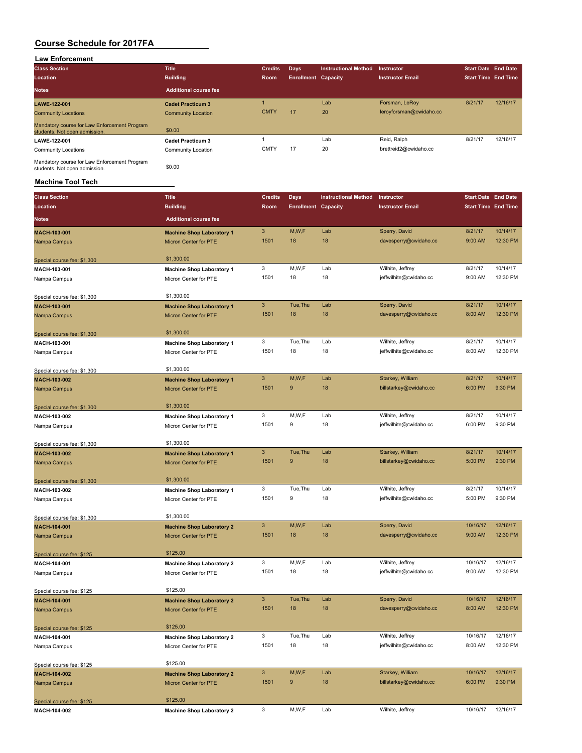# Course Schedule for 2017FA

## Law Enforcement

| Class Section / Location / Notes | Title / Building / Additional course fee | Credits / Room | Days / Enrollment | Instructional Method / Capacity | Instructor / Instructor Email | Start Date / Start Time | End Date / End Time |
|---|---|---|---|---|---|---|---|
| **LAWE-122-001** | **Cadet Practicum 3** | 1 | | Lab | Forsman, LeRoy | 8/21/17 | 12/16/17 |
| Community Locations | Community Location | CMTY | 17 | 20 | leroyforsman@cwidaho.cc | | |
| Mandatory course for Law Enforcement Program students. Not open admission. | $0.00 | | | | | | |
| **LAWE-122-001** | **Cadet Practicum 3** | 1 | | Lab | Reid, Ralph | 8/21/17 | 12/16/17 |
| Community Locations | Community Location | CMTY | 17 | 20 | brettreid2@cwidaho.cc | | |
| Mandatory course for Law Enforcement Program students. Not open admission. | $0.00 | | | | | | |

## Machine Tool Tech

| Class Section / Location / Notes | Title / Building / Additional course fee | Credits / Room | Days / Enrollment | Instructional Method / Capacity | Instructor / Instructor Email | Start Date / Start Time | End Date / End Time |
|---|---|---|---|---|---|---|---|
| **MACH-103-001** | **Machine Shop Laboratory 1** | 3 | M,W,F | Lab | Sperry, David | 8/21/17 | 10/14/17 |
| Nampa Campus | Micron Center for PTE | 1501 | 18 | 18 | davesperry@cwidaho.cc | 9:00 AM | 12:30 PM |
| Special course fee: $1,300 | $1,300.00 | | | | | | |
| **MACH-103-001** | **Machine Shop Laboratory 1** | 3 | M,W,F | Lab | Wilhite, Jeffrey | 8/21/17 | 10/14/17 |
| Nampa Campus | Micron Center for PTE | 1501 | 18 | 18 | jeffwilhite@cwidaho.cc | 9:00 AM | 12:30 PM |
| Special course fee: $1,300 | $1,300.00 | | | | | | |
| **MACH-103-001** | **Machine Shop Laboratory 1** | 3 | Tue,Thu | Lab | Sperry, David | 8/21/17 | 10/14/17 |
| Nampa Campus | Micron Center for PTE | 1501 | 18 | 18 | davesperry@cwidaho.cc | 8:00 AM | 12:30 PM |
| Special course fee: $1,300 | $1,300.00 | | | | | | |
| **MACH-103-001** | **Machine Shop Laboratory 1** | 3 | Tue,Thu | Lab | Wilhite, Jeffrey | 8/21/17 | 10/14/17 |
| Nampa Campus | Micron Center for PTE | 1501 | 18 | 18 | jeffwilhite@cwidaho.cc | 8:00 AM | 12:30 PM |
| Special course fee: $1,300 | $1,300.00 | | | | | | |
| **MACH-103-002** | **Machine Shop Laboratory 1** | 3 | M,W,F | Lab | Starkey, William | 8/21/17 | 10/14/17 |
| Nampa Campus | Micron Center for PTE | 1501 | 9 | 18 | billstarkey@cwidaho.cc | 6:00 PM | 9:30 PM |
| Special course fee: $1,300 | $1,300.00 | | | | | | |
| **MACH-103-002** | **Machine Shop Laboratory 1** | 3 | M,W,F | Lab | Wilhite, Jeffrey | 8/21/17 | 10/14/17 |
| Nampa Campus | Micron Center for PTE | 1501 | 9 | 18 | jeffwilhite@cwidaho.cc | 6:00 PM | 9:30 PM |
| Special course fee: $1,300 | $1,300.00 | | | | | | |
| **MACH-103-002** | **Machine Shop Laboratory 1** | 3 | Tue,Thu | Lab | Starkey, William | 8/21/17 | 10/14/17 |
| Nampa Campus | Micron Center for PTE | 1501 | 9 | 18 | billstarkey@cwidaho.cc | 5:00 PM | 9:30 PM |
| Special course fee: $1,300 | $1,300.00 | | | | | | |
| **MACH-103-002** | **Machine Shop Laboratory 1** | 3 | Tue,Thu | Lab | Wilhite, Jeffrey | 8/21/17 | 10/14/17 |
| Nampa Campus | Micron Center for PTE | 1501 | 9 | 18 | jeffwilhite@cwidaho.cc | 5:00 PM | 9:30 PM |
| Special course fee: $1,300 | $1,300.00 | | | | | | |
| **MACH-104-001** | **Machine Shop Laboratory 2** | 3 | M,W,F | Lab | Sperry, David | 10/16/17 | 12/16/17 |
| Nampa Campus | Micron Center for PTE | 1501 | 18 | 18 | davesperry@cwidaho.cc | 9:00 AM | 12:30 PM |
| Special course fee: $125 | $125.00 | | | | | | |
| **MACH-104-001** | **Machine Shop Laboratory 2** | 3 | M,W,F | Lab | Wilhite, Jeffrey | 10/16/17 | 12/16/17 |
| Nampa Campus | Micron Center for PTE | 1501 | 18 | 18 | jeffwilhite@cwidaho.cc | 9:00 AM | 12:30 PM |
| Special course fee: $125 | $125.00 | | | | | | |
| **MACH-104-001** | **Machine Shop Laboratory 2** | 3 | Tue,Thu | Lab | Sperry, David | 10/16/17 | 12/16/17 |
| Nampa Campus | Micron Center for PTE | 1501 | 18 | 18 | davesperry@cwidaho.cc | 8:00 AM | 12:30 PM |
| Special course fee: $125 | $125.00 | | | | | | |
| **MACH-104-001** | **Machine Shop Laboratory 2** | 3 | Tue,Thu | Lab | Wilhite, Jeffrey | 10/16/17 | 12/16/17 |
| Nampa Campus | Micron Center for PTE | 1501 | 18 | 18 | jeffwilhite@cwidaho.cc | 8:00 AM | 12:30 PM |
| Special course fee: $125 | $125.00 | | | | | | |
| **MACH-104-002** | **Machine Shop Laboratory 2** | 3 | M,W,F | Lab | Starkey, William | 10/16/17 | 12/16/17 |
| Nampa Campus | Micron Center for PTE | 1501 | 9 | 18 | billstarkey@cwidaho.cc | 6:00 PM | 9:30 PM |
| Special course fee: $125 | $125.00 | | | | | | |
| **MACH-104-002** | **Machine Shop Laboratory 2** | 3 | M,W,F | Lab | Wilhite, Jeffrey | 10/16/17 | 12/16/17 |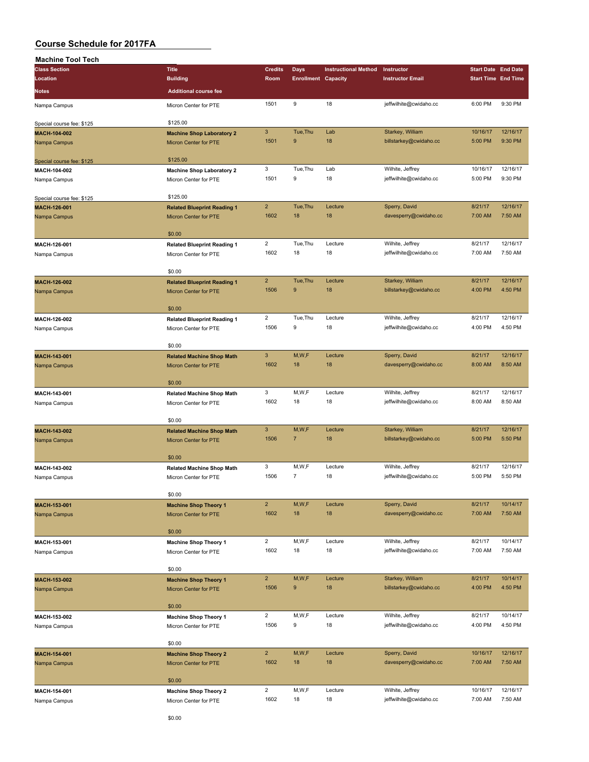# Course Schedule for 2017FA

## Machine Tool Tech

| Class Section / Location / Notes | Title / Building / Additional course fee | Credits / Room | Days / Enrollment | Instructional Method / Capacity | Instructor / Instructor Email | Start Date / Start Time | End Date / End Time |
|---|---|---|---|---|---|---|---|
| Nampa Campus | Micron Center for PTE | 1501 | 9 | 18 | jeffwilhite@cwidaho.cc | 6:00 PM | 9:30 PM |
| Special course fee: $125 | $125.00 | | | | | | |
| **MACH-104-002** | **Machine Shop Laboratory 2** | 3 | Tue,Thu | Lab | Starkey, William | 10/16/17 | 12/16/17 |
| Nampa Campus | Micron Center for PTE | 1501 | 9 | 18 | billstarkey@cwidaho.cc | 5:00 PM | 9:30 PM |
| Special course fee: $125 | $125.00 | | | | | | |
| **MACH-104-002** | **Machine Shop Laboratory 2** | 3 | Tue,Thu | Lab | Wilhite, Jeffrey | 10/16/17 | 12/16/17 |
| Nampa Campus | Micron Center for PTE | 1501 | 9 | 18 | jeffwilhite@cwidaho.cc | 5:00 PM | 9:30 PM |
| Special course fee: $125 | $125.00 | | | | | | |
| **MACH-126-001** | **Related Blueprint Reading 1** | 2 | Tue,Thu | Lecture | Sperry, David | 8/21/17 | 12/16/17 |
| Nampa Campus | Micron Center for PTE | 1602 | 18 | 18 | davesperry@cwidaho.cc | 7:00 AM | 7:50 AM |
| | $0.00 | | | | | | |
| **MACH-126-001** | **Related Blueprint Reading 1** | 2 | Tue,Thu | Lecture | Wilhite, Jeffrey | 8/21/17 | 12/16/17 |
| Nampa Campus | Micron Center for PTE | 1602 | 18 | 18 | jeffwilhite@cwidaho.cc | 7:00 AM | 7:50 AM |
| | $0.00 | | | | | | |
| **MACH-126-002** | **Related Blueprint Reading 1** | 2 | Tue,Thu | Lecture | Starkey, William | 8/21/17 | 12/16/17 |
| Nampa Campus | Micron Center for PTE | 1506 | 9 | 18 | billstarkey@cwidaho.cc | 4:00 PM | 4:50 PM |
| | $0.00 | | | | | | |
| **MACH-126-002** | **Related Blueprint Reading 1** | 2 | Tue,Thu | Lecture | Wilhite, Jeffrey | 8/21/17 | 12/16/17 |
| Nampa Campus | Micron Center for PTE | 1506 | 9 | 18 | jeffwilhite@cwidaho.cc | 4:00 PM | 4:50 PM |
| | $0.00 | | | | | | |
| **MACH-143-001** | **Related Machine Shop Math** | 3 | M,W,F | Lecture | Sperry, David | 8/21/17 | 12/16/17 |
| Nampa Campus | Micron Center for PTE | 1602 | 18 | 18 | davesperry@cwidaho.cc | 8:00 AM | 8:50 AM |
| | $0.00 | | | | | | |
| **MACH-143-001** | **Related Machine Shop Math** | 3 | M,W,F | Lecture | Wilhite, Jeffrey | 8/21/17 | 12/16/17 |
| Nampa Campus | Micron Center for PTE | 1602 | 18 | 18 | jeffwilhite@cwidaho.cc | 8:00 AM | 8:50 AM |
| | $0.00 | | | | | | |
| **MACH-143-002** | **Related Machine Shop Math** | 3 | M,W,F | Lecture | Starkey, William | 8/21/17 | 12/16/17 |
| Nampa Campus | Micron Center for PTE | 1506 | 7 | 18 | billstarkey@cwidaho.cc | 5:00 PM | 5:50 PM |
| | $0.00 | | | | | | |
| **MACH-143-002** | **Related Machine Shop Math** | 3 | M,W,F | Lecture | Wilhite, Jeffrey | 8/21/17 | 12/16/17 |
| Nampa Campus | Micron Center for PTE | 1506 | 7 | 18 | jeffwilhite@cwidaho.cc | 5:00 PM | 5:50 PM |
| | $0.00 | | | | | | |
| **MACH-153-001** | **Machine Shop Theory 1** | 2 | M,W,F | Lecture | Sperry, David | 8/21/17 | 10/14/17 |
| Nampa Campus | Micron Center for PTE | 1602 | 18 | 18 | davesperry@cwidaho.cc | 7:00 AM | 7:50 AM |
| | $0.00 | | | | | | |
| **MACH-153-001** | **Machine Shop Theory 1** | 2 | M,W,F | Lecture | Wilhite, Jeffrey | 8/21/17 | 10/14/17 |
| Nampa Campus | Micron Center for PTE | 1602 | 18 | 18 | jeffwilhite@cwidaho.cc | 7:00 AM | 7:50 AM |
| | $0.00 | | | | | | |
| **MACH-153-002** | **Machine Shop Theory 1** | 2 | M,W,F | Lecture | Starkey, William | 8/21/17 | 10/14/17 |
| Nampa Campus | Micron Center for PTE | 1506 | 9 | 18 | billstarkey@cwidaho.cc | 4:00 PM | 4:50 PM |
| | $0.00 | | | | | | |
| **MACH-153-002** | **Machine Shop Theory 1** | 2 | M,W,F | Lecture | Wilhite, Jeffrey | 8/21/17 | 10/14/17 |
| Nampa Campus | Micron Center for PTE | 1506 | 9 | 18 | jeffwilhite@cwidaho.cc | 4:00 PM | 4:50 PM |
| | $0.00 | | | | | | |
| **MACH-154-001** | **Machine Shop Theory 2** | 2 | M,W,F | Lecture | Sperry, David | 10/16/17 | 12/16/17 |
| Nampa Campus | Micron Center for PTE | 1602 | 18 | 18 | davesperry@cwidaho.cc | 7:00 AM | 7:50 AM |
| | $0.00 | | | | | | |
| **MACH-154-001** | **Machine Shop Theory 2** | 2 | M,W,F | Lecture | Wilhite, Jeffrey | 10/16/17 | 12/16/17 |
| Nampa Campus | Micron Center for PTE | 1602 | 18 | 18 | jeffwilhite@cwidaho.cc | 7:00 AM | 7:50 AM |
| | $0.00 | | | | | | |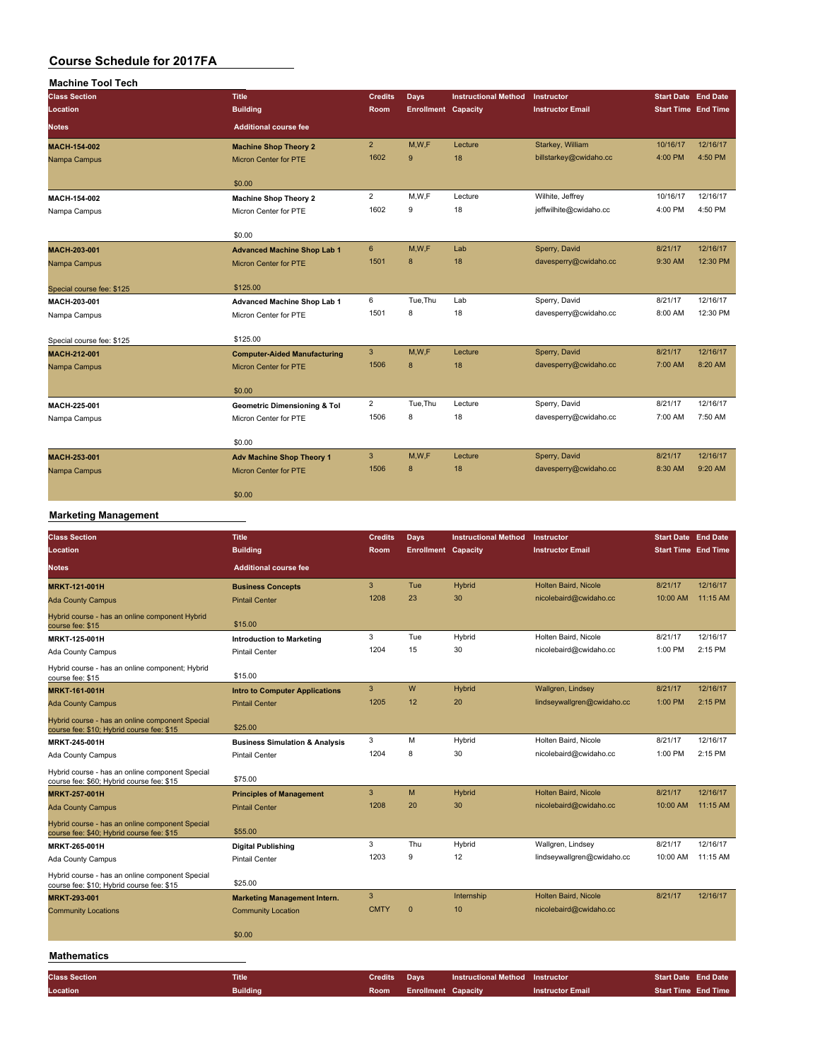# Course Schedule for 2017FA

## Machine Tool Tech

| Class Section / Location / Notes | Title / Building / Additional course fee | Credits / Room | Days / Enrollment | Instructional Method / Capacity | Instructor / Instructor Email | Start Date / Start Time | End Date / End Time |
|---|---|---|---|---|---|---|---|
| **MACH-154-002**<br>Nampa Campus | **Machine Shop Theory 2**<br>Micron Center for PTE<br>$0.00 | 2<br>1602 | M,W,F<br>9 | Lecture<br>18 | Starkey, William<br>billstarkey@cwidaho.cc | 10/16/17<br>4:00 PM | 12/16/17<br>4:50 PM |
| **MACH-154-002**<br>Nampa Campus | **Machine Shop Theory 2**<br>Micron Center for PTE<br>$0.00 | 2<br>1602 | M,W,F<br>9 | Lecture<br>18 | Wilhite, Jeffrey<br>jeffwilhite@cwidaho.cc | 10/16/17<br>4:00 PM | 12/16/17<br>4:50 PM |
| **MACH-203-001**<br>Nampa Campus<br>Special course fee: $125 | **Advanced Machine Shop Lab 1**<br>Micron Center for PTE<br>$125.00 | 6<br>1501 | M,W,F<br>8 | Lab<br>18 | Sperry, David<br>davesperry@cwidaho.cc | 8/21/17<br>9:30 AM | 12/16/17<br>12:30 PM |
| **MACH-203-001**<br>Nampa Campus<br>Special course fee: $125 | **Advanced Machine Shop Lab 1**<br>Micron Center for PTE<br>$125.00 | 6<br>1501 | Tue,Thu<br>8 | Lab<br>18 | Sperry, David<br>davesperry@cwidaho.cc | 8/21/17<br>8:00 AM | 12/16/17<br>12:30 PM |
| **MACH-212-001**<br>Nampa Campus | **Computer-Aided Manufacturing**<br>Micron Center for PTE<br>$0.00 | 3<br>1506 | M,W,F<br>8 | Lecture<br>18 | Sperry, David<br>davesperry@cwidaho.cc | 8/21/17<br>7:00 AM | 12/16/17<br>8:20 AM |
| **MACH-225-001**<br>Nampa Campus | **Geometric Dimensioning & Tol**<br>Micron Center for PTE<br>$0.00 | 2<br>1506 | Tue,Thu<br>8 | Lecture<br>18 | Sperry, David<br>davesperry@cwidaho.cc | 8/21/17<br>7:00 AM | 12/16/17<br>7:50 AM |
| **MACH-253-001**<br>Nampa Campus | **Adv Machine Shop Theory 1**<br>Micron Center for PTE<br>$0.00 | 3<br>1506 | M,W,F<br>8 | Lecture<br>18 | Sperry, David<br>davesperry@cwidaho.cc | 8/21/17<br>8:30 AM | 12/16/17<br>9:20 AM |

## Marketing Management

| Class Section / Location / Notes | Title / Building / Additional course fee | Credits / Room | Days / Enrollment | Instructional Method / Capacity | Instructor / Instructor Email | Start Date / Start Time | End Date / End Time |
|---|---|---|---|---|---|---|---|
| **MRKT-121-001H**<br>Ada County Campus<br>Hybrid course - has an online component Hybrid course fee: $15 | **Business Concepts**<br>Pintail Center<br>$15.00 | 3<br>1208 | Tue<br>23 | Hybrid<br>30 | Holten Baird, Nicole<br>nicolebaird@cwidaho.cc | 8/21/17<br>10:00 AM | 12/16/17<br>11:15 AM |
| **MRKT-125-001H**<br>Ada County Campus<br>Hybrid course - has an online component; Hybrid course fee: $15 | **Introduction to Marketing**<br>Pintail Center<br>$15.00 | 3<br>1204 | Tue<br>15 | Hybrid<br>30 | Holten Baird, Nicole<br>nicolebaird@cwidaho.cc | 8/21/17<br>1:00 PM | 12/16/17<br>2:15 PM |
| **MRKT-161-001H**<br>Ada County Campus<br>Hybrid course - has an online component Special course fee: $10; Hybrid course fee: $15 | **Intro to Computer Applications**<br>Pintail Center<br>$25.00 | 3<br>1205 | W<br>12 | Hybrid<br>20 | Wallgren, Lindsey<br>lindseywallgren@cwidaho.cc | 8/21/17<br>1:00 PM | 12/16/17<br>2:15 PM |
| **MRKT-245-001H**<br>Ada County Campus<br>Hybrid course - has an online component Special course fee: $60; Hybrid course fee: $15 | **Business Simulation & Analysis**<br>Pintail Center<br>$75.00 | 3<br>1204 | M<br>8 | Hybrid<br>30 | Holten Baird, Nicole<br>nicolebaird@cwidaho.cc | 8/21/17<br>1:00 PM | 12/16/17<br>2:15 PM |
| **MRKT-257-001H**<br>Ada County Campus<br>Hybrid course - has an online component Special course fee: $40; Hybrid course fee: $15 | **Principles of Management**<br>Pintail Center<br>$55.00 | 3<br>1208 | M<br>20 | Hybrid<br>30 | Holten Baird, Nicole<br>nicolebaird@cwidaho.cc | 8/21/17<br>10:00 AM | 12/16/17<br>11:15 AM |
| **MRKT-265-001H**<br>Ada County Campus<br>Hybrid course - has an online component Special course fee: $10; Hybrid course fee: $15 | **Digital Publishing**<br>Pintail Center<br>$25.00 | 3<br>1203 | Thu<br>9 | Hybrid<br>12 | Wallgren, Lindsey<br>lindseywallgren@cwidaho.cc | 8/21/17<br>10:00 AM | 12/16/17<br>11:15 AM |
| **MRKT-293-001**<br>Community Locations | **Marketing Management Intern.**<br>Community Location<br>$0.00 | 3<br>CMTY | <br>0 | Internship<br>10 | Holten Baird, Nicole<br>nicolebaird@cwidaho.cc | 8/21/17 | 12/16/17 |

## Mathematics

| Class Section / Location | Title / Building | Credits / Room | Days / Enrollment | Instructional Method / Capacity | Instructor / Instructor Email | Start Date / Start Time | End Date / End Time |
|---|---|---|---|---|---|---|---|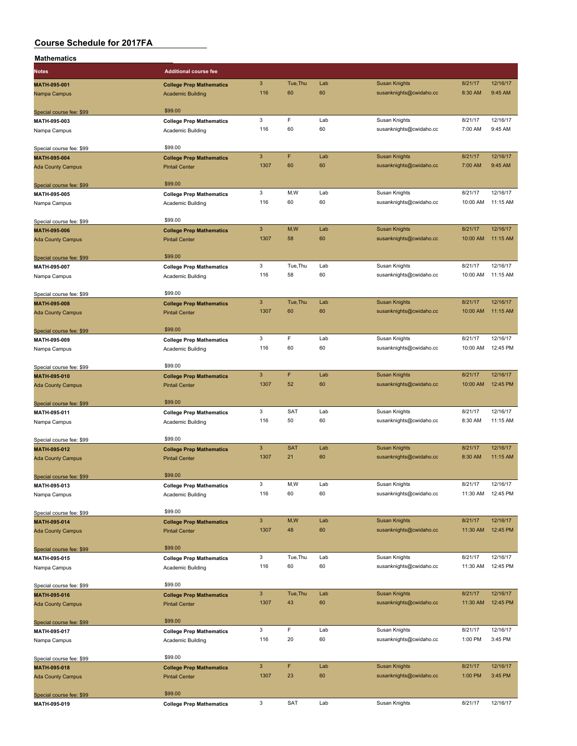## Course Schedule for 2017FA

### Mathematics

| Notes | Additional course fee | | | | | | |
|---|---|---|---|---|---|---|---|
| MATH-095-001 | College Prep Mathematics | 3 | Tue,Thu | Lab | Susan Knights | 8/21/17 | 12/16/17 |
| Nampa Campus | Academic Building | 116 | 60 | 60 | susanknights@cwidaho.cc | 8:30 AM | 9:45 AM |
| Special course fee: $99 | $99.00 | | | | | | |
| MATH-095-003 | College Prep Mathematics | 3 | F | Lab | Susan Knights | 8/21/17 | 12/16/17 |
| Nampa Campus | Academic Building | 116 | 60 | 60 | susanknights@cwidaho.cc | 7:00 AM | 9:45 AM |
| Special course fee: $99 | $99.00 | | | | | | |
| MATH-095-004 | College Prep Mathematics | 3 | F | Lab | Susan Knights | 8/21/17 | 12/16/17 |
| Ada County Campus | Pintail Center | 1307 | 60 | 60 | susanknights@cwidaho.cc | 7:00 AM | 9:45 AM |
| Special course fee: $99 | $99.00 | | | | | | |
| MATH-095-005 | College Prep Mathematics | 3 | M,W | Lab | Susan Knights | 8/21/17 | 12/16/17 |
| Nampa Campus | Academic Building | 116 | 60 | 60 | susanknights@cwidaho.cc | 10:00 AM | 11:15 AM |
| Special course fee: $99 | $99.00 | | | | | | |
| MATH-095-006 | College Prep Mathematics | 3 | M,W | Lab | Susan Knights | 8/21/17 | 12/16/17 |
| Ada County Campus | Pintail Center | 1307 | 58 | 60 | susanknights@cwidaho.cc | 10:00 AM | 11:15 AM |
| Special course fee: $99 | $99.00 | | | | | | |
| MATH-095-007 | College Prep Mathematics | 3 | Tue,Thu | Lab | Susan Knights | 8/21/17 | 12/16/17 |
| Nampa Campus | Academic Building | 116 | 58 | 60 | susanknights@cwidaho.cc | 10:00 AM | 11:15 AM |
| Special course fee: $99 | $99.00 | | | | | | |
| MATH-095-008 | College Prep Mathematics | 3 | Tue,Thu | Lab | Susan Knights | 8/21/17 | 12/16/17 |
| Ada County Campus | Pintail Center | 1307 | 60 | 60 | susanknights@cwidaho.cc | 10:00 AM | 11:15 AM |
| Special course fee: $99 | $99.00 | | | | | | |
| MATH-095-009 | College Prep Mathematics | 3 | F | Lab | Susan Knights | 8/21/17 | 12/16/17 |
| Nampa Campus | Academic Building | 116 | 60 | 60 | susanknights@cwidaho.cc | 10:00 AM | 12:45 PM |
| Special course fee: $99 | $99.00 | | | | | | |
| MATH-095-010 | College Prep Mathematics | 3 | F | Lab | Susan Knights | 8/21/17 | 12/16/17 |
| Ada County Campus | Pintail Center | 1307 | 52 | 60 | susanknights@cwidaho.cc | 10:00 AM | 12:45 PM |
| Special course fee: $99 | $99.00 | | | | | | |
| MATH-095-011 | College Prep Mathematics | 3 | SAT | Lab | Susan Knights | 8/21/17 | 12/16/17 |
| Nampa Campus | Academic Building | 116 | 50 | 60 | susanknights@cwidaho.cc | 8:30 AM | 11:15 AM |
| Special course fee: $99 | $99.00 | | | | | | |
| MATH-095-012 | College Prep Mathematics | 3 | SAT | Lab | Susan Knights | 8/21/17 | 12/16/17 |
| Ada County Campus | Pintail Center | 1307 | 21 | 60 | susanknights@cwidaho.cc | 8:30 AM | 11:15 AM |
| Special course fee: $99 | $99.00 | | | | | | |
| MATH-095-013 | College Prep Mathematics | 3 | M,W | Lab | Susan Knights | 8/21/17 | 12/16/17 |
| Nampa Campus | Academic Building | 116 | 60 | 60 | susanknights@cwidaho.cc | 11:30 AM | 12:45 PM |
| Special course fee: $99 | $99.00 | | | | | | |
| MATH-095-014 | College Prep Mathematics | 3 | M,W | Lab | Susan Knights | 8/21/17 | 12/16/17 |
| Ada County Campus | Pintail Center | 1307 | 48 | 60 | susanknights@cwidaho.cc | 11:30 AM | 12:45 PM |
| Special course fee: $99 | $99.00 | | | | | | |
| MATH-095-015 | College Prep Mathematics | 3 | Tue,Thu | Lab | Susan Knights | 8/21/17 | 12/16/17 |
| Nampa Campus | Academic Building | 116 | 60 | 60 | susanknights@cwidaho.cc | 11:30 AM | 12:45 PM |
| Special course fee: $99 | $99.00 | | | | | | |
| MATH-095-016 | College Prep Mathematics | 3 | Tue,Thu | Lab | Susan Knights | 8/21/17 | 12/16/17 |
| Ada County Campus | Pintail Center | 1307 | 43 | 60 | susanknights@cwidaho.cc | 11:30 AM | 12:45 PM |
| Special course fee: $99 | $99.00 | | | | | | |
| MATH-095-017 | College Prep Mathematics | 3 | F | Lab | Susan Knights | 8/21/17 | 12/16/17 |
| Nampa Campus | Academic Building | 116 | 20 | 60 | susanknights@cwidaho.cc | 1:00 PM | 3:45 PM |
| Special course fee: $99 | $99.00 | | | | | | |
| MATH-095-018 | College Prep Mathematics | 3 | F | Lab | Susan Knights | 8/21/17 | 12/16/17 |
| Ada County Campus | Pintail Center | 1307 | 23 | 60 | susanknights@cwidaho.cc | 1:00 PM | 3:45 PM |
| Special course fee: $99 | $99.00 | | | | | | |
| MATH-095-019 | College Prep Mathematics | 3 | SAT | Lab | Susan Knights | 8/21/17 | 12/16/17 |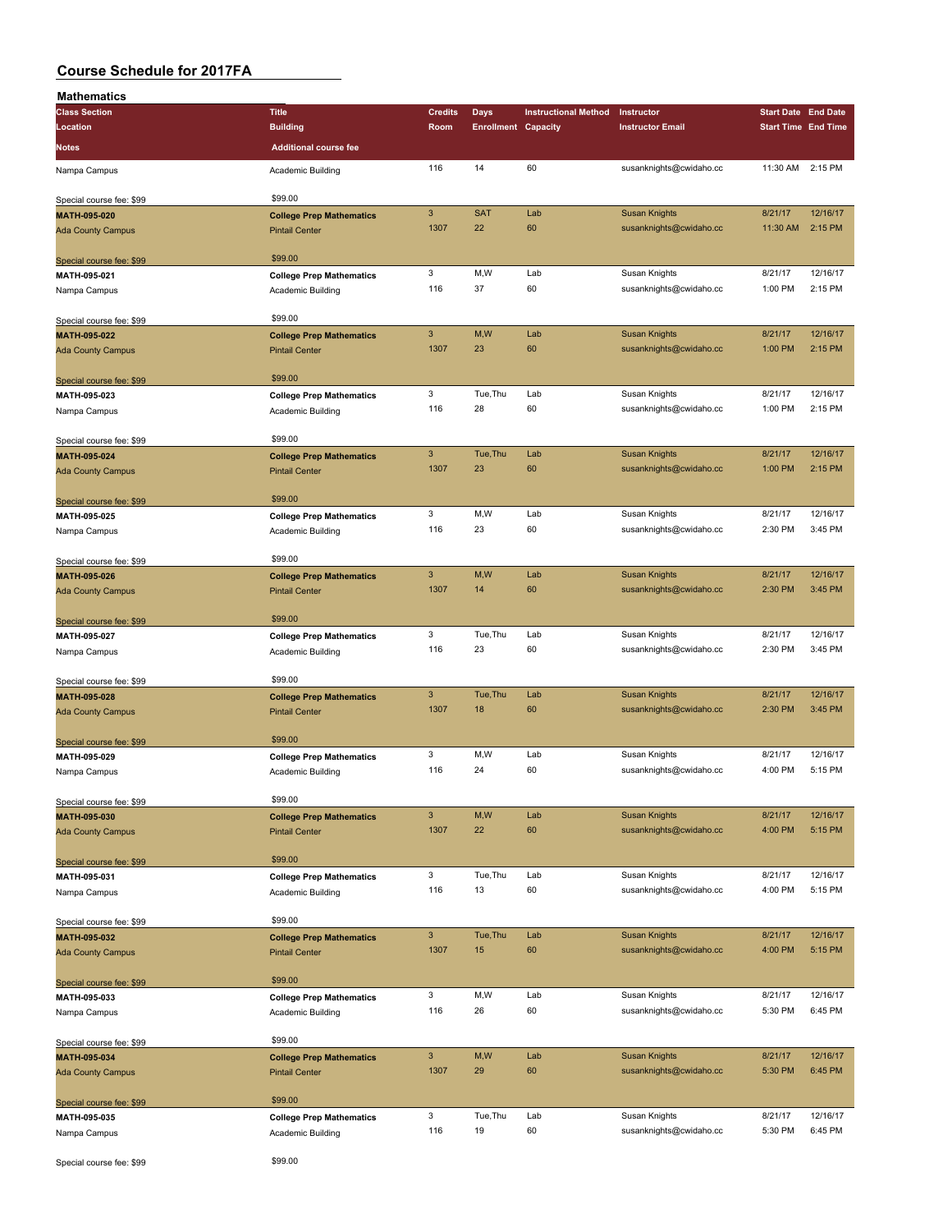# Course Schedule for 2017FA

## Mathematics

| Class Section / Location / Notes | Title / Building / Additional course fee | Credits / Room | Days / Enrollment | Instructional Method / Capacity | Instructor / Instructor Email | Start Date / Start Time | End Date / End Time |
|---|---|---|---|---|---|---|---|
| Nampa Campus | Academic Building | 116 | 14 | 60 | susanknights@cwidaho.cc | 11:30 AM | 2:15 PM |
| Special course fee: $99 | $99.00 | | | | | | |
| **MATH-095-020** | **College Prep Mathematics** | 3 | SAT | Lab | Susan Knights | 8/21/17 | 12/16/17 |
| Ada County Campus | Pintail Center | 1307 | 22 | 60 | susanknights@cwidaho.cc | 11:30 AM | 2:15 PM |
| Special course fee: $99 | $99.00 | | | | | | |
| **MATH-095-021** | **College Prep Mathematics** | 3 | M,W | Lab | Susan Knights | 8/21/17 | 12/16/17 |
| Nampa Campus | Academic Building | 116 | 37 | 60 | susanknights@cwidaho.cc | 1:00 PM | 2:15 PM |
| Special course fee: $99 | $99.00 | | | | | | |
| **MATH-095-022** | **College Prep Mathematics** | 3 | M,W | Lab | Susan Knights | 8/21/17 | 12/16/17 |
| Ada County Campus | Pintail Center | 1307 | 23 | 60 | susanknights@cwidaho.cc | 1:00 PM | 2:15 PM |
| Special course fee: $99 | $99.00 | | | | | | |
| **MATH-095-023** | **College Prep Mathematics** | 3 | Tue,Thu | Lab | Susan Knights | 8/21/17 | 12/16/17 |
| Nampa Campus | Academic Building | 116 | 28 | 60 | susanknights@cwidaho.cc | 1:00 PM | 2:15 PM |
| Special course fee: $99 | $99.00 | | | | | | |
| **MATH-095-024** | **College Prep Mathematics** | 3 | Tue,Thu | Lab | Susan Knights | 8/21/17 | 12/16/17 |
| Ada County Campus | Pintail Center | 1307 | 23 | 60 | susanknights@cwidaho.cc | 1:00 PM | 2:15 PM |
| Special course fee: $99 | $99.00 | | | | | | |
| **MATH-095-025** | **College Prep Mathematics** | 3 | M,W | Lab | Susan Knights | 8/21/17 | 12/16/17 |
| Nampa Campus | Academic Building | 116 | 23 | 60 | susanknights@cwidaho.cc | 2:30 PM | 3:45 PM |
| Special course fee: $99 | $99.00 | | | | | | |
| **MATH-095-026** | **College Prep Mathematics** | 3 | M,W | Lab | Susan Knights | 8/21/17 | 12/16/17 |
| Ada County Campus | Pintail Center | 1307 | 14 | 60 | susanknights@cwidaho.cc | 2:30 PM | 3:45 PM |
| Special course fee: $99 | $99.00 | | | | | | |
| **MATH-095-027** | **College Prep Mathematics** | 3 | Tue,Thu | Lab | Susan Knights | 8/21/17 | 12/16/17 |
| Nampa Campus | Academic Building | 116 | 23 | 60 | susanknights@cwidaho.cc | 2:30 PM | 3:45 PM |
| Special course fee: $99 | $99.00 | | | | | | |
| **MATH-095-028** | **College Prep Mathematics** | 3 | Tue,Thu | Lab | Susan Knights | 8/21/17 | 12/16/17 |
| Ada County Campus | Pintail Center | 1307 | 18 | 60 | susanknights@cwidaho.cc | 2:30 PM | 3:45 PM |
| Special course fee: $99 | $99.00 | | | | | | |
| **MATH-095-029** | **College Prep Mathematics** | 3 | M,W | Lab | Susan Knights | 8/21/17 | 12/16/17 |
| Nampa Campus | Academic Building | 116 | 24 | 60 | susanknights@cwidaho.cc | 4:00 PM | 5:15 PM |
| Special course fee: $99 | $99.00 | | | | | | |
| **MATH-095-030** | **College Prep Mathematics** | 3 | M,W | Lab | Susan Knights | 8/21/17 | 12/16/17 |
| Ada County Campus | Pintail Center | 1307 | 22 | 60 | susanknights@cwidaho.cc | 4:00 PM | 5:15 PM |
| Special course fee: $99 | $99.00 | | | | | | |
| **MATH-095-031** | **College Prep Mathematics** | 3 | Tue,Thu | Lab | Susan Knights | 8/21/17 | 12/16/17 |
| Nampa Campus | Academic Building | 116 | 13 | 60 | susanknights@cwidaho.cc | 4:00 PM | 5:15 PM |
| Special course fee: $99 | $99.00 | | | | | | |
| **MATH-095-032** | **College Prep Mathematics** | 3 | Tue,Thu | Lab | Susan Knights | 8/21/17 | 12/16/17 |
| Ada County Campus | Pintail Center | 1307 | 15 | 60 | susanknights@cwidaho.cc | 4:00 PM | 5:15 PM |
| Special course fee: $99 | $99.00 | | | | | | |
| **MATH-095-033** | **College Prep Mathematics** | 3 | M,W | Lab | Susan Knights | 8/21/17 | 12/16/17 |
| Nampa Campus | Academic Building | 116 | 26 | 60 | susanknights@cwidaho.cc | 5:30 PM | 6:45 PM |
| Special course fee: $99 | $99.00 | | | | | | |
| **MATH-095-034** | **College Prep Mathematics** | 3 | M,W | Lab | Susan Knights | 8/21/17 | 12/16/17 |
| Ada County Campus | Pintail Center | 1307 | 29 | 60 | susanknights@cwidaho.cc | 5:30 PM | 6:45 PM |
| Special course fee: $99 | $99.00 | | | | | | |
| **MATH-095-035** | **College Prep Mathematics** | 3 | Tue,Thu | Lab | Susan Knights | 8/21/17 | 12/16/17 |
| Nampa Campus | Academic Building | 116 | 19 | 60 | susanknights@cwidaho.cc | 5:30 PM | 6:45 PM |
| Special course fee: $99 | $99.00 | | | | | | |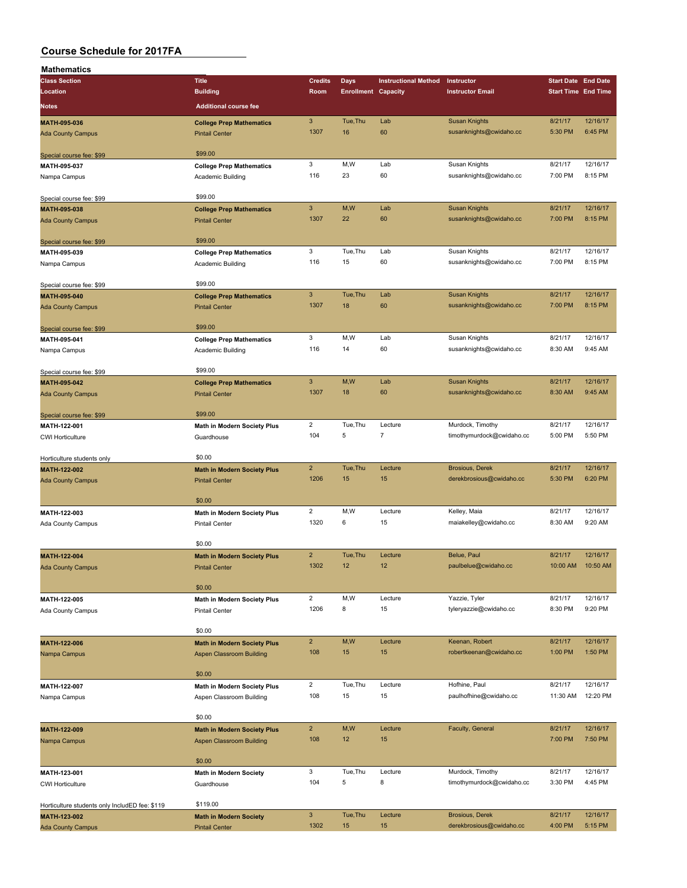# Course Schedule for 2017FA

## Mathematics

| Class Section / Location / Notes | Title / Building / Additional course fee | Credits / Room | Days / Enrollment | Instructional Method / Capacity | Instructor / Instructor Email | Start Date / Start Time | End Date / End Time |
|---|---|---|---|---|---|---|---|
| **MATH-095-036** | **College Prep Mathematics** | 3 | Tue,Thu | Lab | Susan Knights | 8/21/17 | 12/16/17 |
| Ada County Campus | Pintail Center | 1307 | 16 | 60 | susanknights@cwidaho.cc | 5:30 PM | 6:45 PM |
| Special course fee: $99 | $99.00 | | | | | | |
| **MATH-095-037** | **College Prep Mathematics** | 3 | M,W | Lab | Susan Knights | 8/21/17 | 12/16/17 |
| Nampa Campus | Academic Building | 116 | 23 | 60 | susanknights@cwidaho.cc | 7:00 PM | 8:15 PM |
| Special course fee: $99 | $99.00 | | | | | | |
| **MATH-095-038** | **College Prep Mathematics** | 3 | M,W | Lab | Susan Knights | 8/21/17 | 12/16/17 |
| Ada County Campus | Pintail Center | 1307 | 22 | 60 | susanknights@cwidaho.cc | 7:00 PM | 8:15 PM |
| Special course fee: $99 | $99.00 | | | | | | |
| **MATH-095-039** | **College Prep Mathematics** | 3 | Tue,Thu | Lab | Susan Knights | 8/21/17 | 12/16/17 |
| Nampa Campus | Academic Building | 116 | 15 | 60 | susanknights@cwidaho.cc | 7:00 PM | 8:15 PM |
| Special course fee: $99 | $99.00 | | | | | | |
| **MATH-095-040** | **College Prep Mathematics** | 3 | Tue,Thu | Lab | Susan Knights | 8/21/17 | 12/16/17 |
| Ada County Campus | Pintail Center | 1307 | 18 | 60 | susanknights@cwidaho.cc | 7:00 PM | 8:15 PM |
| Special course fee: $99 | $99.00 | | | | | | |
| **MATH-095-041** | **College Prep Mathematics** | 3 | M,W | Lab | Susan Knights | 8/21/17 | 12/16/17 |
| Nampa Campus | Academic Building | 116 | 14 | 60 | susanknights@cwidaho.cc | 8:30 AM | 9:45 AM |
| Special course fee: $99 | $99.00 | | | | | | |
| **MATH-095-042** | **College Prep Mathematics** | 3 | M,W | Lab | Susan Knights | 8/21/17 | 12/16/17 |
| Ada County Campus | Pintail Center | 1307 | 18 | 60 | susanknights@cwidaho.cc | 8:30 AM | 9:45 AM |
| Special course fee: $99 | $99.00 | | | | | | |
| **MATH-122-001** | **Math in Modern Society Plus** | 2 | Tue,Thu | Lecture | Murdock, Timothy | 8/21/17 | 12/16/17 |
| CWI Horticulture | Guardhouse | 104 | 5 | 7 | timothymurdock@cwidaho.cc | 5:00 PM | 5:50 PM |
| Horticulture students only | $0.00 | | | | | | |
| **MATH-122-002** | **Math in Modern Society Plus** | 2 | Tue,Thu | Lecture | Brosious, Derek | 8/21/17 | 12/16/17 |
| Ada County Campus | Pintail Center | 1206 | 15 | 15 | derekbrosious@cwidaho.cc | 5:30 PM | 6:20 PM |
| | $0.00 | | | | | | |
| **MATH-122-003** | **Math in Modern Society Plus** | 2 | M,W | Lecture | Kelley, Maia | 8/21/17 | 12/16/17 |
| Ada County Campus | Pintail Center | 1320 | 6 | 15 | maiakelley@cwidaho.cc | 8:30 AM | 9:20 AM |
| | $0.00 | | | | | | |
| **MATH-122-004** | **Math in Modern Society Plus** | 2 | Tue,Thu | Lecture | Belue, Paul | 8/21/17 | 12/16/17 |
| Ada County Campus | Pintail Center | 1302 | 12 | 12 | paulbelue@cwidaho.cc | 10:00 AM | 10:50 AM |
| | $0.00 | | | | | | |
| **MATH-122-005** | **Math in Modern Society Plus** | 2 | M,W | Lecture | Yazzie, Tyler | 8/21/17 | 12/16/17 |
| Ada County Campus | Pintail Center | 1206 | 8 | 15 | tyleryazzie@cwidaho.cc | 8:30 PM | 9:20 PM |
| | $0.00 | | | | | | |
| **MATH-122-006** | **Math in Modern Society Plus** | 2 | M,W | Lecture | Keenan, Robert | 8/21/17 | 12/16/17 |
| Nampa Campus | Aspen Classroom Building | 108 | 15 | 15 | robertkeenan@cwidaho.cc | 1:00 PM | 1:50 PM |
| | $0.00 | | | | | | |
| **MATH-122-007** | **Math in Modern Society Plus** | 2 | Tue,Thu | Lecture | Hofhine, Paul | 8/21/17 | 12/16/17 |
| Nampa Campus | Aspen Classroom Building | 108 | 15 | 15 | paulhofhine@cwidaho.cc | 11:30 AM | 12:20 PM |
| | $0.00 | | | | | | |
| **MATH-122-009** | **Math in Modern Society Plus** | 2 | M,W | Lecture | Faculty, General | 8/21/17 | 12/16/17 |
| Nampa Campus | Aspen Classroom Building | 108 | 12 | 15 | | 7:00 PM | 7:50 PM |
| | $0.00 | | | | | | |
| **MATH-123-001** | **Math in Modern Society** | 3 | Tue,Thu | Lecture | Murdock, Timothy | 8/21/17 | 12/16/17 |
| CWI Horticulture | Guardhouse | 104 | 5 | 8 | timothymurdock@cwidaho.cc | 3:30 PM | 4:45 PM |
| Horticulture students only IncludED fee: $119 | $119.00 | | | | | | |
| **MATH-123-002** | **Math in Modern Society** | 3 | Tue,Thu | Lecture | Brosious, Derek | 8/21/17 | 12/16/17 |
| Ada County Campus | Pintail Center | 1302 | 15 | 15 | derekbrosious@cwidaho.cc | 4:00 PM | 5:15 PM |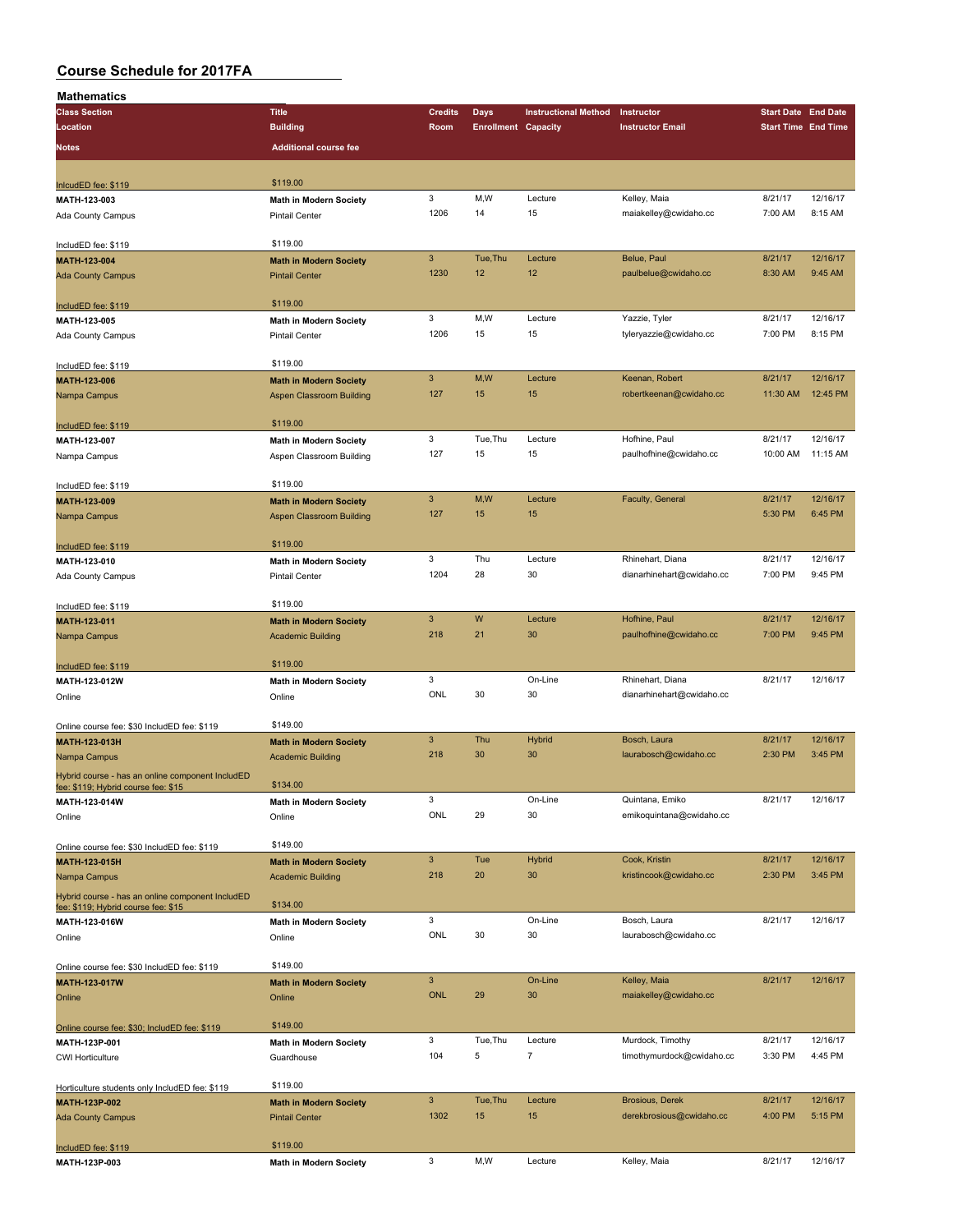# Course Schedule for 2017FA

## Mathematics

| Class Section / Location / Notes | Title / Building / Additional course fee | Credits / Room | Days / Enrollment | Instructional Method / Capacity | Instructor / Instructor Email | Start Date / Start Time | End Date / End Time |
|---|---|---|---|---|---|---|---|
| InlcudED fee: $119 | $119.00 | | | | | | |
| MATH-123-003 | Math in Modern Society | 3 | M,W | Lecture | Kelley, Maia | 8/21/17 | 12/16/17 |
| Ada County Campus | Pintail Center | 1206 | 14 | 15 | maiakelley@cwidaho.cc | 7:00 AM | 8:15 AM |
| IncludED fee: $119 | $119.00 | | | | | | |
| MATH-123-004 | Math in Modern Society | 3 | Tue,Thu | Lecture | Belue, Paul | 8/21/17 | 12/16/17 |
| Ada County Campus | Pintail Center | 1230 | 12 | 12 | paulbelue@cwidaho.cc | 8:30 AM | 9:45 AM |
| IncludED fee: $119 | $119.00 | | | | | | |
| MATH-123-005 | Math in Modern Society | 3 | M,W | Lecture | Yazzie, Tyler | 8/21/17 | 12/16/17 |
| Ada County Campus | Pintail Center | 1206 | 15 | 15 | tyleryazzie@cwidaho.cc | 7:00 PM | 8:15 PM |
| IncludED fee: $119 | $119.00 | | | | | | |
| MATH-123-006 | Math in Modern Society | 3 | M,W | Lecture | Keenan, Robert | 8/21/17 | 12/16/17 |
| Nampa Campus | Aspen Classroom Building | 127 | 15 | 15 | robertkeenan@cwidaho.cc | 11:30 AM | 12:45 PM |
| IncludED fee: $119 | $119.00 | | | | | | |
| MATH-123-007 | Math in Modern Society | 3 | Tue,Thu | Lecture | Hofhine, Paul | 8/21/17 | 12/16/17 |
| Nampa Campus | Aspen Classroom Building | 127 | 15 | 15 | paulhofhine@cwidaho.cc | 10:00 AM | 11:15 AM |
| IncludED fee: $119 | $119.00 | | | | | | |
| MATH-123-009 | Math in Modern Society | 3 | M,W | Lecture | Faculty, General | 8/21/17 | 12/16/17 |
| Nampa Campus | Aspen Classroom Building | 127 | 15 | 15 | | 5:30 PM | 6:45 PM |
| IncludED fee: $119 | $119.00 | | | | | | |
| MATH-123-010 | Math in Modern Society | 3 | Thu | Lecture | Rhinehart, Diana | 8/21/17 | 12/16/17 |
| Ada County Campus | Pintail Center | 1204 | 28 | 30 | dianarhinehart@cwidaho.cc | 7:00 PM | 9:45 PM |
| IncludED fee: $119 | $119.00 | | | | | | |
| MATH-123-011 | Math in Modern Society | 3 | W | Lecture | Hofhine, Paul | 8/21/17 | 12/16/17 |
| Nampa Campus | Academic Building | 218 | 21 | 30 | paulhofhine@cwidaho.cc | 7:00 PM | 9:45 PM |
| IncludED fee: $119 | $119.00 | | | | | | |
| MATH-123-012W | Math in Modern Society | 3 | | On-Line | Rhinehart, Diana | 8/21/17 | 12/16/17 |
| Online | Online | ONL | 30 | 30 | dianarhinehart@cwidaho.cc | | |
| Online course fee: $30 IncludED fee: $119 | $149.00 | | | | | | |
| MATH-123-013H | Math in Modern Society | 3 | Thu | Hybrid | Bosch, Laura | 8/21/17 | 12/16/17 |
| Nampa Campus | Academic Building | 218 | 30 | 30 | laurabosch@cwidaho.cc | 2:30 PM | 3:45 PM |
| Hybrid course - has an online component IncludED fee: $119; Hybrid course fee: $15 | $134.00 | | | | | | |
| MATH-123-014W | Math in Modern Society | 3 | | On-Line | Quintana, Emiko | 8/21/17 | 12/16/17 |
| Online | Online | ONL | 29 | 30 | emikoquintana@cwidaho.cc | | |
| Online course fee: $30 IncludED fee: $119 | $149.00 | | | | | | |
| MATH-123-015H | Math in Modern Society | 3 | Tue | Hybrid | Cook, Kristin | 8/21/17 | 12/16/17 |
| Nampa Campus | Academic Building | 218 | 20 | 30 | kristincook@cwidaho.cc | 2:30 PM | 3:45 PM |
| Hybrid course - has an online component IncludED fee: $119; Hybrid course fee: $15 | $134.00 | | | | | | |
| MATH-123-016W | Math in Modern Society | 3 | | On-Line | Bosch, Laura | 8/21/17 | 12/16/17 |
| Online | Online | ONL | 30 | 30 | laurabosch@cwidaho.cc | | |
| Online course fee: $30 IncludED fee: $119 | $149.00 | | | | | | |
| MATH-123-017W | Math in Modern Society | 3 | | On-Line | Kelley, Maia | 8/21/17 | 12/16/17 |
| Online | Online | ONL | 29 | 30 | maiakelley@cwidaho.cc | | |
| Online course fee: $30; IncludED fee: $119 | $149.00 | | | | | | |
| MATH-123P-001 | Math in Modern Society | 3 | Tue,Thu | Lecture | Murdock, Timothy | 8/21/17 | 12/16/17 |
| CWI Horticulture | Guardhouse | 104 | 5 | 7 | timothymurdock@cwidaho.cc | 3:30 PM | 4:45 PM |
| Horticulture students only IncludED fee: $119 | $119.00 | | | | | | |
| MATH-123P-002 | Math in Modern Society | 3 | Tue,Thu | Lecture | Brosious, Derek | 8/21/17 | 12/16/17 |
| Ada County Campus | Pintail Center | 1302 | 15 | 15 | derekbrosious@cwidaho.cc | 4:00 PM | 5:15 PM |
| IncludED fee: $119 | $119.00 | | | | | | |
| MATH-123P-003 | Math in Modern Society | 3 | M,W | Lecture | Kelley, Maia | 8/21/17 | 12/16/17 |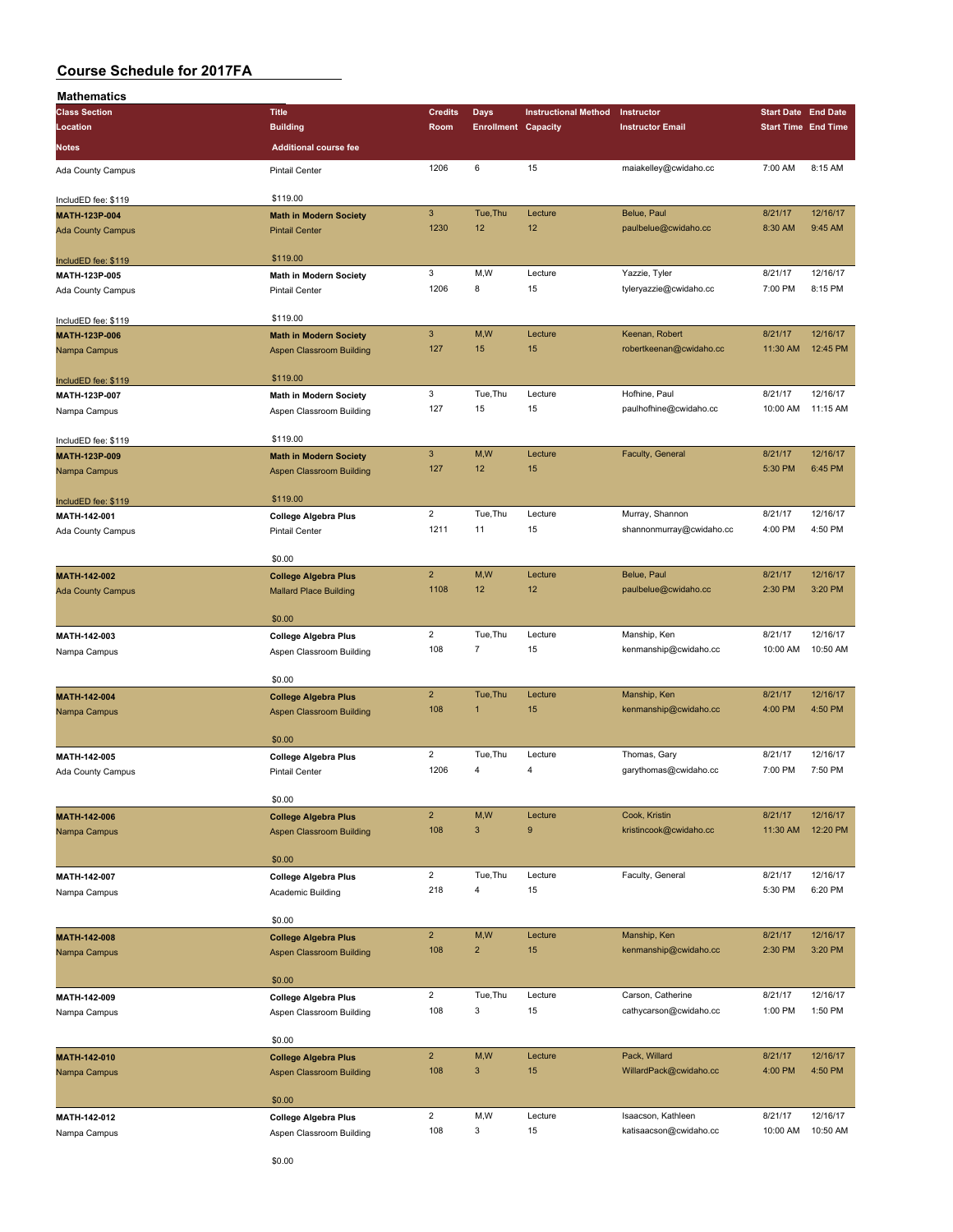# Course Schedule for 2017FA

## Mathematics

| Class Section / Location / Notes | Title / Building / Additional course fee | Credits / Room | Days / Enrollment | Instructional Method / Capacity | Instructor / Instructor Email | Start Date / Start Time | End Date / End Time |
|---|---|---|---|---|---|---|---|
| Ada County Campus | Pintail Center | 1206 | 6 | 15 | maiakelley@cwidaho.cc | 7:00 AM | 8:15 AM |
| IncludED fee: $119 | $119.00 | | | | | | |
| **MATH-123P-004** | **Math in Modern Society** | 3 | Tue,Thu | Lecture | Belue, Paul | 8/21/17 | 12/16/17 |
| Ada County Campus | Pintail Center | 1230 | 12 | 12 | paulbelue@cwidaho.cc | 8:30 AM | 9:45 AM |
| IncludED fee: $119 | $119.00 | | | | | | |
| **MATH-123P-005** | **Math in Modern Society** | 3 | M,W | Lecture | Yazzie, Tyler | 8/21/17 | 12/16/17 |
| Ada County Campus | Pintail Center | 1206 | 8 | 15 | tyleryazzie@cwidaho.cc | 7:00 PM | 8:15 PM |
| IncludED fee: $119 | $119.00 | | | | | | |
| **MATH-123P-006** | **Math in Modern Society** | 3 | M,W | Lecture | Keenan, Robert | 8/21/17 | 12/16/17 |
| Nampa Campus | Aspen Classroom Building | 127 | 15 | 15 | robertkeenan@cwidaho.cc | 11:30 AM | 12:45 PM |
| IncludED fee: $119 | $119.00 | | | | | | |
| **MATH-123P-007** | **Math in Modern Society** | 3 | Tue,Thu | Lecture | Hofhine, Paul | 8/21/17 | 12/16/17 |
| Nampa Campus | Aspen Classroom Building | 127 | 15 | 15 | paulhofhine@cwidaho.cc | 10:00 AM | 11:15 AM |
| IncludED fee: $119 | $119.00 | | | | | | |
| **MATH-123P-009** | **Math in Modern Society** | 3 | M,W | Lecture | Faculty, General | 8/21/17 | 12/16/17 |
| Nampa Campus | Aspen Classroom Building | 127 | 12 | 15 | | 5:30 PM | 6:45 PM |
| IncludED fee: $119 | $119.00 | | | | | | |
| **MATH-142-001** | **College Algebra Plus** | 2 | Tue,Thu | Lecture | Murray, Shannon | 8/21/17 | 12/16/17 |
| Ada County Campus | Pintail Center | 1211 | 11 | 15 | shannonmurray@cwidaho.cc | 4:00 PM | 4:50 PM |
| | $0.00 | | | | | | |
| **MATH-142-002** | **College Algebra Plus** | 2 | M,W | Lecture | Belue, Paul | 8/21/17 | 12/16/17 |
| Ada County Campus | Mallard Place Building | 1108 | 12 | 12 | paulbelue@cwidaho.cc | 2:30 PM | 3:20 PM |
| | $0.00 | | | | | | |
| **MATH-142-003** | **College Algebra Plus** | 2 | Tue,Thu | Lecture | Manship, Ken | 8/21/17 | 12/16/17 |
| Nampa Campus | Aspen Classroom Building | 108 | 7 | 15 | kenmanship@cwidaho.cc | 10:00 AM | 10:50 AM |
| | $0.00 | | | | | | |
| **MATH-142-004** | **College Algebra Plus** | 2 | Tue,Thu | Lecture | Manship, Ken | 8/21/17 | 12/16/17 |
| Nampa Campus | Aspen Classroom Building | 108 | 1 | 15 | kenmanship@cwidaho.cc | 4:00 PM | 4:50 PM |
| | $0.00 | | | | | | |
| **MATH-142-005** | **College Algebra Plus** | 2 | Tue,Thu | Lecture | Thomas, Gary | 8/21/17 | 12/16/17 |
| Ada County Campus | Pintail Center | 1206 | 4 | 4 | garythomas@cwidaho.cc | 7:00 PM | 7:50 PM |
| | $0.00 | | | | | | |
| **MATH-142-006** | **College Algebra Plus** | 2 | M,W | Lecture | Cook, Kristin | 8/21/17 | 12/16/17 |
| Nampa Campus | Aspen Classroom Building | 108 | 3 | 9 | kristincook@cwidaho.cc | 11:30 AM | 12:20 PM |
| | $0.00 | | | | | | |
| **MATH-142-007** | **College Algebra Plus** | 2 | Tue,Thu | Lecture | Faculty, General | 8/21/17 | 12/16/17 |
| Nampa Campus | Academic Building | 218 | 4 | 15 | | 5:30 PM | 6:20 PM |
| | $0.00 | | | | | | |
| **MATH-142-008** | **College Algebra Plus** | 2 | M,W | Lecture | Manship, Ken | 8/21/17 | 12/16/17 |
| Nampa Campus | Aspen Classroom Building | 108 | 2 | 15 | kenmanship@cwidaho.cc | 2:30 PM | 3:20 PM |
| | $0.00 | | | | | | |
| **MATH-142-009** | **College Algebra Plus** | 2 | Tue,Thu | Lecture | Carson, Catherine | 8/21/17 | 12/16/17 |
| Nampa Campus | Aspen Classroom Building | 108 | 3 | 15 | cathycarson@cwidaho.cc | 1:00 PM | 1:50 PM |
| | $0.00 | | | | | | |
| **MATH-142-010** | **College Algebra Plus** | 2 | M,W | Lecture | Pack, Willard | 8/21/17 | 12/16/17 |
| Nampa Campus | Aspen Classroom Building | 108 | 3 | 15 | WillardPack@cwidaho.cc | 4:00 PM | 4:50 PM |
| | $0.00 | | | | | | |
| **MATH-142-012** | **College Algebra Plus** | 2 | M,W | Lecture | Isaacson, Kathleen | 8/21/17 | 12/16/17 |
| Nampa Campus | Aspen Classroom Building | 108 | 3 | 15 | katisaacson@cwidaho.cc | 10:00 AM | 10:50 AM |
| | $0.00 | | | | | | |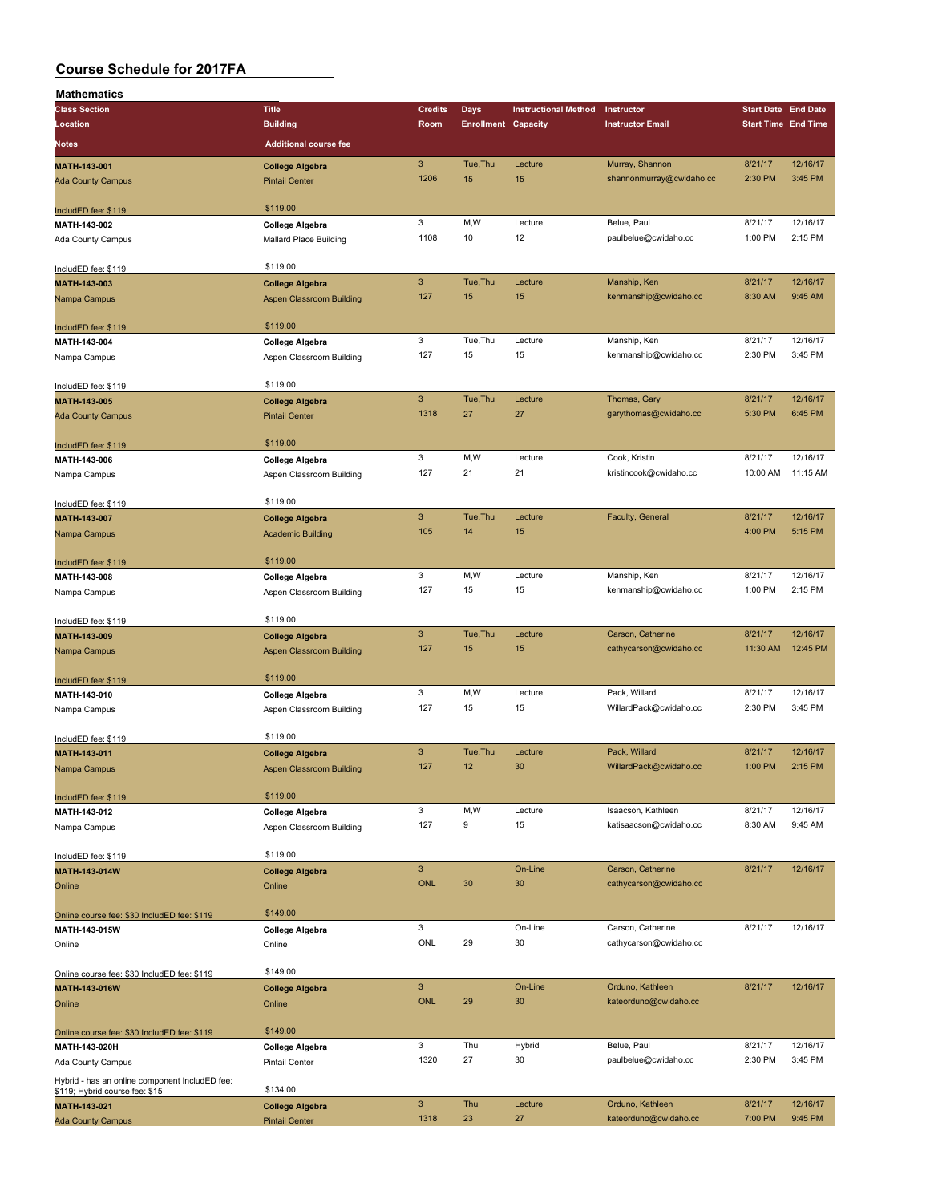# Course Schedule for 2017FA

## Mathematics

| Class Section / Location / Notes | Title / Building / Additional course fee | Credits / Room | Days / Enrollment | Instructional Method / Capacity | Instructor / Instructor Email | Start Date / Start Time | End Date / End Time |
|---|---|---|---|---|---|---|---|
| **MATH-143-001** | **College Algebra** | 3 | Tue,Thu | Lecture | Murray, Shannon | 8/21/17 | 12/16/17 |
| Ada County Campus | Pintail Center | 1206 | 15 | 15 | shannonmurray@cwidaho.cc | 2:30 PM | 3:45 PM |
| IncludED fee: $119 | $119.00 | | | | | | |
| **MATH-143-002** | **College Algebra** | 3 | M,W | Lecture | Belue, Paul | 8/21/17 | 12/16/17 |
| Ada County Campus | Mallard Place Building | 1108 | 10 | 12 | paulbelue@cwidaho.cc | 1:00 PM | 2:15 PM |
| IncludED fee: $119 | $119.00 | | | | | | |
| **MATH-143-003** | **College Algebra** | 3 | Tue,Thu | Lecture | Manship, Ken | 8/21/17 | 12/16/17 |
| Nampa Campus | Aspen Classroom Building | 127 | 15 | 15 | kenmanship@cwidaho.cc | 8:30 AM | 9:45 AM |
| IncludED fee: $119 | $119.00 | | | | | | |
| **MATH-143-004** | **College Algebra** | 3 | Tue,Thu | Lecture | Manship, Ken | 8/21/17 | 12/16/17 |
| Nampa Campus | Aspen Classroom Building | 127 | 15 | 15 | kenmanship@cwidaho.cc | 2:30 PM | 3:45 PM |
| IncludED fee: $119 | $119.00 | | | | | | |
| **MATH-143-005** | **College Algebra** | 3 | Tue,Thu | Lecture | Thomas, Gary | 8/21/17 | 12/16/17 |
| Ada County Campus | Pintail Center | 1318 | 27 | 27 | garythomas@cwidaho.cc | 5:30 PM | 6:45 PM |
| IncludED fee: $119 | $119.00 | | | | | | |
| **MATH-143-006** | **College Algebra** | 3 | M,W | Lecture | Cook, Kristin | 8/21/17 | 12/16/17 |
| Nampa Campus | Aspen Classroom Building | 127 | 21 | 21 | kristincook@cwidaho.cc | 10:00 AM | 11:15 AM |
| IncludED fee: $119 | $119.00 | | | | | | |
| **MATH-143-007** | **College Algebra** | 3 | Tue,Thu | Lecture | Faculty, General | 8/21/17 | 12/16/17 |
| Nampa Campus | Academic Building | 105 | 14 | 15 | | 4:00 PM | 5:15 PM |
| IncludED fee: $119 | $119.00 | | | | | | |
| **MATH-143-008** | **College Algebra** | 3 | M,W | Lecture | Manship, Ken | 8/21/17 | 12/16/17 |
| Nampa Campus | Aspen Classroom Building | 127 | 15 | 15 | kenmanship@cwidaho.cc | 1:00 PM | 2:15 PM |
| IncludED fee: $119 | $119.00 | | | | | | |
| **MATH-143-009** | **College Algebra** | 3 | Tue,Thu | Lecture | Carson, Catherine | 8/21/17 | 12/16/17 |
| Nampa Campus | Aspen Classroom Building | 127 | 15 | 15 | cathycarson@cwidaho.cc | 11:30 AM | 12:45 PM |
| IncludED fee: $119 | $119.00 | | | | | | |
| **MATH-143-010** | **College Algebra** | 3 | M,W | Lecture | Pack, Willard | 8/21/17 | 12/16/17 |
| Nampa Campus | Aspen Classroom Building | 127 | 15 | 15 | WillardPack@cwidaho.cc | 2:30 PM | 3:45 PM |
| IncludED fee: $119 | $119.00 | | | | | | |
| **MATH-143-011** | **College Algebra** | 3 | Tue,Thu | Lecture | Pack, Willard | 8/21/17 | 12/16/17 |
| Nampa Campus | Aspen Classroom Building | 127 | 12 | 30 | WillardPack@cwidaho.cc | 1:00 PM | 2:15 PM |
| IncludED fee: $119 | $119.00 | | | | | | |
| **MATH-143-012** | **College Algebra** | 3 | M,W | Lecture | Isaacson, Kathleen | 8/21/17 | 12/16/17 |
| Nampa Campus | Aspen Classroom Building | 127 | 9 | 15 | katisaacson@cwidaho.cc | 8:30 AM | 9:45 AM |
| IncludED fee: $119 | $119.00 | | | | | | |
| **MATH-143-014W** | **College Algebra** | 3 | | On-Line | Carson, Catherine | 8/21/17 | 12/16/17 |
| Online | Online | ONL | 30 | 30 | cathycarson@cwidaho.cc | | |
| Online course fee: $30 IncludED fee: $119 | $149.00 | | | | | | |
| **MATH-143-015W** | **College Algebra** | 3 | | On-Line | Carson, Catherine | 8/21/17 | 12/16/17 |
| Online | Online | ONL | 29 | 30 | cathycarson@cwidaho.cc | | |
| Online course fee: $30 IncludED fee: $119 | $149.00 | | | | | | |
| **MATH-143-016W** | **College Algebra** | 3 | | On-Line | Orduno, Kathleen | 8/21/17 | 12/16/17 |
| Online | Online | ONL | 29 | 30 | kateorduno@cwidaho.cc | | |
| Online course fee: $30 IncludED fee: $119 | $149.00 | | | | | | |
| **MATH-143-020H** | **College Algebra** | 3 | Thu | Hybrid | Belue, Paul | 8/21/17 | 12/16/17 |
| Ada County Campus | Pintail Center | 1320 | 27 | 30 | paulbelue@cwidaho.cc | 2:30 PM | 3:45 PM |
| Hybrid - has an online component IncludED fee: $119; Hybrid course fee: $15 | $134.00 | | | | | | |
| **MATH-143-021** | **College Algebra** | 3 | Thu | Lecture | Orduno, Kathleen | 8/21/17 | 12/16/17 |
| Ada County Campus | Pintail Center | 1318 | 23 | 27 | kateorduno@cwidaho.cc | 7:00 PM | 9:45 PM |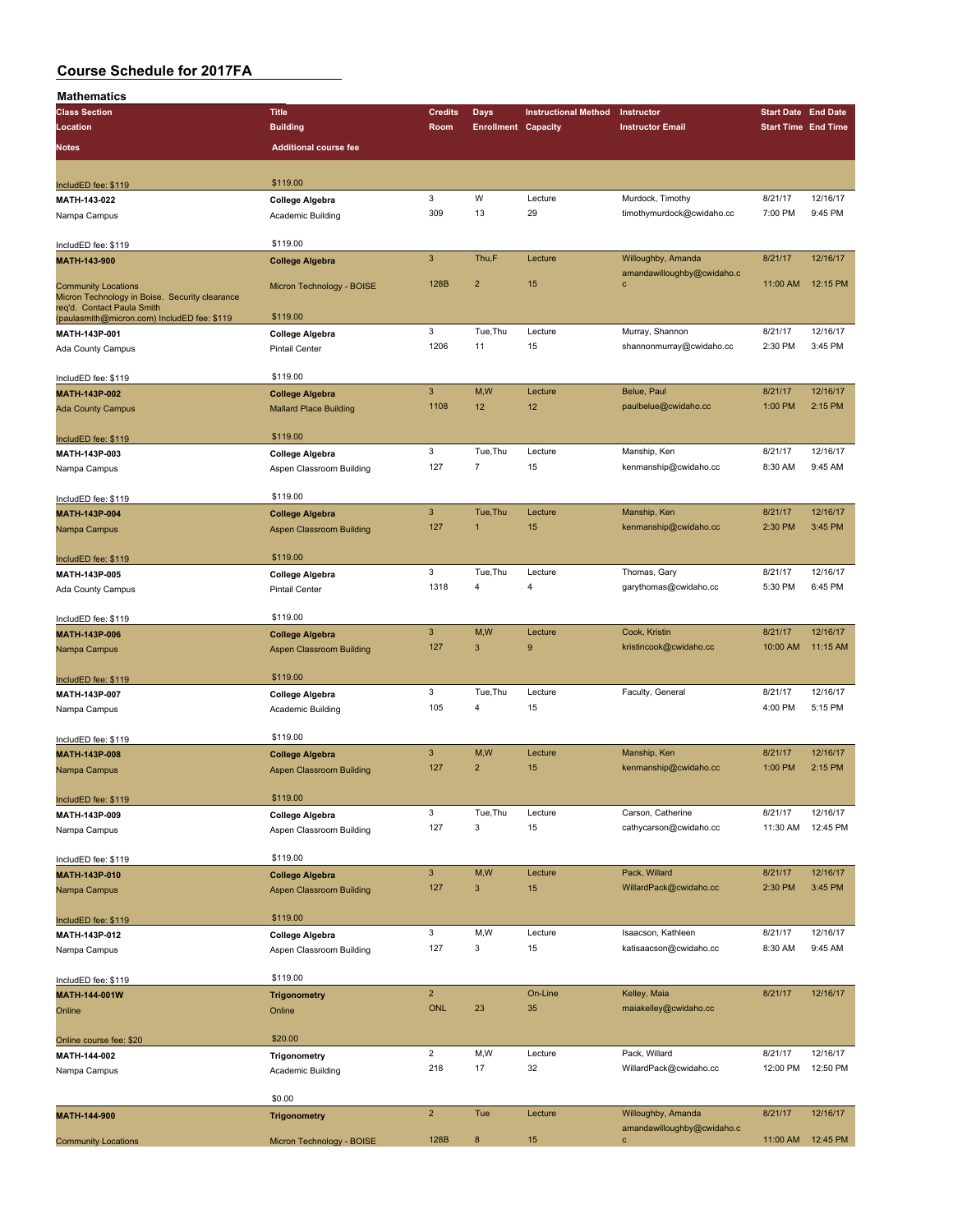# Course Schedule for 2017FA

## Mathematics

| Class Section / Location / Notes | Title / Building / Additional course fee | Credits / Room | Days / Enrollment | Instructional Method / Capacity | Instructor / Instructor Email | Start Date / Start Time | End Date / End Time |
|---|---|---|---|---|---|---|---|
| IncludED fee: $119 | $119.00 | | | | | | |
| **MATH-143-022** | **College Algebra** | 3 | W | Lecture | Murdock, Timothy | 8/21/17 | 12/16/17 |
| Nampa Campus | Academic Building | 309 | 13 | 29 | timothymurdock@cwidaho.cc | 7:00 PM | 9:45 PM |
| IncludED fee: $119 | $119.00 | | | | | | |
| **MATH-143-900** | **College Algebra** | 3 | Thu,F | Lecture | Willoughby, Amanda | 8/21/17 | 12/16/17 |
| Community Locations | Micron Technology - BOISE | 128B | 2 | 15 | amandawilloughby@cwidaho.cc | 11:00 AM | 12:15 PM |
| Micron Technology in Boise. Security clearance req'd. Contact Paula Smith (paulasmith@micron.com) IncludED fee: $119 | $119.00 | | | | | | |
| **MATH-143P-001** | **College Algebra** | 3 | Tue,Thu | Lecture | Murray, Shannon | 8/21/17 | 12/16/17 |
| Ada County Campus | Pintail Center | 1206 | 11 | 15 | shannonmurray@cwidaho.cc | 2:30 PM | 3:45 PM |
| IncludED fee: $119 | $119.00 | | | | | | |
| **MATH-143P-002** | **College Algebra** | 3 | M,W | Lecture | Belue, Paul | 8/21/17 | 12/16/17 |
| Ada County Campus | Mallard Place Building | 1108 | 12 | 12 | paulbelue@cwidaho.cc | 1:00 PM | 2:15 PM |
| IncludED fee: $119 | $119.00 | | | | | | |
| **MATH-143P-003** | **College Algebra** | 3 | Tue,Thu | Lecture | Manship, Ken | 8/21/17 | 12/16/17 |
| Nampa Campus | Aspen Classroom Building | 127 | 7 | 15 | kenmanship@cwidaho.cc | 8:30 AM | 9:45 AM |
| IncludED fee: $119 | $119.00 | | | | | | |
| **MATH-143P-004** | **College Algebra** | 3 | Tue,Thu | Lecture | Manship, Ken | 8/21/17 | 12/16/17 |
| Nampa Campus | Aspen Classroom Building | 127 | 1 | 15 | kenmanship@cwidaho.cc | 2:30 PM | 3:45 PM |
| IncludED fee: $119 | $119.00 | | | | | | |
| **MATH-143P-005** | **College Algebra** | 3 | Tue,Thu | Lecture | Thomas, Gary | 8/21/17 | 12/16/17 |
| Ada County Campus | Pintail Center | 1318 | 4 | 4 | garythomas@cwidaho.cc | 5:30 PM | 6:45 PM |
| IncludED fee: $119 | $119.00 | | | | | | |
| **MATH-143P-006** | **College Algebra** | 3 | M,W | Lecture | Cook, Kristin | 8/21/17 | 12/16/17 |
| Nampa Campus | Aspen Classroom Building | 127 | 3 | 9 | kristincook@cwidaho.cc | 10:00 AM | 11:15 AM |
| IncludED fee: $119 | $119.00 | | | | | | |
| **MATH-143P-007** | **College Algebra** | 3 | Tue,Thu | Lecture | Faculty, General | 8/21/17 | 12/16/17 |
| Nampa Campus | Academic Building | 105 | 4 | 15 | | 4:00 PM | 5:15 PM |
| IncludED fee: $119 | $119.00 | | | | | | |
| **MATH-143P-008** | **College Algebra** | 3 | M,W | Lecture | Manship, Ken | 8/21/17 | 12/16/17 |
| Nampa Campus | Aspen Classroom Building | 127 | 2 | 15 | kenmanship@cwidaho.cc | 1:00 PM | 2:15 PM |
| IncludED fee: $119 | $119.00 | | | | | | |
| **MATH-143P-009** | **College Algebra** | 3 | Tue,Thu | Lecture | Carson, Catherine | 8/21/17 | 12/16/17 |
| Nampa Campus | Aspen Classroom Building | 127 | 3 | 15 | cathycarson@cwidaho.cc | 11:30 AM | 12:45 PM |
| IncludED fee: $119 | $119.00 | | | | | | |
| **MATH-143P-010** | **College Algebra** | 3 | M,W | Lecture | Pack, Willard | 8/21/17 | 12/16/17 |
| Nampa Campus | Aspen Classroom Building | 127 | 3 | 15 | WillardPack@cwidaho.cc | 2:30 PM | 3:45 PM |
| IncludED fee: $119 | $119.00 | | | | | | |
| **MATH-143P-012** | **College Algebra** | 3 | M,W | Lecture | Isaacson, Kathleen | 8/21/17 | 12/16/17 |
| Nampa Campus | Aspen Classroom Building | 127 | 3 | 15 | katisaacson@cwidaho.cc | 8:30 AM | 9:45 AM |
| IncludED fee: $119 | $119.00 | | | | | | |
| **MATH-144-001W** | **Trigonometry** | 2 | | On-Line | Kelley, Maia | 8/21/17 | 12/16/17 |
| Online | Online | ONL | 23 | 35 | maiakelley@cwidaho.cc | | |
| Online course fee: $20 | $20.00 | | | | | | |
| **MATH-144-002** | **Trigonometry** | 2 | M,W | Lecture | Pack, Willard | 8/21/17 | 12/16/17 |
| Nampa Campus | Academic Building | 218 | 17 | 32 | WillardPack@cwidaho.cc | 12:00 PM | 12:50 PM |
| | $0.00 | | | | | | |
| **MATH-144-900** | **Trigonometry** | 2 | Tue | Lecture | Willoughby, Amanda | 8/21/17 | 12/16/17 |
| Community Locations | Micron Technology - BOISE | 128B | 8 | 15 | amandawilloughby@cwidaho.cc | 11:00 AM | 12:45 PM |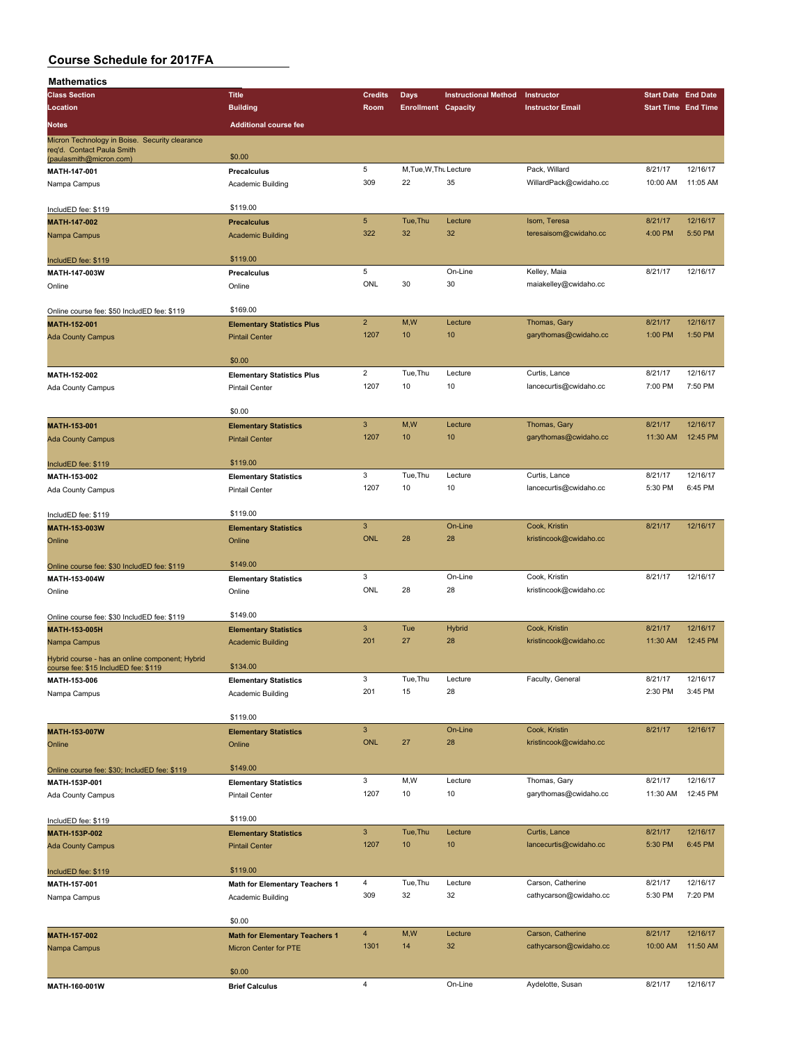# Course Schedule for 2017FA

## Mathematics

| Class Section | Title | Credits | Days | Instructional Method | Instructor | Start Date | End Date |
|---|---|---|---|---|---|---|---|
| Location | Building | Room | Enrollment | Capacity | Instructor Email | Start Time | End Time |
| Notes | Additional course fee | | | | | | |
| Micron Technology in Boise. Security clearance req'd. Contact Paula Smith (paulasmith@micron.com) | $0.00 | | | | | | |
| MATH-147-001 | Precalculus | 5 | M,Tue,W,Thu | Lecture | Pack, Willard | 8/21/17 | 12/16/17 |
| Nampa Campus | Academic Building | 309 | 22 | 35 | WillardPack@cwidaho.cc | 10:00 AM | 11:05 AM |
| IncludED fee: $119 | $119.00 | | | | | | |
| MATH-147-002 | Precalculus | 5 | Tue,Thu | Lecture | Isom, Teresa | 8/21/17 | 12/16/17 |
| Nampa Campus | Academic Building | 322 | 32 | 32 | teresaisom@cwidaho.cc | 4:00 PM | 5:50 PM |
| IncludED fee: $119 | $119.00 | | | | | | |
| MATH-147-003W | Precalculus | 5 | | On-Line | Kelley, Maia | 8/21/17 | 12/16/17 |
| Online | Online | ONL | 30 | 30 | maiakelley@cwidaho.cc | | |
| Online course fee: $50 IncludED fee: $119 | $169.00 | | | | | | |
| MATH-152-001 | Elementary Statistics Plus | 2 | M,W | Lecture | Thomas, Gary | 8/21/17 | 12/16/17 |
| Ada County Campus | Pintail Center | 1207 | 10 | 10 | garythomas@cwidaho.cc | 1:00 PM | 1:50 PM |
| | $0.00 | | | | | | |
| MATH-152-002 | Elementary Statistics Plus | 2 | Tue,Thu | Lecture | Curtis, Lance | 8/21/17 | 12/16/17 |
| Ada County Campus | Pintail Center | 1207 | 10 | 10 | lancecurtis@cwidaho.cc | 7:00 PM | 7:50 PM |
| | $0.00 | | | | | | |
| MATH-153-001 | Elementary Statistics | 3 | M,W | Lecture | Thomas, Gary | 8/21/17 | 12/16/17 |
| Ada County Campus | Pintail Center | 1207 | 10 | 10 | garythomas@cwidaho.cc | 11:30 AM | 12:45 PM |
| IncludED fee: $119 | $119.00 | | | | | | |
| MATH-153-002 | Elementary Statistics | 3 | Tue,Thu | Lecture | Curtis, Lance | 8/21/17 | 12/16/17 |
| Ada County Campus | Pintail Center | 1207 | 10 | 10 | lancecurtis@cwidaho.cc | 5:30 PM | 6:45 PM |
| IncludED fee: $119 | $119.00 | | | | | | |
| MATH-153-003W | Elementary Statistics | 3 | | On-Line | Cook, Kristin | 8/21/17 | 12/16/17 |
| Online | Online | ONL | 28 | 28 | kristincook@cwidaho.cc | | |
| Online course fee: $30 IncludED fee: $119 | $149.00 | | | | | | |
| MATH-153-004W | Elementary Statistics | 3 | | On-Line | Cook, Kristin | 8/21/17 | 12/16/17 |
| Online | Online | ONL | 28 | 28 | kristincook@cwidaho.cc | | |
| Online course fee: $30 IncludED fee: $119 | $149.00 | | | | | | |
| MATH-153-005H | Elementary Statistics | 3 | Tue | Hybrid | Cook, Kristin | 8/21/17 | 12/16/17 |
| Nampa Campus | Academic Building | 201 | 27 | 28 | kristincook@cwidaho.cc | 11:30 AM | 12:45 PM |
| Hybrid course - has an online component; Hybrid course fee: $15 IncludED fee: $119 | $134.00 | | | | | | |
| MATH-153-006 | Elementary Statistics | 3 | Tue,Thu | Lecture | Faculty, General | 8/21/17 | 12/16/17 |
| Nampa Campus | Academic Building | 201 | 15 | 28 | | 2:30 PM | 3:45 PM |
| | $119.00 | | | | | | |
| MATH-153-007W | Elementary Statistics | 3 | | On-Line | Cook, Kristin | 8/21/17 | 12/16/17 |
| Online | Online | ONL | 27 | 28 | kristincook@cwidaho.cc | | |
| Online course fee: $30; IncludED fee: $119 | $149.00 | | | | | | |
| MATH-153P-001 | Elementary Statistics | 3 | M,W | Lecture | Thomas, Gary | 8/21/17 | 12/16/17 |
| Ada County Campus | Pintail Center | 1207 | 10 | 10 | garythomas@cwidaho.cc | 11:30 AM | 12:45 PM |
| IncludED fee: $119 | $119.00 | | | | | | |
| MATH-153P-002 | Elementary Statistics | 3 | Tue,Thu | Lecture | Curtis, Lance | 8/21/17 | 12/16/17 |
| Ada County Campus | Pintail Center | 1207 | 10 | 10 | lancecurtis@cwidaho.cc | 5:30 PM | 6:45 PM |
| IncludED fee: $119 | $119.00 | | | | | | |
| MATH-157-001 | Math for Elementary Teachers 1 | 4 | Tue,Thu | Lecture | Carson, Catherine | 8/21/17 | 12/16/17 |
| Nampa Campus | Academic Building | 309 | 32 | 32 | cathycarson@cwidaho.cc | 5:30 PM | 7:20 PM |
| | $0.00 | | | | | | |
| MATH-157-002 | Math for Elementary Teachers 1 | 4 | M,W | Lecture | Carson, Catherine | 8/21/17 | 12/16/17 |
| Nampa Campus | Micron Center for PTE | 1301 | 14 | 32 | cathycarson@cwidaho.cc | 10:00 AM | 11:50 AM |
| | $0.00 | | | | | | |
| MATH-160-001W | Brief Calculus | 4 | | On-Line | Aydelotte, Susan | 8/21/17 | 12/16/17 |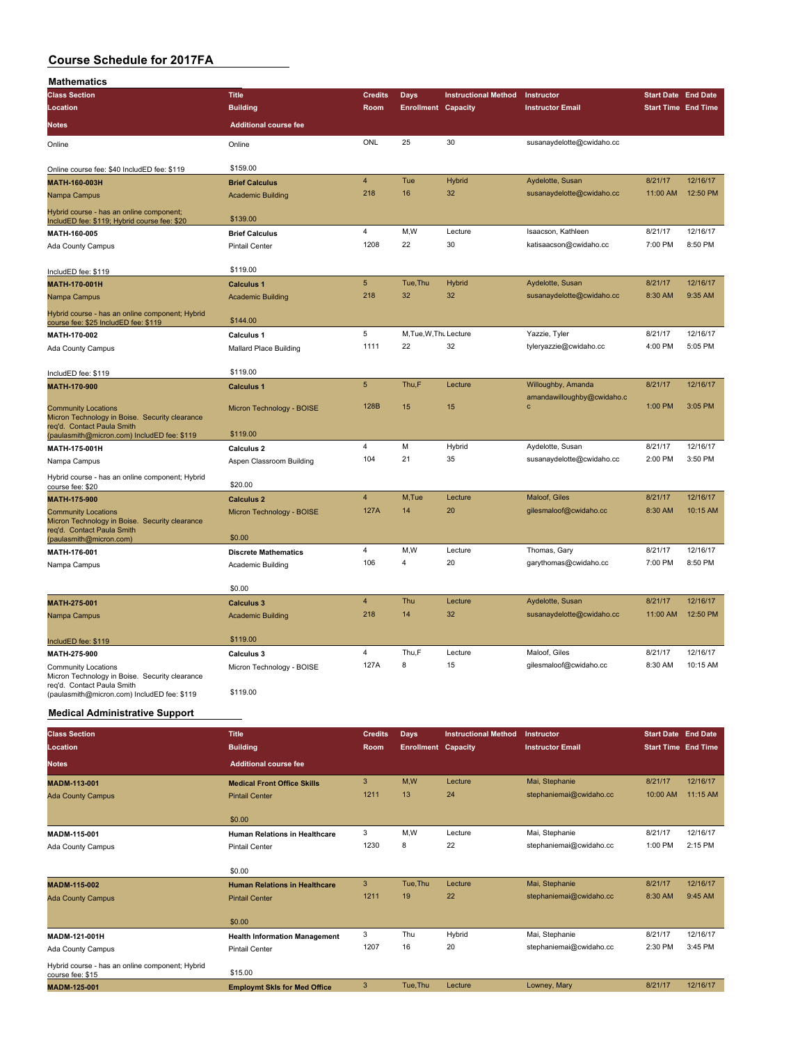# Course Schedule for 2017FA

## Mathematics

| Class Section<br>Location<br>Notes | Title<br>Building<br>Additional course fee | Credits<br>Room | Days<br>Enrollment | Instructional Method<br>Capacity | Instructor<br>Instructor Email | Start Date<br>Start Time | End Date<br>End Time |
|---|---|---|---|---|---|---|---|
| Online<br>Online course fee: $40 IncludED fee: $119 | Online<br>$159.00 | ONL | 25 | 30 | susanaydelotte@cwidaho.cc | | |
| MATH-160-003H<br>Nampa Campus<br>Hybrid course - has an online component; IncludED fee: $119; Hybrid course fee: $20 | Brief Calculus<br>Academic Building<br>$139.00 | 4<br>218 | Tue<br>16 | Hybrid<br>32 | Aydelotte, Susan<br>susanaydelotte@cwidaho.cc | 8/21/17<br>11:00 AM | 12/16/17<br>12:50 PM |
| MATH-160-005<br>Ada County Campus<br>IncludED fee: $119 | Brief Calculus<br>Pintail Center<br>$119.00 | 4<br>1208 | M,W<br>22 | Lecture<br>30 | Isaacson, Kathleen<br>katisaacson@cwidaho.cc | 8/21/17<br>7:00 PM | 12/16/17<br>8:50 PM |
| MATH-170-001H<br>Nampa Campus<br>Hybrid course - has an online component; Hybrid course fee: $25 IncludED fee: $119 | Calculus 1<br>Academic Building<br>$144.00 | 5<br>218 | Tue,Thu<br>32 | Hybrid<br>32 | Aydelotte, Susan<br>susanaydelotte@cwidaho.cc | 8/21/17<br>8:30 AM | 12/16/17<br>9:35 AM |
| MATH-170-002<br>Ada County Campus<br>IncludED fee: $119 | Calculus 1<br>Mallard Place Building<br>$119.00 | 5<br>1111 | M,Tue,W,Thu<br>22 | Lecture<br>32 | Yazzie, Tyler<br>tyleryazzie@cwidaho.cc | 8/21/17<br>4:00 PM | 12/16/17<br>5:05 PM |
| MATH-170-900<br>Community Locations<br>Micron Technology in Boise. Security clearance req'd. Contact Paula Smith (paulasmith@micron.com) IncludED fee: $119 | Calculus 1<br>Micron Technology - BOISE<br>$119.00 | 5<br>128B | Thu,F<br>15 | Lecture<br>15 | Willoughby, Amanda<br>amandawilloughby@cwidaho.cc | 8/21/17<br>1:00 PM | 12/16/17<br>3:05 PM |
| MATH-175-001H<br>Nampa Campus<br>Hybrid course - has an online component; Hybrid course fee: $20 | Calculus 2<br>Aspen Classroom Building<br>$20.00 | 4<br>104 | M<br>21 | Hybrid<br>35 | Aydelotte, Susan<br>susanaydelotte@cwidaho.cc | 8/21/17<br>2:00 PM | 12/16/17<br>3:50 PM |
| MATH-175-900<br>Community Locations<br>Micron Technology in Boise. Security clearance req'd. Contact Paula Smith (paulasmith@micron.com) | Calculus 2<br>Micron Technology - BOISE<br>$0.00 | 4<br>127A | M,Tue<br>14 | Lecture<br>20 | Maloof, Giles<br>gilesmaloof@cwidaho.cc | 8/21/17<br>8:30 AM | 12/16/17<br>10:15 AM |
| MATH-176-001<br>Nampa Campus | Discrete Mathematics<br>Academic Building<br>$0.00 | 4<br>106 | M,W<br>4 | Lecture<br>20 | Thomas, Gary<br>garythomas@cwidaho.cc | 8/21/17<br>7:00 PM | 12/16/17<br>8:50 PM |
| MATH-275-001<br>Nampa Campus<br>IncludED fee: $119 | Calculus 3<br>Academic Building<br>$119.00 | 4<br>218 | Thu<br>14 | Lecture<br>32 | Aydelotte, Susan<br>susanaydelotte@cwidaho.cc | 8/21/17<br>11:00 AM | 12/16/17<br>12:50 PM |
| MATH-275-900<br>Community Locations<br>Micron Technology in Boise. Security clearance req'd. Contact Paula Smith (paulasmith@micron.com) IncludED fee: $119 | Calculus 3<br>Micron Technology - BOISE<br>$119.00 | 4<br>127A | Thu,F<br>8 | Lecture<br>15 | Maloof, Giles<br>gilesmaloof@cwidaho.cc | 8/21/17<br>8:30 AM | 12/16/17<br>10:15 AM |

## Medical Administrative Support

| Class Section<br>Location<br>Notes | Title<br>Building<br>Additional course fee | Credits<br>Room | Days<br>Enrollment | Instructional Method<br>Capacity | Instructor<br>Instructor Email | Start Date<br>Start Time | End Date<br>End Time |
|---|---|---|---|---|---|---|---|
| MADM-113-001<br>Ada County Campus | Medical Front Office Skills<br>Pintail Center<br>$0.00 | 3<br>1211 | M,W<br>13 | Lecture<br>24 | Mai, Stephanie<br>stephaniemai@cwidaho.cc | 8/21/17<br>10:00 AM | 12/16/17<br>11:15 AM |
| MADM-115-001<br>Ada County Campus | Human Relations in Healthcare<br>Pintail Center<br>$0.00 | 3<br>1230 | M,W<br>8 | Lecture<br>22 | Mai, Stephanie<br>stephaniemai@cwidaho.cc | 8/21/17<br>1:00 PM | 12/16/17<br>2:15 PM |
| MADM-115-002<br>Ada County Campus | Human Relations in Healthcare<br>Pintail Center<br>$0.00 | 3<br>1211 | Tue,Thu<br>19 | Lecture<br>22 | Mai, Stephanie<br>stephaniemai@cwidaho.cc | 8/21/17<br>8:30 AM | 12/16/17<br>9:45 AM |
| MADM-121-001H<br>Ada County Campus<br>Hybrid course - has an online component; Hybrid course fee: $15 | Health Information Management<br>Pintail Center<br>$15.00 | 3<br>1207 | Thu<br>16 | Hybrid<br>20 | Mai, Stephanie<br>stephaniemai@cwidaho.cc | 8/21/17<br>2:30 PM | 12/16/17<br>3:45 PM |
| MADM-125-001 | Employmt Skls for Med Office | 3 | Tue,Thu | Lecture | Lowney, Mary | 8/21/17 | 12/16/17 |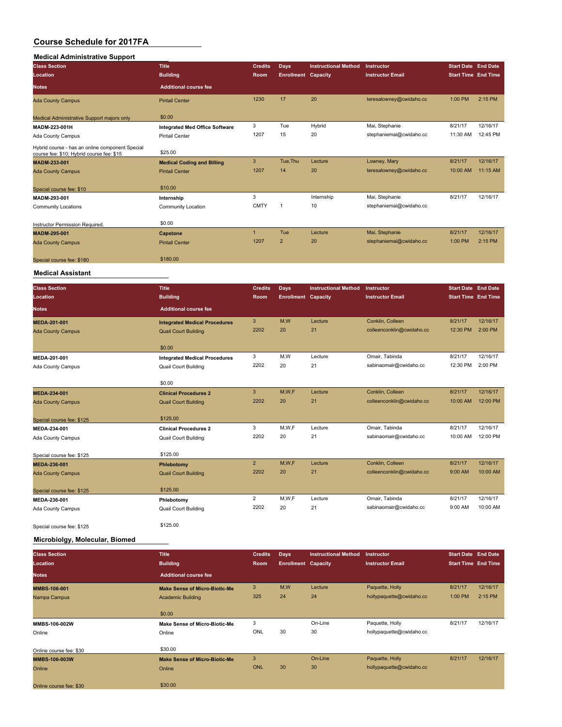# Course Schedule for 2017FA

## Medical Administrative Support

| Class Section<br>Location<br>Notes | Title<br>Building<br>Additional course fee | Credits<br>Room | Days<br>Enrollment | Instructional Method<br>Capacity | Instructor<br>Instructor Email | Start Date<br>Start Time | End Date<br>End Time |
|---|---|---|---|---|---|---|---|
| Ada County Campus<br>Medical Administrative Support majors only | Pintail Center<br>$0.00 | 1230 | 17 | 20 | teresalowney@cwidaho.cc | 1:00 PM | 2:15 PM |
| **MADM-223-001H**<br>Ada County Campus<br>Hybrid course - has an online component Special course fee: $10; Hybrid course fee: $15 | **Integrated Med Office Software**<br>Pintail Center<br>$25.00 | 3<br>1207 | Tue<br>15 | Hybrid<br>20 | Mai, Stephanie<br>stephaniemai@cwidaho.cc | 8/21/17<br>11:30 AM | 12/16/17<br>12:45 PM |
| **MADM-233-001**<br>Ada County Campus<br>Special course fee: $10 | **Medical Coding and Billing**<br>Pintail Center<br>$10.00 | 3<br>1207 | Tue,Thu<br>14 | Lecture<br>20 | Lowney, Mary<br>teresalowney@cwidaho.cc | 8/21/17<br>10:00 AM | 12/16/17<br>11:15 AM |
| **MADM-293-001**<br>Community Locations<br>Instructor Permission Required. | **Internship**<br>Community Location<br>$0.00 | 3<br>CMTY | <br>1 | Internship<br>10 | Mai, Stephanie<br>stephaniemai@cwidaho.cc | 8/21/17 | 12/16/17 |
| **MADM-295-001**<br>Ada County Campus<br>Special course fee: $180 | **Capstone**<br>Pintail Center<br>$180.00 | 1<br>1207 | Tue<br>2 | Lecture<br>20 | Mai, Stephanie<br>stephaniemai@cwidaho.cc | 8/21/17<br>1:00 PM | 12/16/17<br>2:15 PM |

## Medical Assistant

| Class Section<br>Location<br>Notes | Title<br>Building<br>Additional course fee | Credits<br>Room | Days<br>Enrollment | Instructional Method<br>Capacity | Instructor<br>Instructor Email | Start Date<br>Start Time | End Date<br>End Time |
|---|---|---|---|---|---|---|---|
| **MEDA-201-001**<br>Ada County Campus | **Integrated Medical Procedures**<br>Quail Court Building<br>$0.00 | 3<br>2202 | M,W<br>20 | Lecture<br>21 | Conklin, Colleen<br>colleenconklin@cwidaho.cc | 8/21/17<br>12:30 PM | 12/16/17<br>2:00 PM |
| **MEDA-201-001**<br>Ada County Campus | **Integrated Medical Procedures**<br>Quail Court Building<br>$0.00 | 3<br>2202 | M,W<br>20 | Lecture<br>21 | Omair, Tabinda<br>sabinaomair@cwidaho.cc | 8/21/17<br>12:30 PM | 12/16/17<br>2:00 PM |
| **MEDA-234-001**<br>Ada County Campus<br>Special course fee: $125 | **Clinical Procedures 2**<br>Quail Court Building<br>$125.00 | 3<br>2202 | M,W,F<br>20 | Lecture<br>21 | Conklin, Colleen<br>colleenconklin@cwidaho.cc | 8/21/17<br>10:00 AM | 12/16/17<br>12:00 PM |
| **MEDA-234-001**<br>Ada County Campus<br>Special course fee: $125 | **Clinical Procedures 2**<br>Quail Court Building<br>$125.00 | 3<br>2202 | M,W,F<br>20 | Lecture<br>21 | Omair, Tabinda<br>sabinaomair@cwidaho.cc | 8/21/17<br>10:00 AM | 12/16/17<br>12:00 PM |
| **MEDA-236-001**<br>Ada County Campus<br>Special course fee: $125 | **Phlebotomy**<br>Quail Court Building<br>$125.00 | 2<br>2202 | M,W,F<br>20 | Lecture<br>21 | Conklin, Colleen<br>colleenconklin@cwidaho.cc | 8/21/17<br>9:00 AM | 12/16/17<br>10:00 AM |
| **MEDA-236-001**<br>Ada County Campus<br>Special course fee: $125 | **Phlebotomy**<br>Quail Court Building<br>$125.00 | 2<br>2202 | M,W,F<br>20 | Lecture<br>21 | Omair, Tabinda<br>sabinaomair@cwidaho.cc | 8/21/17<br>9:00 AM | 12/16/17<br>10:00 AM |

## Microbiolgy, Molecular, Biomed

| Class Section<br>Location<br>Notes | Title<br>Building<br>Additional course fee | Credits<br>Room | Days<br>Enrollment | Instructional Method<br>Capacity | Instructor<br>Instructor Email | Start Date<br>Start Time | End Date<br>End Time |
|---|---|---|---|---|---|---|---|
| **MMBS-106-001**<br>Nampa Campus | **Make Sense of Micro-Biotic-Me**<br>Academic Building<br>$0.00 | 3<br>325 | M,W<br>24 | Lecture<br>24 | Paquette, Holly<br>hollypaquette@cwidaho.cc | 8/21/17<br>1:00 PM | 12/16/17<br>2:15 PM |
| **MMBS-106-002W**<br>Online<br>Online course fee: $30 | **Make Sense of Micro-Biotic-Me**<br>Online<br>$30.00 | 3<br>ONL | <br>30 | On-Line<br>30 | Paquette, Holly<br>hollypaquette@cwidaho.cc | 8/21/17 | 12/16/17 |
| **MMBS-106-003W**<br>Online<br>Online course fee: $30 | **Make Sense of Micro-Biotic-Me**<br>Online<br>$30.00 | 3<br>ONL | <br>30 | On-Line<br>30 | Paquette, Holly<br>hollypaquette@cwidaho.cc | 8/21/17 | 12/16/17 |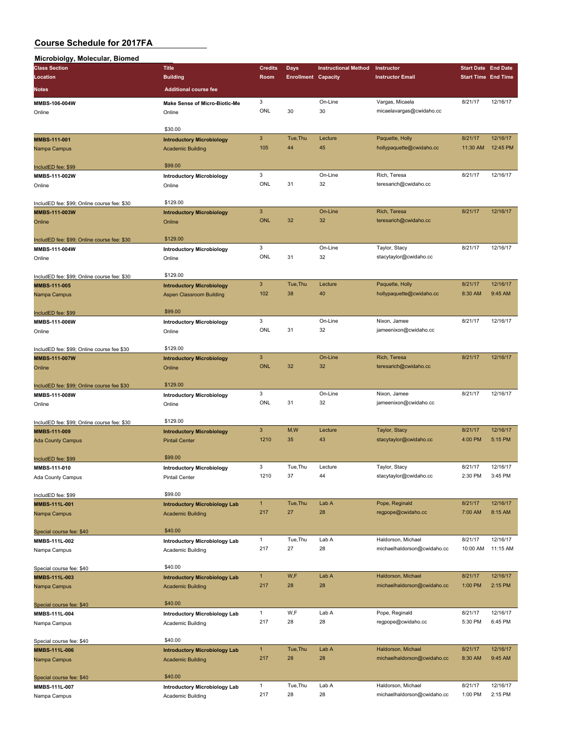# Course Schedule for 2017FA

## Microbiolgy, Molecular, Biomed

| Class Section / Location / Notes | Title / Building / Additional course fee | Credits / Room | Days / Enrollment | Instructional Method / Capacity | Instructor / Instructor Email | Start Date / Start Time | End Date / End Time |
|---|---|---|---|---|---|---|---|
| **MMBS-106-004W**<br>Online | **Make Sense of Micro-Biotic-Me**<br>Online<br>$30.00 | 3<br>ONL | <br>30 | On-Line<br>30 | Vargas, Micaela<br>micaelavargas@cwidaho.cc | 8/21/17 | 12/16/17 |
| **MMBS-111-001**<br>Nampa Campus<br>IncludED fee: $99 | **Introductory Microbiology**<br>Academic Building<br>$99.00 | 3<br>105 | Tue,Thu<br>44 | Lecture<br>45 | Paquette, Holly<br>hollypaquette@cwidaho.cc | 8/21/17<br>11:30 AM | 12/16/17<br>12:45 PM |
| **MMBS-111-002W**<br>Online<br>IncludED fee: $99; Online course fee: $30 | **Introductory Microbiology**<br>Online<br>$129.00 | 3<br>ONL | <br>31 | On-Line<br>32 | Rich, Teresa<br>teresarich@cwidaho.cc | 8/21/17 | 12/16/17 |
| **MMBS-111-003W**<br>Online<br>IncludED fee: $99; Online course fee: $30 | **Introductory Microbiology**<br>Online<br>$129.00 | 3<br>ONL | <br>32 | On-Line<br>32 | Rich, Teresa<br>teresarich@cwidaho.cc | 8/21/17 | 12/16/17 |
| **MMBS-111-004W**<br>Online<br>IncludED fee: $99; Online course fee: $30 | **Introductory Microbiology**<br>Online<br>$129.00 | 3<br>ONL | <br>31 | On-Line<br>32 | Taylor, Stacy<br>stacytaylor@cwidaho.cc | 8/21/17 | 12/16/17 |
| **MMBS-111-005**<br>Nampa Campus<br>IncludED fee: $99 | **Introductory Microbiology**<br>Aspen Classroom Building<br>$99.00 | 3<br>102 | Tue,Thu<br>38 | Lecture<br>40 | Paquette, Holly<br>hollypaquette@cwidaho.cc | 8/21/17<br>8:30 AM | 12/16/17<br>9:45 AM |
| **MMBS-111-006W**<br>Online<br>IncludED fee: $99; Online course fee $30 | **Introductory Microbiology**<br>Online<br>$129.00 | 3<br>ONL | <br>31 | On-Line<br>32 | Nixon, Jamee<br>jameenixon@cwidaho.cc | 8/21/17 | 12/16/17 |
| **MMBS-111-007W**<br>Online<br>IncludED fee: $99; Online course fee $30 | **Introductory Microbiology**<br>Online<br>$129.00 | 3<br>ONL | <br>32 | On-Line<br>32 | Rich, Teresa<br>teresarich@cwidaho.cc | 8/21/17 | 12/16/17 |
| **MMBS-111-008W**<br>Online<br>IncludED fee: $99; Online course fee: $30 | **Introductory Microbiology**<br>Online<br>$129.00 | 3<br>ONL | <br>31 | On-Line<br>32 | Nixon, Jamee<br>jameenixon@cwidaho.cc | 8/21/17 | 12/16/17 |
| **MMBS-111-009**<br>Ada County Campus<br>IncludED fee: $99 | **Introductory Microbiology**<br>Pintail Center<br>$99.00 | 3<br>1210 | M,W<br>35 | Lecture<br>43 | Taylor, Stacy<br>stacytaylor@cwidaho.cc | 8/21/17<br>4:00 PM | 12/16/17<br>5:15 PM |
| **MMBS-111-010**<br>Ada County Campus<br>IncludED fee: $99 | **Introductory Microbiology**<br>Pintail Center<br>$99.00 | 3<br>1210 | Tue,Thu<br>37 | Lecture<br>44 | Taylor, Stacy<br>stacytaylor@cwidaho.cc | 8/21/17<br>2:30 PM | 12/16/17<br>3:45 PM |
| **MMBS-111L-001**<br>Nampa Campus<br>Special course fee: $40 | **Introductory Microbiology Lab**<br>Academic Building<br>$40.00 | 1<br>217 | Tue,Thu<br>27 | Lab A<br>28 | Pope, Reginald<br>regpope@cwidaho.cc | 8/21/17<br>7:00 AM | 12/16/17<br>8:15 AM |
| **MMBS-111L-002**<br>Nampa Campus<br>Special course fee: $40 | **Introductory Microbiology Lab**<br>Academic Building<br>$40.00 | 1<br>217 | Tue,Thu<br>27 | Lab A<br>28 | Haldorson, Michael<br>michaelhaldorson@cwidaho.cc | 8/21/17<br>10:00 AM | 12/16/17<br>11:15 AM |
| **MMBS-111L-003**<br>Nampa Campus<br>Special course fee: $40 | **Introductory Microbiology Lab**<br>Academic Building<br>$40.00 | 1<br>217 | W,F<br>28 | Lab A<br>28 | Haldorson, Michael<br>michaelhaldorson@cwidaho.cc | 8/21/17<br>1:00 PM | 12/16/17<br>2:15 PM |
| **MMBS-111L-004**<br>Nampa Campus<br>Special course fee: $40 | **Introductory Microbiology Lab**<br>Academic Building<br>$40.00 | 1<br>217 | W,F<br>28 | Lab A<br>28 | Pope, Reginald<br>regpope@cwidaho.cc | 8/21/17<br>5:30 PM | 12/16/17<br>6:45 PM |
| **MMBS-111L-006**<br>Nampa Campus<br>Special course fee: $40 | **Introductory Microbiology Lab**<br>Academic Building<br>$40.00 | 1<br>217 | Tue,Thu<br>28 | Lab A<br>28 | Haldorson, Michael<br>michaelhaldorson@cwidaho.cc | 8/21/17<br>8:30 AM | 12/16/17<br>9:45 AM |
| **MMBS-111L-007**<br>Nampa Campus | **Introductory Microbiology Lab**<br>Academic Building | 1<br>217 | Tue,Thu<br>28 | Lab A<br>28 | Haldorson, Michael<br>michaelhaldorson@cwidaho.cc | 8/21/17<br>1:00 PM | 12/16/17<br>2:15 PM |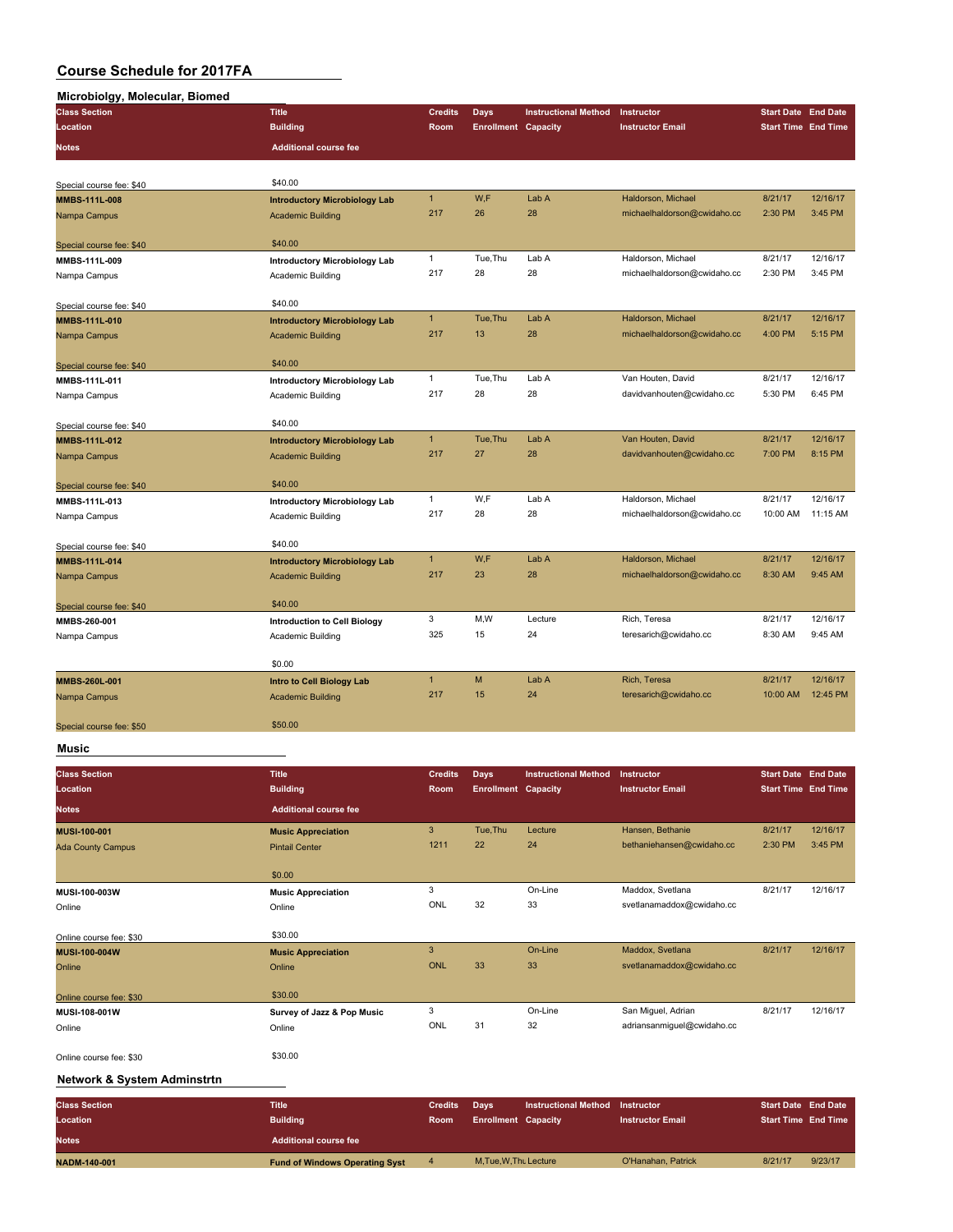# Course Schedule for 2017FA

## Microbiolgy, Molecular, Biomed

| Class Section<br>Location<br>Notes | Title<br>Building<br>Additional course fee | Credits<br>Room | Days<br>Enrollment | Instructional Method<br>Capacity | Instructor<br>Instructor Email | Start Date<br>Start Time | End Date<br>End Time |
|---|---|---|---|---|---|---|---|
| Special course fee: $40 | $40.00 | | | | | | |
| **MMBS-111L-008**<br>Nampa Campus<br>Special course fee: $40 | **Introductory Microbiology Lab**<br>Academic Building<br>$40.00 | 1<br>217 | W,F<br>26 | Lab A<br>28 | Haldorson, Michael<br>michaelhaldorson@cwidaho.cc | 8/21/17<br>2:30 PM | 12/16/17<br>3:45 PM |
| **MMBS-111L-009**<br>Nampa Campus<br>Special course fee: $40 | **Introductory Microbiology Lab**<br>Academic Building<br>$40.00 | 1<br>217 | Tue,Thu<br>28 | Lab A<br>28 | Haldorson, Michael<br>michaelhaldorson@cwidaho.cc | 8/21/17<br>2:30 PM | 12/16/17<br>3:45 PM |
| **MMBS-111L-010**<br>Nampa Campus<br>Special course fee: $40 | **Introductory Microbiology Lab**<br>Academic Building<br>$40.00 | 1<br>217 | Tue,Thu<br>13 | Lab A<br>28 | Haldorson, Michael<br>michaelhaldorson@cwidaho.cc | 8/21/17<br>4:00 PM | 12/16/17<br>5:15 PM |
| **MMBS-111L-011**<br>Nampa Campus<br>Special course fee: $40 | **Introductory Microbiology Lab**<br>Academic Building<br>$40.00 | 1<br>217 | Tue,Thu<br>28 | Lab A<br>28 | Van Houten, David<br>davidvanhouten@cwidaho.cc | 8/21/17<br>5:30 PM | 12/16/17<br>6:45 PM |
| **MMBS-111L-012**<br>Nampa Campus<br>Special course fee: $40 | **Introductory Microbiology Lab**<br>Academic Building<br>$40.00 | 1<br>217 | Tue,Thu<br>27 | Lab A<br>28 | Van Houten, David<br>davidvanhouten@cwidaho.cc | 8/21/17<br>7:00 PM | 12/16/17<br>8:15 PM |
| **MMBS-111L-013**<br>Nampa Campus<br>Special course fee: $40 | **Introductory Microbiology Lab**<br>Academic Building<br>$40.00 | 1<br>217 | W,F<br>28 | Lab A<br>28 | Haldorson, Michael<br>michaelhaldorson@cwidaho.cc | 8/21/17<br>10:00 AM | 12/16/17<br>11:15 AM |
| **MMBS-111L-014**<br>Nampa Campus<br>Special course fee: $40 | **Introductory Microbiology Lab**<br>Academic Building<br>$40.00 | 1<br>217 | W,F<br>23 | Lab A<br>28 | Haldorson, Michael<br>michaelhaldorson@cwidaho.cc | 8/21/17<br>8:30 AM | 12/16/17<br>9:45 AM |
| **MMBS-260-001**<br>Nampa Campus | **Introduction to Cell Biology**<br>Academic Building<br>$0.00 | 3<br>325 | M,W<br>15 | Lecture<br>24 | Rich, Teresa<br>teresarich@cwidaho.cc | 8/21/17<br>8:30 AM | 12/16/17<br>9:45 AM |
| **MMBS-260L-001**<br>Nampa Campus<br>Special course fee: $50 | **Intro to Cell Biology Lab**<br>Academic Building<br>$50.00 | 1<br>217 | M<br>15 | Lab A<br>24 | Rich, Teresa<br>teresarich@cwidaho.cc | 8/21/17<br>10:00 AM | 12/16/17<br>12:45 PM |

## Music

| Class Section<br>Location<br>Notes | Title<br>Building<br>Additional course fee | Credits<br>Room | Days<br>Enrollment | Instructional Method<br>Capacity | Instructor<br>Instructor Email | Start Date<br>Start Time | End Date<br>End Time |
|---|---|---|---|---|---|---|---|
| **MUSI-100-001**<br>Ada County Campus | **Music Appreciation**<br>Pintail Center<br>$0.00 | 3<br>1211 | Tue,Thu<br>22 | Lecture<br>24 | Hansen, Bethanie<br>bethaniehansen@cwidaho.cc | 8/21/17<br>2:30 PM | 12/16/17<br>3:45 PM |
| **MUSI-100-003W**<br>Online<br>Online course fee: $30 | **Music Appreciation**<br>Online<br>$30.00 | 3<br>ONL | <br>32 | On-Line<br>33 | Maddox, Svetlana<br>svetlanamaddox@cwidaho.cc | 8/21/17 | 12/16/17 |
| **MUSI-100-004W**<br>Online<br>Online course fee: $30 | **Music Appreciation**<br>Online<br>$30.00 | 3<br>ONL | <br>33 | On-Line<br>33 | Maddox, Svetlana<br>svetlanamaddox@cwidaho.cc | 8/21/17 | 12/16/17 |
| **MUSI-108-001W**<br>Online<br>Online course fee: $30 | **Survey of Jazz & Pop Music**<br>Online<br>$30.00 | 3<br>ONL | <br>31 | On-Line<br>32 | San Miguel, Adrian<br>adriansanmiguel@cwidaho.cc | 8/21/17 | 12/16/17 |

## Network & System Adminstrtn

| Class Section<br>Location<br>Notes | Title<br>Building<br>Additional course fee | Credits<br>Room | Days<br>Enrollment | Instructional Method<br>Capacity | Instructor<br>Instructor Email | Start Date<br>Start Time | End Date<br>End Time |
|---|---|---|---|---|---|---|---|
| **NADM-140-001** | **Fund of Windows Operating Syst** | 4 | M,Tue,W,Thu | Lecture | O'Hanahan, Patrick | 8/21/17 | 9/23/17 |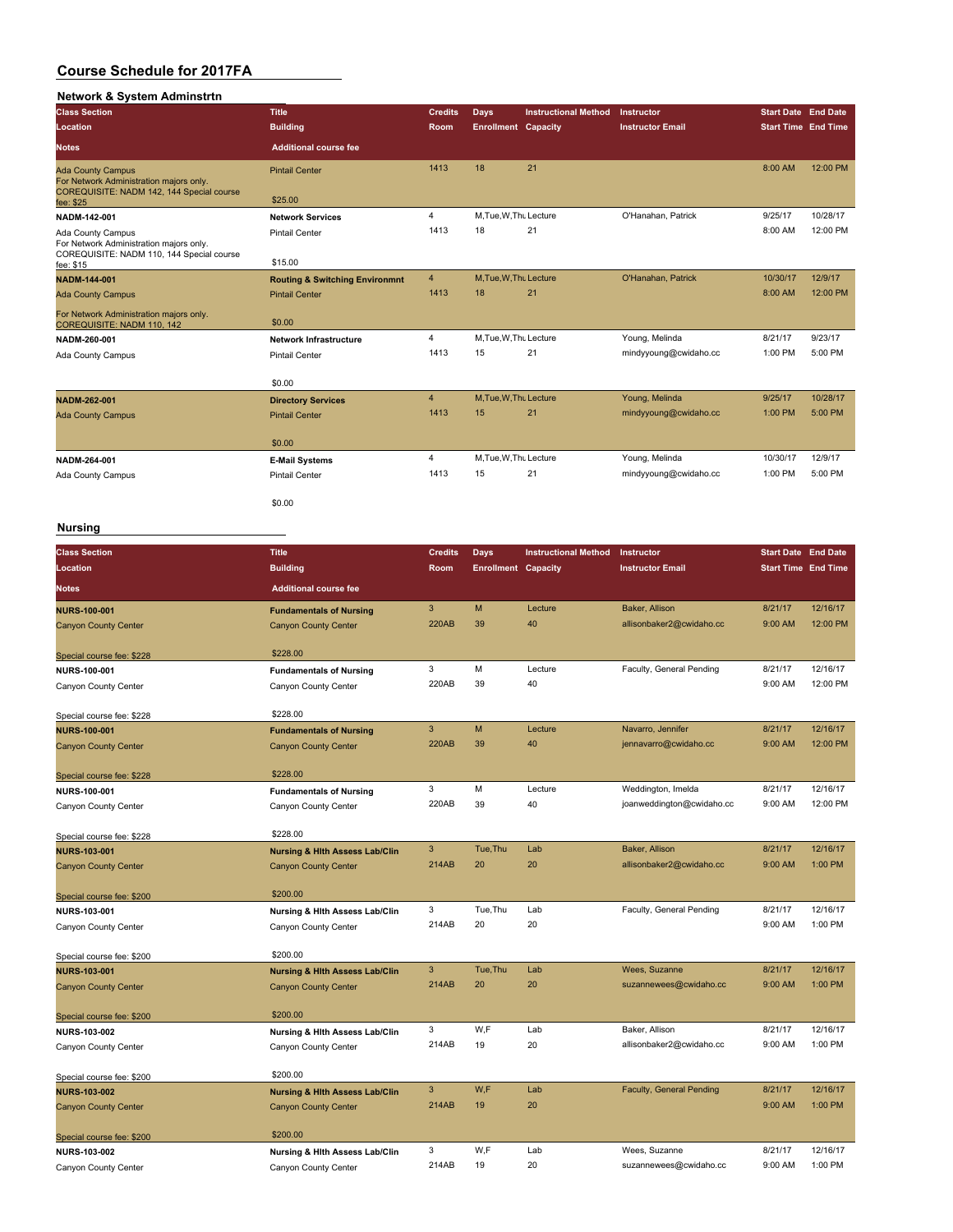# Course Schedule for 2017FA

## Network & System Adminstrtn

| Class Section / Location / Notes | Title / Building / Additional course fee | Credits / Room | Days / Enrollment | Instructional Method / Capacity | Instructor / Instructor Email | Start Date / Start Time | End Date / End Time |
|---|---|---|---|---|---|---|---|
| Ada County Campus<br>For Network Administration majors only. COREQUISITE: NADM 142, 144 Special course fee: $25 | Pintail Center<br>$25.00 | 1413 | 18 | 21 | | 8:00 AM | 12:00 PM |
| **NADM-142-001**<br>Ada County Campus<br>For Network Administration majors only. COREQUISITE: NADM 110, 144 Special course fee: $15 | **Network Services**<br>Pintail Center<br>$15.00 | 4<br>1413 | M,Tue,W,Thu<br>18 | Lecture<br>21 | O'Hanahan, Patrick | 9/25/17<br>8:00 AM | 10/28/17<br>12:00 PM |
| **NADM-144-001**<br>Ada County Campus<br>For Network Administration majors only. COREQUISITE: NADM 110, 142 | **Routing & Switching Environmnt**<br>Pintail Center<br>$0.00 | 4<br>1413 | M,Tue,W,Thu<br>18 | Lecture<br>21 | O'Hanahan, Patrick | 10/30/17<br>8:00 AM | 12/9/17<br>12:00 PM |
| **NADM-260-001**<br>Ada County Campus | **Network Infrastructure**<br>Pintail Center<br>$0.00 | 4<br>1413 | M,Tue,W,Thu<br>15 | Lecture<br>21 | Young, Melinda<br>mindyyoung@cwidaho.cc | 8/21/17<br>1:00 PM | 9/23/17<br>5:00 PM |
| **NADM-262-001**<br>Ada County Campus | **Directory Services**<br>Pintail Center<br>$0.00 | 4<br>1413 | M,Tue,W,Thu<br>15 | Lecture<br>21 | Young, Melinda<br>mindyyoung@cwidaho.cc | 9/25/17<br>1:00 PM | 10/28/17<br>5:00 PM |
| **NADM-264-001**<br>Ada County Campus | **E-Mail Systems**<br>Pintail Center<br>$0.00 | 4<br>1413 | M,Tue,W,Thu<br>15 | Lecture<br>21 | Young, Melinda<br>mindyyoung@cwidaho.cc | 10/30/17<br>1:00 PM | 12/9/17<br>5:00 PM |

## Nursing

| Class Section / Location / Notes | Title / Building / Additional course fee | Credits / Room | Days / Enrollment | Instructional Method / Capacity | Instructor / Instructor Email | Start Date / Start Time | End Date / End Time |
|---|---|---|---|---|---|---|---|
| **NURS-100-001**<br>Canyon County Center<br>Special course fee: $228 | **Fundamentals of Nursing**<br>Canyon County Center<br>$228.00 | 3<br>220AB | M<br>39 | Lecture<br>40 | Baker, Allison<br>allisonbaker2@cwidaho.cc | 8/21/17<br>9:00 AM | 12/16/17<br>12:00 PM |
| **NURS-100-001**<br>Canyon County Center<br>Special course fee: $228 | **Fundamentals of Nursing**<br>Canyon County Center<br>$228.00 | 3<br>220AB | M<br>39 | Lecture<br>40 | Faculty, General Pending | 8/21/17<br>9:00 AM | 12/16/17<br>12:00 PM |
| **NURS-100-001**<br>Canyon County Center<br>Special course fee: $228 | **Fundamentals of Nursing**<br>Canyon County Center<br>$228.00 | 3<br>220AB | M<br>39 | Lecture<br>40 | Navarro, Jennifer<br>jennavarro@cwidaho.cc | 8/21/17<br>9:00 AM | 12/16/17<br>12:00 PM |
| **NURS-100-001**<br>Canyon County Center<br>Special course fee: $228 | **Fundamentals of Nursing**<br>Canyon County Center<br>$228.00 | 3<br>220AB | M<br>39 | Lecture<br>40 | Weddington, Imelda<br>joanweddington@cwidaho.cc | 8/21/17<br>9:00 AM | 12/16/17<br>12:00 PM |
| **NURS-103-001**<br>Canyon County Center<br>Special course fee: $200 | **Nursing & Hlth Assess Lab/Clin**<br>Canyon County Center<br>$200.00 | 3<br>214AB | Tue,Thu<br>20 | Lab<br>20 | Baker, Allison<br>allisonbaker2@cwidaho.cc | 8/21/17<br>9:00 AM | 12/16/17<br>1:00 PM |
| **NURS-103-001**<br>Canyon County Center<br>Special course fee: $200 | **Nursing & Hlth Assess Lab/Clin**<br>Canyon County Center<br>$200.00 | 3<br>214AB | Tue,Thu<br>20 | Lab<br>20 | Faculty, General Pending | 8/21/17<br>9:00 AM | 12/16/17<br>1:00 PM |
| **NURS-103-001**<br>Canyon County Center<br>Special course fee: $200 | **Nursing & Hlth Assess Lab/Clin**<br>Canyon County Center<br>$200.00 | 3<br>214AB | Tue,Thu<br>20 | Lab<br>20 | Wees, Suzanne<br>suzannewees@cwidaho.cc | 8/21/17<br>9:00 AM | 12/16/17<br>1:00 PM |
| **NURS-103-002**<br>Canyon County Center<br>Special course fee: $200 | **Nursing & Hlth Assess Lab/Clin**<br>Canyon County Center<br>$200.00 | 3<br>214AB | W,F<br>19 | Lab<br>20 | Baker, Allison<br>allisonbaker2@cwidaho.cc | 8/21/17<br>9:00 AM | 12/16/17<br>1:00 PM |
| **NURS-103-002**<br>Canyon County Center<br>Special course fee: $200 | **Nursing & Hlth Assess Lab/Clin**<br>Canyon County Center<br>$200.00 | 3<br>214AB | W,F<br>19 | Lab<br>20 | Faculty, General Pending | 8/21/17<br>9:00 AM | 12/16/17<br>1:00 PM |
| **NURS-103-002**<br>Canyon County Center | **Nursing & Hlth Assess Lab/Clin**<br>Canyon County Center | 3<br>214AB | W,F<br>19 | Lab<br>20 | Wees, Suzanne<br>suzannewees@cwidaho.cc | 8/21/17<br>9:00 AM | 12/16/17<br>1:00 PM |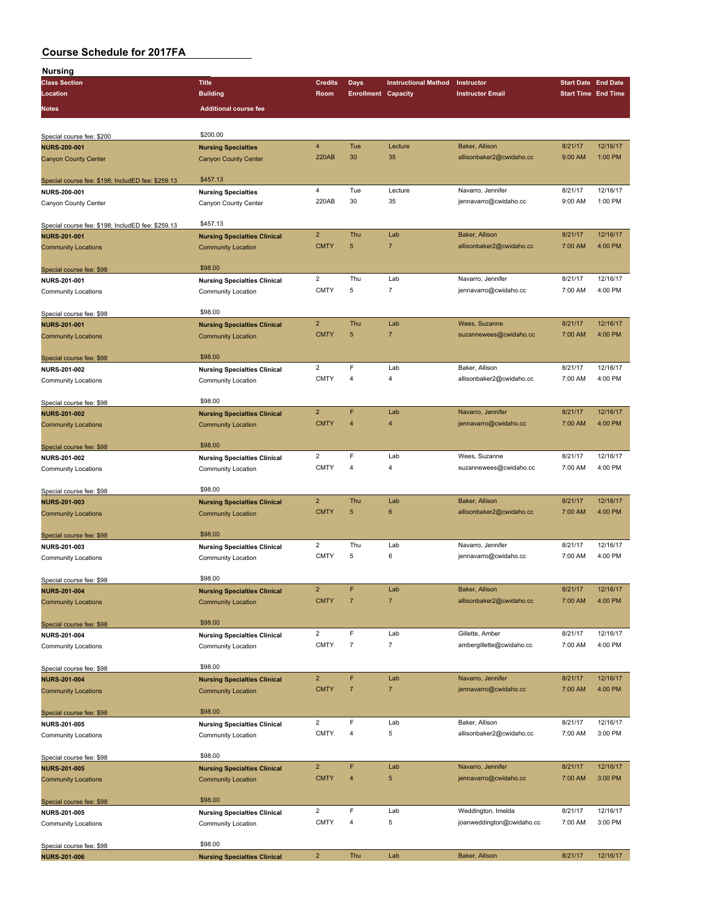# Course Schedule for 2017FA

## Nursing

| Class Section / Location / Notes | Title / Building / Additional course fee | Credits / Room | Days / Enrollment | Instructional Method / Capacity | Instructor / Instructor Email | Start Date / Start Time | End Date / End Time |
|---|---|---|---|---|---|---|---|
| Special course fee: $200 | $200.00 | | | | | | |
| **NURS-200-001** | **Nursing Specialties** | 4 | Tue | Lecture | Baker, Allison | 8/21/17 | 12/16/17 |
| Canyon County Center | Canyon County Center | 220AB | 30 | 35 | allisonbaker2@cwidaho.cc | 9:00 AM | 1:00 PM |
| Special course fee: $198; IncludED fee: $259.13 | $457.13 | | | | | | |
| **NURS-200-001** | **Nursing Specialties** | 4 | Tue | Lecture | Navarro, Jennifer | 8/21/17 | 12/16/17 |
| Canyon County Center | Canyon County Center | 220AB | 30 | 35 | jennavarro@cwidaho.cc | 9:00 AM | 1:00 PM |
| Special course fee: $198; IncludED fee: $259.13 | $457.13 | | | | | | |
| **NURS-201-001** | **Nursing Specialties Clinical** | 2 | Thu | Lab | Baker, Allison | 8/21/17 | 12/16/17 |
| Community Locations | Community Location | CMTY | 5 | 7 | allisonbaker2@cwidaho.cc | 7:00 AM | 4:00 PM |
| Special course fee: $98 | $98.00 | | | | | | |
| **NURS-201-001** | **Nursing Specialties Clinical** | 2 | Thu | Lab | Navarro, Jennifer | 8/21/17 | 12/16/17 |
| Community Locations | Community Location | CMTY | 5 | 7 | jennavarro@cwidaho.cc | 7:00 AM | 4:00 PM |
| Special course fee: $98 | $98.00 | | | | | | |
| **NURS-201-001** | **Nursing Specialties Clinical** | 2 | Thu | Lab | Wees, Suzanne | 8/21/17 | 12/16/17 |
| Community Locations | Community Location | CMTY | 5 | 7 | suzannewees@cwidaho.cc | 7:00 AM | 4:00 PM |
| Special course fee: $98 | $98.00 | | | | | | |
| **NURS-201-002** | **Nursing Specialties Clinical** | 2 | F | Lab | Baker, Allison | 8/21/17 | 12/16/17 |
| Community Locations | Community Location | CMTY | 4 | 4 | allisonbaker2@cwidaho.cc | 7:00 AM | 4:00 PM |
| Special course fee: $98 | $98.00 | | | | | | |
| **NURS-201-002** | **Nursing Specialties Clinical** | 2 | F | Lab | Navarro, Jennifer | 8/21/17 | 12/16/17 |
| Community Locations | Community Location | CMTY | 4 | 4 | jennavarro@cwidaho.cc | 7:00 AM | 4:00 PM |
| Special course fee: $98 | $98.00 | | | | | | |
| **NURS-201-002** | **Nursing Specialties Clinical** | 2 | F | Lab | Wees, Suzanne | 8/21/17 | 12/16/17 |
| Community Locations | Community Location | CMTY | 4 | 4 | suzannewees@cwidaho.cc | 7:00 AM | 4:00 PM |
| Special course fee: $98 | $98.00 | | | | | | |
| **NURS-201-003** | **Nursing Specialties Clinical** | 2 | Thu | Lab | Baker, Allison | 8/21/17 | 12/16/17 |
| Community Locations | Community Location | CMTY | 5 | 6 | allisonbaker2@cwidaho.cc | 7:00 AM | 4:00 PM |
| Special course fee: $98 | $98.00 | | | | | | |
| **NURS-201-003** | **Nursing Specialties Clinical** | 2 | Thu | Lab | Navarro, Jennifer | 8/21/17 | 12/16/17 |
| Community Locations | Community Location | CMTY | 5 | 6 | jennavarro@cwidaho.cc | 7:00 AM | 4:00 PM |
| Special course fee: $98 | $98.00 | | | | | | |
| **NURS-201-004** | **Nursing Specialties Clinical** | 2 | F | Lab | Baker, Allison | 8/21/17 | 12/16/17 |
| Community Locations | Community Location | CMTY | 7 | 7 | allisonbaker2@cwidaho.cc | 7:00 AM | 4:00 PM |
| Special course fee: $98 | $98.00 | | | | | | |
| **NURS-201-004** | **Nursing Specialties Clinical** | 2 | F | Lab | Gillette, Amber | 8/21/17 | 12/16/17 |
| Community Locations | Community Location | CMTY | 7 | 7 | ambergillette@cwidaho.cc | 7:00 AM | 4:00 PM |
| Special course fee: $98 | $98.00 | | | | | | |
| **NURS-201-004** | **Nursing Specialties Clinical** | 2 | F | Lab | Navarro, Jennifer | 8/21/17 | 12/16/17 |
| Community Locations | Community Location | CMTY | 7 | 7 | jennavarro@cwidaho.cc | 7:00 AM | 4:00 PM |
| Special course fee: $98 | $98.00 | | | | | | |
| **NURS-201-005** | **Nursing Specialties Clinical** | 2 | F | Lab | Baker, Allison | 8/21/17 | 12/16/17 |
| Community Locations | Community Location | CMTY | 4 | 5 | allisonbaker2@cwidaho.cc | 7:00 AM | 3:00 PM |
| Special course fee: $98 | $98.00 | | | | | | |
| **NURS-201-005** | **Nursing Specialties Clinical** | 2 | F | Lab | Navarro, Jennifer | 8/21/17 | 12/16/17 |
| Community Locations | Community Location | CMTY | 4 | 5 | jennavarro@cwidaho.cc | 7:00 AM | 3:00 PM |
| Special course fee: $98 | $98.00 | | | | | | |
| **NURS-201-005** | **Nursing Specialties Clinical** | 2 | F | Lab | Weddington, Imelda | 8/21/17 | 12/16/17 |
| Community Locations | Community Location | CMTY | 4 | 5 | joanweddington@cwidaho.cc | 7:00 AM | 3:00 PM |
| Special course fee: $98 | $98.00 | | | | | | |
| **NURS-201-006** | **Nursing Specialties Clinical** | 2 | Thu | Lab | Baker, Allison | 8/21/17 | 12/16/17 |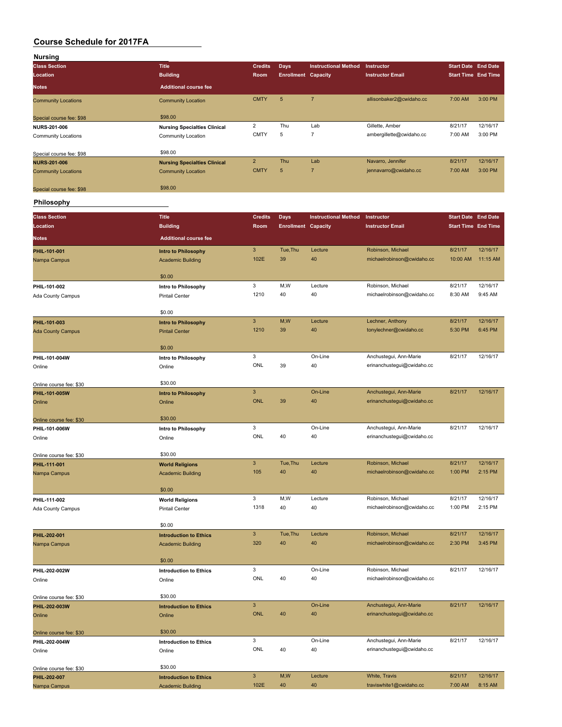# Course Schedule for 2017FA

## Nursing

| Class Section / Location / Notes | Title / Building / Additional course fee | Credits / Room | Days / Enrollment | Instructional Method / Capacity | Instructor / Instructor Email | Start Date / Start Time | End Date / End Time |
|---|---|---|---|---|---|---|---|
| Community Locations | Community Location | CMTY | 5 | 7 | allisonbaker2@cwidaho.cc | 7:00 AM | 3:00 PM |
| Special course fee: $98 | $98.00 | | | | | | |
| NURS-201-006 | Nursing Specialties Clinical | 2 | Thu | Lab | Gillette, Amber | 8/21/17 | 12/16/17 |
| Community Locations | Community Location | CMTY | 5 | 7 | ambergillette@cwidaho.cc | 7:00 AM | 3:00 PM |
| Special course fee: $98 | $98.00 | | | | | | |
| NURS-201-006 | Nursing Specialties Clinical | 2 | Thu | Lab | Navarro, Jennifer | 8/21/17 | 12/16/17 |
| Community Locations | Community Location | CMTY | 5 | 7 | jennavarro@cwidaho.cc | 7:00 AM | 3:00 PM |
| Special course fee: $98 | $98.00 | | | | | | |

## Philosophy

| Class Section / Location / Notes | Title / Building / Additional course fee | Credits / Room | Days / Enrollment | Instructional Method / Capacity | Instructor / Instructor Email | Start Date / Start Time | End Date / End Time |
|---|---|---|---|---|---|---|---|
| PHIL-101-001 | Intro to Philosophy | 3 | Tue,Thu | Lecture | Robinson, Michael | 8/21/17 | 12/16/17 |
| Nampa Campus | Academic Building | 102E | 39 | 40 | michaelrobinson@cwidaho.cc | 10:00 AM | 11:15 AM |
| | $0.00 | | | | | | |
| PHIL-101-002 | Intro to Philosophy | 3 | M,W | Lecture | Robinson, Michael | 8/21/17 | 12/16/17 |
| Ada County Campus | Pintail Center | 1210 | 40 | 40 | michaelrobinson@cwidaho.cc | 8:30 AM | 9:45 AM |
| | $0.00 | | | | | | |
| PHIL-101-003 | Intro to Philosophy | 3 | M,W | Lecture | Lechner, Anthony | 8/21/17 | 12/16/17 |
| Ada County Campus | Pintail Center | 1210 | 39 | 40 | tonylechner@cwidaho.cc | 5:30 PM | 6:45 PM |
| | $0.00 | | | | | | |
| PHIL-101-004W | Intro to Philosophy | 3 | | On-Line | Anchustegui, Ann-Marie | 8/21/17 | 12/16/17 |
| Online | Online | ONL | 39 | 40 | erinanchustegui@cwidaho.cc | | |
| Online course fee: $30 | $30.00 | | | | | | |
| PHIL-101-005W | Intro to Philosophy | 3 | | On-Line | Anchustegui, Ann-Marie | 8/21/17 | 12/16/17 |
| Online | Online | ONL | 39 | 40 | erinanchustegui@cwidaho.cc | | |
| Online course fee: $30 | $30.00 | | | | | | |
| PHIL-101-006W | Intro to Philosophy | 3 | | On-Line | Anchustegui, Ann-Marie | 8/21/17 | 12/16/17 |
| Online | Online | ONL | 40 | 40 | erinanchustegui@cwidaho.cc | | |
| Online course fee: $30 | $30.00 | | | | | | |
| PHIL-111-001 | World Religions | 3 | Tue,Thu | Lecture | Robinson, Michael | 8/21/17 | 12/16/17 |
| Nampa Campus | Academic Building | 105 | 40 | 40 | michaelrobinson@cwidaho.cc | 1:00 PM | 2:15 PM |
| | $0.00 | | | | | | |
| PHIL-111-002 | World Religions | 3 | M,W | Lecture | Robinson, Michael | 8/21/17 | 12/16/17 |
| Ada County Campus | Pintail Center | 1318 | 40 | 40 | michaelrobinson@cwidaho.cc | 1:00 PM | 2:15 PM |
| | $0.00 | | | | | | |
| PHIL-202-001 | Introduction to Ethics | 3 | Tue,Thu | Lecture | Robinson, Michael | 8/21/17 | 12/16/17 |
| Nampa Campus | Academic Building | 320 | 40 | 40 | michaelrobinson@cwidaho.cc | 2:30 PM | 3:45 PM |
| | $0.00 | | | | | | |
| PHIL-202-002W | Introduction to Ethics | 3 | | On-Line | Robinson, Michael | 8/21/17 | 12/16/17 |
| Online | Online | ONL | 40 | 40 | michaelrobinson@cwidaho.cc | | |
| Online course fee: $30 | $30.00 | | | | | | |
| PHIL-202-003W | Introduction to Ethics | 3 | | On-Line | Anchustegui, Ann-Marie | 8/21/17 | 12/16/17 |
| Online | Online | ONL | 40 | 40 | erinanchustegui@cwidaho.cc | | |
| Online course fee: $30 | $30.00 | | | | | | |
| PHIL-202-004W | Introduction to Ethics | 3 | | On-Line | Anchustegui, Ann-Marie | 8/21/17 | 12/16/17 |
| Online | Online | ONL | 40 | 40 | erinanchustegui@cwidaho.cc | | |
| Online course fee: $30 | $30.00 | | | | | | |
| PHIL-202-007 | Introduction to Ethics | 3 | M,W | Lecture | White, Travis | 8/21/17 | 12/16/17 |
| Nampa Campus | Academic Building | 102E | 40 | 40 | traviswhite1@cwidaho.cc | 7:00 AM | 8:15 AM |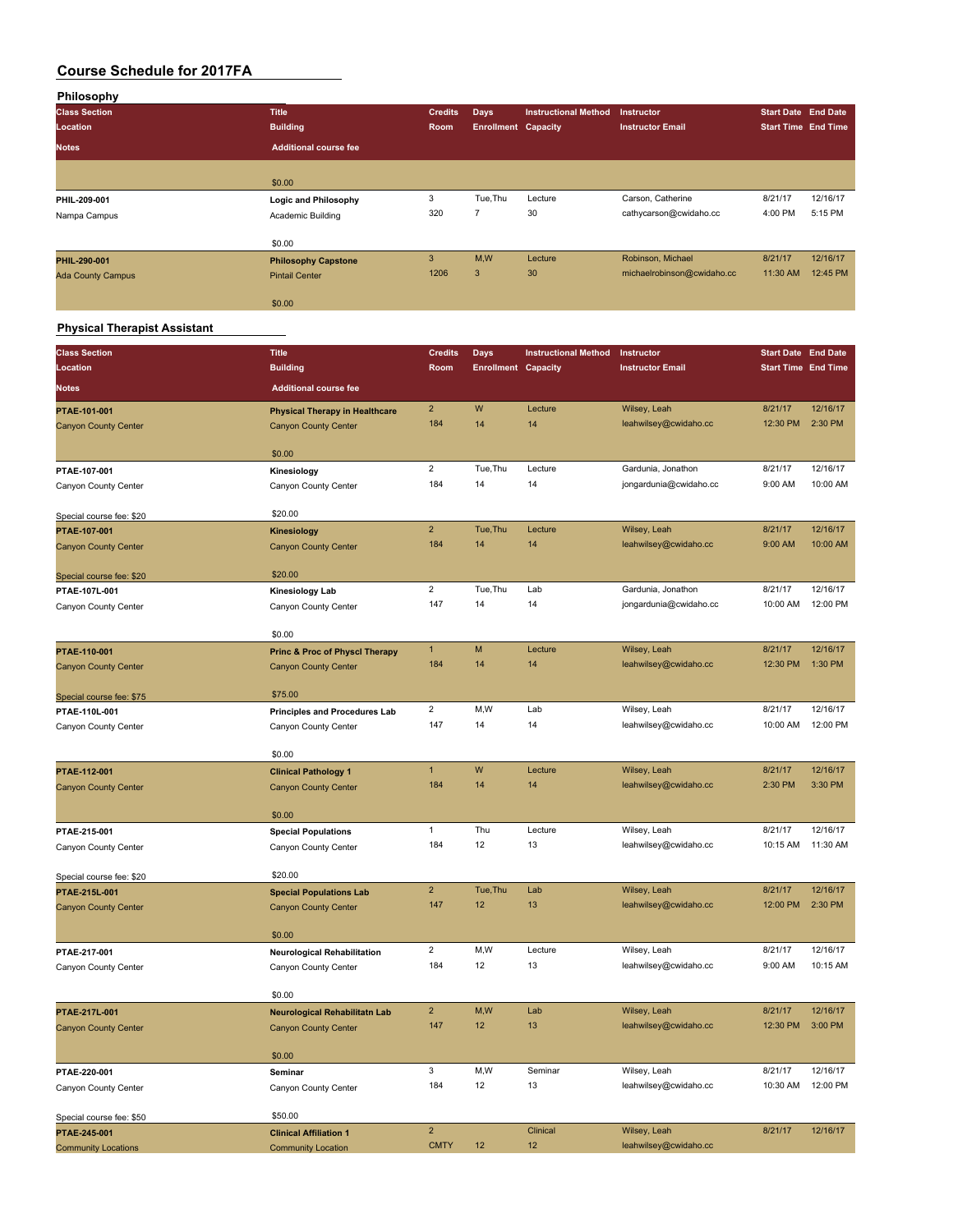# Course Schedule for 2017FA

## Philosophy

| Class Section / Location / Notes | Title / Building / Additional course fee | Credits / Room | Days / Enrollment | Instructional Method / Capacity | Instructor / Instructor Email | Start Date / Start Time | End Date / End Time |
|---|---|---|---|---|---|---|---|
| | $0.00 | | | | | | |
| PHIL-209-001<br>Nampa Campus | Logic and Philosophy<br>Academic Building<br>$0.00 | 3<br>320 | Tue,Thu<br>7 | Lecture<br>30 | Carson, Catherine<br>cathycarson@cwidaho.cc | 8/21/17<br>4:00 PM | 12/16/17<br>5:15 PM |
| PHIL-290-001<br>Ada County Campus | Philosophy Capstone<br>Pintail Center<br>$0.00 | 3<br>1206 | M,W<br>3 | Lecture<br>30 | Robinson, Michael<br>michaelrobinson@cwidaho.cc | 8/21/17<br>11:30 AM | 12/16/17<br>12:45 PM |

## Physical Therapist Assistant

| Class Section / Location / Notes | Title / Building / Additional course fee | Credits / Room | Days / Enrollment | Instructional Method / Capacity | Instructor / Instructor Email | Start Date / Start Time | End Date / End Time |
|---|---|---|---|---|---|---|---|
| PTAE-101-001<br>Canyon County Center | Physical Therapy in Healthcare<br>Canyon County Center<br>$0.00 | 2<br>184 | W<br>14 | Lecture<br>14 | Wilsey, Leah<br>leahwilsey@cwidaho.cc | 8/21/17<br>12:30 PM | 12/16/17<br>2:30 PM |
| PTAE-107-001<br>Canyon County Center<br>Special course fee: $20 | Kinesiology<br>Canyon County Center<br>$20.00 | 2<br>184 | Tue,Thu<br>14 | Lecture<br>14 | Gardunia, Jonathon<br>jongardunia@cwidaho.cc | 8/21/17<br>9:00 AM | 12/16/17<br>10:00 AM |
| PTAE-107-001<br>Canyon County Center<br>Special course fee: $20 | Kinesiology<br>Canyon County Center<br>$20.00 | 2<br>184 | Tue,Thu<br>14 | Lecture<br>14 | Wilsey, Leah<br>leahwilsey@cwidaho.cc | 8/21/17<br>9:00 AM | 12/16/17<br>10:00 AM |
| PTAE-107L-001<br>Canyon County Center | Kinesiology Lab<br>Canyon County Center<br>$0.00 | 2<br>147 | Tue,Thu<br>14 | Lab<br>14 | Gardunia, Jonathon<br>jongardunia@cwidaho.cc | 8/21/17<br>10:00 AM | 12/16/17<br>12:00 PM |
| PTAE-110-001<br>Canyon County Center<br>Special course fee: $75 | Princ & Proc of Physcl Therapy<br>Canyon County Center<br>$75.00 | 1<br>184 | M<br>14 | Lecture<br>14 | Wilsey, Leah<br>leahwilsey@cwidaho.cc | 8/21/17<br>12:30 PM | 12/16/17<br>1:30 PM |
| PTAE-110L-001<br>Canyon County Center | Principles and Procedures Lab<br>Canyon County Center<br>$0.00 | 2<br>147 | M,W<br>14 | Lab<br>14 | Wilsey, Leah<br>leahwilsey@cwidaho.cc | 8/21/17<br>10:00 AM | 12/16/17<br>12:00 PM |
| PTAE-112-001<br>Canyon County Center | Clinical Pathology 1<br>Canyon County Center<br>$0.00 | 1<br>184 | W<br>14 | Lecture<br>14 | Wilsey, Leah<br>leahwilsey@cwidaho.cc | 8/21/17<br>2:30 PM | 12/16/17<br>3:30 PM |
| PTAE-215-001<br>Canyon County Center<br>Special course fee: $20 | Special Populations<br>Canyon County Center<br>$20.00 | 1<br>184 | Thu<br>12 | Lecture<br>13 | Wilsey, Leah<br>leahwilsey@cwidaho.cc | 8/21/17<br>10:15 AM | 12/16/17<br>11:30 AM |
| PTAE-215L-001<br>Canyon County Center | Special Populations Lab<br>Canyon County Center<br>$0.00 | 2<br>147 | Tue,Thu<br>12 | Lab<br>13 | Wilsey, Leah<br>leahwilsey@cwidaho.cc | 8/21/17<br>12:00 PM | 12/16/17<br>2:30 PM |
| PTAE-217-001<br>Canyon County Center | Neurological Rehabilitation<br>Canyon County Center<br>$0.00 | 2<br>184 | M,W<br>12 | Lecture<br>13 | Wilsey, Leah<br>leahwilsey@cwidaho.cc | 8/21/17<br>9:00 AM | 12/16/17<br>10:15 AM |
| PTAE-217L-001<br>Canyon County Center | Neurological Rehabilitatn Lab<br>Canyon County Center<br>$0.00 | 2<br>147 | M,W<br>12 | Lab<br>13 | Wilsey, Leah<br>leahwilsey@cwidaho.cc | 8/21/17<br>12:30 PM | 12/16/17<br>3:00 PM |
| PTAE-220-001<br>Canyon County Center<br>Special course fee: $50 | Seminar<br>Canyon County Center<br>$50.00 | 3<br>184 | M,W<br>12 | Seminar<br>13 | Wilsey, Leah<br>leahwilsey@cwidaho.cc | 8/21/17<br>10:30 AM | 12/16/17<br>12:00 PM |
| PTAE-245-001<br>Community Locations | Clinical Affiliation 1<br>Community Location | 2<br>CMTY | <br>12 | Clinical<br>12 | Wilsey, Leah<br>leahwilsey@cwidaho.cc | 8/21/17 | 12/16/17 |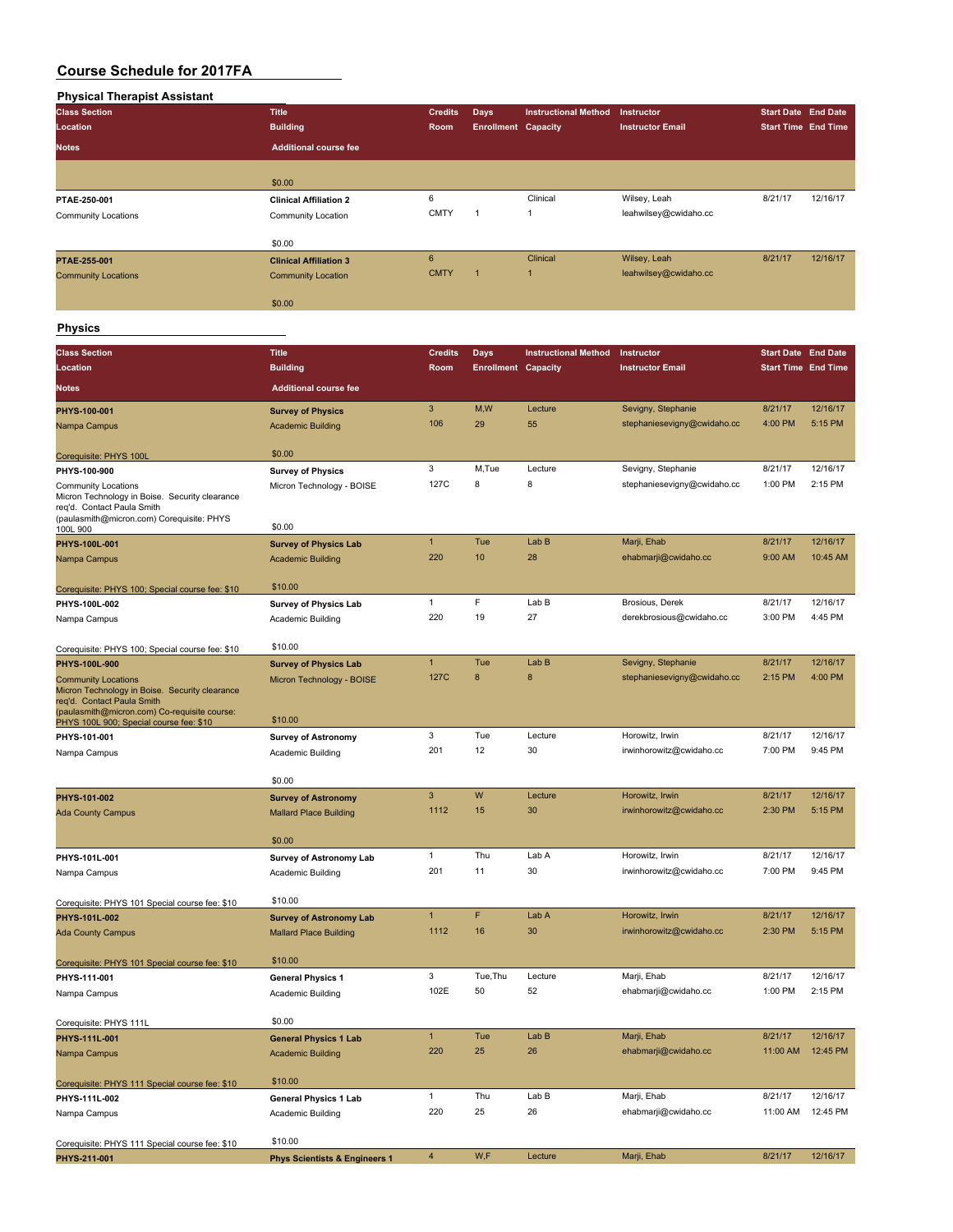# Course Schedule for 2017FA

## Physical Therapist Assistant

| Class Section / Location / Notes | Title / Building / Additional course fee | Credits / Room | Days / Enrollment | Instructional Method / Capacity | Instructor / Instructor Email | Start Date / Start Time | End Date / End Time |
|---|---|---|---|---|---|---|---|
| | $0.00 | | | | | | |
| PTAE-250-001<br>Community Locations | Clinical Affiliation 2<br>Community Location<br>$0.00 | 6<br>CMTY | <br>1 | Clinical<br>1 | Wilsey, Leah<br>leahwilsey@cwidaho.cc | 8/21/17 | 12/16/17 |
| PTAE-255-001<br>Community Locations | Clinical Affiliation 3<br>Community Location<br>$0.00 | 6<br>CMTY | <br>1 | Clinical<br>1 | Wilsey, Leah<br>leahwilsey@cwidaho.cc | 8/21/17 | 12/16/17 |

## Physics

| Class Section / Location / Notes | Title / Building / Additional course fee | Credits / Room | Days / Enrollment | Instructional Method / Capacity | Instructor / Instructor Email | Start Date / Start Time | End Date / End Time |
|---|---|---|---|---|---|---|---|
| PHYS-100-001<br>Nampa Campus<br>Corequisite: PHYS 100L | Survey of Physics<br>Academic Building<br>$0.00 | 3<br>106 | M,W<br>29 | Lecture<br>55 | Sevigny, Stephanie<br>stephaniesevigny@cwidaho.cc | 8/21/17<br>4:00 PM | 12/16/17<br>5:15 PM |
| PHYS-100-900<br>Community Locations<br>Micron Technology in Boise. Security clearance req'd. Contact Paula Smith (paulasmith@micron.com) Corequisite: PHYS 100L 900 | Survey of Physics<br>Micron Technology - BOISE<br>$0.00 | 3<br>127C | M,Tue<br>8 | Lecture<br>8 | Sevigny, Stephanie<br>stephaniesevigny@cwidaho.cc | 8/21/17<br>1:00 PM | 12/16/17<br>2:15 PM |
| PHYS-100L-001<br>Nampa Campus<br>Corequisite: PHYS 100; Special course fee: $10 | Survey of Physics Lab<br>Academic Building<br>$10.00 | 1<br>220 | Tue<br>10 | Lab B<br>28 | Marji, Ehab<br>ehabmarji@cwidaho.cc | 8/21/17<br>9:00 AM | 12/16/17<br>10:45 AM |
| PHYS-100L-002<br>Nampa Campus<br>Corequisite: PHYS 100; Special course fee: $10 | Survey of Physics Lab<br>Academic Building<br>$10.00 | 1<br>220 | F<br>19 | Lab B<br>27 | Brosious, Derek<br>derekbrosious@cwidaho.cc | 8/21/17<br>3:00 PM | 12/16/17<br>4:45 PM |
| PHYS-100L-900<br>Community Locations<br>Micron Technology in Boise. Security clearance req'd. Contact Paula Smith (paulasmith@micron.com) Co-requisite course: PHYS 100L 900; Special course fee: $10 | Survey of Physics Lab<br>Micron Technology - BOISE<br>$10.00 | 1<br>127C | Tue<br>8 | Lab B<br>8 | Sevigny, Stephanie<br>stephaniesevigny@cwidaho.cc | 8/21/17<br>2:15 PM | 12/16/17<br>4:00 PM |
| PHYS-101-001<br>Nampa Campus | Survey of Astronomy<br>Academic Building<br>$0.00 | 3<br>201 | Tue<br>12 | Lecture<br>30 | Horowitz, Irwin<br>irwinhorowitz@cwidaho.cc | 8/21/17<br>7:00 PM | 12/16/17<br>9:45 PM |
| PHYS-101-002<br>Ada County Campus | Survey of Astronomy<br>Mallard Place Building<br>$0.00 | 3<br>1112 | W<br>15 | Lecture<br>30 | Horowitz, Irwin<br>irwinhorowitz@cwidaho.cc | 8/21/17<br>2:30 PM | 12/16/17<br>5:15 PM |
| PHYS-101L-001<br>Nampa Campus<br>Corequisite: PHYS 101 Special course fee: $10 | Survey of Astronomy Lab<br>Academic Building<br>$10.00 | 1<br>201 | Thu<br>11 | Lab A<br>30 | Horowitz, Irwin<br>irwinhorowitz@cwidaho.cc | 8/21/17<br>7:00 PM | 12/16/17<br>9:45 PM |
| PHYS-101L-002<br>Ada County Campus<br>Corequisite: PHYS 101 Special course fee: $10 | Survey of Astronomy Lab<br>Mallard Place Building<br>$10.00 | 1<br>1112 | F<br>16 | Lab A<br>30 | Horowitz, Irwin<br>irwinhorowitz@cwidaho.cc | 8/21/17<br>2:30 PM | 12/16/17<br>5:15 PM |
| PHYS-111-001<br>Nampa Campus<br>Corequisite: PHYS 111L | General Physics 1<br>Academic Building<br>$0.00 | 3<br>102E | Tue,Thu<br>50 | Lecture<br>52 | Marji, Ehab<br>ehabmarji@cwidaho.cc | 8/21/17<br>1:00 PM | 12/16/17<br>2:15 PM |
| PHYS-111L-001<br>Nampa Campus<br>Corequisite: PHYS 111 Special course fee: $10 | General Physics 1 Lab<br>Academic Building<br>$10.00 | 1<br>220 | Tue<br>25 | Lab B<br>26 | Marji, Ehab<br>ehabmarji@cwidaho.cc | 8/21/17<br>11:00 AM | 12/16/17<br>12:45 PM |
| PHYS-111L-002<br>Nampa Campus<br>Corequisite: PHYS 111 Special course fee: $10 | General Physics 1 Lab<br>Academic Building<br>$10.00 | 1<br>220 | Thu<br>25 | Lab B<br>26 | Marji, Ehab<br>ehabmarji@cwidaho.cc | 8/21/17<br>11:00 AM | 12/16/17<br>12:45 PM |
| PHYS-211-001 | Phys Scientists & Engineers 1 | 4 | W,F | Lecture | Marji, Ehab | 8/21/17 | 12/16/17 |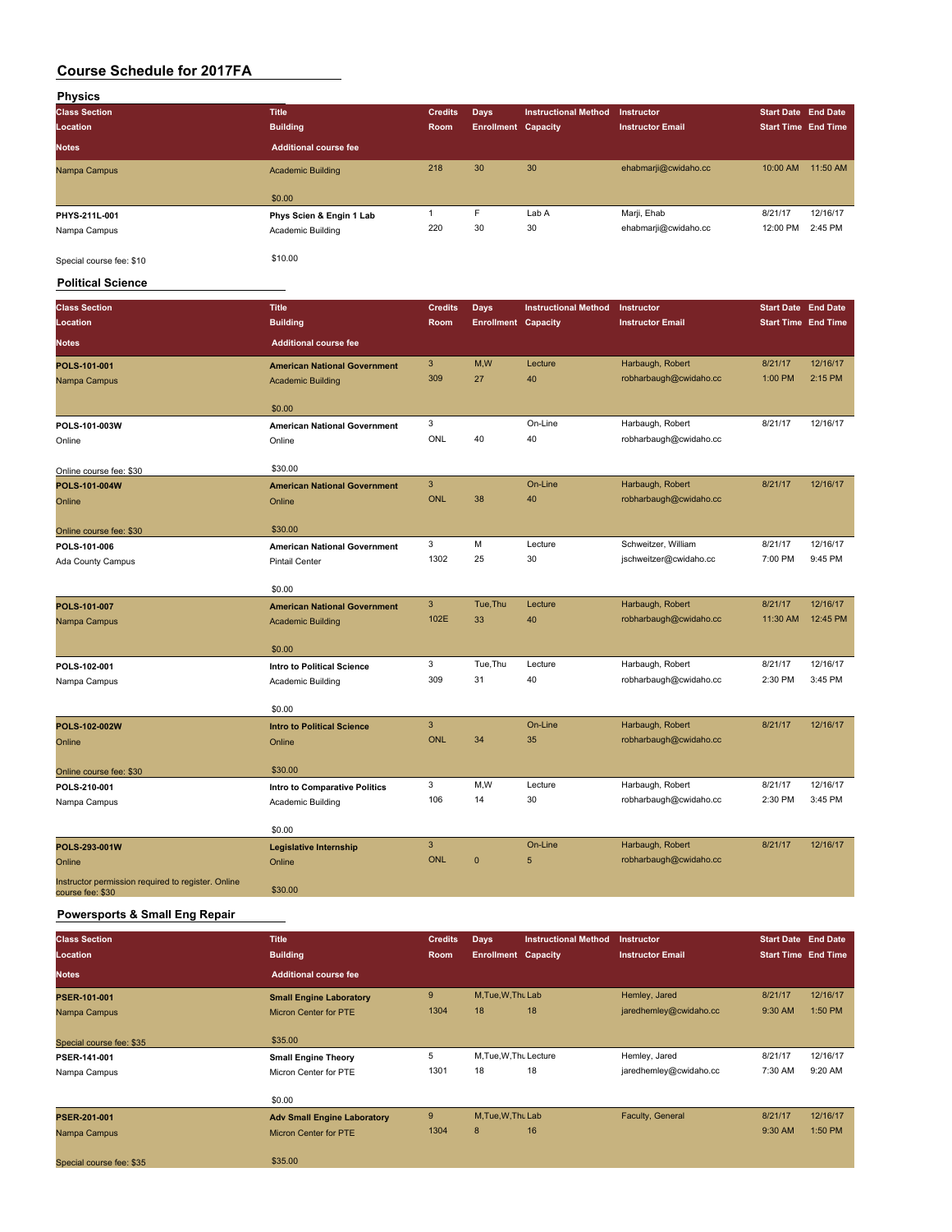# Course Schedule for 2017FA

## Physics

| Class Section / Location / Notes | Title / Building / Additional course fee | Credits / Room | Days / Enrollment | Instructional Method / Capacity | Instructor / Instructor Email | Start Date / Start Time | End Date / End Time |
|---|---|---|---|---|---|---|---|
| Nampa Campus | Academic Building | 218 | 30 | 30 | ehabmarji@cwidaho.cc | 10:00 AM | 11:50 AM |
| | $0.00 | | | | | | |
| PHYS-211L-001 | Phys Scien & Engin 1 Lab | 1 | F | Lab A | Marji, Ehab | 8/21/17 | 12/16/17 |
| Nampa Campus | Academic Building | 220 | 30 | 30 | ehabmarji@cwidaho.cc | 12:00 PM | 2:45 PM |
| Special course fee: $10 | $10.00 | | | | | | |

## Political Science

| Class Section / Location / Notes | Title / Building / Additional course fee | Credits / Room | Days / Enrollment | Instructional Method / Capacity | Instructor / Instructor Email | Start Date / Start Time | End Date / End Time |
|---|---|---|---|---|---|---|---|
| POLS-101-001 | American National Government | 3 | M,W | Lecture | Harbaugh, Robert | 8/21/17 | 12/16/17 |
| Nampa Campus | Academic Building | 309 | 27 | 40 | robharbaugh@cwidaho.cc | 1:00 PM | 2:15 PM |
| | $0.00 | | | | | | |
| POLS-101-003W | American National Government | 3 | | On-Line | Harbaugh, Robert | 8/21/17 | 12/16/17 |
| Online | Online | ONL | 40 | 40 | robharbaugh@cwidaho.cc | | |
| Online course fee: $30 | $30.00 | | | | | | |
| POLS-101-004W | American National Government | 3 | | On-Line | Harbaugh, Robert | 8/21/17 | 12/16/17 |
| Online | Online | ONL | 38 | 40 | robharbaugh@cwidaho.cc | | |
| Online course fee: $30 | $30.00 | | | | | | |
| POLS-101-006 | American National Government | 3 | M | Lecture | Schweitzer, William | 8/21/17 | 12/16/17 |
| Ada County Campus | Pintail Center | 1302 | 25 | 30 | jschweitzer@cwidaho.cc | 7:00 PM | 9:45 PM |
| | $0.00 | | | | | | |
| POLS-101-007 | American National Government | 3 | Tue,Thu | Lecture | Harbaugh, Robert | 8/21/17 | 12/16/17 |
| Nampa Campus | Academic Building | 102E | 33 | 40 | robharbaugh@cwidaho.cc | 11:30 AM | 12:45 PM |
| | $0.00 | | | | | | |
| POLS-102-001 | Intro to Political Science | 3 | Tue,Thu | Lecture | Harbaugh, Robert | 8/21/17 | 12/16/17 |
| Nampa Campus | Academic Building | 309 | 31 | 40 | robharbaugh@cwidaho.cc | 2:30 PM | 3:45 PM |
| | $0.00 | | | | | | |
| POLS-102-002W | Intro to Political Science | 3 | | On-Line | Harbaugh, Robert | 8/21/17 | 12/16/17 |
| Online | Online | ONL | 34 | 35 | robharbaugh@cwidaho.cc | | |
| Online course fee: $30 | $30.00 | | | | | | |
| POLS-210-001 | Intro to Comparative Politics | 3 | M,W | Lecture | Harbaugh, Robert | 8/21/17 | 12/16/17 |
| Nampa Campus | Academic Building | 106 | 14 | 30 | robharbaugh@cwidaho.cc | 2:30 PM | 3:45 PM |
| | $0.00 | | | | | | |
| POLS-293-001W | Legislative Internship | 3 | | On-Line | Harbaugh, Robert | 8/21/17 | 12/16/17 |
| Online | Online | ONL | 0 | 5 | robharbaugh@cwidaho.cc | | |
| Instructor permission required to register. Online course fee: $30 | $30.00 | | | | | | |

## Powersports & Small Eng Repair

| Class Section / Location / Notes | Title / Building / Additional course fee | Credits / Room | Days / Enrollment | Instructional Method / Capacity | Instructor / Instructor Email | Start Date / Start Time | End Date / End Time |
|---|---|---|---|---|---|---|---|
| PSER-101-001 | Small Engine Laboratory | 9 | M,Tue,W,Thu | Lab | Hemley, Jared | 8/21/17 | 12/16/17 |
| Nampa Campus | Micron Center for PTE | 1304 | 18 | 18 | jaredhemley@cwidaho.cc | 9:30 AM | 1:50 PM |
| Special course fee: $35 | $35.00 | | | | | | |
| PSER-141-001 | Small Engine Theory | 5 | M,Tue,W,Thu | Lecture | Hemley, Jared | 8/21/17 | 12/16/17 |
| Nampa Campus | Micron Center for PTE | 1301 | 18 | 18 | jaredhemley@cwidaho.cc | 7:30 AM | 9:20 AM |
| | $0.00 | | | | | | |
| PSER-201-001 | Adv Small Engine Laboratory | 9 | M,Tue,W,Thu | Lab | Faculty, General | 8/21/17 | 12/16/17 |
| Nampa Campus | Micron Center for PTE | 1304 | 8 | 16 | | 9:30 AM | 1:50 PM |
| Special course fee: $35 | $35.00 | | | | | | |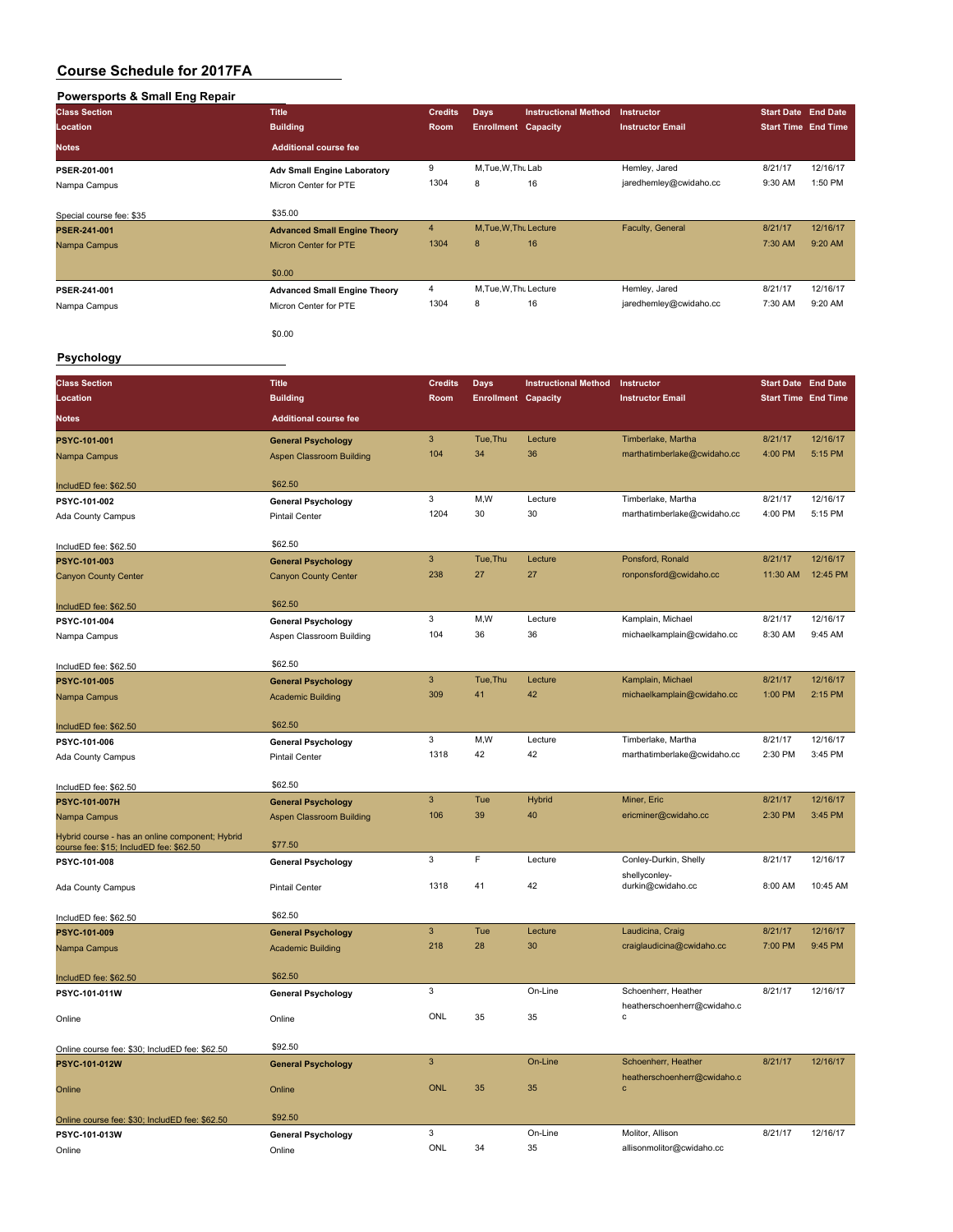# Course Schedule for 2017FA

## Powersports & Small Eng Repair

| Class Section / Location / Notes | Title / Building / Additional course fee | Credits / Room | Days / Enrollment | Instructional Method / Capacity | Instructor / Instructor Email | Start Date / Start Time | End Date / End Time |
|---|---|---|---|---|---|---|---|
| **PSER-201-001** | **Adv Small Engine Laboratory** | 9 | M,Tue,W,Thu | Lab | Hemley, Jared | 8/21/17 | 12/16/17 |
| Nampa Campus | Micron Center for PTE | 1304 | 8 | 16 | jaredhemley@cwidaho.cc | 9:30 AM | 1:50 PM |
| Special course fee: $35 | $35.00 | | | | | | |
| **PSER-241-001** | **Advanced Small Engine Theory** | 4 | M,Tue,W,Thu | Lecture | Faculty, General | 8/21/17 | 12/16/17 |
| Nampa Campus | Micron Center for PTE | 1304 | 8 | 16 | | 7:30 AM | 9:20 AM |
| | $0.00 | | | | | | |
| **PSER-241-001** | **Advanced Small Engine Theory** | 4 | M,Tue,W,Thu | Lecture | Hemley, Jared | 8/21/17 | 12/16/17 |
| Nampa Campus | Micron Center for PTE | 1304 | 8 | 16 | jaredhemley@cwidaho.cc | 7:30 AM | 9:20 AM |
| | $0.00 | | | | | | |

## Psychology

| Class Section / Location / Notes | Title / Building / Additional course fee | Credits / Room | Days / Enrollment | Instructional Method / Capacity | Instructor / Instructor Email | Start Date / Start Time | End Date / End Time |
|---|---|---|---|---|---|---|---|
| **PSYC-101-001** | **General Psychology** | 3 | Tue,Thu | Lecture | Timberlake, Martha | 8/21/17 | 12/16/17 |
| Nampa Campus | Aspen Classroom Building | 104 | 34 | 36 | marthatimberlake@cwidaho.cc | 4:00 PM | 5:15 PM |
| IncludED fee: $62.50 | $62.50 | | | | | | |
| **PSYC-101-002** | **General Psychology** | 3 | M,W | Lecture | Timberlake, Martha | 8/21/17 | 12/16/17 |
| Ada County Campus | Pintail Center | 1204 | 30 | 30 | marthatimberlake@cwidaho.cc | 4:00 PM | 5:15 PM |
| IncludED fee: $62.50 | $62.50 | | | | | | |
| **PSYC-101-003** | **General Psychology** | 3 | Tue,Thu | Lecture | Ponsford, Ronald | 8/21/17 | 12/16/17 |
| Canyon County Center | Canyon County Center | 238 | 27 | 27 | ronponsford@cwidaho.cc | 11:30 AM | 12:45 PM |
| IncludED fee: $62.50 | $62.50 | | | | | | |
| **PSYC-101-004** | **General Psychology** | 3 | M,W | Lecture | Kamplain, Michael | 8/21/17 | 12/16/17 |
| Nampa Campus | Aspen Classroom Building | 104 | 36 | 36 | michaelkamplain@cwidaho.cc | 8:30 AM | 9:45 AM |
| IncludED fee: $62.50 | $62.50 | | | | | | |
| **PSYC-101-005** | **General Psychology** | 3 | Tue,Thu | Lecture | Kamplain, Michael | 8/21/17 | 12/16/17 |
| Nampa Campus | Academic Building | 309 | 41 | 42 | michaelkamplain@cwidaho.cc | 1:00 PM | 2:15 PM |
| IncludED fee: $62.50 | $62.50 | | | | | | |
| **PSYC-101-006** | **General Psychology** | 3 | M,W | Lecture | Timberlake, Martha | 8/21/17 | 12/16/17 |
| Ada County Campus | Pintail Center | 1318 | 42 | 42 | marthatimberlake@cwidaho.cc | 2:30 PM | 3:45 PM |
| IncludED fee: $62.50 | $62.50 | | | | | | |
| **PSYC-101-007H** | **General Psychology** | 3 | Tue | Hybrid | Miner, Eric | 8/21/17 | 12/16/17 |
| Nampa Campus | Aspen Classroom Building | 106 | 39 | 40 | ericminer@cwidaho.cc | 2:30 PM | 3:45 PM |
| Hybrid course - has an online component; Hybrid course fee: $15; IncludED fee: $62.50 | $77.50 | | | | | | |
| **PSYC-101-008** | **General Psychology** | 3 | F | Lecture | Conley-Durkin, Shelly | 8/21/17 | 12/16/17 |
| Ada County Campus | Pintail Center | 1318 | 41 | 42 | shellyconley-durkin@cwidaho.cc | 8:00 AM | 10:45 AM |
| IncludED fee: $62.50 | $62.50 | | | | | | |
| **PSYC-101-009** | **General Psychology** | 3 | Tue | Lecture | Laudicina, Craig | 8/21/17 | 12/16/17 |
| Nampa Campus | Academic Building | 218 | 28 | 30 | craiglaudicina@cwidaho.cc | 7:00 PM | 9:45 PM |
| IncludED fee: $62.50 | $62.50 | | | | | | |
| **PSYC-101-011W** | **General Psychology** | 3 | | On-Line | Schoenherr, Heather | 8/21/17 | 12/16/17 |
| Online | Online | ONL | 35 | 35 | heatherschoenherr@cwidaho.cc | | |
| Online course fee: $30; IncludED fee: $62.50 | $92.50 | | | | | | |
| **PSYC-101-012W** | **General Psychology** | 3 | | On-Line | Schoenherr, Heather | 8/21/17 | 12/16/17 |
| Online | Online | ONL | 35 | 35 | heatherschoenherr@cwidaho.cc | | |
| Online course fee: $30; IncludED fee: $62.50 | $92.50 | | | | | | |
| **PSYC-101-013W** | **General Psychology** | 3 | | On-Line | Molitor, Allison | 8/21/17 | 12/16/17 |
| Online | Online | ONL | 34 | 35 | allisonmolitor@cwidaho.cc | | |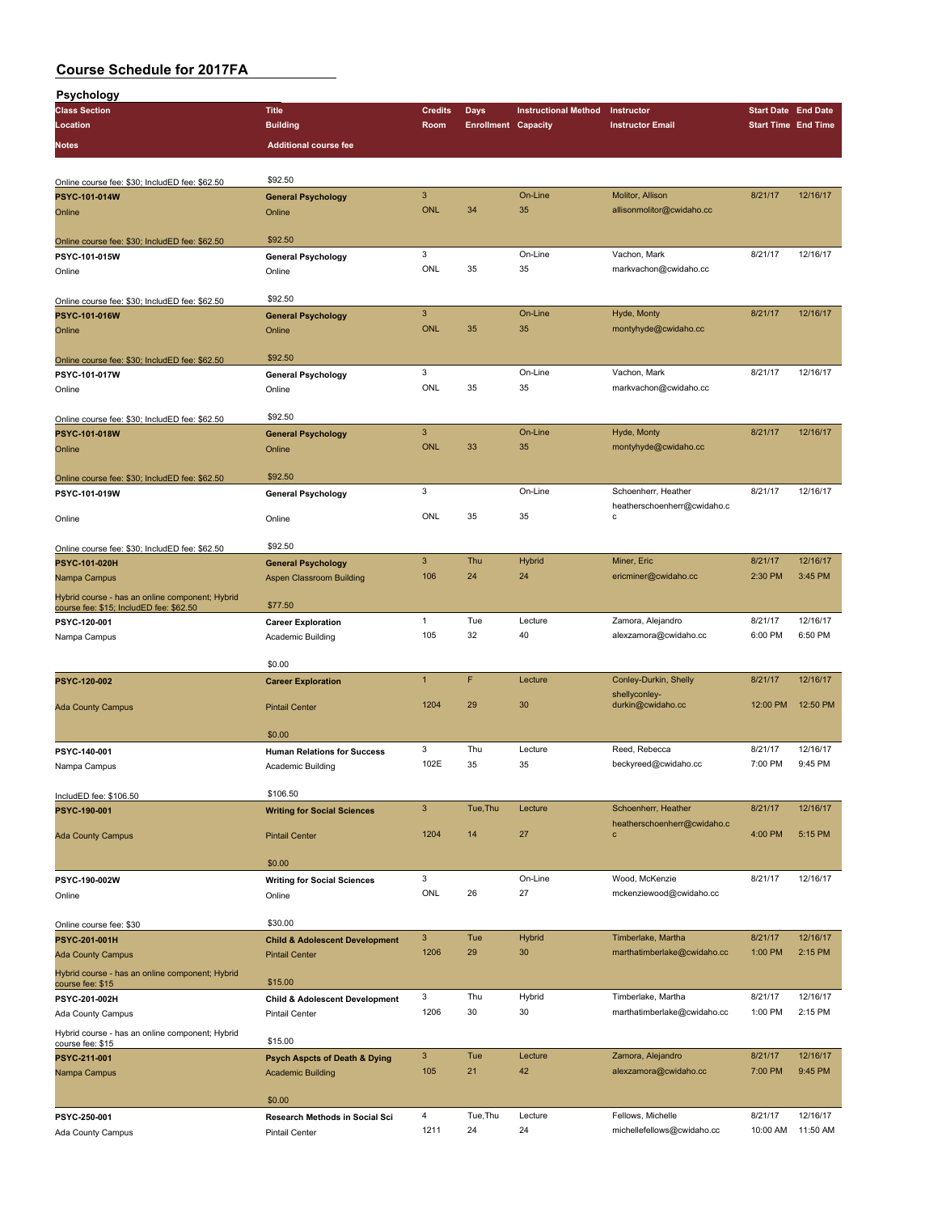# Course Schedule for 2017FA

## Psychology

| Class Section / Location / Notes | Title / Building / Additional course fee | Credits / Room | Days / Enrollment | Instructional Method / Capacity | Instructor / Instructor Email | Start Date / Start Time | End Date / End Time |
|---|---|---|---|---|---|---|---|
| Online course fee: $30; IncludED fee: $62.50 | $92.50 | | | | | | |
| **PSYC-101-014W** | **General Psychology** | 3 | | On-Line | Molitor, Allison | 8/21/17 | 12/16/17 |
| Online | Online | ONL | 34 | 35 | allisonmolitor@cwidaho.cc | | |
| Online course fee: $30; IncludED fee: $62.50 | $92.50 | | | | | | |
| **PSYC-101-015W** | **General Psychology** | 3 | | On-Line | Vachon, Mark | 8/21/17 | 12/16/17 |
| Online | Online | ONL | 35 | 35 | markvachon@cwidaho.cc | | |
| Online course fee: $30; IncludED fee: $62.50 | $92.50 | | | | | | |
| **PSYC-101-016W** | **General Psychology** | 3 | | On-Line | Hyde, Monty | 8/21/17 | 12/16/17 |
| Online | Online | ONL | 35 | 35 | montyhyde@cwidaho.cc | | |
| Online course fee: $30; IncludED fee: $62.50 | $92.50 | | | | | | |
| **PSYC-101-017W** | **General Psychology** | 3 | | On-Line | Vachon, Mark | 8/21/17 | 12/16/17 |
| Online | Online | ONL | 35 | 35 | markvachon@cwidaho.cc | | |
| Online course fee: $30; IncludED fee: $62.50 | $92.50 | | | | | | |
| **PSYC-101-018W** | **General Psychology** | 3 | | On-Line | Hyde, Monty | 8/21/17 | 12/16/17 |
| Online | Online | ONL | 33 | 35 | montyhyde@cwidaho.cc | | |
| Online course fee: $30; IncludED fee: $62.50 | $92.50 | | | | | | |
| **PSYC-101-019W** | **General Psychology** | 3 | | On-Line | Schoenherr, Heather | 8/21/17 | 12/16/17 |
| Online | Online | ONL | 35 | 35 | heatherschoenherr@cwidaho.cc | | |
| Online course fee: $30; IncludED fee: $62.50 | $92.50 | | | | | | |
| **PSYC-101-020H** | **General Psychology** | 3 | Thu | Hybrid | Miner, Eric | 8/21/17 | 12/16/17 |
| Nampa Campus | Aspen Classroom Building | 106 | 24 | 24 | ericminer@cwidaho.cc | 2:30 PM | 3:45 PM |
| Hybrid course - has an online component; Hybrid course fee: $15; IncludED fee: $62.50 | $77.50 | | | | | | |
| **PSYC-120-001** | **Career Exploration** | 1 | Tue | Lecture | Zamora, Alejandro | 8/21/17 | 12/16/17 |
| Nampa Campus | Academic Building | 105 | 32 | 40 | alexzamora@cwidaho.cc | 6:00 PM | 6:50 PM |
| | $0.00 | | | | | | |
| **PSYC-120-002** | **Career Exploration** | 1 | F | Lecture | Conley-Durkin, Shelly | 8/21/17 | 12/16/17 |
| Ada County Campus | Pintail Center | 1204 | 29 | 30 | shellyconley-durkin@cwidaho.cc | 12:00 PM | 12:50 PM |
| | $0.00 | | | | | | |
| **PSYC-140-001** | **Human Relations for Success** | 3 | Thu | Lecture | Reed, Rebecca | 8/21/17 | 12/16/17 |
| Nampa Campus | Academic Building | 102E | 35 | 35 | beckyreed@cwidaho.cc | 7:00 PM | 9:45 PM |
| IncludED fee: $106.50 | $106.50 | | | | | | |
| **PSYC-190-001** | **Writing for Social Sciences** | 3 | Tue,Thu | Lecture | Schoenherr, Heather | 8/21/17 | 12/16/17 |
| Ada County Campus | Pintail Center | 1204 | 14 | 27 | heatherschoenherr@cwidaho.cc | 4:00 PM | 5:15 PM |
| | $0.00 | | | | | | |
| **PSYC-190-002W** | **Writing for Social Sciences** | 3 | | On-Line | Wood, McKenzie | 8/21/17 | 12/16/17 |
| Online | Online | ONL | 26 | 27 | mckenziewood@cwidaho.cc | | |
| Online course fee: $30 | $30.00 | | | | | | |
| **PSYC-201-001H** | **Child & Adolescent Development** | 3 | Tue | Hybrid | Timberlake, Martha | 8/21/17 | 12/16/17 |
| Ada County Campus | Pintail Center | 1206 | 29 | 30 | marthatimberlake@cwidaho.cc | 1:00 PM | 2:15 PM |
| Hybrid course - has an online component; Hybrid course fee: $15 | $15.00 | | | | | | |
| **PSYC-201-002H** | **Child & Adolescent Development** | 3 | Thu | Hybrid | Timberlake, Martha | 8/21/17 | 12/16/17 |
| Ada County Campus | Pintail Center | 1206 | 30 | 30 | marthatimberlake@cwidaho.cc | 1:00 PM | 2:15 PM |
| Hybrid course - has an online component; Hybrid course fee: $15 | $15.00 | | | | | | |
| **PSYC-211-001** | **Psych Aspcts of Death & Dying** | 3 | Tue | Lecture | Zamora, Alejandro | 8/21/17 | 12/16/17 |
| Nampa Campus | Academic Building | 105 | 21 | 42 | alexzamora@cwidaho.cc | 7:00 PM | 9:45 PM |
| | $0.00 | | | | | | |
| **PSYC-250-001** | **Research Methods in Social Sci** | 4 | Tue,Thu | Lecture | Fellows, Michelle | 8/21/17 | 12/16/17 |
| Ada County Campus | Pintail Center | 1211 | 24 | 24 | michellefellows@cwidaho.cc | 10:00 AM | 11:50 AM |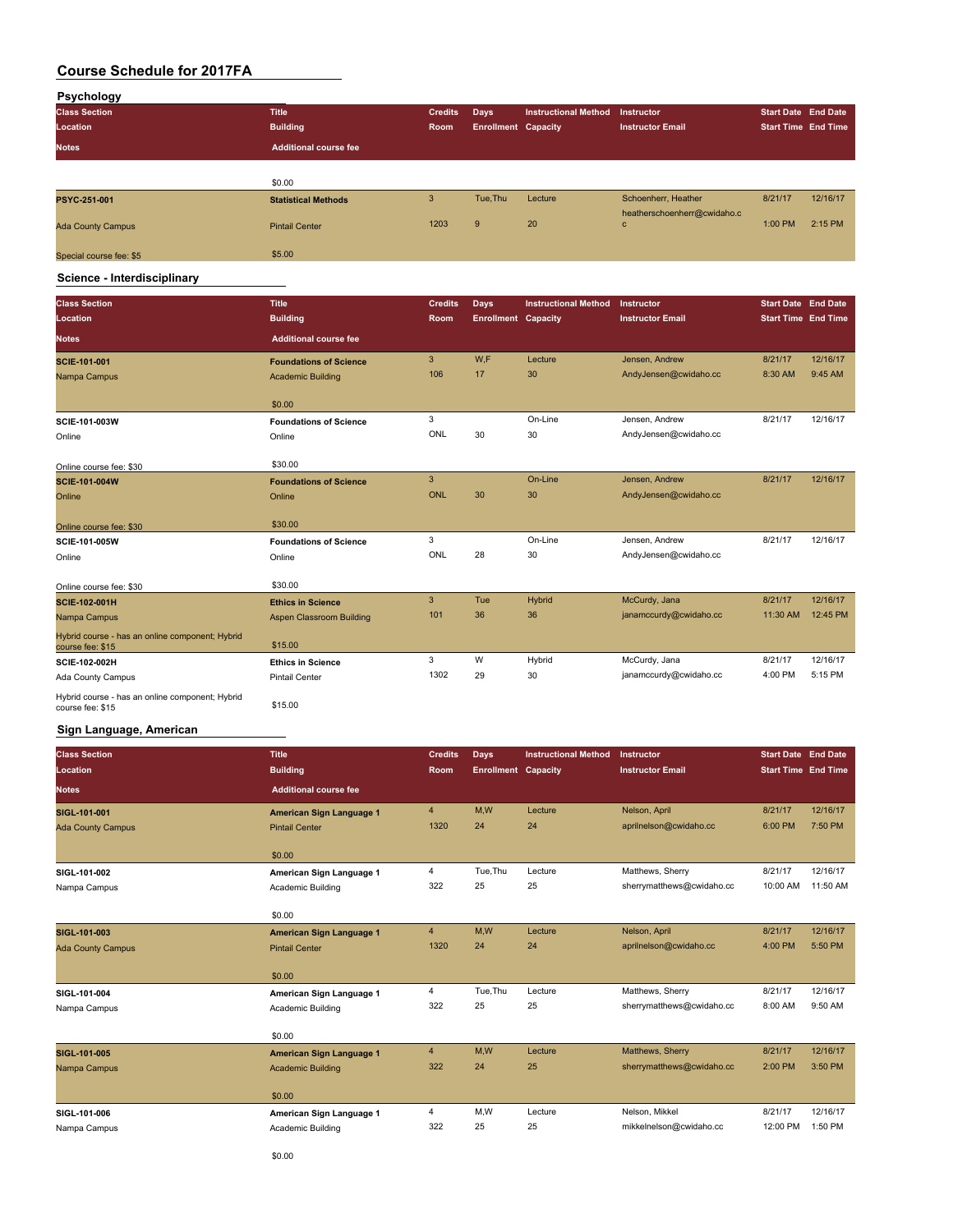# Course Schedule for 2017FA

## Psychology

| Class Section / Location / Notes | Title / Building / Additional course fee | Credits / Room | Days / Enrollment | Instructional Method / Capacity | Instructor / Instructor Email | Start Date / Start Time | End Date / End Time |
|---|---|---|---|---|---|---|---|
| | $0.00 | | | | | | |
| PSYC-251-001 | Statistical Methods | 3 | Tue,Thu | Lecture | Schoenherr, Heather | 8/21/17 | 12/16/17 |
| Ada County Campus | Pintail Center | 1203 | 9 | 20 | heatherschoenherr@cwidaho.cc | 1:00 PM | 2:15 PM |
| Special course fee: $5 | $5.00 | | | | | | |

## Science - Interdisciplinary

| Class Section / Location / Notes | Title / Building / Additional course fee | Credits / Room | Days / Enrollment | Instructional Method / Capacity | Instructor / Instructor Email | Start Date / Start Time | End Date / End Time |
|---|---|---|---|---|---|---|---|
| SCIE-101-001 | Foundations of Science | 3 | W,F | Lecture | Jensen, Andrew | 8/21/17 | 12/16/17 |
| Nampa Campus | Academic Building | 106 | 17 | 30 | AndyJensen@cwidaho.cc | 8:30 AM | 9:45 AM |
| | $0.00 | | | | | | |
| SCIE-101-003W | Foundations of Science | 3 | | On-Line | Jensen, Andrew | 8/21/17 | 12/16/17 |
| Online | Online | ONL | 30 | 30 | AndyJensen@cwidaho.cc | | |
| Online course fee: $30 | $30.00 | | | | | | |
| SCIE-101-004W | Foundations of Science | 3 | | On-Line | Jensen, Andrew | 8/21/17 | 12/16/17 |
| Online | Online | ONL | 30 | 30 | AndyJensen@cwidaho.cc | | |
| Online course fee: $30 | $30.00 | | | | | | |
| SCIE-101-005W | Foundations of Science | 3 | | On-Line | Jensen, Andrew | 8/21/17 | 12/16/17 |
| Online | Online | ONL | 28 | 30 | AndyJensen@cwidaho.cc | | |
| Online course fee: $30 | $30.00 | | | | | | |
| SCIE-102-001H | Ethics in Science | 3 | Tue | Hybrid | McCurdy, Jana | 8/21/17 | 12/16/17 |
| Nampa Campus | Aspen Classroom Building | 101 | 36 | 36 | janamccurdy@cwidaho.cc | 11:30 AM | 12:45 PM |
| Hybrid course - has an online component; Hybrid course fee: $15 | $15.00 | | | | | | |
| SCIE-102-002H | Ethics in Science | 3 | W | Hybrid | McCurdy, Jana | 8/21/17 | 12/16/17 |
| Ada County Campus | Pintail Center | 1302 | 29 | 30 | janamccurdy@cwidaho.cc | 4:00 PM | 5:15 PM |
| Hybrid course - has an online component; Hybrid course fee: $15 | $15.00 | | | | | | |

## Sign Language, American

| Class Section / Location / Notes | Title / Building / Additional course fee | Credits / Room | Days / Enrollment | Instructional Method / Capacity | Instructor / Instructor Email | Start Date / Start Time | End Date / End Time |
|---|---|---|---|---|---|---|---|
| SIGL-101-001 | American Sign Language 1 | 4 | M,W | Lecture | Nelson, April | 8/21/17 | 12/16/17 |
| Ada County Campus | Pintail Center | 1320 | 24 | 24 | aprilnelson@cwidaho.cc | 6:00 PM | 7:50 PM |
| | $0.00 | | | | | | |
| SIGL-101-002 | American Sign Language 1 | 4 | Tue,Thu | Lecture | Matthews, Sherry | 8/21/17 | 12/16/17 |
| Nampa Campus | Academic Building | 322 | 25 | 25 | sherrymatthews@cwidaho.cc | 10:00 AM | 11:50 AM |
| | $0.00 | | | | | | |
| SIGL-101-003 | American Sign Language 1 | 4 | M,W | Lecture | Nelson, April | 8/21/17 | 12/16/17 |
| Ada County Campus | Pintail Center | 1320 | 24 | 24 | aprilnelson@cwidaho.cc | 4:00 PM | 5:50 PM |
| | $0.00 | | | | | | |
| SIGL-101-004 | American Sign Language 1 | 4 | Tue,Thu | Lecture | Matthews, Sherry | 8/21/17 | 12/16/17 |
| Nampa Campus | Academic Building | 322 | 25 | 25 | sherrymatthews@cwidaho.cc | 8:00 AM | 9:50 AM |
| | $0.00 | | | | | | |
| SIGL-101-005 | American Sign Language 1 | 4 | M,W | Lecture | Matthews, Sherry | 8/21/17 | 12/16/17 |
| Nampa Campus | Academic Building | 322 | 24 | 25 | sherrymatthews@cwidaho.cc | 2:00 PM | 3:50 PM |
| | $0.00 | | | | | | |
| SIGL-101-006 | American Sign Language 1 | 4 | M,W | Lecture | Nelson, Mikkel | 8/21/17 | 12/16/17 |
| Nampa Campus | Academic Building | 322 | 25 | 25 | mikkelnelson@cwidaho.cc | 12:00 PM | 1:50 PM |
| | $0.00 | | | | | | |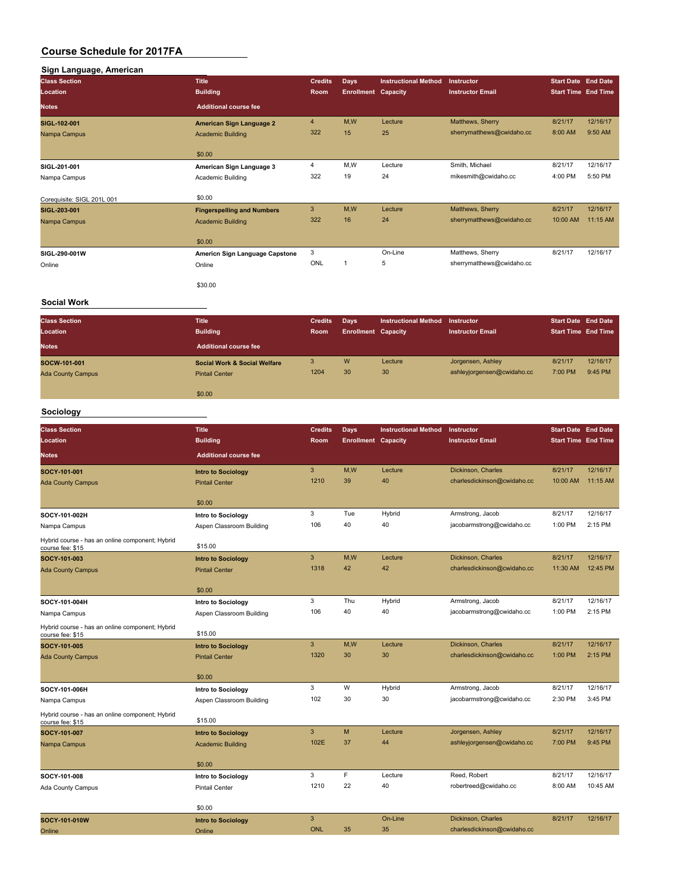# Course Schedule for 2017FA

## Sign Language, American

| Class Section / Location / Notes | Title / Building / Additional course fee | Credits / Room | Days / Enrollment | Instructional Method / Capacity | Instructor / Instructor Email | Start Date / Start Time | End Date / End Time |
|---|---|---|---|---|---|---|---|
| **SIGL-102-001**<br>Nampa Campus | **American Sign Language 2**<br>Academic Building<br>$0.00 | 4<br>322 | M,W<br>15 | Lecture<br>25 | Matthews, Sherry<br>sherrymatthews@cwidaho.cc | 8/21/17<br>8:00 AM | 12/16/17<br>9:50 AM |
| **SIGL-201-001**<br>Nampa Campus<br>Corequisite: SIGL 201L 001 | **American Sign Language 3**<br>Academic Building<br>$0.00 | 4<br>322 | M,W<br>19 | Lecture<br>24 | Smith, Michael<br>mikesmith@cwidaho.cc | 8/21/17<br>4:00 PM | 12/16/17<br>5:50 PM |
| **SIGL-203-001**<br>Nampa Campus | **Fingerspelling and Numbers**<br>Academic Building<br>$0.00 | 3<br>322 | M,W<br>16 | Lecture<br>24 | Matthews, Sherry<br>sherrymatthews@cwidaho.cc | 8/21/17<br>10:00 AM | 12/16/17<br>11:15 AM |
| **SIGL-290-001W**<br>Online | **Americn Sign Language Capstone**<br>Online<br>$30.00 | 3<br>ONL | <br>1 | On-Line<br>5 | Matthews, Sherry<br>sherrymatthews@cwidaho.cc | 8/21/17 | 12/16/17 |

## Social Work

| Class Section / Location / Notes | Title / Building / Additional course fee | Credits / Room | Days / Enrollment | Instructional Method / Capacity | Instructor / Instructor Email | Start Date / Start Time | End Date / End Time |
|---|---|---|---|---|---|---|---|
| **SOCW-101-001**<br>Ada County Campus | **Social Work & Social Welfare**<br>Pintail Center<br>$0.00 | 3<br>1204 | W<br>30 | Lecture<br>30 | Jorgensen, Ashley<br>ashleyjorgensen@cwidaho.cc | 8/21/17<br>7:00 PM | 12/16/17<br>9:45 PM |

## Sociology

| Class Section / Location / Notes | Title / Building / Additional course fee | Credits / Room | Days / Enrollment | Instructional Method / Capacity | Instructor / Instructor Email | Start Date / Start Time | End Date / End Time |
|---|---|---|---|---|---|---|---|
| **SOCY-101-001**<br>Ada County Campus | **Intro to Sociology**<br>Pintail Center<br>$0.00 | 3<br>1210 | M,W<br>39 | Lecture<br>40 | Dickinson, Charles<br>charlesdickinson@cwidaho.cc | 8/21/17<br>10:00 AM | 12/16/17<br>11:15 AM |
| **SOCY-101-002H**<br>Nampa Campus<br>Hybrid course - has an online component; Hybrid course fee: $15 | **Intro to Sociology**<br>Aspen Classroom Building<br>$15.00 | 3<br>106 | Tue<br>40 | Hybrid<br>40 | Armstrong, Jacob<br>jacobarmstrong@cwidaho.cc | 8/21/17<br>1:00 PM | 12/16/17<br>2:15 PM |
| **SOCY-101-003**<br>Ada County Campus | **Intro to Sociology**<br>Pintail Center<br>$0.00 | 3<br>1318 | M,W<br>42 | Lecture<br>42 | Dickinson, Charles<br>charlesdickinson@cwidaho.cc | 8/21/17<br>11:30 AM | 12/16/17<br>12:45 PM |
| **SOCY-101-004H**<br>Nampa Campus<br>Hybrid course - has an online component; Hybrid course fee: $15 | **Intro to Sociology**<br>Aspen Classroom Building<br>$15.00 | 3<br>106 | Thu<br>40 | Hybrid<br>40 | Armstrong, Jacob<br>jacobarmstrong@cwidaho.cc | 8/21/17<br>1:00 PM | 12/16/17<br>2:15 PM |
| **SOCY-101-005**<br>Ada County Campus | **Intro to Sociology**<br>Pintail Center<br>$0.00 | 3<br>1320 | M,W<br>30 | Lecture<br>30 | Dickinson, Charles<br>charlesdickinson@cwidaho.cc | 8/21/17<br>1:00 PM | 12/16/17<br>2:15 PM |
| **SOCY-101-006H**<br>Nampa Campus<br>Hybrid course - has an online component; Hybrid course fee: $15 | **Intro to Sociology**<br>Aspen Classroom Building<br>$15.00 | 3<br>102 | W<br>30 | Hybrid<br>30 | Armstrong, Jacob<br>jacobarmstrong@cwidaho.cc | 8/21/17<br>2:30 PM | 12/16/17<br>3:45 PM |
| **SOCY-101-007**<br>Nampa Campus | **Intro to Sociology**<br>Academic Building<br>$0.00 | 3<br>102E | M<br>37 | Lecture<br>44 | Jorgensen, Ashley<br>ashleyjorgensen@cwidaho.cc | 8/21/17<br>7:00 PM | 12/16/17<br>9:45 PM |
| **SOCY-101-008**<br>Ada County Campus | **Intro to Sociology**<br>Pintail Center<br>$0.00 | 3<br>1210 | F<br>22 | Lecture<br>40 | Reed, Robert<br>robertreed@cwidaho.cc | 8/21/17<br>8:00 AM | 12/16/17<br>10:45 AM |
| **SOCY-101-010W**<br>Online | **Intro to Sociology**<br>Online | 3<br>ONL | <br>35 | On-Line<br>35 | Dickinson, Charles<br>charlesdickinson@cwidaho.cc | 8/21/17 | 12/16/17 |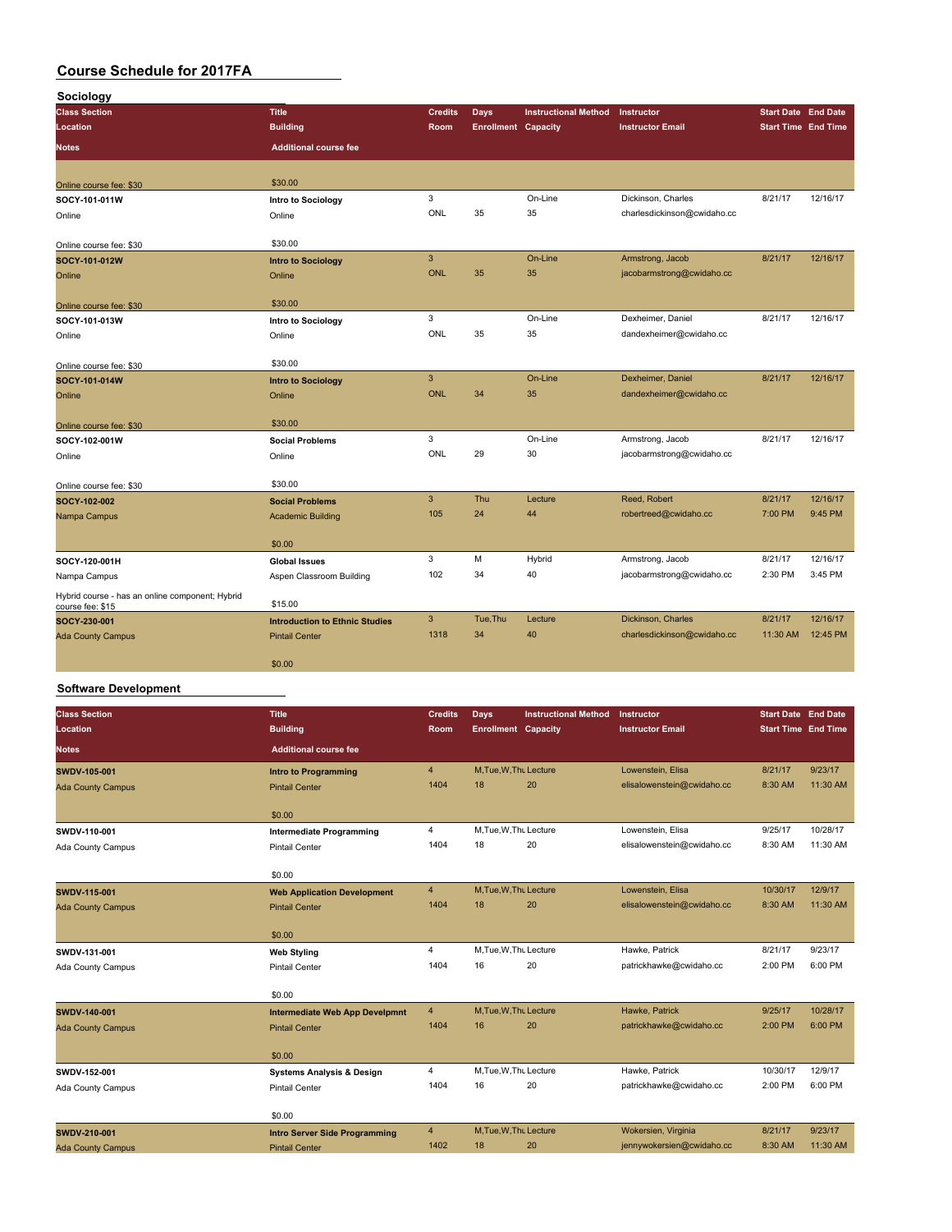# Course Schedule for 2017FA

## Sociology

| Class Section / Location / Notes | Title / Building / Additional course fee | Credits / Room | Days / Enrollment | Instructional Method / Capacity | Instructor / Instructor Email | Start Date / Start Time | End Date / End Time |
|---|---|---|---|---|---|---|---|
| Online course fee: $30 | $30.00 | | | | | | |
| SOCY-101-011W | Intro to Sociology | 3 | | On-Line | Dickinson, Charles | 8/21/17 | 12/16/17 |
| Online | Online | ONL | 35 | 35 | charlesdickinson@cwidaho.cc | | |
| Online course fee: $30 | $30.00 | | | | | | |
| SOCY-101-012W | Intro to Sociology | 3 | | On-Line | Armstrong, Jacob | 8/21/17 | 12/16/17 |
| Online | Online | ONL | 35 | 35 | jacobarmstrong@cwidaho.cc | | |
| Online course fee: $30 | $30.00 | | | | | | |
| SOCY-101-013W | Intro to Sociology | 3 | | On-Line | Dexheimer, Daniel | 8/21/17 | 12/16/17 |
| Online | Online | ONL | 35 | 35 | dandexheimer@cwidaho.cc | | |
| Online course fee: $30 | $30.00 | | | | | | |
| SOCY-101-014W | Intro to Sociology | 3 | | On-Line | Dexheimer, Daniel | 8/21/17 | 12/16/17 |
| Online | Online | ONL | 34 | 35 | dandexheimer@cwidaho.cc | | |
| Online course fee: $30 | $30.00 | | | | | | |
| SOCY-102-001W | Social Problems | 3 | | On-Line | Armstrong, Jacob | 8/21/17 | 12/16/17 |
| Online | Online | ONL | 29 | 30 | jacobarmstrong@cwidaho.cc | | |
| Online course fee: $30 | $30.00 | | | | | | |
| SOCY-102-002 | Social Problems | 3 | Thu | Lecture | Reed, Robert | 8/21/17 | 12/16/17 |
| Nampa Campus | Academic Building | 105 | 24 | 44 | robertreed@cwidaho.cc | 7:00 PM | 9:45 PM |
| | $0.00 | | | | | | |
| SOCY-120-001H | Global Issues | 3 | M | Hybrid | Armstrong, Jacob | 8/21/17 | 12/16/17 |
| Nampa Campus | Aspen Classroom Building | 102 | 34 | 40 | jacobarmstrong@cwidaho.cc | 2:30 PM | 3:45 PM |
| Hybrid course - has an online component; Hybrid course fee: $15 | $15.00 | | | | | | |
| SOCY-230-001 | Introduction to Ethnic Studies | 3 | Tue,Thu | Lecture | Dickinson, Charles | 8/21/17 | 12/16/17 |
| Ada County Campus | Pintail Center | 1318 | 34 | 40 | charlesdickinson@cwidaho.cc | 11:30 AM | 12:45 PM |
| | $0.00 | | | | | | |

## Software Development

| Class Section / Location / Notes | Title / Building / Additional course fee | Credits / Room | Days / Enrollment | Instructional Method / Capacity | Instructor / Instructor Email | Start Date / Start Time | End Date / End Time |
|---|---|---|---|---|---|---|---|
| SWDV-105-001 | Intro to Programming | 4 | M,Tue,W,Thu | Lecture | Lowenstein, Elisa | 8/21/17 | 9/23/17 |
| Ada County Campus | Pintail Center | 1404 | 18 | 20 | elisalowenstein@cwidaho.cc | 8:30 AM | 11:30 AM |
| | $0.00 | | | | | | |
| SWDV-110-001 | Intermediate Programming | 4 | M,Tue,W,Thu | Lecture | Lowenstein, Elisa | 9/25/17 | 10/28/17 |
| Ada County Campus | Pintail Center | 1404 | 18 | 20 | elisalowenstein@cwidaho.cc | 8:30 AM | 11:30 AM |
| | $0.00 | | | | | | |
| SWDV-115-001 | Web Application Development | 4 | M,Tue,W,Thu | Lecture | Lowenstein, Elisa | 10/30/17 | 12/9/17 |
| Ada County Campus | Pintail Center | 1404 | 18 | 20 | elisalowenstein@cwidaho.cc | 8:30 AM | 11:30 AM |
| | $0.00 | | | | | | |
| SWDV-131-001 | Web Styling | 4 | M,Tue,W,Thu | Lecture | Hawke, Patrick | 8/21/17 | 9/23/17 |
| Ada County Campus | Pintail Center | 1404 | 16 | 20 | patrickhawke@cwidaho.cc | 2:00 PM | 6:00 PM |
| | $0.00 | | | | | | |
| SWDV-140-001 | Intermediate Web App Develpmnt | 4 | M,Tue,W,Thu | Lecture | Hawke, Patrick | 9/25/17 | 10/28/17 |
| Ada County Campus | Pintail Center | 1404 | 16 | 20 | patrickhawke@cwidaho.cc | 2:00 PM | 6:00 PM |
| | $0.00 | | | | | | |
| SWDV-152-001 | Systems Analysis & Design | 4 | M,Tue,W,Thu | Lecture | Hawke, Patrick | 10/30/17 | 12/9/17 |
| Ada County Campus | Pintail Center | 1404 | 16 | 20 | patrickhawke@cwidaho.cc | 2:00 PM | 6:00 PM |
| | $0.00 | | | | | | |
| SWDV-210-001 | Intro Server Side Programming | 4 | M,Tue,W,Thu | Lecture | Wokersien, Virginia | 8/21/17 | 9/23/17 |
| Ada County Campus | Pintail Center | 1402 | 18 | 20 | jennywokersien@cwidaho.cc | 8:30 AM | 11:30 AM |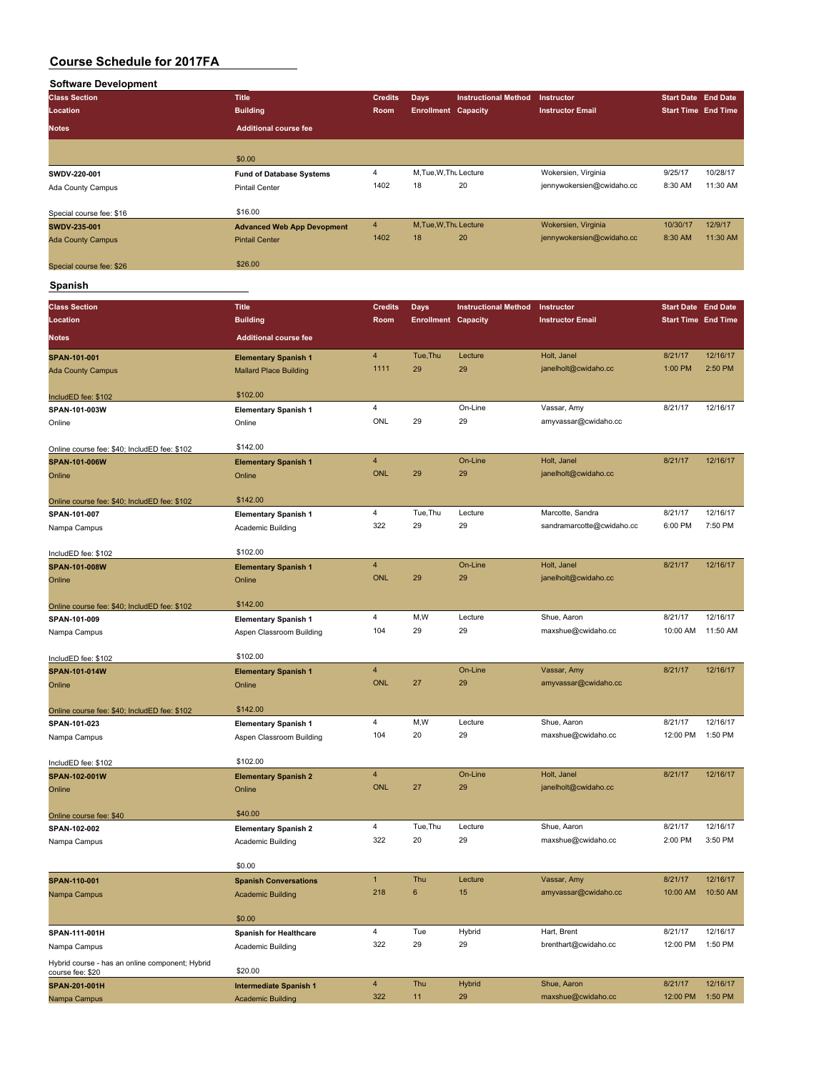# Course Schedule for 2017FA

## Software Development

| Class Section | Title | Credits | Days | Instructional Method | Instructor | Start Date | End Date |
|---|---|---|---|---|---|---|---|
| Location | Building | Room | Enrollment | Capacity | Instructor Email | Start Time | End Time |
| Notes | Additional course fee | | | | | | |
| | $0.00 | | | | | | |
| SWDV-220-001 | Fund of Database Systems | 4 | M,Tue,W,Thu | Lecture | Wokersien, Virginia | 9/25/17 | 10/28/17 |
| Ada County Campus | Pintail Center | 1402 | 18 | 20 | jennywokersien@cwidaho.cc | 8:30 AM | 11:30 AM |
| Special course fee: $16 | $16.00 | | | | | | |
| SWDV-235-001 | Advanced Web App Devopment | 4 | M,Tue,W,Thu | Lecture | Wokersien, Virginia | 10/30/17 | 12/9/17 |
| Ada County Campus | Pintail Center | 1402 | 18 | 20 | jennywokersien@cwidaho.cc | 8:30 AM | 11:30 AM |
| Special course fee: $26 | $26.00 | | | | | | |

## Spanish

| Class Section | Title | Credits | Days | Instructional Method | Instructor | Start Date | End Date |
|---|---|---|---|---|---|---|---|
| Location | Building | Room | Enrollment | Capacity | Instructor Email | Start Time | End Time |
| Notes | Additional course fee | | | | | | |
| SPAN-101-001 | Elementary Spanish 1 | 4 | Tue,Thu | Lecture | Holt, Janel | 8/21/17 | 12/16/17 |
| Ada County Campus | Mallard Place Building | 1111 | 29 | 29 | janelholt@cwidaho.cc | 1:00 PM | 2:50 PM |
| IncludED fee: $102 | $102.00 | | | | | | |
| SPAN-101-003W | Elementary Spanish 1 | 4 | | On-Line | Vassar, Amy | 8/21/17 | 12/16/17 |
| Online | Online | ONL | 29 | 29 | amyvassar@cwidaho.cc | | |
| Online course fee: $40; IncludED fee: $102 | $142.00 | | | | | | |
| SPAN-101-006W | Elementary Spanish 1 | 4 | | On-Line | Holt, Janel | 8/21/17 | 12/16/17 |
| Online | Online | ONL | 29 | 29 | janelholt@cwidaho.cc | | |
| Online course fee: $40; IncludED fee: $102 | $142.00 | | | | | | |
| SPAN-101-007 | Elementary Spanish 1 | 4 | Tue,Thu | Lecture | Marcotte, Sandra | 8/21/17 | 12/16/17 |
| Nampa Campus | Academic Building | 322 | 29 | 29 | sandramarcotte@cwidaho.cc | 6:00 PM | 7:50 PM |
| IncludED fee: $102 | $102.00 | | | | | | |
| SPAN-101-008W | Elementary Spanish 1 | 4 | | On-Line | Holt, Janel | 8/21/17 | 12/16/17 |
| Online | Online | ONL | 29 | 29 | janelholt@cwidaho.cc | | |
| Online course fee: $40; IncludED fee: $102 | $142.00 | | | | | | |
| SPAN-101-009 | Elementary Spanish 1 | 4 | M,W | Lecture | Shue, Aaron | 8/21/17 | 12/16/17 |
| Nampa Campus | Aspen Classroom Building | 104 | 29 | 29 | maxshue@cwidaho.cc | 10:00 AM | 11:50 AM |
| IncludED fee: $102 | $102.00 | | | | | | |
| SPAN-101-014W | Elementary Spanish 1 | 4 | | On-Line | Vassar, Amy | 8/21/17 | 12/16/17 |
| Online | Online | ONL | 27 | 29 | amyvassar@cwidaho.cc | | |
| Online course fee: $40; IncludED fee: $102 | $142.00 | | | | | | |
| SPAN-101-023 | Elementary Spanish 1 | 4 | M,W | Lecture | Shue, Aaron | 8/21/17 | 12/16/17 |
| Nampa Campus | Aspen Classroom Building | 104 | 20 | 29 | maxshue@cwidaho.cc | 12:00 PM | 1:50 PM |
| IncludED fee: $102 | $102.00 | | | | | | |
| SPAN-102-001W | Elementary Spanish 2 | 4 | | On-Line | Holt, Janel | 8/21/17 | 12/16/17 |
| Online | Online | ONL | 27 | 29 | janelholt@cwidaho.cc | | |
| Online course fee: $40 | $40.00 | | | | | | |
| SPAN-102-002 | Elementary Spanish 2 | 4 | Tue,Thu | Lecture | Shue, Aaron | 8/21/17 | 12/16/17 |
| Nampa Campus | Academic Building | 322 | 20 | 29 | maxshue@cwidaho.cc | 2:00 PM | 3:50 PM |
| | $0.00 | | | | | | |
| SPAN-110-001 | Spanish Conversations | 1 | Thu | Lecture | Vassar, Amy | 8/21/17 | 12/16/17 |
| Nampa Campus | Academic Building | 218 | 6 | 15 | amyvassar@cwidaho.cc | 10:00 AM | 10:50 AM |
| | $0.00 | | | | | | |
| SPAN-111-001H | Spanish for Healthcare | 4 | Tue | Hybrid | Hart, Brent | 8/21/17 | 12/16/17 |
| Nampa Campus | Academic Building | 322 | 29 | 29 | brenthart@cwidaho.cc | 12:00 PM | 1:50 PM |
| Hybrid course - has an online component; Hybrid course fee: $20 | $20.00 | | | | | | |
| SPAN-201-001H | Intermediate Spanish 1 | 4 | Thu | Hybrid | Shue, Aaron | 8/21/17 | 12/16/17 |
| Nampa Campus | Academic Building | 322 | 11 | 29 | maxshue@cwidaho.cc | 12:00 PM | 1:50 PM |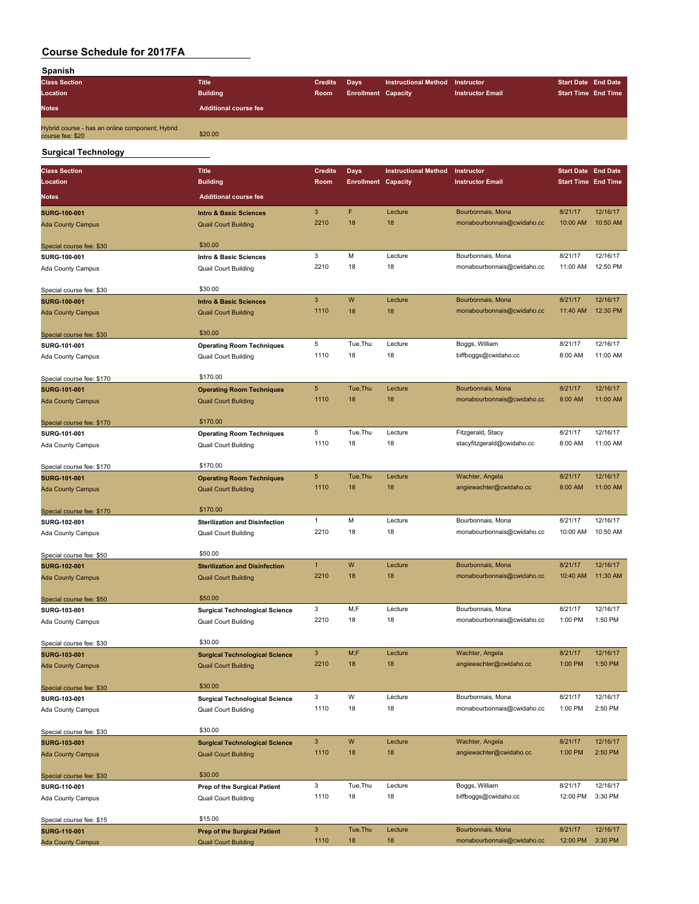# Course Schedule for 2017FA

## Spanish

| Class Section | Title | Credits | Days | Instructional Method | Instructor | Start Date | End Date |
|---|---|---|---|---|---|---|---|
| Location | Building | Room | Enrollment | Capacity | Instructor Email | Start Time | End Time |
| Notes | Additional course fee | | | | | | |
| Hybrid course - has an online component; Hybrid course fee: $20 | $20.00 | | | | | | |

## Surgical Technology

| Class Section | Title | Credits | Days | Instructional Method | Instructor | Start Date | End Date |
|---|---|---|---|---|---|---|---|
| Location | Building | Room | Enrollment | Capacity | Instructor Email | Start Time | End Time |
| Notes | Additional course fee | | | | | | |
| **SURG-100-001** | **Intro & Basic Sciences** | 3 | F | Lecture | Bourbonnais, Mona | 8/21/17 | 12/16/17 |
| Ada County Campus | Quail Court Building | 2210 | 18 | 18 | monabourbonnais@cwidaho.cc | 10:00 AM | 10:50 AM |
| Special course fee: $30 | $30.00 | | | | | | |
| **SURG-100-001** | **Intro & Basic Sciences** | 3 | M | Lecture | Bourbonnais, Mona | 8/21/17 | 12/16/17 |
| Ada County Campus | Quail Court Building | 2210 | 18 | 18 | monabourbonnais@cwidaho.cc | 11:00 AM | 12:50 PM |
| Special course fee: $30 | $30.00 | | | | | | |
| **SURG-100-001** | **Intro & Basic Sciences** | 3 | W | Lecture | Bourbonnais, Mona | 8/21/17 | 12/16/17 |
| Ada County Campus | Quail Court Building | 1110 | 18 | 18 | monabourbonnais@cwidaho.cc | 11:40 AM | 12:30 PM |
| Special course fee: $30 | $30.00 | | | | | | |
| **SURG-101-001** | **Operating Room Techniques** | 5 | Tue,Thu | Lecture | Boggs, William | 8/21/17 | 12/16/17 |
| Ada County Campus | Quail Court Building | 1110 | 18 | 18 | biffboggs@cwidaho.cc | 8:00 AM | 11:00 AM |
| Special course fee: $170 | $170.00 | | | | | | |
| **SURG-101-001** | **Operating Room Techniques** | 5 | Tue,Thu | Lecture | Bourbonnais, Mona | 8/21/17 | 12/16/17 |
| Ada County Campus | Quail Court Building | 1110 | 18 | 18 | monabourbonnais@cwidaho.cc | 8:00 AM | 11:00 AM |
| Special course fee: $170 | $170.00 | | | | | | |
| **SURG-101-001** | **Operating Room Techniques** | 5 | Tue,Thu | Lecture | Fitzgerald, Stacy | 8/21/17 | 12/16/17 |
| Ada County Campus | Quail Court Building | 1110 | 18 | 18 | stacyfitzgerald@cwidaho.cc | 8:00 AM | 11:00 AM |
| Special course fee: $170 | $170.00 | | | | | | |
| **SURG-101-001** | **Operating Room Techniques** | 5 | Tue,Thu | Lecture | Wachter, Angela | 8/21/17 | 12/16/17 |
| Ada County Campus | Quail Court Building | 1110 | 18 | 18 | angiewachter@cwidaho.cc | 8:00 AM | 11:00 AM |
| Special course fee: $170 | $170.00 | | | | | | |
| **SURG-102-001** | **Sterilization and Disinfection** | 1 | M | Lecture | Bourbonnais, Mona | 8/21/17 | 12/16/17 |
| Ada County Campus | Quail Court Building | 2210 | 18 | 18 | monabourbonnais@cwidaho.cc | 10:00 AM | 10:50 AM |
| Special course fee: $50 | $50.00 | | | | | | |
| **SURG-102-001** | **Sterilization and Disinfection** | 1 | W | Lecture | Bourbonnais, Mona | 8/21/17 | 12/16/17 |
| Ada County Campus | Quail Court Building | 2210 | 18 | 18 | monabourbonnais@cwidaho.cc | 10:40 AM | 11:30 AM |
| Special course fee: $50 | $50.00 | | | | | | |
| **SURG-103-001** | **Surgical Technological Science** | 3 | M,F | Lecture | Bourbonnais, Mona | 8/21/17 | 12/16/17 |
| Ada County Campus | Quail Court Building | 2210 | 18 | 18 | monabourbonnais@cwidaho.cc | 1:00 PM | 1:50 PM |
| Special course fee: $30 | $30.00 | | | | | | |
| **SURG-103-001** | **Surgical Technological Science** | 3 | M,F | Lecture | Wachter, Angela | 8/21/17 | 12/16/17 |
| Ada County Campus | Quail Court Building | 2210 | 18 | 18 | angiewachter@cwidaho.cc | 1:00 PM | 1:50 PM |
| Special course fee: $30 | $30.00 | | | | | | |
| **SURG-103-001** | **Surgical Technological Science** | 3 | W | Lecture | Bourbonnais, Mona | 8/21/17 | 12/16/17 |
| Ada County Campus | Quail Court Building | 1110 | 18 | 18 | monabourbonnais@cwidaho.cc | 1:00 PM | 2:50 PM |
| Special course fee: $30 | $30.00 | | | | | | |
| **SURG-103-001** | **Surgical Technological Science** | 3 | W | Lecture | Wachter, Angela | 8/21/17 | 12/16/17 |
| Ada County Campus | Quail Court Building | 1110 | 18 | 18 | angiewachter@cwidaho.cc | 1:00 PM | 2:50 PM |
| Special course fee: $30 | $30.00 | | | | | | |
| **SURG-110-001** | **Prep of the Surgical Patient** | 3 | Tue,Thu | Lecture | Boggs, William | 8/21/17 | 12/16/17 |
| Ada County Campus | Quail Court Building | 1110 | 18 | 18 | biffboggs@cwidaho.cc | 12:00 PM | 3:30 PM |
| Special course fee: $15 | $15.00 | | | | | | |
| **SURG-110-001** | **Prep of the Surgical Patient** | 3 | Tue,Thu | Lecture | Bourbonnais, Mona | 8/21/17 | 12/16/17 |
| Ada County Campus | Quail Court Building | 1110 | 18 | 18 | monabourbonnais@cwidaho.cc | 12:00 PM | 3:30 PM |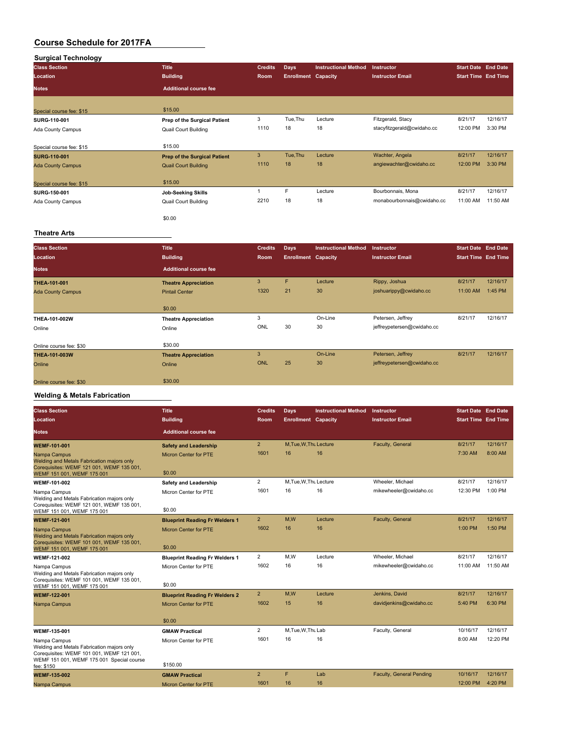# Course Schedule for 2017FA

## Surgical Technology

| Class Section / Location / Notes | Title / Building / Additional course fee | Credits / Room | Days / Enrollment | Instructional Method / Capacity | Instructor / Instructor Email | Start Date / Start Time | End Date / End Time |
|---|---|---|---|---|---|---|---|
| Special course fee: $15 | $15.00 | | | | | | |
| SURG-110-001 | Prep of the Surgical Patient | 3 | Tue,Thu | Lecture | Fitzgerald, Stacy | 8/21/17 | 12/16/17 |
| Ada County Campus | Quail Court Building | 1110 | 18 | 18 | stacyfitzgerald@cwidaho.cc | 12:00 PM | 3:30 PM |
| Special course fee: $15 | $15.00 | | | | | | |
| SURG-110-001 | Prep of the Surgical Patient | 3 | Tue,Thu | Lecture | Wachter, Angela | 8/21/17 | 12/16/17 |
| Ada County Campus | Quail Court Building | 1110 | 18 | 18 | angiewachter@cwidaho.cc | 12:00 PM | 3:30 PM |
| Special course fee: $15 | $15.00 | | | | | | |
| SURG-150-001 | Job-Seeking Skills | 1 | F | Lecture | Bourbonnais, Mona | 8/21/17 | 12/16/17 |
| Ada County Campus | Quail Court Building | 2210 | 18 | 18 | monabourbonnais@cwidaho.cc | 11:00 AM | 11:50 AM |
| | $0.00 | | | | | | |

## Theatre Arts

| Class Section / Location / Notes | Title / Building / Additional course fee | Credits / Room | Days / Enrollment | Instructional Method / Capacity | Instructor / Instructor Email | Start Date / Start Time | End Date / End Time |
|---|---|---|---|---|---|---|---|
| THEA-101-001 | Theatre Appreciation | 3 | F | Lecture | Rippy, Joshua | 8/21/17 | 12/16/17 |
| Ada County Campus | Pintail Center | 1320 | 21 | 30 | joshuarippy@cwidaho.cc | 11:00 AM | 1:45 PM |
| | $0.00 | | | | | | |
| THEA-101-002W | Theatre Appreciation | 3 | | On-Line | Petersen, Jeffrey | 8/21/17 | 12/16/17 |
| Online | Online | ONL | 30 | 30 | jeffreypetersen@cwidaho.cc | | |
| Online course fee: $30 | $30.00 | | | | | | |
| THEA-101-003W | Theatre Appreciation | 3 | | On-Line | Petersen, Jeffrey | 8/21/17 | 12/16/17 |
| Online | Online | ONL | 25 | 30 | jeffreypetersen@cwidaho.cc | | |
| Online course fee: $30 | $30.00 | | | | | | |

## Welding & Metals Fabrication

| Class Section / Location / Notes | Title / Building / Additional course fee | Credits / Room | Days / Enrollment | Instructional Method / Capacity | Instructor / Instructor Email | Start Date / Start Time | End Date / End Time |
|---|---|---|---|---|---|---|---|
| WEMF-101-001 | Safety and Leadership | 2 | M,Tue,W,Thu | Lecture | Faculty, General | 8/21/17 | 12/16/17 |
| Nampa Campus | Micron Center for PTE | 1601 | 16 | 16 | | 7:30 AM | 8:00 AM |
| Welding and Metals Fabrication majors only Corequisites: WEMF 121 001, WEMF 135 001, WEMF 151 001, WEMF 175 001 | $0.00 | | | | | | |
| WEMF-101-002 | Safety and Leadership | 2 | M,Tue,W,Thu | Lecture | Wheeler, Michael | 8/21/17 | 12/16/17 |
| Nampa Campus | Micron Center for PTE | 1601 | 16 | 16 | mikewheeler@cwidaho.cc | 12:30 PM | 1:00 PM |
| Welding and Metals Fabrication majors only Corequisites: WEMF 121 001, WEMF 135 001, WEMF 151 001, WEMF 175 001 | $0.00 | | | | | | |
| WEMF-121-001 | Blueprint Reading Fr Welders 1 | 2 | M,W | Lecture | Faculty, General | 8/21/17 | 12/16/17 |
| Nampa Campus | Micron Center for PTE | 1602 | 16 | 16 | | 1:00 PM | 1:50 PM |
| Welding and Metals Fabrication majors only Corequisites: WEMF 101 001, WEMF 135 001, WEMF 151 001, WEMF 175 001 | $0.00 | | | | | | |
| WEMF-121-002 | Blueprint Reading Fr Welders 1 | 2 | M,W | Lecture | Wheeler, Michael | 8/21/17 | 12/16/17 |
| Nampa Campus | Micron Center for PTE | 1602 | 16 | 16 | mikewheeler@cwidaho.cc | 11:00 AM | 11:50 AM |
| Welding and Metals Fabrication majors only Corequisites: WEMF 101 001, WEMF 135 001, WEMF 151 001, WEMF 175 001 | $0.00 | | | | | | |
| WEMF-122-001 | Blueprint Reading Fr Welders 2 | 2 | M,W | Lecture | Jenkins, David | 8/21/17 | 12/16/17 |
| Nampa Campus | Micron Center for PTE | 1602 | 15 | 16 | davidjenkins@cwidaho.cc | 5:40 PM | 6:30 PM |
| | $0.00 | | | | | | |
| WEMF-135-001 | GMAW Practical | 2 | M,Tue,W,Thu | Lab | Faculty, General | 10/16/17 | 12/16/17 |
| Nampa Campus | Micron Center for PTE | 1601 | 16 | 16 | | 8:00 AM | 12:20 PM |
| Welding and Metals Fabrication majors only Corequisites: WEMF 101 001, WEMF 121 001, WEMF 151 001, WEMF 175 001 Special course fee: $150 | $150.00 | | | | | | |
| WEMF-135-002 | GMAW Practical | 2 | F | Lab | Faculty, General Pending | 10/16/17 | 12/16/17 |
| Nampa Campus | Micron Center for PTE | 1601 | 16 | 16 | | 12:00 PM | 4:20 PM |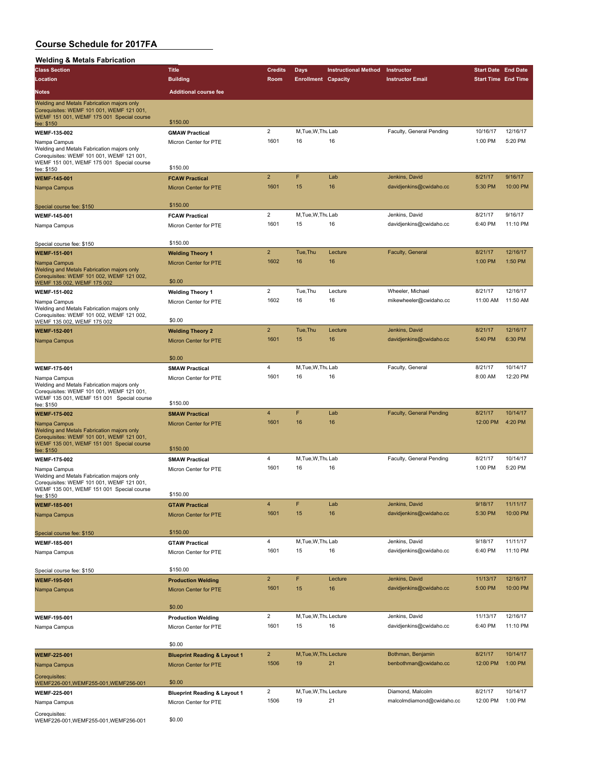# Course Schedule for 2017FA

## Welding & Metals Fabrication

| Class Section / Location / Notes | Title / Building / Additional course fee | Credits / Room | Days / Enrollment | Instructional Method / Capacity | Instructor / Instructor Email | Start Date / Start Time | End Date / End Time |
|---|---|---|---|---|---|---|---|
| Welding and Metals Fabrication majors only Corequisites: WEMF 101 001, WEMF 121 001, WEMF 151 001, WEMF 175 001 Special course fee: $150 | $150.00 | | | | | | |
| **WEMF-135-002** | **GMAW Practical** | 2 | M,Tue,W,Thu | Lab | Faculty, General Pending | 10/16/17 | 12/16/17 |
| Nampa Campus | Micron Center for PTE | 1601 | 16 | 16 | | 1:00 PM | 5:20 PM |
| Welding and Metals Fabrication majors only Corequisites: WEMF 101 001, WEMF 121 001, WEMF 151 001, WEMF 175 001 Special course fee: $150 | $150.00 | | | | | | |
| **WEMF-145-001** | **FCAW Practical** | 2 | F | Lab | Jenkins, David | 8/21/17 | 9/16/17 |
| Nampa Campus | Micron Center for PTE | 1601 | 15 | 16 | davidjenkins@cwidaho.cc | 5:30 PM | 10:00 PM |
| Special course fee: $150 | $150.00 | | | | | | |
| **WEMF-145-001** | **FCAW Practical** | 2 | M,Tue,W,Thu | Lab | Jenkins, David | 8/21/17 | 9/16/17 |
| Nampa Campus | Micron Center for PTE | 1601 | 15 | 16 | davidjenkins@cwidaho.cc | 6:40 PM | 11:10 PM |
| Special course fee: $150 | $150.00 | | | | | | |
| **WEMF-151-001** | **Welding Theory 1** | 2 | Tue,Thu | Lecture | Faculty, General | 8/21/17 | 12/16/17 |
| Nampa Campus | Micron Center for PTE | 1602 | 16 | 16 | | 1:00 PM | 1:50 PM |
| Welding and Metals Fabrication majors only Corequisites: WEMF 101 002, WEMF 121 002, WEMF 135 002, WEMF 175 002 | $0.00 | | | | | | |
| **WEMF-151-002** | **Welding Theory 1** | 2 | Tue,Thu | Lecture | Wheeler, Michael | 8/21/17 | 12/16/17 |
| Nampa Campus | Micron Center for PTE | 1602 | 16 | 16 | mikewheeler@cwidaho.cc | 11:00 AM | 11:50 AM |
| Welding and Metals Fabrication majors only Corequisites: WEMF 101 002, WEMF 121 002, WEMF 135 002, WEMF 175 002 | $0.00 | | | | | | |
| **WEMF-152-001** | **Welding Theory 2** | 2 | Tue,Thu | Lecture | Jenkins, David | 8/21/17 | 12/16/17 |
| Nampa Campus | Micron Center for PTE | 1601 | 15 | 16 | davidjenkins@cwidaho.cc | 5:40 PM | 6:30 PM |
| | $0.00 | | | | | | |
| **WEMF-175-001** | **SMAW Practical** | 4 | M,Tue,W,Thu | Lab | Faculty, General | 8/21/17 | 10/14/17 |
| Nampa Campus | Micron Center for PTE | 1601 | 16 | 16 | | 8:00 AM | 12:20 PM |
| Welding and Metals Fabrication majors only Corequisites: WEMF 101 001, WEMF 121 001, WEMF 135 001, WEMF 151 001 Special course fee: $150 | $150.00 | | | | | | |
| **WEMF-175-002** | **SMAW Practical** | 4 | F | Lab | Faculty, General Pending | 8/21/17 | 10/14/17 |
| Nampa Campus | Micron Center for PTE | 1601 | 16 | 16 | | 12:00 PM | 4:20 PM |
| Welding and Metals Fabrication majors only Corequisites: WEMF 101 001, WEMF 121 001, WEMF 135 001, WEMF 151 001 Special course fee: $150 | $150.00 | | | | | | |
| **WEMF-175-002** | **SMAW Practical** | 4 | M,Tue,W,Thu | Lab | Faculty, General Pending | 8/21/17 | 10/14/17 |
| Nampa Campus | Micron Center for PTE | 1601 | 16 | 16 | | 1:00 PM | 5:20 PM |
| Welding and Metals Fabrication majors only Corequisites: WEMF 101 001, WEMF 121 001, WEMF 135 001, WEMF 151 001 Special course fee: $150 | $150.00 | | | | | | |
| **WEMF-185-001** | **GTAW Practical** | 4 | F | Lab | Jenkins, David | 9/18/17 | 11/11/17 |
| Nampa Campus | Micron Center for PTE | 1601 | 15 | 16 | davidjenkins@cwidaho.cc | 5:30 PM | 10:00 PM |
| Special course fee: $150 | $150.00 | | | | | | |
| **WEMF-185-001** | **GTAW Practical** | 4 | M,Tue,W,Thu | Lab | Jenkins, David | 9/18/17 | 11/11/17 |
| Nampa Campus | Micron Center for PTE | 1601 | 15 | 16 | davidjenkins@cwidaho.cc | 6:40 PM | 11:10 PM |
| Special course fee: $150 | $150.00 | | | | | | |
| **WEMF-195-001** | **Production Welding** | 2 | F | Lecture | Jenkins, David | 11/13/17 | 12/16/17 |
| Nampa Campus | Micron Center for PTE | 1601 | 15 | 16 | davidjenkins@cwidaho.cc | 5:00 PM | 10:00 PM |
| | $0.00 | | | | | | |
| **WEMF-195-001** | **Production Welding** | 2 | M,Tue,W,Thu | Lecture | Jenkins, David | 11/13/17 | 12/16/17 |
| Nampa Campus | Micron Center for PTE | 1601 | 15 | 16 | davidjenkins@cwidaho.cc | 6:40 PM | 11:10 PM |
| | $0.00 | | | | | | |
| **WEMF-225-001** | **Blueprint Reading & Layout 1** | 2 | M,Tue,W,Thu | Lecture | Bothman, Benjamin | 8/21/17 | 10/14/17 |
| Nampa Campus | Micron Center for PTE | 1506 | 19 | 21 | benbothman@cwidaho.cc | 12:00 PM | 1:00 PM |
| Corequisites: WEMF226-001,WEMF255-001,WEMF256-001 | $0.00 | | | | | | |
| **WEMF-225-001** | **Blueprint Reading & Layout 1** | 2 | M,Tue,W,Thu | Lecture | Diamond, Malcolm | 8/21/17 | 10/14/17 |
| Nampa Campus | Micron Center for PTE | 1506 | 19 | 21 | malcolmdiamond@cwidaho.cc | 12:00 PM | 1:00 PM |
| Corequisites: WEMF226-001,WEMF255-001,WEMF256-001 | $0.00 | | | | | | |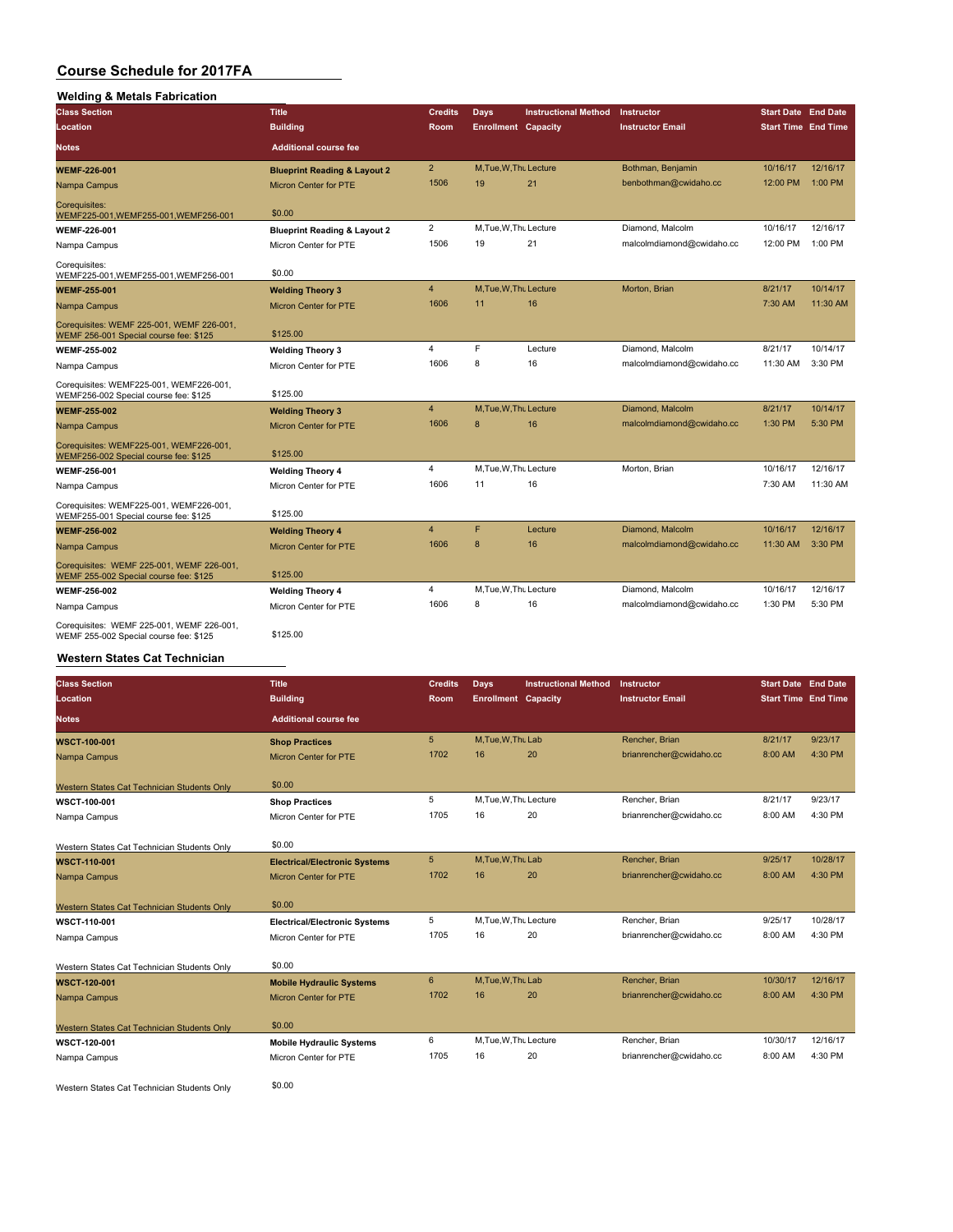# Course Schedule for 2017FA

## Welding & Metals Fabrication

| Class Section / Location / Notes | Title / Building / Additional course fee | Credits / Room | Days / Enrollment | Instructional Method / Capacity | Instructor / Instructor Email | Start Date / Start Time | End Date / End Time |
|---|---|---|---|---|---|---|---|
| **WEMF-226-001** | **Blueprint Reading & Layout 2** | 2 | M,Tue,W,Thu | Lecture | Bothman, Benjamin | 10/16/17 | 12/16/17 |
| Nampa Campus | Micron Center for PTE | 1506 | 19 | 21 | benbothman@cwidaho.cc | 12:00 PM | 1:00 PM |
| Corequisites: WEMF225-001,WEMF255-001,WEMF256-001 | $0.00 | | | | | | |
| **WEMF-226-001** | **Blueprint Reading & Layout 2** | 2 | M,Tue,W,Thu | Lecture | Diamond, Malcolm | 10/16/17 | 12/16/17 |
| Nampa Campus | Micron Center for PTE | 1506 | 19 | 21 | malcolmdiamond@cwidaho.cc | 12:00 PM | 1:00 PM |
| Corequisites: WEMF225-001,WEMF255-001,WEMF256-001 | $0.00 | | | | | | |
| **WEMF-255-001** | **Welding Theory 3** | 4 | M,Tue,W,Thu | Lecture | Morton, Brian | 8/21/17 | 10/14/17 |
| Nampa Campus | Micron Center for PTE | 1606 | 11 | 16 | | 7:30 AM | 11:30 AM |
| Corequisites: WEMF 225-001, WEMF 226-001, WEMF 256-001 Special course fee: $125 | $125.00 | | | | | | |
| **WEMF-255-002** | **Welding Theory 3** | 4 | F | Lecture | Diamond, Malcolm | 8/21/17 | 10/14/17 |
| Nampa Campus | Micron Center for PTE | 1606 | 8 | 16 | malcolmdiamond@cwidaho.cc | 11:30 AM | 3:30 PM |
| Corequisites: WEMF225-001, WEMF226-001, WEMF256-002 Special course fee: $125 | $125.00 | | | | | | |
| **WEMF-255-002** | **Welding Theory 3** | 4 | M,Tue,W,Thu | Lecture | Diamond, Malcolm | 8/21/17 | 10/14/17 |
| Nampa Campus | Micron Center for PTE | 1606 | 8 | 16 | malcolmdiamond@cwidaho.cc | 1:30 PM | 5:30 PM |
| Corequisites: WEMF225-001, WEMF226-001, WEMF256-002 Special course fee: $125 | $125.00 | | | | | | |
| **WEMF-256-001** | **Welding Theory 4** | 4 | M,Tue,W,Thu | Lecture | Morton, Brian | 10/16/17 | 12/16/17 |
| Nampa Campus | Micron Center for PTE | 1606 | 11 | 16 | | 7:30 AM | 11:30 AM |
| Corequisites: WEMF225-001, WEMF226-001, WEMF255-001 Special course fee: $125 | $125.00 | | | | | | |
| **WEMF-256-002** | **Welding Theory 4** | 4 | F | Lecture | Diamond, Malcolm | 10/16/17 | 12/16/17 |
| Nampa Campus | Micron Center for PTE | 1606 | 8 | 16 | malcolmdiamond@cwidaho.cc | 11:30 AM | 3:30 PM |
| Corequisites: WEMF 225-001, WEMF 226-001, WEMF 255-002 Special course fee: $125 | $125.00 | | | | | | |
| **WEMF-256-002** | **Welding Theory 4** | 4 | M,Tue,W,Thu | Lecture | Diamond, Malcolm | 10/16/17 | 12/16/17 |
| Nampa Campus | Micron Center for PTE | 1606 | 8 | 16 | malcolmdiamond@cwidaho.cc | 1:30 PM | 5:30 PM |
| Corequisites: WEMF 225-001, WEMF 226-001, WEMF 255-002 Special course fee: $125 | $125.00 | | | | | | |

## Western States Cat Technician

| Class Section / Location / Notes | Title / Building / Additional course fee | Credits / Room | Days / Enrollment | Instructional Method / Capacity | Instructor / Instructor Email | Start Date / Start Time | End Date / End Time |
|---|---|---|---|---|---|---|---|
| **WSCT-100-001** | **Shop Practices** | 5 | M,Tue,W,Thu | Lab | Rencher, Brian | 8/21/17 | 9/23/17 |
| Nampa Campus | Micron Center for PTE | 1702 | 16 | 20 | brianrencher@cwidaho.cc | 8:00 AM | 4:30 PM |
| Western States Cat Technician Students Only | $0.00 | | | | | | |
| **WSCT-100-001** | **Shop Practices** | 5 | M,Tue,W,Thu | Lecture | Rencher, Brian | 8/21/17 | 9/23/17 |
| Nampa Campus | Micron Center for PTE | 1705 | 16 | 20 | brianrencher@cwidaho.cc | 8:00 AM | 4:30 PM |
| Western States Cat Technician Students Only | $0.00 | | | | | | |
| **WSCT-110-001** | **Electrical/Electronic Systems** | 5 | M,Tue,W,Thu | Lab | Rencher, Brian | 9/25/17 | 10/28/17 |
| Nampa Campus | Micron Center for PTE | 1702 | 16 | 20 | brianrencher@cwidaho.cc | 8:00 AM | 4:30 PM |
| Western States Cat Technician Students Only | $0.00 | | | | | | |
| **WSCT-110-001** | **Electrical/Electronic Systems** | 5 | M,Tue,W,Thu | Lecture | Rencher, Brian | 9/25/17 | 10/28/17 |
| Nampa Campus | Micron Center for PTE | 1705 | 16 | 20 | brianrencher@cwidaho.cc | 8:00 AM | 4:30 PM |
| Western States Cat Technician Students Only | $0.00 | | | | | | |
| **WSCT-120-001** | **Mobile Hydraulic Systems** | 6 | M,Tue,W,Thu | Lab | Rencher, Brian | 10/30/17 | 12/16/17 |
| Nampa Campus | Micron Center for PTE | 1702 | 16 | 20 | brianrencher@cwidaho.cc | 8:00 AM | 4:30 PM |
| Western States Cat Technician Students Only | $0.00 | | | | | | |
| **WSCT-120-001** | **Mobile Hydraulic Systems** | 6 | M,Tue,W,Thu | Lecture | Rencher, Brian | 10/30/17 | 12/16/17 |
| Nampa Campus | Micron Center for PTE | 1705 | 16 | 20 | brianrencher@cwidaho.cc | 8:00 AM | 4:30 PM |
| Western States Cat Technician Students Only | $0.00 | | | | | | |